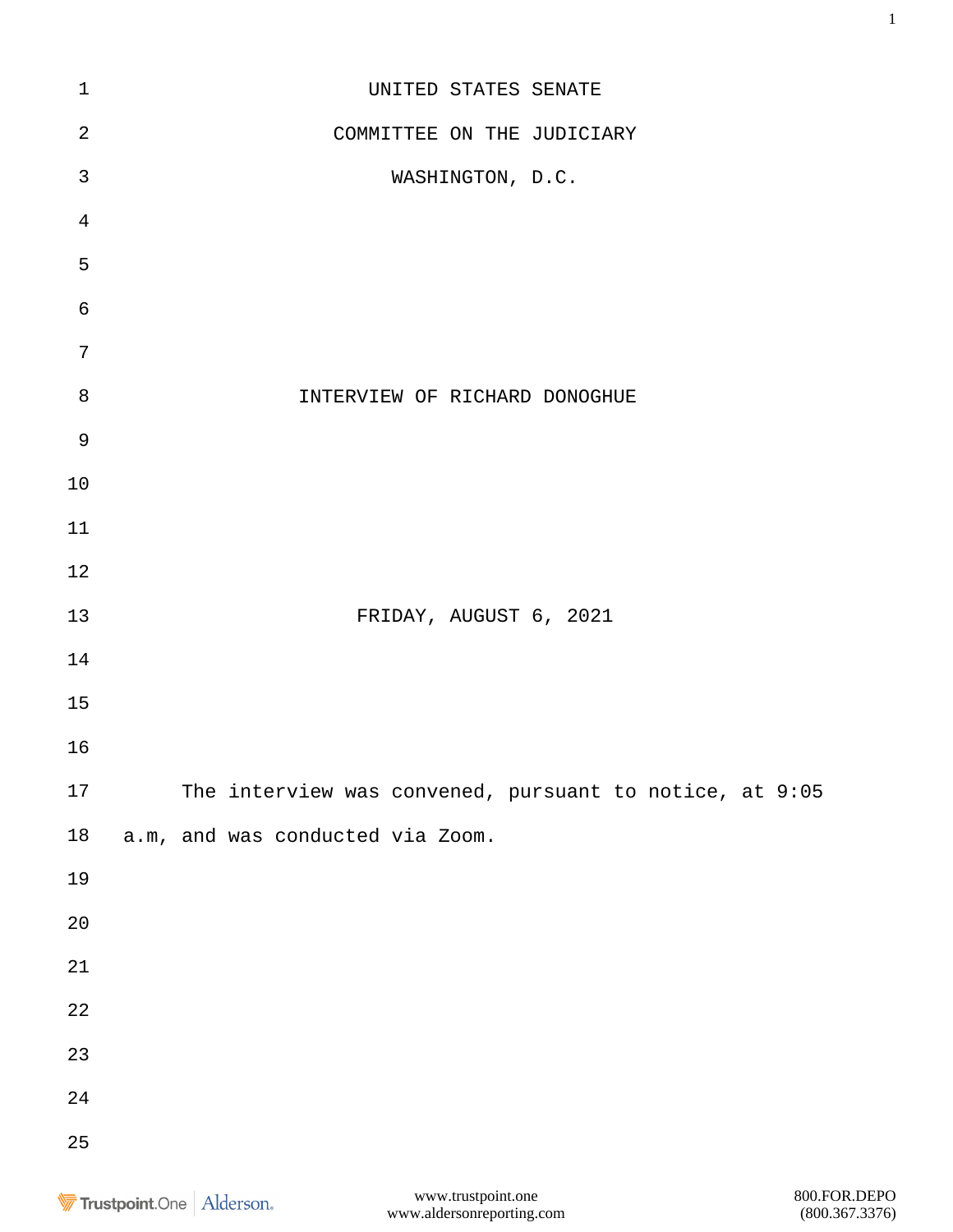UNITED STATES SENATE

COMMITTEE ON THE JUDICIARY

WASHINGTON, D.C.

INTERVIEW OF RICHARD DONOGHUE

FRIDAY, AUGUST 6, 2021

The interview was convened, pursuant to notice, at 9:05 a.m, and was conducted via Zoom.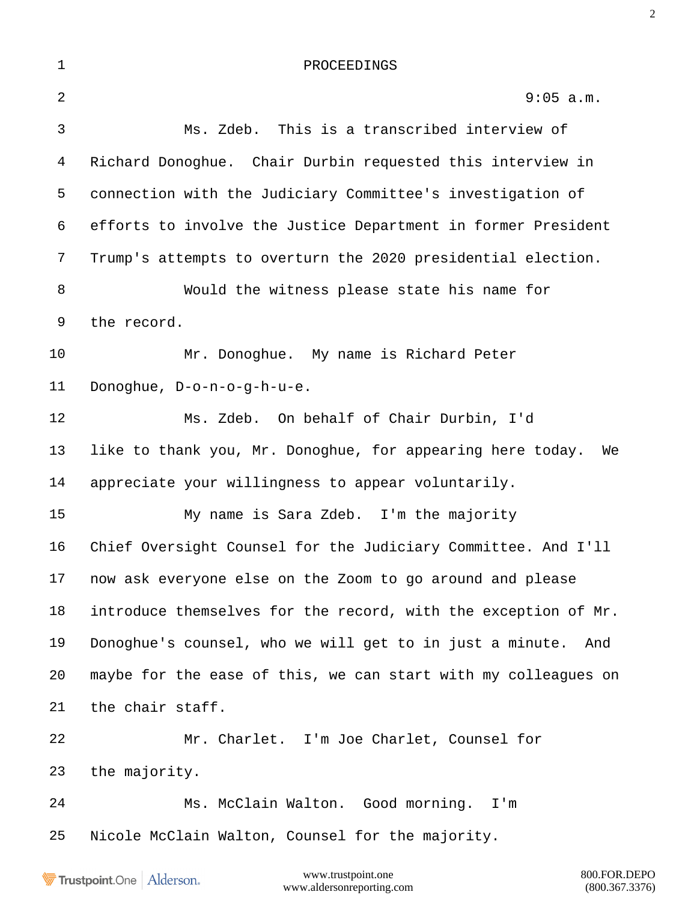PROCEEDINGS

9:05 a.m.

Ms. Zdeb. This is a transcribed interview of Richard Donoghue. Chair Durbin requested this interview in connection with the Judiciary Committee's investigation of efforts to involve the Justice Department in former President Trump's attempts to overturn the 2020 presidential election.

Would the witness please state his name for the record.

Mr. Donoghue. My name is Richard Peter Donoghue, D-o-n-o-g-h-u-e.

Ms. Zdeb. On behalf of Chair Durbin, I'd like to thank you, Mr. Donoghue, for appearing here today. We appreciate your willingness to appear voluntarily.

My name is Sara Zdeb. I'm the majority Chief Oversight Counsel for the Judiciary Committee. And I'll now ask everyone else on the Zoom to go around and please introduce themselves for the record, with the exception of Mr. Donoghue's counsel, who we will get to in just a minute. And maybe for the ease of this, we can start with my colleagues on the chair staff.

Mr. Charlet. I'm Joe Charlet, Counsel for the majority.

Ms. McClain Walton. Good morning. I'm Nicole McClain Walton, Counsel for the majority.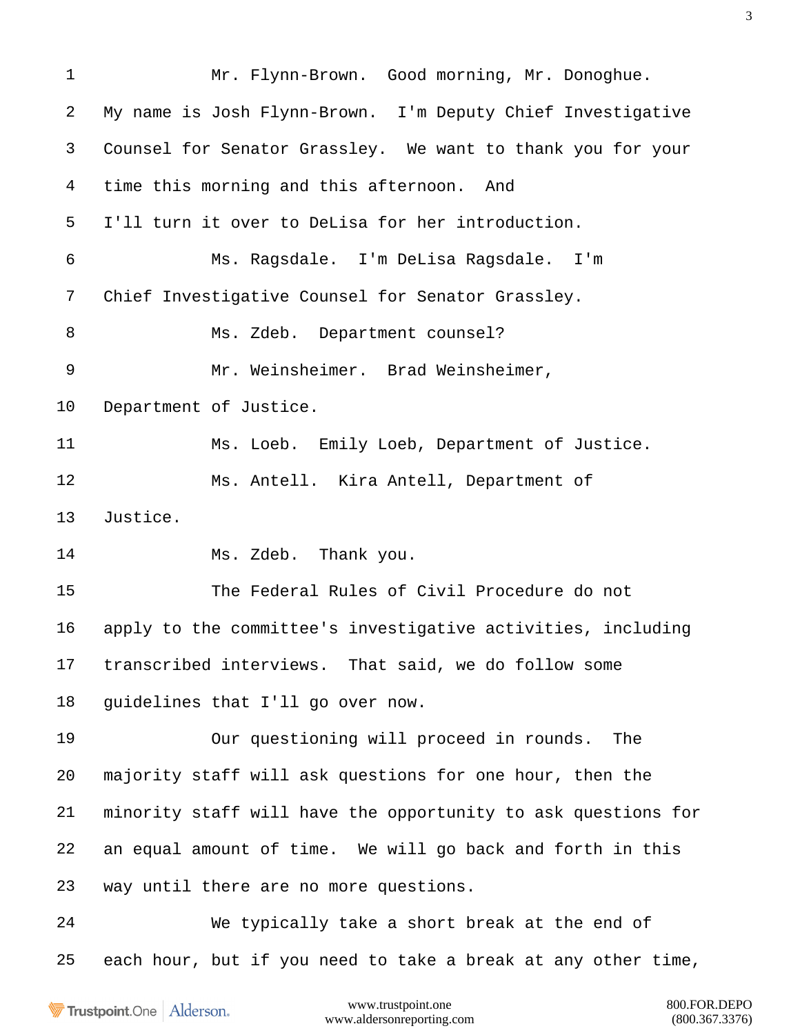Mr. Flynn-Brown. Good morning, Mr. Donoghue. My name is Josh Flynn-Brown. I'm Deputy Chief Investigative Counsel for Senator Grassley. We want to thank you for your time this morning and this afternoon. And I'll turn it over to DeLisa for her introduction.

Ms. Ragsdale. I'm DeLisa Ragsdale. I'm Chief Investigative Counsel for Senator Grassley.

Ms. Zdeb. Department counsel?

Mr. Weinsheimer. Brad Weinsheimer, Department of Justice.

Ms. Loeb. Emily Loeb, Department of Justice.

Ms. Antell. Kira Antell, Department of Justice.

Ms. Zdeb. Thank you.

The Federal Rules of Civil Procedure do not apply to the committee's investigative activities, including transcribed interviews. That said, we do follow some guidelines that I'll go over now.

Our questioning will proceed in rounds. The majority staff will ask questions for one hour, then the minority staff will have the opportunity to ask questions for an equal amount of time. We will go back and forth in this way until there are no more questions.

We typically take a short break at the end of each hour, but if you need to take a break at any other time,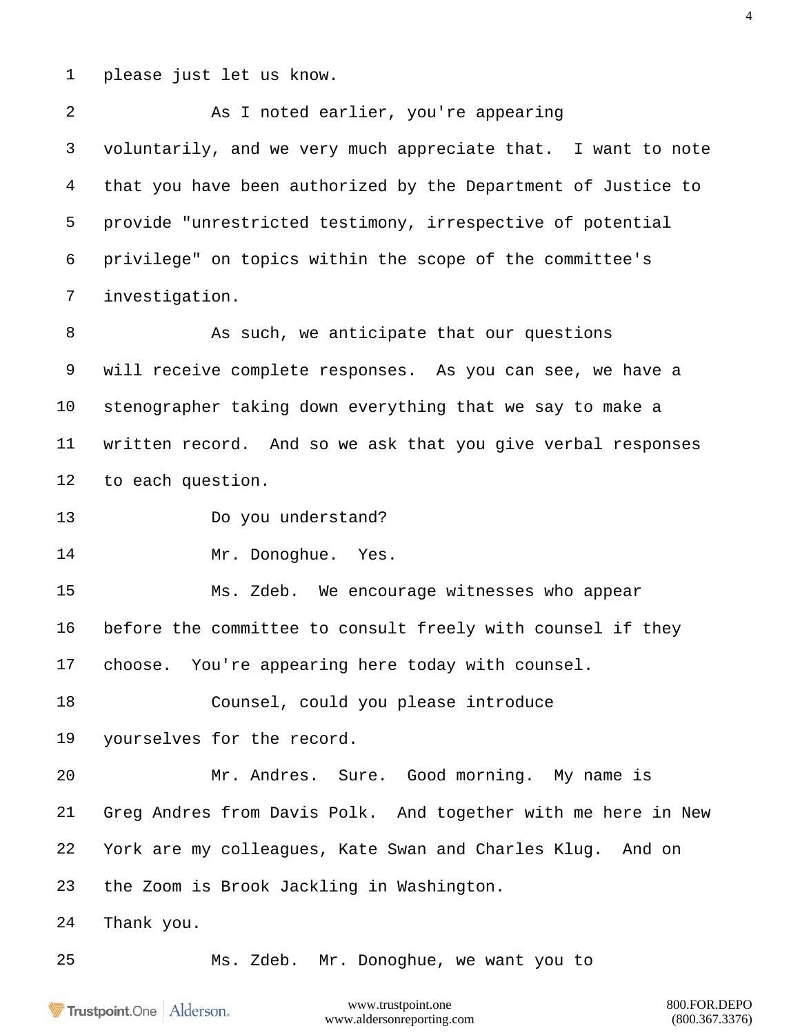please just let us know.

As I noted earlier, you're appearing voluntarily, and we very much appreciate that. I want to note that you have been authorized by the Department of Justice to provide "unrestricted testimony, irrespective of potential privilege" on topics within the scope of the committee's investigation.

As such, we anticipate that our questions will receive complete responses. As you can see, we have a stenographer taking down everything that we say to make a written record. And so we ask that you give verbal responses to each question.

Do you understand?

Mr. Donoghue. Yes.

Ms. Zdeb. We encourage witnesses who appear before the committee to consult freely with counsel if they choose. You're appearing here today with counsel.

Counsel, could you please introduce yourselves for the record.

Mr. Andres. Sure. Good morning. My name is Greg Andres from Davis Polk. And together with me here in New York are my colleagues, Kate Swan and Charles Klug. And on the Zoom is Brook Jackling in Washington.

Thank you.

Ms. Zdeb. Mr. Donoghue, we want you to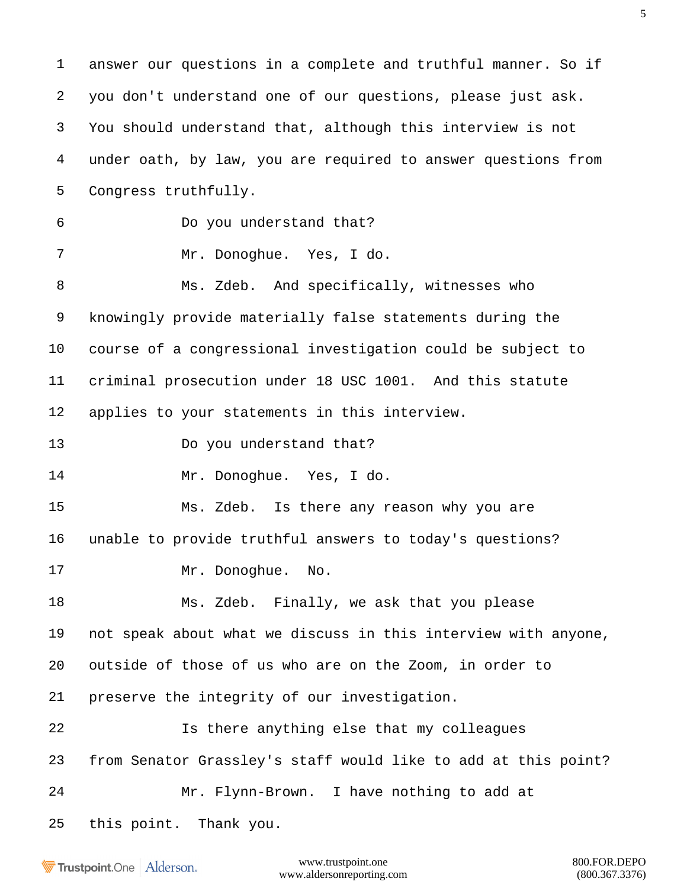answer our questions in a complete and truthful manner. So if you don't understand one of our questions, please just ask. You should understand that, although this interview is not under oath, by law, you are required to answer questions from Congress truthfully.

Do you understand that?

Mr. Donoghue. Yes, I do.

Ms. Zdeb. And specifically, witnesses who knowingly provide materially false statements during the course of a congressional investigation could be subject to criminal prosecution under 18 USC 1001. And this statute applies to your statements in this interview.

Do you understand that?

Mr. Donoghue. Yes, I do.

Ms. Zdeb. Is there any reason why you are unable to provide truthful answers to today's questions?

Mr. Donoghue. No.

Ms. Zdeb. Finally, we ask that you please not speak about what we discuss in this interview with anyone, outside of those of us who are on the Zoom, in order to preserve the integrity of our investigation.

Is there anything else that my colleagues from Senator Grassley's staff would like to add at this point?

Mr. Flynn-Brown. I have nothing to add at this point. Thank you.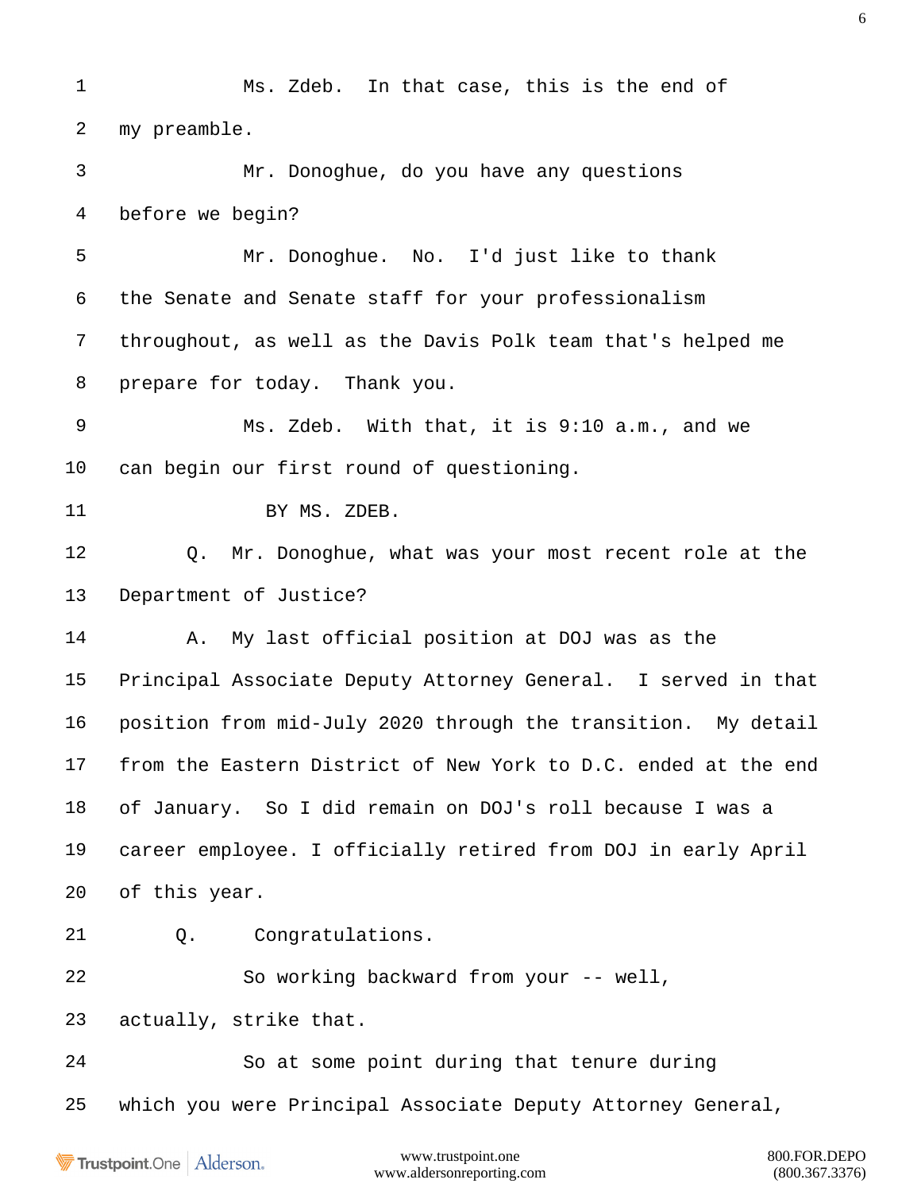Ms. Zdeb. In that case, this is the end of my preamble.

Mr. Donoghue, do you have any questions before we begin?

Mr. Donoghue. No. I'd just like to thank the Senate and Senate staff for your professionalism throughout, as well as the Davis Polk team that's helped me prepare for today. Thank you.

Ms. Zdeb. With that, it is 9:10 a.m., and we can begin our first round of questioning.

BY MS. ZDEB.

Q. Mr. Donoghue, what was your most recent role at the Department of Justice?

A. My last official position at DOJ was as the Principal Associate Deputy Attorney General. I served in that position from mid-July 2020 through the transition. My detail from the Eastern District of New York to D.C. ended at the end of January. So I did remain on DOJ's roll because I was a career employee. I officially retired from DOJ in early April of this year.

Q. Congratulations.

So working backward from your -- well, actually, strike that.

So at some point during that tenure during which you were Principal Associate Deputy Attorney General,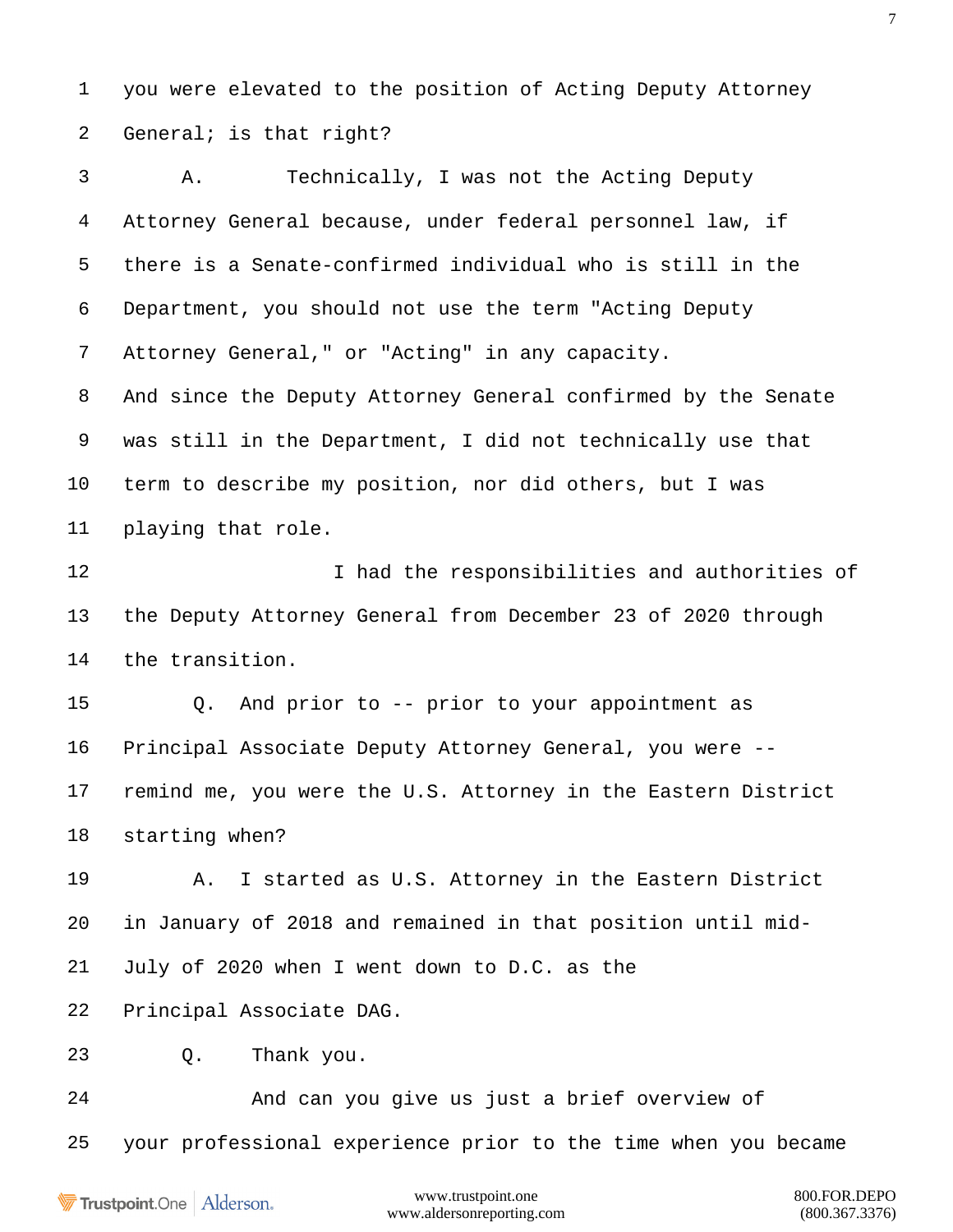1 you were elevated to the position of Acting Deputy Attorney
2 General; is that right?
3 A. Technically, I was not the Acting Deputy
4 Attorney General because, under federal personnel law, if
5 there is a Senate-confirmed individual who is still in the
6 Department, you should not use the term "Acting Deputy
7 Attorney General," or "Acting" in any capacity.
8 And since the Deputy Attorney General confirmed by the Senate
9 was still in the Department, I did not technically use that
10 term to describe my position, nor did others, but I was
11 playing that role.
12 I had the responsibilities and authorities of
13 the Deputy Attorney General from December 23 of 2020 through
14 the transition.
15 Q. And prior to -- prior to your appointment as
16 Principal Associate Deputy Attorney General, you were --
17 remind me, you were the U.S. Attorney in the Eastern District
18 starting when?
19 A. I started as U.S. Attorney in the Eastern District
20 in January of 2018 and remained in that position until mid-
21 July of 2020 when I went down to D.C. as the
22 Principal Associate DAG.
23 Q. Thank you.
24 And can you give us just a brief overview of
25 your professional experience prior to the time when you became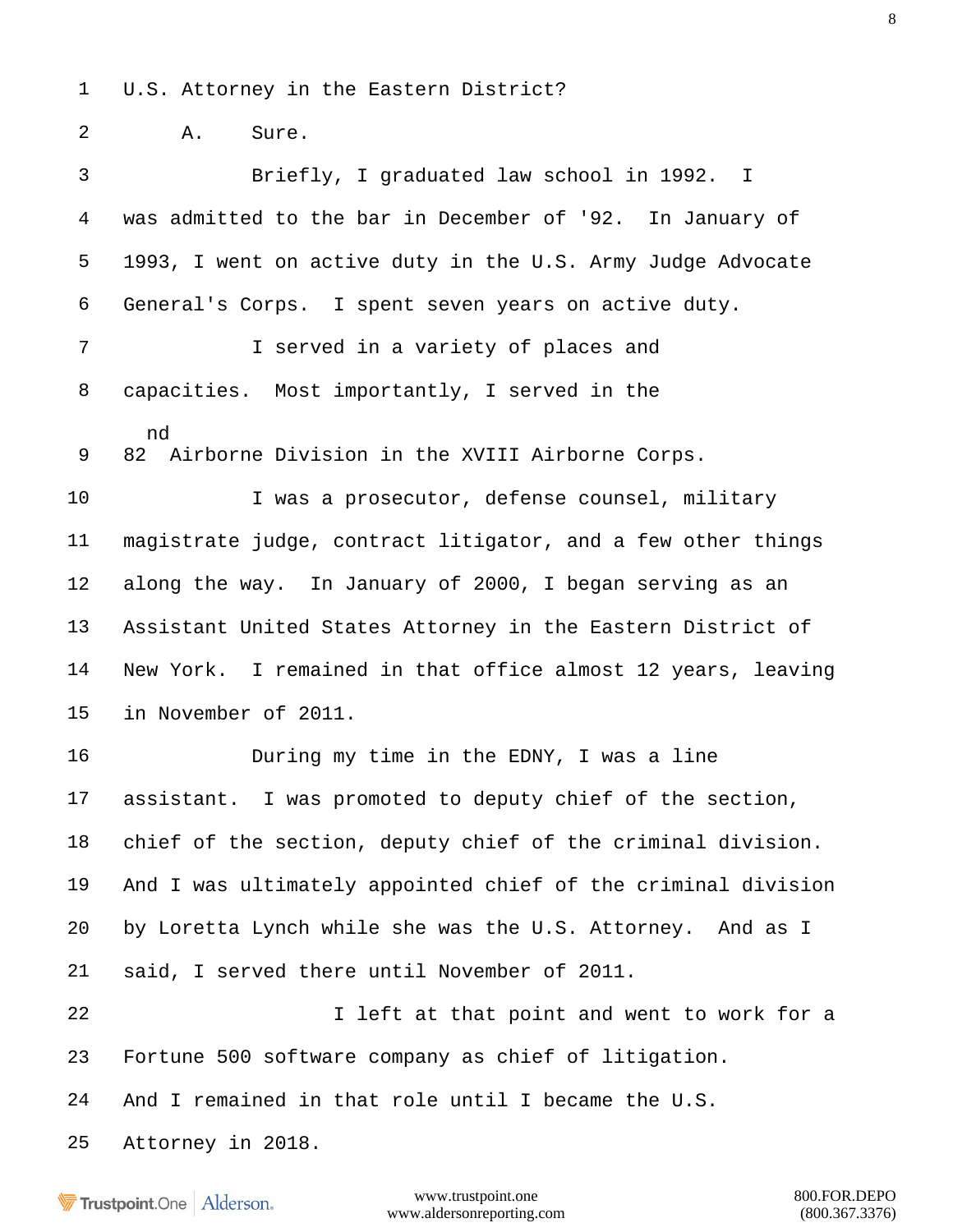1 U.S. Attorney in the Eastern District?

2 A. Sure.

3 Briefly, I graduated law school in 1992. I

4 was admitted to the bar in December of '92. In January of

5 1993, I went on active duty in the U.S. Army Judge Advocate

6 General's Corps. I spent seven years on active duty.

7 I served in a variety of places and

8 capacities. Most importantly, I served in the

9 82nd Airborne Division in the XVIII Airborne Corps.

10 I was a prosecutor, defense counsel, military

11 magistrate judge, contract litigator, and a few other things

12 along the way. In January of 2000, I began serving as an

13 Assistant United States Attorney in the Eastern District of

14 New York. I remained in that office almost 12 years, leaving

15 in November of 2011.

16 During my time in the EDNY, I was a line

17 assistant. I was promoted to deputy chief of the section,

18 chief of the section, deputy chief of the criminal division.

19 And I was ultimately appointed chief of the criminal division

20 by Loretta Lynch while she was the U.S. Attorney. And as I

21 said, I served there until November of 2011.

22 I left at that point and went to work for a

23 Fortune 500 software company as chief of litigation.

24 And I remained in that role until I became the U.S.

25 Attorney in 2018.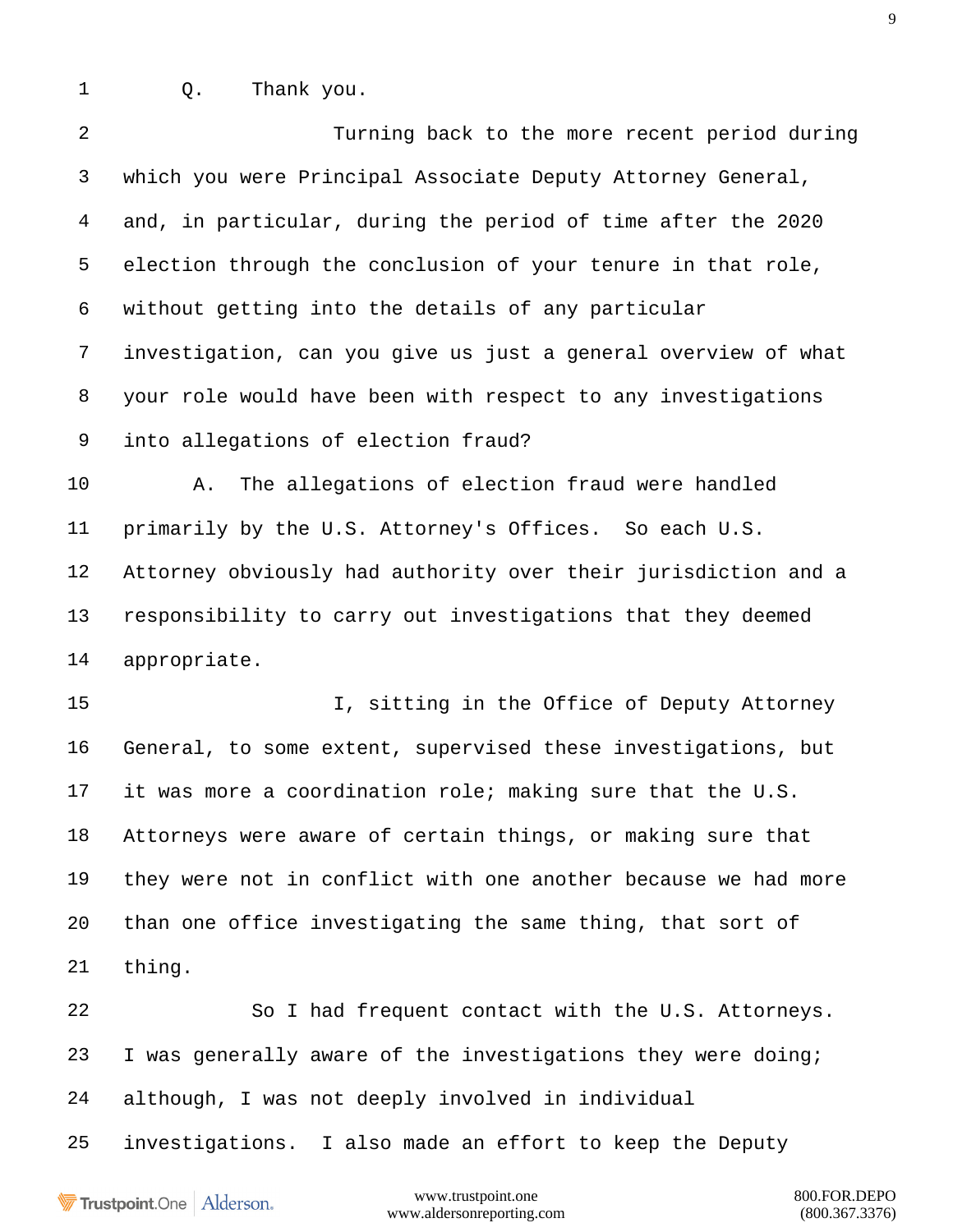1 Q. Thank you.

2 Turning back to the more recent period during

3 which you were Principal Associate Deputy Attorney General,

4 and, in particular, during the period of time after the 2020

5 election through the conclusion of your tenure in that role,

6 without getting into the details of any particular

7 investigation, can you give us just a general overview of what

8 your role would have been with respect to any investigations

9 into allegations of election fraud?

10 A. The allegations of election fraud were handled

11 primarily by the U.S. Attorney's Offices. So each U.S.

12 Attorney obviously had authority over their jurisdiction and a

13 responsibility to carry out investigations that they deemed

14 appropriate.

15 I, sitting in the Office of Deputy Attorney

16 General, to some extent, supervised these investigations, but

17 it was more a coordination role; making sure that the U.S.

18 Attorneys were aware of certain things, or making sure that

19 they were not in conflict with one another because we had more

20 than one office investigating the same thing, that sort of

21 thing.

22 So I had frequent contact with the U.S. Attorneys.

23 I was generally aware of the investigations they were doing;

24 although, I was not deeply involved in individual

25 investigations. I also made an effort to keep the Deputy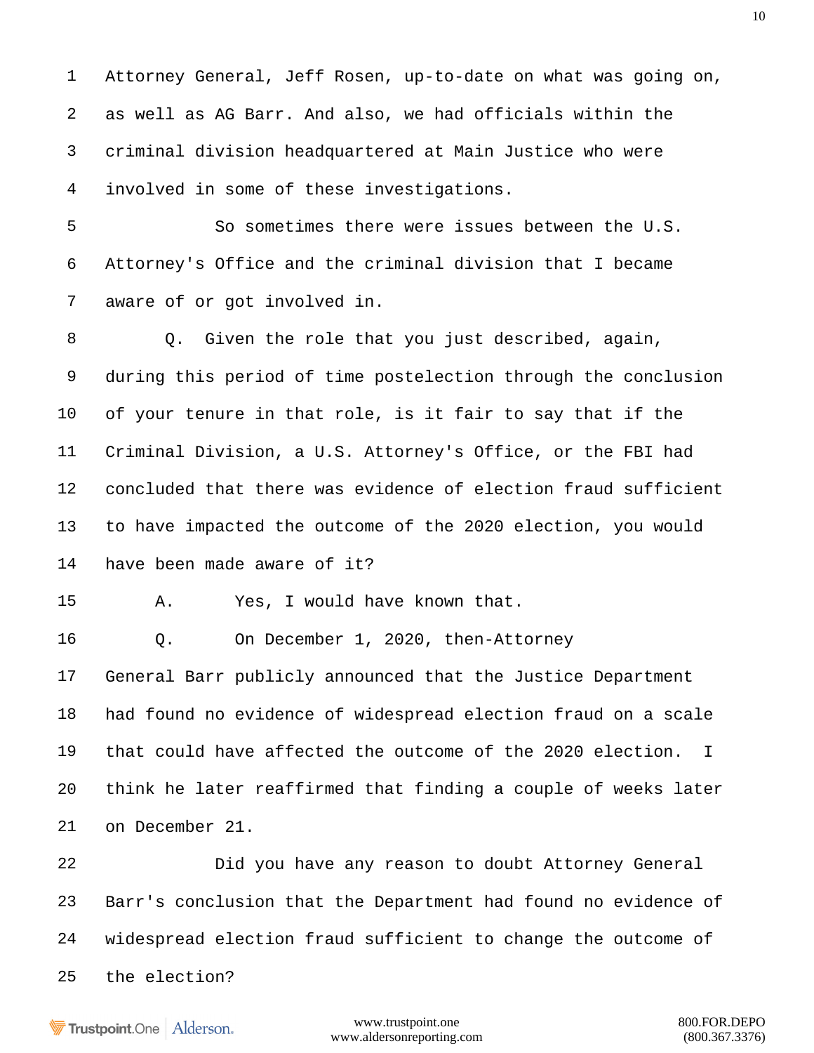1 Attorney General, Jeff Rosen, up-to-date on what was going on,
2 as well as AG Barr. And also, we had officials within the
3 criminal division headquartered at Main Justice who were
4 involved in some of these investigations.
5 So sometimes there were issues between the U.S.
6 Attorney's Office and the criminal division that I became
7 aware of or got involved in.
8 Q. Given the role that you just described, again,
9 during this period of time postelection through the conclusion
10 of your tenure in that role, is it fair to say that if the
11 Criminal Division, a U.S. Attorney's Office, or the FBI had
12 concluded that there was evidence of election fraud sufficient
13 to have impacted the outcome of the 2020 election, you would
14 have been made aware of it?
15 A. Yes, I would have known that.
16 Q. On December 1, 2020, then-Attorney
17 General Barr publicly announced that the Justice Department
18 had found no evidence of widespread election fraud on a scale
19 that could have affected the outcome of the 2020 election. I
20 think he later reaffirmed that finding a couple of weeks later
21 on December 21.
22 Did you have any reason to doubt Attorney General
23 Barr's conclusion that the Department had found no evidence of
24 widespread election fraud sufficient to change the outcome of
25 the election?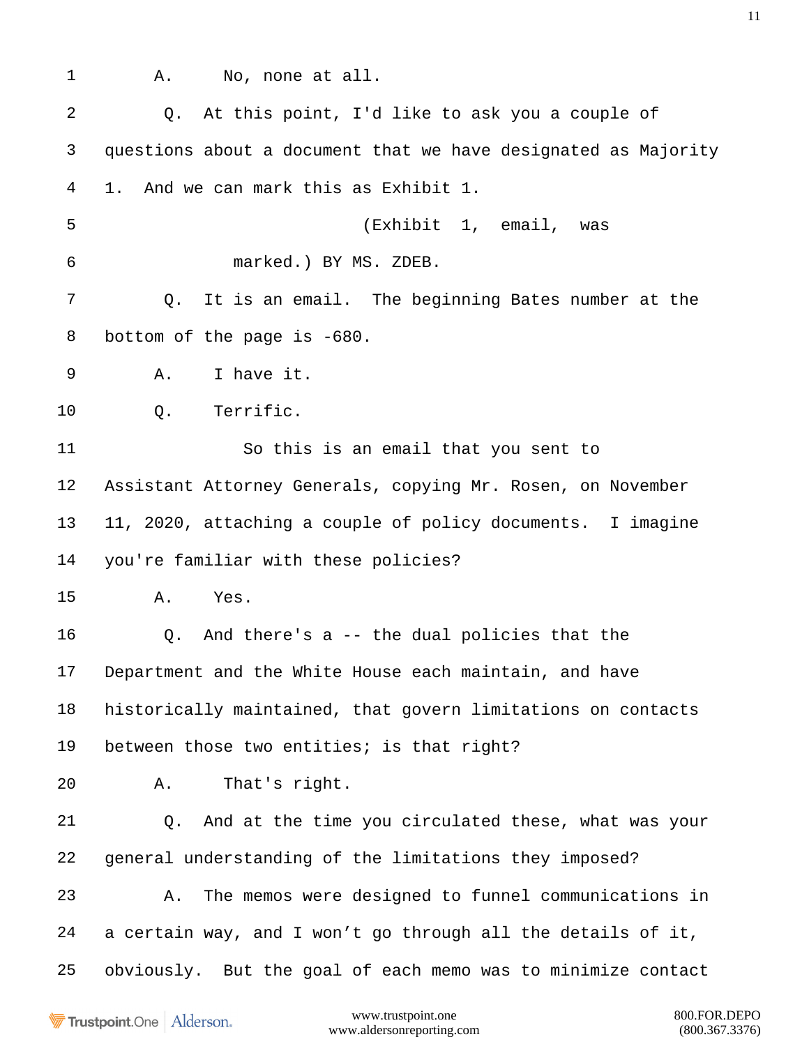1 A. No, none at all.

2 Q. At this point, I'd like to ask you a couple of

3 questions about a document that we have designated as Majority

4 1. And we can mark this as Exhibit 1.

5 (Exhibit 1, email, was

6 marked.) BY MS. ZDEB.

7 Q. It is an email. The beginning Bates number at the

8 bottom of the page is -680.

9 A. I have it.

10 Q. Terrific.

11 So this is an email that you sent to

12 Assistant Attorney Generals, copying Mr. Rosen, on November

13 11, 2020, attaching a couple of policy documents. I imagine

14 you're familiar with these policies?

15 A. Yes.

16 Q. And there's a -- the dual policies that the

17 Department and the White House each maintain, and have

18 historically maintained, that govern limitations on contacts

19 between those two entities; is that right?

20 A. That's right.

21 Q. And at the time you circulated these, what was your

22 general understanding of the limitations they imposed?

23 A. The memos were designed to funnel communications in

24 a certain way, and I won't go through all the details of it,

25 obviously. But the goal of each memo was to minimize contact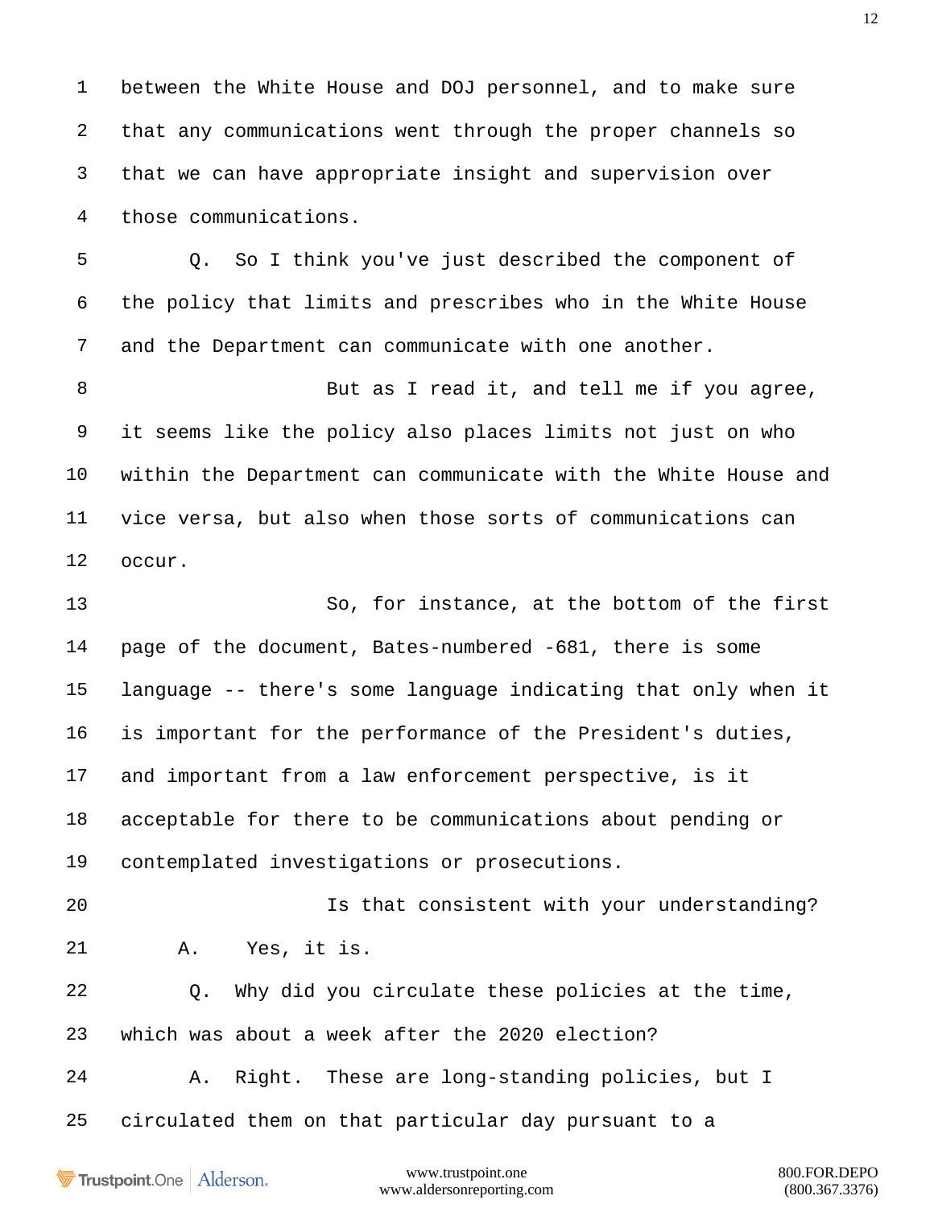between the White House and DOJ personnel, and to make sure that any communications went through the proper channels so that we can have appropriate insight and supervision over those communications.

Q. So I think you've just described the component of the policy that limits and prescribes who in the White House and the Department can communicate with one another.

But as I read it, and tell me if you agree, it seems like the policy also places limits not just on who within the Department can communicate with the White House and vice versa, but also when those sorts of communications can occur.

So, for instance, at the bottom of the first page of the document, Bates-numbered -681, there is some language -- there's some language indicating that only when it is important for the performance of the President's duties, and important from a law enforcement perspective, is it acceptable for there to be communications about pending or contemplated investigations or prosecutions.

Is that consistent with your understanding?

A. Yes, it is.

Q. Why did you circulate these policies at the time, which was about a week after the 2020 election?

A. Right. These are long-standing policies, but I circulated them on that particular day pursuant to a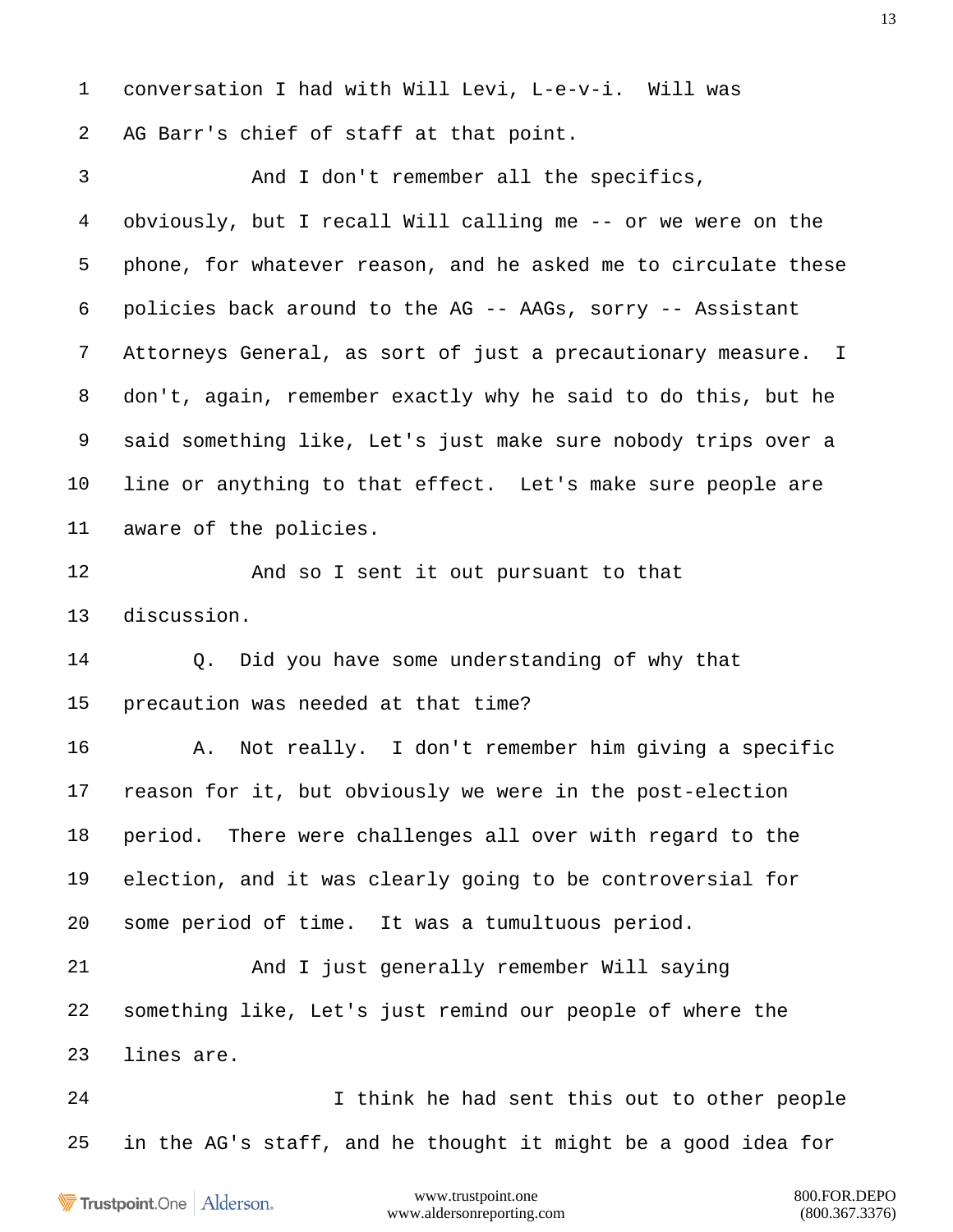conversation I had with Will Levi, L-e-v-i. Will was AG Barr's chief of staff at that point.

And I don't remember all the specifics, obviously, but I recall Will calling me -- or we were on the phone, for whatever reason, and he asked me to circulate these policies back around to the AG -- AAGs, sorry -- Assistant Attorneys General, as sort of just a precautionary measure. I don't, again, remember exactly why he said to do this, but he said something like, Let's just make sure nobody trips over a line or anything to that effect. Let's make sure people are aware of the policies.

And so I sent it out pursuant to that discussion.

Q. Did you have some understanding of why that precaution was needed at that time?

A. Not really. I don't remember him giving a specific reason for it, but obviously we were in the post-election period. There were challenges all over with regard to the election, and it was clearly going to be controversial for some period of time. It was a tumultuous period.

And I just generally remember Will saying something like, Let's just remind our people of where the lines are.

I think he had sent this out to other people in the AG's staff, and he thought it might be a good idea for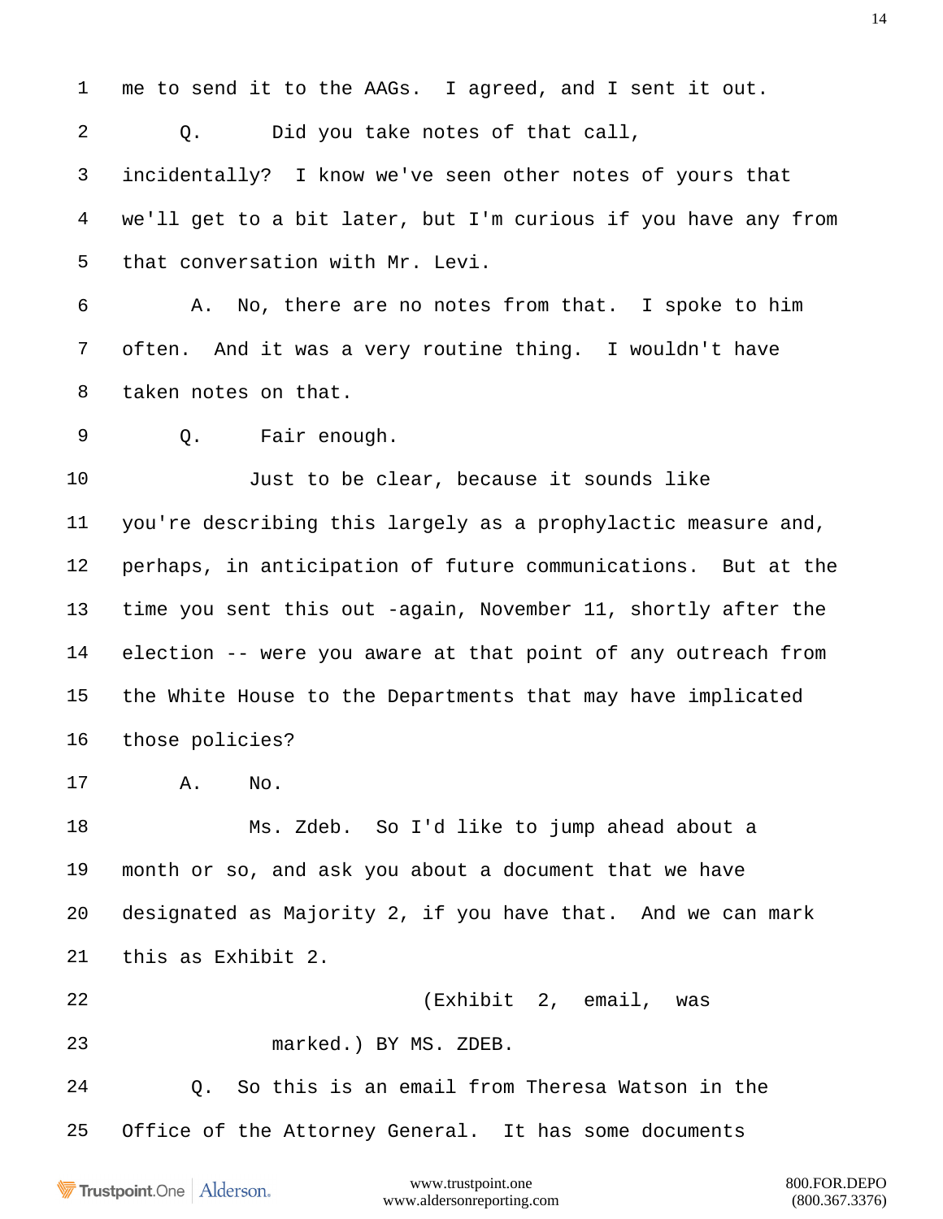1 me to send it to the AAGs. I agreed, and I sent it out.

2 Q. Did you take notes of that call,

3 incidentally? I know we've seen other notes of yours that

4 we'll get to a bit later, but I'm curious if you have any from

5 that conversation with Mr. Levi.

6 A. No, there are no notes from that. I spoke to him

7 often. And it was a very routine thing. I wouldn't have

8 taken notes on that.

9 Q. Fair enough.

10 Just to be clear, because it sounds like

11 you're describing this largely as a prophylactic measure and,

12 perhaps, in anticipation of future communications. But at the

13 time you sent this out -again, November 11, shortly after the

14 election -- were you aware at that point of any outreach from

15 the White House to the Departments that may have implicated

16 those policies?

17 A. No.

18 Ms. Zdeb. So I'd like to jump ahead about a

19 month or so, and ask you about a document that we have

20 designated as Majority 2, if you have that. And we can mark

21 this as Exhibit 2.

22 (Exhibit 2, email, was

23 marked.) BY MS. ZDEB.

24 Q. So this is an email from Theresa Watson in the

25 Office of the Attorney General. It has some documents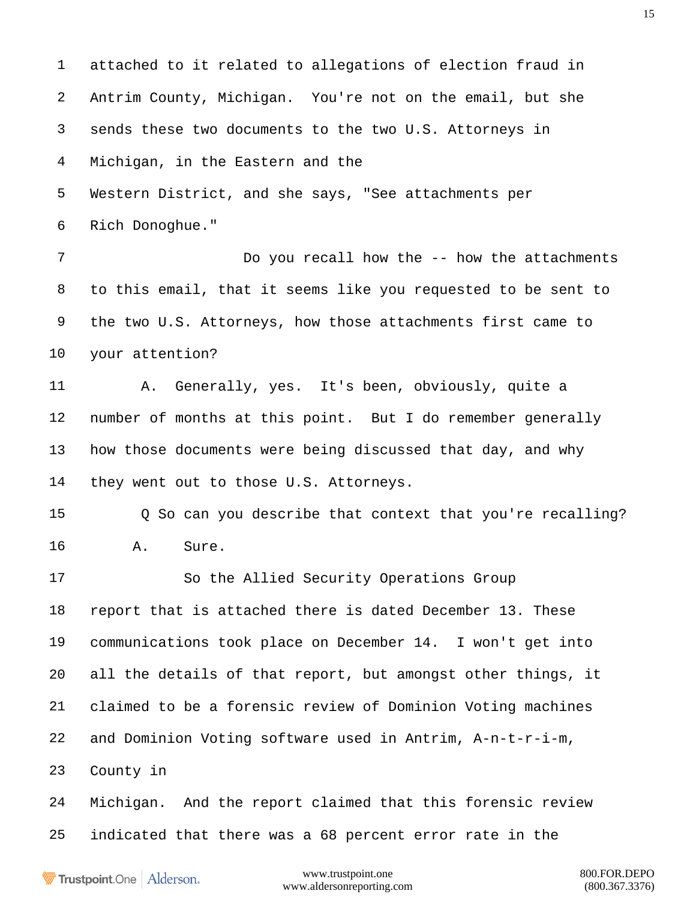attached to it related to allegations of election fraud in Antrim County, Michigan. You're not on the email, but she sends these two documents to the two U.S. Attorneys in Michigan, in the Eastern and the Western District, and she says, "See attachments per Rich Donoghue."

Do you recall how the -- how the attachments to this email, that it seems like you requested to be sent to the two U.S. Attorneys, how those attachments first came to your attention?

A. Generally, yes. It's been, obviously, quite a number of months at this point. But I do remember generally how those documents were being discussed that day, and why they went out to those U.S. Attorneys.

Q So can you describe that context that you're recalling?

A. Sure.

So the Allied Security Operations Group report that is attached there is dated December 13. These communications took place on December 14. I won't get into all the details of that report, but amongst other things, it claimed to be a forensic review of Dominion Voting machines and Dominion Voting software used in Antrim, A-n-t-r-i-m, County in Michigan. And the report claimed that this forensic review indicated that there was a 68 percent error rate in the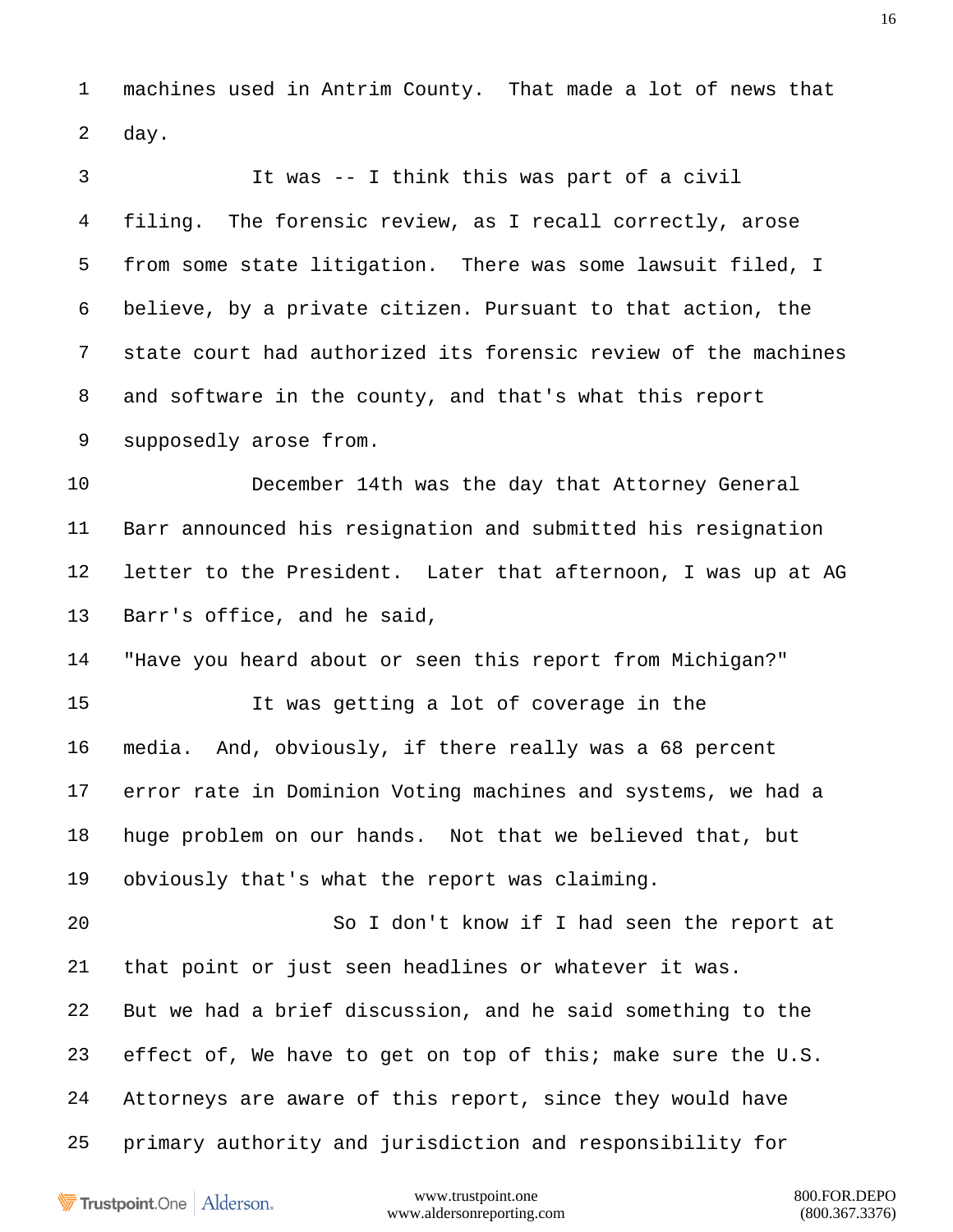machines used in Antrim County. That made a lot of news that day.

It was -- I think this was part of a civil filing. The forensic review, as I recall correctly, arose from some state litigation. There was some lawsuit filed, I believe, by a private citizen. Pursuant to that action, the state court had authorized its forensic review of the machines and software in the county, and that's what this report supposedly arose from.

December 14th was the day that Attorney General Barr announced his resignation and submitted his resignation letter to the President. Later that afternoon, I was up at AG Barr's office, and he said,

"Have you heard about or seen this report from Michigan?"

It was getting a lot of coverage in the media. And, obviously, if there really was a 68 percent error rate in Dominion Voting machines and systems, we had a huge problem on our hands. Not that we believed that, but obviously that's what the report was claiming.

So I don't know if I had seen the report at that point or just seen headlines or whatever it was. But we had a brief discussion, and he said something to the effect of, We have to get on top of this; make sure the U.S. Attorneys are aware of this report, since they would have primary authority and jurisdiction and responsibility for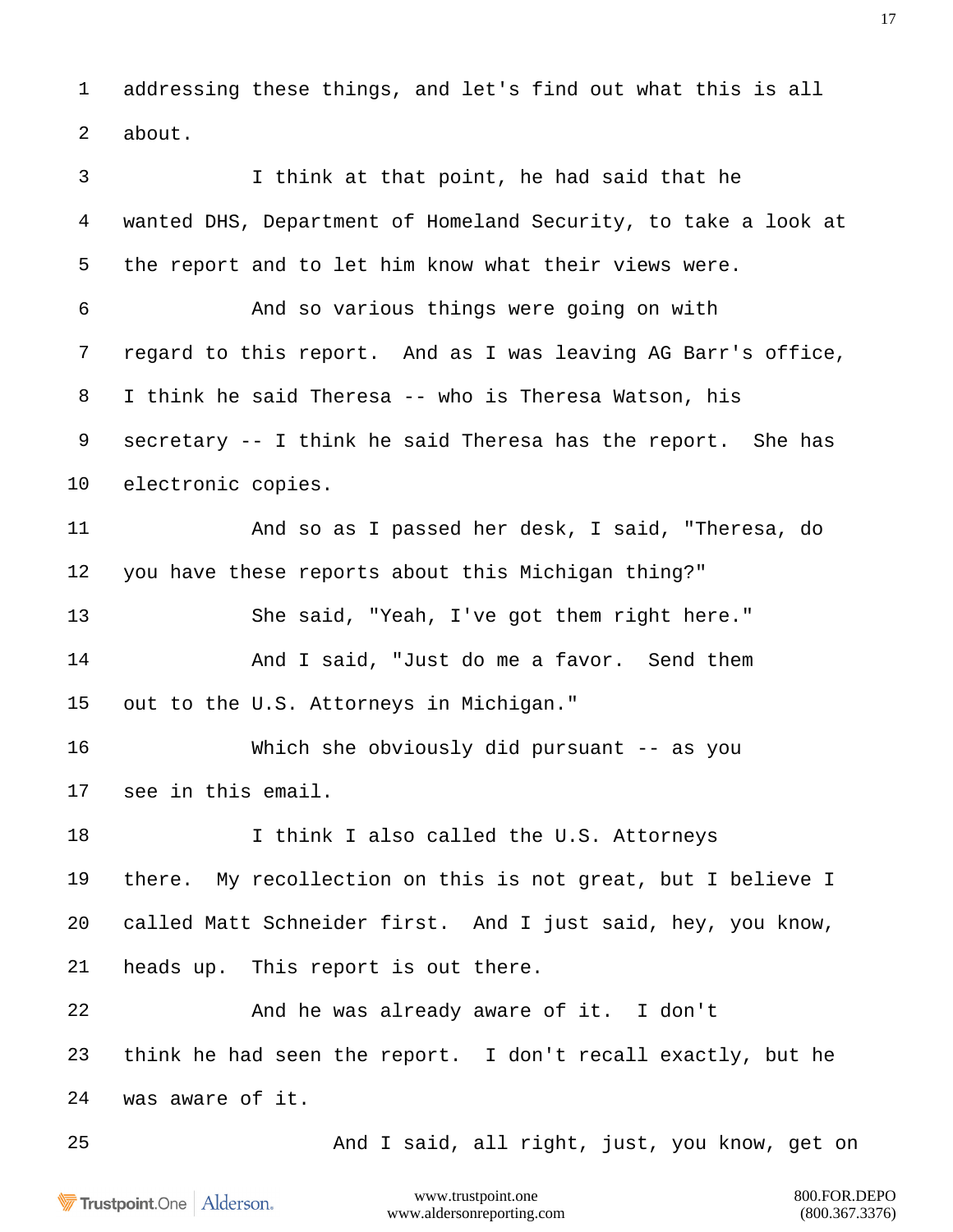1 addressing these things, and let's find out what this is all
2 about.

3 I think at that point, he had said that he
4 wanted DHS, Department of Homeland Security, to take a look at
5 the report and to let him know what their views were.

6 And so various things were going on with
7 regard to this report. And as I was leaving AG Barr's office,
8 I think he said Theresa -- who is Theresa Watson, his
9 secretary -- I think he said Theresa has the report. She has
10 electronic copies.

11 And so as I passed her desk, I said, "Theresa, do
12 you have these reports about this Michigan thing?"

13 She said, "Yeah, I've got them right here."

14 And I said, "Just do me a favor. Send them
15 out to the U.S. Attorneys in Michigan."

16 Which she obviously did pursuant -- as you
17 see in this email.

18 I think I also called the U.S. Attorneys
19 there. My recollection on this is not great, but I believe I
20 called Matt Schneider first. And I just said, hey, you know,
21 heads up. This report is out there.

22 And he was already aware of it. I don't
23 think he had seen the report. I don't recall exactly, but he
24 was aware of it.

25 And I said, all right, just, you know, get on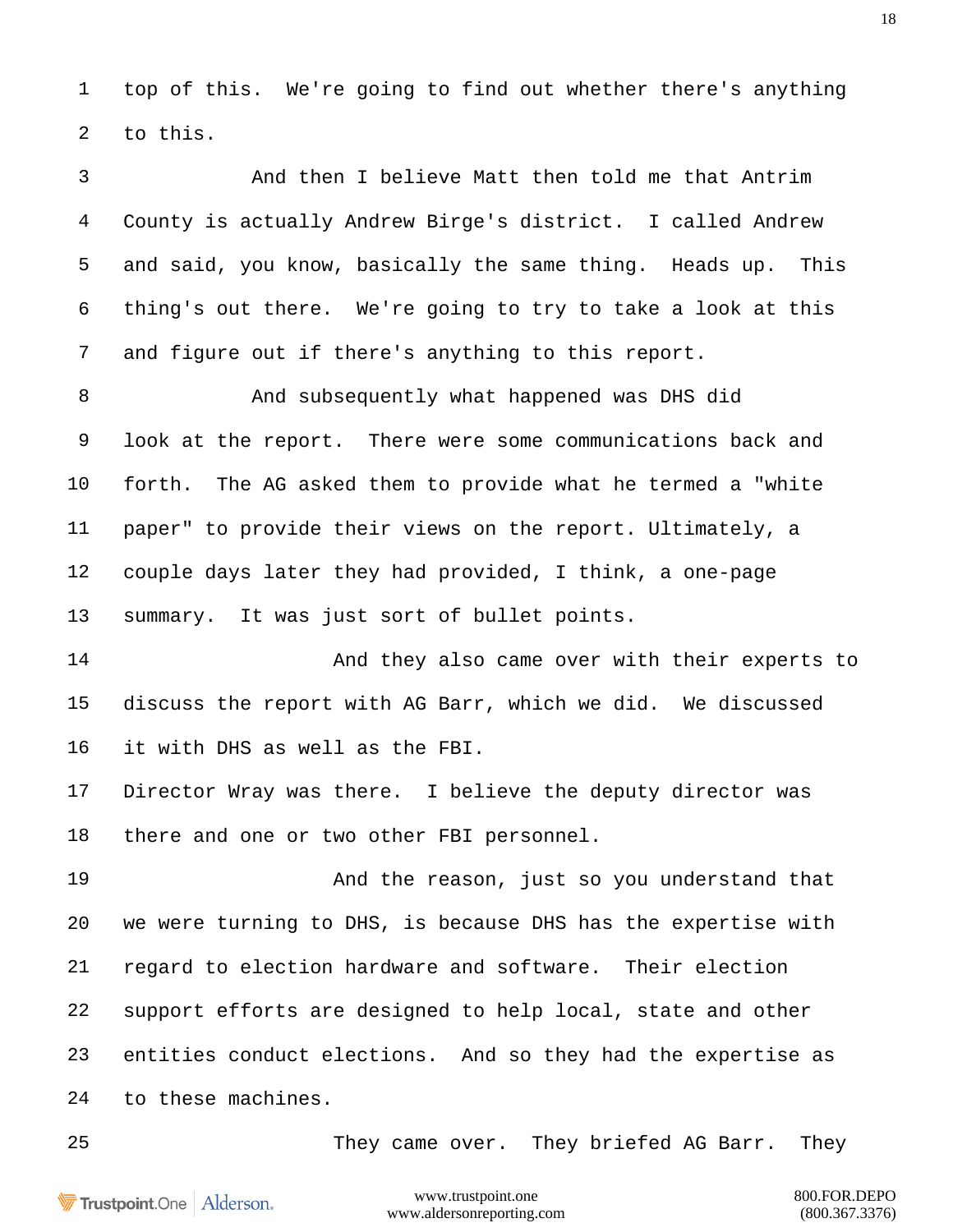top of this. We're going to find out whether there's anything to this.

And then I believe Matt then told me that Antrim County is actually Andrew Birge's district. I called Andrew and said, you know, basically the same thing. Heads up. This thing's out there. We're going to try to take a look at this and figure out if there's anything to this report.

And subsequently what happened was DHS did look at the report. There were some communications back and forth. The AG asked them to provide what he termed a "white paper" to provide their views on the report. Ultimately, a couple days later they had provided, I think, a one-page summary. It was just sort of bullet points.

And they also came over with their experts to discuss the report with AG Barr, which we did. We discussed it with DHS as well as the FBI. Director Wray was there. I believe the deputy director was there and one or two other FBI personnel.

And the reason, just so you understand that we were turning to DHS, is because DHS has the expertise with regard to election hardware and software. Their election support efforts are designed to help local, state and other entities conduct elections. And so they had the expertise as to these machines.

They came over. They briefed AG Barr. They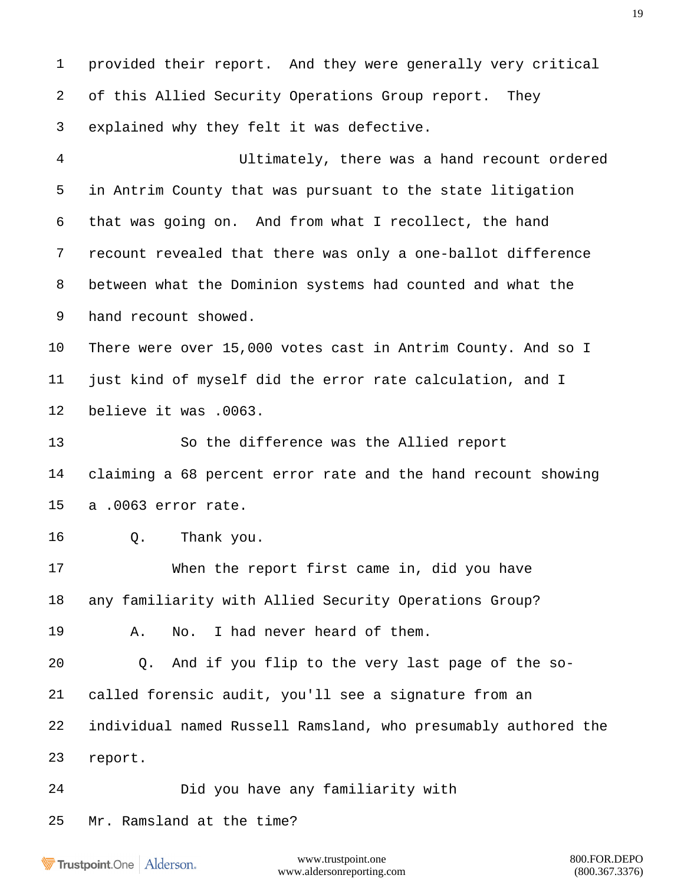1 provided their report. And they were generally very critical
2 of this Allied Security Operations Group report. They
3 explained why they felt it was defective.

4 Ultimately, there was a hand recount ordered
5 in Antrim County that was pursuant to the state litigation
6 that was going on. And from what I recollect, the hand
7 recount revealed that there was only a one-ballot difference
8 between what the Dominion systems had counted and what the
9 hand recount showed.

10 There were over 15,000 votes cast in Antrim County. And so I
11 just kind of myself did the error rate calculation, and I
12 believe it was .0063.

13 So the difference was the Allied report
14 claiming a 68 percent error rate and the hand recount showing
15 a .0063 error rate.

16 Q. Thank you.

17 When the report first came in, did you have
18 any familiarity with Allied Security Operations Group?

19 A. No. I had never heard of them.

20 Q. And if you flip to the very last page of the so-
21 called forensic audit, you'll see a signature from an
22 individual named Russell Ramsland, who presumably authored the
23 report.

24 Did you have any familiarity with
25 Mr. Ramsland at the time?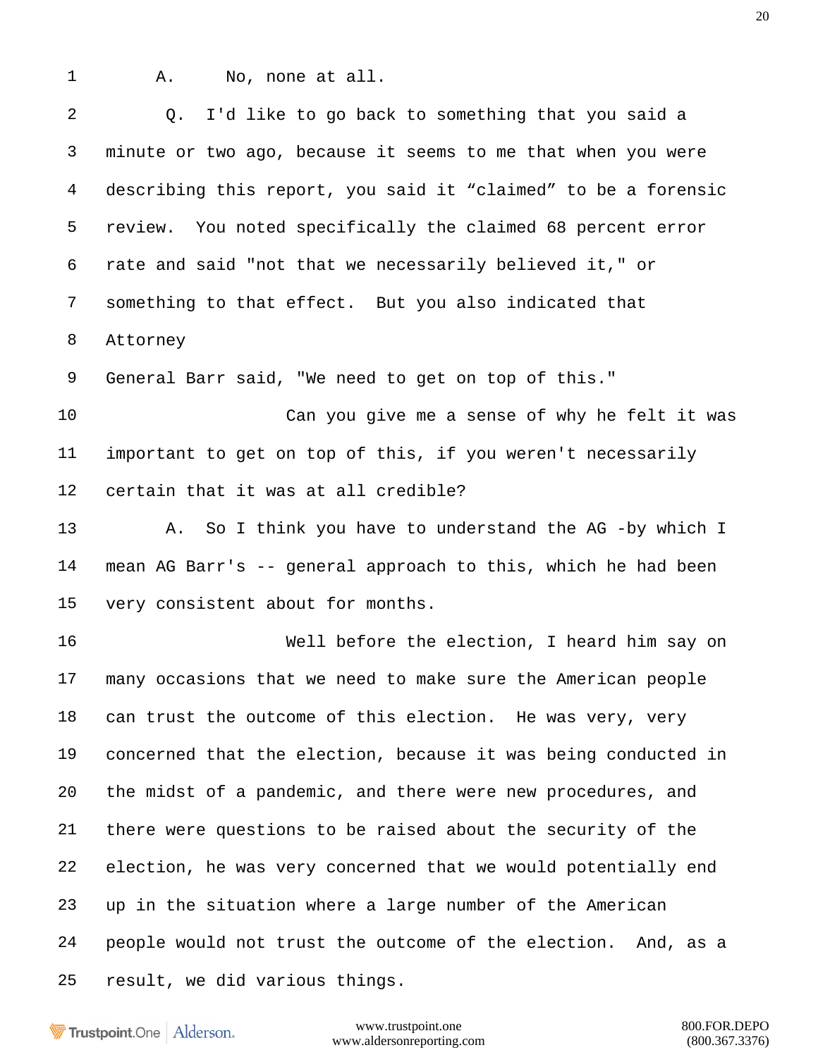1 A. No, none at all.

2 Q. I'd like to go back to something that you said a

3 minute or two ago, because it seems to me that when you were

4 describing this report, you said it “claimed” to be a forensic

5 review. You noted specifically the claimed 68 percent error

6 rate and said "not that we necessarily believed it," or

7 something to that effect. But you also indicated that

8 Attorney

9 General Barr said, "We need to get on top of this."

10 Can you give me a sense of why he felt it was

11 important to get on top of this, if you weren't necessarily

12 certain that it was at all credible?

13 A. So I think you have to understand the AG -by which I

14 mean AG Barr's -- general approach to this, which he had been

15 very consistent about for months.

16 Well before the election, I heard him say on

17 many occasions that we need to make sure the American people

18 can trust the outcome of this election. He was very, very

19 concerned that the election, because it was being conducted in

20 the midst of a pandemic, and there were new procedures, and

21 there were questions to be raised about the security of the

22 election, he was very concerned that we would potentially end

23 up in the situation where a large number of the American

24 people would not trust the outcome of the election. And, as a

25 result, we did various things.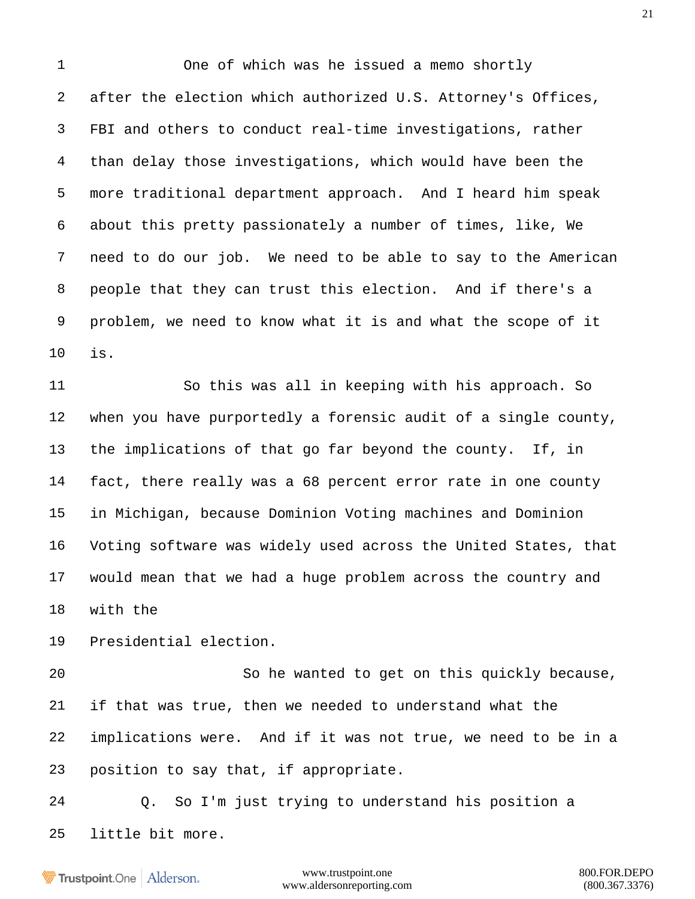One of which was he issued a memo shortly after the election which authorized U.S. Attorney's Offices, FBI and others to conduct real-time investigations, rather than delay those investigations, which would have been the more traditional department approach. And I heard him speak about this pretty passionately a number of times, like, We need to do our job. We need to be able to say to the American people that they can trust this election. And if there's a problem, we need to know what it is and what the scope of it is.

So this was all in keeping with his approach. So when you have purportedly a forensic audit of a single county, the implications of that go far beyond the county. If, in fact, there really was a 68 percent error rate in one county in Michigan, because Dominion Voting machines and Dominion Voting software was widely used across the United States, that would mean that we had a huge problem across the country and with the Presidential election.

So he wanted to get on this quickly because, if that was true, then we needed to understand what the implications were. And if it was not true, we need to be in a position to say that, if appropriate.

Q. So I'm just trying to understand his position a little bit more.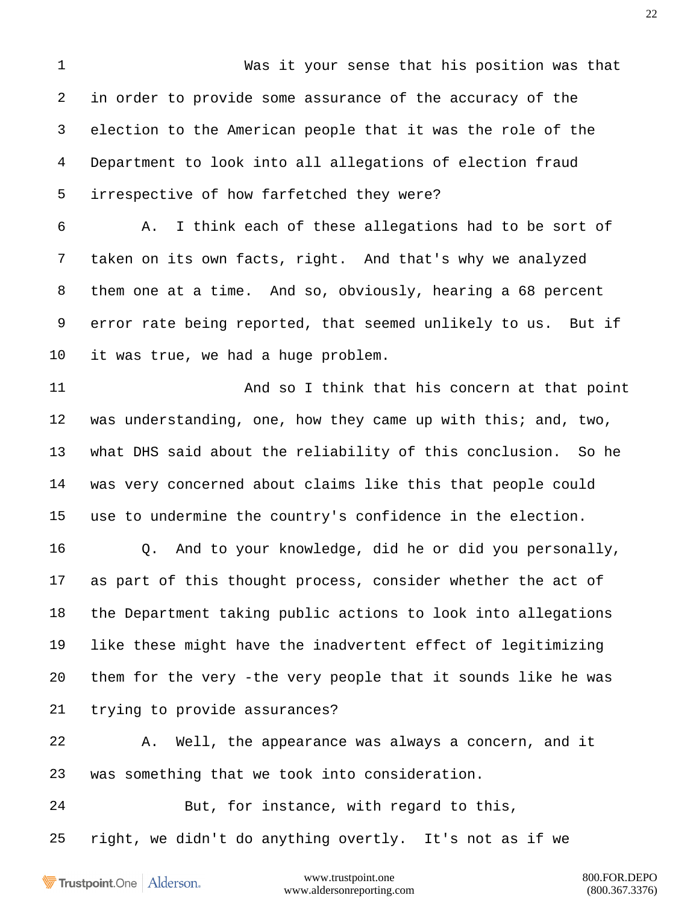1 Was it your sense that his position was that

2 in order to provide some assurance of the accuracy of the

3 election to the American people that it was the role of the

4 Department to look into all allegations of election fraud

5 irrespective of how farfetched they were?

6 A. I think each of these allegations had to be sort of

7 taken on its own facts, right. And that's why we analyzed

8 them one at a time. And so, obviously, hearing a 68 percent

9 error rate being reported, that seemed unlikely to us. But if

10 it was true, we had a huge problem.

11 And so I think that his concern at that point

12 was understanding, one, how they came up with this; and, two,

13 what DHS said about the reliability of this conclusion. So he

14 was very concerned about claims like this that people could

15 use to undermine the country's confidence in the election.

16 Q. And to your knowledge, did he or did you personally,

17 as part of this thought process, consider whether the act of

18 the Department taking public actions to look into allegations

19 like these might have the inadvertent effect of legitimizing

20 them for the very -the very people that it sounds like he was

21 trying to provide assurances?

22 A. Well, the appearance was always a concern, and it

23 was something that we took into consideration.

24 But, for instance, with regard to this,

25 right, we didn't do anything overtly. It's not as if we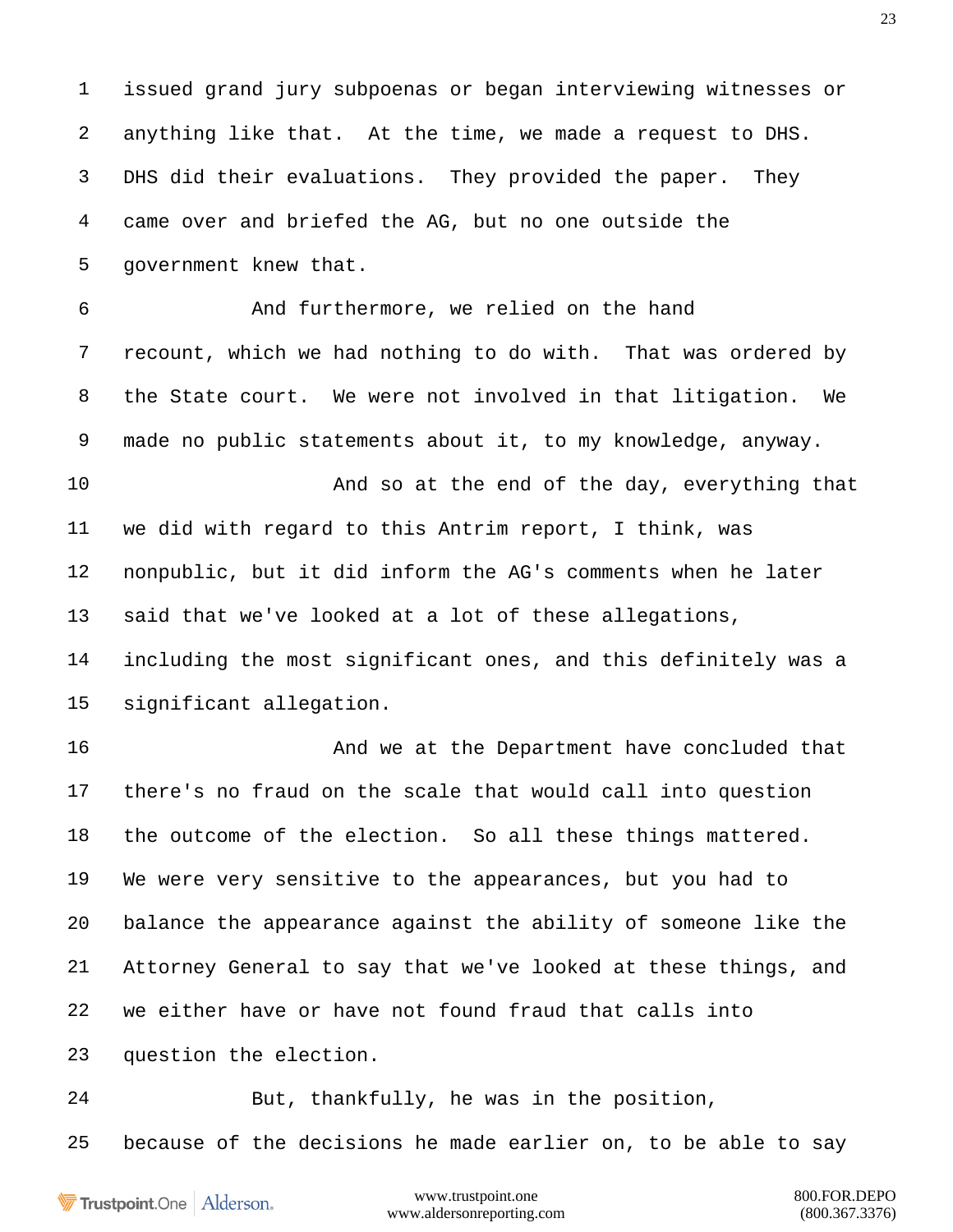1 issued grand jury subpoenas or began interviewing witnesses or
2 anything like that. At the time, we made a request to DHS.
3 DHS did their evaluations. They provided the paper. They
4 came over and briefed the AG, but no one outside the
5 government knew that.
6 And furthermore, we relied on the hand
7 recount, which we had nothing to do with. That was ordered by
8 the State court. We were not involved in that litigation. We
9 made no public statements about it, to my knowledge, anyway.
10 And so at the end of the day, everything that
11 we did with regard to this Antrim report, I think, was
12 nonpublic, but it did inform the AG's comments when he later
13 said that we've looked at a lot of these allegations,
14 including the most significant ones, and this definitely was a
15 significant allegation.
16 And we at the Department have concluded that
17 there's no fraud on the scale that would call into question
18 the outcome of the election. So all these things mattered.
19 We were very sensitive to the appearances, but you had to
20 balance the appearance against the ability of someone like the
21 Attorney General to say that we've looked at these things, and
22 we either have or have not found fraud that calls into
23 question the election.
24 But, thankfully, he was in the position,
25 because of the decisions he made earlier on, to be able to say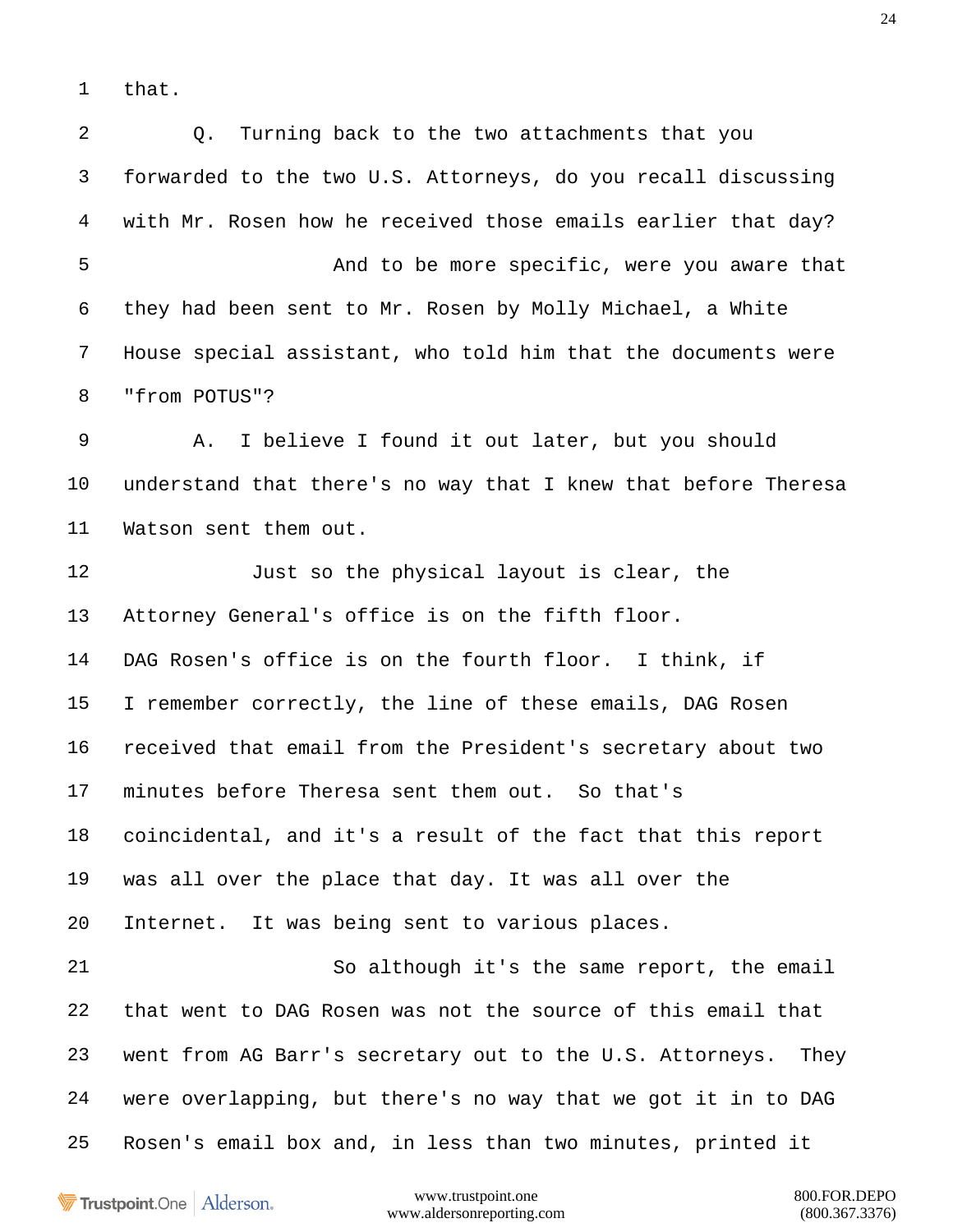1 that.

2 Q. Turning back to the two attachments that you

3 forwarded to the two U.S. Attorneys, do you recall discussing

4 with Mr. Rosen how he received those emails earlier that day?

5 And to be more specific, were you aware that

6 they had been sent to Mr. Rosen by Molly Michael, a White

7 House special assistant, who told him that the documents were

8 "from POTUS"?

9 A. I believe I found it out later, but you should

10 understand that there's no way that I knew that before Theresa

11 Watson sent them out.

12 Just so the physical layout is clear, the

13 Attorney General's office is on the fifth floor.

14 DAG Rosen's office is on the fourth floor. I think, if

15 I remember correctly, the line of these emails, DAG Rosen

16 received that email from the President's secretary about two

17 minutes before Theresa sent them out. So that's

18 coincidental, and it's a result of the fact that this report

19 was all over the place that day. It was all over the

20 Internet. It was being sent to various places.

21 So although it's the same report, the email

22 that went to DAG Rosen was not the source of this email that

23 went from AG Barr's secretary out to the U.S. Attorneys. They

24 were overlapping, but there's no way that we got it in to DAG

25 Rosen's email box and, in less than two minutes, printed it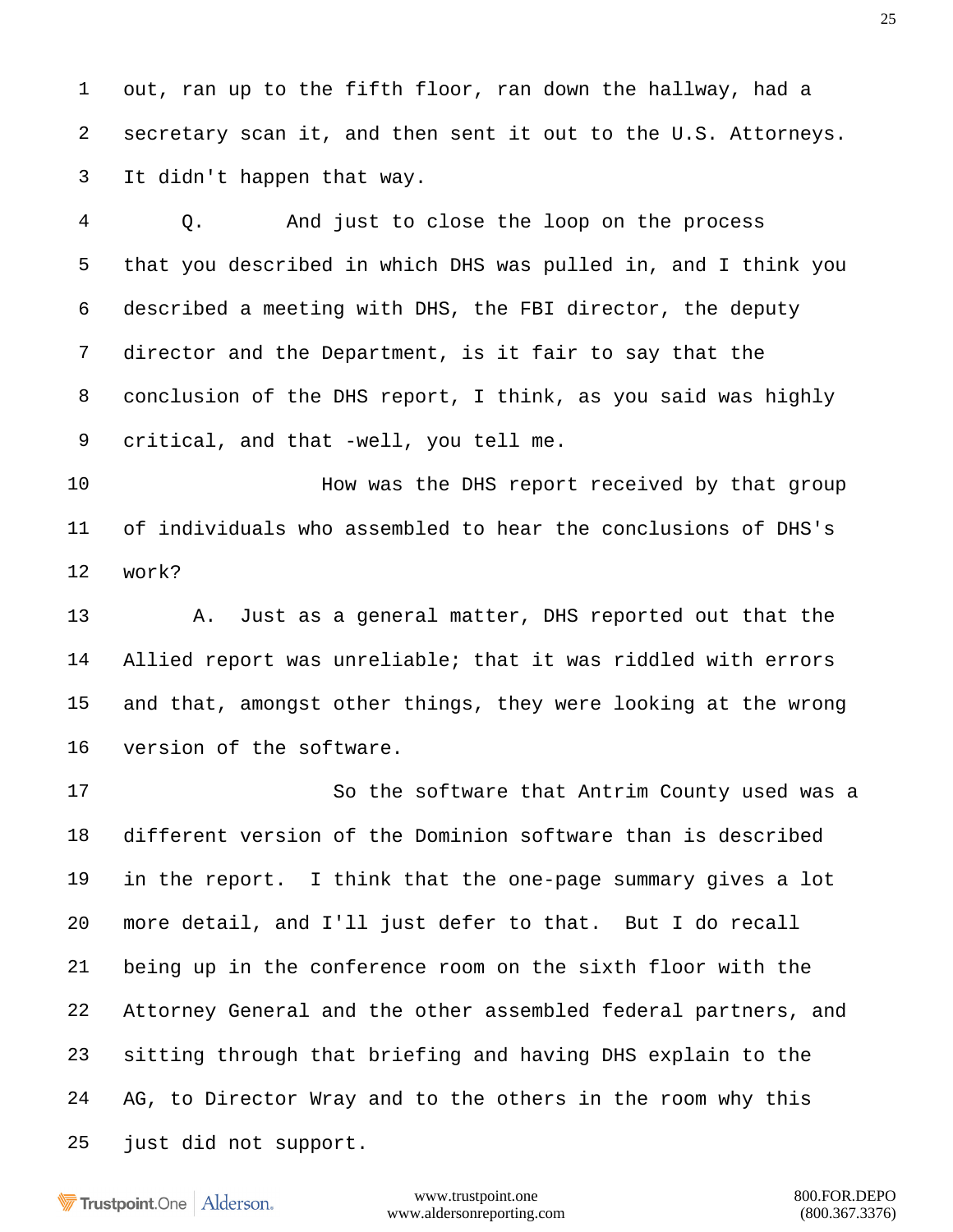out, ran up to the fifth floor, ran down the hallway, had a secretary scan it, and then sent it out to the U.S. Attorneys. It didn't happen that way.

Q. And just to close the loop on the process that you described in which DHS was pulled in, and I think you described a meeting with DHS, the FBI director, the deputy director and the Department, is it fair to say that the conclusion of the DHS report, I think, as you said was highly critical, and that -well, you tell me.

How was the DHS report received by that group of individuals who assembled to hear the conclusions of DHS's work?

A. Just as a general matter, DHS reported out that the Allied report was unreliable; that it was riddled with errors and that, amongst other things, they were looking at the wrong version of the software.

So the software that Antrim County used was a different version of the Dominion software than is described in the report. I think that the one-page summary gives a lot more detail, and I'll just defer to that. But I do recall being up in the conference room on the sixth floor with the Attorney General and the other assembled federal partners, and sitting through that briefing and having DHS explain to the AG, to Director Wray and to the others in the room why this just did not support.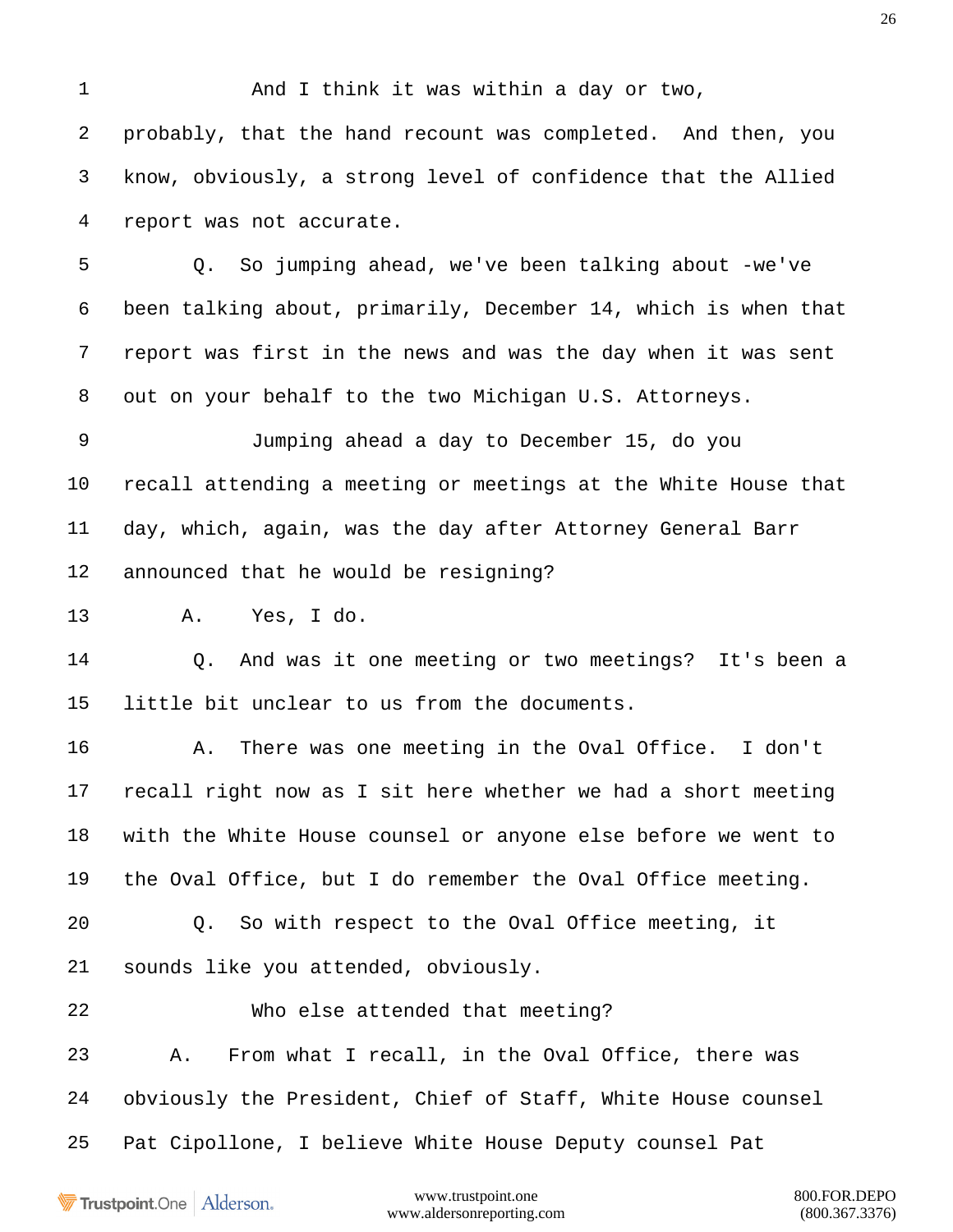1 And I think it was within a day or two,

2 probably, that the hand recount was completed. And then, you

3 know, obviously, a strong level of confidence that the Allied

4 report was not accurate.

5 Q. So jumping ahead, we've been talking about -we've

6 been talking about, primarily, December 14, which is when that

7 report was first in the news and was the day when it was sent

8 out on your behalf to the two Michigan U.S. Attorneys.

9 Jumping ahead a day to December 15, do you

10 recall attending a meeting or meetings at the White House that

11 day, which, again, was the day after Attorney General Barr

12 announced that he would be resigning?

13 A. Yes, I do.

14 Q. And was it one meeting or two meetings? It's been a

15 little bit unclear to us from the documents.

16 A. There was one meeting in the Oval Office. I don't

17 recall right now as I sit here whether we had a short meeting

18 with the White House counsel or anyone else before we went to

19 the Oval Office, but I do remember the Oval Office meeting.

20 Q. So with respect to the Oval Office meeting, it

21 sounds like you attended, obviously.

22 Who else attended that meeting?

23 A. From what I recall, in the Oval Office, there was

24 obviously the President, Chief of Staff, White House counsel

25 Pat Cipollone, I believe White House Deputy counsel Pat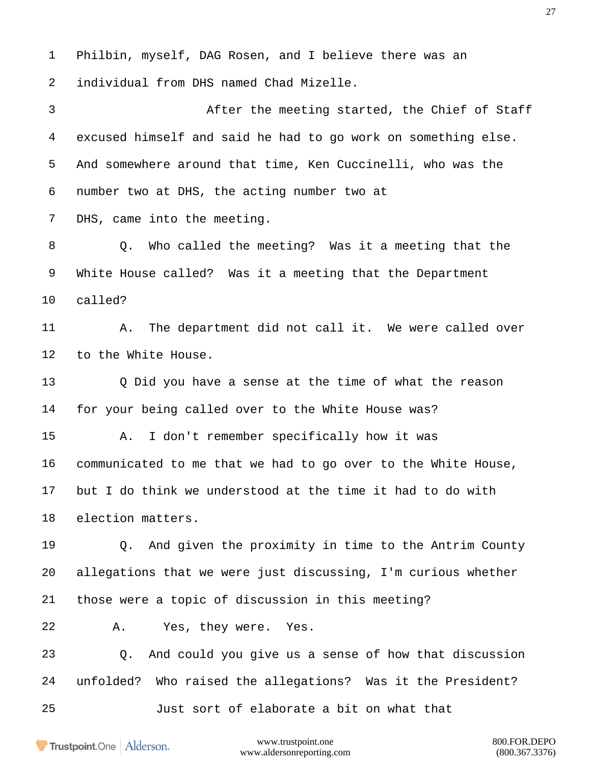1 Philbin, myself, DAG Rosen, and I believe there was an

2 individual from DHS named Chad Mizelle.

3 After the meeting started, the Chief of Staff

4 excused himself and said he had to go work on something else.

5 And somewhere around that time, Ken Cuccinelli, who was the

6 number two at DHS, the acting number two at

7 DHS, came into the meeting.

8 Q. Who called the meeting? Was it a meeting that the

9 White House called? Was it a meeting that the Department

10 called?

11 A. The department did not call it. We were called over

12 to the White House.

13 Q Did you have a sense at the time of what the reason

14 for your being called over to the White House was?

15 A. I don't remember specifically how it was

16 communicated to me that we had to go over to the White House,

17 but I do think we understood at the time it had to do with

18 election matters.

19 Q. And given the proximity in time to the Antrim County

20 allegations that we were just discussing, I'm curious whether

21 those were a topic of discussion in this meeting?

22 A. Yes, they were. Yes.

23 Q. And could you give us a sense of how that discussion

24 unfolded? Who raised the allegations? Was it the President?

25 Just sort of elaborate a bit on what that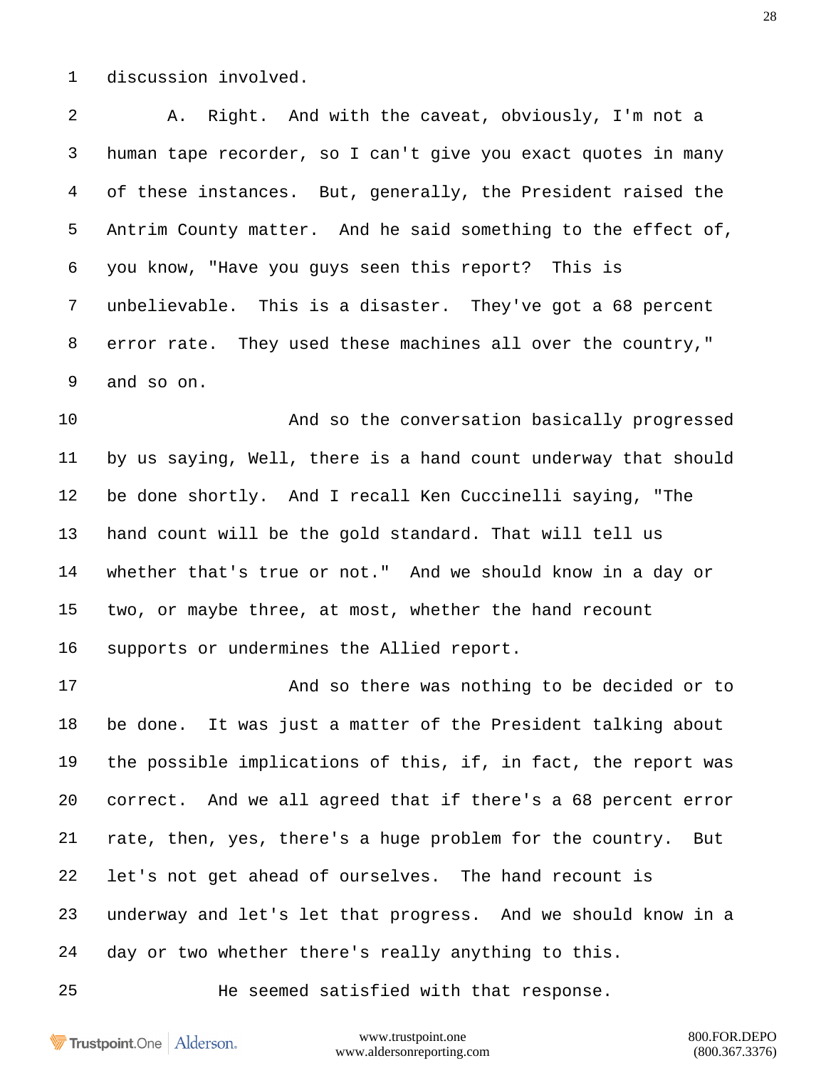discussion involved.

A. Right. And with the caveat, obviously, I'm not a human tape recorder, so I can't give you exact quotes in many of these instances. But, generally, the President raised the Antrim County matter. And he said something to the effect of, you know, "Have you guys seen this report? This is unbelievable. This is a disaster. They've got a 68 percent error rate. They used these machines all over the country," and so on.

And so the conversation basically progressed by us saying, Well, there is a hand count underway that should be done shortly. And I recall Ken Cuccinelli saying, "The hand count will be the gold standard. That will tell us whether that's true or not." And we should know in a day or two, or maybe three, at most, whether the hand recount supports or undermines the Allied report.

And so there was nothing to be decided or to be done. It was just a matter of the President talking about the possible implications of this, if, in fact, the report was correct. And we all agreed that if there's a 68 percent error rate, then, yes, there's a huge problem for the country. But let's not get ahead of ourselves. The hand recount is underway and let's let that progress. And we should know in a day or two whether there's really anything to this.

He seemed satisfied with that response.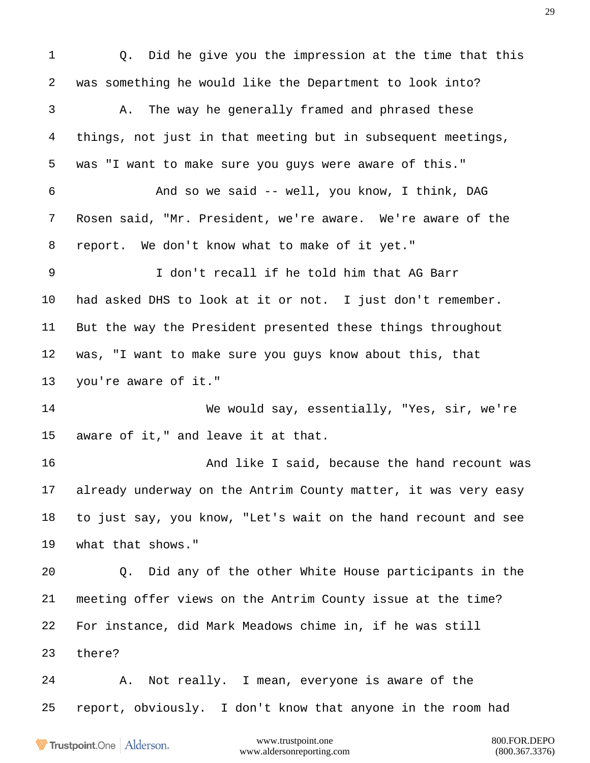Q. Did he give you the impression at the time that this was something he would like the Department to look into?

A. The way he generally framed and phrased these things, not just in that meeting but in subsequent meetings, was "I want to make sure you guys were aware of this."

And so we said -- well, you know, I think, DAG Rosen said, "Mr. President, we're aware. We're aware of the report. We don't know what to make of it yet."

I don't recall if he told him that AG Barr had asked DHS to look at it or not. I just don't remember. But the way the President presented these things throughout was, "I want to make sure you guys know about this, that you're aware of it."

We would say, essentially, "Yes, sir, we're aware of it," and leave it at that.

And like I said, because the hand recount was already underway on the Antrim County matter, it was very easy to just say, you know, "Let's wait on the hand recount and see what that shows."

Q. Did any of the other White House participants in the meeting offer views on the Antrim County issue at the time? For instance, did Mark Meadows chime in, if he was still there?

A. Not really. I mean, everyone is aware of the report, obviously. I don't know that anyone in the room had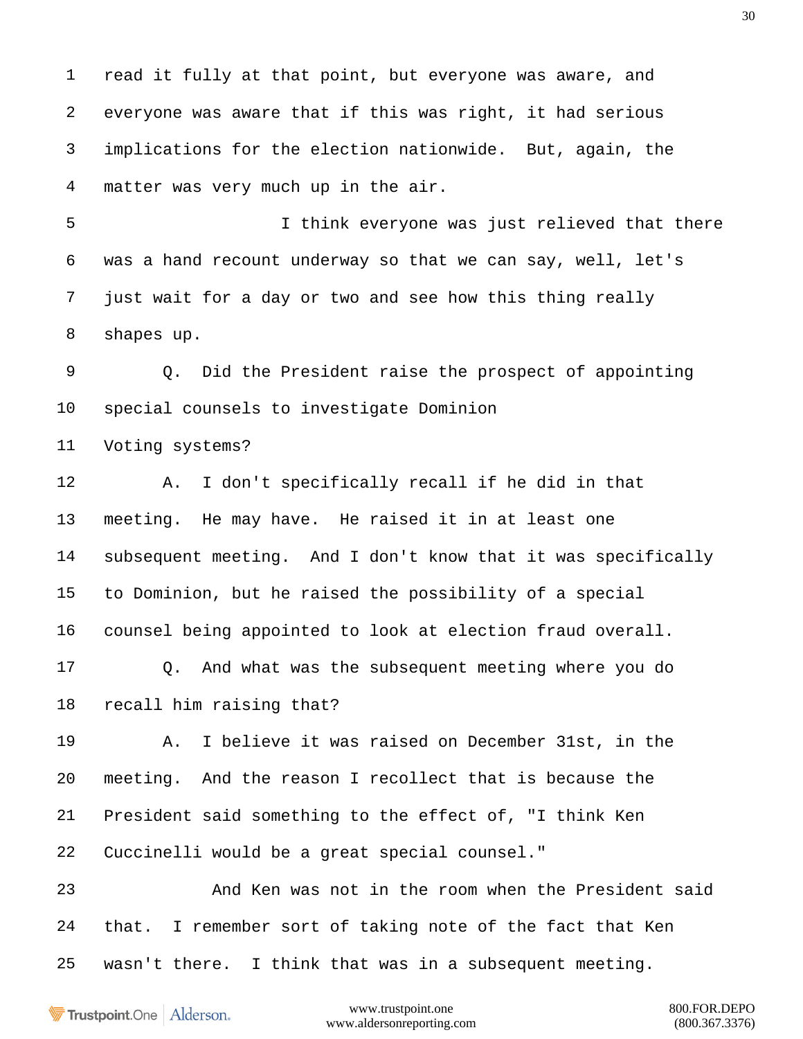1 read it fully at that point, but everyone was aware, and
2 everyone was aware that if this was right, it had serious
3 implications for the election nationwide. But, again, the
4 matter was very much up in the air.

5 I think everyone was just relieved that there
6 was a hand recount underway so that we can say, well, let's
7 just wait for a day or two and see how this thing really
8 shapes up.

9 Q. Did the President raise the prospect of appointing
10 special counsels to investigate Dominion
11 Voting systems?

12 A. I don't specifically recall if he did in that
13 meeting. He may have. He raised it in at least one
14 subsequent meeting. And I don't know that it was specifically
15 to Dominion, but he raised the possibility of a special
16 counsel being appointed to look at election fraud overall.

17 Q. And what was the subsequent meeting where you do
18 recall him raising that?

19 A. I believe it was raised on December 31st, in the
20 meeting. And the reason I recollect that is because the
21 President said something to the effect of, "I think Ken
22 Cuccinelli would be a great special counsel."

23 And Ken was not in the room when the President said
24 that. I remember sort of taking note of the fact that Ken
25 wasn't there. I think that was in a subsequent meeting.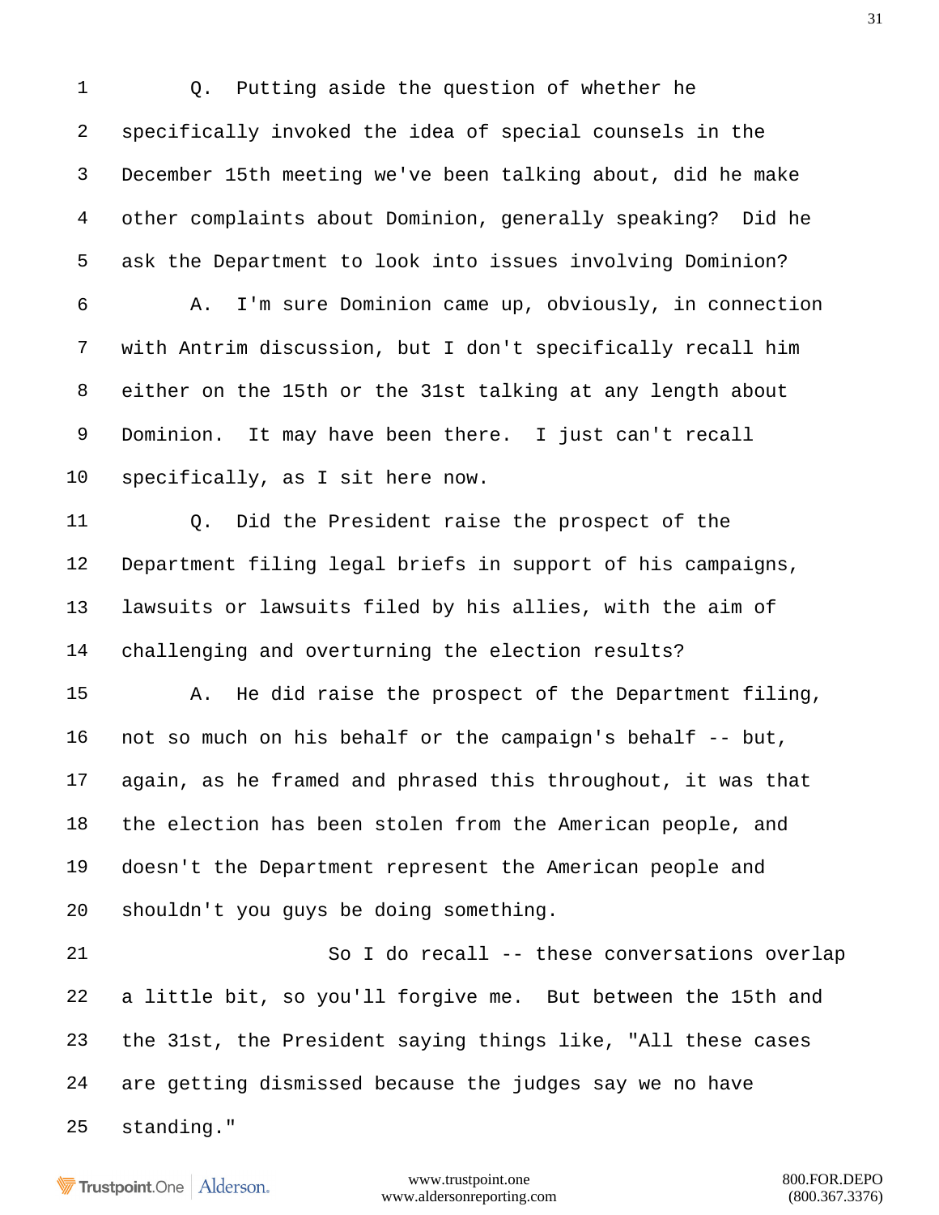1 Q. Putting aside the question of whether he
2 specifically invoked the idea of special counsels in the
3 December 15th meeting we've been talking about, did he make
4 other complaints about Dominion, generally speaking? Did he
5 ask the Department to look into issues involving Dominion?
6 A. I'm sure Dominion came up, obviously, in connection
7 with Antrim discussion, but I don't specifically recall him
8 either on the 15th or the 31st talking at any length about
9 Dominion. It may have been there. I just can't recall
10 specifically, as I sit here now.
11 Q. Did the President raise the prospect of the
12 Department filing legal briefs in support of his campaigns,
13 lawsuits or lawsuits filed by his allies, with the aim of
14 challenging and overturning the election results?
15 A. He did raise the prospect of the Department filing,
16 not so much on his behalf or the campaign's behalf -- but,
17 again, as he framed and phrased this throughout, it was that
18 the election has been stolen from the American people, and
19 doesn't the Department represent the American people and
20 shouldn't you guys be doing something.
21 So I do recall -- these conversations overlap
22 a little bit, so you'll forgive me. But between the 15th and
23 the 31st, the President saying things like, "All these cases
24 are getting dismissed because the judges say we no have
25 standing."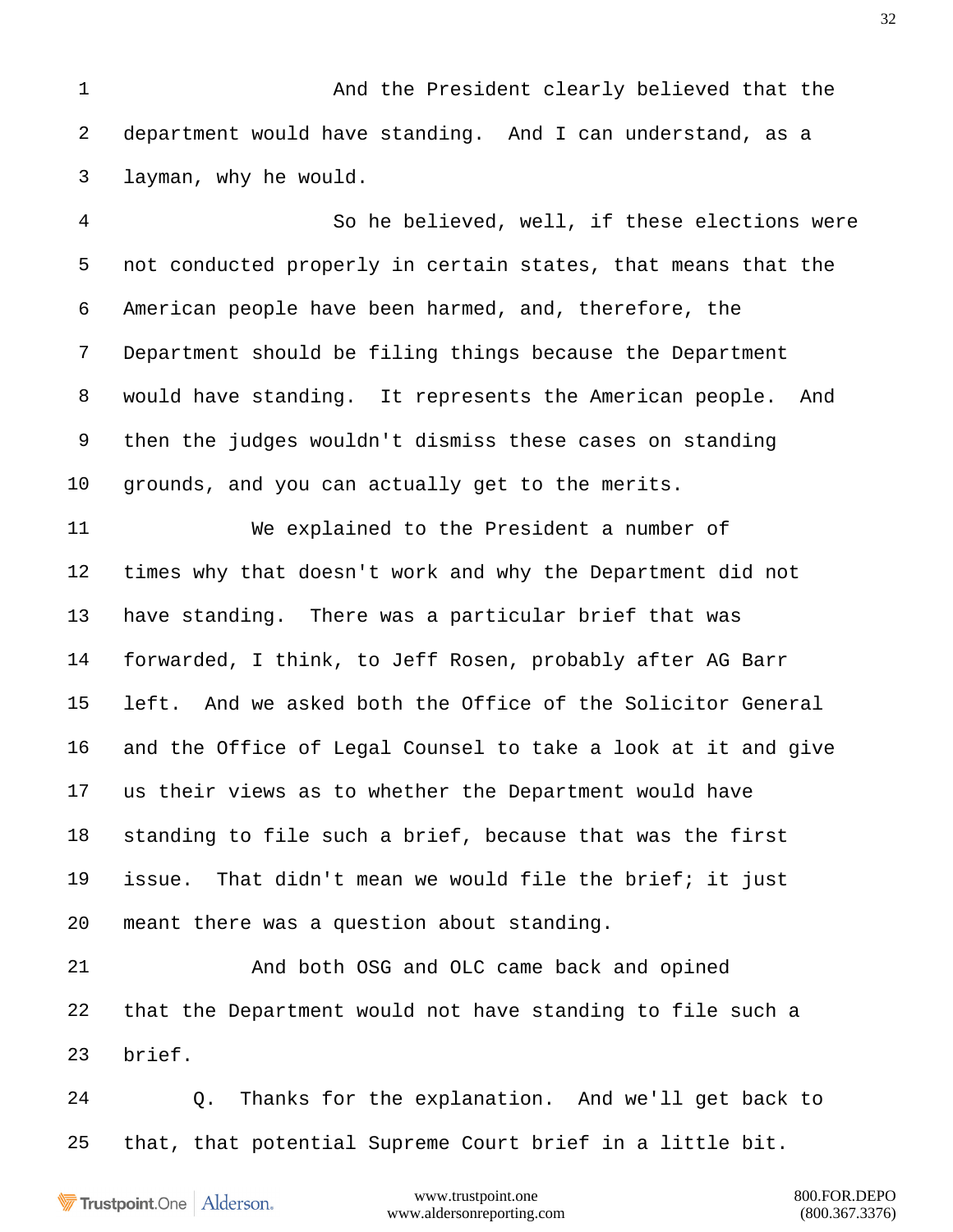1 And the President clearly believed that the
2 department would have standing. And I can understand, as a
3 layman, why he would.
4 So he believed, well, if these elections were
5 not conducted properly in certain states, that means that the
6 American people have been harmed, and, therefore, the
7 Department should be filing things because the Department
8 would have standing. It represents the American people. And
9 then the judges wouldn't dismiss these cases on standing
10 grounds, and you can actually get to the merits.
11 We explained to the President a number of
12 times why that doesn't work and why the Department did not
13 have standing. There was a particular brief that was
14 forwarded, I think, to Jeff Rosen, probably after AG Barr
15 left. And we asked both the Office of the Solicitor General
16 and the Office of Legal Counsel to take a look at it and give
17 us their views as to whether the Department would have
18 standing to file such a brief, because that was the first
19 issue. That didn't mean we would file the brief; it just
20 meant there was a question about standing.
21 And both OSG and OLC came back and opined
22 that the Department would not have standing to file such a
23 brief.
24 Q. Thanks for the explanation. And we'll get back to
25 that, that potential Supreme Court brief in a little bit.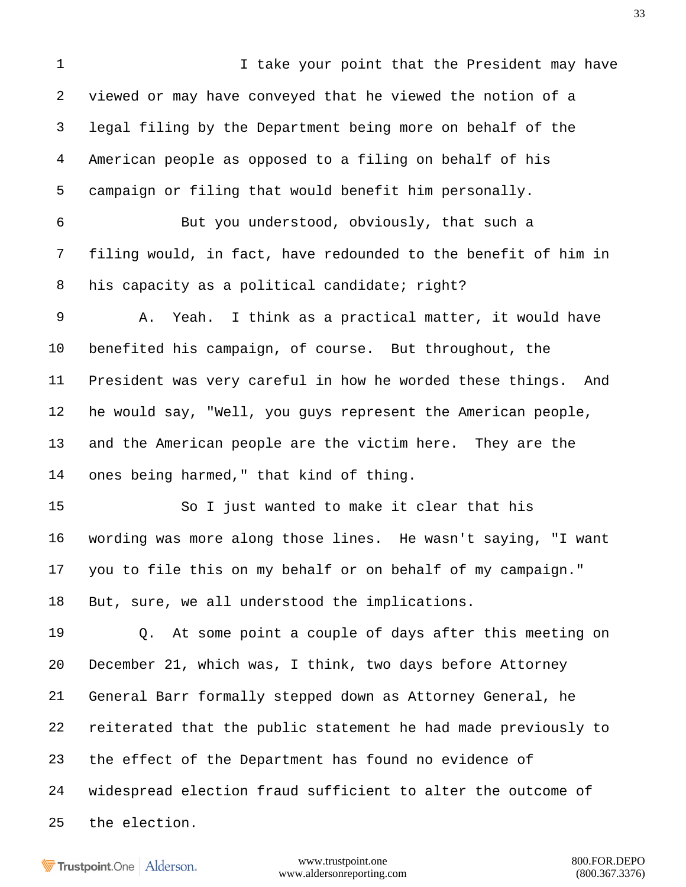I take your point that the President may have viewed or may have conveyed that he viewed the notion of a legal filing by the Department being more on behalf of the American people as opposed to a filing on behalf of his campaign or filing that would benefit him personally.

But you understood, obviously, that such a filing would, in fact, have redounded to the benefit of him in his capacity as a political candidate; right?

A. Yeah. I think as a practical matter, it would have benefited his campaign, of course. But throughout, the President was very careful in how he worded these things. And he would say, "Well, you guys represent the American people, and the American people are the victim here. They are the ones being harmed," that kind of thing.

So I just wanted to make it clear that his wording was more along those lines. He wasn't saying, "I want you to file this on my behalf or on behalf of my campaign." But, sure, we all understood the implications.

Q. At some point a couple of days after this meeting on December 21, which was, I think, two days before Attorney General Barr formally stepped down as Attorney General, he reiterated that the public statement he had made previously to the effect of the Department has found no evidence of widespread election fraud sufficient to alter the outcome of the election.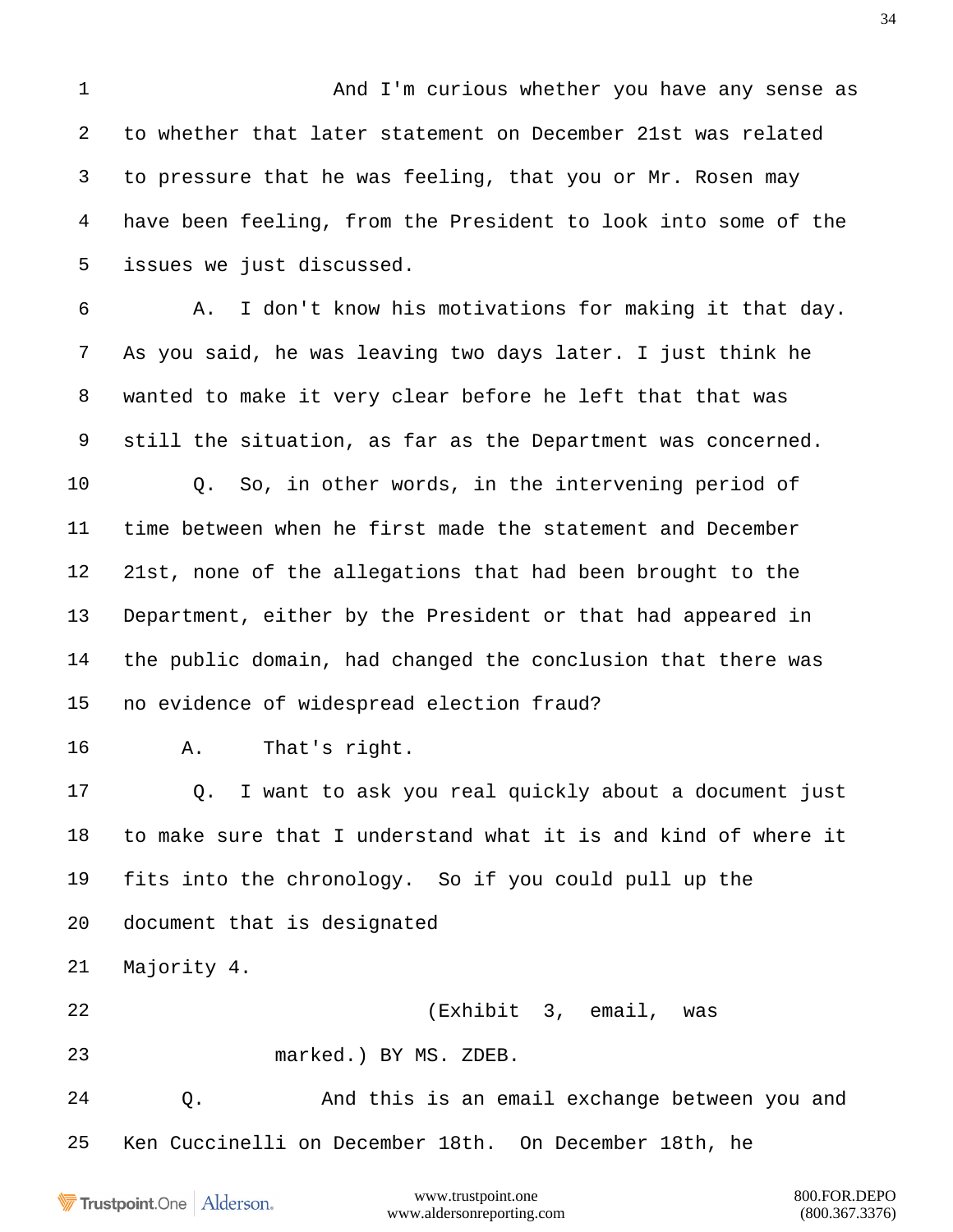1 And I'm curious whether you have any sense as
2 to whether that later statement on December 21st was related
3 to pressure that he was feeling, that you or Mr. Rosen may
4 have been feeling, from the President to look into some of the
5 issues we just discussed.

6 A. I don't know his motivations for making it that day.
7 As you said, he was leaving two days later. I just think he
8 wanted to make it very clear before he left that that was
9 still the situation, as far as the Department was concerned.

10 Q. So, in other words, in the intervening period of
11 time between when he first made the statement and December
12 21st, none of the allegations that had been brought to the
13 Department, either by the President or that had appeared in
14 the public domain, had changed the conclusion that there was
15 no evidence of widespread election fraud?

16 A. That's right.

17 Q. I want to ask you real quickly about a document just
18 to make sure that I understand what it is and kind of where it
19 fits into the chronology. So if you could pull up the
20 document that is designated
21 Majority 4.

22 (Exhibit 3, email, was
23 marked.) BY MS. ZDEB.

24 Q. And this is an email exchange between you and
25 Ken Cuccinelli on December 18th. On December 18th, he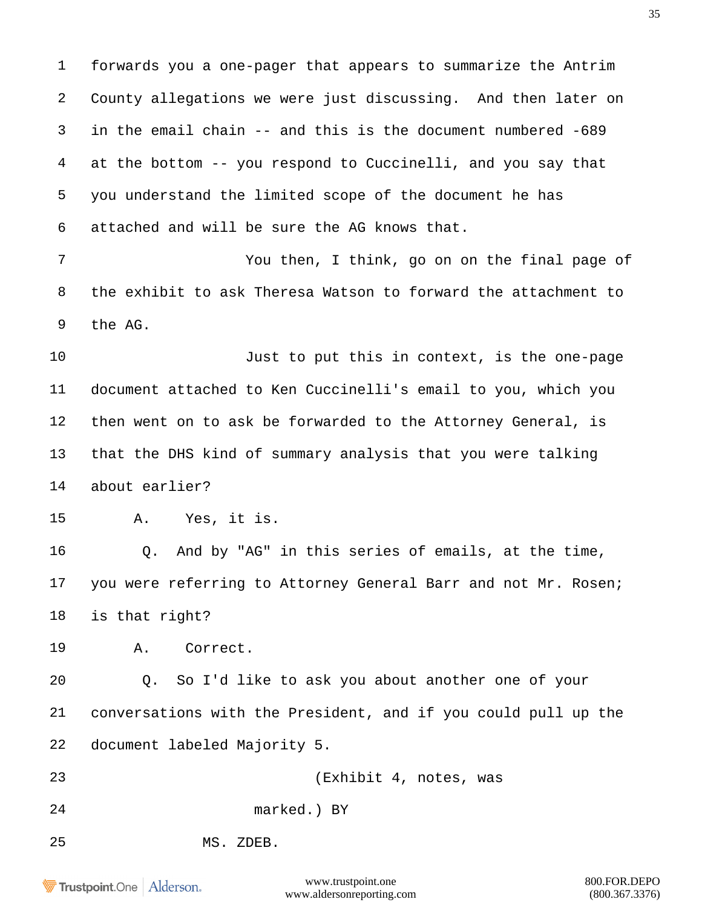1 forwards you a one-pager that appears to summarize the Antrim
2 County allegations we were just discussing. And then later on
3 in the email chain -- and this is the document numbered -689
4 at the bottom -- you respond to Cuccinelli, and you say that
5 you understand the limited scope of the document he has
6 attached and will be sure the AG knows that.

7 You then, I think, go on on the final page of
8 the exhibit to ask Theresa Watson to forward the attachment to
9 the AG.

10 Just to put this in context, is the one-page
11 document attached to Ken Cuccinelli's email to you, which you
12 then went on to ask be forwarded to the Attorney General, is
13 that the DHS kind of summary analysis that you were talking
14 about earlier?

15 A. Yes, it is.

16 Q. And by "AG" in this series of emails, at the time,
17 you were referring to Attorney General Barr and not Mr. Rosen;
18 is that right?

19 A. Correct.

20 Q. So I'd like to ask you about another one of your
21 conversations with the President, and if you could pull up the
22 document labeled Majority 5.

23 (Exhibit 4, notes, was
24 marked.) BY
25 MS. ZDEB.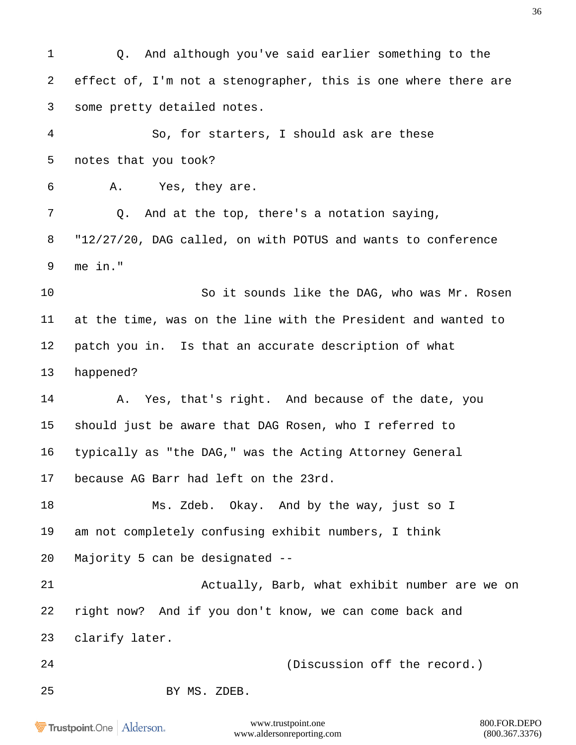Q. And although you've said earlier something to the effect of, I'm not a stenographer, this is one where there are some pretty detailed notes.

So, for starters, I should ask are these notes that you took?

A. Yes, they are.

Q. And at the top, there's a notation saying, "12/27/20, DAG called, on with POTUS and wants to conference me in."

So it sounds like the DAG, who was Mr. Rosen at the time, was on the line with the President and wanted to patch you in. Is that an accurate description of what happened?

A. Yes, that's right. And because of the date, you should just be aware that DAG Rosen, who I referred to typically as "the DAG," was the Acting Attorney General because AG Barr had left on the 23rd.

Ms. Zdeb. Okay. And by the way, just so I am not completely confusing exhibit numbers, I think Majority 5 can be designated --

Actually, Barb, what exhibit number are we on right now? And if you don't know, we can come back and clarify later.

(Discussion off the record.)

BY MS. ZDEB.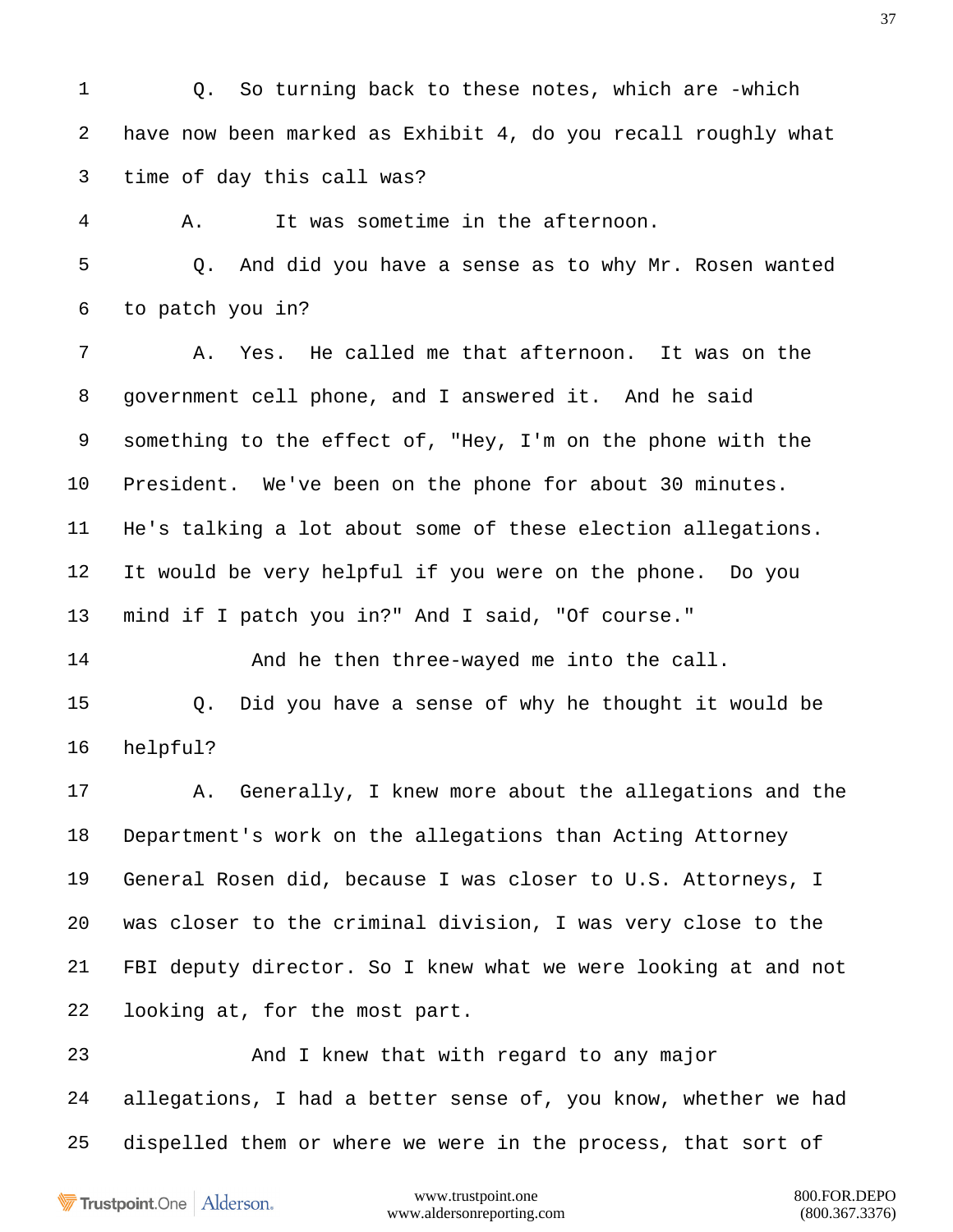1 Q. So turning back to these notes, which are -which

2 have now been marked as Exhibit 4, do you recall roughly what

3 time of day this call was?

4 A. It was sometime in the afternoon.

5 Q. And did you have a sense as to why Mr. Rosen wanted

6 to patch you in?

7 A. Yes. He called me that afternoon. It was on the

8 government cell phone, and I answered it. And he said

9 something to the effect of, "Hey, I'm on the phone with the

10 President. We've been on the phone for about 30 minutes.

11 He's talking a lot about some of these election allegations.

12 It would be very helpful if you were on the phone. Do you

13 mind if I patch you in?" And I said, "Of course."

14 And he then three-wayed me into the call.

15 Q. Did you have a sense of why he thought it would be

16 helpful?

17 A. Generally, I knew more about the allegations and the

18 Department's work on the allegations than Acting Attorney

19 General Rosen did, because I was closer to U.S. Attorneys, I

20 was closer to the criminal division, I was very close to the

21 FBI deputy director. So I knew what we were looking at and not

22 looking at, for the most part.

23 And I knew that with regard to any major

24 allegations, I had a better sense of, you know, whether we had

25 dispelled them or where we were in the process, that sort of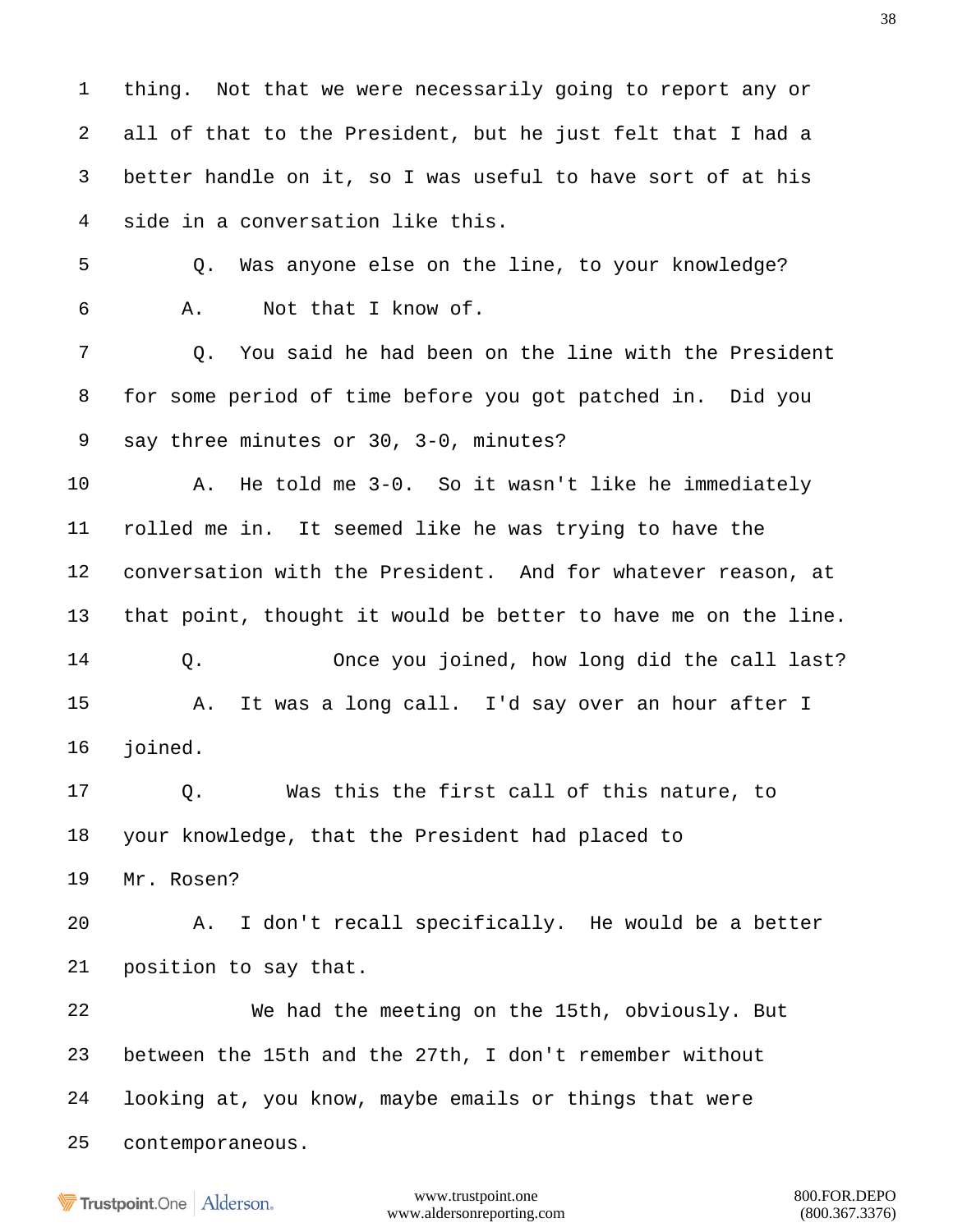1 thing. Not that we were necessarily going to report any or
2 all of that to the President, but he just felt that I had a
3 better handle on it, so I was useful to have sort of at his
4 side in a conversation like this.
5 Q. Was anyone else on the line, to your knowledge?
6 A. Not that I know of.
7 Q. You said he had been on the line with the President
8 for some period of time before you got patched in. Did you
9 say three minutes or 30, 3-0, minutes?
10 A. He told me 3-0. So it wasn't like he immediately
11 rolled me in. It seemed like he was trying to have the
12 conversation with the President. And for whatever reason, at
13 that point, thought it would be better to have me on the line.
14 Q. Once you joined, how long did the call last?
15 A. It was a long call. I'd say over an hour after I
16 joined.
17 Q. Was this the first call of this nature, to
18 your knowledge, that the President had placed to
19 Mr. Rosen?
20 A. I don't recall specifically. He would be a better
21 position to say that.
22 We had the meeting on the 15th, obviously. But
23 between the 15th and the 27th, I don't remember without
24 looking at, you know, maybe emails or things that were
25 contemporaneous.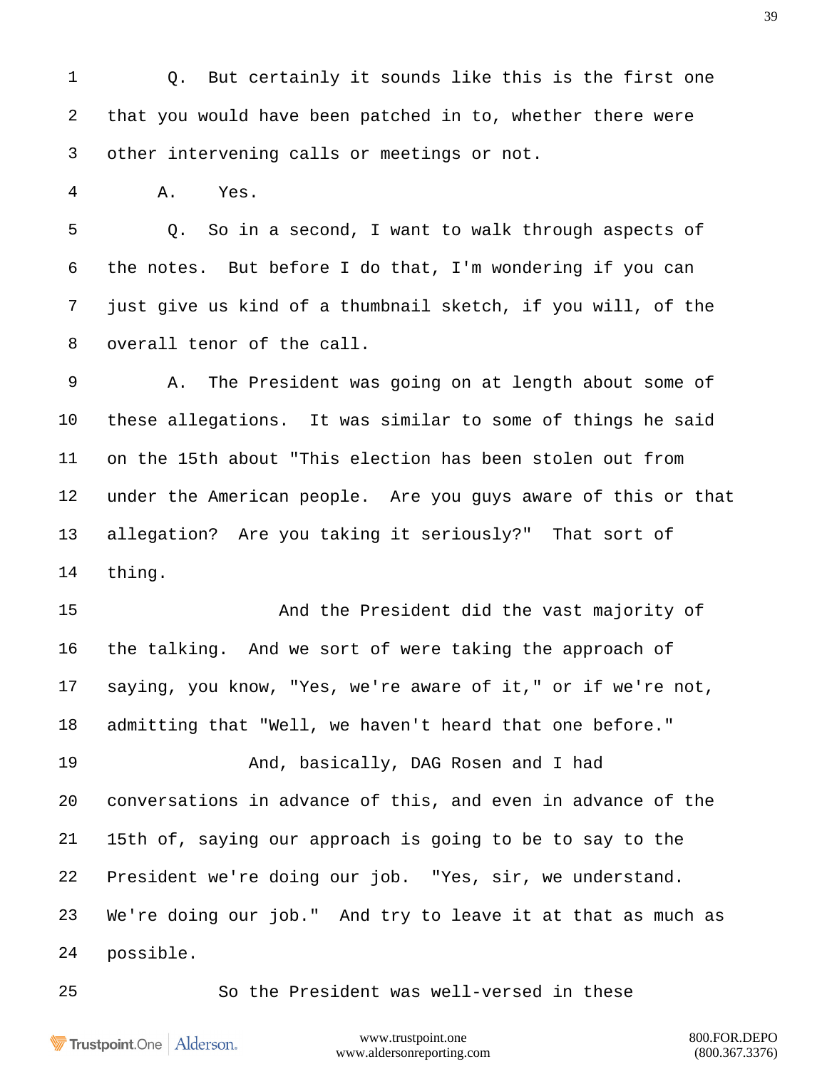1 Q. But certainly it sounds like this is the first one

2 that you would have been patched in to, whether there were

3 other intervening calls or meetings or not.

4 A. Yes.

5 Q. So in a second, I want to walk through aspects of

6 the notes. But before I do that, I'm wondering if you can

7 just give us kind of a thumbnail sketch, if you will, of the

8 overall tenor of the call.

9 A. The President was going on at length about some of

10 these allegations. It was similar to some of things he said

11 on the 15th about "This election has been stolen out from

12 under the American people. Are you guys aware of this or that

13 allegation? Are you taking it seriously?" That sort of

14 thing.

15 And the President did the vast majority of

16 the talking. And we sort of were taking the approach of

17 saying, you know, "Yes, we're aware of it," or if we're not,

18 admitting that "Well, we haven't heard that one before."

19 And, basically, DAG Rosen and I had

20 conversations in advance of this, and even in advance of the

21 15th of, saying our approach is going to be to say to the

22 President we're doing our job. "Yes, sir, we understand.

23 We're doing our job." And try to leave it at that as much as

24 possible.

25 So the President was well-versed in these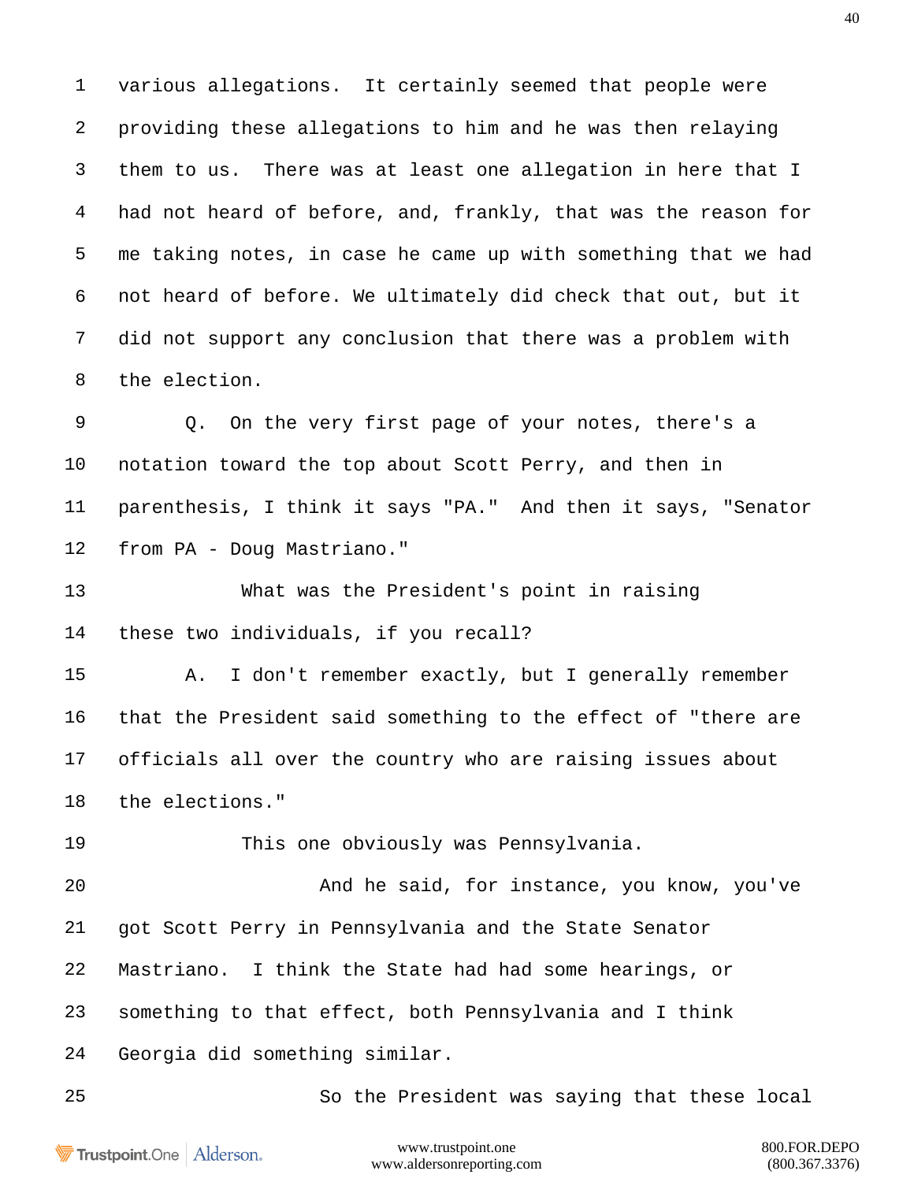various allegations. It certainly seemed that people were providing these allegations to him and he was then relaying them to us. There was at least one allegation in here that I had not heard of before, and, frankly, that was the reason for me taking notes, in case he came up with something that we had not heard of before. We ultimately did check that out, but it did not support any conclusion that there was a problem with the election.

Q. On the very first page of your notes, there's a notation toward the top about Scott Perry, and then in parenthesis, I think it says "PA." And then it says, "Senator from PA - Doug Mastriano."

What was the President's point in raising these two individuals, if you recall?

A. I don't remember exactly, but I generally remember that the President said something to the effect of "there are officials all over the country who are raising issues about the elections."

This one obviously was Pennsylvania.

And he said, for instance, you know, you've got Scott Perry in Pennsylvania and the State Senator Mastriano. I think the State had had some hearings, or something to that effect, both Pennsylvania and I think Georgia did something similar.

So the President was saying that these local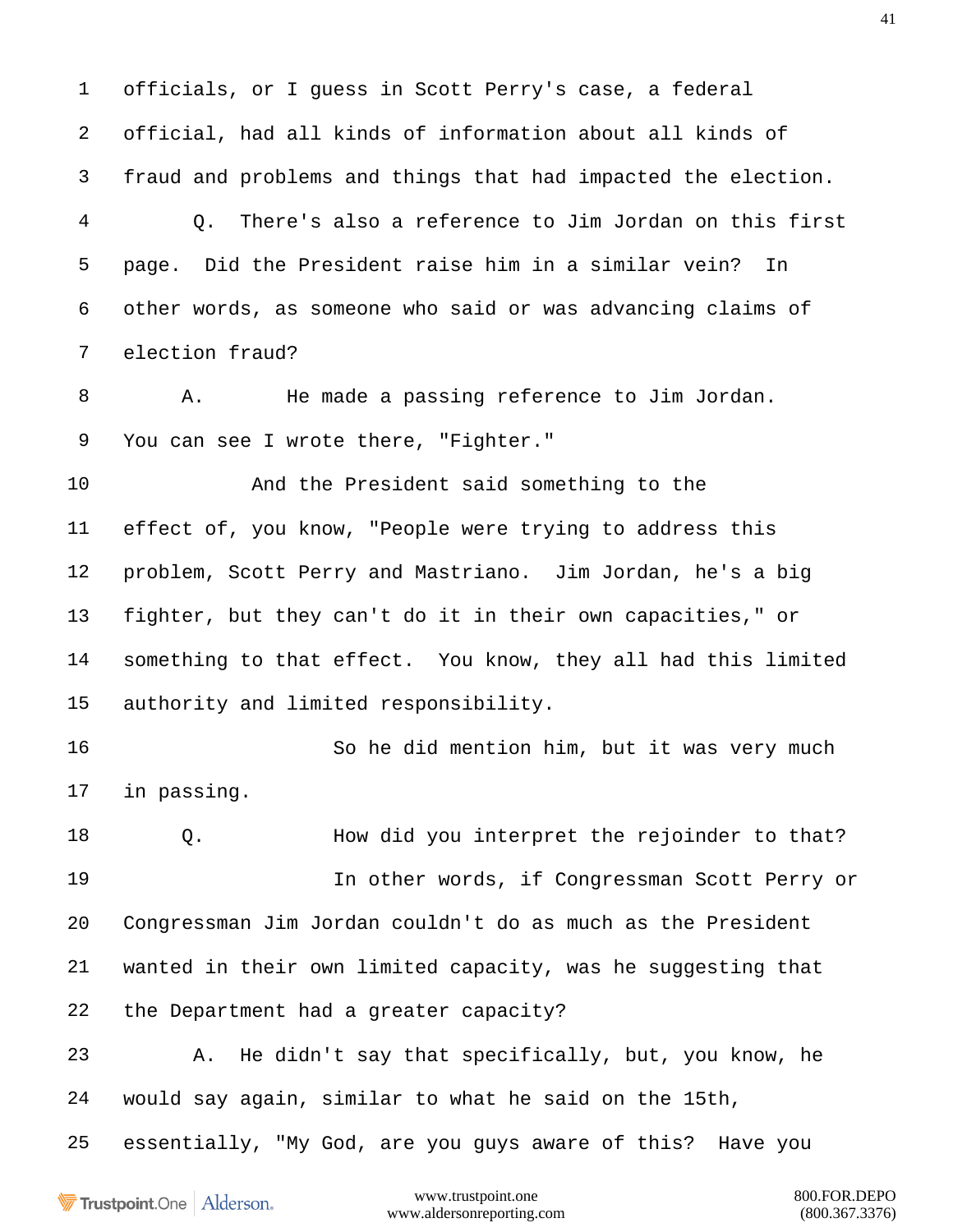officials, or I guess in Scott Perry's case, a federal official, had all kinds of information about all kinds of fraud and problems and things that had impacted the election.

Q. There's also a reference to Jim Jordan on this first page. Did the President raise him in a similar vein? In other words, as someone who said or was advancing claims of election fraud?

A. He made a passing reference to Jim Jordan. You can see I wrote there, "Fighter."

And the President said something to the effect of, you know, "People were trying to address this problem, Scott Perry and Mastriano. Jim Jordan, he's a big fighter, but they can't do it in their own capacities," or something to that effect. You know, they all had this limited authority and limited responsibility.

So he did mention him, but it was very much in passing.

Q. How did you interpret the rejoinder to that?

In other words, if Congressman Scott Perry or Congressman Jim Jordan couldn't do as much as the President wanted in their own limited capacity, was he suggesting that the Department had a greater capacity?

A. He didn't say that specifically, but, you know, he would say again, similar to what he said on the 15th, essentially, "My God, are you guys aware of this? Have you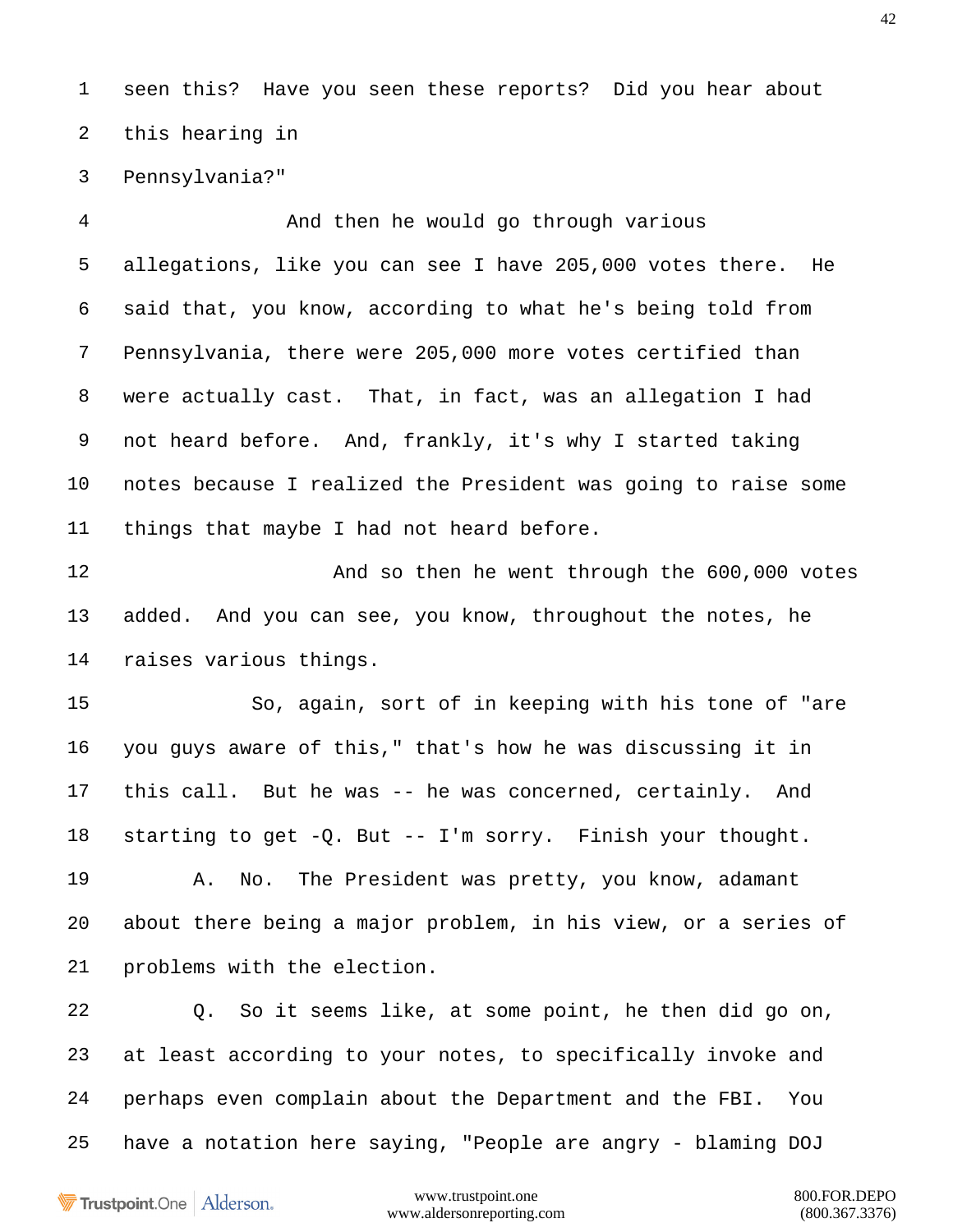seen this? Have you seen these reports? Did you hear about this hearing in Pennsylvania?"

And then he would go through various allegations, like you can see I have 205,000 votes there. He said that, you know, according to what he's being told from Pennsylvania, there were 205,000 more votes certified than were actually cast. That, in fact, was an allegation I had not heard before. And, frankly, it's why I started taking notes because I realized the President was going to raise some things that maybe I had not heard before.

And so then he went through the 600,000 votes added. And you can see, you know, throughout the notes, he raises various things.

So, again, sort of in keeping with his tone of "are you guys aware of this," that's how he was discussing it in this call. But he was -- he was concerned, certainly. And starting to get -Q. But -- I'm sorry. Finish your thought.

A. No. The President was pretty, you know, adamant about there being a major problem, in his view, or a series of problems with the election.

Q. So it seems like, at some point, he then did go on, at least according to your notes, to specifically invoke and perhaps even complain about the Department and the FBI. You have a notation here saying, "People are angry - blaming DOJ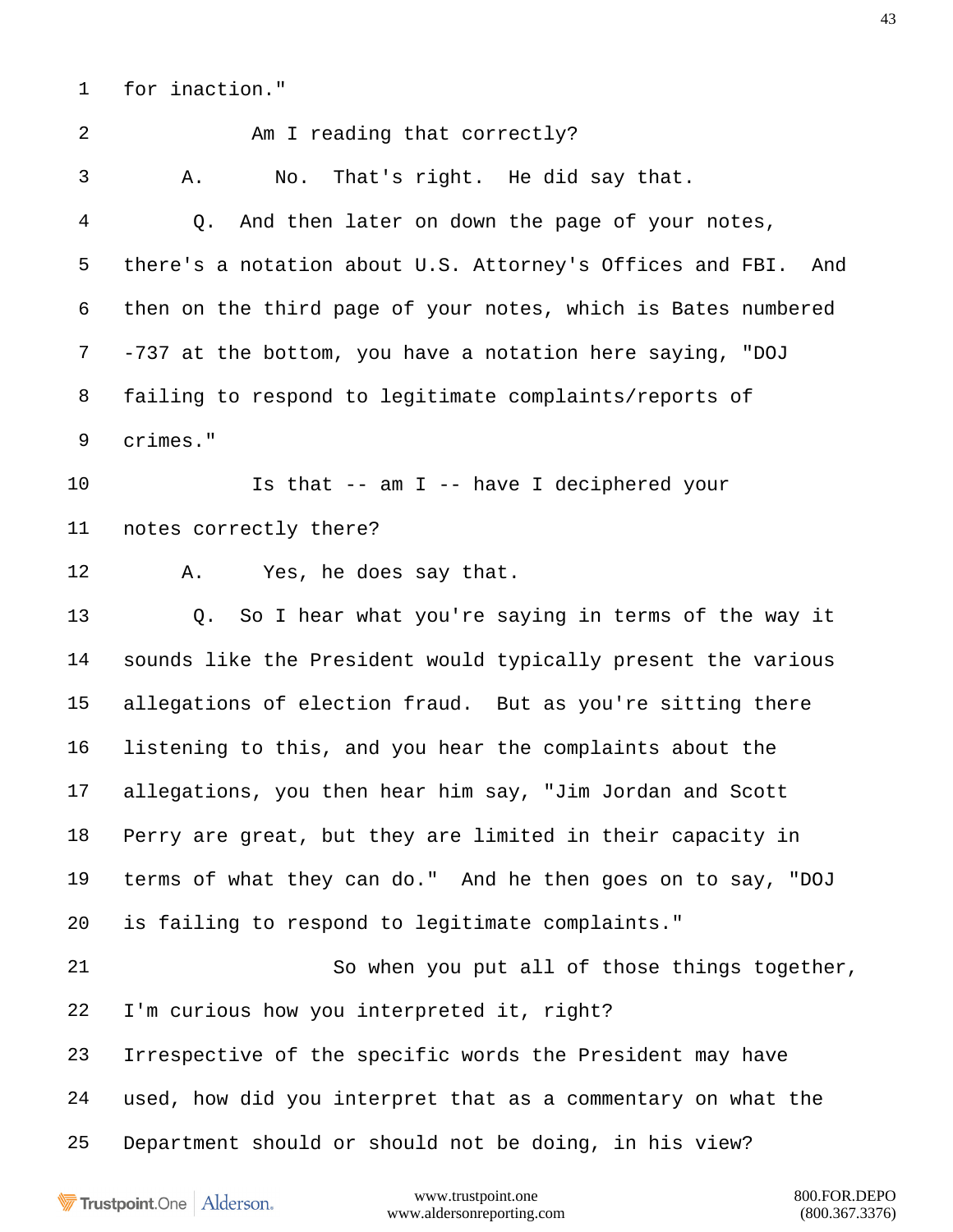1 for inaction."

2 Am I reading that correctly?

3 A. No. That's right. He did say that.

4 Q. And then later on down the page of your notes,

5 there's a notation about U.S. Attorney's Offices and FBI. And

6 then on the third page of your notes, which is Bates numbered

7 -737 at the bottom, you have a notation here saying, "DOJ

8 failing to respond to legitimate complaints/reports of

9 crimes."

10 Is that -- am I -- have I deciphered your

11 notes correctly there?

12 A. Yes, he does say that.

13 Q. So I hear what you're saying in terms of the way it

14 sounds like the President would typically present the various

15 allegations of election fraud. But as you're sitting there

16 listening to this, and you hear the complaints about the

17 allegations, you then hear him say, "Jim Jordan and Scott

18 Perry are great, but they are limited in their capacity in

19 terms of what they can do." And he then goes on to say, "DOJ

20 is failing to respond to legitimate complaints."

21 So when you put all of those things together,

22 I'm curious how you interpreted it, right?

23 Irrespective of the specific words the President may have

24 used, how did you interpret that as a commentary on what the

25 Department should or should not be doing, in his view?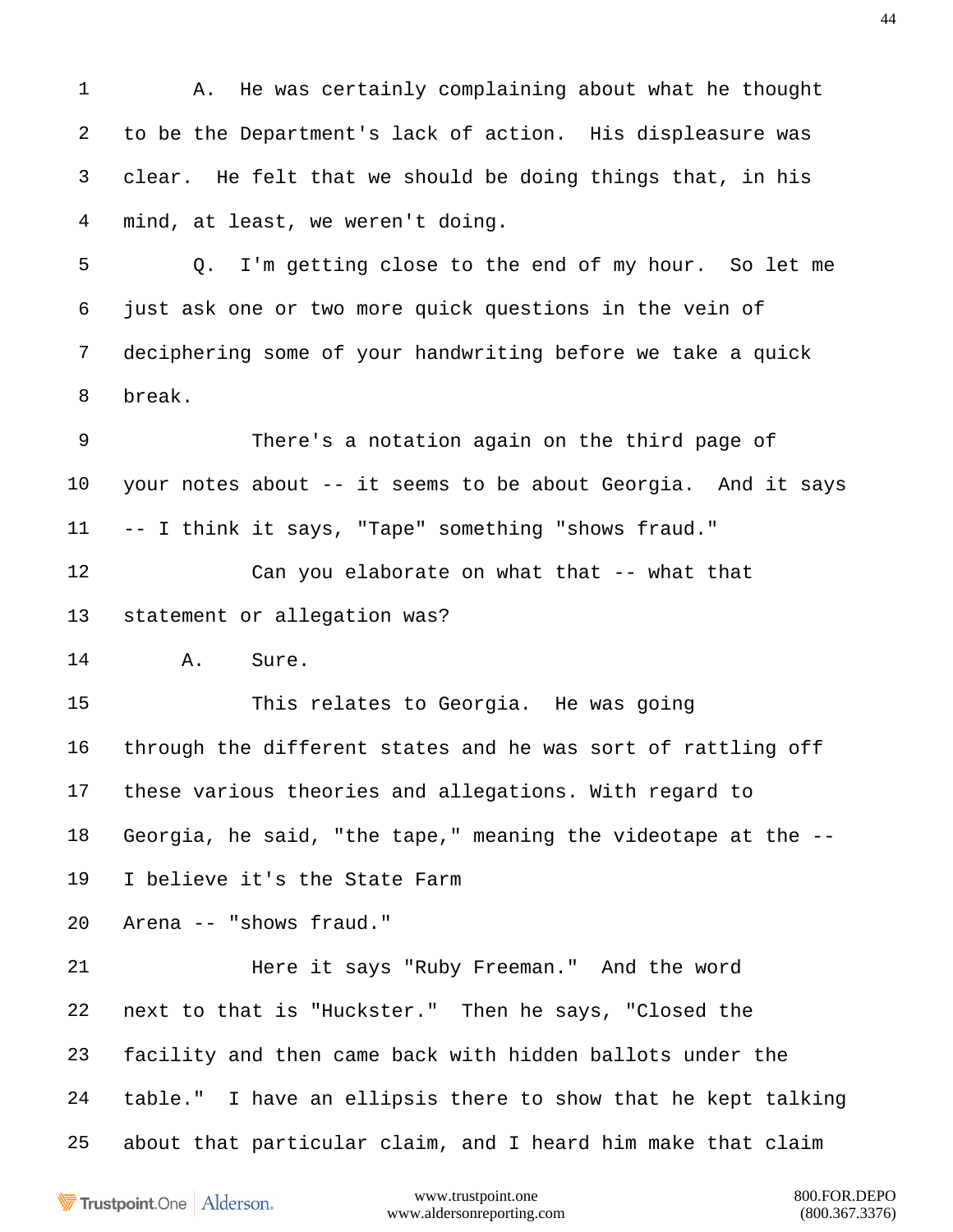1 A. He was certainly complaining about what he thought
2 to be the Department's lack of action. His displeasure was
3 clear. He felt that we should be doing things that, in his
4 mind, at least, we weren't doing.
5 Q. I'm getting close to the end of my hour. So let me
6 just ask one or two more quick questions in the vein of
7 deciphering some of your handwriting before we take a quick
8 break.
9 There's a notation again on the third page of
10 your notes about -- it seems to be about Georgia. And it says
11 -- I think it says, "Tape" something "shows fraud."
12 Can you elaborate on what that -- what that
13 statement or allegation was?
14 A. Sure.
15 This relates to Georgia. He was going
16 through the different states and he was sort of rattling off
17 these various theories and allegations. With regard to
18 Georgia, he said, "the tape," meaning the videotape at the --
19 I believe it's the State Farm
20 Arena -- "shows fraud."
21 Here it says "Ruby Freeman." And the word
22 next to that is "Huckster." Then he says, "Closed the
23 facility and then came back with hidden ballots under the
24 table." I have an ellipsis there to show that he kept talking
25 about that particular claim, and I heard him make that claim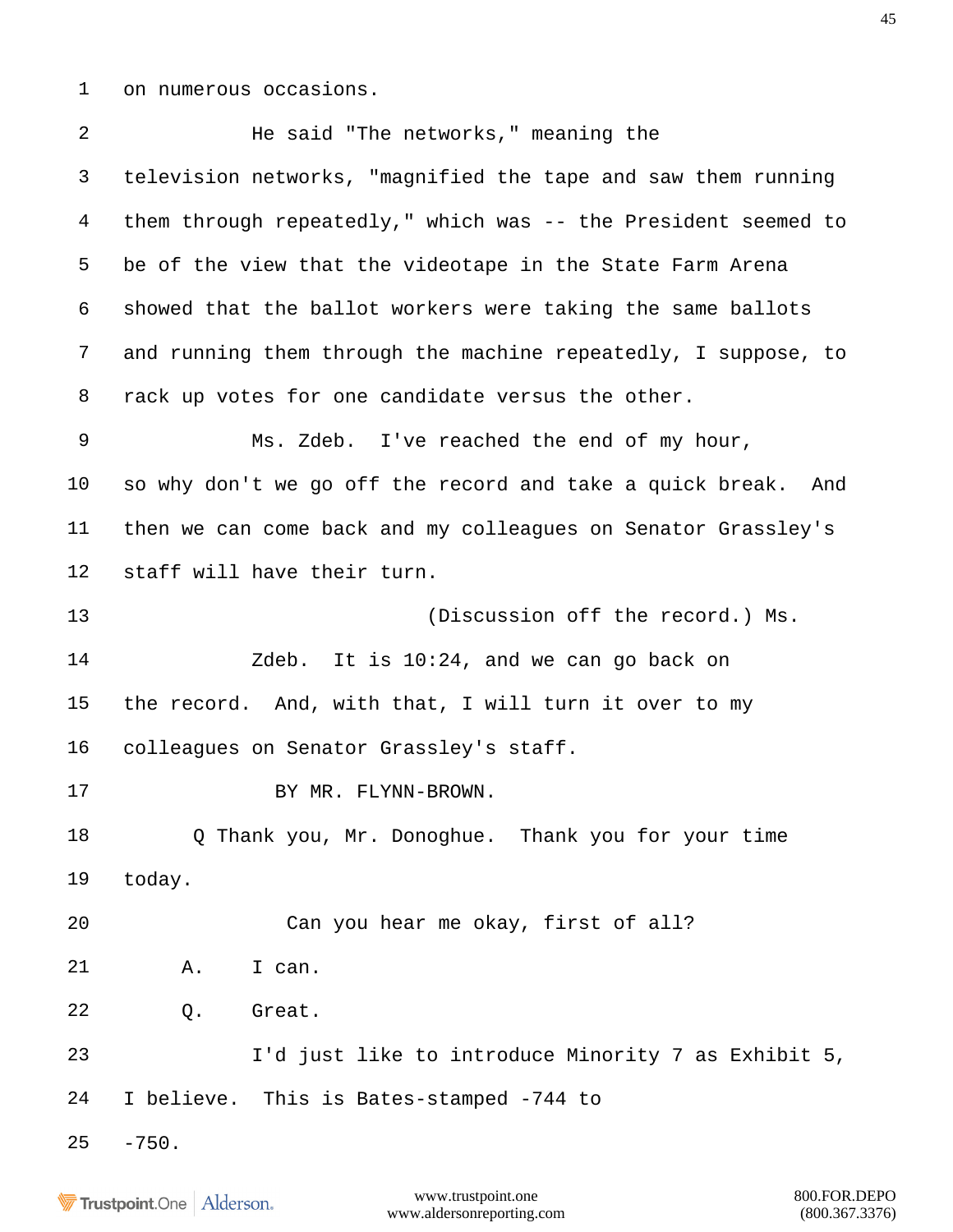1 on numerous occasions.

2 He said "The networks," meaning the

3 television networks, "magnified the tape and saw them running

4 them through repeatedly," which was -- the President seemed to

5 be of the view that the videotape in the State Farm Arena

6 showed that the ballot workers were taking the same ballots

7 and running them through the machine repeatedly, I suppose, to

8 rack up votes for one candidate versus the other.

9 Ms. Zdeb. I've reached the end of my hour,

10 so why don't we go off the record and take a quick break. And

11 then we can come back and my colleagues on Senator Grassley's

12 staff will have their turn.

13 (Discussion off the record.) Ms.

14 Zdeb. It is 10:24, and we can go back on

15 the record. And, with that, I will turn it over to my

16 colleagues on Senator Grassley's staff.

17 BY MR. FLYNN-BROWN.

18 Q Thank you, Mr. Donoghue. Thank you for your time

19 today.

20 Can you hear me okay, first of all?

21 A. I can.

22 Q. Great.

23 I'd just like to introduce Minority 7 as Exhibit 5,

24 I believe. This is Bates-stamped -744 to

25 -750.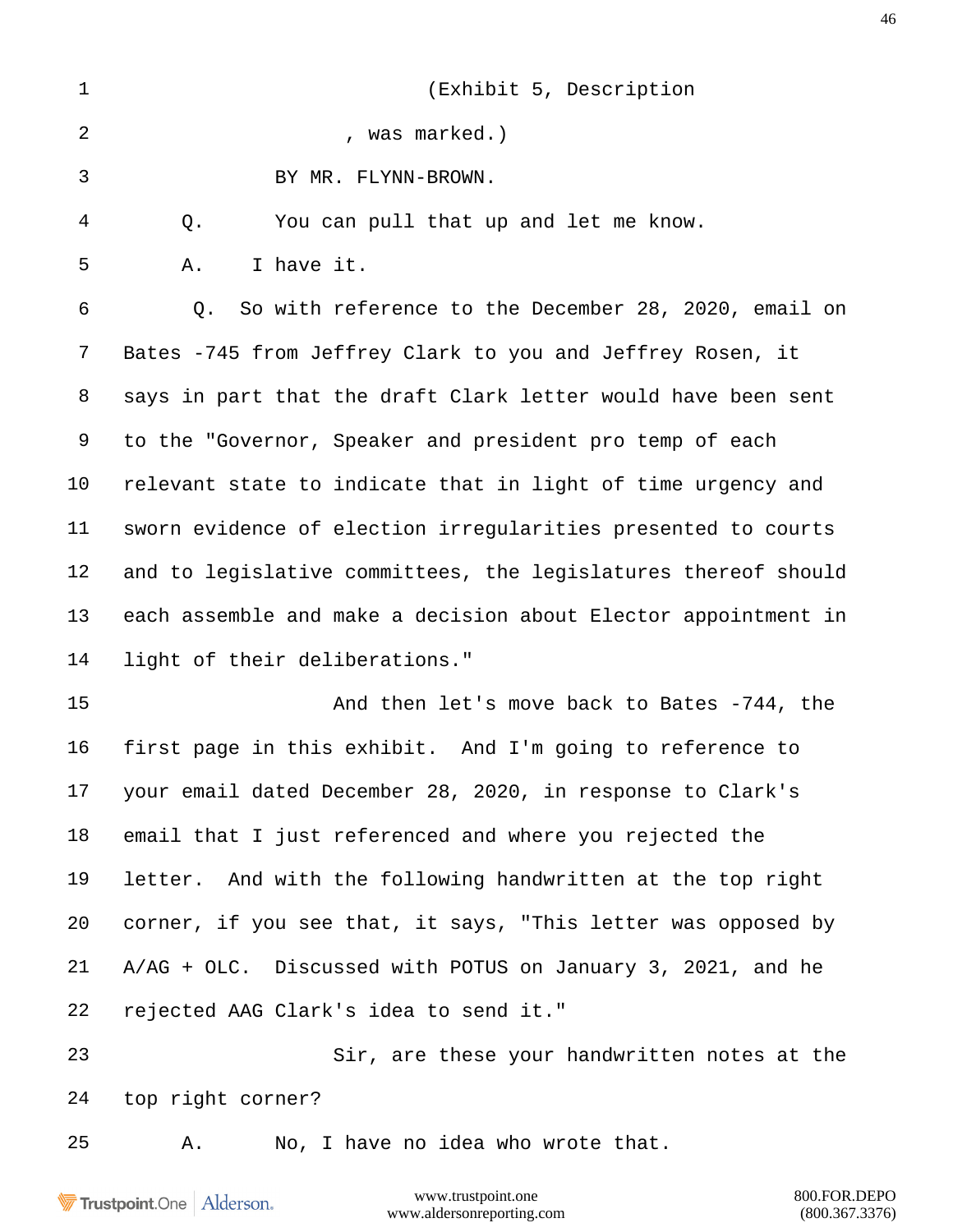1 (Exhibit 5, Description

2 , was marked.)

3 BY MR. FLYNN-BROWN.

4 Q. You can pull that up and let me know.

5 A. I have it.

6 Q. So with reference to the December 28, 2020, email on

7 Bates -745 from Jeffrey Clark to you and Jeffrey Rosen, it

8 says in part that the draft Clark letter would have been sent

9 to the "Governor, Speaker and president pro temp of each

10 relevant state to indicate that in light of time urgency and

11 sworn evidence of election irregularities presented to courts

12 and to legislative committees, the legislatures thereof should

13 each assemble and make a decision about Elector appointment in

14 light of their deliberations."

15 And then let's move back to Bates -744, the

16 first page in this exhibit. And I'm going to reference to

17 your email dated December 28, 2020, in response to Clark's

18 email that I just referenced and where you rejected the

19 letter. And with the following handwritten at the top right

20 corner, if you see that, it says, "This letter was opposed by

21 A/AG + OLC. Discussed with POTUS on January 3, 2021, and he

22 rejected AAG Clark's idea to send it."

23 Sir, are these your handwritten notes at the

24 top right corner?

25 A. No, I have no idea who wrote that.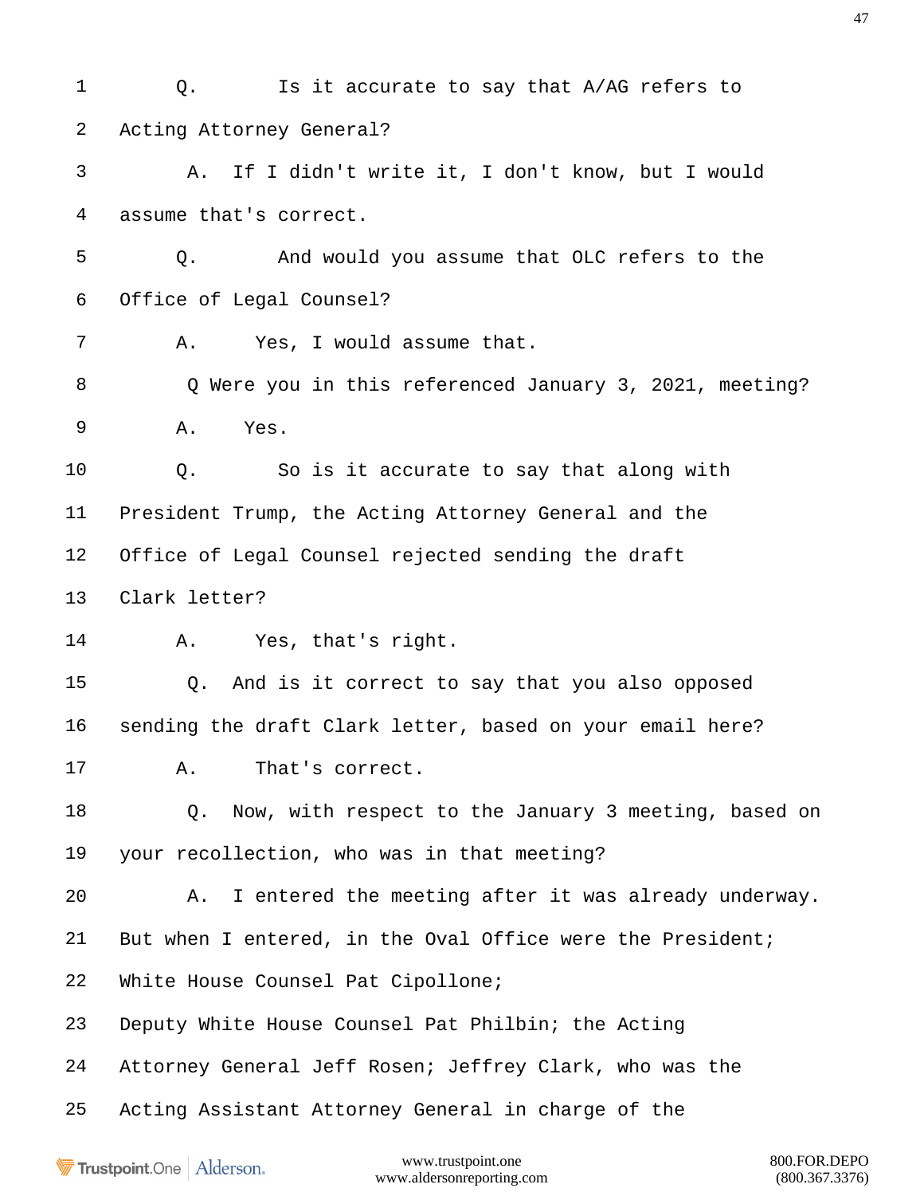Q. Is it accurate to say that A/AG refers to Acting Attorney General?

A. If I didn't write it, I don't know, but I would assume that's correct.

Q. And would you assume that OLC refers to the Office of Legal Counsel?

A. Yes, I would assume that.

Q Were you in this referenced January 3, 2021, meeting?

A. Yes.

Q. So is it accurate to say that along with President Trump, the Acting Attorney General and the Office of Legal Counsel rejected sending the draft Clark letter?

A. Yes, that's right.

Q. And is it correct to say that you also opposed sending the draft Clark letter, based on your email here?

A. That's correct.

Q. Now, with respect to the January 3 meeting, based on your recollection, who was in that meeting?

A. I entered the meeting after it was already underway. But when I entered, in the Oval Office were the President; White House Counsel Pat Cipollone; Deputy White House Counsel Pat Philbin; the Acting Attorney General Jeff Rosen; Jeffrey Clark, who was the Acting Assistant Attorney General in charge of the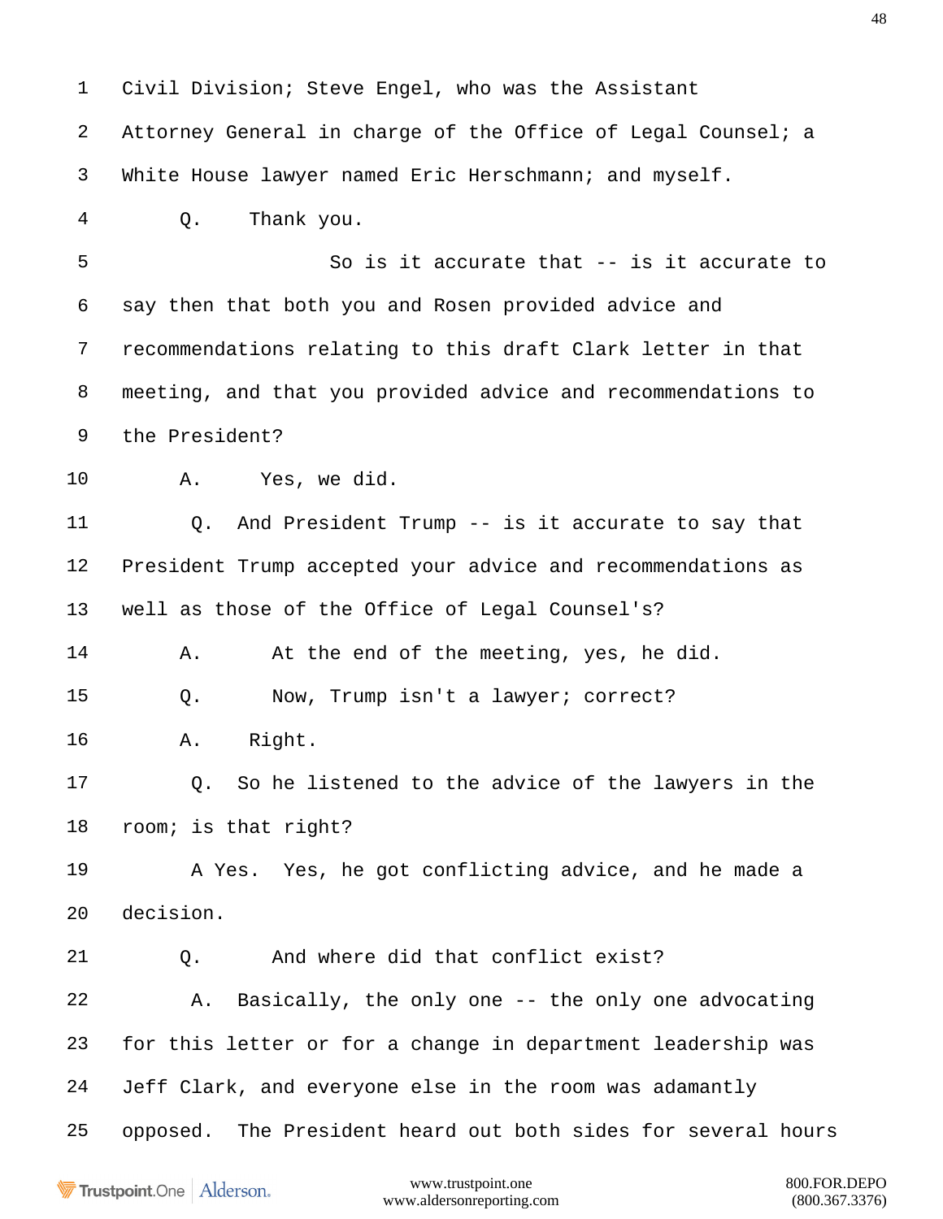1 Civil Division; Steve Engel, who was the Assistant
2 Attorney General in charge of the Office of Legal Counsel; a
3 White House lawyer named Eric Herschmann; and myself.
4 Q. Thank you.
5 So is it accurate that -- is it accurate to
6 say then that both you and Rosen provided advice and
7 recommendations relating to this draft Clark letter in that
8 meeting, and that you provided advice and recommendations to
9 the President?
10 A. Yes, we did.
11 Q. And President Trump -- is it accurate to say that
12 President Trump accepted your advice and recommendations as
13 well as those of the Office of Legal Counsel's?
14 A. At the end of the meeting, yes, he did.
15 Q. Now, Trump isn't a lawyer; correct?
16 A. Right.
17 Q. So he listened to the advice of the lawyers in the
18 room; is that right?
19 A Yes. Yes, he got conflicting advice, and he made a
20 decision.
21 Q. And where did that conflict exist?
22 A. Basically, the only one -- the only one advocating
23 for this letter or for a change in department leadership was
24 Jeff Clark, and everyone else in the room was adamantly
25 opposed. The President heard out both sides for several hours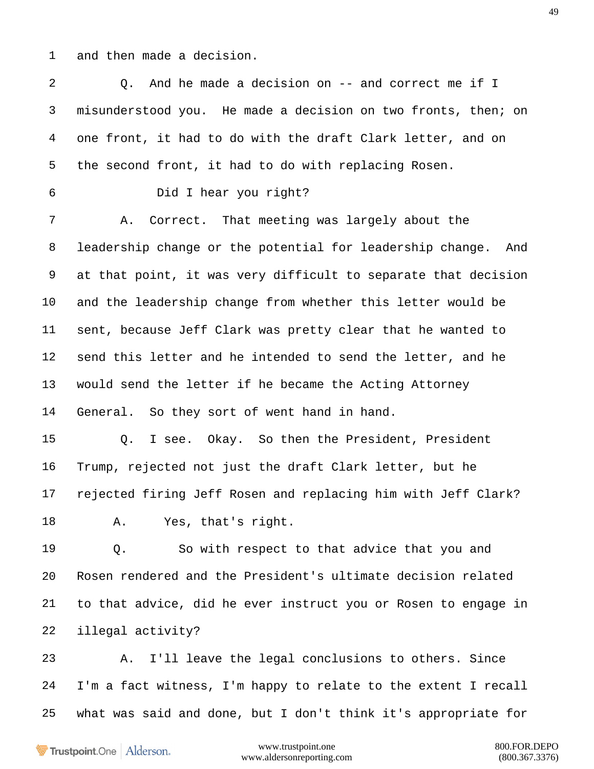1 and then made a decision.

2 Q. And he made a decision on -- and correct me if I

3 misunderstood you. He made a decision on two fronts, then; on

4 one front, it had to do with the draft Clark letter, and on

5 the second front, it had to do with replacing Rosen.

6 Did I hear you right?

7 A. Correct. That meeting was largely about the

8 leadership change or the potential for leadership change. And

9 at that point, it was very difficult to separate that decision

10 and the leadership change from whether this letter would be

11 sent, because Jeff Clark was pretty clear that he wanted to

12 send this letter and he intended to send the letter, and he

13 would send the letter if he became the Acting Attorney

14 General. So they sort of went hand in hand.

15 Q. I see. Okay. So then the President, President

16 Trump, rejected not just the draft Clark letter, but he

17 rejected firing Jeff Rosen and replacing him with Jeff Clark?

18 A. Yes, that's right.

19 Q. So with respect to that advice that you and

20 Rosen rendered and the President's ultimate decision related

21 to that advice, did he ever instruct you or Rosen to engage in

22 illegal activity?

23 A. I'll leave the legal conclusions to others. Since

24 I'm a fact witness, I'm happy to relate to the extent I recall

25 what was said and done, but I don't think it's appropriate for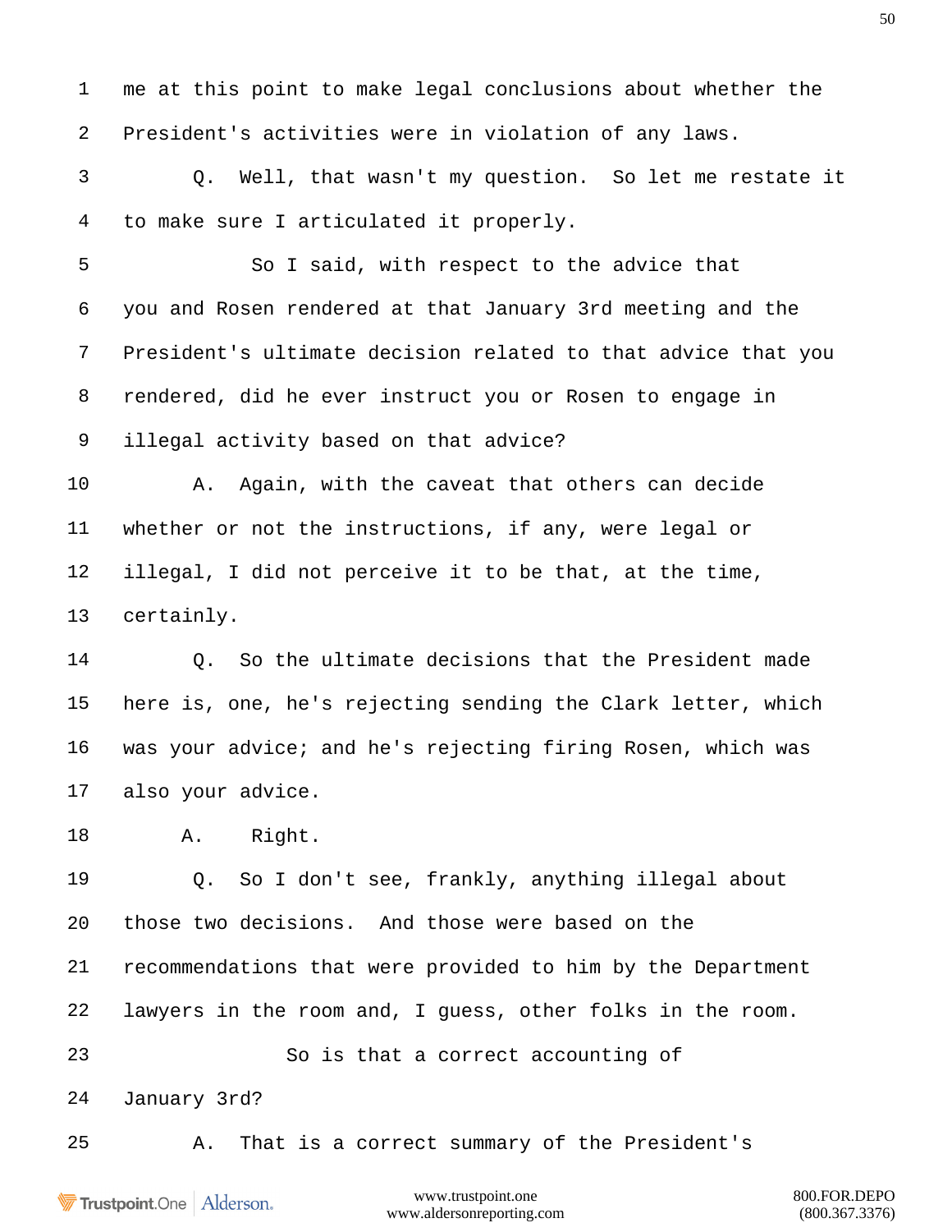1 me at this point to make legal conclusions about whether the

2 President's activities were in violation of any laws.

3 Q. Well, that wasn't my question. So let me restate it

4 to make sure I articulated it properly.

5 So I said, with respect to the advice that

6 you and Rosen rendered at that January 3rd meeting and the

7 President's ultimate decision related to that advice that you

8 rendered, did he ever instruct you or Rosen to engage in

9 illegal activity based on that advice?

10 A. Again, with the caveat that others can decide

11 whether or not the instructions, if any, were legal or

12 illegal, I did not perceive it to be that, at the time,

13 certainly.

14 Q. So the ultimate decisions that the President made

15 here is, one, he's rejecting sending the Clark letter, which

16 was your advice; and he's rejecting firing Rosen, which was

17 also your advice.

18 A. Right.

19 Q. So I don't see, frankly, anything illegal about

20 those two decisions. And those were based on the

21 recommendations that were provided to him by the Department

22 lawyers in the room and, I guess, other folks in the room.

23 So is that a correct accounting of

24 January 3rd?

25 A. That is a correct summary of the President's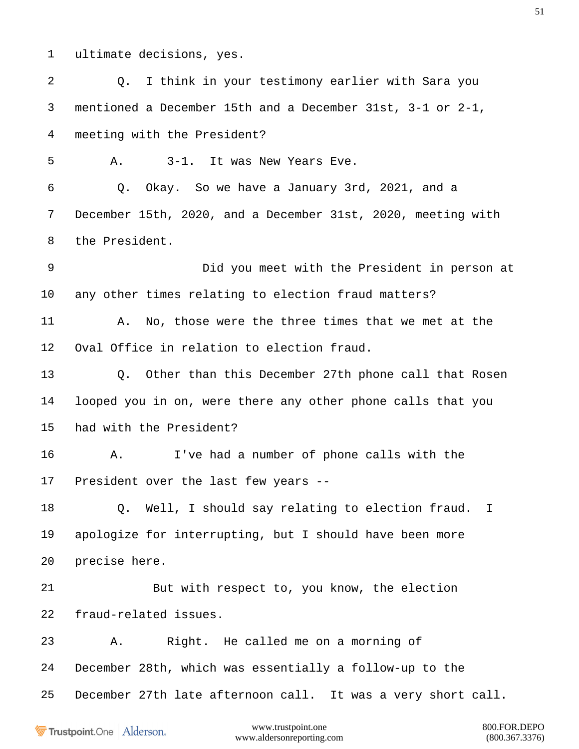1 ultimate decisions, yes.

2 Q. I think in your testimony earlier with Sara you

3 mentioned a December 15th and a December 31st, 3-1 or 2-1,

4 meeting with the President?

5 A. 3-1. It was New Years Eve.

6 Q. Okay. So we have a January 3rd, 2021, and a

7 December 15th, 2020, and a December 31st, 2020, meeting with

8 the President.

9 Did you meet with the President in person at

10 any other times relating to election fraud matters?

11 A. No, those were the three times that we met at the

12 Oval Office in relation to election fraud.

13 Q. Other than this December 27th phone call that Rosen

14 looped you in on, were there any other phone calls that you

15 had with the President?

16 A. I've had a number of phone calls with the

17 President over the last few years --

18 Q. Well, I should say relating to election fraud. I

19 apologize for interrupting, but I should have been more

20 precise here.

21 But with respect to, you know, the election

22 fraud-related issues.

23 A. Right. He called me on a morning of

24 December 28th, which was essentially a follow-up to the

25 December 27th late afternoon call. It was a very short call.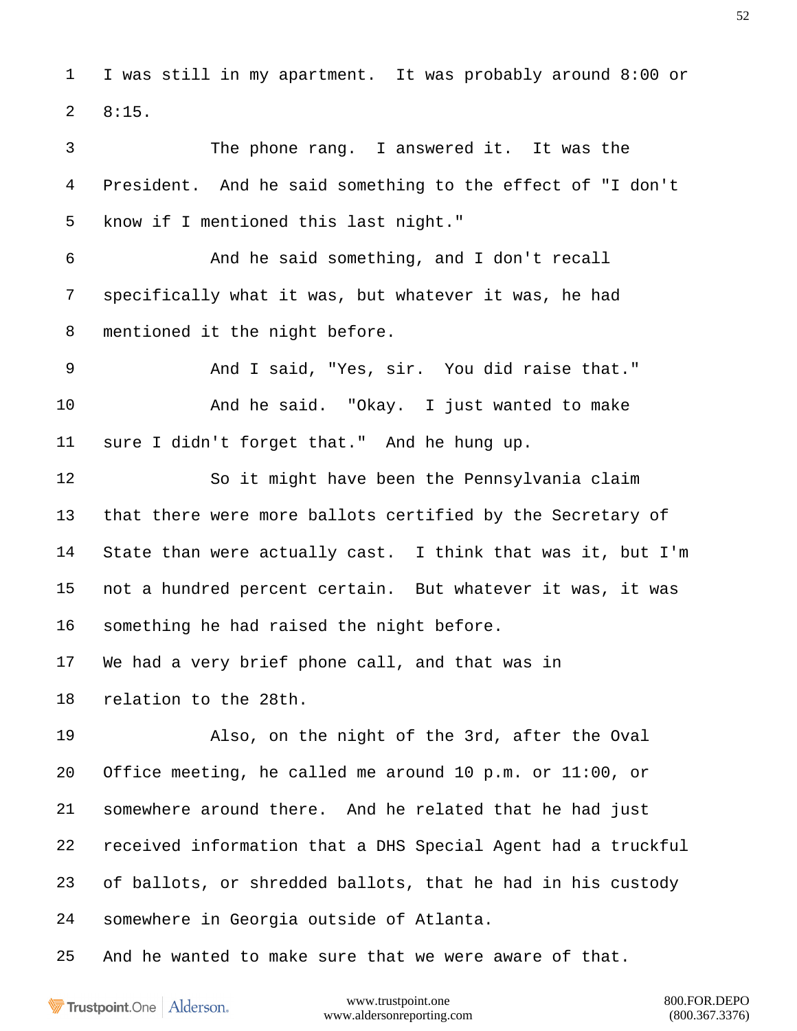1 I was still in my apartment. It was probably around 8:00 or

2 8:15.

3 The phone rang. I answered it. It was the

4 President. And he said something to the effect of "I don't

5 know if I mentioned this last night."

6 And he said something, and I don't recall

7 specifically what it was, but whatever it was, he had

8 mentioned it the night before.

9 And I said, "Yes, sir. You did raise that."

10 And he said. "Okay. I just wanted to make

11 sure I didn't forget that." And he hung up.

12 So it might have been the Pennsylvania claim

13 that there were more ballots certified by the Secretary of

14 State than were actually cast. I think that was it, but I'm

15 not a hundred percent certain. But whatever it was, it was

16 something he had raised the night before.

17 We had a very brief phone call, and that was in

18 relation to the 28th.

19 Also, on the night of the 3rd, after the Oval

20 Office meeting, he called me around 10 p.m. or 11:00, or

21 somewhere around there. And he related that he had just

22 received information that a DHS Special Agent had a truckful

23 of ballots, or shredded ballots, that he had in his custody

24 somewhere in Georgia outside of Atlanta.

25 And he wanted to make sure that we were aware of that.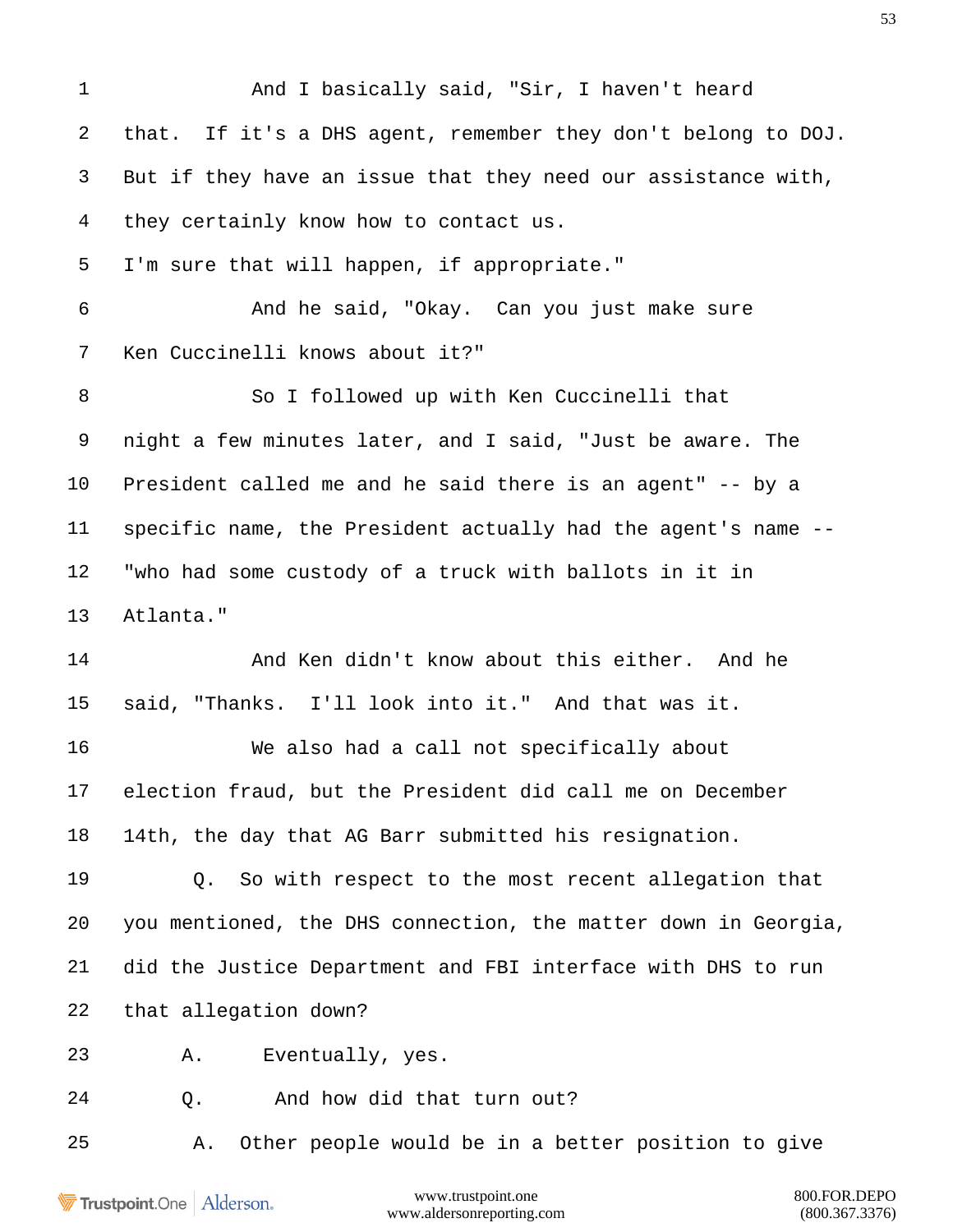1 And I basically said, "Sir, I haven't heard
2 that. If it's a DHS agent, remember they don't belong to DOJ.
3 But if they have an issue that they need our assistance with,
4 they certainly know how to contact us.
5 I'm sure that will happen, if appropriate."
6 And he said, "Okay. Can you just make sure
7 Ken Cuccinelli knows about it?"
8 So I followed up with Ken Cuccinelli that
9 night a few minutes later, and I said, "Just be aware. The
10 President called me and he said there is an agent" -- by a
11 specific name, the President actually had the agent's name --
12 "who had some custody of a truck with ballots in it in
13 Atlanta."
14 And Ken didn't know about this either. And he
15 said, "Thanks. I'll look into it." And that was it.
16 We also had a call not specifically about
17 election fraud, but the President did call me on December
18 14th, the day that AG Barr submitted his resignation.
19 Q. So with respect to the most recent allegation that
20 you mentioned, the DHS connection, the matter down in Georgia,
21 did the Justice Department and FBI interface with DHS to run
22 that allegation down?
23 A. Eventually, yes.
24 Q. And how did that turn out?
25 A. Other people would be in a better position to give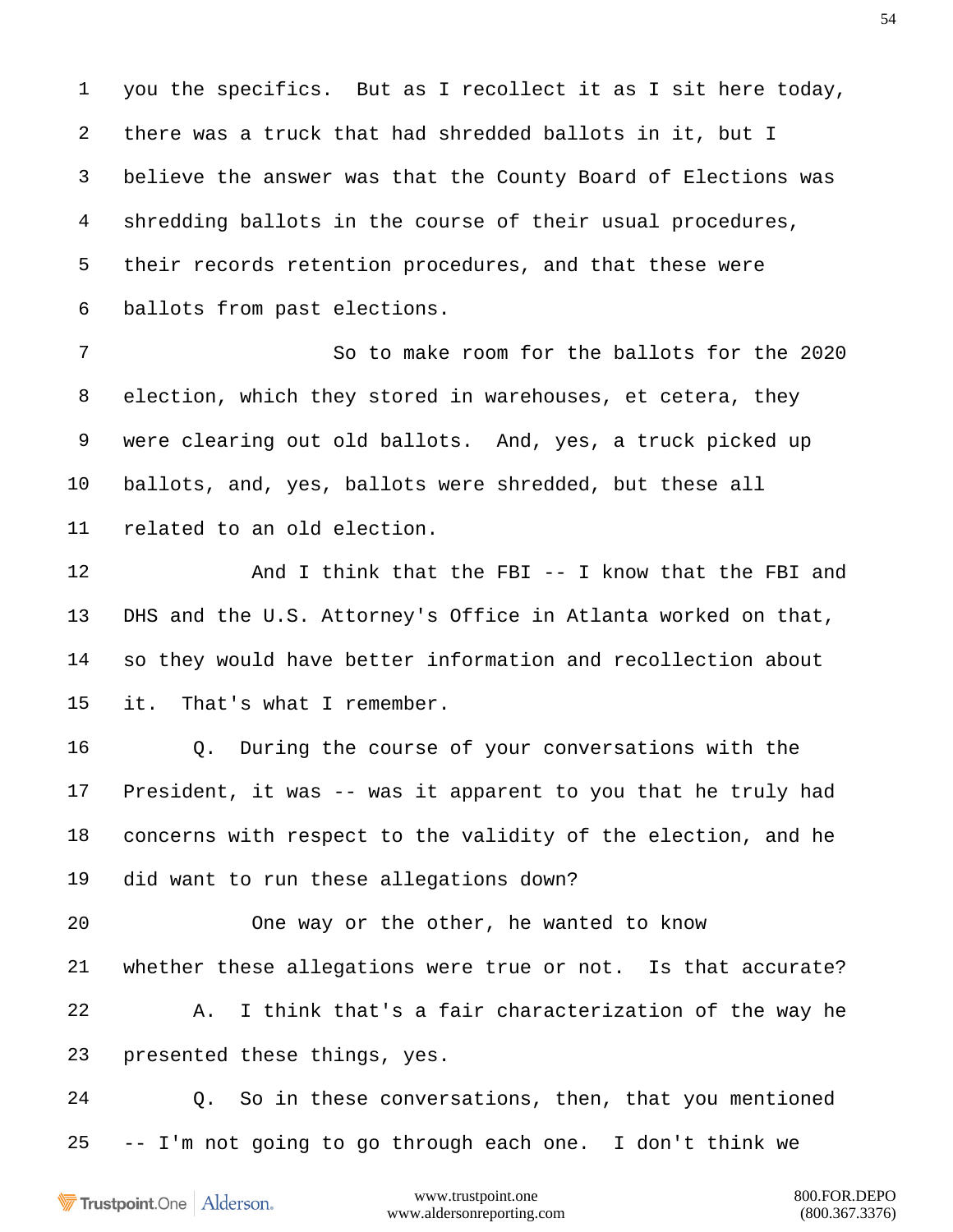1 you the specifics. But as I recollect it as I sit here today,

2 there was a truck that had shredded ballots in it, but I

3 believe the answer was that the County Board of Elections was

4 shredding ballots in the course of their usual procedures,

5 their records retention procedures, and that these were

6 ballots from past elections.

7 So to make room for the ballots for the 2020

8 election, which they stored in warehouses, et cetera, they

9 were clearing out old ballots. And, yes, a truck picked up

10 ballots, and, yes, ballots were shredded, but these all

11 related to an old election.

12 And I think that the FBI -- I know that the FBI and

13 DHS and the U.S. Attorney's Office in Atlanta worked on that,

14 so they would have better information and recollection about

15 it. That's what I remember.

16 Q. During the course of your conversations with the

17 President, it was -- was it apparent to you that he truly had

18 concerns with respect to the validity of the election, and he

19 did want to run these allegations down?

20 One way or the other, he wanted to know

21 whether these allegations were true or not. Is that accurate?

22 A. I think that's a fair characterization of the way he

23 presented these things, yes.

24 Q. So in these conversations, then, that you mentioned

25 -- I'm not going to go through each one. I don't think we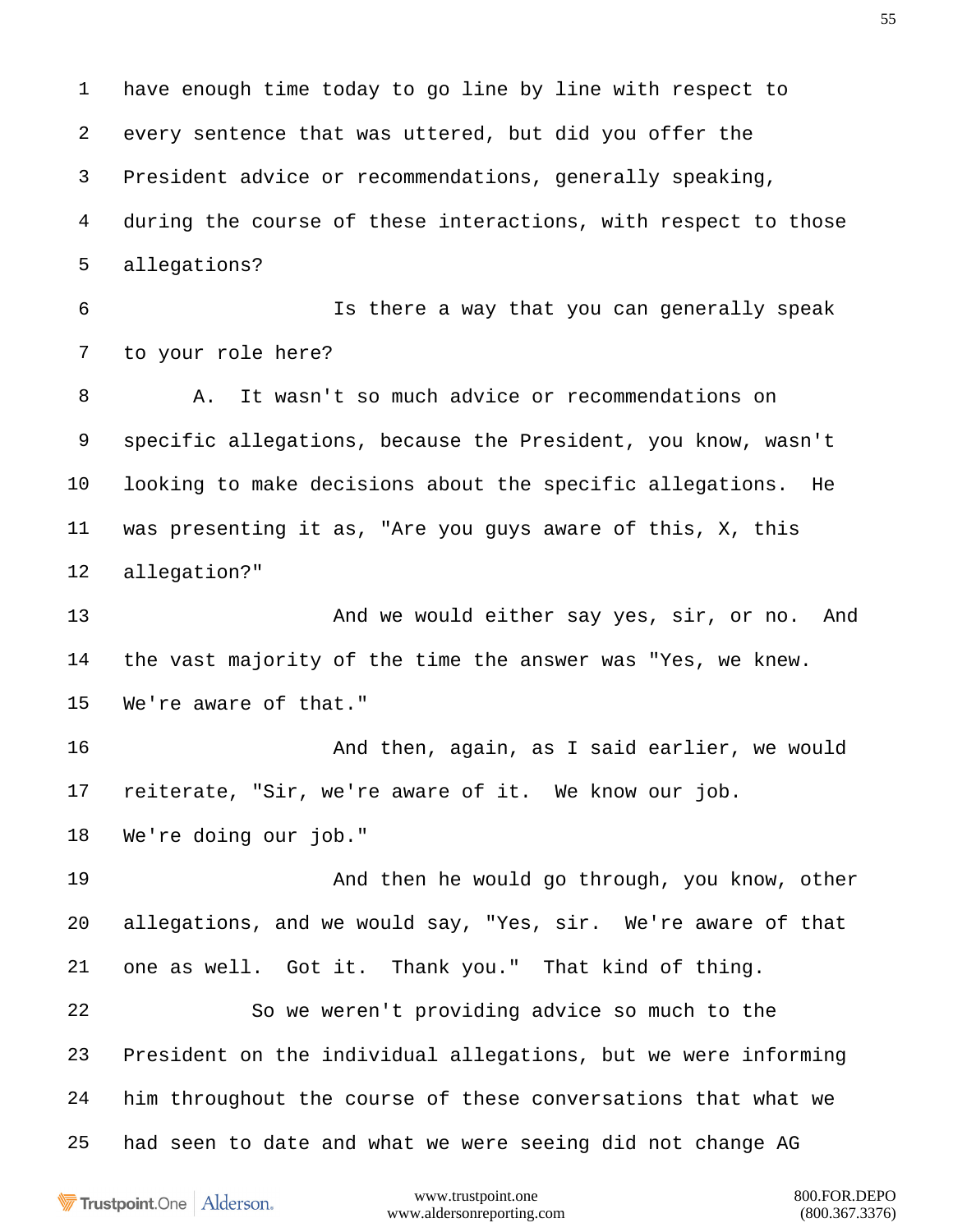have enough time today to go line by line with respect to every sentence that was uttered, but did you offer the President advice or recommendations, generally speaking, during the course of these interactions, with respect to those allegations?

Is there a way that you can generally speak to your role here?

A. It wasn't so much advice or recommendations on specific allegations, because the President, you know, wasn't looking to make decisions about the specific allegations. He was presenting it as, "Are you guys aware of this, X, this allegation?"

And we would either say yes, sir, or no. And the vast majority of the time the answer was "Yes, we knew. We're aware of that."

And then, again, as I said earlier, we would reiterate, "Sir, we're aware of it. We know our job. We're doing our job."

And then he would go through, you know, other allegations, and we would say, "Yes, sir. We're aware of that one as well. Got it. Thank you." That kind of thing.

So we weren't providing advice so much to the President on the individual allegations, but we were informing him throughout the course of these conversations that what we had seen to date and what we were seeing did not change AG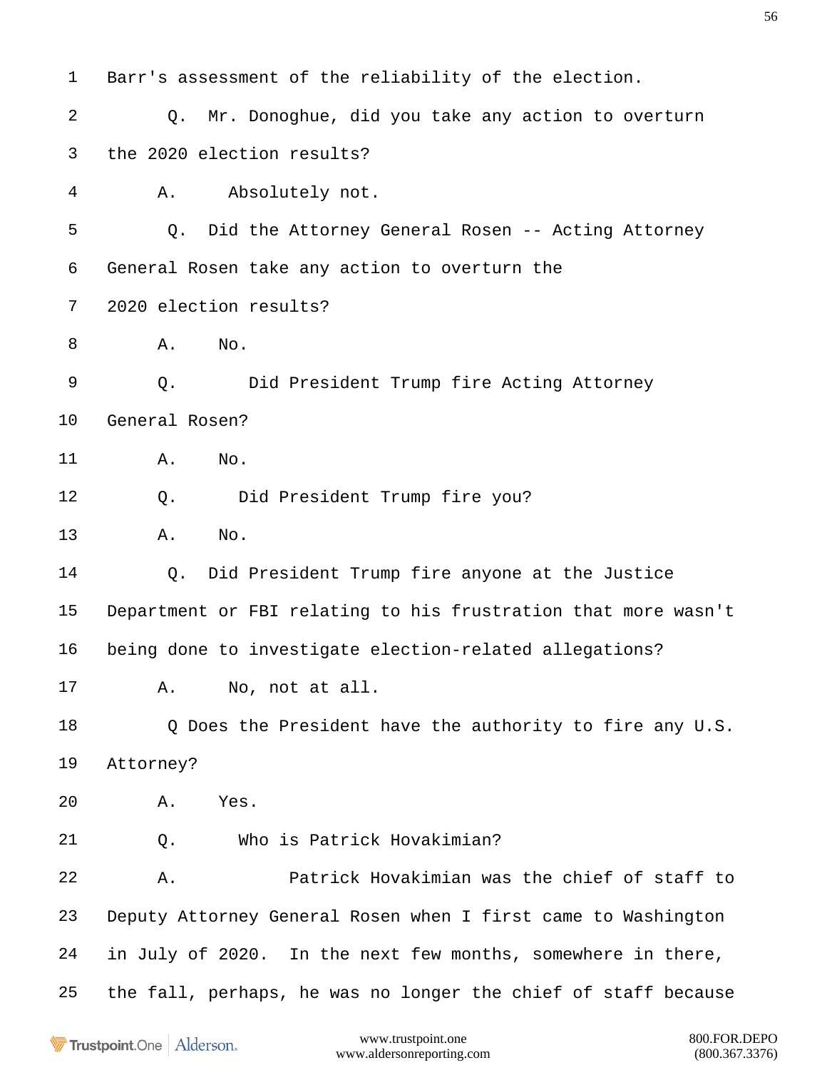1 Barr's assessment of the reliability of the election.

2 Q. Mr. Donoghue, did you take any action to overturn

3 the 2020 election results?

4 A. Absolutely not.

5 Q. Did the Attorney General Rosen -- Acting Attorney

6 General Rosen take any action to overturn the

7 2020 election results?

8 A. No.

9 Q. Did President Trump fire Acting Attorney

10 General Rosen?

11 A. No.

12 Q. Did President Trump fire you?

13 A. No.

14 Q. Did President Trump fire anyone at the Justice

15 Department or FBI relating to his frustration that more wasn't

16 being done to investigate election-related allegations?

17 A. No, not at all.

18 Q Does the President have the authority to fire any U.S.

19 Attorney?

20 A. Yes.

21 Q. Who is Patrick Hovakimian?

22 A. Patrick Hovakimian was the chief of staff to

23 Deputy Attorney General Rosen when I first came to Washington

24 in July of 2020. In the next few months, somewhere in there,

25 the fall, perhaps, he was no longer the chief of staff because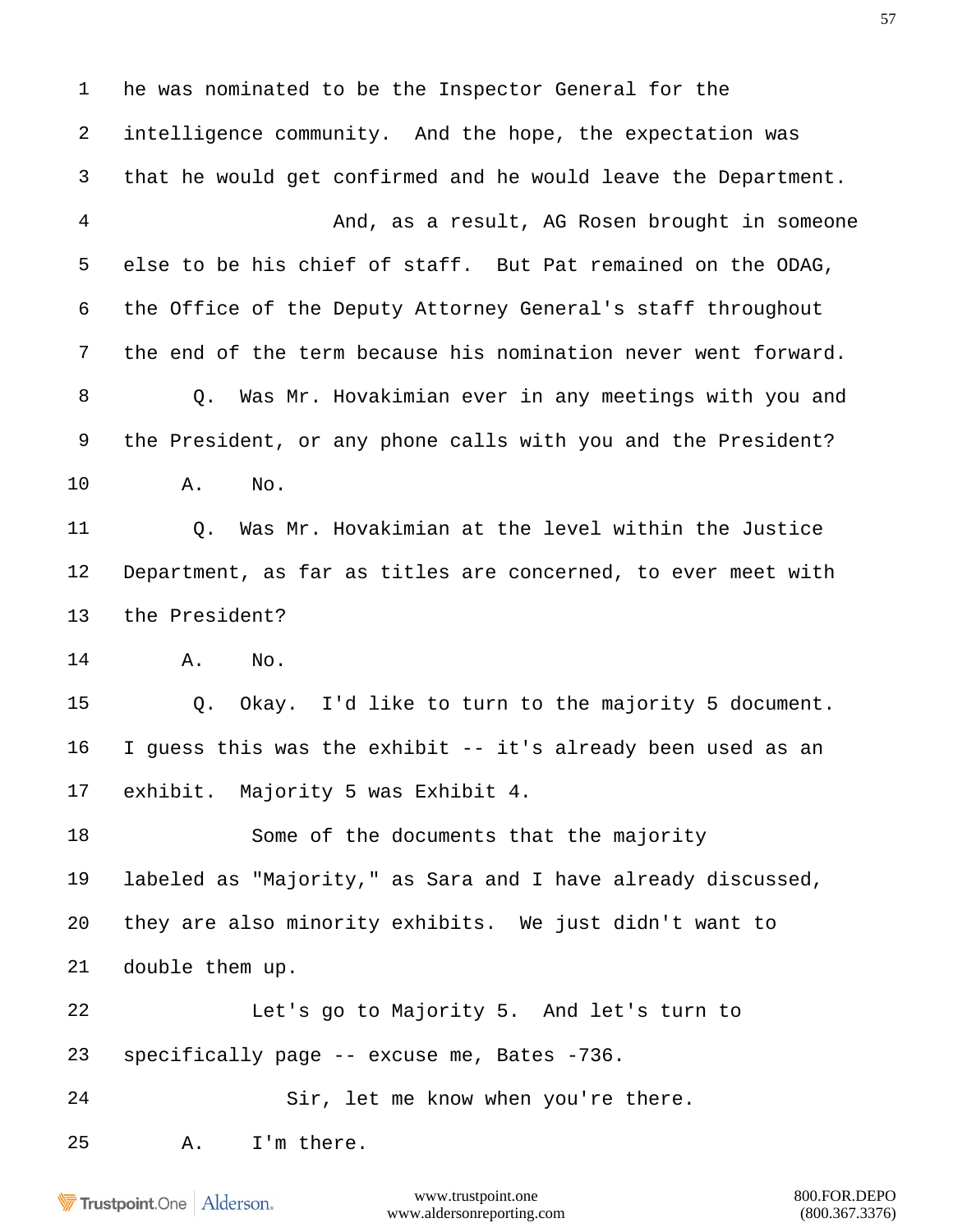he was nominated to be the Inspector General for the intelligence community. And the hope, the expectation was that he would get confirmed and he would leave the Department.

And, as a result, AG Rosen brought in someone else to be his chief of staff. But Pat remained on the ODAG, the Office of the Deputy Attorney General's staff throughout the end of the term because his nomination never went forward.

Q. Was Mr. Hovakimian ever in any meetings with you and the President, or any phone calls with you and the President?

A. No.

Q. Was Mr. Hovakimian at the level within the Justice Department, as far as titles are concerned, to ever meet with the President?

A. No.

Q. Okay. I'd like to turn to the majority 5 document. I guess this was the exhibit -- it's already been used as an exhibit. Majority 5 was Exhibit 4.

Some of the documents that the majority labeled as "Majority," as Sara and I have already discussed, they are also minority exhibits. We just didn't want to double them up.

Let's go to Majority 5. And let's turn to specifically page -- excuse me, Bates -736.

Sir, let me know when you're there.

A. I'm there.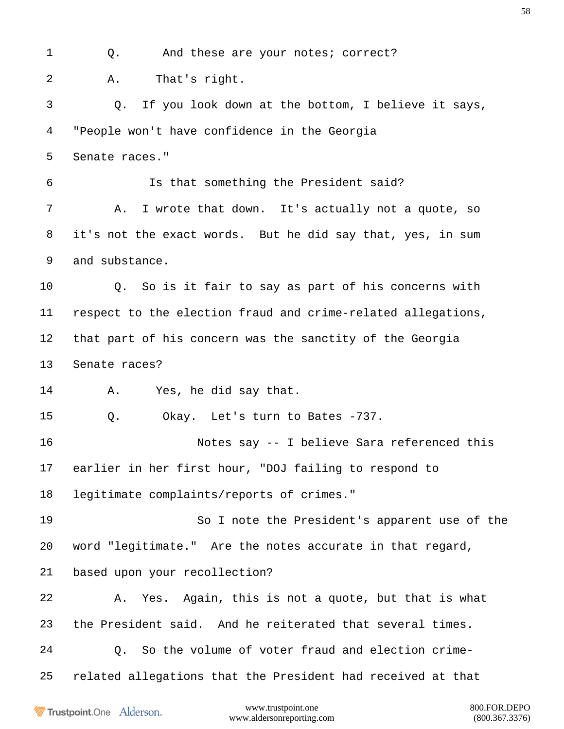1 Q. And these are your notes; correct?

2 A. That's right.

3 Q. If you look down at the bottom, I believe it says,

4 "People won't have confidence in the Georgia

5 Senate races."

6 Is that something the President said?

7 A. I wrote that down. It's actually not a quote, so

8 it's not the exact words. But he did say that, yes, in sum

9 and substance.

10 Q. So is it fair to say as part of his concerns with

11 respect to the election fraud and crime-related allegations,

12 that part of his concern was the sanctity of the Georgia

13 Senate races?

14 A. Yes, he did say that.

15 Q. Okay. Let's turn to Bates -737.

16 Notes say -- I believe Sara referenced this

17 earlier in her first hour, "DOJ failing to respond to

18 legitimate complaints/reports of crimes."

19 So I note the President's apparent use of the

20 word "legitimate." Are the notes accurate in that regard,

21 based upon your recollection?

22 A. Yes. Again, this is not a quote, but that is what

23 the President said. And he reiterated that several times.

24 Q. So the volume of voter fraud and election crime-

25 related allegations that the President had received at that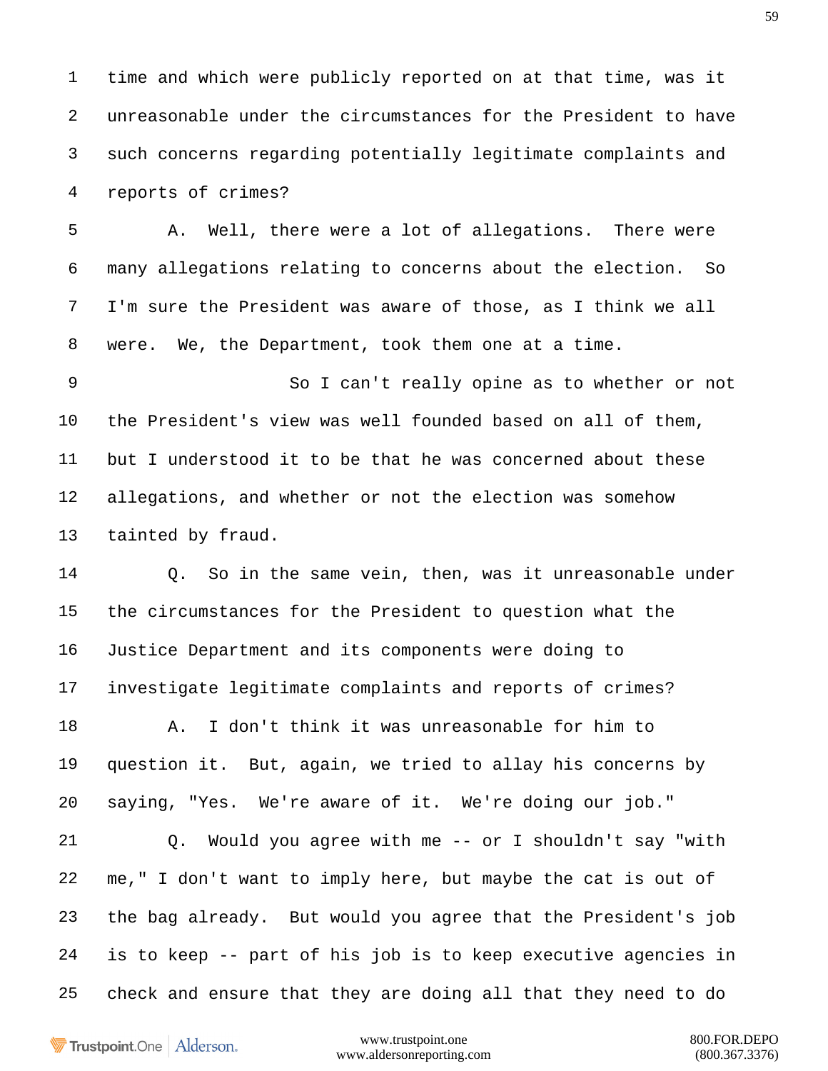1 time and which were publicly reported on at that time, was it
2 unreasonable under the circumstances for the President to have
3 such concerns regarding potentially legitimate complaints and
4 reports of crimes?

5 A. Well, there were a lot of allegations. There were
6 many allegations relating to concerns about the election. So
7 I'm sure the President was aware of those, as I think we all
8 were. We, the Department, took them one at a time.

9 So I can't really opine as to whether or not
10 the President's view was well founded based on all of them,
11 but I understood it to be that he was concerned about these
12 allegations, and whether or not the election was somehow
13 tainted by fraud.

14 Q. So in the same vein, then, was it unreasonable under
15 the circumstances for the President to question what the
16 Justice Department and its components were doing to
17 investigate legitimate complaints and reports of crimes?

18 A. I don't think it was unreasonable for him to
19 question it. But, again, we tried to allay his concerns by
20 saying, "Yes. We're aware of it. We're doing our job."

21 Q. Would you agree with me -- or I shouldn't say "with
22 me," I don't want to imply here, but maybe the cat is out of
23 the bag already. But would you agree that the President's job
24 is to keep -- part of his job is to keep executive agencies in
25 check and ensure that they are doing all that they need to do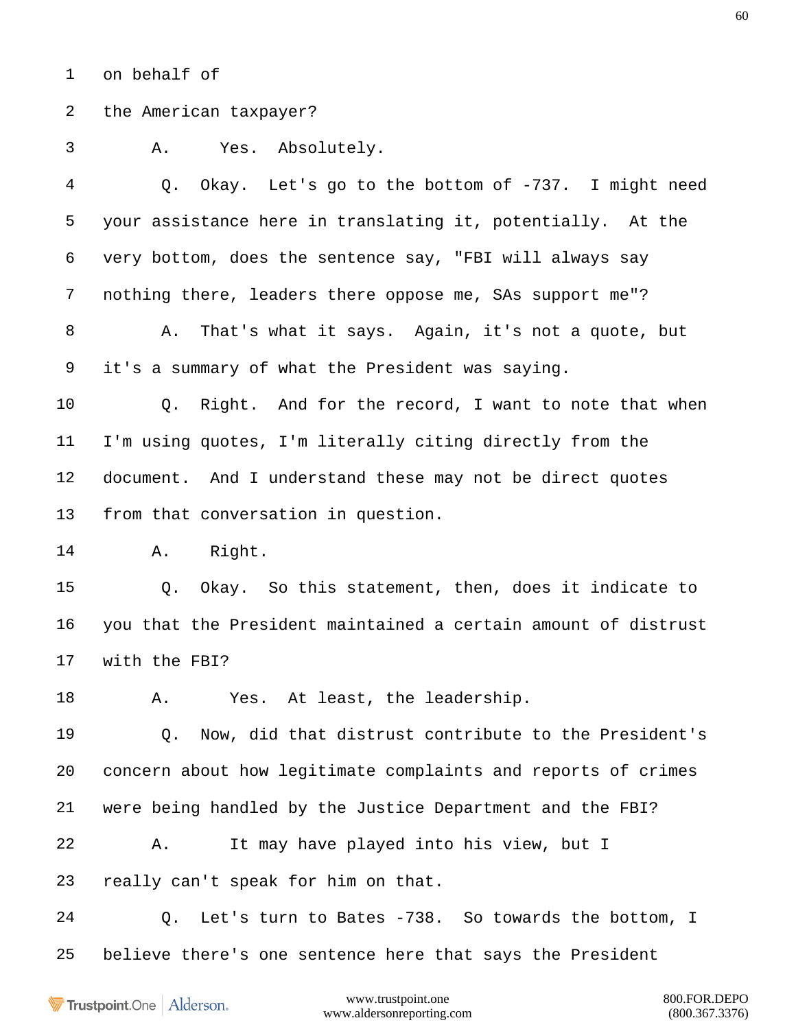1 on behalf of

2 the American taxpayer?

3 A. Yes. Absolutely.

4 Q. Okay. Let's go to the bottom of -737. I might need

5 your assistance here in translating it, potentially. At the

6 very bottom, does the sentence say, "FBI will always say

7 nothing there, leaders there oppose me, SAs support me"?

8 A. That's what it says. Again, it's not a quote, but

9 it's a summary of what the President was saying.

10 Q. Right. And for the record, I want to note that when

11 I'm using quotes, I'm literally citing directly from the

12 document. And I understand these may not be direct quotes

13 from that conversation in question.

14 A. Right.

15 Q. Okay. So this statement, then, does it indicate to

16 you that the President maintained a certain amount of distrust

17 with the FBI?

18 A. Yes. At least, the leadership.

19 Q. Now, did that distrust contribute to the President's

20 concern about how legitimate complaints and reports of crimes

21 were being handled by the Justice Department and the FBI?

22 A. It may have played into his view, but I

23 really can't speak for him on that.

24 Q. Let's turn to Bates -738. So towards the bottom, I

25 believe there's one sentence here that says the President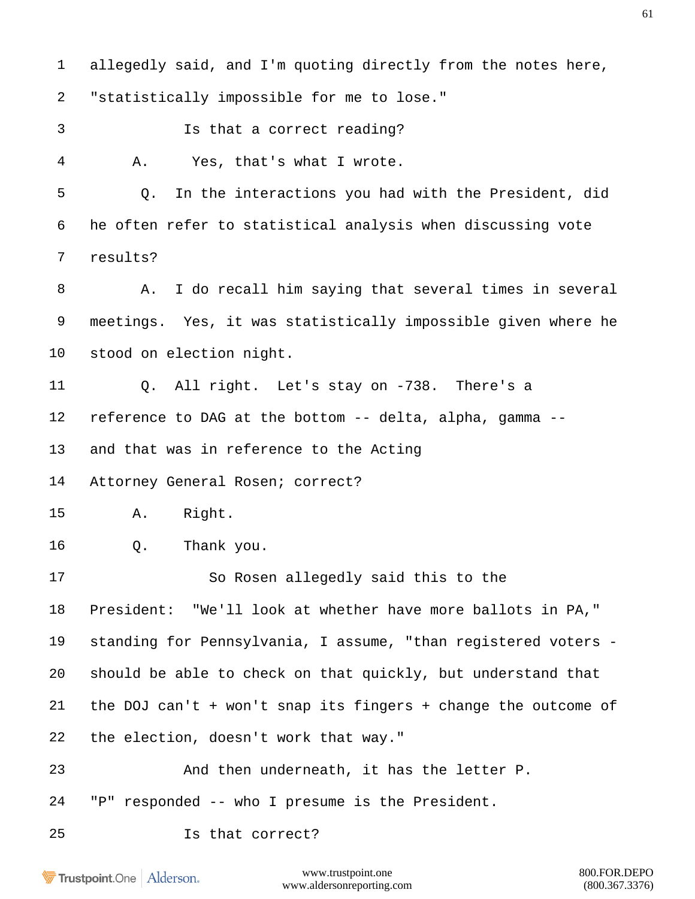1 allegedly said, and I'm quoting directly from the notes here,

2 "statistically impossible for me to lose."

3 Is that a correct reading?

4 A. Yes, that's what I wrote.

5 Q. In the interactions you had with the President, did

6 he often refer to statistical analysis when discussing vote

7 results?

8 A. I do recall him saying that several times in several

9 meetings. Yes, it was statistically impossible given where he

10 stood on election night.

11 Q. All right. Let's stay on -738. There's a

12 reference to DAG at the bottom -- delta, alpha, gamma --

13 and that was in reference to the Acting

14 Attorney General Rosen; correct?

15 A. Right.

16 Q. Thank you.

17 So Rosen allegedly said this to the

18 President: "We'll look at whether have more ballots in PA,"

19 standing for Pennsylvania, I assume, "than registered voters -

20 should be able to check on that quickly, but understand that

21 the DOJ can't + won't snap its fingers + change the outcome of

22 the election, doesn't work that way."

23 And then underneath, it has the letter P.

24 "P" responded -- who I presume is the President.

25 Is that correct?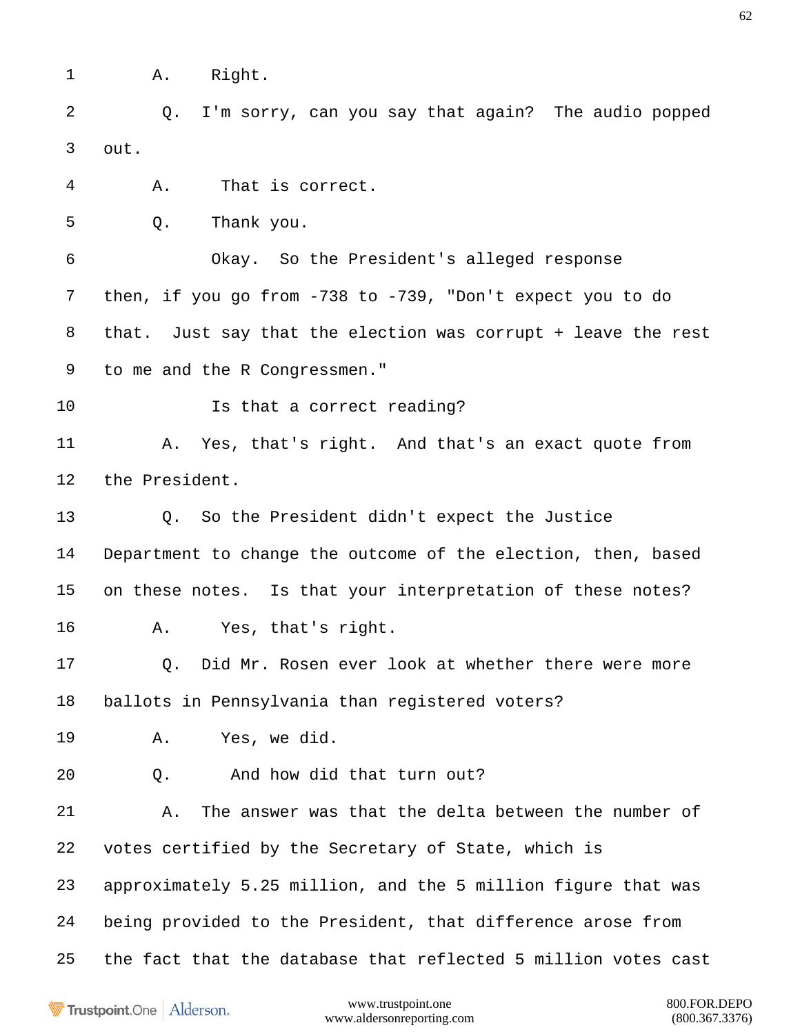1 A. Right.

2 Q. I'm sorry, can you say that again? The audio popped

3 out.

4 A. That is correct.

5 Q. Thank you.

6 Okay. So the President's alleged response

7 then, if you go from -738 to -739, "Don't expect you to do

8 that. Just say that the election was corrupt + leave the rest

9 to me and the R Congressmen."

10 Is that a correct reading?

11 A. Yes, that's right. And that's an exact quote from

12 the President.

13 Q. So the President didn't expect the Justice

14 Department to change the outcome of the election, then, based

15 on these notes. Is that your interpretation of these notes?

16 A. Yes, that's right.

17 Q. Did Mr. Rosen ever look at whether there were more

18 ballots in Pennsylvania than registered voters?

19 A. Yes, we did.

20 Q. And how did that turn out?

21 A. The answer was that the delta between the number of

22 votes certified by the Secretary of State, which is

23 approximately 5.25 million, and the 5 million figure that was

24 being provided to the President, that difference arose from

25 the fact that the database that reflected 5 million votes cast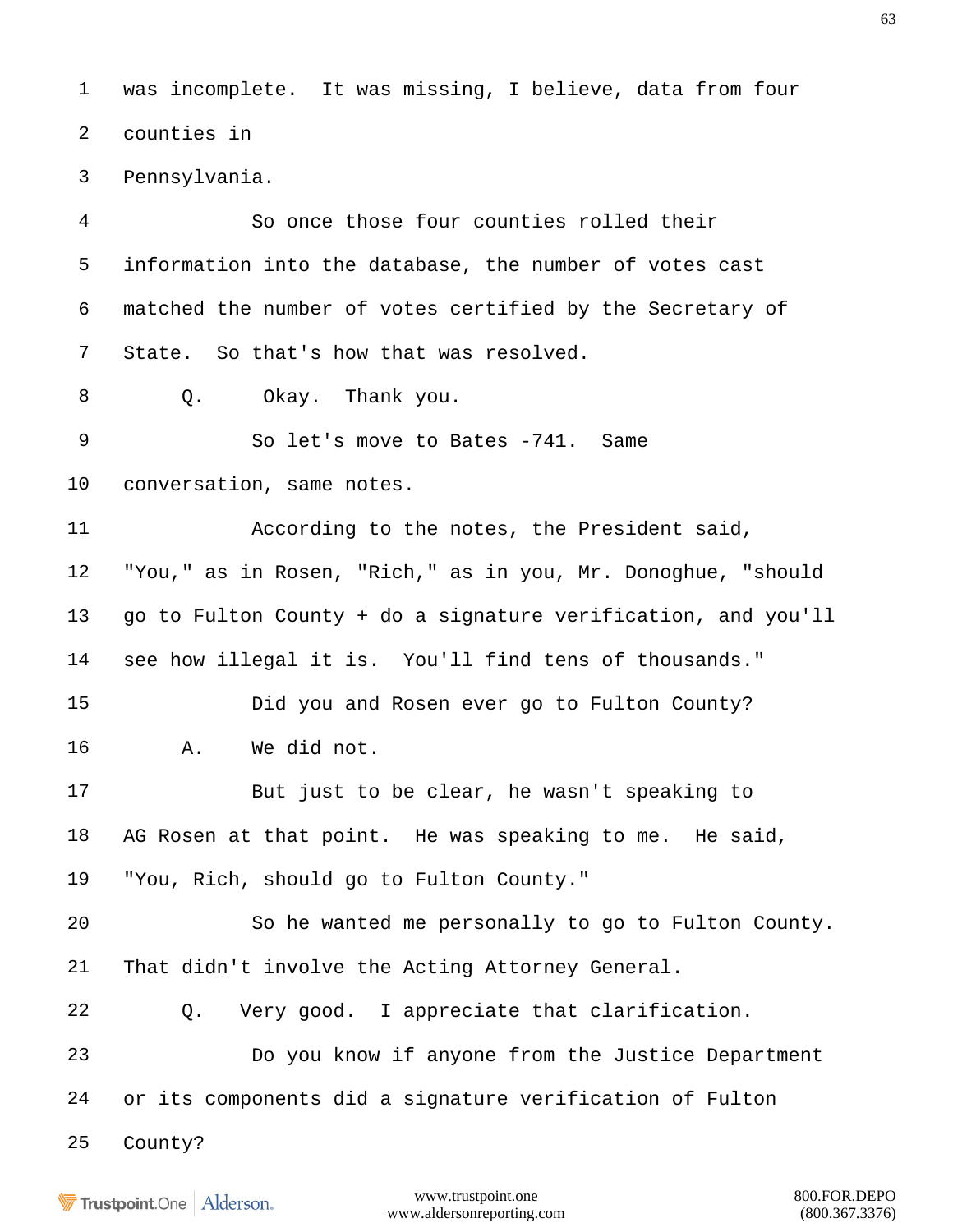1 was incomplete. It was missing, I believe, data from four
2 counties in
3 Pennsylvania.
4 So once those four counties rolled their
5 information into the database, the number of votes cast
6 matched the number of votes certified by the Secretary of
7 State. So that's how that was resolved.
8 Q. Okay. Thank you.
9 So let's move to Bates -741. Same
10 conversation, same notes.
11 According to the notes, the President said,
12 "You," as in Rosen, "Rich," as in you, Mr. Donoghue, "should
13 go to Fulton County + do a signature verification, and you'll
14 see how illegal it is. You'll find tens of thousands."
15 Did you and Rosen ever go to Fulton County?
16 A. We did not.
17 But just to be clear, he wasn't speaking to
18 AG Rosen at that point. He was speaking to me. He said,
19 "You, Rich, should go to Fulton County."
20 So he wanted me personally to go to Fulton County.
21 That didn't involve the Acting Attorney General.
22 Q. Very good. I appreciate that clarification.
23 Do you know if anyone from the Justice Department
24 or its components did a signature verification of Fulton
25 County?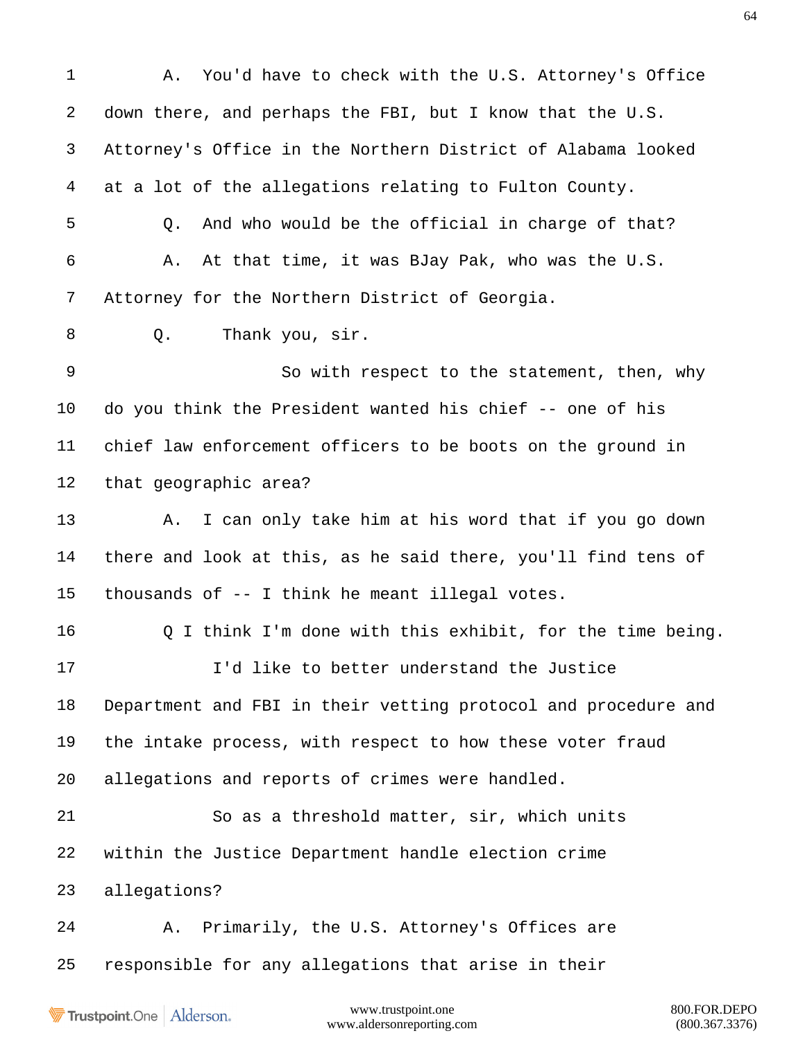1 A. You'd have to check with the U.S. Attorney's Office

2 down there, and perhaps the FBI, but I know that the U.S.

3 Attorney's Office in the Northern District of Alabama looked

4 at a lot of the allegations relating to Fulton County.

5 Q. And who would be the official in charge of that?

6 A. At that time, it was BJay Pak, who was the U.S.

7 Attorney for the Northern District of Georgia.

8 Q. Thank you, sir.

9 So with respect to the statement, then, why

10 do you think the President wanted his chief -- one of his

11 chief law enforcement officers to be boots on the ground in

12 that geographic area?

13 A. I can only take him at his word that if you go down

14 there and look at this, as he said there, you'll find tens of

15 thousands of -- I think he meant illegal votes.

16 Q I think I'm done with this exhibit, for the time being.

17 I'd like to better understand the Justice

18 Department and FBI in their vetting protocol and procedure and

19 the intake process, with respect to how these voter fraud

20 allegations and reports of crimes were handled.

21 So as a threshold matter, sir, which units

22 within the Justice Department handle election crime

23 allegations?

24 A. Primarily, the U.S. Attorney's Offices are

25 responsible for any allegations that arise in their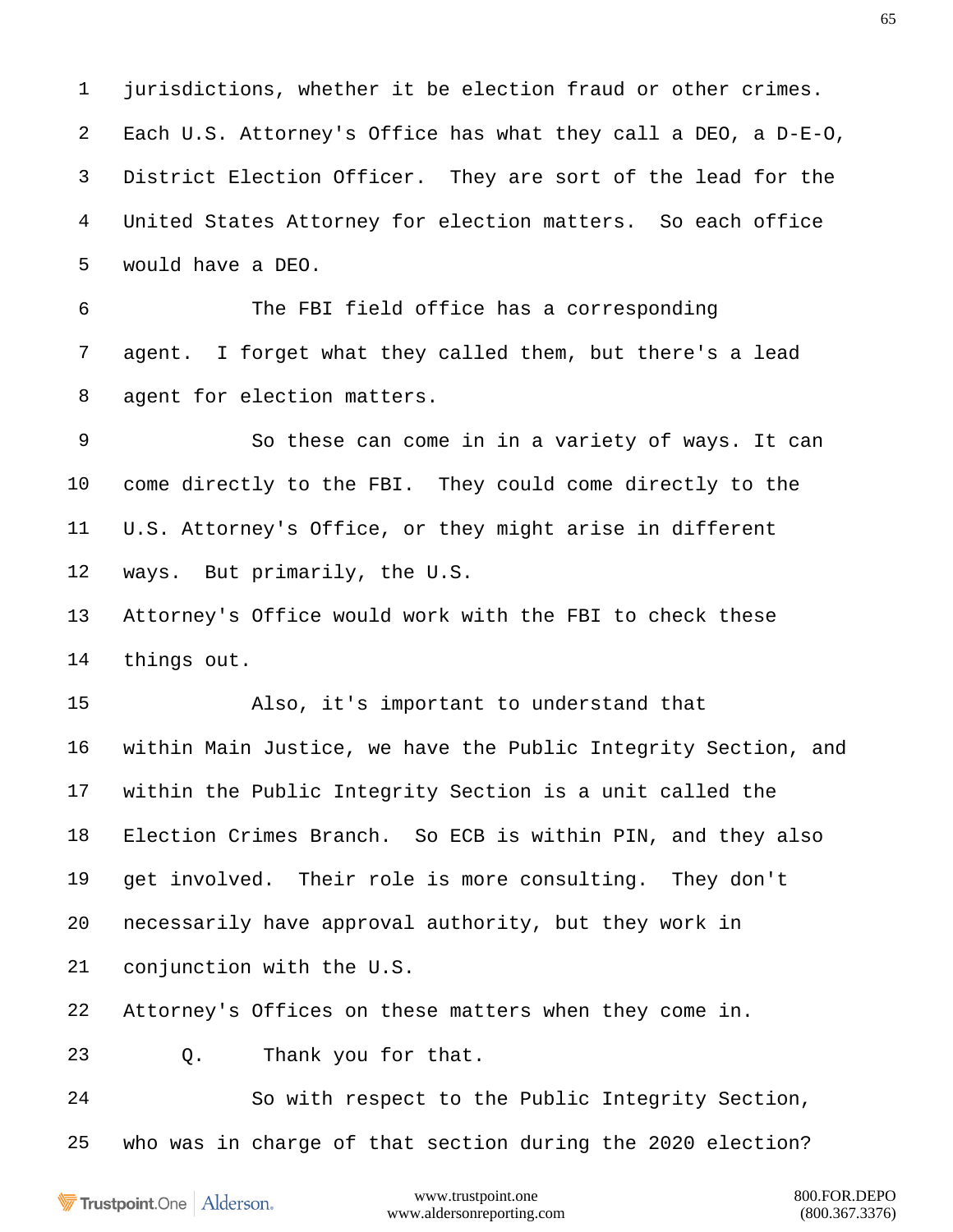jurisdictions, whether it be election fraud or other crimes. Each U.S. Attorney's Office has what they call a DEO, a D-E-O, District Election Officer. They are sort of the lead for the United States Attorney for election matters. So each office would have a DEO.

The FBI field office has a corresponding agent. I forget what they called them, but there's a lead agent for election matters.

So these can come in in a variety of ways. It can come directly to the FBI. They could come directly to the U.S. Attorney's Office, or they might arise in different ways. But primarily, the U.S. Attorney's Office would work with the FBI to check these things out.

Also, it's important to understand that within Main Justice, we have the Public Integrity Section, and within the Public Integrity Section is a unit called the Election Crimes Branch. So ECB is within PIN, and they also get involved. Their role is more consulting. They don't necessarily have approval authority, but they work in conjunction with the U.S. Attorney's Offices on these matters when they come in.

Q. Thank you for that.

So with respect to the Public Integrity Section, who was in charge of that section during the 2020 election?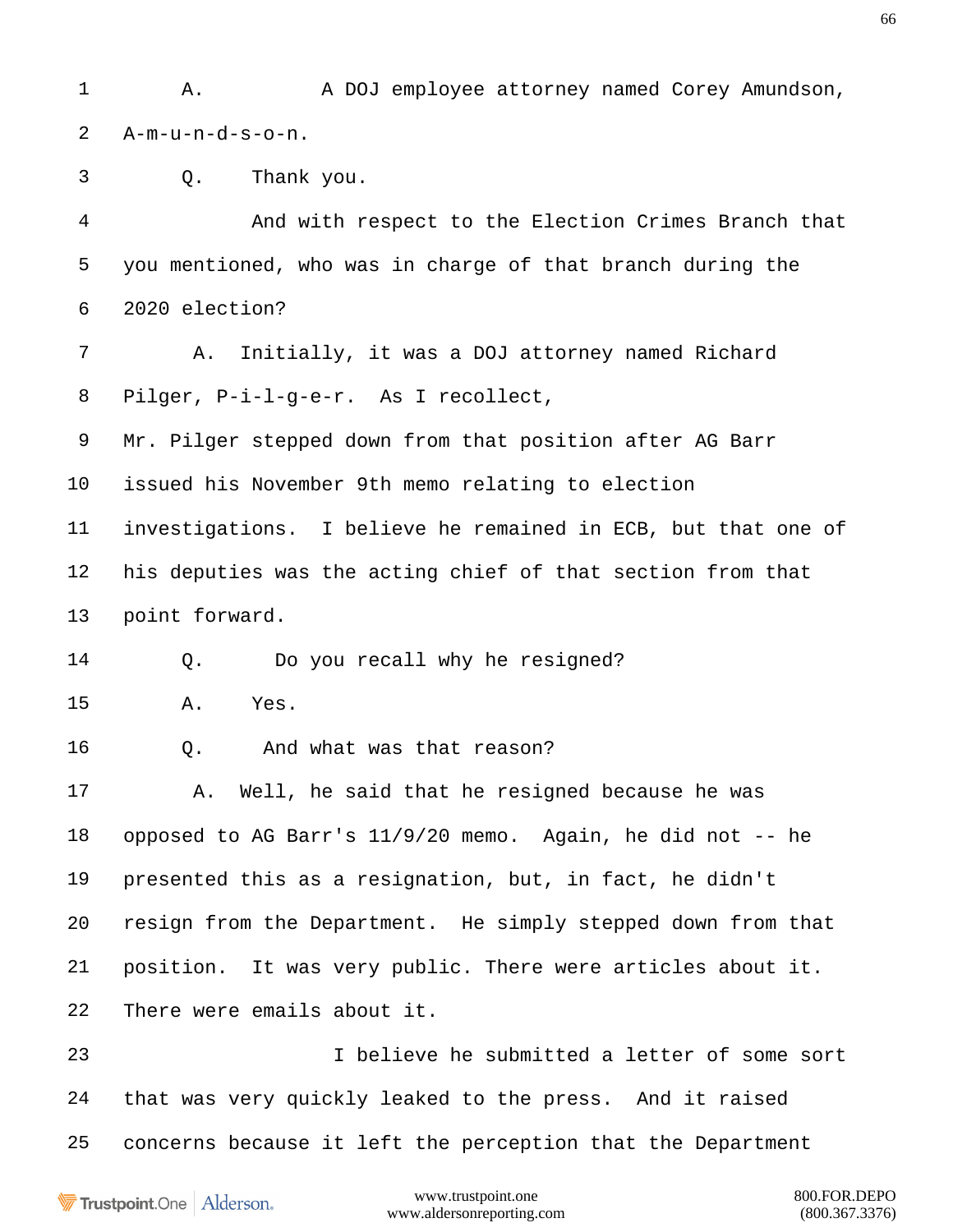1 A. A DOJ employee attorney named Corey Amundson,

2 A-m-u-n-d-s-o-n.

3 Q. Thank you.

4 And with respect to the Election Crimes Branch that

5 you mentioned, who was in charge of that branch during the

6 2020 election?

7 A. Initially, it was a DOJ attorney named Richard

8 Pilger, P-i-l-g-e-r. As I recollect,

9 Mr. Pilger stepped down from that position after AG Barr

10 issued his November 9th memo relating to election

11 investigations. I believe he remained in ECB, but that one of

12 his deputies was the acting chief of that section from that

13 point forward.

14 Q. Do you recall why he resigned?

15 A. Yes.

16 Q. And what was that reason?

17 A. Well, he said that he resigned because he was

18 opposed to AG Barr's 11/9/20 memo. Again, he did not -- he

19 presented this as a resignation, but, in fact, he didn't

20 resign from the Department. He simply stepped down from that

21 position. It was very public. There were articles about it.

22 There were emails about it.

23 I believe he submitted a letter of some sort

24 that was very quickly leaked to the press. And it raised

25 concerns because it left the perception that the Department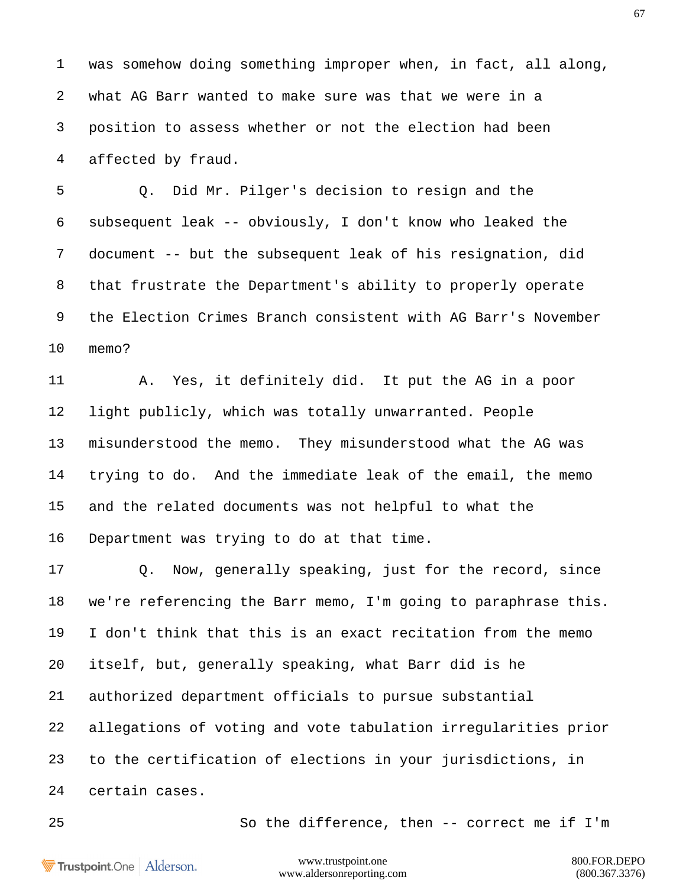1 was somehow doing something improper when, in fact, all along,
2 what AG Barr wanted to make sure was that we were in a
3 position to assess whether or not the election had been
4 affected by fraud.

5 Q. Did Mr. Pilger's decision to resign and the
6 subsequent leak -- obviously, I don't know who leaked the
7 document -- but the subsequent leak of his resignation, did
8 that frustrate the Department's ability to properly operate
9 the Election Crimes Branch consistent with AG Barr's November
10 memo?

11 A. Yes, it definitely did. It put the AG in a poor
12 light publicly, which was totally unwarranted. People
13 misunderstood the memo. They misunderstood what the AG was
14 trying to do. And the immediate leak of the email, the memo
15 and the related documents was not helpful to what the
16 Department was trying to do at that time.

17 Q. Now, generally speaking, just for the record, since
18 we're referencing the Barr memo, I'm going to paraphrase this.
19 I don't think that this is an exact recitation from the memo
20 itself, but, generally speaking, what Barr did is he
21 authorized department officials to pursue substantial
22 allegations of voting and vote tabulation irregularities prior
23 to the certification of elections in your jurisdictions, in
24 certain cases.

25 So the difference, then -- correct me if I'm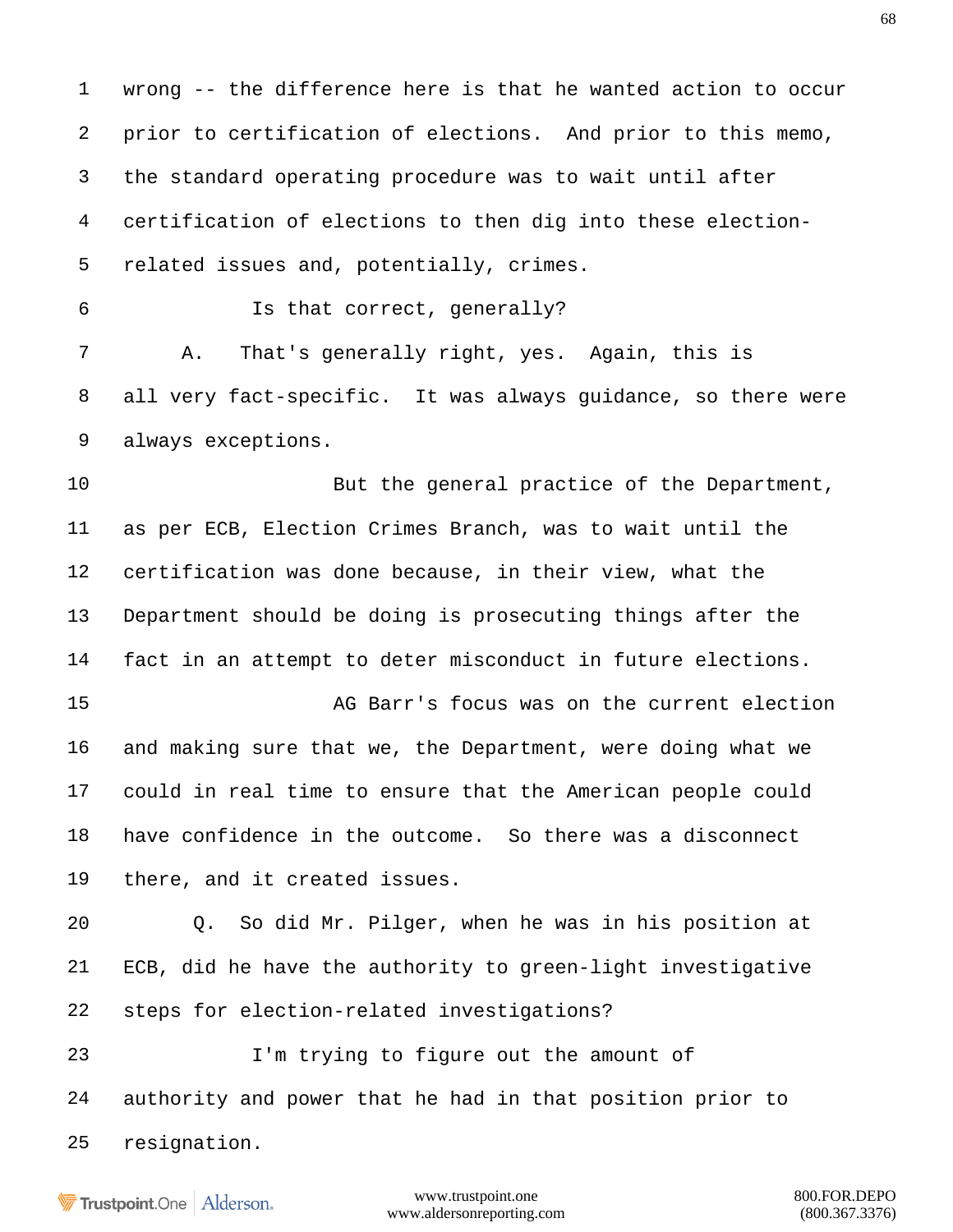1 wrong -- the difference here is that he wanted action to occur
2 prior to certification of elections. And prior to this memo,
3 the standard operating procedure was to wait until after
4 certification of elections to then dig into these election-
5 related issues and, potentially, crimes.

6 Is that correct, generally?

7 A. That's generally right, yes. Again, this is
8 all very fact-specific. It was always guidance, so there were
9 always exceptions.

10 But the general practice of the Department,
11 as per ECB, Election Crimes Branch, was to wait until the
12 certification was done because, in their view, what the
13 Department should be doing is prosecuting things after the
14 fact in an attempt to deter misconduct in future elections.

15 AG Barr's focus was on the current election
16 and making sure that we, the Department, were doing what we
17 could in real time to ensure that the American people could
18 have confidence in the outcome. So there was a disconnect
19 there, and it created issues.

20 Q. So did Mr. Pilger, when he was in his position at
21 ECB, did he have the authority to green-light investigative
22 steps for election-related investigations?

23 I'm trying to figure out the amount of
24 authority and power that he had in that position prior to
25 resignation.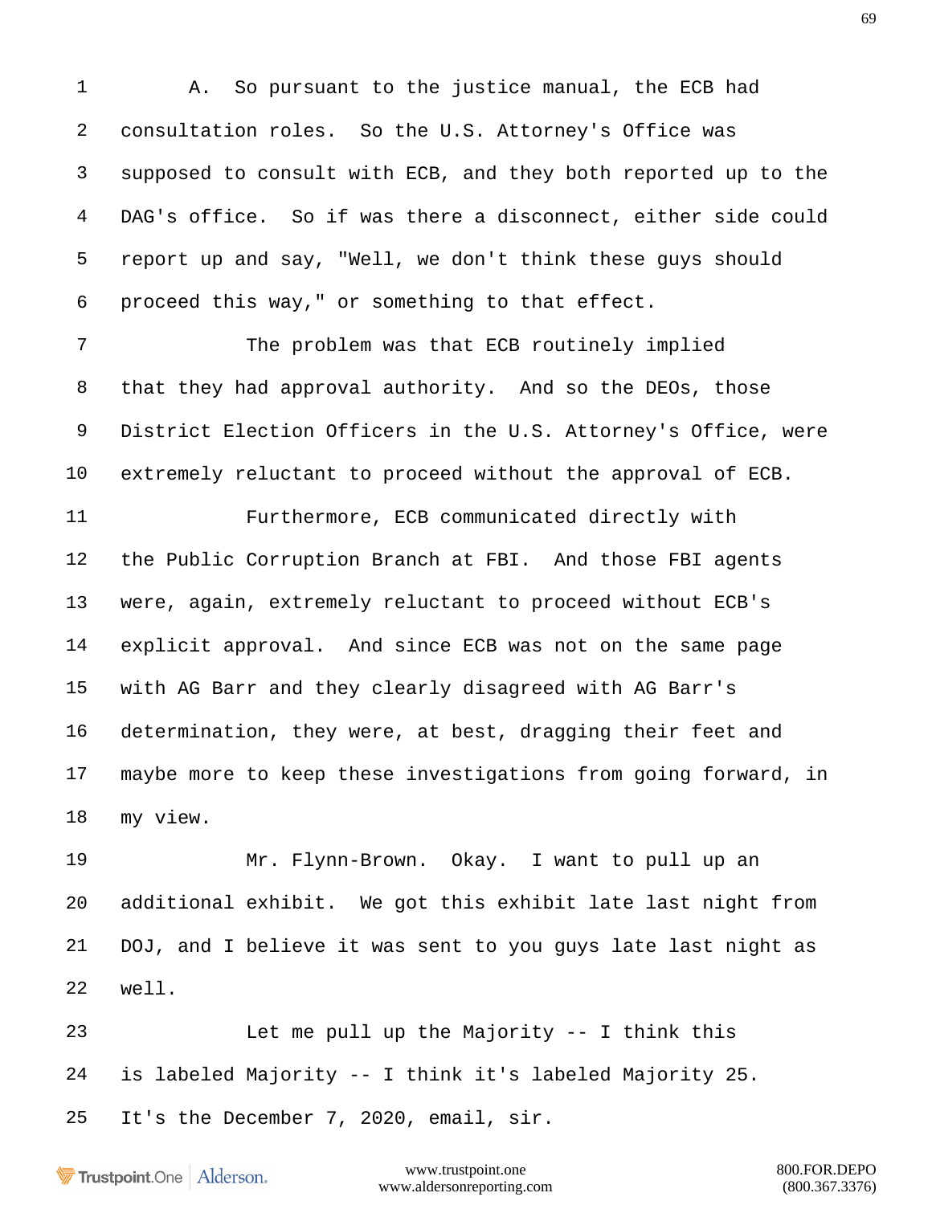A. So pursuant to the justice manual, the ECB had consultation roles. So the U.S. Attorney's Office was supposed to consult with ECB, and they both reported up to the DAG's office. So if was there a disconnect, either side could report up and say, "Well, we don't think these guys should proceed this way," or something to that effect.

The problem was that ECB routinely implied that they had approval authority. And so the DEOs, those District Election Officers in the U.S. Attorney's Office, were extremely reluctant to proceed without the approval of ECB.

Furthermore, ECB communicated directly with the Public Corruption Branch at FBI. And those FBI agents were, again, extremely reluctant to proceed without ECB's explicit approval. And since ECB was not on the same page with AG Barr and they clearly disagreed with AG Barr's determination, they were, at best, dragging their feet and maybe more to keep these investigations from going forward, in my view.

Mr. Flynn-Brown. Okay. I want to pull up an additional exhibit. We got this exhibit late last night from DOJ, and I believe it was sent to you guys late last night as well.

Let me pull up the Majority -- I think this is labeled Majority -- I think it's labeled Majority 25. It's the December 7, 2020, email, sir.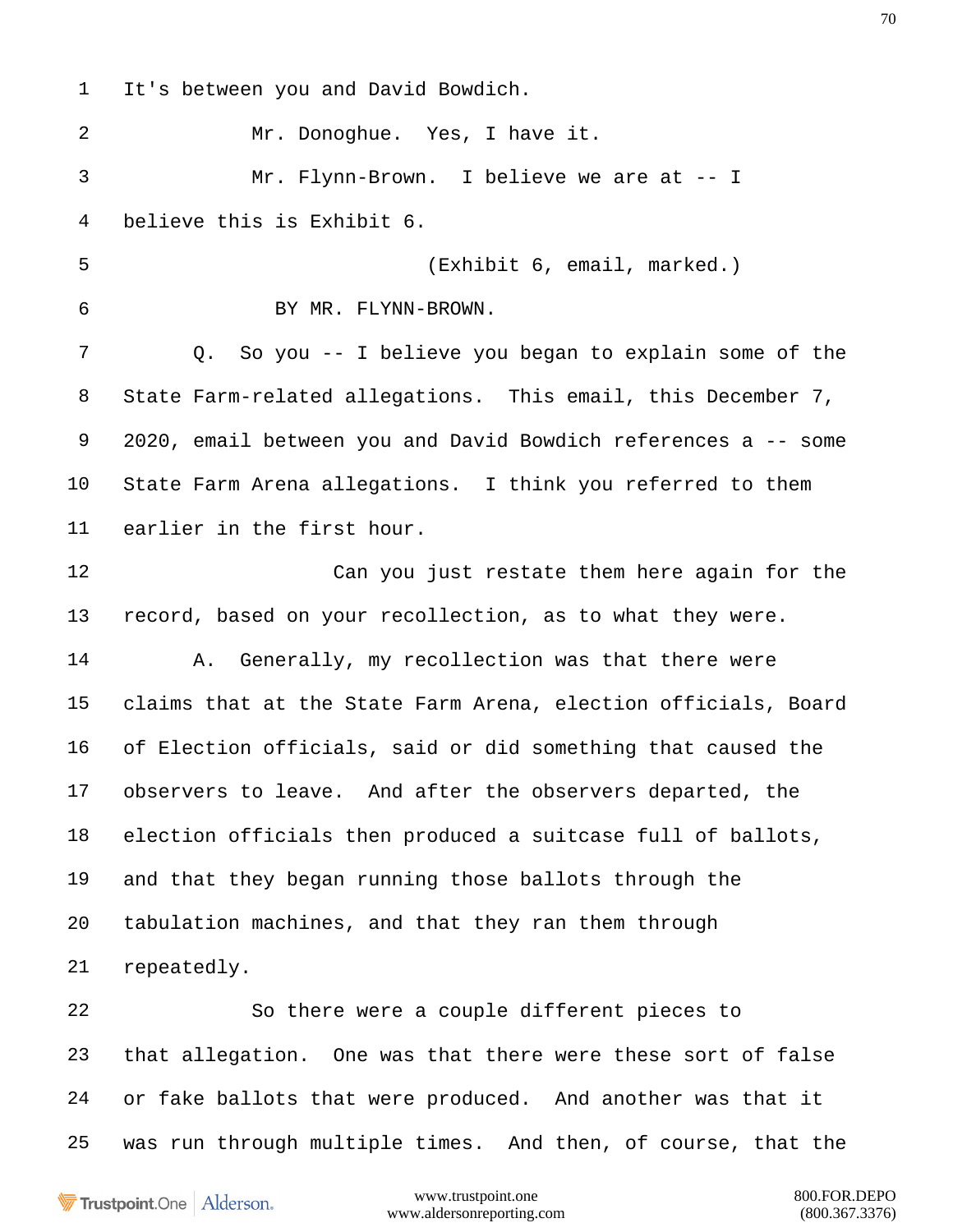1 It's between you and David Bowdich.

2 Mr. Donoghue. Yes, I have it.

3 Mr. Flynn-Brown. I believe we are at -- I

4 believe this is Exhibit 6.

5 (Exhibit 6, email, marked.)

6 BY MR. FLYNN-BROWN.

7 Q. So you -- I believe you began to explain some of the

8 State Farm-related allegations. This email, this December 7,

9 2020, email between you and David Bowdich references a -- some

10 State Farm Arena allegations. I think you referred to them

11 earlier in the first hour.

12 Can you just restate them here again for the

13 record, based on your recollection, as to what they were.

14 A. Generally, my recollection was that there were

15 claims that at the State Farm Arena, election officials, Board

16 of Election officials, said or did something that caused the

17 observers to leave. And after the observers departed, the

18 election officials then produced a suitcase full of ballots,

19 and that they began running those ballots through the

20 tabulation machines, and that they ran them through

21 repeatedly.

22 So there were a couple different pieces to

23 that allegation. One was that there were these sort of false

24 or fake ballots that were produced. And another was that it

25 was run through multiple times. And then, of course, that the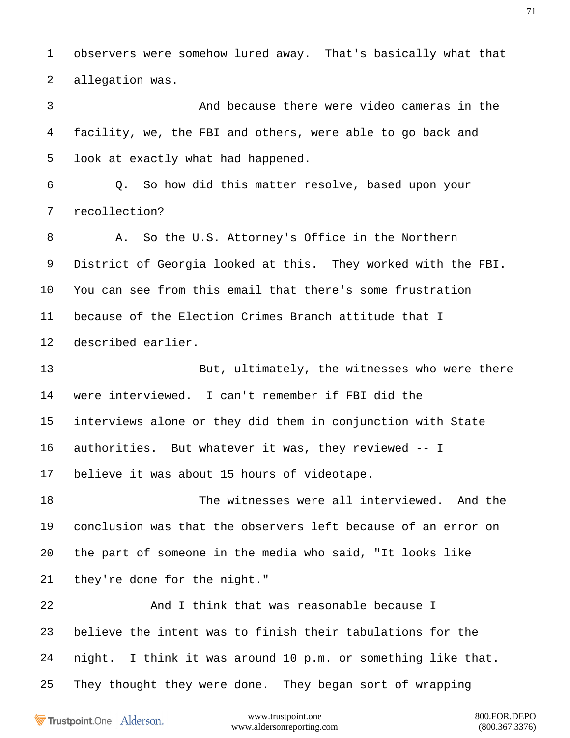1 observers were somehow lured away. That's basically what that
2 allegation was.
3 And because there were video cameras in the
4 facility, we, the FBI and others, were able to go back and
5 look at exactly what had happened.
6 Q. So how did this matter resolve, based upon your
7 recollection?
8 A. So the U.S. Attorney's Office in the Northern
9 District of Georgia looked at this. They worked with the FBI.
10 You can see from this email that there's some frustration
11 because of the Election Crimes Branch attitude that I
12 described earlier.
13 But, ultimately, the witnesses who were there
14 were interviewed. I can't remember if FBI did the
15 interviews alone or they did them in conjunction with State
16 authorities. But whatever it was, they reviewed -- I
17 believe it was about 15 hours of videotape.
18 The witnesses were all interviewed. And the
19 conclusion was that the observers left because of an error on
20 the part of someone in the media who said, "It looks like
21 they're done for the night."
22 And I think that was reasonable because I
23 believe the intent was to finish their tabulations for the
24 night. I think it was around 10 p.m. or something like that.
25 They thought they were done. They began sort of wrapping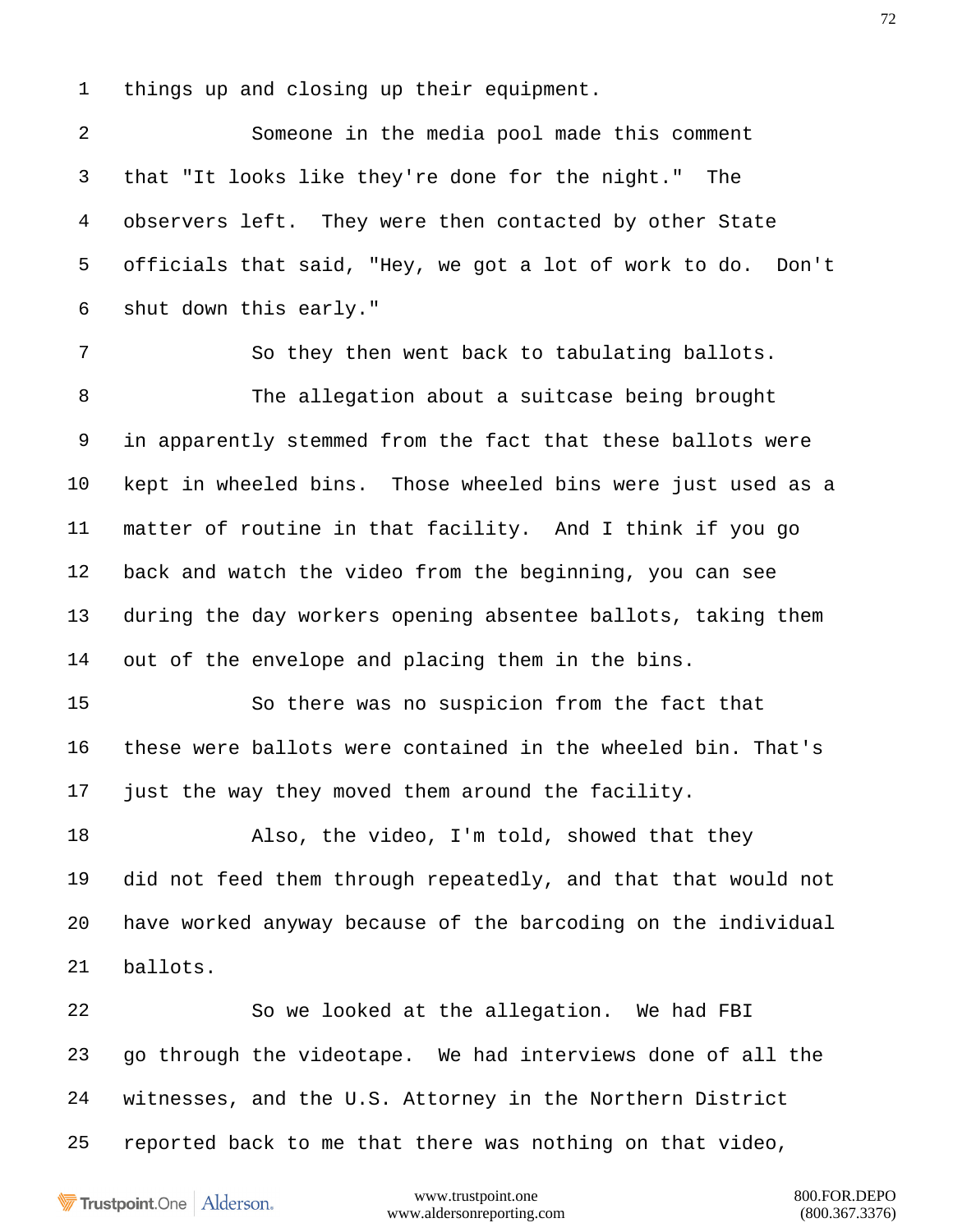things up and closing up their equipment.

Someone in the media pool made this comment that "It looks like they're done for the night." The observers left. They were then contacted by other State officials that said, "Hey, we got a lot of work to do. Don't shut down this early."

So they then went back to tabulating ballots.

The allegation about a suitcase being brought in apparently stemmed from the fact that these ballots were kept in wheeled bins. Those wheeled bins were just used as a matter of routine in that facility. And I think if you go back and watch the video from the beginning, you can see during the day workers opening absentee ballots, taking them out of the envelope and placing them in the bins.

So there was no suspicion from the fact that these were ballots were contained in the wheeled bin. That's just the way they moved them around the facility.

Also, the video, I'm told, showed that they did not feed them through repeatedly, and that that would not have worked anyway because of the barcoding on the individual ballots.

So we looked at the allegation. We had FBI go through the videotape. We had interviews done of all the witnesses, and the U.S. Attorney in the Northern District reported back to me that there was nothing on that video,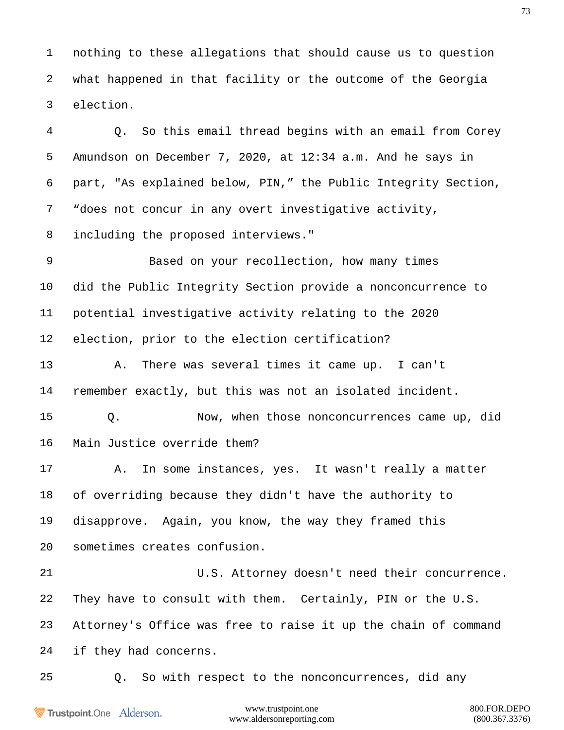1 nothing to these allegations that should cause us to question
2 what happened in that facility or the outcome of the Georgia
3 election.
4 Q. So this email thread begins with an email from Corey
5 Amundson on December 7, 2020, at 12:34 a.m. And he says in
6 part, "As explained below, PIN," the Public Integrity Section,
7 "does not concur in any overt investigative activity,
8 including the proposed interviews."
9 Based on your recollection, how many times
10 did the Public Integrity Section provide a nonconcurrence to
11 potential investigative activity relating to the 2020
12 election, prior to the election certification?
13 A. There was several times it came up. I can't
14 remember exactly, but this was not an isolated incident.
15 Q. Now, when those nonconcurrences came up, did
16 Main Justice override them?
17 A. In some instances, yes. It wasn't really a matter
18 of overriding because they didn't have the authority to
19 disapprove. Again, you know, the way they framed this
20 sometimes creates confusion.
21 U.S. Attorney doesn't need their concurrence.
22 They have to consult with them. Certainly, PIN or the U.S.
23 Attorney's Office was free to raise it up the chain of command
24 if they had concerns.
25 Q. So with respect to the nonconcurrences, did any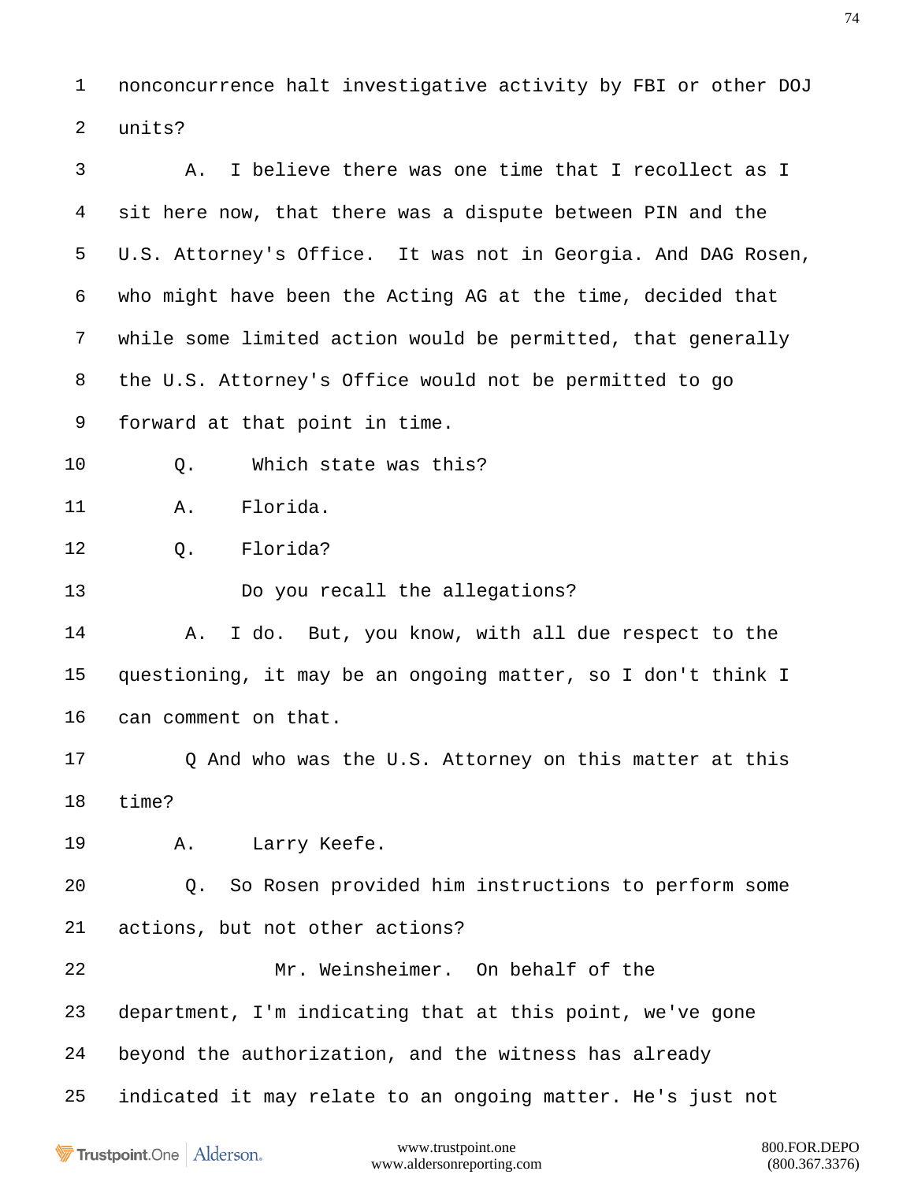1 nonconcurrence halt investigative activity by FBI or other DOJ

2 units?

3 A. I believe there was one time that I recollect as I

4 sit here now, that there was a dispute between PIN and the

5 U.S. Attorney's Office. It was not in Georgia. And DAG Rosen,

6 who might have been the Acting AG at the time, decided that

7 while some limited action would be permitted, that generally

8 the U.S. Attorney's Office would not be permitted to go

9 forward at that point in time.

10 Q. Which state was this?

11 A. Florida.

12 Q. Florida?

13 Do you recall the allegations?

14 A. I do. But, you know, with all due respect to the

15 questioning, it may be an ongoing matter, so I don't think I

16 can comment on that.

17 Q And who was the U.S. Attorney on this matter at this

18 time?

19 A. Larry Keefe.

20 Q. So Rosen provided him instructions to perform some

21 actions, but not other actions?

22 Mr. Weinsheimer. On behalf of the

23 department, I'm indicating that at this point, we've gone

24 beyond the authorization, and the witness has already

25 indicated it may relate to an ongoing matter. He's just not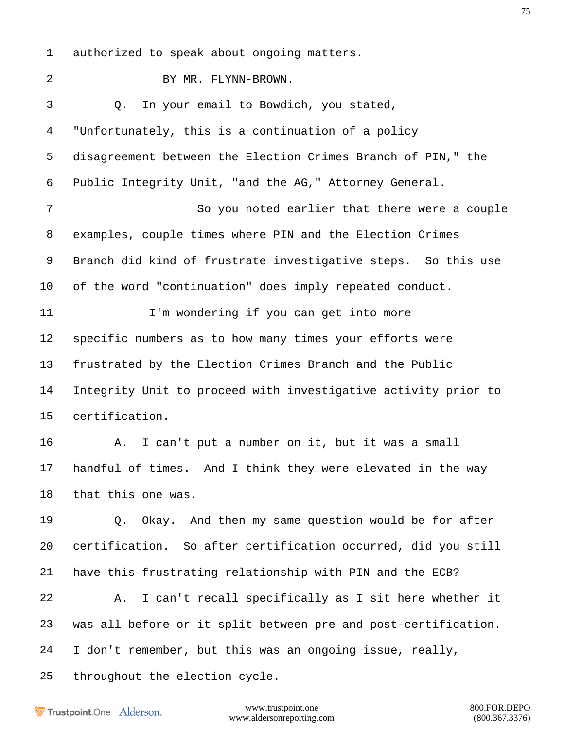authorized to speak about ongoing matters.

BY MR. FLYNN-BROWN.

Q. In your email to Bowdich, you stated, "Unfortunately, this is a continuation of a policy disagreement between the Election Crimes Branch of PIN," the Public Integrity Unit, "and the AG," Attorney General.

So you noted earlier that there were a couple examples, couple times where PIN and the Election Crimes Branch did kind of frustrate investigative steps. So this use of the word "continuation" does imply repeated conduct.

I'm wondering if you can get into more specific numbers as to how many times your efforts were frustrated by the Election Crimes Branch and the Public Integrity Unit to proceed with investigative activity prior to certification.

A. I can't put a number on it, but it was a small handful of times. And I think they were elevated in the way that this one was.

Q. Okay. And then my same question would be for after certification. So after certification occurred, did you still have this frustrating relationship with PIN and the ECB?

A. I can't recall specifically as I sit here whether it was all before or it split between pre and post-certification. I don't remember, but this was an ongoing issue, really, throughout the election cycle.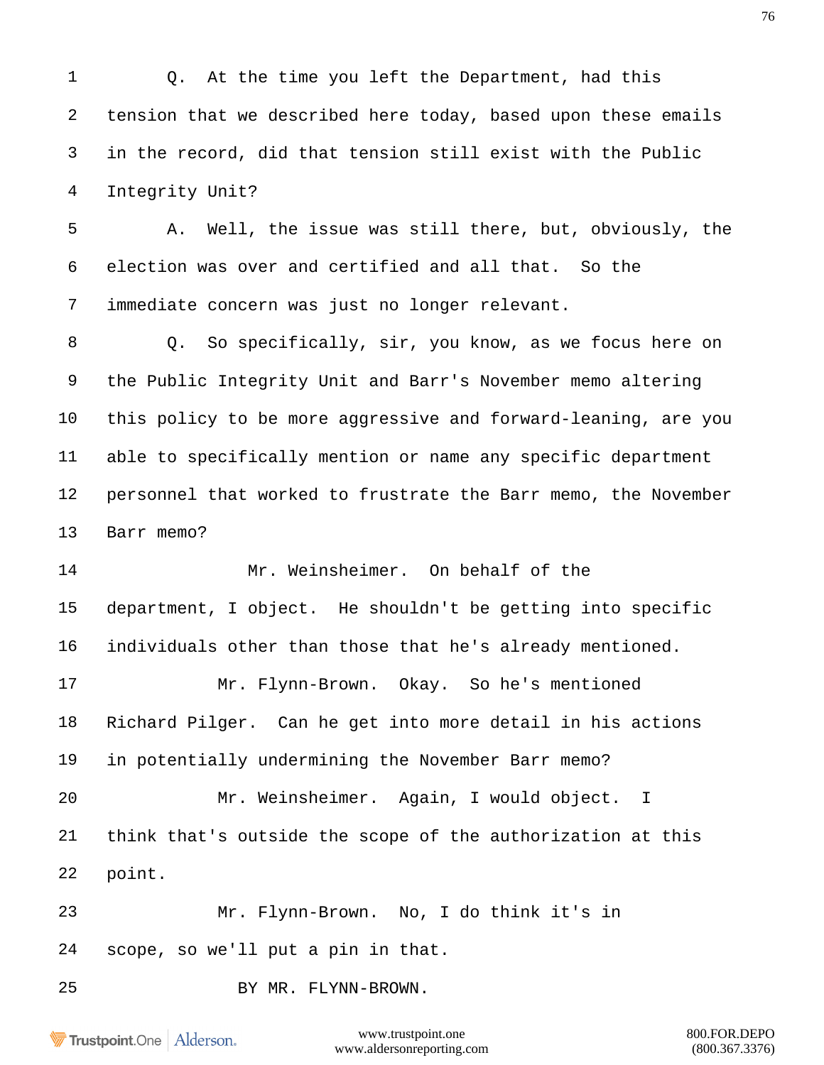Q. At the time you left the Department, had this tension that we described here today, based upon these emails in the record, did that tension still exist with the Public Integrity Unit?

A. Well, the issue was still there, but, obviously, the election was over and certified and all that. So the immediate concern was just no longer relevant.

Q. So specifically, sir, you know, as we focus here on the Public Integrity Unit and Barr's November memo altering this policy to be more aggressive and forward-leaning, are you able to specifically mention or name any specific department personnel that worked to frustrate the Barr memo, the November Barr memo?

Mr. Weinsheimer. On behalf of the department, I object. He shouldn't be getting into specific individuals other than those that he's already mentioned.

Mr. Flynn-Brown. Okay. So he's mentioned Richard Pilger. Can he get into more detail in his actions in potentially undermining the November Barr memo?

Mr. Weinsheimer. Again, I would object. I think that's outside the scope of the authorization at this point.

Mr. Flynn-Brown. No, I do think it's in scope, so we'll put a pin in that.

BY MR. FLYNN-BROWN.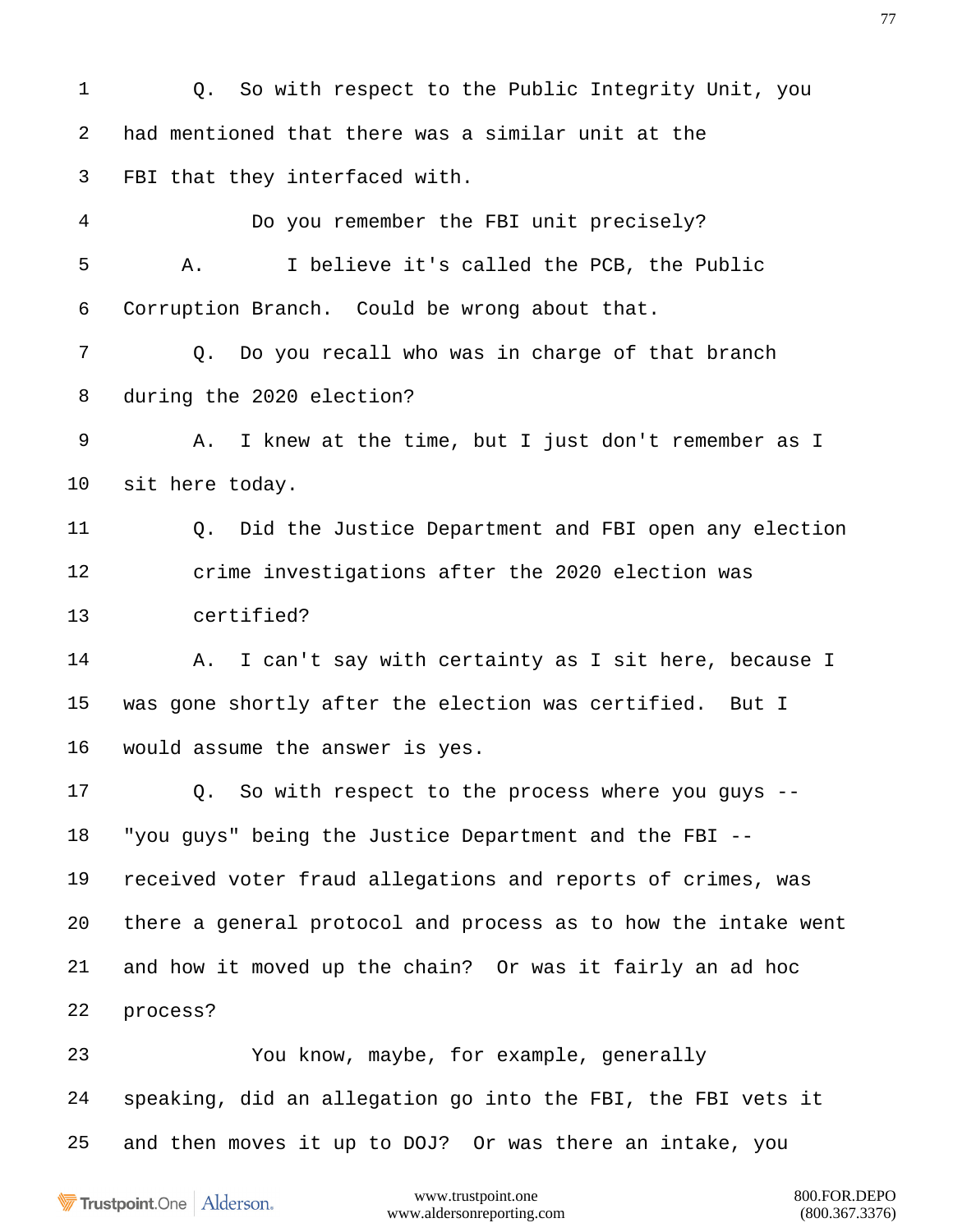1 Q. So with respect to the Public Integrity Unit, you
2 had mentioned that there was a similar unit at the
3 FBI that they interfaced with.
4 Do you remember the FBI unit precisely?
5 A. I believe it's called the PCB, the Public
6 Corruption Branch. Could be wrong about that.
7 Q. Do you recall who was in charge of that branch
8 during the 2020 election?
9 A. I knew at the time, but I just don't remember as I
10 sit here today.
11 Q. Did the Justice Department and FBI open any election
12 crime investigations after the 2020 election was
13 certified?
14 A. I can't say with certainty as I sit here, because I
15 was gone shortly after the election was certified. But I
16 would assume the answer is yes.
17 Q. So with respect to the process where you guys --
18 "you guys" being the Justice Department and the FBI --
19 received voter fraud allegations and reports of crimes, was
20 there a general protocol and process as to how the intake went
21 and how it moved up the chain? Or was it fairly an ad hoc
22 process?
23 You know, maybe, for example, generally
24 speaking, did an allegation go into the FBI, the FBI vets it
25 and then moves it up to DOJ? Or was there an intake, you

Trustpoint.One | Alderson. www.trustpoint.one www.aldersonreporting.com 800.FOR.DEPO (800.367.3376)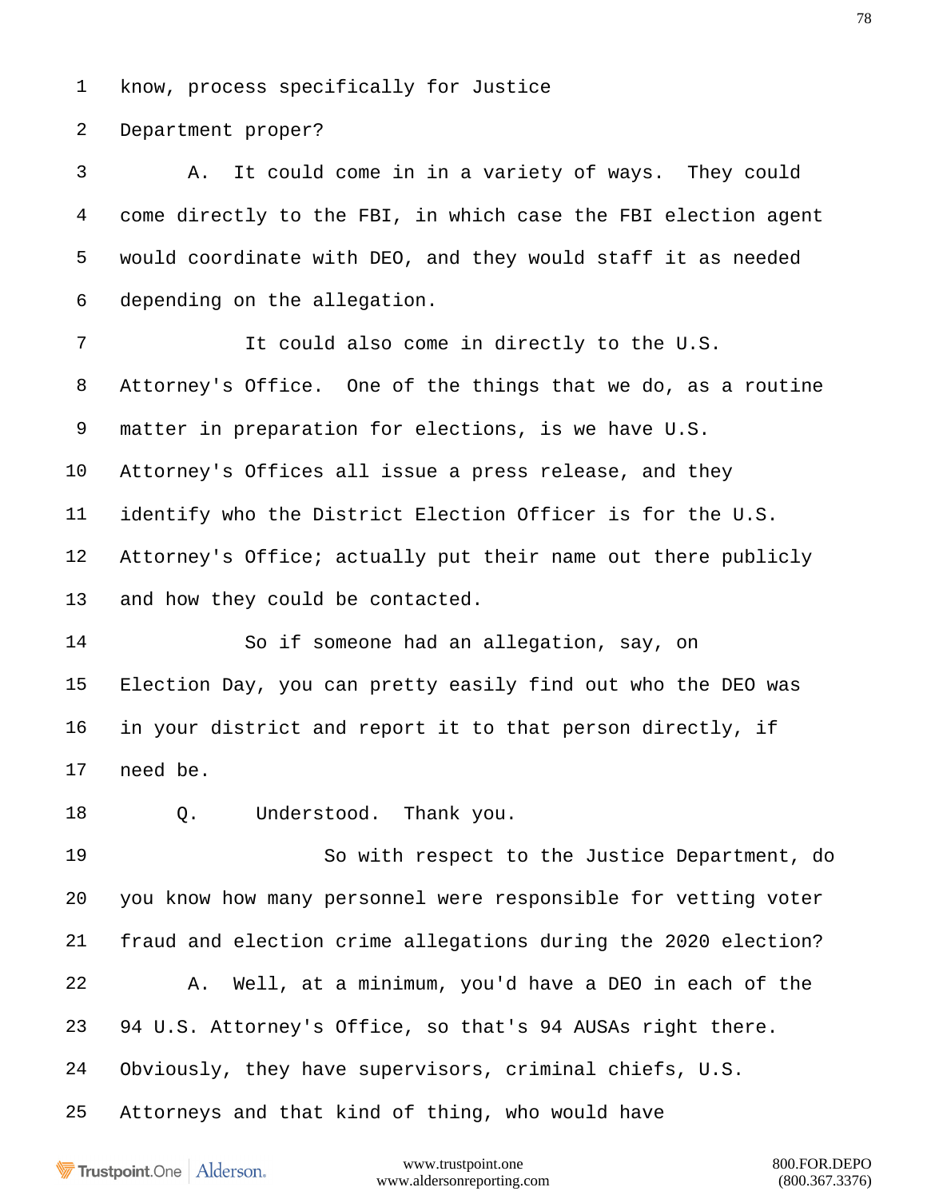1 know, process specifically for Justice

2 Department proper?

3 A. It could come in in a variety of ways. They could

4 come directly to the FBI, in which case the FBI election agent

5 would coordinate with DEO, and they would staff it as needed

6 depending on the allegation.

7 It could also come in directly to the U.S.

8 Attorney's Office. One of the things that we do, as a routine

9 matter in preparation for elections, is we have U.S.

10 Attorney's Offices all issue a press release, and they

11 identify who the District Election Officer is for the U.S.

12 Attorney's Office; actually put their name out there publicly

13 and how they could be contacted.

14 So if someone had an allegation, say, on

15 Election Day, you can pretty easily find out who the DEO was

16 in your district and report it to that person directly, if

17 need be.

18 Q. Understood. Thank you.

19 So with respect to the Justice Department, do

20 you know how many personnel were responsible for vetting voter

21 fraud and election crime allegations during the 2020 election?

22 A. Well, at a minimum, you'd have a DEO in each of the

23 94 U.S. Attorney's Office, so that's 94 AUSAs right there.

24 Obviously, they have supervisors, criminal chiefs, U.S.

25 Attorneys and that kind of thing, who would have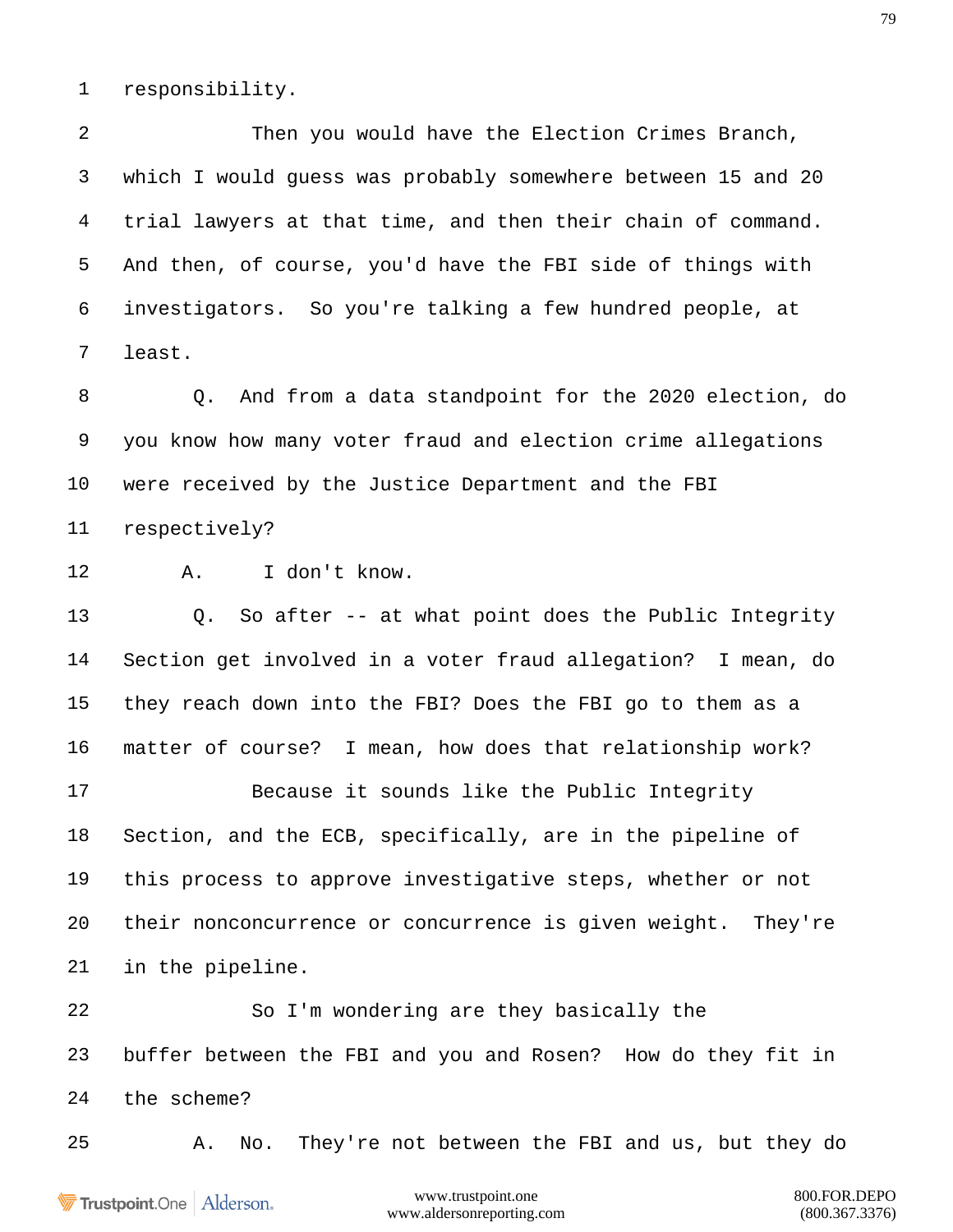responsibility.

Then you would have the Election Crimes Branch, which I would guess was probably somewhere between 15 and 20 trial lawyers at that time, and then their chain of command. And then, of course, you'd have the FBI side of things with investigators. So you're talking a few hundred people, at least.

Q. And from a data standpoint for the 2020 election, do you know how many voter fraud and election crime allegations were received by the Justice Department and the FBI respectively?

A. I don't know.

Q. So after -- at what point does the Public Integrity Section get involved in a voter fraud allegation? I mean, do they reach down into the FBI? Does the FBI go to them as a matter of course? I mean, how does that relationship work?

Because it sounds like the Public Integrity Section, and the ECB, specifically, are in the pipeline of this process to approve investigative steps, whether or not their nonconcurrence or concurrence is given weight. They're in the pipeline.

So I'm wondering are they basically the buffer between the FBI and you and Rosen? How do they fit in the scheme?

A. No. They're not between the FBI and us, but they do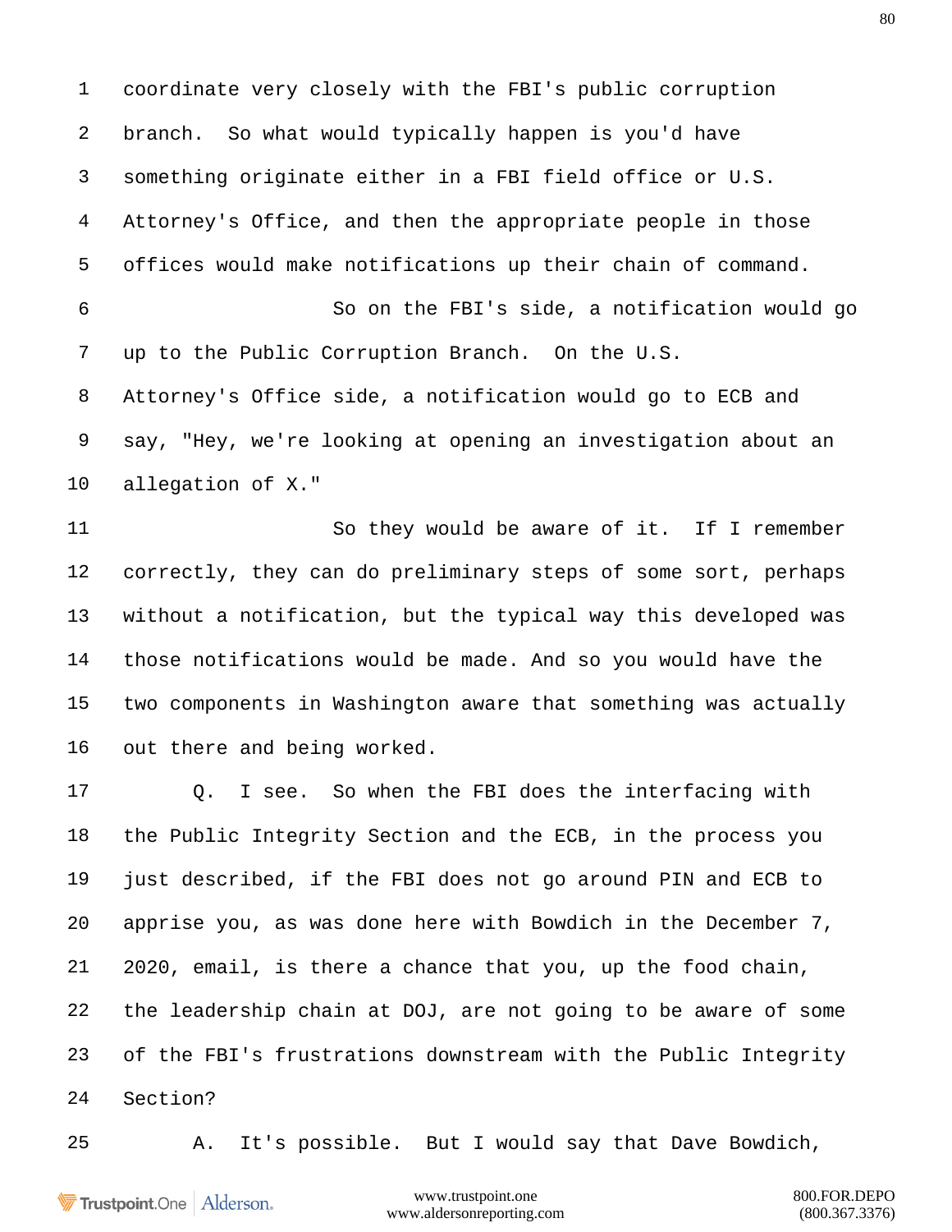1 coordinate very closely with the FBI's public corruption

2 branch. So what would typically happen is you'd have

3 something originate either in a FBI field office or U.S.

4 Attorney's Office, and then the appropriate people in those

5 offices would make notifications up their chain of command.

6 So on the FBI's side, a notification would go

7 up to the Public Corruption Branch. On the U.S.

8 Attorney's Office side, a notification would go to ECB and

9 say, "Hey, we're looking at opening an investigation about an

10 allegation of X."

11 So they would be aware of it. If I remember

12 correctly, they can do preliminary steps of some sort, perhaps

13 without a notification, but the typical way this developed was

14 those notifications would be made. And so you would have the

15 two components in Washington aware that something was actually

16 out there and being worked.

17 Q. I see. So when the FBI does the interfacing with

18 the Public Integrity Section and the ECB, in the process you

19 just described, if the FBI does not go around PIN and ECB to

20 apprise you, as was done here with Bowdich in the December 7,

21 2020, email, is there a chance that you, up the food chain,

22 the leadership chain at DOJ, are not going to be aware of some

23 of the FBI's frustrations downstream with the Public Integrity

24 Section?

25 A. It's possible. But I would say that Dave Bowdich,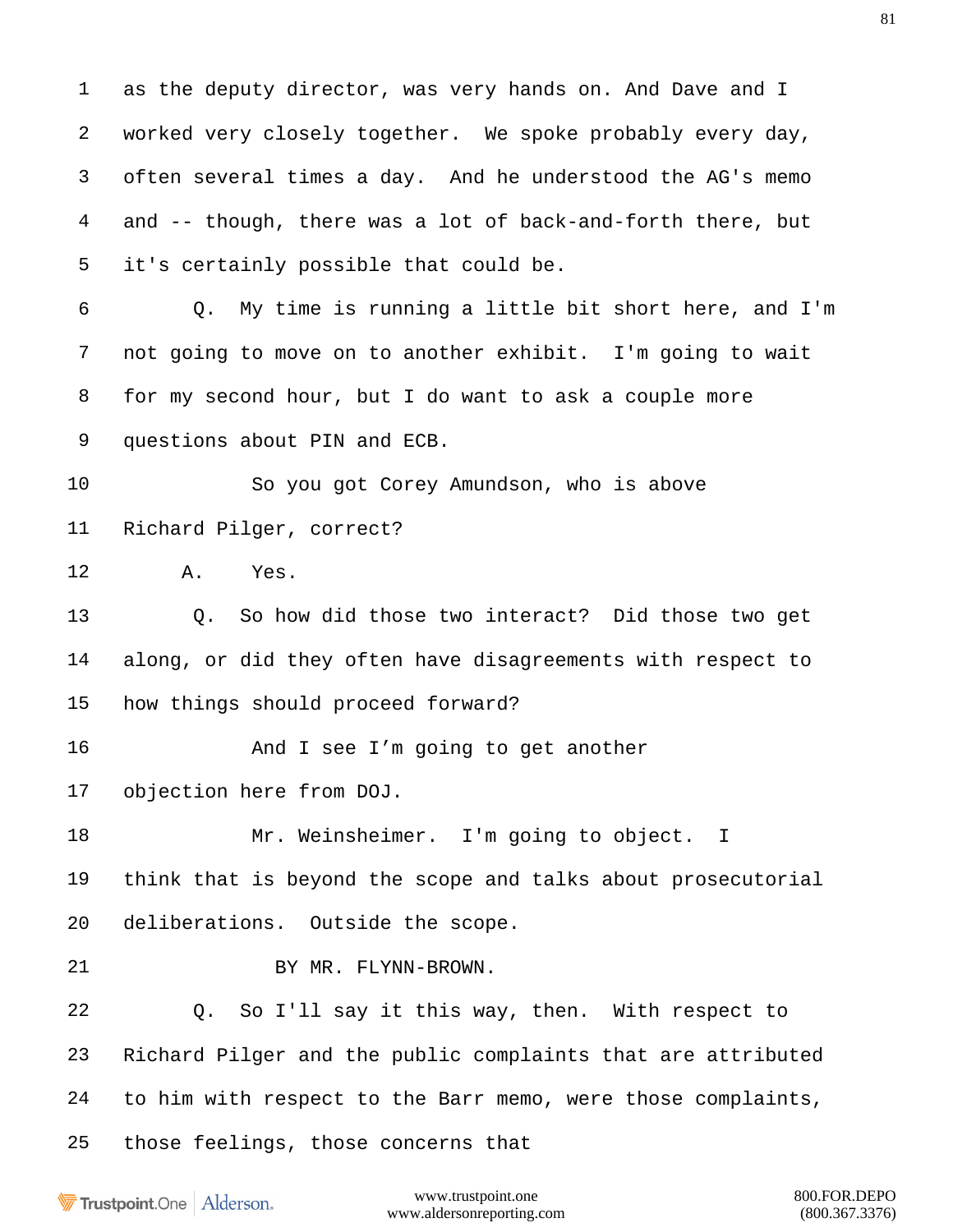1 as the deputy director, was very hands on. And Dave and I

2 worked very closely together. We spoke probably every day,

3 often several times a day. And he understood the AG's memo

4 and -- though, there was a lot of back-and-forth there, but

5 it's certainly possible that could be.

6 Q. My time is running a little bit short here, and I'm

7 not going to move on to another exhibit. I'm going to wait

8 for my second hour, but I do want to ask a couple more

9 questions about PIN and ECB.

10 So you got Corey Amundson, who is above

11 Richard Pilger, correct?

12 A. Yes.

13 Q. So how did those two interact? Did those two get

14 along, or did they often have disagreements with respect to

15 how things should proceed forward?

16 And I see I'm going to get another

17 objection here from DOJ.

18 Mr. Weinsheimer. I'm going to object. I

19 think that is beyond the scope and talks about prosecutorial

20 deliberations. Outside the scope.

21 BY MR. FLYNN-BROWN.

22 Q. So I'll say it this way, then. With respect to

23 Richard Pilger and the public complaints that are attributed

24 to him with respect to the Barr memo, were those complaints,

25 those feelings, those concerns that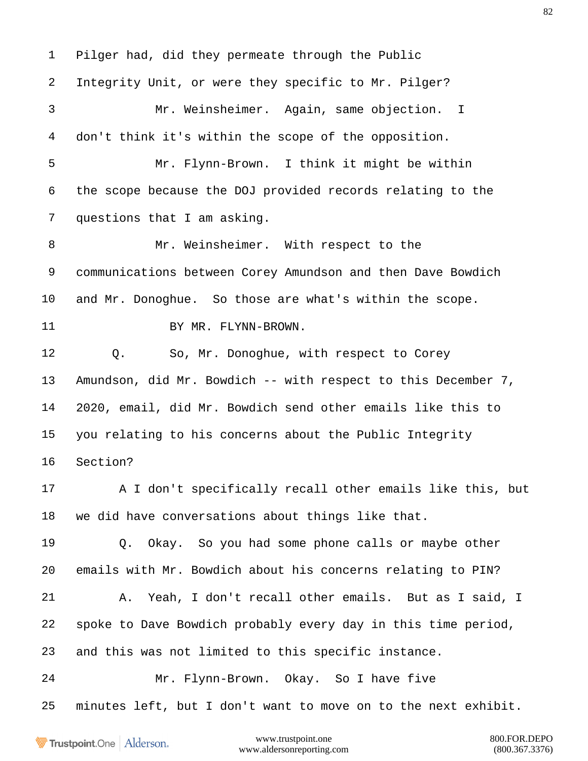1 Pilger had, did they permeate through the Public

2 Integrity Unit, or were they specific to Mr. Pilger?

3 Mr. Weinsheimer. Again, same objection. I

4 don't think it's within the scope of the opposition.

5 Mr. Flynn-Brown. I think it might be within

6 the scope because the DOJ provided records relating to the

7 questions that I am asking.

8 Mr. Weinsheimer. With respect to the

9 communications between Corey Amundson and then Dave Bowdich

10 and Mr. Donoghue. So those are what's within the scope.

11 BY MR. FLYNN-BROWN.

12 Q. So, Mr. Donoghue, with respect to Corey

13 Amundson, did Mr. Bowdich -- with respect to this December 7,

14 2020, email, did Mr. Bowdich send other emails like this to

15 you relating to his concerns about the Public Integrity

16 Section?

17 A I don't specifically recall other emails like this, but

18 we did have conversations about things like that.

19 Q. Okay. So you had some phone calls or maybe other

20 emails with Mr. Bowdich about his concerns relating to PIN?

21 A. Yeah, I don't recall other emails. But as I said, I

22 spoke to Dave Bowdich probably every day in this time period,

23 and this was not limited to this specific instance.

24 Mr. Flynn-Brown. Okay. So I have five

25 minutes left, but I don't want to move on to the next exhibit.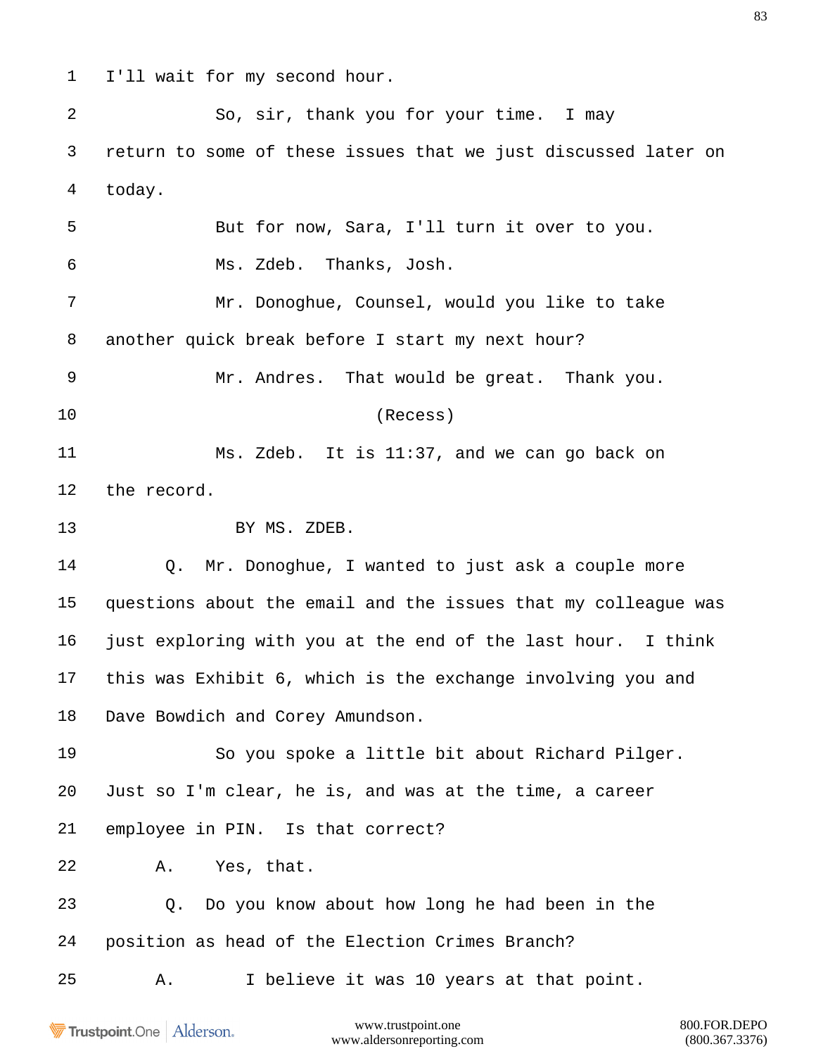1 I'll wait for my second hour.

2 So, sir, thank you for your time. I may

3 return to some of these issues that we just discussed later on

4 today.

5 But for now, Sara, I'll turn it over to you.

6 Ms. Zdeb. Thanks, Josh.

7 Mr. Donoghue, Counsel, would you like to take

8 another quick break before I start my next hour?

9 Mr. Andres. That would be great. Thank you.

10 (Recess)

11 Ms. Zdeb. It is 11:37, and we can go back on

12 the record.

13 BY MS. ZDEB.

14 Q. Mr. Donoghue, I wanted to just ask a couple more

15 questions about the email and the issues that my colleague was

16 just exploring with you at the end of the last hour. I think

17 this was Exhibit 6, which is the exchange involving you and

18 Dave Bowdich and Corey Amundson.

19 So you spoke a little bit about Richard Pilger.

20 Just so I'm clear, he is, and was at the time, a career

21 employee in PIN. Is that correct?

22 A. Yes, that.

23 Q. Do you know about how long he had been in the

24 position as head of the Election Crimes Branch?

25 A. I believe it was 10 years at that point.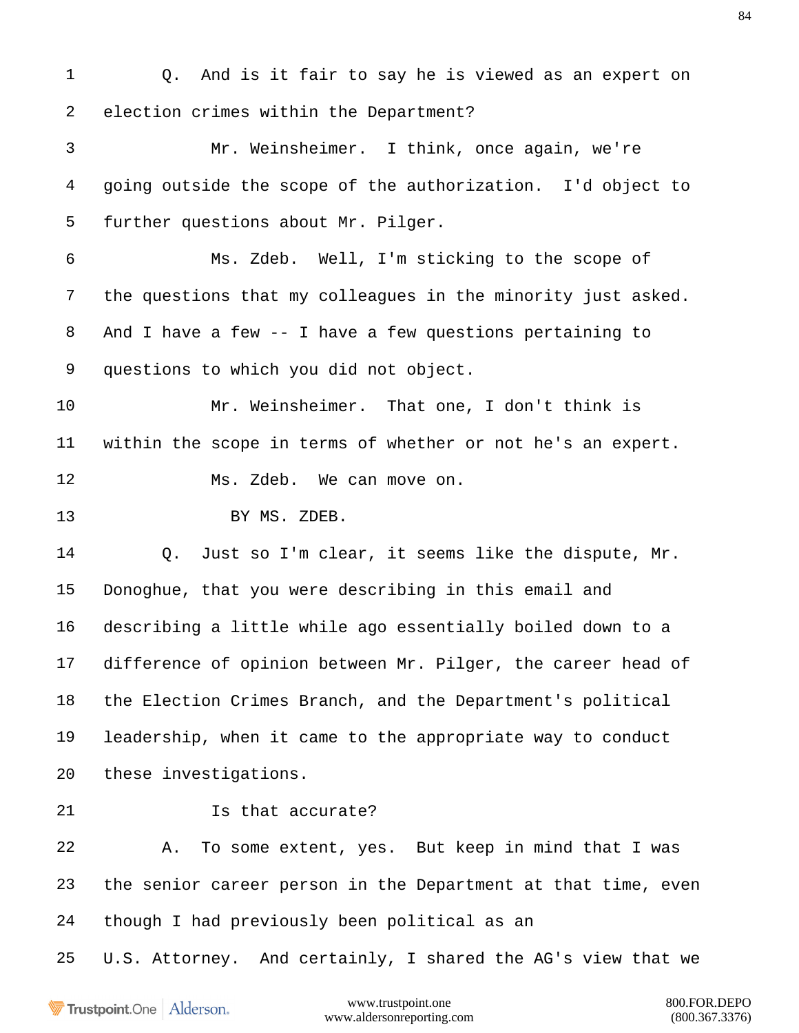Q. And is it fair to say he is viewed as an expert on election crimes within the Department?

Mr. Weinsheimer. I think, once again, we're going outside the scope of the authorization. I'd object to further questions about Mr. Pilger.

Ms. Zdeb. Well, I'm sticking to the scope of the questions that my colleagues in the minority just asked. And I have a few -- I have a few questions pertaining to questions to which you did not object.

Mr. Weinsheimer. That one, I don't think is within the scope in terms of whether or not he's an expert.

Ms. Zdeb. We can move on.

BY MS. ZDEB.

Q. Just so I'm clear, it seems like the dispute, Mr. Donoghue, that you were describing in this email and describing a little while ago essentially boiled down to a difference of opinion between Mr. Pilger, the career head of the Election Crimes Branch, and the Department's political leadership, when it came to the appropriate way to conduct these investigations.

Is that accurate?

A. To some extent, yes. But keep in mind that I was the senior career person in the Department at that time, even though I had previously been political as an U.S. Attorney. And certainly, I shared the AG's view that we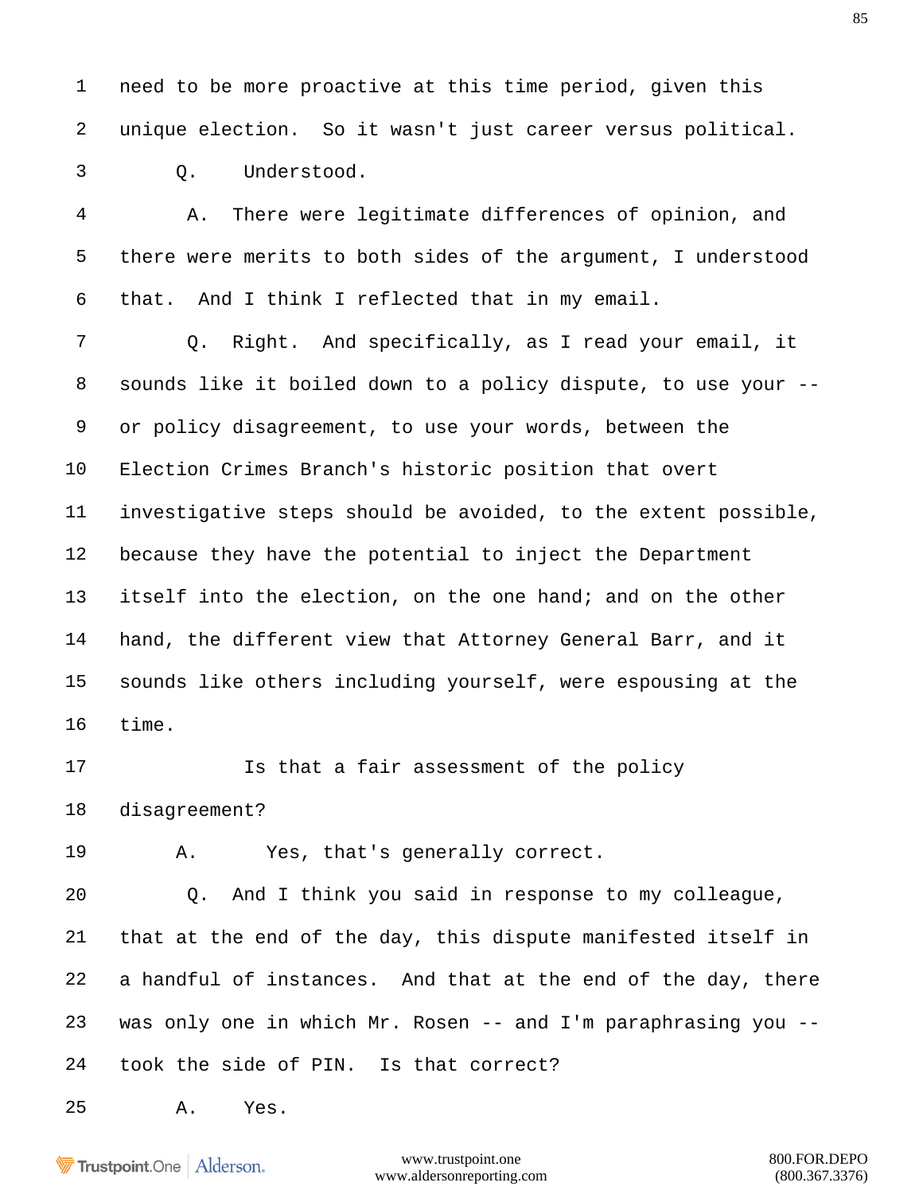1 need to be more proactive at this time period, given this

2 unique election. So it wasn't just career versus political.

3 Q. Understood.

4 A. There were legitimate differences of opinion, and

5 there were merits to both sides of the argument, I understood

6 that. And I think I reflected that in my email.

7 Q. Right. And specifically, as I read your email, it

8 sounds like it boiled down to a policy dispute, to use your --

9 or policy disagreement, to use your words, between the

10 Election Crimes Branch's historic position that overt

11 investigative steps should be avoided, to the extent possible,

12 because they have the potential to inject the Department

13 itself into the election, on the one hand; and on the other

14 hand, the different view that Attorney General Barr, and it

15 sounds like others including yourself, were espousing at the

16 time.

17 Is that a fair assessment of the policy

18 disagreement?

19 A. Yes, that's generally correct.

20 Q. And I think you said in response to my colleague,

21 that at the end of the day, this dispute manifested itself in

22 a handful of instances. And that at the end of the day, there

23 was only one in which Mr. Rosen -- and I'm paraphrasing you --

24 took the side of PIN. Is that correct?

25 A. Yes.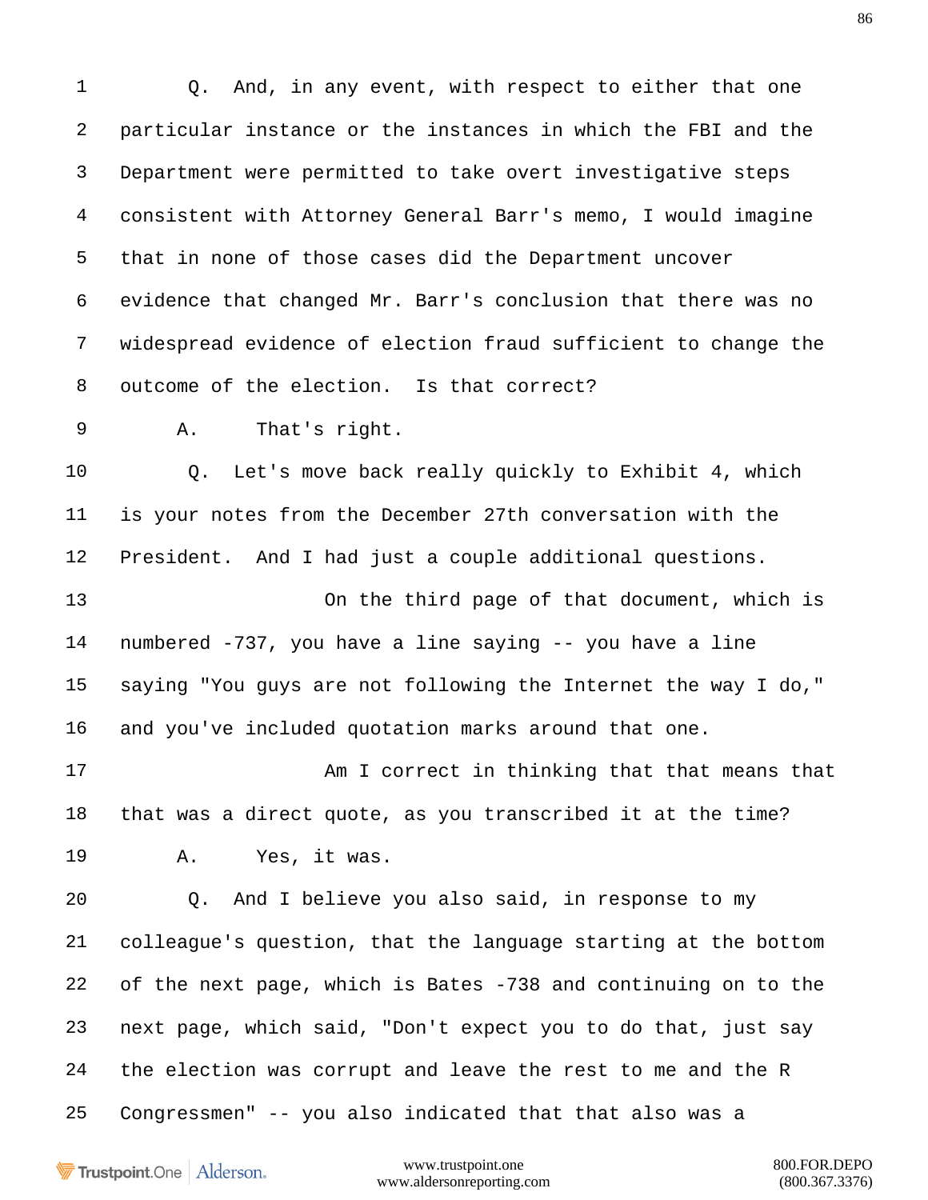1 Q. And, in any event, with respect to either that one

2 particular instance or the instances in which the FBI and the

3 Department were permitted to take overt investigative steps

4 consistent with Attorney General Barr's memo, I would imagine

5 that in none of those cases did the Department uncover

6 evidence that changed Mr. Barr's conclusion that there was no

7 widespread evidence of election fraud sufficient to change the

8 outcome of the election. Is that correct?

9 A. That's right.

10 Q. Let's move back really quickly to Exhibit 4, which

11 is your notes from the December 27th conversation with the

12 President. And I had just a couple additional questions.

13 On the third page of that document, which is

14 numbered -737, you have a line saying -- you have a line

15 saying "You guys are not following the Internet the way I do,"

16 and you've included quotation marks around that one.

17 Am I correct in thinking that that means that

18 that was a direct quote, as you transcribed it at the time?

19 A. Yes, it was.

20 Q. And I believe you also said, in response to my

21 colleague's question, that the language starting at the bottom

22 of the next page, which is Bates -738 and continuing on to the

23 next page, which said, "Don't expect you to do that, just say

24 the election was corrupt and leave the rest to me and the R

25 Congressmen" -- you also indicated that that also was a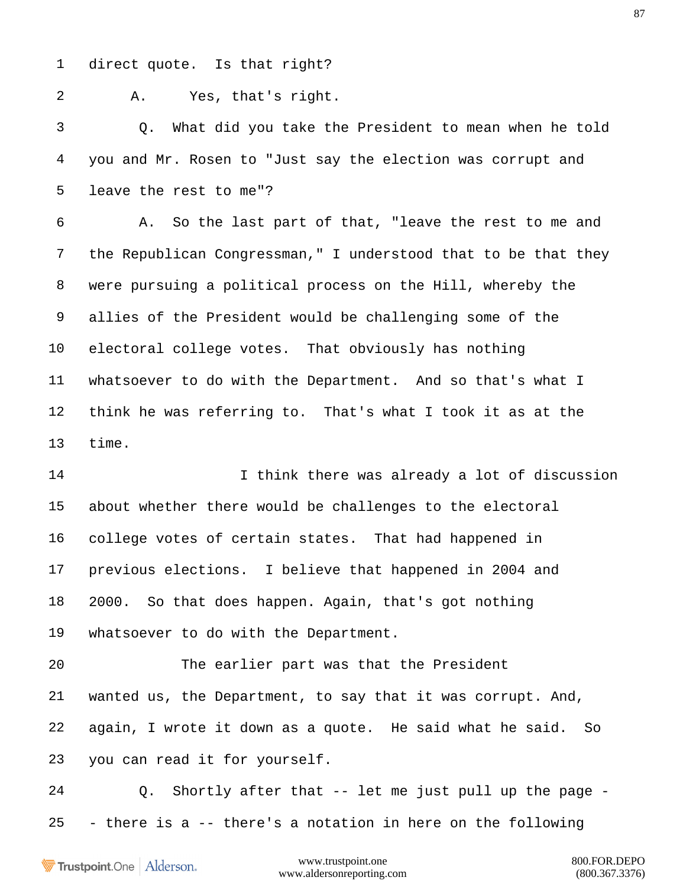1 direct quote. Is that right?

2 A. Yes, that's right.

3 Q. What did you take the President to mean when he told

4 you and Mr. Rosen to "Just say the election was corrupt and

5 leave the rest to me"?

6 A. So the last part of that, "leave the rest to me and

7 the Republican Congressman," I understood that to be that they

8 were pursuing a political process on the Hill, whereby the

9 allies of the President would be challenging some of the

10 electoral college votes. That obviously has nothing

11 whatsoever to do with the Department. And so that's what I

12 think he was referring to. That's what I took it as at the

13 time.

14 I think there was already a lot of discussion

15 about whether there would be challenges to the electoral

16 college votes of certain states. That had happened in

17 previous elections. I believe that happened in 2004 and

18 2000. So that does happen. Again, that's got nothing

19 whatsoever to do with the Department.

20 The earlier part was that the President

21 wanted us, the Department, to say that it was corrupt. And,

22 again, I wrote it down as a quote. He said what he said. So

23 you can read it for yourself.

24 Q. Shortly after that -- let me just pull up the page -

25 - there is a -- there's a notation in here on the following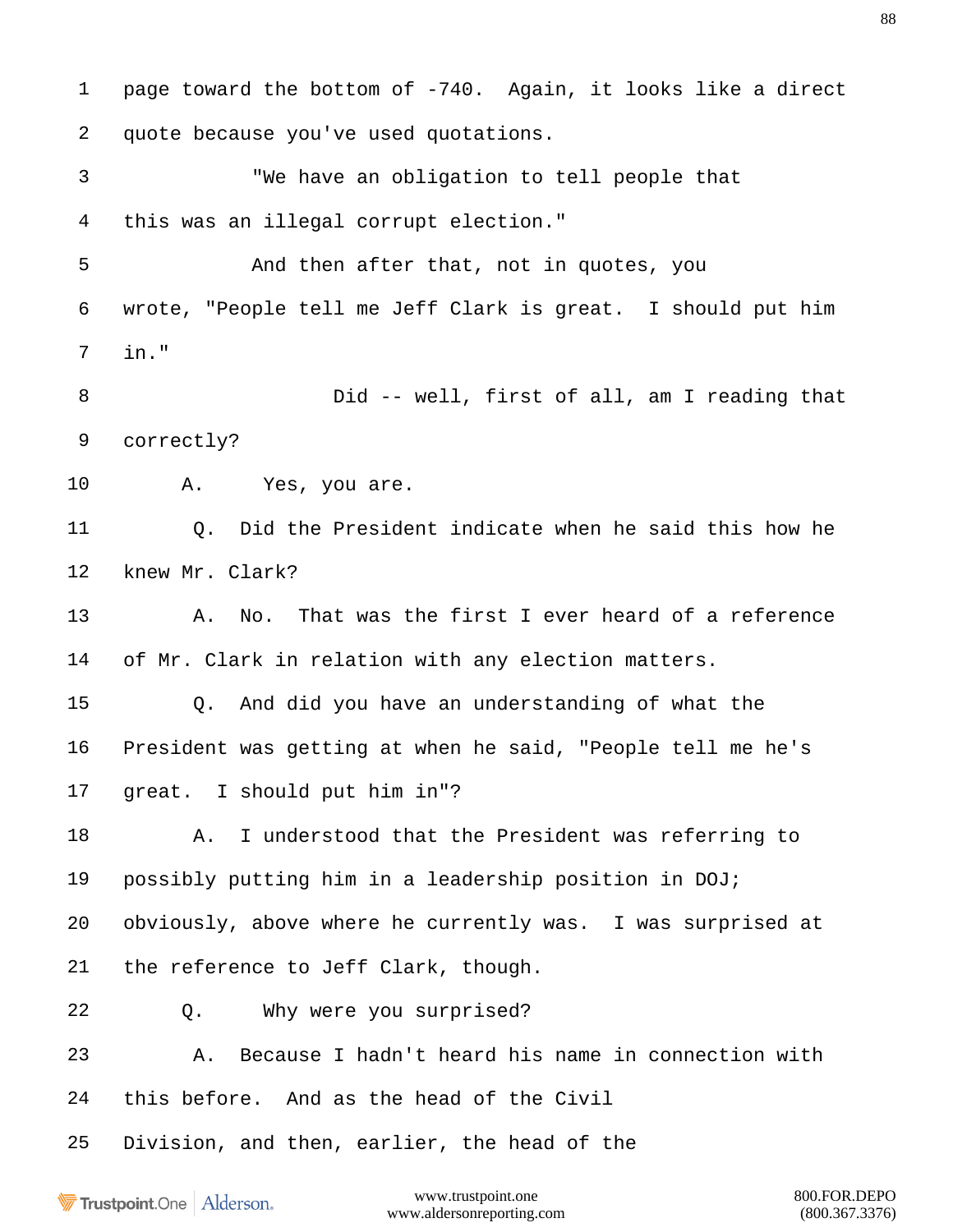page toward the bottom of -740. Again, it looks like a direct quote because you've used quotations.

"We have an obligation to tell people that this was an illegal corrupt election."

And then after that, not in quotes, you wrote, "People tell me Jeff Clark is great. I should put him in."

Did -- well, first of all, am I reading that correctly?

A. Yes, you are.

Q. Did the President indicate when he said this how he knew Mr. Clark?

A. No. That was the first I ever heard of a reference of Mr. Clark in relation with any election matters.

Q. And did you have an understanding of what the President was getting at when he said, "People tell me he's great. I should put him in"?

A. I understood that the President was referring to possibly putting him in a leadership position in DOJ; obviously, above where he currently was. I was surprised at the reference to Jeff Clark, though.

Q. Why were you surprised?

A. Because I hadn't heard his name in connection with this before. And as the head of the Civil Division, and then, earlier, the head of the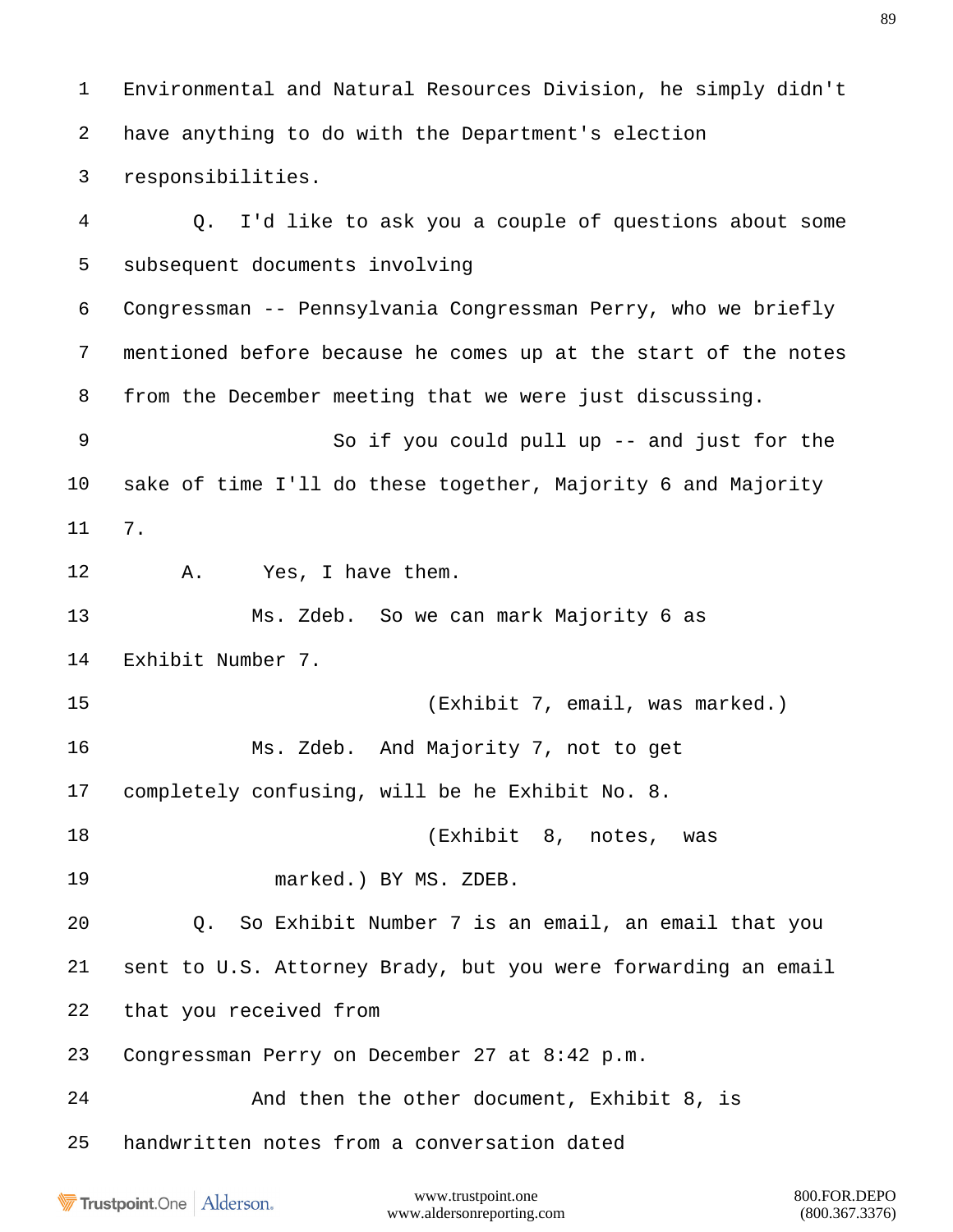1 Environmental and Natural Resources Division, he simply didn't

2 have anything to do with the Department's election

3 responsibilities.

4 Q. I'd like to ask you a couple of questions about some

5 subsequent documents involving

6 Congressman -- Pennsylvania Congressman Perry, who we briefly

7 mentioned before because he comes up at the start of the notes

8 from the December meeting that we were just discussing.

9 So if you could pull up -- and just for the

10 sake of time I'll do these together, Majority 6 and Majority

11 7.

12 A. Yes, I have them.

13 Ms. Zdeb. So we can mark Majority 6 as

14 Exhibit Number 7.

15 (Exhibit 7, email, was marked.)

16 Ms. Zdeb. And Majority 7, not to get

17 completely confusing, will be he Exhibit No. 8.

18 (Exhibit 8, notes, was

19 marked.) BY MS. ZDEB.

20 Q. So Exhibit Number 7 is an email, an email that you

21 sent to U.S. Attorney Brady, but you were forwarding an email

22 that you received from

23 Congressman Perry on December 27 at 8:42 p.m.

24 And then the other document, Exhibit 8, is

25 handwritten notes from a conversation dated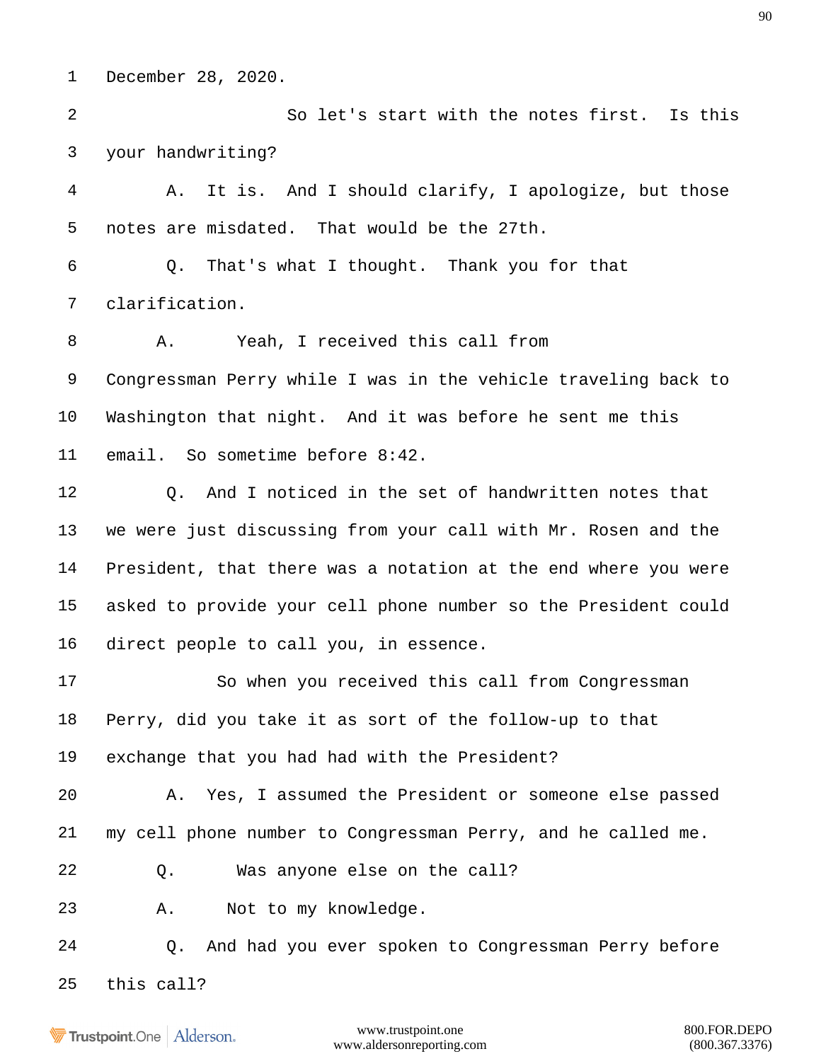1 December 28, 2020.

2 So let's start with the notes first. Is this

3 your handwriting?

4 A. It is. And I should clarify, I apologize, but those

5 notes are misdated. That would be the 27th.

6 Q. That's what I thought. Thank you for that

7 clarification.

8 A. Yeah, I received this call from

9 Congressman Perry while I was in the vehicle traveling back to

10 Washington that night. And it was before he sent me this

11 email. So sometime before 8:42.

12 Q. And I noticed in the set of handwritten notes that

13 we were just discussing from your call with Mr. Rosen and the

14 President, that there was a notation at the end where you were

15 asked to provide your cell phone number so the President could

16 direct people to call you, in essence.

17 So when you received this call from Congressman

18 Perry, did you take it as sort of the follow-up to that

19 exchange that you had had with the President?

20 A. Yes, I assumed the President or someone else passed

21 my cell phone number to Congressman Perry, and he called me.

22 Q. Was anyone else on the call?

23 A. Not to my knowledge.

24 Q. And had you ever spoken to Congressman Perry before

25 this call?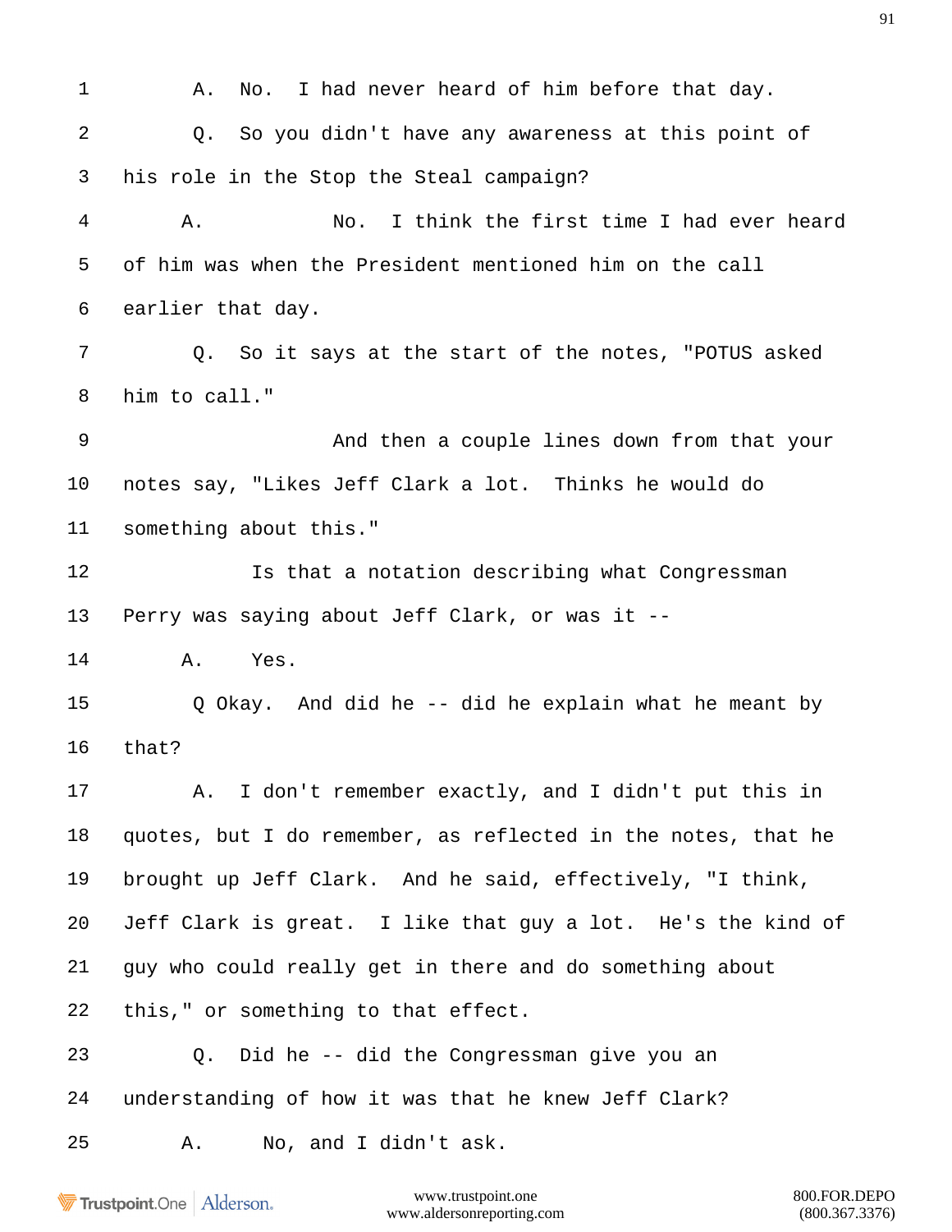1 A. No. I had never heard of him before that day.

2 Q. So you didn't have any awareness at this point of

3 his role in the Stop the Steal campaign?

4 A. No. I think the first time I had ever heard

5 of him was when the President mentioned him on the call

6 earlier that day.

7 Q. So it says at the start of the notes, "POTUS asked

8 him to call."

9 And then a couple lines down from that your

10 notes say, "Likes Jeff Clark a lot. Thinks he would do

11 something about this."

12 Is that a notation describing what Congressman

13 Perry was saying about Jeff Clark, or was it --

14 A. Yes.

15 Q Okay. And did he -- did he explain what he meant by

16 that?

17 A. I don't remember exactly, and I didn't put this in

18 quotes, but I do remember, as reflected in the notes, that he

19 brought up Jeff Clark. And he said, effectively, "I think,

20 Jeff Clark is great. I like that guy a lot. He's the kind of

21 guy who could really get in there and do something about

22 this," or something to that effect.

23 Q. Did he -- did the Congressman give you an

24 understanding of how it was that he knew Jeff Clark?

25 A. No, and I didn't ask.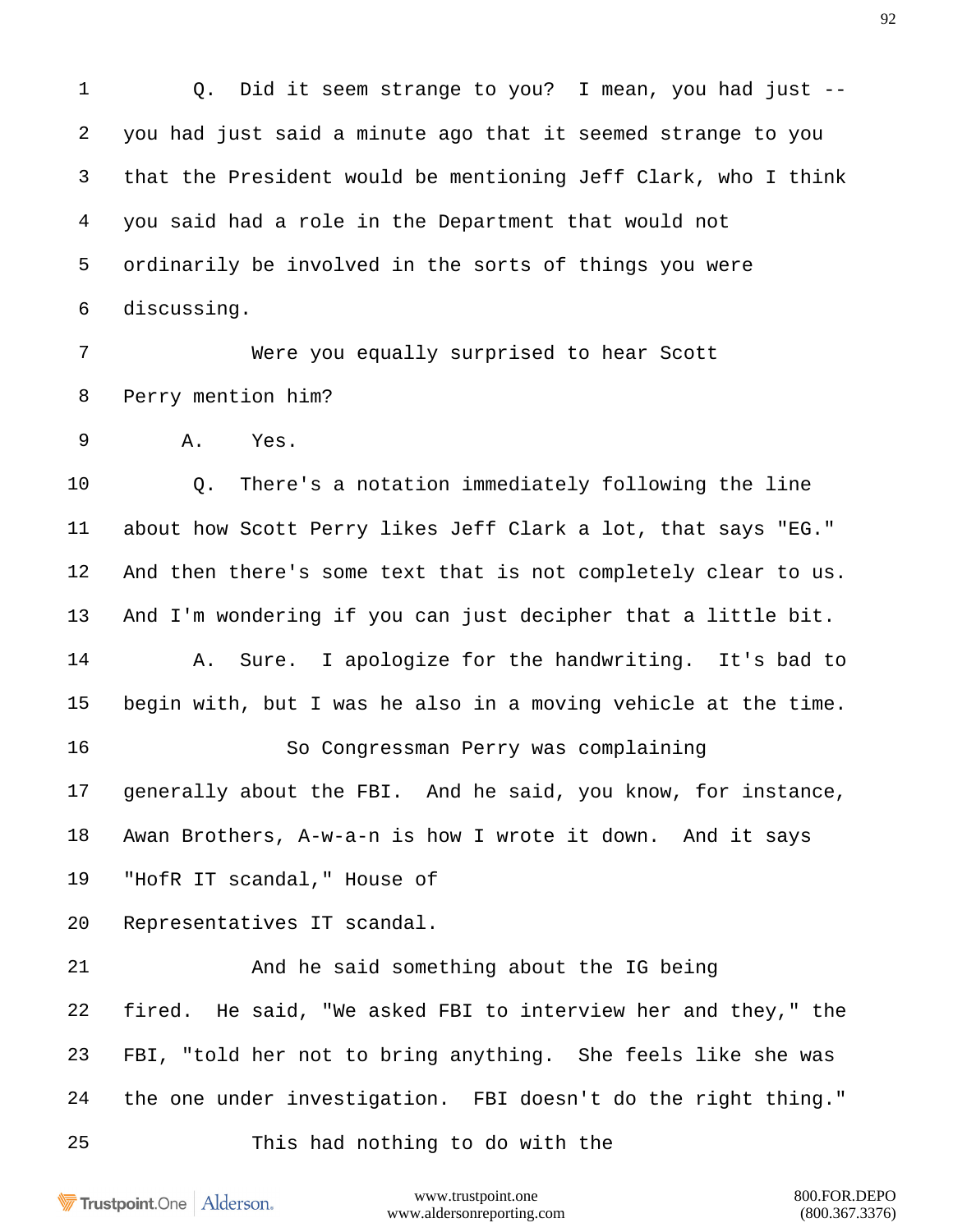1 Q. Did it seem strange to you? I mean, you had just --

2 you had just said a minute ago that it seemed strange to you

3 that the President would be mentioning Jeff Clark, who I think

4 you said had a role in the Department that would not

5 ordinarily be involved in the sorts of things you were

6 discussing.

7 Were you equally surprised to hear Scott

8 Perry mention him?

9 A. Yes.

10 Q. There's a notation immediately following the line

11 about how Scott Perry likes Jeff Clark a lot, that says "EG."

12 And then there's some text that is not completely clear to us.

13 And I'm wondering if you can just decipher that a little bit.

14 A. Sure. I apologize for the handwriting. It's bad to

15 begin with, but I was he also in a moving vehicle at the time.

16 So Congressman Perry was complaining

17 generally about the FBI. And he said, you know, for instance,

18 Awan Brothers, A-w-a-n is how I wrote it down. And it says

19 "HofR IT scandal," House of

20 Representatives IT scandal.

21 And he said something about the IG being

22 fired. He said, "We asked FBI to interview her and they," the

23 FBI, "told her not to bring anything. She feels like she was

24 the one under investigation. FBI doesn't do the right thing."

25 This had nothing to do with the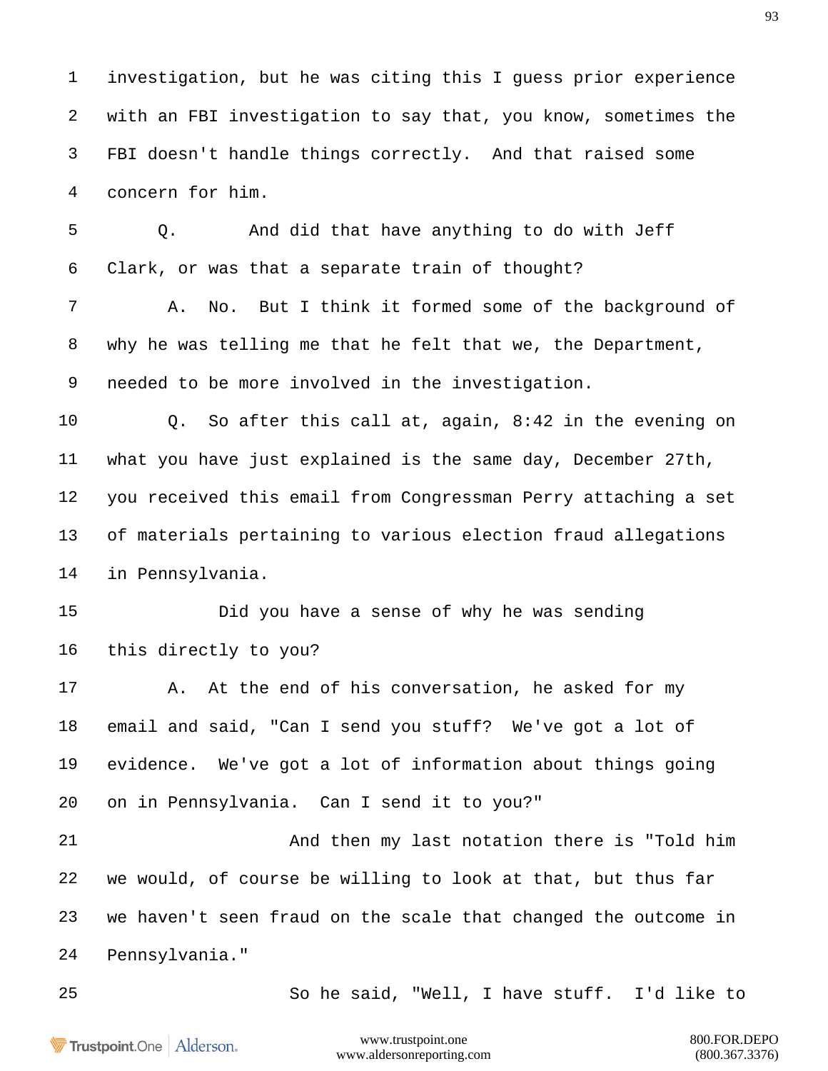1 investigation, but he was citing this I guess prior experience
2 with an FBI investigation to say that, you know, sometimes the
3 FBI doesn't handle things correctly. And that raised some
4 concern for him.
5 Q. And did that have anything to do with Jeff
6 Clark, or was that a separate train of thought?
7 A. No. But I think it formed some of the background of
8 why he was telling me that he felt that we, the Department,
9 needed to be more involved in the investigation.
10 Q. So after this call at, again, 8:42 in the evening on
11 what you have just explained is the same day, December 27th,
12 you received this email from Congressman Perry attaching a set
13 of materials pertaining to various election fraud allegations
14 in Pennsylvania.
15 Did you have a sense of why he was sending
16 this directly to you?
17 A. At the end of his conversation, he asked for my
18 email and said, "Can I send you stuff? We've got a lot of
19 evidence. We've got a lot of information about things going
20 on in Pennsylvania. Can I send it to you?"
21 And then my last notation there is "Told him
22 we would, of course be willing to look at that, but thus far
23 we haven't seen fraud on the scale that changed the outcome in
24 Pennsylvania."
25 So he said, "Well, I have stuff. I'd like to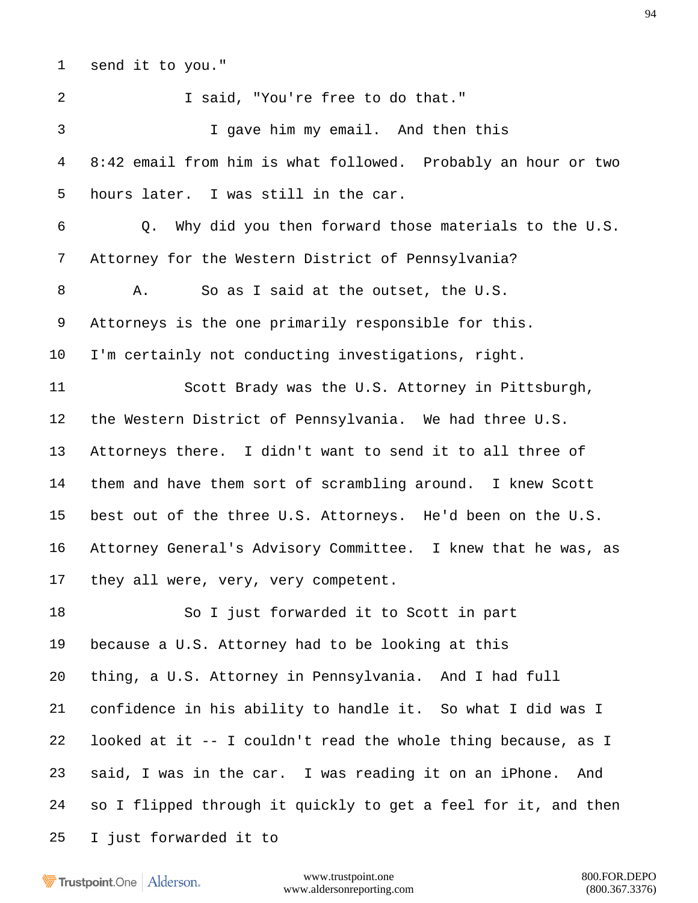1 send it to you."

2 I said, "You're free to do that."

3 I gave him my email. And then this

4 8:42 email from him is what followed. Probably an hour or two

5 hours later. I was still in the car.

6 Q. Why did you then forward those materials to the U.S.

7 Attorney for the Western District of Pennsylvania?

8 A. So as I said at the outset, the U.S.

9 Attorneys is the one primarily responsible for this.

10 I'm certainly not conducting investigations, right.

11 Scott Brady was the U.S. Attorney in Pittsburgh,

12 the Western District of Pennsylvania. We had three U.S.

13 Attorneys there. I didn't want to send it to all three of

14 them and have them sort of scrambling around. I knew Scott

15 best out of the three U.S. Attorneys. He'd been on the U.S.

16 Attorney General's Advisory Committee. I knew that he was, as

17 they all were, very, very competent.

18 So I just forwarded it to Scott in part

19 because a U.S. Attorney had to be looking at this

20 thing, a U.S. Attorney in Pennsylvania. And I had full

21 confidence in his ability to handle it. So what I did was I

22 looked at it -- I couldn't read the whole thing because, as I

23 said, I was in the car. I was reading it on an iPhone. And

24 so I flipped through it quickly to get a feel for it, and then

25 I just forwarded it to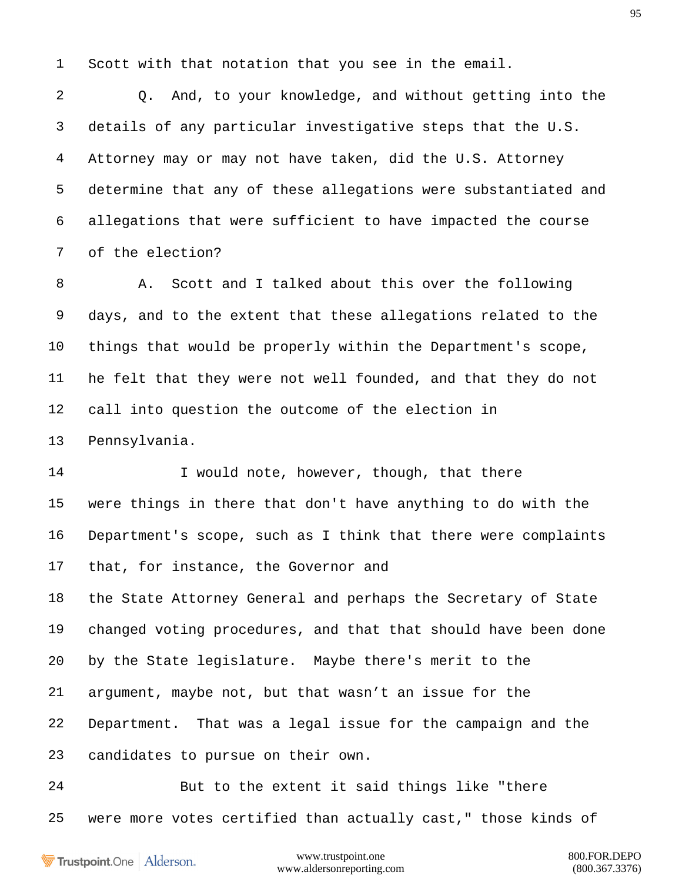1 Scott with that notation that you see in the email.

2 Q. And, to your knowledge, and without getting into the

3 details of any particular investigative steps that the U.S.

4 Attorney may or may not have taken, did the U.S. Attorney

5 determine that any of these allegations were substantiated and

6 allegations that were sufficient to have impacted the course

7 of the election?

8 A. Scott and I talked about this over the following

9 days, and to the extent that these allegations related to the

10 things that would be properly within the Department's scope,

11 he felt that they were not well founded, and that they do not

12 call into question the outcome of the election in

13 Pennsylvania.

14 I would note, however, though, that there

15 were things in there that don't have anything to do with the

16 Department's scope, such as I think that there were complaints

17 that, for instance, the Governor and

18 the State Attorney General and perhaps the Secretary of State

19 changed voting procedures, and that that should have been done

20 by the State legislature. Maybe there's merit to the

21 argument, maybe not, but that wasn’t an issue for the

22 Department. That was a legal issue for the campaign and the

23 candidates to pursue on their own.

24 But to the extent it said things like "there

25 were more votes certified than actually cast," those kinds of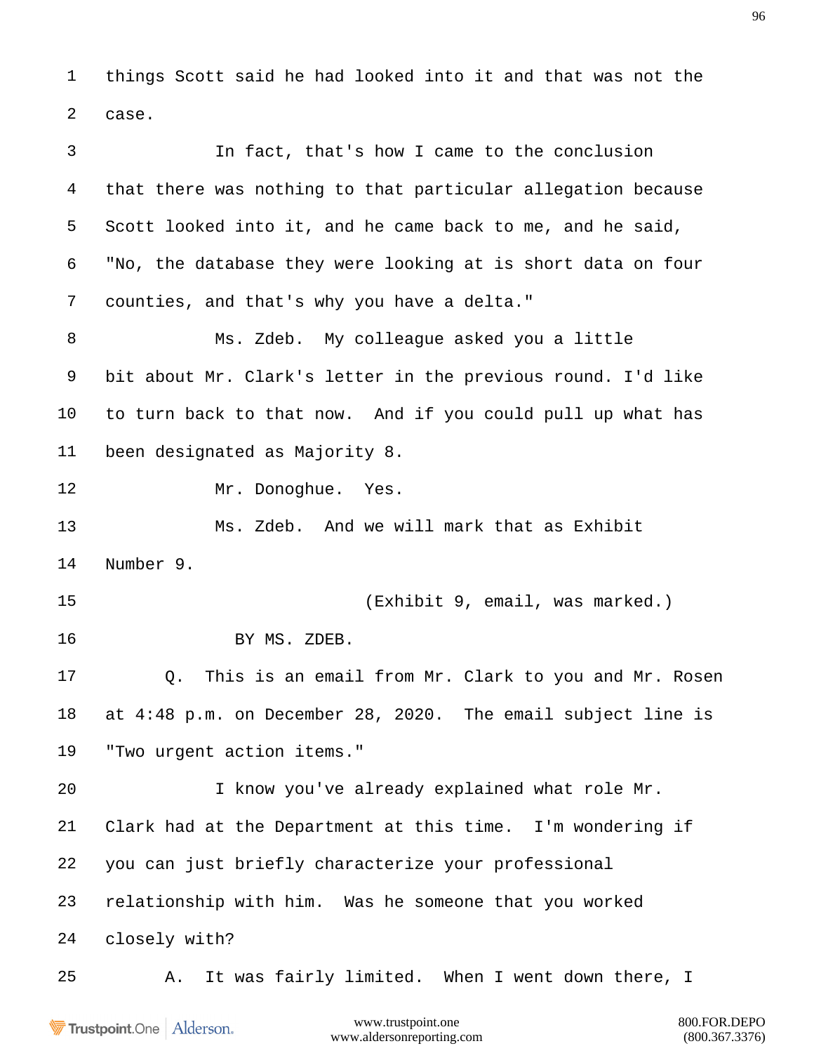things Scott said he had looked into it and that was not the case.

In fact, that's how I came to the conclusion that there was nothing to that particular allegation because Scott looked into it, and he came back to me, and he said, "No, the database they were looking at is short data on four counties, and that's why you have a delta."

Ms. Zdeb. My colleague asked you a little bit about Mr. Clark's letter in the previous round. I'd like to turn back to that now. And if you could pull up what has been designated as Majority 8.

Mr. Donoghue. Yes.

Ms. Zdeb. And we will mark that as Exhibit Number 9.

(Exhibit 9, email, was marked.)

BY MS. ZDEB.

Q. This is an email from Mr. Clark to you and Mr. Rosen at 4:48 p.m. on December 28, 2020. The email subject line is "Two urgent action items."

I know you've already explained what role Mr. Clark had at the Department at this time. I'm wondering if you can just briefly characterize your professional relationship with him. Was he someone that you worked closely with?

A. It was fairly limited. When I went down there, I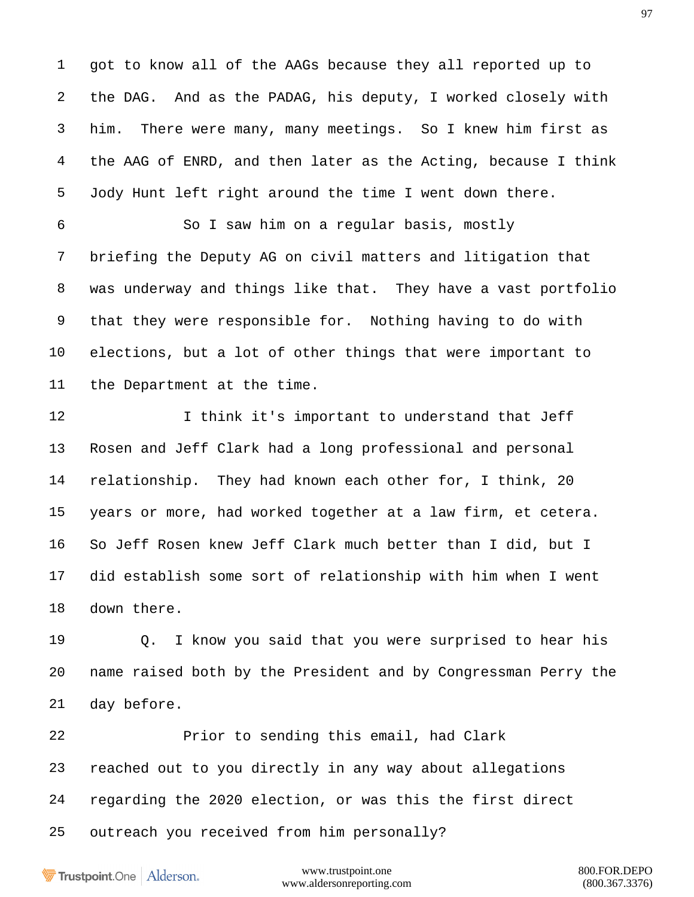got to know all of the AAGs because they all reported up to the DAG. And as the PADAG, his deputy, I worked closely with him. There were many, many meetings. So I knew him first as the AAG of ENRD, and then later as the Acting, because I think Jody Hunt left right around the time I went down there.

So I saw him on a regular basis, mostly briefing the Deputy AG on civil matters and litigation that was underway and things like that. They have a vast portfolio that they were responsible for. Nothing having to do with elections, but a lot of other things that were important to the Department at the time.

I think it's important to understand that Jeff Rosen and Jeff Clark had a long professional and personal relationship. They had known each other for, I think, 20 years or more, had worked together at a law firm, et cetera. So Jeff Rosen knew Jeff Clark much better than I did, but I did establish some sort of relationship with him when I went down there.

Q. I know you said that you were surprised to hear his name raised both by the President and by Congressman Perry the day before.

Prior to sending this email, had Clark reached out to you directly in any way about allegations regarding the 2020 election, or was this the first direct outreach you received from him personally?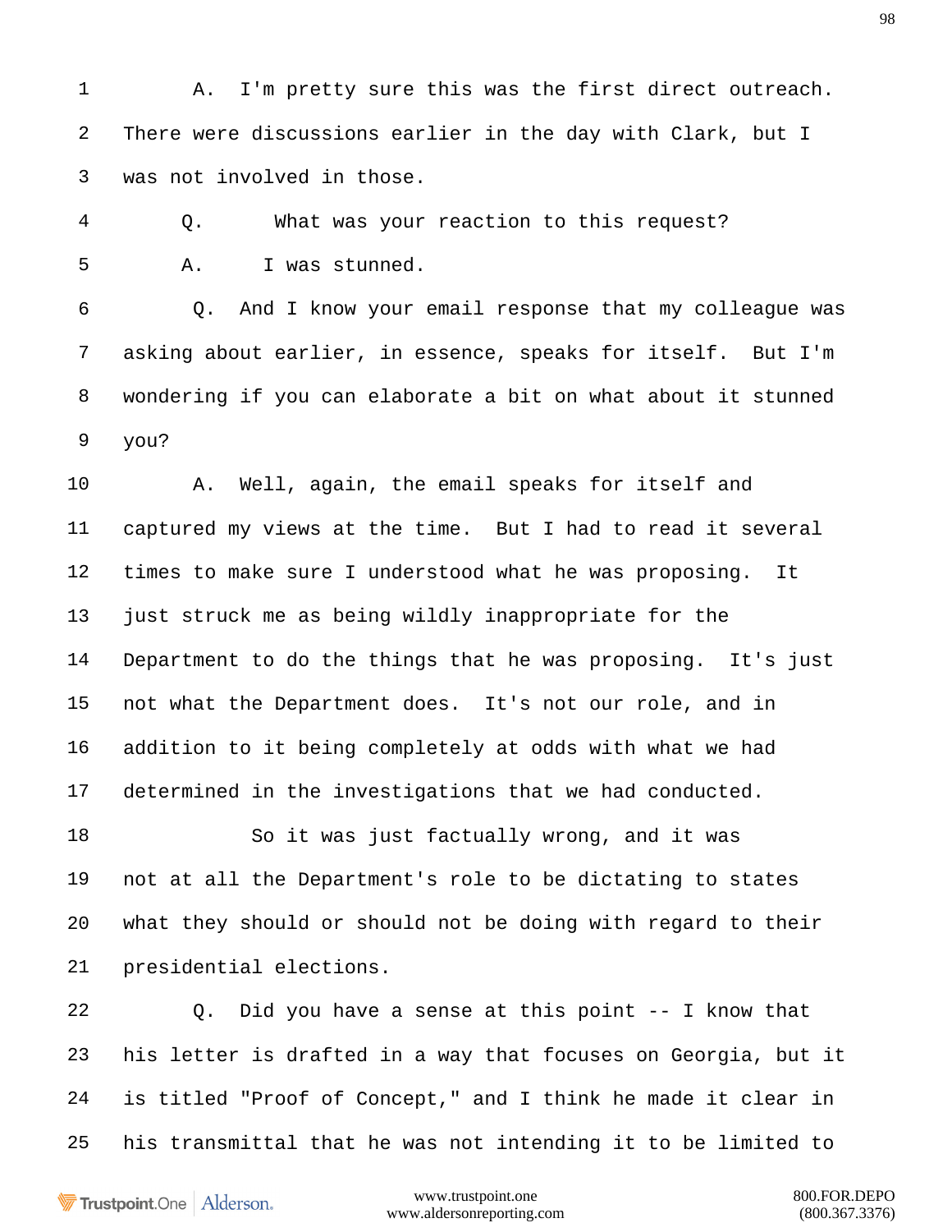1 A. I'm pretty sure this was the first direct outreach.
2 There were discussions earlier in the day with Clark, but I
3 was not involved in those.
4 Q. What was your reaction to this request?
5 A. I was stunned.
6 Q. And I know your email response that my colleague was
7 asking about earlier, in essence, speaks for itself. But I'm
8 wondering if you can elaborate a bit on what about it stunned
9 you?
10 A. Well, again, the email speaks for itself and
11 captured my views at the time. But I had to read it several
12 times to make sure I understood what he was proposing. It
13 just struck me as being wildly inappropriate for the
14 Department to do the things that he was proposing. It's just
15 not what the Department does. It's not our role, and in
16 addition to it being completely at odds with what we had
17 determined in the investigations that we had conducted.
18 So it was just factually wrong, and it was
19 not at all the Department's role to be dictating to states
20 what they should or should not be doing with regard to their
21 presidential elections.
22 Q. Did you have a sense at this point -- I know that
23 his letter is drafted in a way that focuses on Georgia, but it
24 is titled "Proof of Concept," and I think he made it clear in
25 his transmittal that he was not intending it to be limited to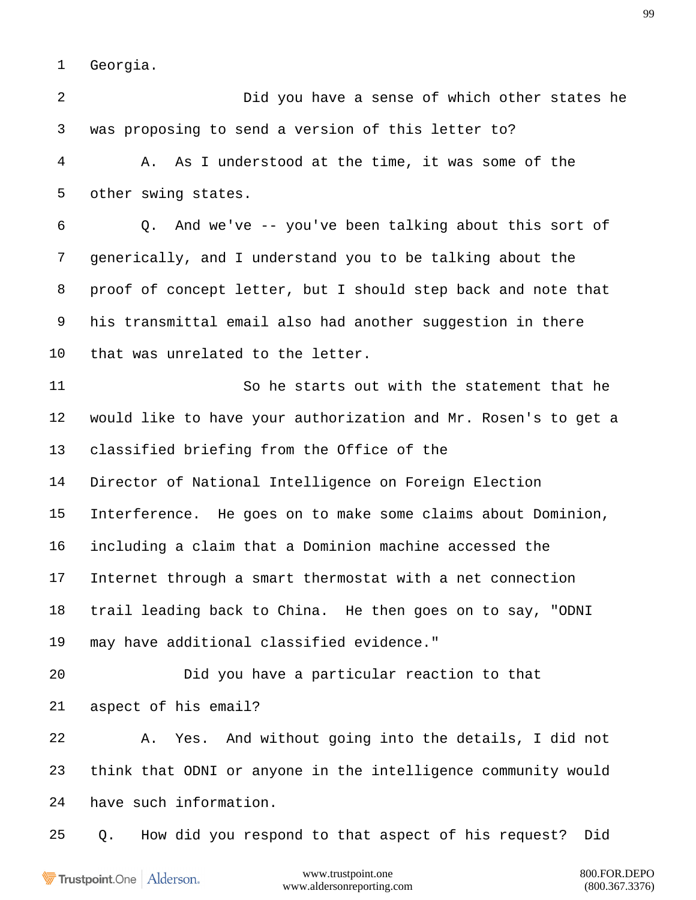1 Georgia.

2 Did you have a sense of which other states he

3 was proposing to send a version of this letter to?

4 A. As I understood at the time, it was some of the

5 other swing states.

6 Q. And we've -- you've been talking about this sort of

7 generically, and I understand you to be talking about the

8 proof of concept letter, but I should step back and note that

9 his transmittal email also had another suggestion in there

10 that was unrelated to the letter.

11 So he starts out with the statement that he

12 would like to have your authorization and Mr. Rosen's to get a

13 classified briefing from the Office of the

14 Director of National Intelligence on Foreign Election

15 Interference. He goes on to make some claims about Dominion,

16 including a claim that a Dominion machine accessed the

17 Internet through a smart thermostat with a net connection

18 trail leading back to China. He then goes on to say, "ODNI

19 may have additional classified evidence."

20 Did you have a particular reaction to that

21 aspect of his email?

22 A. Yes. And without going into the details, I did not

23 think that ODNI or anyone in the intelligence community would

24 have such information.

25 Q. How did you respond to that aspect of his request? Did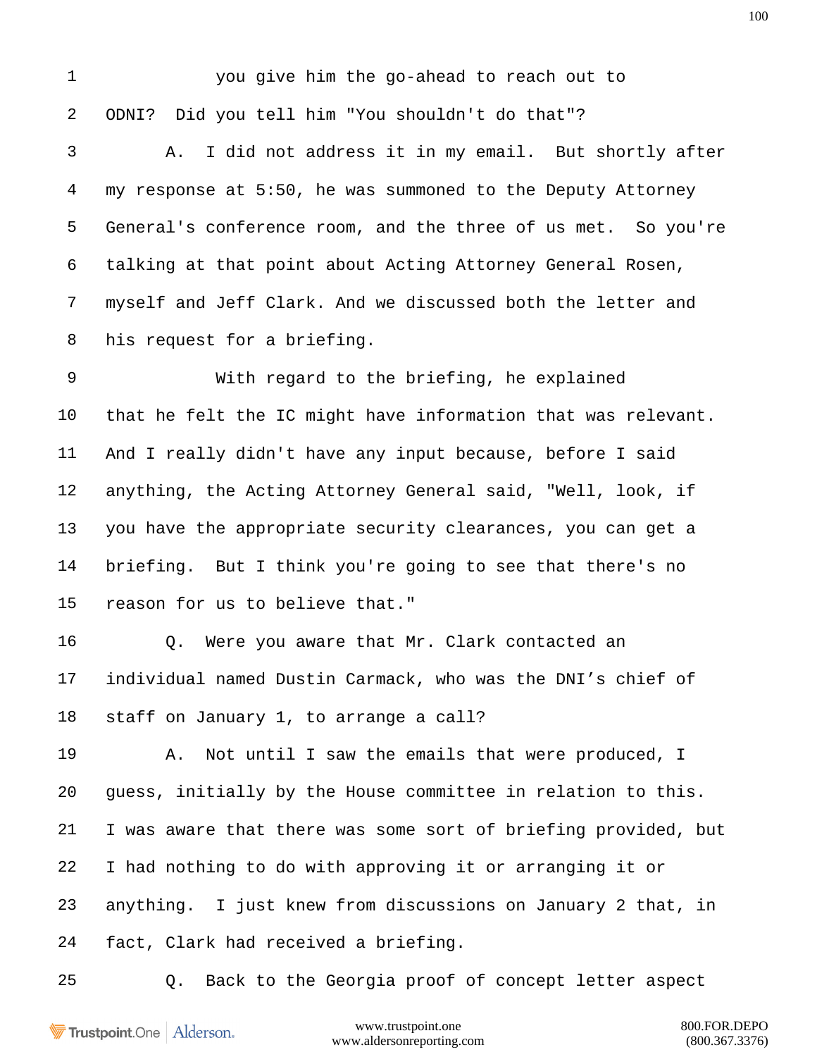1 you give him the go-ahead to reach out to

2 ODNI? Did you tell him "You shouldn't do that"?

3 A. I did not address it in my email. But shortly after

4 my response at 5:50, he was summoned to the Deputy Attorney

5 General's conference room, and the three of us met. So you're

6 talking at that point about Acting Attorney General Rosen,

7 myself and Jeff Clark. And we discussed both the letter and

8 his request for a briefing.

9 With regard to the briefing, he explained

10 that he felt the IC might have information that was relevant.

11 And I really didn't have any input because, before I said

12 anything, the Acting Attorney General said, "Well, look, if

13 you have the appropriate security clearances, you can get a

14 briefing. But I think you're going to see that there's no

15 reason for us to believe that."

16 Q. Were you aware that Mr. Clark contacted an

17 individual named Dustin Carmack, who was the DNI's chief of

18 staff on January 1, to arrange a call?

19 A. Not until I saw the emails that were produced, I

20 guess, initially by the House committee in relation to this.

21 I was aware that there was some sort of briefing provided, but

22 I had nothing to do with approving it or arranging it or

23 anything. I just knew from discussions on January 2 that, in

24 fact, Clark had received a briefing.

25 Q. Back to the Georgia proof of concept letter aspect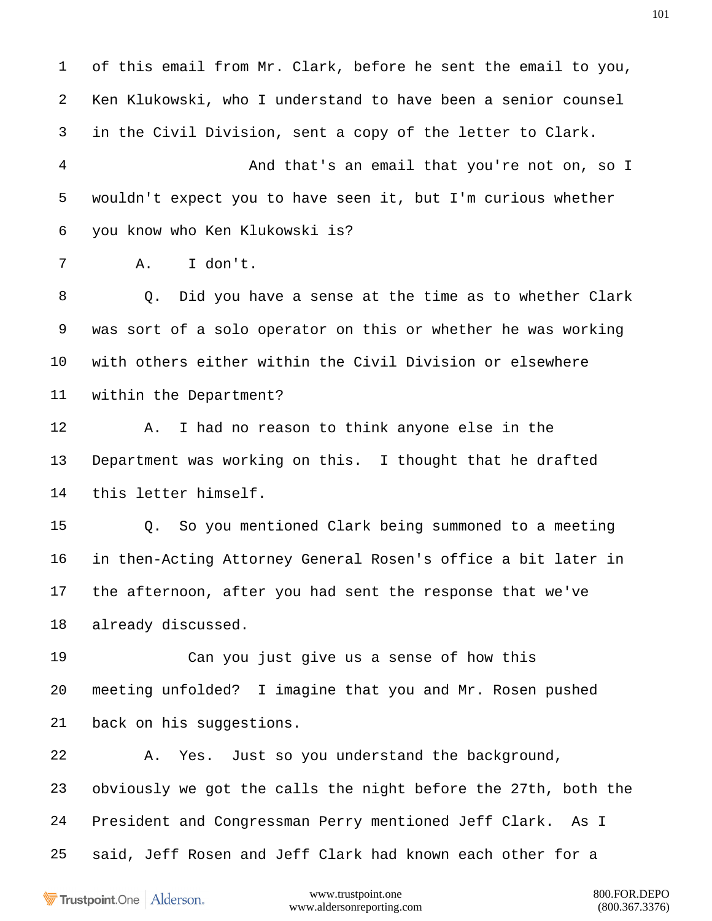1 of this email from Mr. Clark, before he sent the email to you,
2 Ken Klukowski, who I understand to have been a senior counsel
3 in the Civil Division, sent a copy of the letter to Clark.
4 And that's an email that you're not on, so I
5 wouldn't expect you to have seen it, but I'm curious whether
6 you know who Ken Klukowski is?
7 A. I don't.
8 Q. Did you have a sense at the time as to whether Clark
9 was sort of a solo operator on this or whether he was working
10 with others either within the Civil Division or elsewhere
11 within the Department?
12 A. I had no reason to think anyone else in the
13 Department was working on this. I thought that he drafted
14 this letter himself.
15 Q. So you mentioned Clark being summoned to a meeting
16 in then-Acting Attorney General Rosen's office a bit later in
17 the afternoon, after you had sent the response that we've
18 already discussed.
19 Can you just give us a sense of how this
20 meeting unfolded? I imagine that you and Mr. Rosen pushed
21 back on his suggestions.
22 A. Yes. Just so you understand the background,
23 obviously we got the calls the night before the 27th, both the
24 President and Congressman Perry mentioned Jeff Clark. As I
25 said, Jeff Rosen and Jeff Clark had known each other for a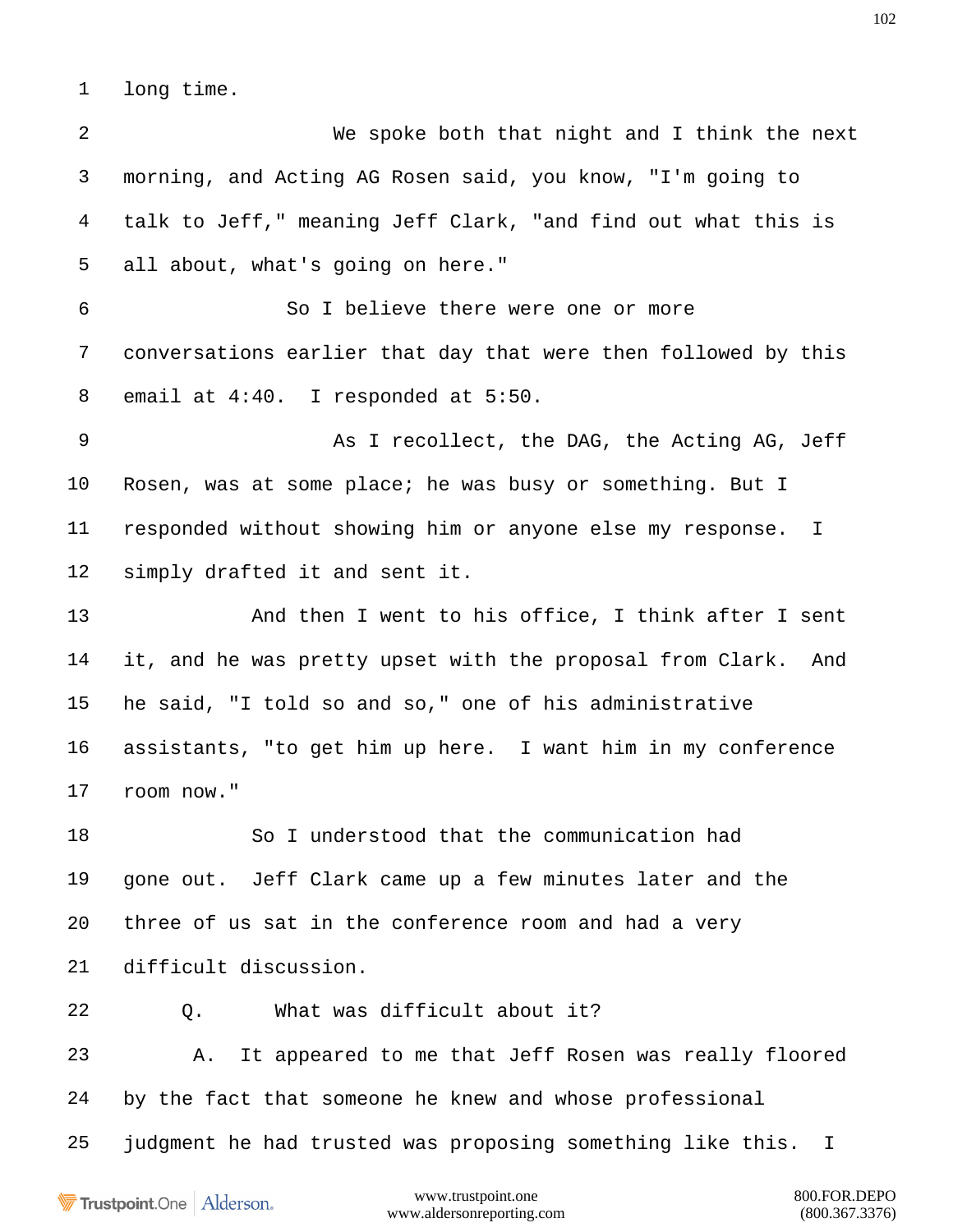long time.

We spoke both that night and I think the next morning, and Acting AG Rosen said, you know, "I'm going to talk to Jeff," meaning Jeff Clark, "and find out what this is all about, what's going on here."

So I believe there were one or more conversations earlier that day that were then followed by this email at 4:40. I responded at 5:50.

As I recollect, the DAG, the Acting AG, Jeff Rosen, was at some place; he was busy or something. But I responded without showing him or anyone else my response. I simply drafted it and sent it.

And then I went to his office, I think after I sent it, and he was pretty upset with the proposal from Clark. And he said, "I told so and so," one of his administrative assistants, "to get him up here. I want him in my conference room now."

So I understood that the communication had gone out. Jeff Clark came up a few minutes later and the three of us sat in the conference room and had a very difficult discussion.

Q. What was difficult about it?

A. It appeared to me that Jeff Rosen was really floored by the fact that someone he knew and whose professional judgment he had trusted was proposing something like this. I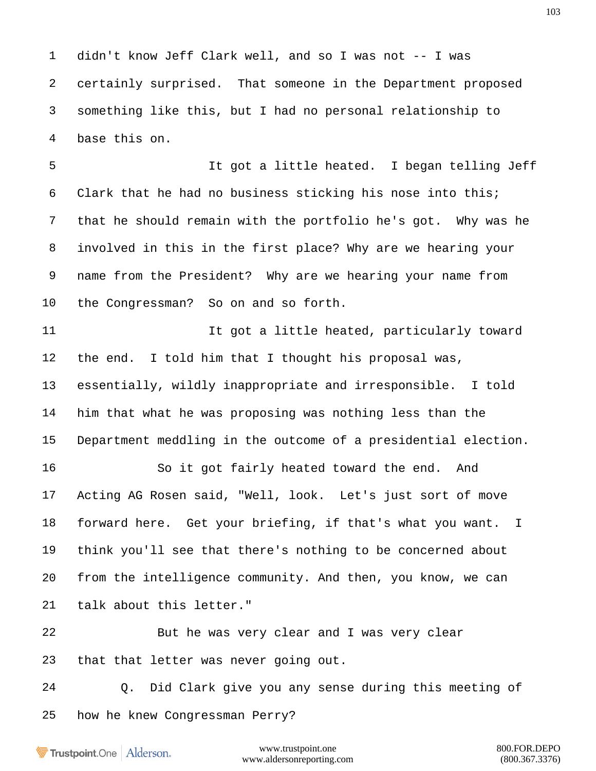1 didn't know Jeff Clark well, and so I was not -- I was

2 certainly surprised. That someone in the Department proposed

3 something like this, but I had no personal relationship to

4 base this on.

5 It got a little heated. I began telling Jeff

6 Clark that he had no business sticking his nose into this;

7 that he should remain with the portfolio he's got. Why was he

8 involved in this in the first place? Why are we hearing your

9 name from the President? Why are we hearing your name from

10 the Congressman? So on and so forth.

11 It got a little heated, particularly toward

12 the end. I told him that I thought his proposal was,

13 essentially, wildly inappropriate and irresponsible. I told

14 him that what he was proposing was nothing less than the

15 Department meddling in the outcome of a presidential election.

16 So it got fairly heated toward the end. And

17 Acting AG Rosen said, "Well, look. Let's just sort of move

18 forward here. Get your briefing, if that's what you want. I

19 think you'll see that there's nothing to be concerned about

20 from the intelligence community. And then, you know, we can

21 talk about this letter."

22 But he was very clear and I was very clear

23 that that letter was never going out.

24 Q. Did Clark give you any sense during this meeting of

25 how he knew Congressman Perry?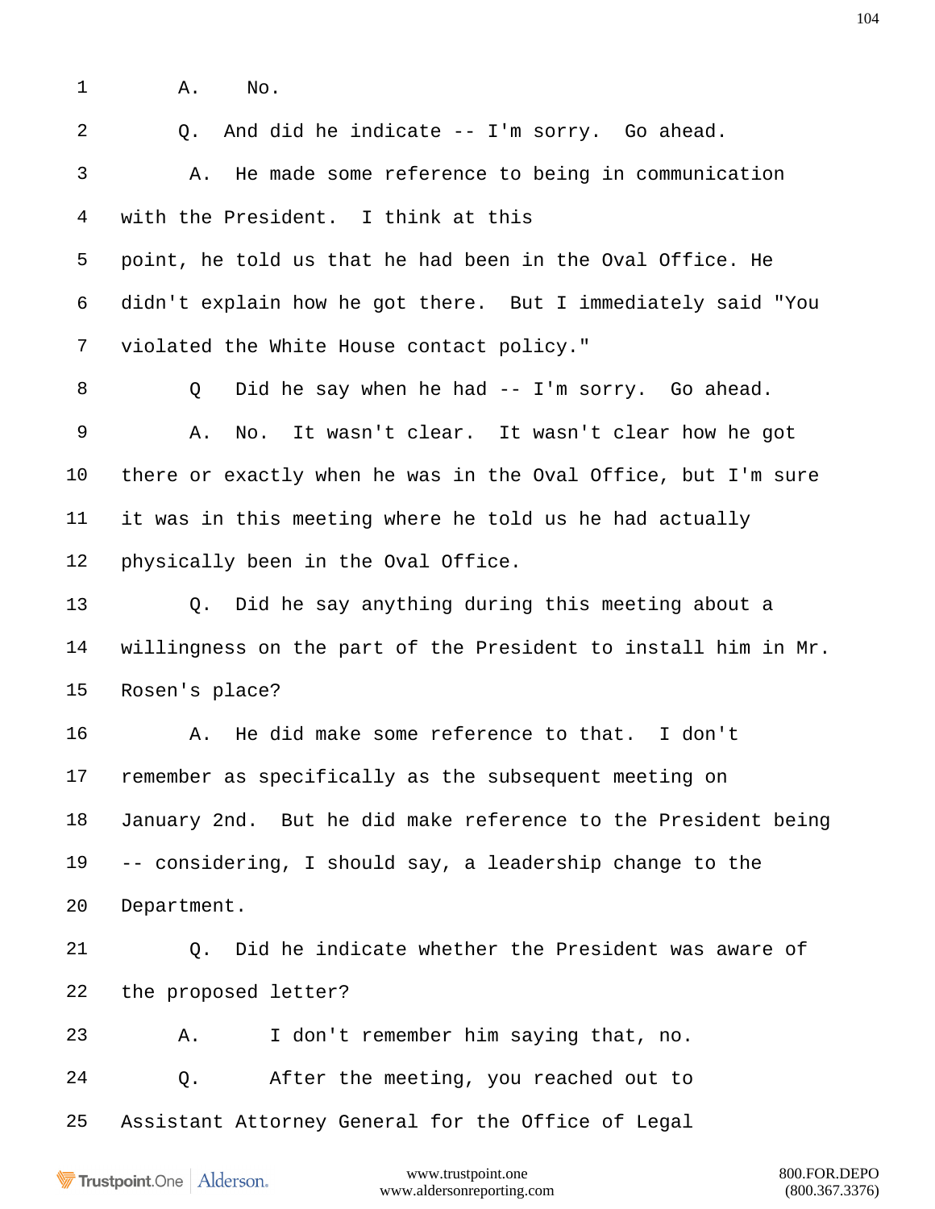1 A. No.

2 Q. And did he indicate -- I'm sorry. Go ahead.

3 A. He made some reference to being in communication

4 with the President. I think at this

5 point, he told us that he had been in the Oval Office. He

6 didn't explain how he got there. But I immediately said "You

7 violated the White House contact policy."

8 Q Did he say when he had -- I'm sorry. Go ahead.

9 A. No. It wasn't clear. It wasn't clear how he got

10 there or exactly when he was in the Oval Office, but I'm sure

11 it was in this meeting where he told us he had actually

12 physically been in the Oval Office.

13 Q. Did he say anything during this meeting about a

14 willingness on the part of the President to install him in Mr.

15 Rosen's place?

16 A. He did make some reference to that. I don't

17 remember as specifically as the subsequent meeting on

18 January 2nd. But he did make reference to the President being

19 -- considering, I should say, a leadership change to the

20 Department.

21 Q. Did he indicate whether the President was aware of

22 the proposed letter?

23 A. I don't remember him saying that, no.

24 Q. After the meeting, you reached out to

25 Assistant Attorney General for the Office of Legal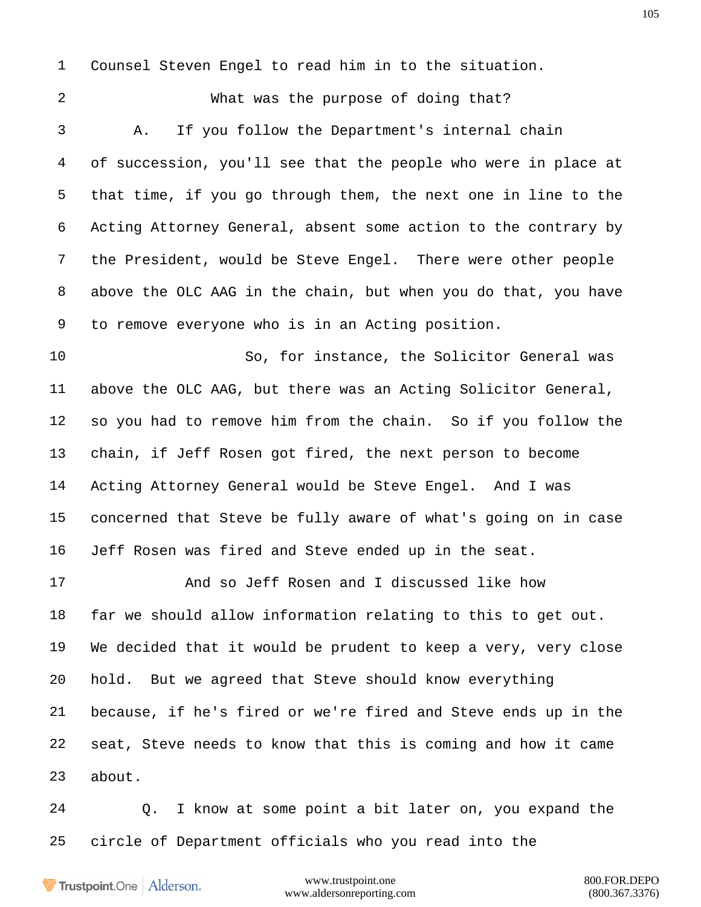1 Counsel Steven Engel to read him in to the situation.

2 What was the purpose of doing that?

3 A. If you follow the Department's internal chain

4 of succession, you'll see that the people who were in place at

5 that time, if you go through them, the next one in line to the

6 Acting Attorney General, absent some action to the contrary by

7 the President, would be Steve Engel. There were other people

8 above the OLC AAG in the chain, but when you do that, you have

9 to remove everyone who is in an Acting position.

10 So, for instance, the Solicitor General was

11 above the OLC AAG, but there was an Acting Solicitor General,

12 so you had to remove him from the chain. So if you follow the

13 chain, if Jeff Rosen got fired, the next person to become

14 Acting Attorney General would be Steve Engel. And I was

15 concerned that Steve be fully aware of what's going on in case

16 Jeff Rosen was fired and Steve ended up in the seat.

17 And so Jeff Rosen and I discussed like how

18 far we should allow information relating to this to get out.

19 We decided that it would be prudent to keep a very, very close

20 hold. But we agreed that Steve should know everything

21 because, if he's fired or we're fired and Steve ends up in the

22 seat, Steve needs to know that this is coming and how it came

23 about.

24 Q. I know at some point a bit later on, you expand the

25 circle of Department officials who you read into the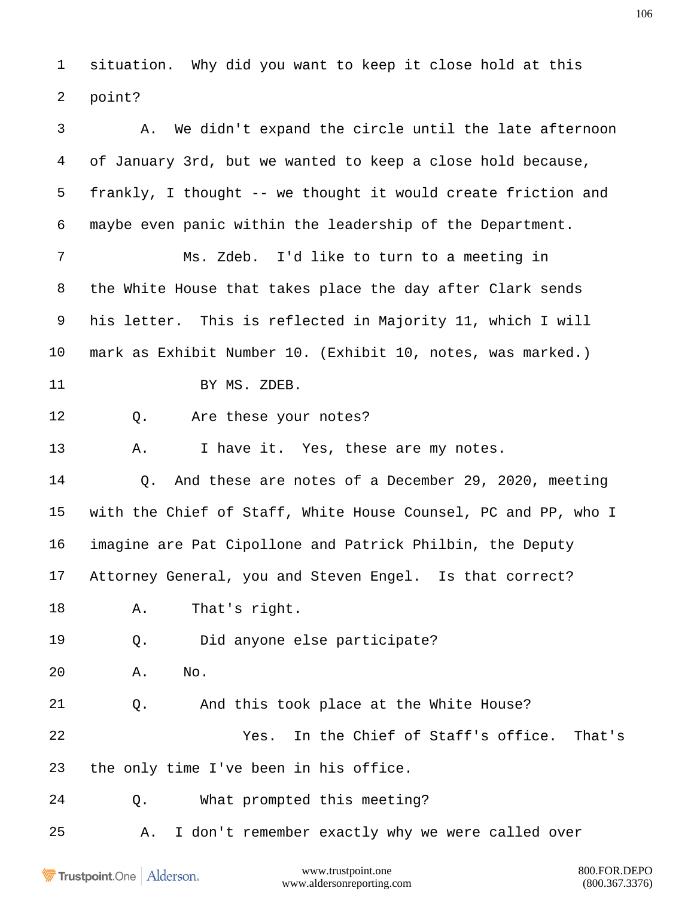1 situation. Why did you want to keep it close hold at this

2 point?

3 A. We didn't expand the circle until the late afternoon

4 of January 3rd, but we wanted to keep a close hold because,

5 frankly, I thought -- we thought it would create friction and

6 maybe even panic within the leadership of the Department.

7 Ms. Zdeb. I'd like to turn to a meeting in

8 the White House that takes place the day after Clark sends

9 his letter. This is reflected in Majority 11, which I will

10 mark as Exhibit Number 10. (Exhibit 10, notes, was marked.)

11 BY MS. ZDEB.

12 Q. Are these your notes?

13 A. I have it. Yes, these are my notes.

14 Q. And these are notes of a December 29, 2020, meeting

15 with the Chief of Staff, White House Counsel, PC and PP, who I

16 imagine are Pat Cipollone and Patrick Philbin, the Deputy

17 Attorney General, you and Steven Engel. Is that correct?

18 A. That's right.

19 Q. Did anyone else participate?

20 A. No.

21 Q. And this took place at the White House?

22 Yes. In the Chief of Staff's office. That's

23 the only time I've been in his office.

24 Q. What prompted this meeting?

25 A. I don't remember exactly why we were called over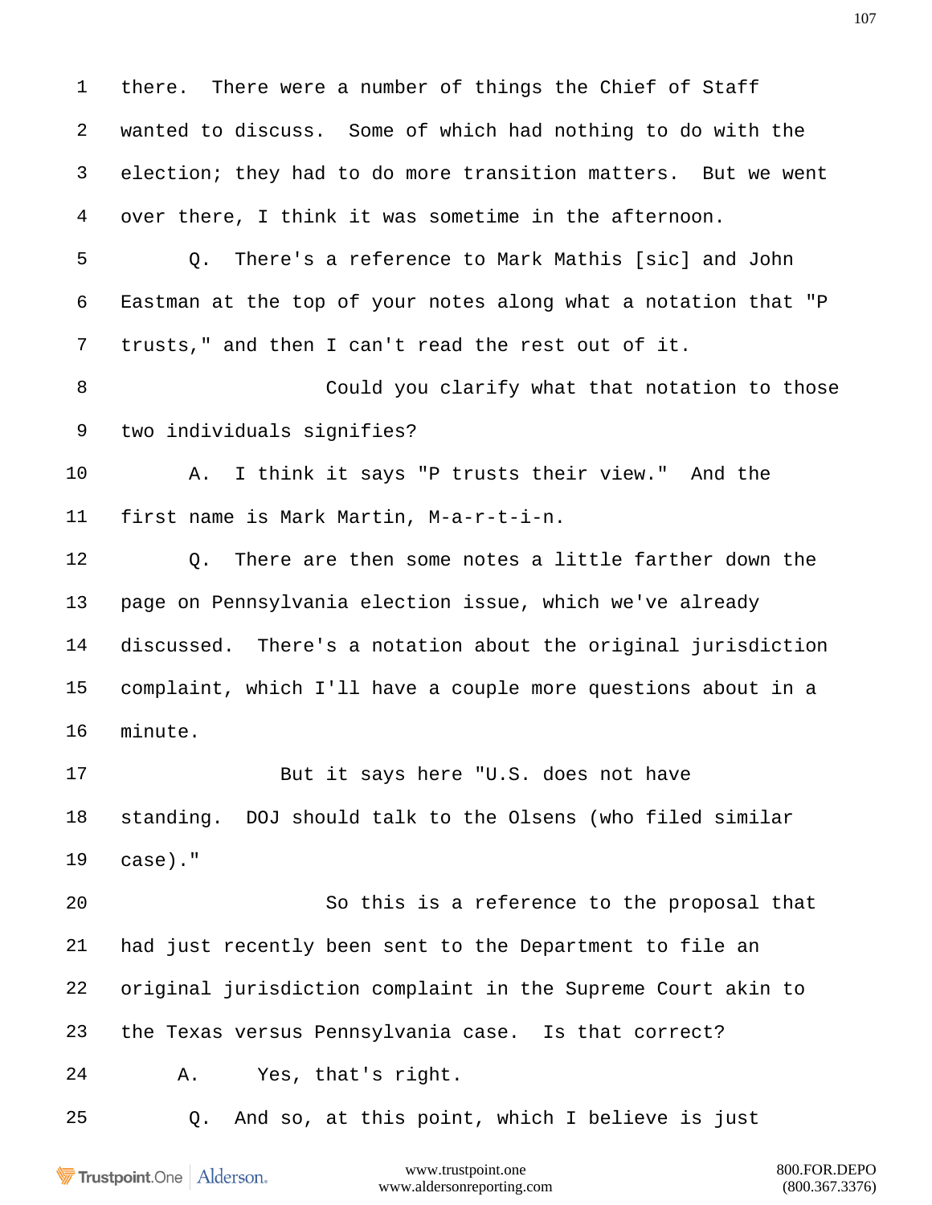1 there. There were a number of things the Chief of Staff
2 wanted to discuss. Some of which had nothing to do with the
3 election; they had to do more transition matters. But we went
4 over there, I think it was sometime in the afternoon.
5 Q. There's a reference to Mark Mathis [sic] and John
6 Eastman at the top of your notes along what a notation that "P
7 trusts," and then I can't read the rest out of it.
8 Could you clarify what that notation to those
9 two individuals signifies?
10 A. I think it says "P trusts their view." And the
11 first name is Mark Martin, M-a-r-t-i-n.
12 Q. There are then some notes a little farther down the
13 page on Pennsylvania election issue, which we've already
14 discussed. There's a notation about the original jurisdiction
15 complaint, which I'll have a couple more questions about in a
16 minute.
17 But it says here "U.S. does not have
18 standing. DOJ should talk to the Olsens (who filed similar
19 case)."
20 So this is a reference to the proposal that
21 had just recently been sent to the Department to file an
22 original jurisdiction complaint in the Supreme Court akin to
23 the Texas versus Pennsylvania case. Is that correct?
24 A. Yes, that's right.
25 Q. And so, at this point, which I believe is just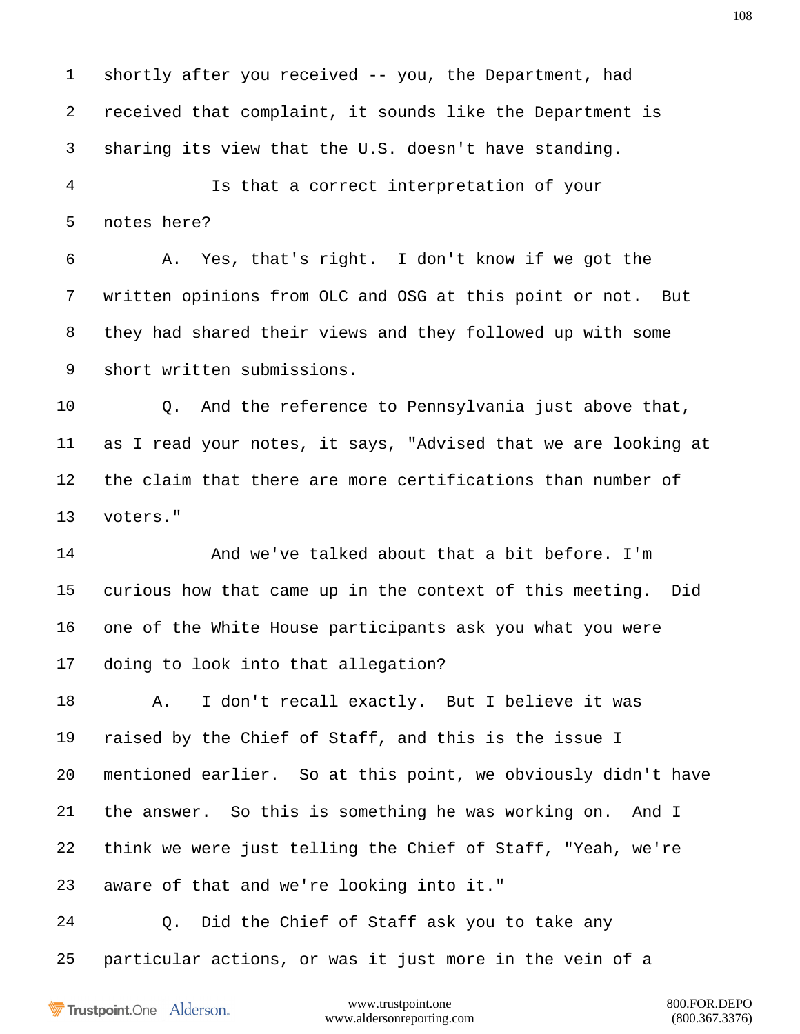1 shortly after you received -- you, the Department, had
2 received that complaint, it sounds like the Department is
3 sharing its view that the U.S. doesn't have standing.
4 Is that a correct interpretation of your
5 notes here?
6 A. Yes, that's right. I don't know if we got the
7 written opinions from OLC and OSG at this point or not. But
8 they had shared their views and they followed up with some
9 short written submissions.
10 Q. And the reference to Pennsylvania just above that,
11 as I read your notes, it says, "Advised that we are looking at
12 the claim that there are more certifications than number of
13 voters."
14 And we've talked about that a bit before. I'm
15 curious how that came up in the context of this meeting. Did
16 one of the White House participants ask you what you were
17 doing to look into that allegation?
18 A. I don't recall exactly. But I believe it was
19 raised by the Chief of Staff, and this is the issue I
20 mentioned earlier. So at this point, we obviously didn't have
21 the answer. So this is something he was working on. And I
22 think we were just telling the Chief of Staff, "Yeah, we're
23 aware of that and we're looking into it."
24 Q. Did the Chief of Staff ask you to take any
25 particular actions, or was it just more in the vein of a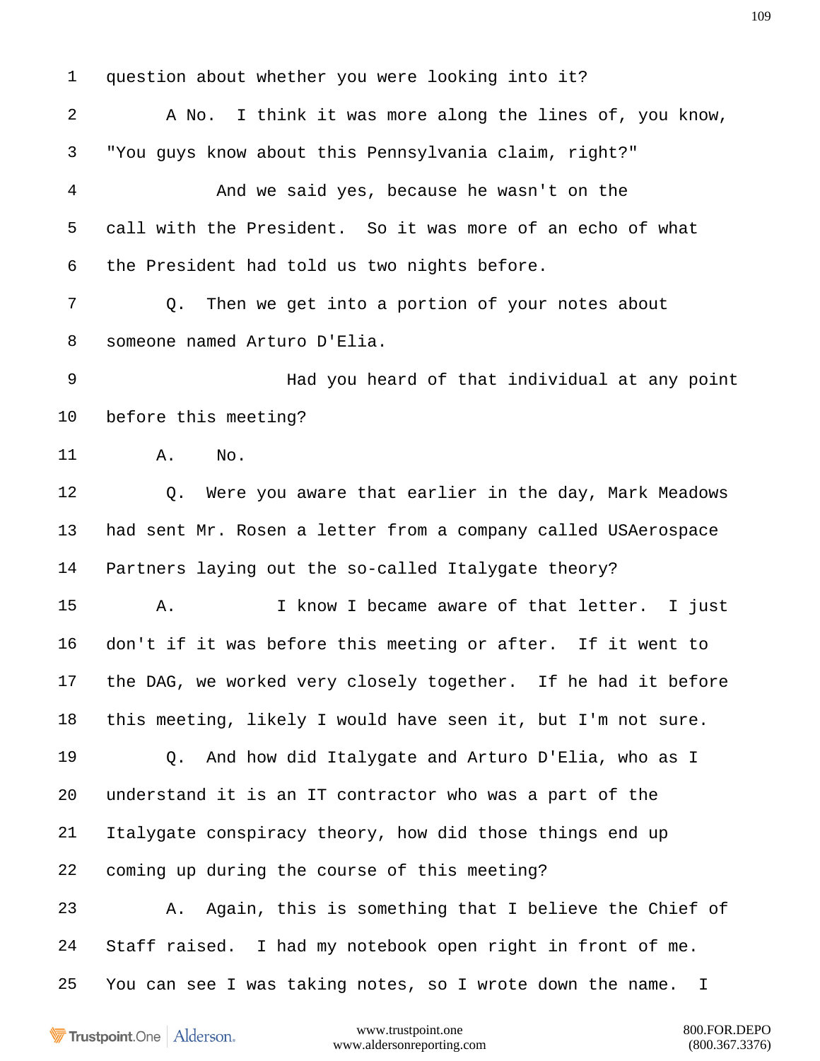1 question about whether you were looking into it?

2 A No. I think it was more along the lines of, you know,

3 "You guys know about this Pennsylvania claim, right?"

4 And we said yes, because he wasn't on the

5 call with the President. So it was more of an echo of what

6 the President had told us two nights before.

7 Q. Then we get into a portion of your notes about

8 someone named Arturo D'Elia.

9 Had you heard of that individual at any point

10 before this meeting?

11 A. No.

12 Q. Were you aware that earlier in the day, Mark Meadows

13 had sent Mr. Rosen a letter from a company called USAerospace

14 Partners laying out the so-called Italygate theory?

15 A. I know I became aware of that letter. I just

16 don't if it was before this meeting or after. If it went to

17 the DAG, we worked very closely together. If he had it before

18 this meeting, likely I would have seen it, but I'm not sure.

19 Q. And how did Italygate and Arturo D'Elia, who as I

20 understand it is an IT contractor who was a part of the

21 Italygate conspiracy theory, how did those things end up

22 coming up during the course of this meeting?

23 A. Again, this is something that I believe the Chief of

24 Staff raised. I had my notebook open right in front of me.

25 You can see I was taking notes, so I wrote down the name. I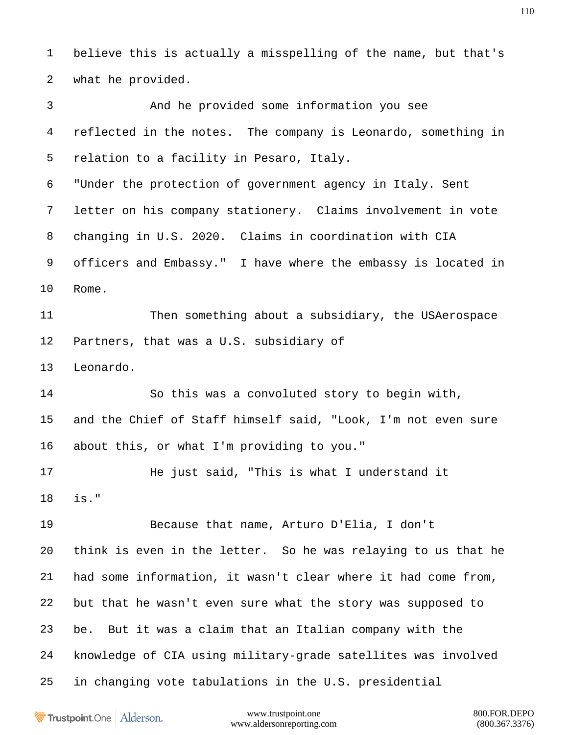1 believe this is actually a misspelling of the name, but that's
2 what he provided.

3 And he provided some information you see
4 reflected in the notes. The company is Leonardo, something in
5 relation to a facility in Pesaro, Italy.
6 "Under the protection of government agency in Italy. Sent
7 letter on his company stationery. Claims involvement in vote
8 changing in U.S. 2020. Claims in coordination with CIA
9 officers and Embassy." I have where the embassy is located in
10 Rome.

11 Then something about a subsidiary, the USAerospace
12 Partners, that was a U.S. subsidiary of
13 Leonardo.

14 So this was a convoluted story to begin with,
15 and the Chief of Staff himself said, "Look, I'm not even sure
16 about this, or what I'm providing to you."

17 He just said, "This is what I understand it
18 is."

19 Because that name, Arturo D'Elia, I don't
20 think is even in the letter. So he was relaying to us that he
21 had some information, it wasn't clear where it had come from,
22 but that he wasn't even sure what the story was supposed to
23 be. But it was a claim that an Italian company with the
24 knowledge of CIA using military-grade satellites was involved
25 in changing vote tabulations in the U.S. presidential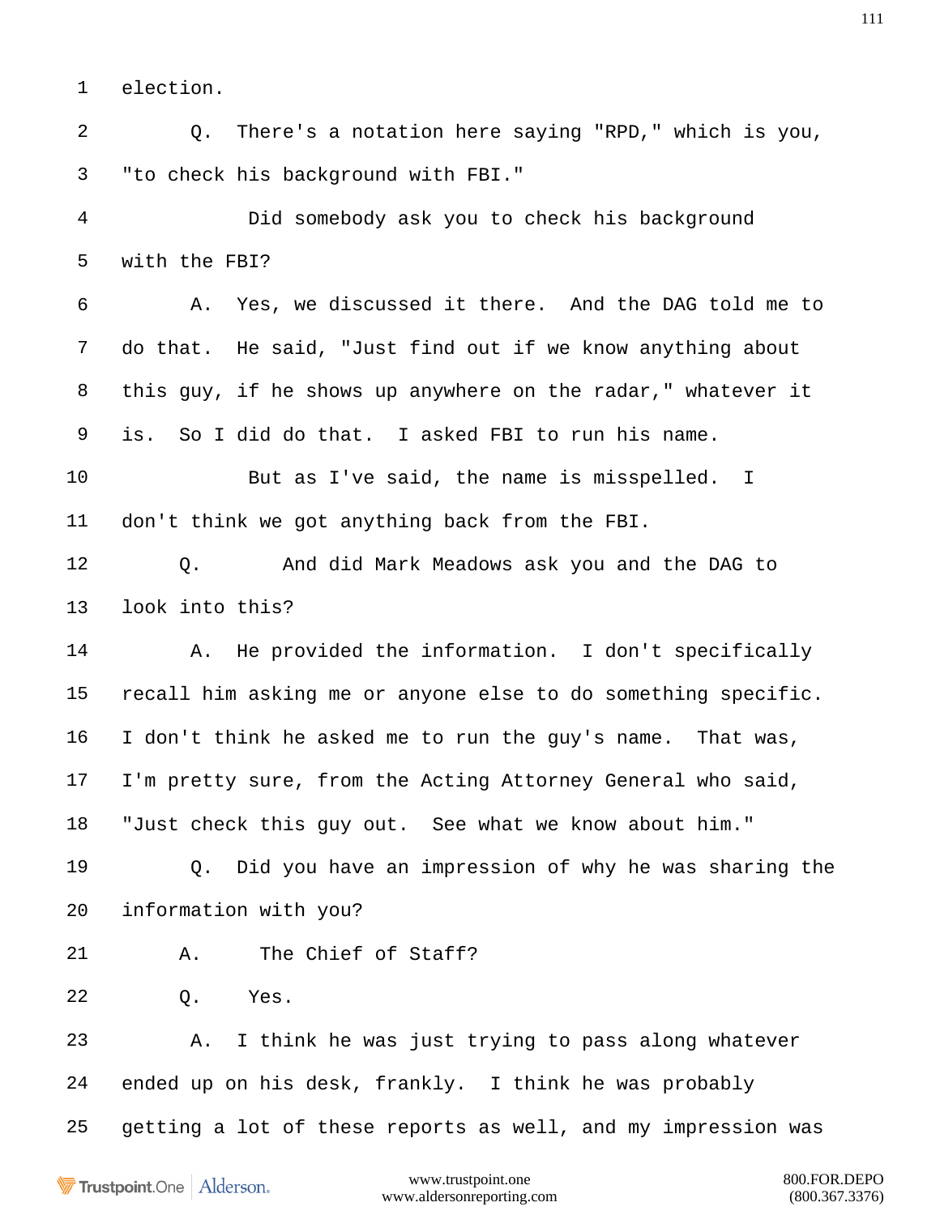1 election.

2 Q. There's a notation here saying "RPD," which is you,

3 "to check his background with FBI."

4 Did somebody ask you to check his background

5 with the FBI?

6 A. Yes, we discussed it there. And the DAG told me to

7 do that. He said, "Just find out if we know anything about

8 this guy, if he shows up anywhere on the radar," whatever it

9 is. So I did do that. I asked FBI to run his name.

10 But as I've said, the name is misspelled. I

11 don't think we got anything back from the FBI.

12 Q. And did Mark Meadows ask you and the DAG to

13 look into this?

14 A. He provided the information. I don't specifically

15 recall him asking me or anyone else to do something specific.

16 I don't think he asked me to run the guy's name. That was,

17 I'm pretty sure, from the Acting Attorney General who said,

18 "Just check this guy out. See what we know about him."

19 Q. Did you have an impression of why he was sharing the

20 information with you?

21 A. The Chief of Staff?

22 Q. Yes.

23 A. I think he was just trying to pass along whatever

24 ended up on his desk, frankly. I think he was probably

25 getting a lot of these reports as well, and my impression was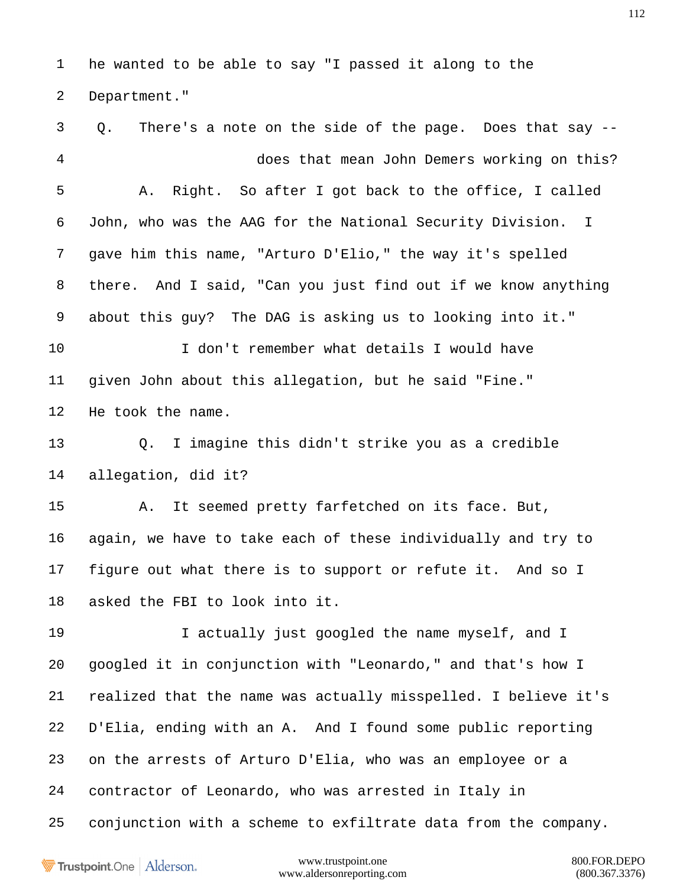1 he wanted to be able to say "I passed it along to the

2 Department."

3 Q. There's a note on the side of the page. Does that say --

4 does that mean John Demers working on this?

5 A. Right. So after I got back to the office, I called

6 John, who was the AAG for the National Security Division. I

7 gave him this name, "Arturo D'Elio," the way it's spelled

8 there. And I said, "Can you just find out if we know anything

9 about this guy? The DAG is asking us to looking into it."

10 I don't remember what details I would have

11 given John about this allegation, but he said "Fine."

12 He took the name.

13 Q. I imagine this didn't strike you as a credible

14 allegation, did it?

15 A. It seemed pretty farfetched on its face. But,

16 again, we have to take each of these individually and try to

17 figure out what there is to support or refute it. And so I

18 asked the FBI to look into it.

19 I actually just googled the name myself, and I

20 googled it in conjunction with "Leonardo," and that's how I

21 realized that the name was actually misspelled. I believe it's

22 D'Elia, ending with an A. And I found some public reporting

23 on the arrests of Arturo D'Elia, who was an employee or a

24 contractor of Leonardo, who was arrested in Italy in

25 conjunction with a scheme to exfiltrate data from the company.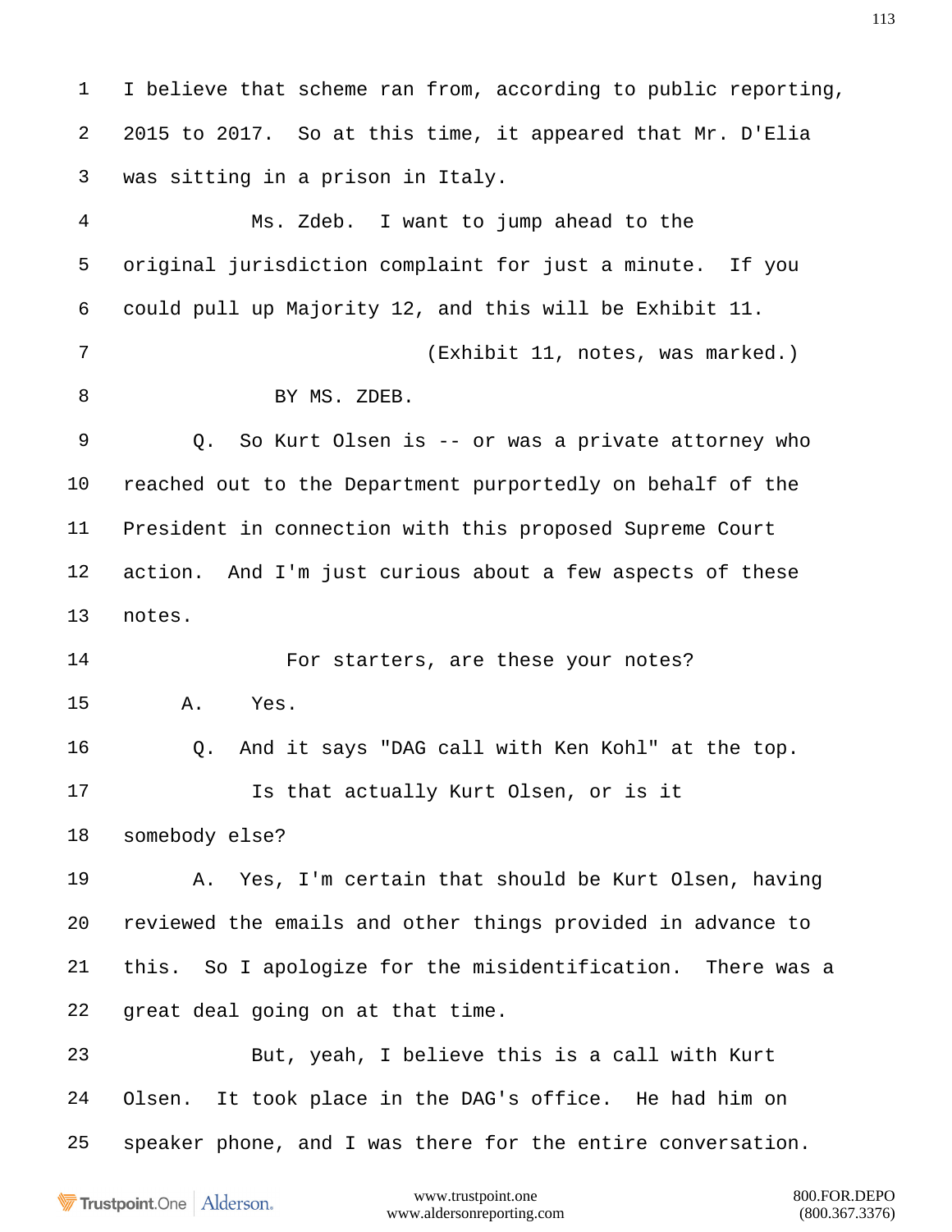I believe that scheme ran from, according to public reporting, 2015 to 2017. So at this time, it appeared that Mr. D'Elia was sitting in a prison in Italy.

Ms. Zdeb. I want to jump ahead to the original jurisdiction complaint for just a minute. If you could pull up Majority 12, and this will be Exhibit 11.

(Exhibit 11, notes, was marked.)

BY MS. ZDEB.

Q. So Kurt Olsen is -- or was a private attorney who reached out to the Department purportedly on behalf of the President in connection with this proposed Supreme Court action. And I'm just curious about a few aspects of these notes.

For starters, are these your notes?

A. Yes.

Q. And it says "DAG call with Ken Kohl" at the top.

Is that actually Kurt Olsen, or is it somebody else?

A. Yes, I'm certain that should be Kurt Olsen, having reviewed the emails and other things provided in advance to this. So I apologize for the misidentification. There was a great deal going on at that time.

But, yeah, I believe this is a call with Kurt Olsen. It took place in the DAG's office. He had him on speaker phone, and I was there for the entire conversation.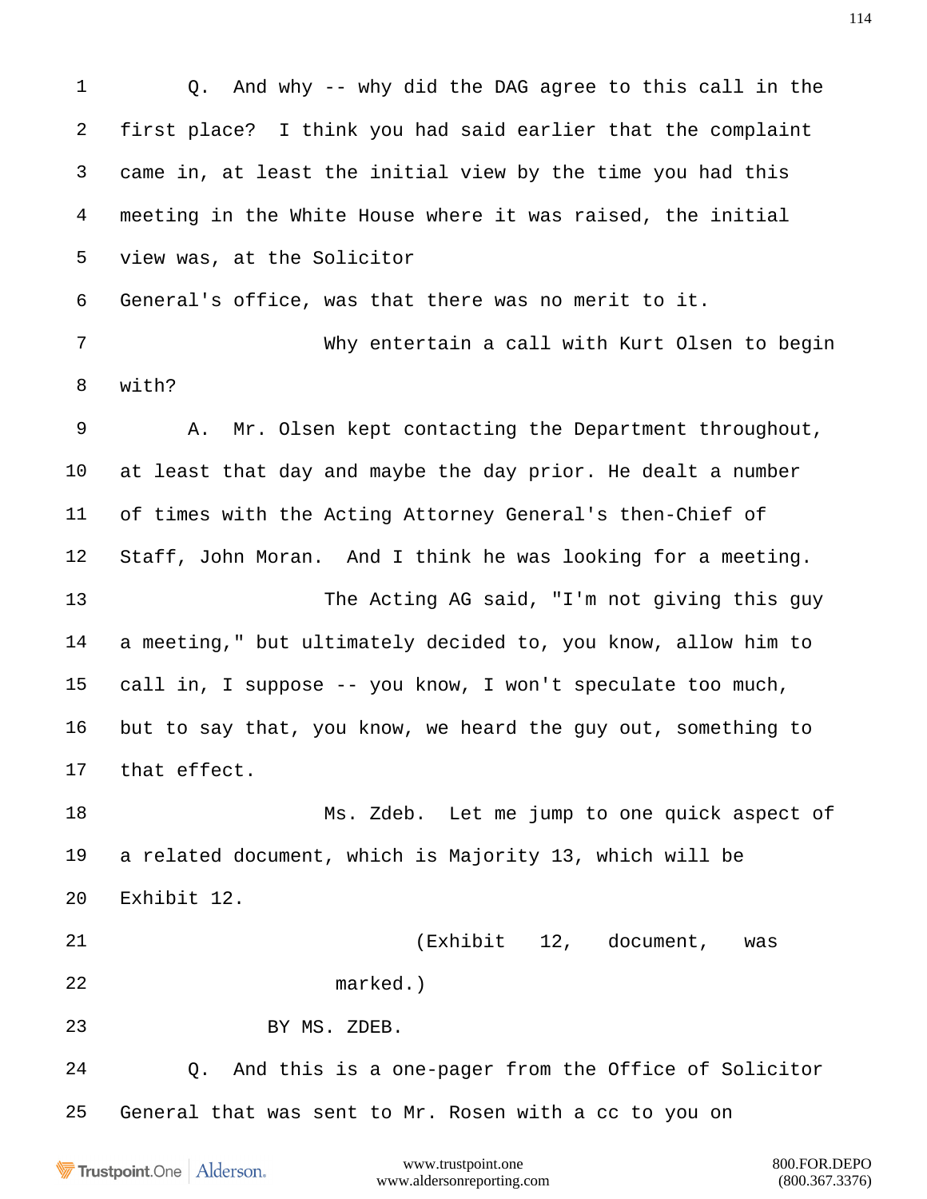Q. And why -- why did the DAG agree to this call in the first place? I think you had said earlier that the complaint came in, at least the initial view by the time you had this meeting in the White House where it was raised, the initial view was, at the Solicitor General's office, was that there was no merit to it.

Why entertain a call with Kurt Olsen to begin with?

A. Mr. Olsen kept contacting the Department throughout, at least that day and maybe the day prior. He dealt a number of times with the Acting Attorney General's then-Chief of Staff, John Moran. And I think he was looking for a meeting.

The Acting AG said, "I'm not giving this guy a meeting," but ultimately decided to, you know, allow him to call in, I suppose -- you know, I won't speculate too much, but to say that, you know, we heard the guy out, something to that effect.

Ms. Zdeb. Let me jump to one quick aspect of a related document, which is Majority 13, which will be Exhibit 12.

(Exhibit 12, document, was marked.)

BY MS. ZDEB.

Q. And this is a one-pager from the Office of Solicitor General that was sent to Mr. Rosen with a cc to you on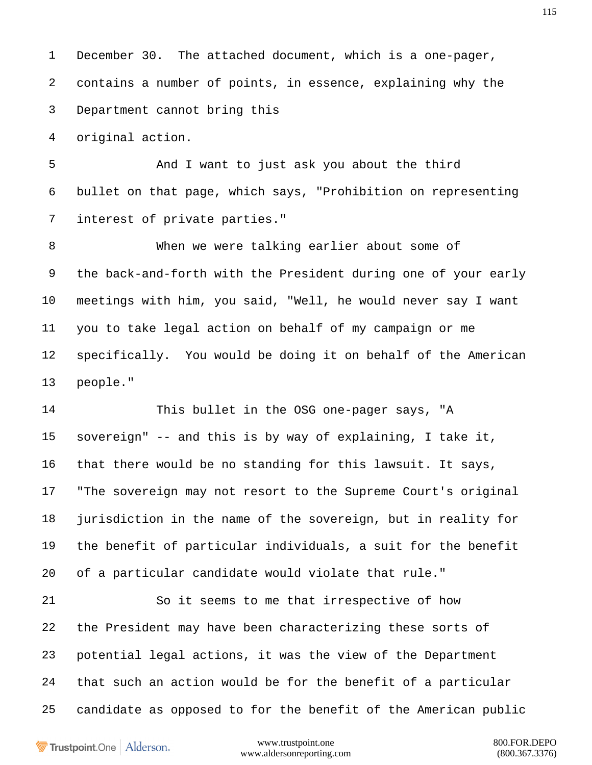1 December 30. The attached document, which is a one-pager,

2 contains a number of points, in essence, explaining why the

3 Department cannot bring this

4 original action.

5 And I want to just ask you about the third

6 bullet on that page, which says, "Prohibition on representing

7 interest of private parties."

8 When we were talking earlier about some of

9 the back-and-forth with the President during one of your early

10 meetings with him, you said, "Well, he would never say I want

11 you to take legal action on behalf of my campaign or me

12 specifically. You would be doing it on behalf of the American

13 people."

14 This bullet in the OSG one-pager says, "A

15 sovereign" -- and this is by way of explaining, I take it,

16 that there would be no standing for this lawsuit. It says,

17 "The sovereign may not resort to the Supreme Court's original

18 jurisdiction in the name of the sovereign, but in reality for

19 the benefit of particular individuals, a suit for the benefit

20 of a particular candidate would violate that rule."

21 So it seems to me that irrespective of how

22 the President may have been characterizing these sorts of

23 potential legal actions, it was the view of the Department

24 that such an action would be for the benefit of a particular

25 candidate as opposed to for the benefit of the American public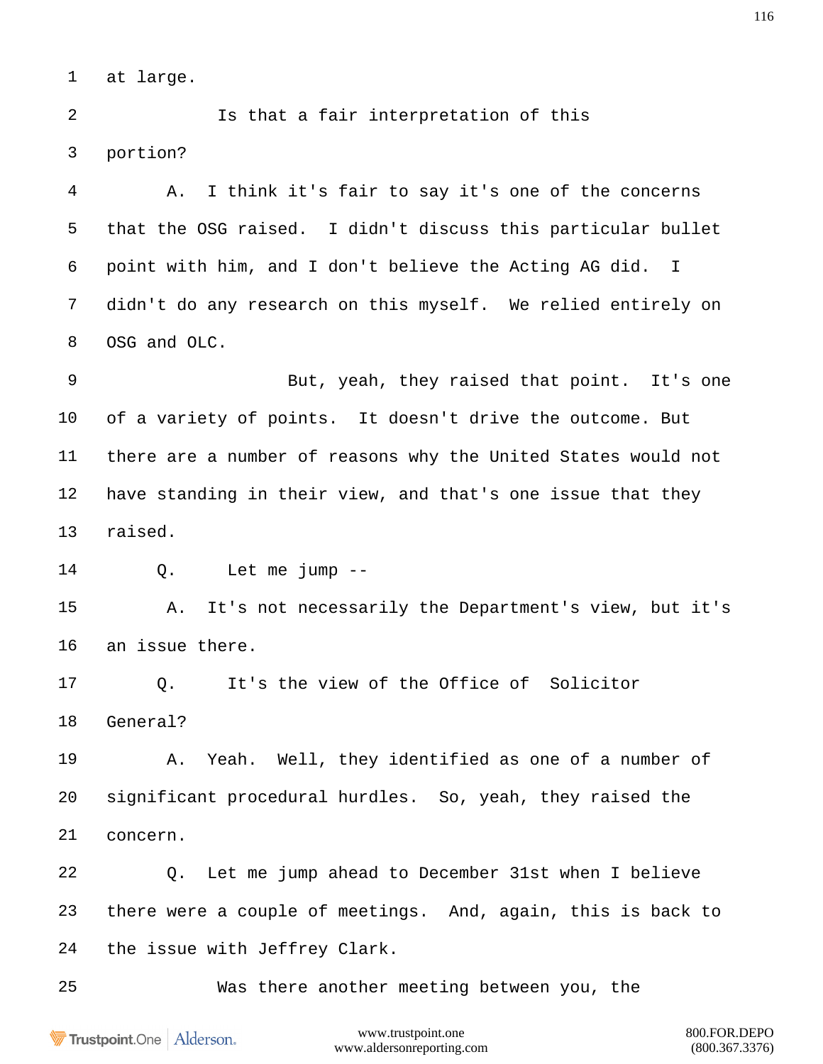1 at large.

2 Is that a fair interpretation of this

3 portion?

4 A. I think it's fair to say it's one of the concerns

5 that the OSG raised. I didn't discuss this particular bullet

6 point with him, and I don't believe the Acting AG did. I

7 didn't do any research on this myself. We relied entirely on

8 OSG and OLC.

9 But, yeah, they raised that point. It's one

10 of a variety of points. It doesn't drive the outcome. But

11 there are a number of reasons why the United States would not

12 have standing in their view, and that's one issue that they

13 raised.

14 Q. Let me jump --

15 A. It's not necessarily the Department's view, but it's

16 an issue there.

17 Q. It's the view of the Office of Solicitor

18 General?

19 A. Yeah. Well, they identified as one of a number of

20 significant procedural hurdles. So, yeah, they raised the

21 concern.

22 Q. Let me jump ahead to December 31st when I believe

23 there were a couple of meetings. And, again, this is back to

24 the issue with Jeffrey Clark.

25 Was there another meeting between you, the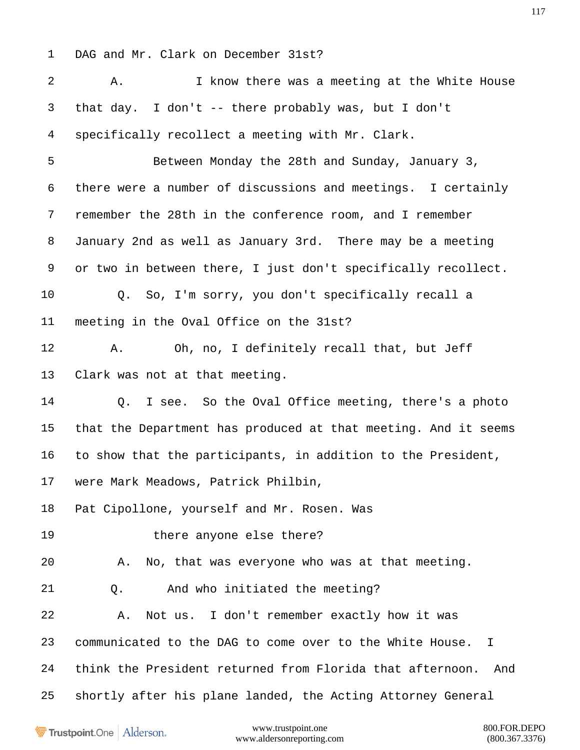1 DAG and Mr. Clark on December 31st?

2 A. I know there was a meeting at the White House

3 that day. I don't -- there probably was, but I don't

4 specifically recollect a meeting with Mr. Clark.

5 Between Monday the 28th and Sunday, January 3,

6 there were a number of discussions and meetings. I certainly

7 remember the 28th in the conference room, and I remember

8 January 2nd as well as January 3rd. There may be a meeting

9 or two in between there, I just don't specifically recollect.

10 Q. So, I'm sorry, you don't specifically recall a

11 meeting in the Oval Office on the 31st?

12 A. Oh, no, I definitely recall that, but Jeff

13 Clark was not at that meeting.

14 Q. I see. So the Oval Office meeting, there's a photo

15 that the Department has produced at that meeting. And it seems

16 to show that the participants, in addition to the President,

17 were Mark Meadows, Patrick Philbin,

18 Pat Cipollone, yourself and Mr. Rosen. Was

19 there anyone else there?

20 A. No, that was everyone who was at that meeting.

21 Q. And who initiated the meeting?

22 A. Not us. I don't remember exactly how it was

23 communicated to the DAG to come over to the White House. I

24 think the President returned from Florida that afternoon. And

25 shortly after his plane landed, the Acting Attorney General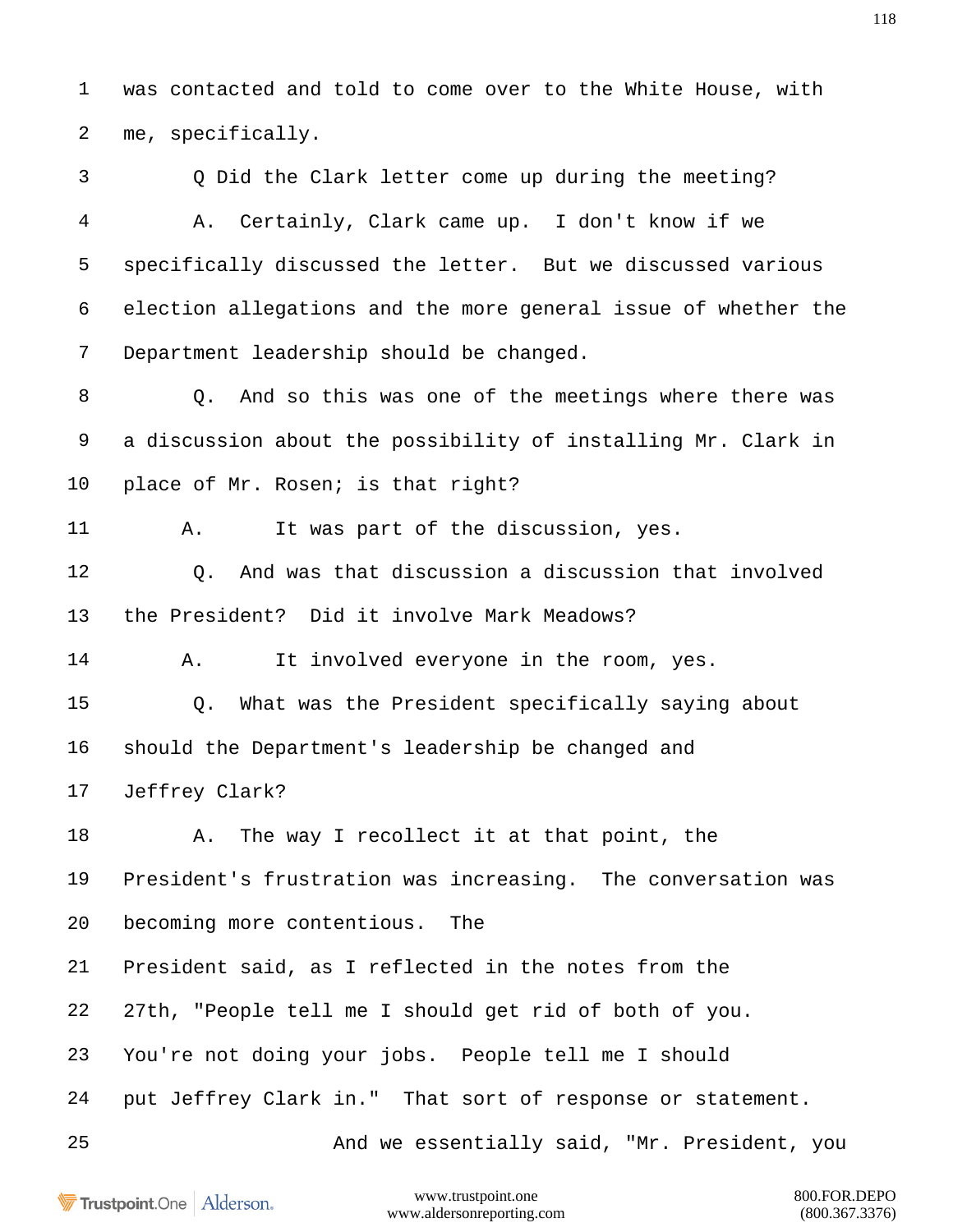1 was contacted and told to come over to the White House, with
2 me, specifically.
3 Q Did the Clark letter come up during the meeting?
4 A. Certainly, Clark came up. I don't know if we
5 specifically discussed the letter. But we discussed various
6 election allegations and the more general issue of whether the
7 Department leadership should be changed.
8 Q. And so this was one of the meetings where there was
9 a discussion about the possibility of installing Mr. Clark in
10 place of Mr. Rosen; is that right?
11 A. It was part of the discussion, yes.
12 Q. And was that discussion a discussion that involved
13 the President? Did it involve Mark Meadows?
14 A. It involved everyone in the room, yes.
15 Q. What was the President specifically saying about
16 should the Department's leadership be changed and
17 Jeffrey Clark?
18 A. The way I recollect it at that point, the
19 President's frustration was increasing. The conversation was
20 becoming more contentious. The
21 President said, as I reflected in the notes from the
22 27th, "People tell me I should get rid of both of you.
23 You're not doing your jobs. People tell me I should
24 put Jeffrey Clark in." That sort of response or statement.
25 And we essentially said, "Mr. President, you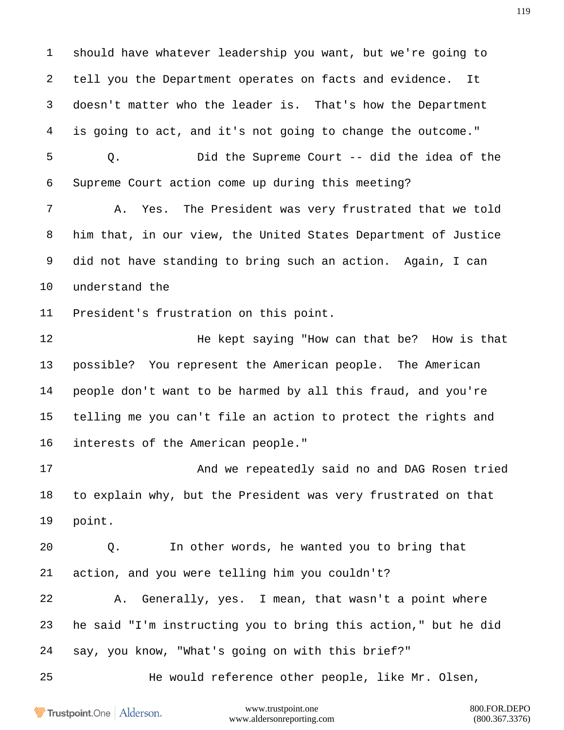1 should have whatever leadership you want, but we're going to

2 tell you the Department operates on facts and evidence. It

3 doesn't matter who the leader is. That's how the Department

4 is going to act, and it's not going to change the outcome."

5 Q. Did the Supreme Court -- did the idea of the

6 Supreme Court action come up during this meeting?

7 A. Yes. The President was very frustrated that we told

8 him that, in our view, the United States Department of Justice

9 did not have standing to bring such an action. Again, I can

10 understand the

11 President's frustration on this point.

12 He kept saying "How can that be? How is that

13 possible? You represent the American people. The American

14 people don't want to be harmed by all this fraud, and you're

15 telling me you can't file an action to protect the rights and

16 interests of the American people."

17 And we repeatedly said no and DAG Rosen tried

18 to explain why, but the President was very frustrated on that

19 point.

20 Q. In other words, he wanted you to bring that

21 action, and you were telling him you couldn't?

22 A. Generally, yes. I mean, that wasn't a point where

23 he said "I'm instructing you to bring this action," but he did

24 say, you know, "What's going on with this brief?"

25 He would reference other people, like Mr. Olsen,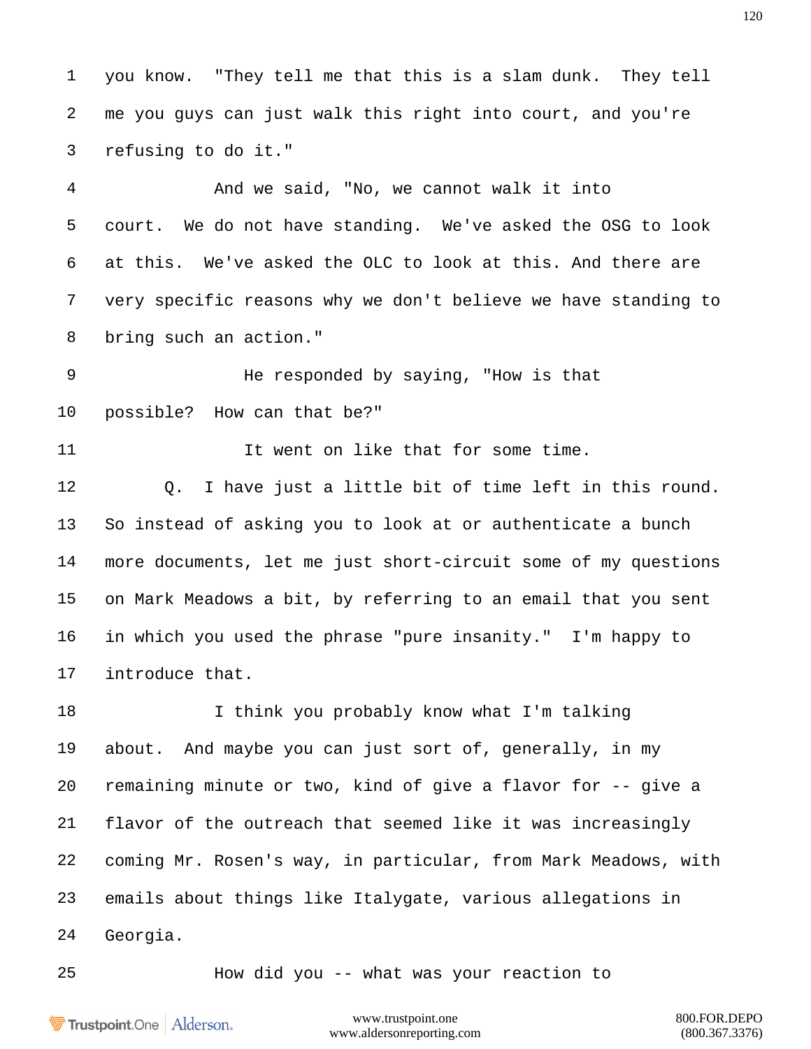you know. "They tell me that this is a slam dunk. They tell me you guys can just walk this right into court, and you're refusing to do it."

And we said, "No, we cannot walk it into court. We do not have standing. We've asked the OSG to look at this. We've asked the OLC to look at this. And there are very specific reasons why we don't believe we have standing to bring such an action."

He responded by saying, "How is that possible? How can that be?"

It went on like that for some time.

Q. I have just a little bit of time left in this round. So instead of asking you to look at or authenticate a bunch more documents, let me just short-circuit some of my questions on Mark Meadows a bit, by referring to an email that you sent in which you used the phrase "pure insanity." I'm happy to introduce that.

I think you probably know what I'm talking about. And maybe you can just sort of, generally, in my remaining minute or two, kind of give a flavor for -- give a flavor of the outreach that seemed like it was increasingly coming Mr. Rosen's way, in particular, from Mark Meadows, with emails about things like Italygate, various allegations in Georgia.

How did you -- what was your reaction to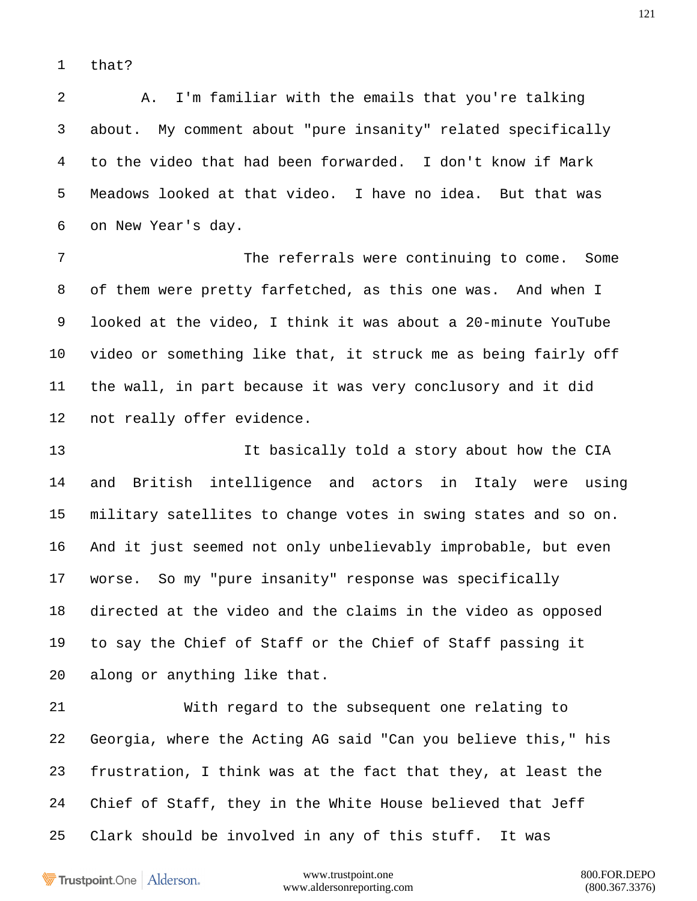that?

A. I'm familiar with the emails that you're talking about. My comment about "pure insanity" related specifically to the video that had been forwarded. I don't know if Mark Meadows looked at that video. I have no idea. But that was on New Year's day.

The referrals were continuing to come. Some of them were pretty farfetched, as this one was. And when I looked at the video, I think it was about a 20-minute YouTube video or something like that, it struck me as being fairly off the wall, in part because it was very conclusory and it did not really offer evidence.

It basically told a story about how the CIA and British intelligence and actors in Italy were using military satellites to change votes in swing states and so on. And it just seemed not only unbelievably improbable, but even worse. So my "pure insanity" response was specifically directed at the video and the claims in the video as opposed to say the Chief of Staff or the Chief of Staff passing it along or anything like that.

With regard to the subsequent one relating to Georgia, where the Acting AG said "Can you believe this," his frustration, I think was at the fact that they, at least the Chief of Staff, they in the White House believed that Jeff Clark should be involved in any of this stuff. It was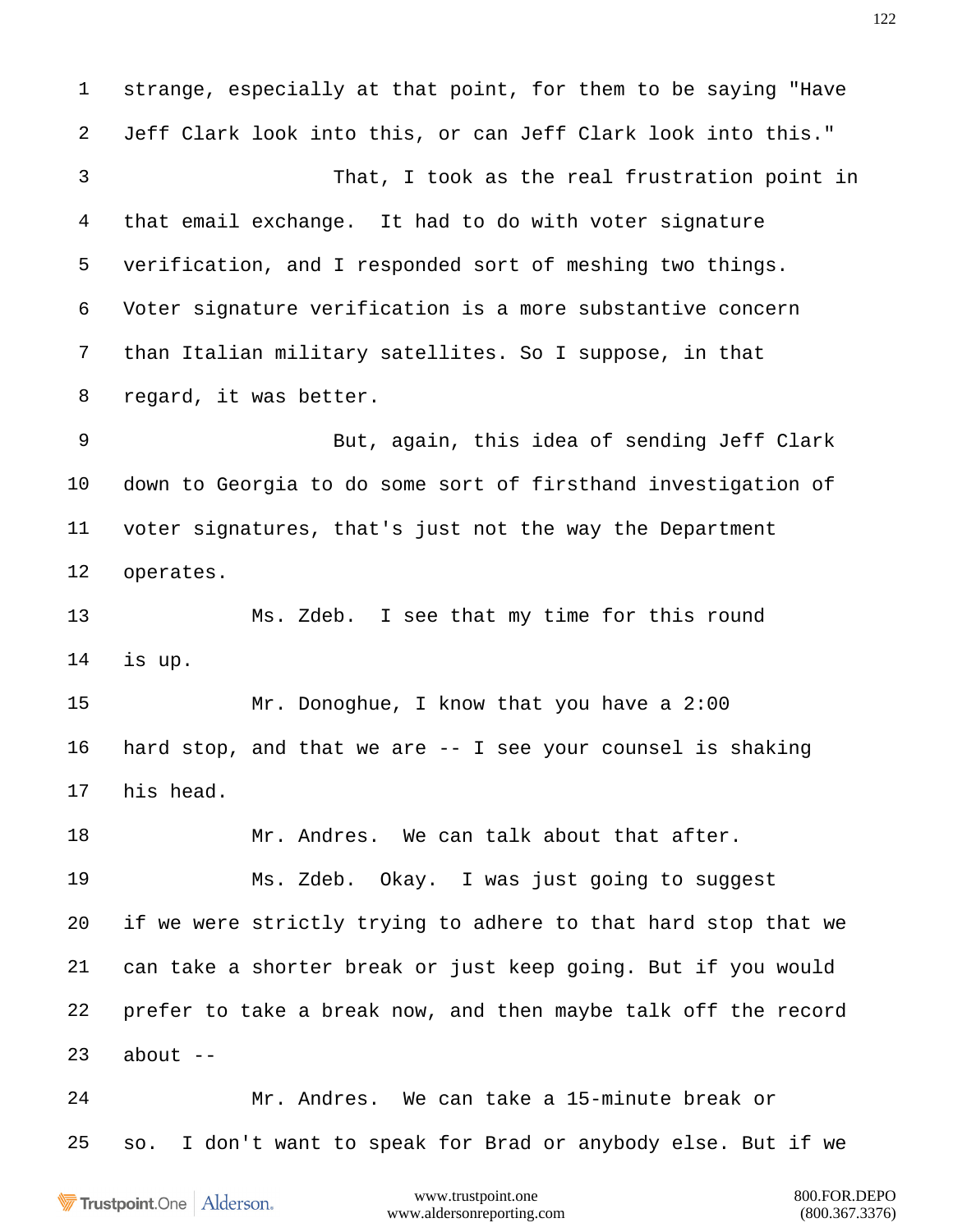1 strange, especially at that point, for them to be saying "Have

2 Jeff Clark look into this, or can Jeff Clark look into this."

3 That, I took as the real frustration point in

4 that email exchange. It had to do with voter signature

5 verification, and I responded sort of meshing two things.

6 Voter signature verification is a more substantive concern

7 than Italian military satellites. So I suppose, in that

8 regard, it was better.

9 But, again, this idea of sending Jeff Clark

10 down to Georgia to do some sort of firsthand investigation of

11 voter signatures, that's just not the way the Department

12 operates.

13 Ms. Zdeb. I see that my time for this round

14 is up.

15 Mr. Donoghue, I know that you have a 2:00

16 hard stop, and that we are -- I see your counsel is shaking

17 his head.

18 Mr. Andres. We can talk about that after.

19 Ms. Zdeb. Okay. I was just going to suggest

20 if we were strictly trying to adhere to that hard stop that we

21 can take a shorter break or just keep going. But if you would

22 prefer to take a break now, and then maybe talk off the record

23 about --

24 Mr. Andres. We can take a 15-minute break or

25 so. I don't want to speak for Brad or anybody else. But if we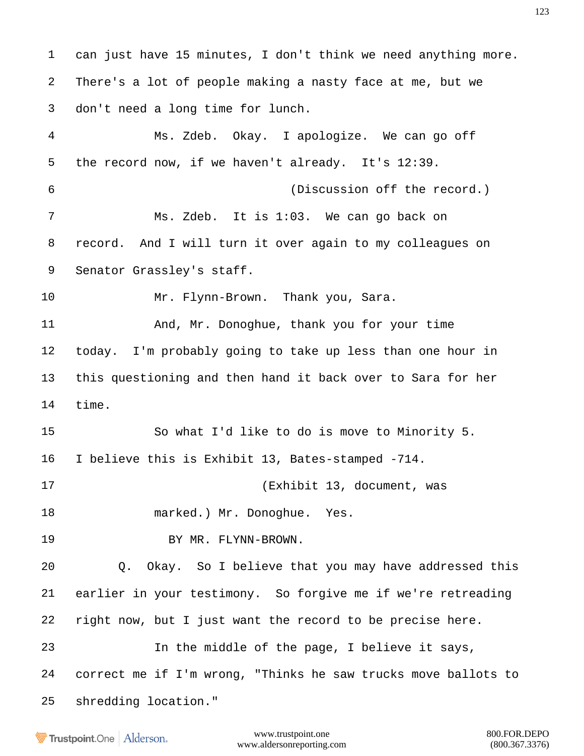1 can just have 15 minutes, I don't think we need anything more.

2 There's a lot of people making a nasty face at me, but we

3 don't need a long time for lunch.

4 Ms. Zdeb. Okay. I apologize. We can go off

5 the record now, if we haven't already. It's 12:39.

6 (Discussion off the record.)

7 Ms. Zdeb. It is 1:03. We can go back on

8 record. And I will turn it over again to my colleagues on

9 Senator Grassley's staff.

10 Mr. Flynn-Brown. Thank you, Sara.

11 And, Mr. Donoghue, thank you for your time

12 today. I'm probably going to take up less than one hour in

13 this questioning and then hand it back over to Sara for her

14 time.

15 So what I'd like to do is move to Minority 5.

16 I believe this is Exhibit 13, Bates-stamped -714.

17 (Exhibit 13, document, was

18 marked.) Mr. Donoghue. Yes.

19 BY MR. FLYNN-BROWN.

20 Q. Okay. So I believe that you may have addressed this

21 earlier in your testimony. So forgive me if we're retreading

22 right now, but I just want the record to be precise here.

23 In the middle of the page, I believe it says,

24 correct me if I'm wrong, "Thinks he saw trucks move ballots to

25 shredding location."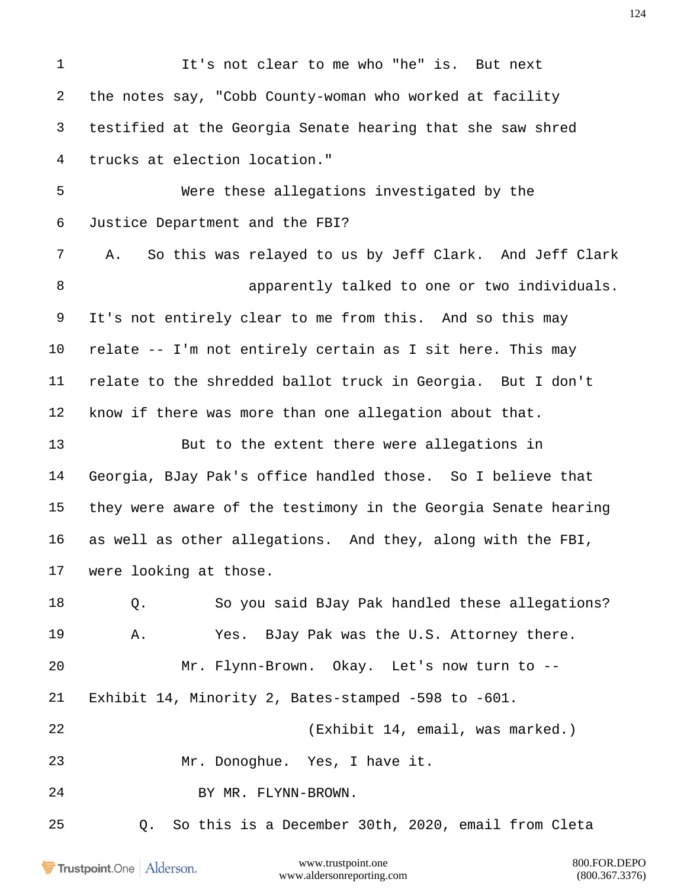It's not clear to me who "he" is. But next the notes say, "Cobb County-woman who worked at facility testified at the Georgia Senate hearing that she saw shred trucks at election location."

Were these allegations investigated by the Justice Department and the FBI?

A. So this was relayed to us by Jeff Clark. And Jeff Clark apparently talked to one or two individuals. It's not entirely clear to me from this. And so this may relate -- I'm not entirely certain as I sit here. This may relate to the shredded ballot truck in Georgia. But I don't know if there was more than one allegation about that.

But to the extent there were allegations in Georgia, BJay Pak's office handled those. So I believe that they were aware of the testimony in the Georgia Senate hearing as well as other allegations. And they, along with the FBI, were looking at those.

Q. So you said BJay Pak handled these allegations?

A. Yes. BJay Pak was the U.S. Attorney there.

Mr. Flynn-Brown. Okay. Let's now turn to -- Exhibit 14, Minority 2, Bates-stamped -598 to -601.

(Exhibit 14, email, was marked.)

Mr. Donoghue. Yes, I have it.

BY MR. FLYNN-BROWN.

Q. So this is a December 30th, 2020, email from Cleta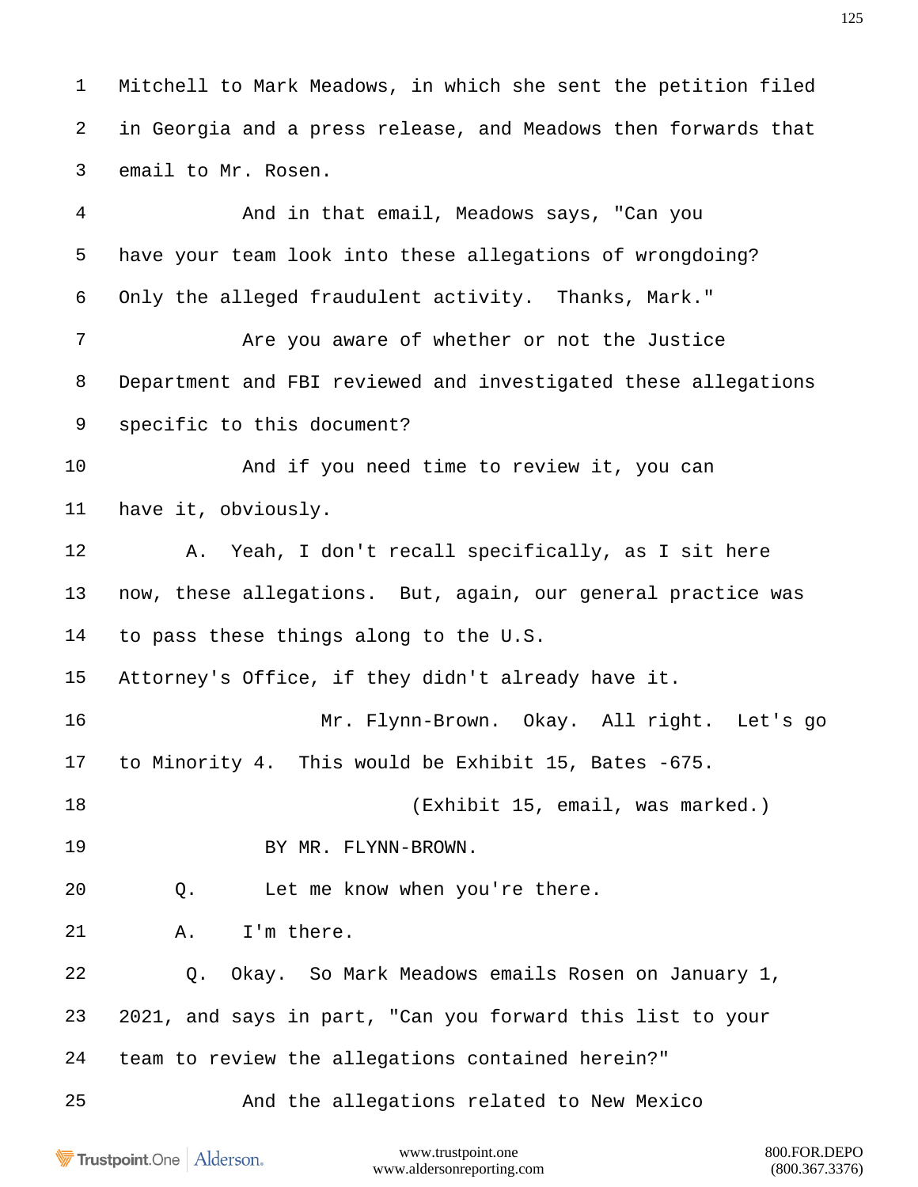1 Mitchell to Mark Meadows, in which she sent the petition filed
2 in Georgia and a press release, and Meadows then forwards that
3 email to Mr. Rosen.

4 And in that email, Meadows says, "Can you
5 have your team look into these allegations of wrongdoing?
6 Only the alleged fraudulent activity. Thanks, Mark."

7 Are you aware of whether or not the Justice
8 Department and FBI reviewed and investigated these allegations
9 specific to this document?

10 And if you need time to review it, you can
11 have it, obviously.

12 A. Yeah, I don't recall specifically, as I sit here
13 now, these allegations. But, again, our general practice was
14 to pass these things along to the U.S.
15 Attorney's Office, if they didn't already have it.

16 Mr. Flynn-Brown. Okay. All right. Let's go
17 to Minority 4. This would be Exhibit 15, Bates -675.

18 (Exhibit 15, email, was marked.)

19 BY MR. FLYNN-BROWN.

20 Q. Let me know when you're there.

21 A. I'm there.

22 Q. Okay. So Mark Meadows emails Rosen on January 1,
23 2021, and says in part, "Can you forward this list to your
24 team to review the allegations contained herein?"

25 And the allegations related to New Mexico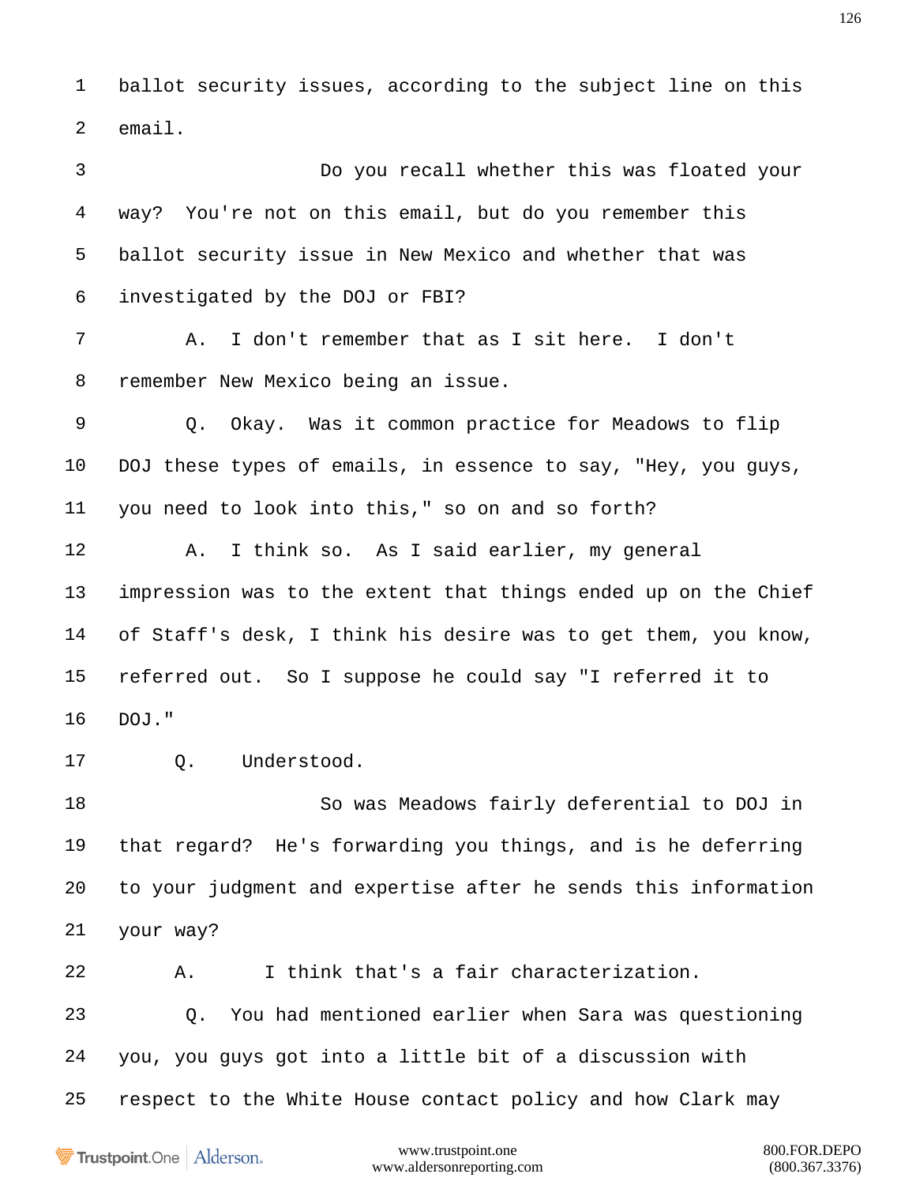ballot security issues, according to the subject line on this email.

Do you recall whether this was floated your way? You're not on this email, but do you remember this ballot security issue in New Mexico and whether that was investigated by the DOJ or FBI?

A. I don't remember that as I sit here. I don't remember New Mexico being an issue.

Q. Okay. Was it common practice for Meadows to flip DOJ these types of emails, in essence to say, "Hey, you guys, you need to look into this," so on and so forth?

A. I think so. As I said earlier, my general impression was to the extent that things ended up on the Chief of Staff's desk, I think his desire was to get them, you know, referred out. So I suppose he could say "I referred it to DOJ."

Q. Understood.

So was Meadows fairly deferential to DOJ in that regard? He's forwarding you things, and is he deferring to your judgment and expertise after he sends this information your way?

A. I think that's a fair characterization.

Q. You had mentioned earlier when Sara was questioning you, you guys got into a little bit of a discussion with respect to the White House contact policy and how Clark may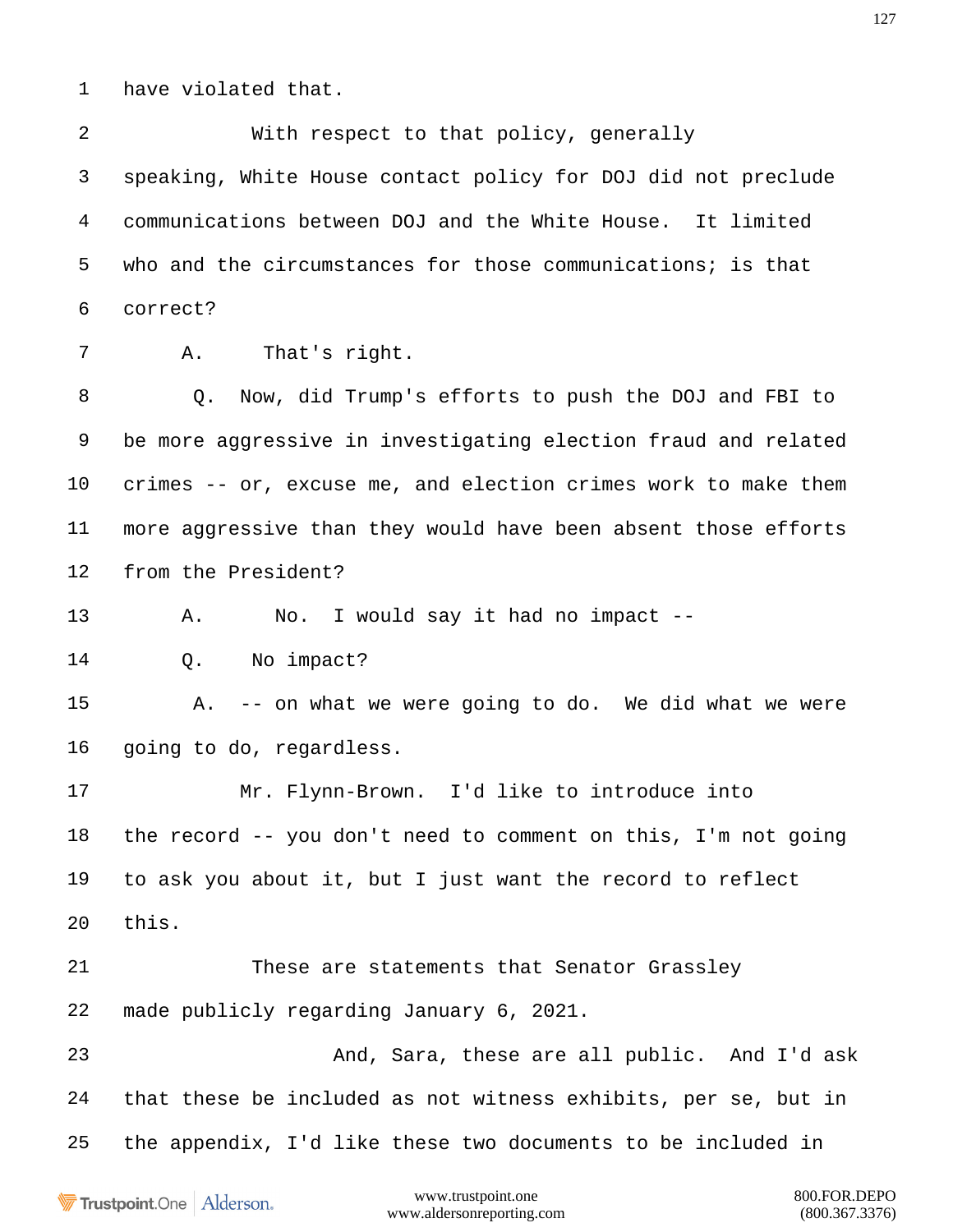1 have violated that.

2 With respect to that policy, generally

3 speaking, White House contact policy for DOJ did not preclude

4 communications between DOJ and the White House. It limited

5 who and the circumstances for those communications; is that

6 correct?

7 A. That's right.

8 Q. Now, did Trump's efforts to push the DOJ and FBI to

9 be more aggressive in investigating election fraud and related

10 crimes -- or, excuse me, and election crimes work to make them

11 more aggressive than they would have been absent those efforts

12 from the President?

13 A. No. I would say it had no impact --

14 Q. No impact?

15 A. -- on what we were going to do. We did what we were

16 going to do, regardless.

17 Mr. Flynn-Brown. I'd like to introduce into

18 the record -- you don't need to comment on this, I'm not going

19 to ask you about it, but I just want the record to reflect

20 this.

21 These are statements that Senator Grassley

22 made publicly regarding January 6, 2021.

23 And, Sara, these are all public. And I'd ask

24 that these be included as not witness exhibits, per se, but in

25 the appendix, I'd like these two documents to be included in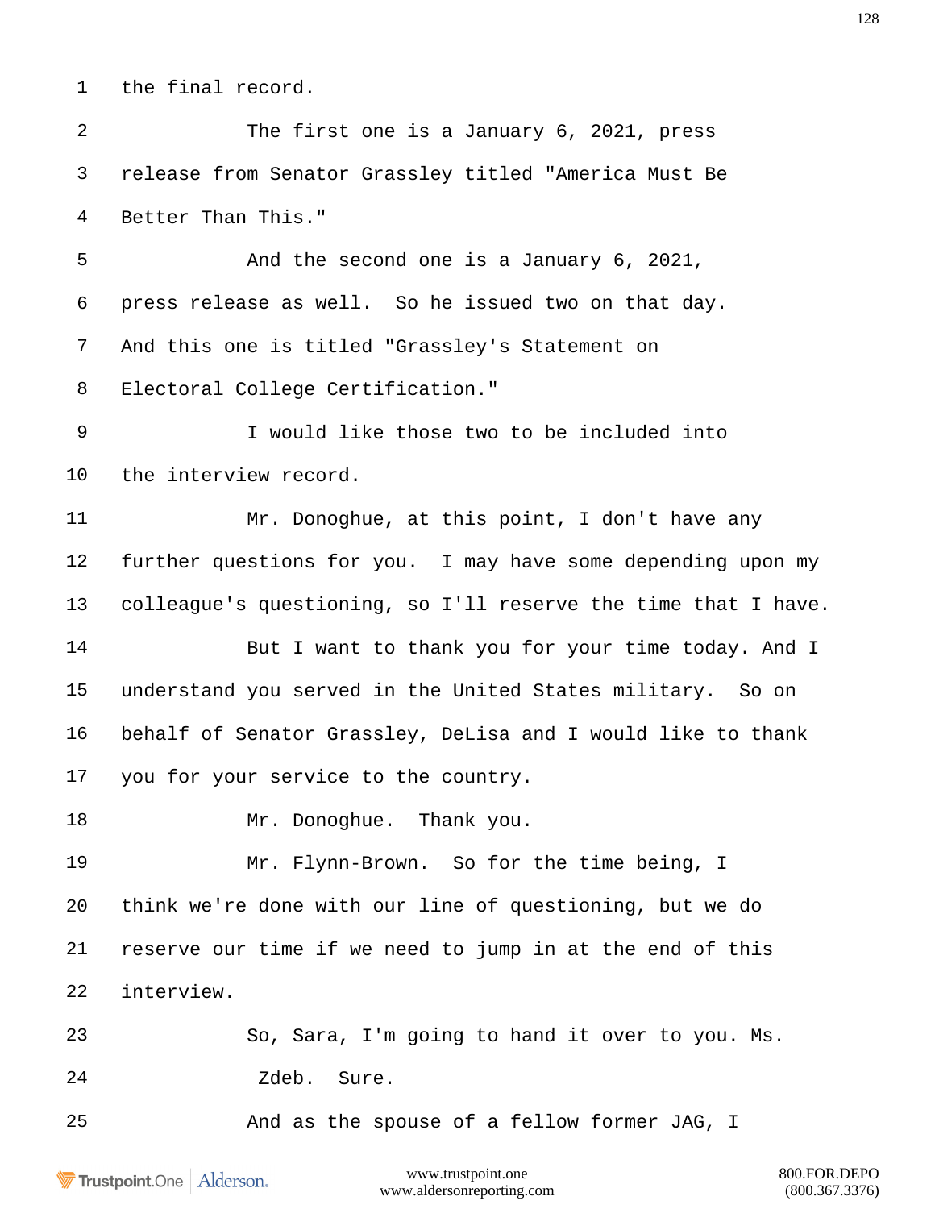1 the final record.

2 The first one is a January 6, 2021, press

3 release from Senator Grassley titled "America Must Be

4 Better Than This."

5 And the second one is a January 6, 2021,

6 press release as well. So he issued two on that day.

7 And this one is titled "Grassley's Statement on

8 Electoral College Certification."

9 I would like those two to be included into

10 the interview record.

11 Mr. Donoghue, at this point, I don't have any

12 further questions for you. I may have some depending upon my

13 colleague's questioning, so I'll reserve the time that I have.

14 But I want to thank you for your time today. And I

15 understand you served in the United States military. So on

16 behalf of Senator Grassley, DeLisa and I would like to thank

17 you for your service to the country.

18 Mr. Donoghue. Thank you.

19 Mr. Flynn-Brown. So for the time being, I

20 think we're done with our line of questioning, but we do

21 reserve our time if we need to jump in at the end of this

22 interview.

23 So, Sara, I'm going to hand it over to you. Ms.

24 Zdeb. Sure.

25 And as the spouse of a fellow former JAG, I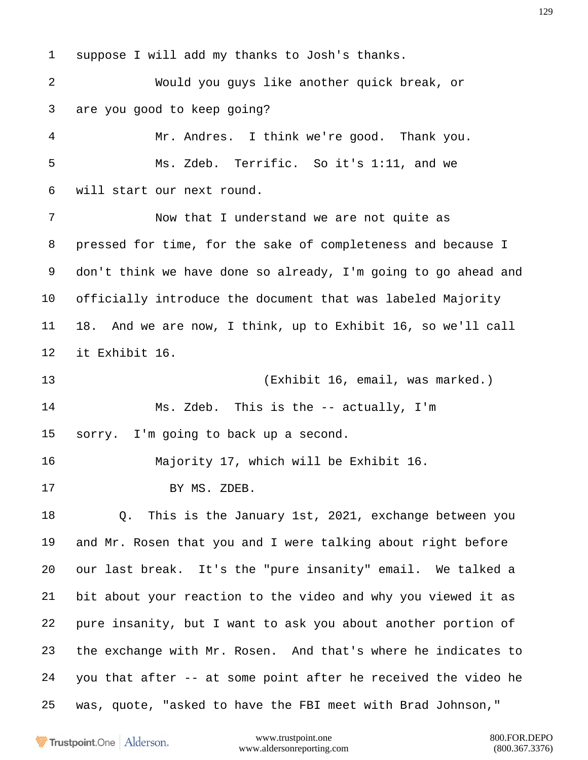suppose I will add my thanks to Josh's thanks.

Would you guys like another quick break, or are you good to keep going?

Mr. Andres. I think we're good. Thank you.

Ms. Zdeb. Terrific. So it's 1:11, and we will start our next round.

Now that I understand we are not quite as pressed for time, for the sake of completeness and because I don't think we have done so already, I'm going to go ahead and officially introduce the document that was labeled Majority 18. And we are now, I think, up to Exhibit 16, so we'll call it Exhibit 16.

(Exhibit 16, email, was marked.)

Ms. Zdeb. This is the -- actually, I'm sorry. I'm going to back up a second.

Majority 17, which will be Exhibit 16.

BY MS. ZDEB.

Q. This is the January 1st, 2021, exchange between you and Mr. Rosen that you and I were talking about right before our last break. It's the "pure insanity" email. We talked a bit about your reaction to the video and why you viewed it as pure insanity, but I want to ask you about another portion of the exchange with Mr. Rosen. And that's where he indicates to you that after -- at some point after he received the video he was, quote, "asked to have the FBI meet with Brad Johnson,"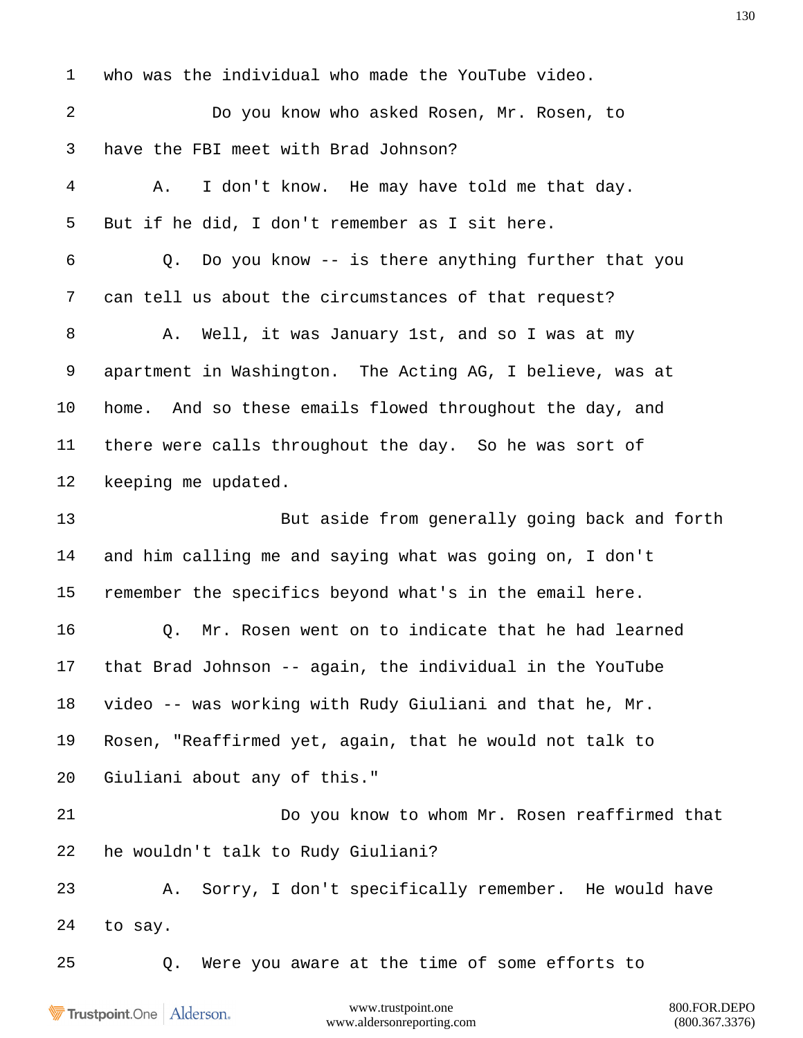1 who was the individual who made the YouTube video.

2 Do you know who asked Rosen, Mr. Rosen, to

3 have the FBI meet with Brad Johnson?

4 A. I don't know. He may have told me that day.

5 But if he did, I don't remember as I sit here.

6 Q. Do you know -- is there anything further that you

7 can tell us about the circumstances of that request?

8 A. Well, it was January 1st, and so I was at my

9 apartment in Washington. The Acting AG, I believe, was at

10 home. And so these emails flowed throughout the day, and

11 there were calls throughout the day. So he was sort of

12 keeping me updated.

13 But aside from generally going back and forth

14 and him calling me and saying what was going on, I don't

15 remember the specifics beyond what's in the email here.

16 Q. Mr. Rosen went on to indicate that he had learned

17 that Brad Johnson -- again, the individual in the YouTube

18 video -- was working with Rudy Giuliani and that he, Mr.

19 Rosen, "Reaffirmed yet, again, that he would not talk to

20 Giuliani about any of this."

21 Do you know to whom Mr. Rosen reaffirmed that

22 he wouldn't talk to Rudy Giuliani?

23 A. Sorry, I don't specifically remember. He would have

24 to say.

25 Q. Were you aware at the time of some efforts to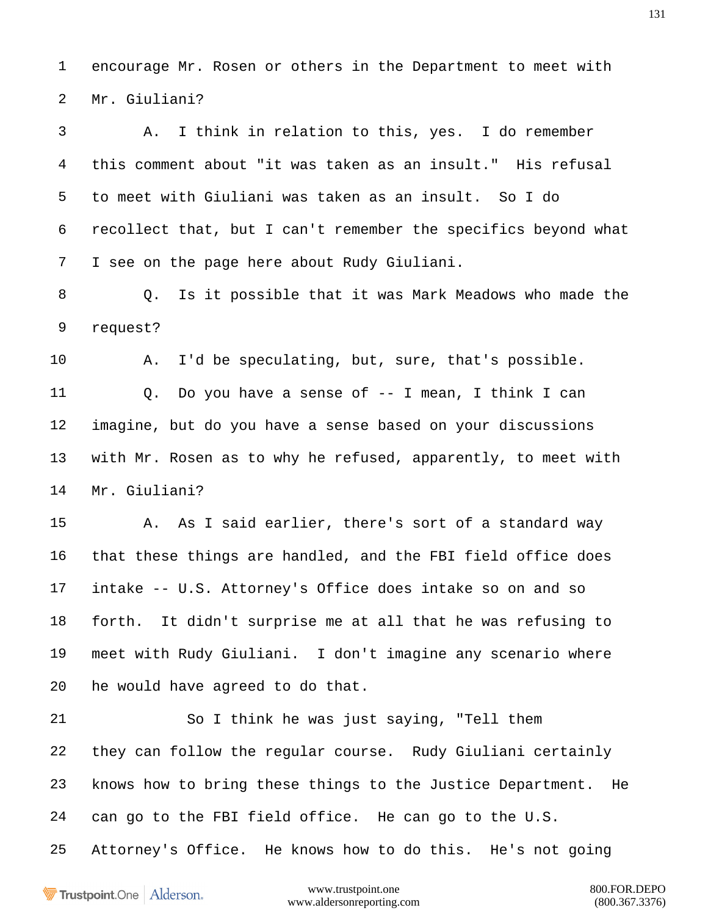1 encourage Mr. Rosen or others in the Department to meet with
2 Mr. Giuliani?

3 A. I think in relation to this, yes. I do remember
4 this comment about "it was taken as an insult." His refusal
5 to meet with Giuliani was taken as an insult. So I do
6 recollect that, but I can't remember the specifics beyond what
7 I see on the page here about Rudy Giuliani.

8 Q. Is it possible that it was Mark Meadows who made the
9 request?

10 A. I'd be speculating, but, sure, that's possible.

11 Q. Do you have a sense of -- I mean, I think I can
12 imagine, but do you have a sense based on your discussions
13 with Mr. Rosen as to why he refused, apparently, to meet with
14 Mr. Giuliani?

15 A. As I said earlier, there's sort of a standard way
16 that these things are handled, and the FBI field office does
17 intake -- U.S. Attorney's Office does intake so on and so
18 forth. It didn't surprise me at all that he was refusing to
19 meet with Rudy Giuliani. I don't imagine any scenario where
20 he would have agreed to do that.

21 So I think he was just saying, "Tell them
22 they can follow the regular course. Rudy Giuliani certainly
23 knows how to bring these things to the Justice Department. He
24 can go to the FBI field office. He can go to the U.S.
25 Attorney's Office. He knows how to do this. He's not going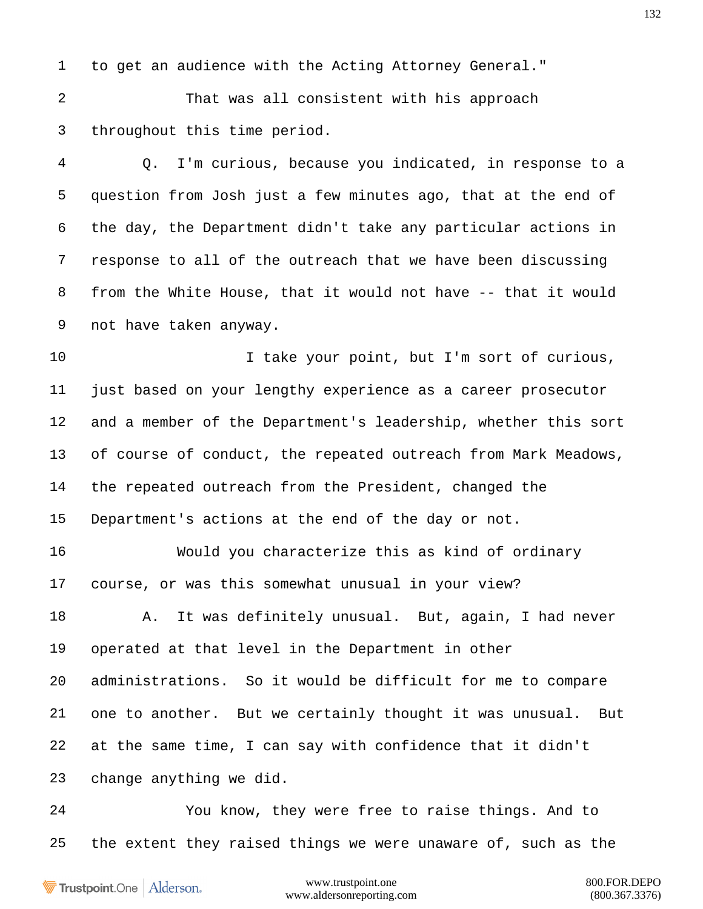to get an audience with the Acting Attorney General."

That was all consistent with his approach throughout this time period.

Q. I'm curious, because you indicated, in response to a question from Josh just a few minutes ago, that at the end of the day, the Department didn't take any particular actions in response to all of the outreach that we have been discussing from the White House, that it would not have -- that it would not have taken anyway.

I take your point, but I'm sort of curious, just based on your lengthy experience as a career prosecutor and a member of the Department's leadership, whether this sort of course of conduct, the repeated outreach from Mark Meadows, the repeated outreach from the President, changed the Department's actions at the end of the day or not.

Would you characterize this as kind of ordinary course, or was this somewhat unusual in your view?

A. It was definitely unusual. But, again, I had never operated at that level in the Department in other administrations. So it would be difficult for me to compare one to another. But we certainly thought it was unusual. But at the same time, I can say with confidence that it didn't change anything we did.

You know, they were free to raise things. And to the extent they raised things we were unaware of, such as the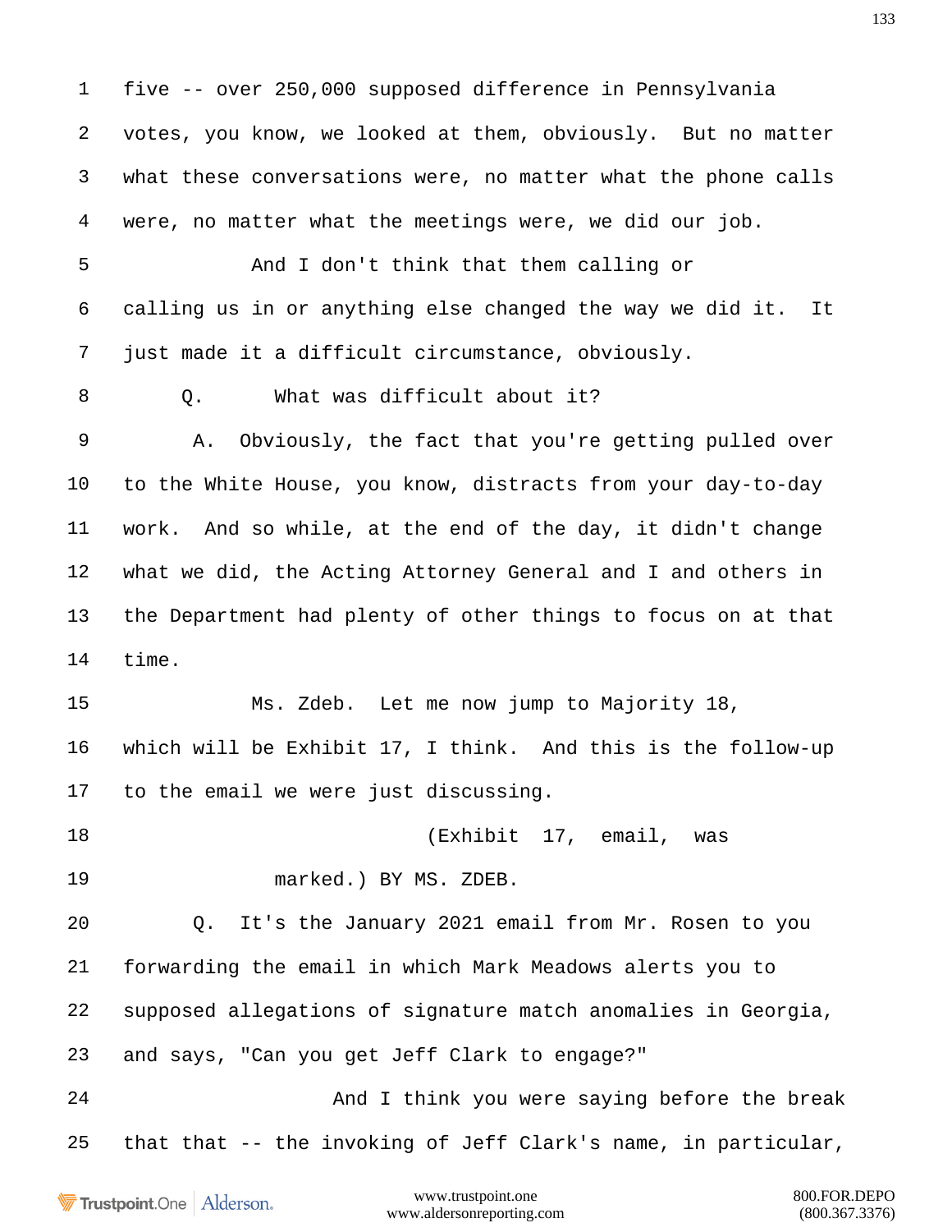1 five -- over 250,000 supposed difference in Pennsylvania
2 votes, you know, we looked at them, obviously. But no matter
3 what these conversations were, no matter what the phone calls
4 were, no matter what the meetings were, we did our job.
5 And I don't think that them calling or
6 calling us in or anything else changed the way we did it. It
7 just made it a difficult circumstance, obviously.
8 Q. What was difficult about it?
9 A. Obviously, the fact that you're getting pulled over
10 to the White House, you know, distracts from your day-to-day
11 work. And so while, at the end of the day, it didn't change
12 what we did, the Acting Attorney General and I and others in
13 the Department had plenty of other things to focus on at that
14 time.
15 Ms. Zdeb. Let me now jump to Majority 18,
16 which will be Exhibit 17, I think. And this is the follow-up
17 to the email we were just discussing.
18 (Exhibit 17, email, was
19 marked.) BY MS. ZDEB.
20 Q. It's the January 2021 email from Mr. Rosen to you
21 forwarding the email in which Mark Meadows alerts you to
22 supposed allegations of signature match anomalies in Georgia,
23 and says, "Can you get Jeff Clark to engage?"
24 And I think you were saying before the break
25 that that -- the invoking of Jeff Clark's name, in particular,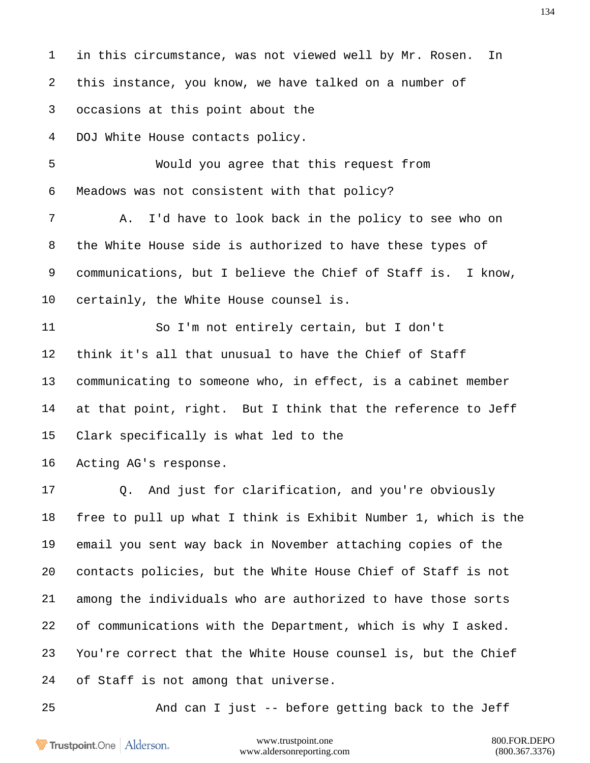1 in this circumstance, was not viewed well by Mr. Rosen. In
2 this instance, you know, we have talked on a number of
3 occasions at this point about the
4 DOJ White House contacts policy.
5 Would you agree that this request from
6 Meadows was not consistent with that policy?
7 A. I'd have to look back in the policy to see who on
8 the White House side is authorized to have these types of
9 communications, but I believe the Chief of Staff is. I know,
10 certainly, the White House counsel is.
11 So I'm not entirely certain, but I don't
12 think it's all that unusual to have the Chief of Staff
13 communicating to someone who, in effect, is a cabinet member
14 at that point, right. But I think that the reference to Jeff
15 Clark specifically is what led to the
16 Acting AG's response.
17 Q. And just for clarification, and you're obviously
18 free to pull up what I think is Exhibit Number 1, which is the
19 email you sent way back in November attaching copies of the
20 contacts policies, but the White House Chief of Staff is not
21 among the individuals who are authorized to have those sorts
22 of communications with the Department, which is why I asked.
23 You're correct that the White House counsel is, but the Chief
24 of Staff is not among that universe.
25 And can I just -- before getting back to the Jeff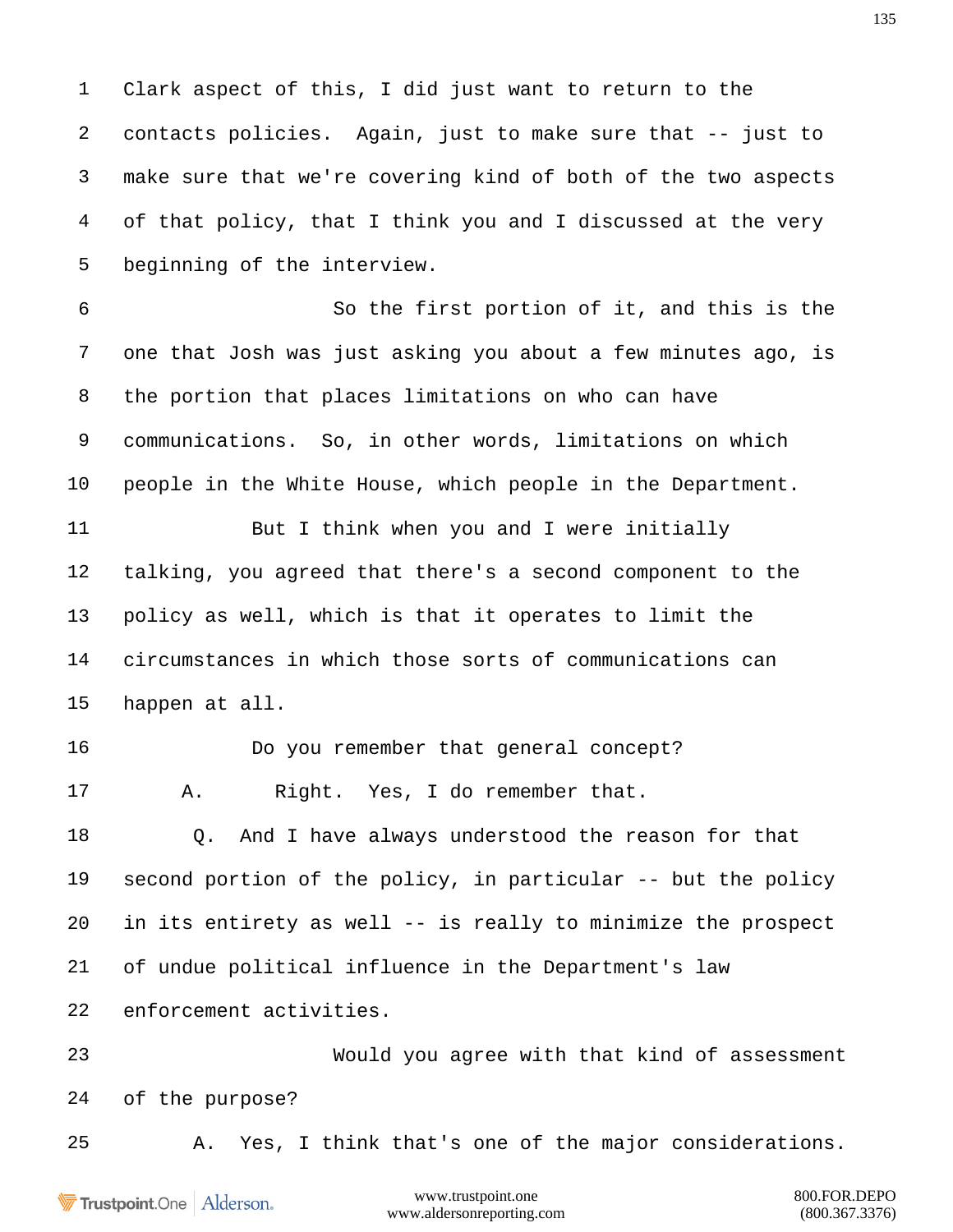1 Clark aspect of this, I did just want to return to the
2 contacts policies. Again, just to make sure that -- just to
3 make sure that we're covering kind of both of the two aspects
4 of that policy, that I think you and I discussed at the very
5 beginning of the interview.
6 So the first portion of it, and this is the
7 one that Josh was just asking you about a few minutes ago, is
8 the portion that places limitations on who can have
9 communications. So, in other words, limitations on which
10 people in the White House, which people in the Department.
11 But I think when you and I were initially
12 talking, you agreed that there's a second component to the
13 policy as well, which is that it operates to limit the
14 circumstances in which those sorts of communications can
15 happen at all.
16 Do you remember that general concept?
17 A. Right. Yes, I do remember that.
18 Q. And I have always understood the reason for that
19 second portion of the policy, in particular -- but the policy
20 in its entirety as well -- is really to minimize the prospect
21 of undue political influence in the Department's law
22 enforcement activities.
23 Would you agree with that kind of assessment
24 of the purpose?
25 A. Yes, I think that's one of the major considerations.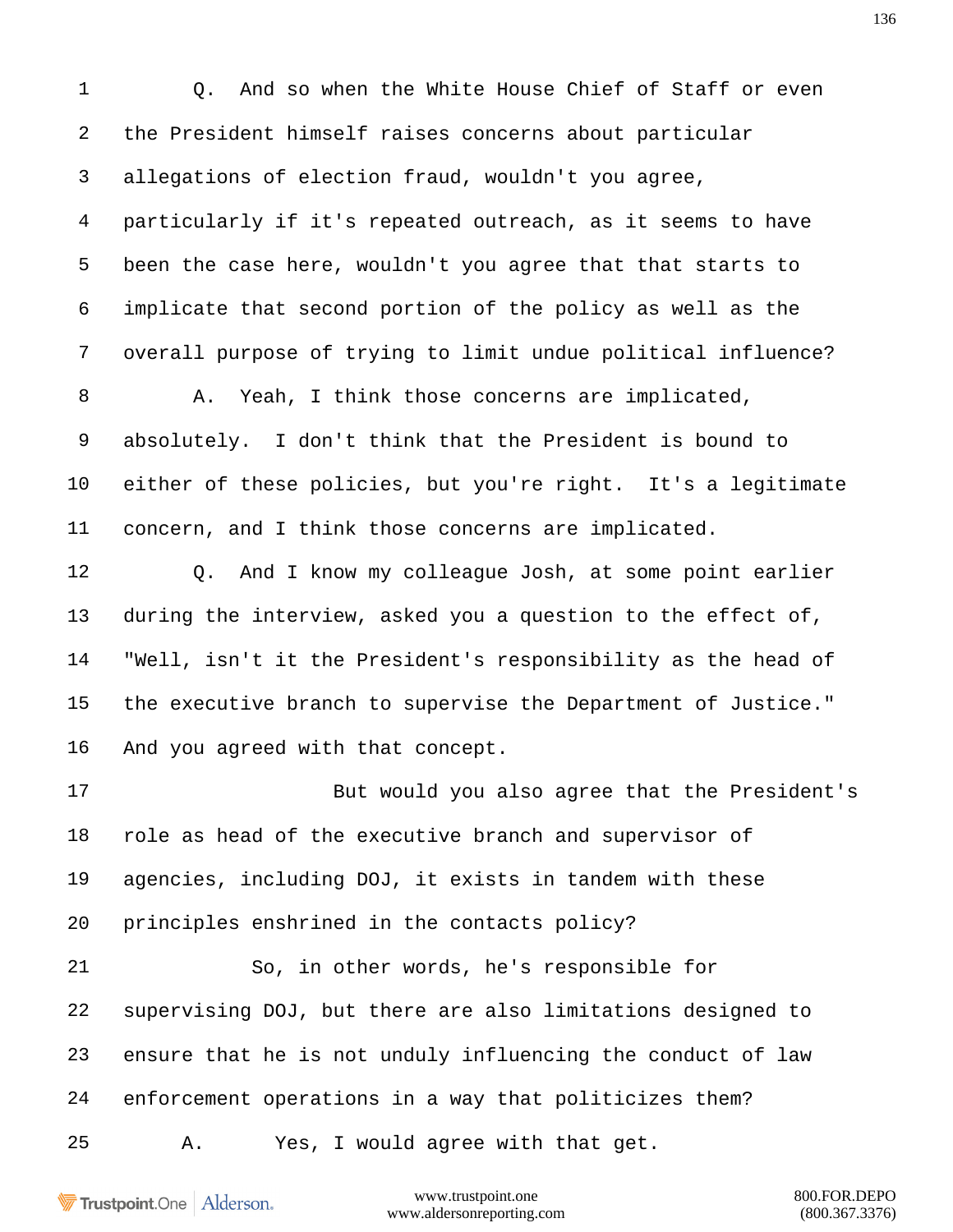Q. And so when the White House Chief of Staff or even the President himself raises concerns about particular allegations of election fraud, wouldn't you agree, particularly if it's repeated outreach, as it seems to have been the case here, wouldn't you agree that that starts to implicate that second portion of the policy as well as the overall purpose of trying to limit undue political influence?

A. Yeah, I think those concerns are implicated, absolutely. I don't think that the President is bound to either of these policies, but you're right. It's a legitimate concern, and I think those concerns are implicated.

Q. And I know my colleague Josh, at some point earlier during the interview, asked you a question to the effect of, "Well, isn't it the President's responsibility as the head of the executive branch to supervise the Department of Justice." And you agreed with that concept.

But would you also agree that the President's role as head of the executive branch and supervisor of agencies, including DOJ, it exists in tandem with these principles enshrined in the contacts policy?

So, in other words, he's responsible for supervising DOJ, but there are also limitations designed to ensure that he is not unduly influencing the conduct of law enforcement operations in a way that politicizes them?

A. Yes, I would agree with that get.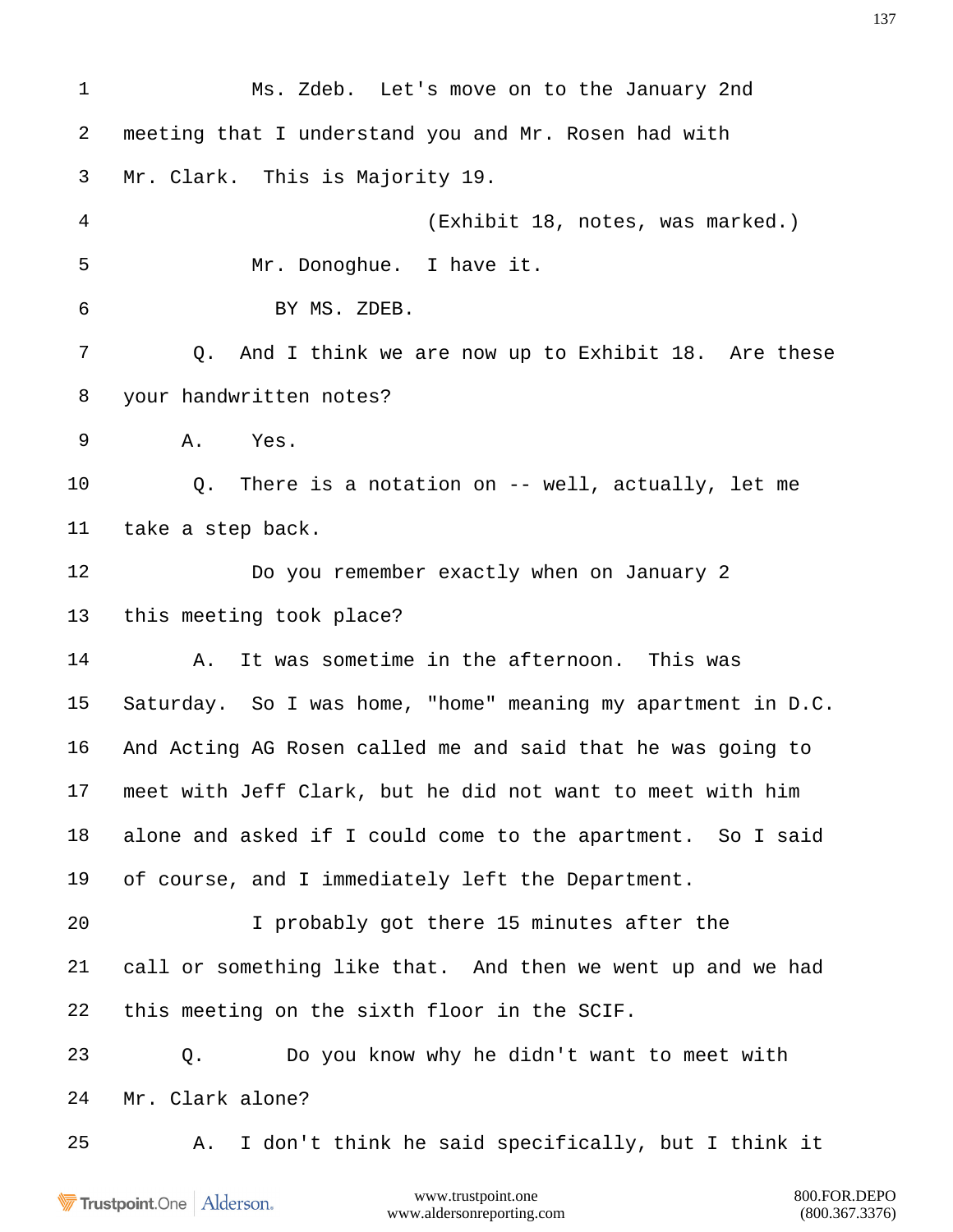Ms. Zdeb. Let's move on to the January 2nd meeting that I understand you and Mr. Rosen had with Mr. Clark. This is Majority 19.

(Exhibit 18, notes, was marked.)

Mr. Donoghue. I have it.

BY MS. ZDEB.

Q. And I think we are now up to Exhibit 18. Are these your handwritten notes?

A. Yes.

Q. There is a notation on -- well, actually, let me take a step back.

Do you remember exactly when on January 2 this meeting took place?

A. It was sometime in the afternoon. This was Saturday. So I was home, "home" meaning my apartment in D.C. And Acting AG Rosen called me and said that he was going to meet with Jeff Clark, but he did not want to meet with him alone and asked if I could come to the apartment. So I said of course, and I immediately left the Department.

I probably got there 15 minutes after the call or something like that. And then we went up and we had this meeting on the sixth floor in the SCIF.

Q. Do you know why he didn't want to meet with Mr. Clark alone?

A. I don't think he said specifically, but I think it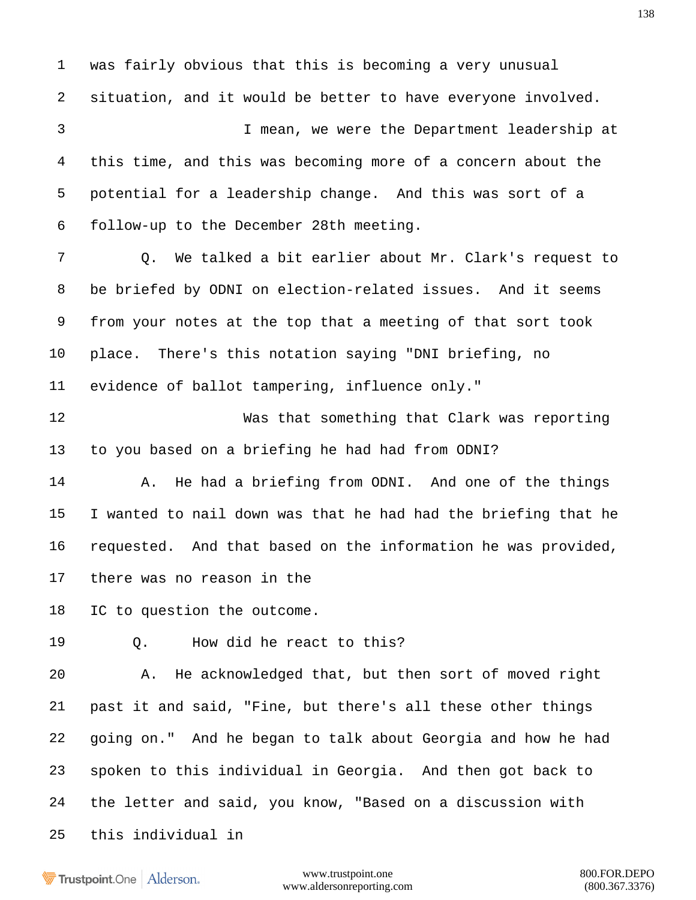was fairly obvious that this is becoming a very unusual situation, and it would be better to have everyone involved.

I mean, we were the Department leadership at this time, and this was becoming more of a concern about the potential for a leadership change. And this was sort of a follow-up to the December 28th meeting.

Q. We talked a bit earlier about Mr. Clark's request to be briefed by ODNI on election-related issues. And it seems from your notes at the top that a meeting of that sort took place. There's this notation saying "DNI briefing, no evidence of ballot tampering, influence only."

Was that something that Clark was reporting to you based on a briefing he had had from ODNI?

A. He had a briefing from ODNI. And one of the things I wanted to nail down was that he had had the briefing that he requested. And that based on the information he was provided, there was no reason in the IC to question the outcome.

Q. How did he react to this?

A. He acknowledged that, but then sort of moved right past it and said, "Fine, but there's all these other things going on." And he began to talk about Georgia and how he had spoken to this individual in Georgia. And then got back to the letter and said, you know, "Based on a discussion with this individual in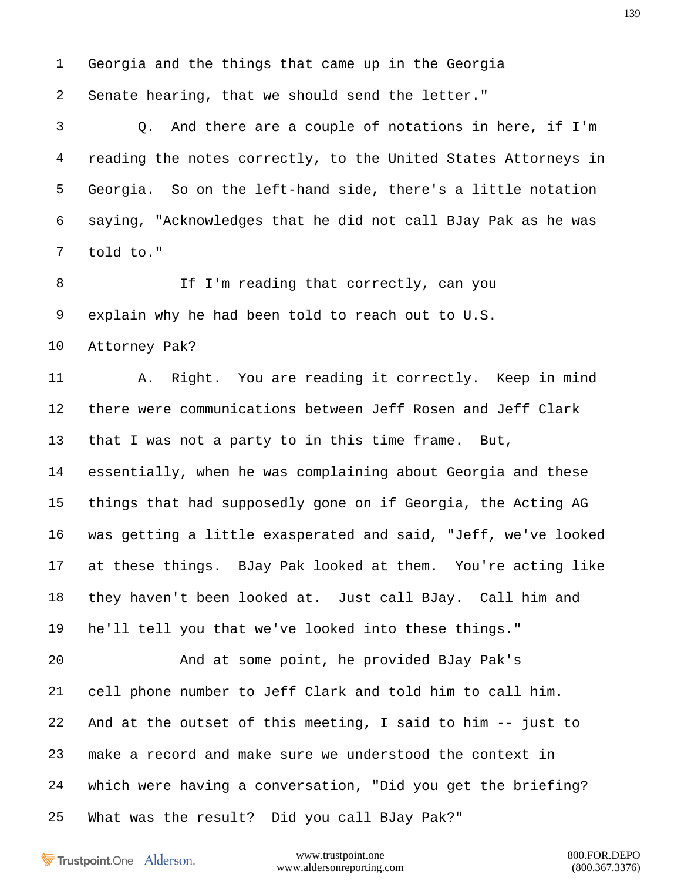1 Georgia and the things that came up in the Georgia

2 Senate hearing, that we should send the letter."

3 Q. And there are a couple of notations in here, if I'm

4 reading the notes correctly, to the United States Attorneys in

5 Georgia. So on the left-hand side, there's a little notation

6 saying, "Acknowledges that he did not call BJay Pak as he was

7 told to."

8 If I'm reading that correctly, can you

9 explain why he had been told to reach out to U.S.

10 Attorney Pak?

11 A. Right. You are reading it correctly. Keep in mind

12 there were communications between Jeff Rosen and Jeff Clark

13 that I was not a party to in this time frame. But,

14 essentially, when he was complaining about Georgia and these

15 things that had supposedly gone on if Georgia, the Acting AG

16 was getting a little exasperated and said, "Jeff, we've looked

17 at these things. BJay Pak looked at them. You're acting like

18 they haven't been looked at. Just call BJay. Call him and

19 he'll tell you that we've looked into these things."

20 And at some point, he provided BJay Pak's

21 cell phone number to Jeff Clark and told him to call him.

22 And at the outset of this meeting, I said to him -- just to

23 make a record and make sure we understood the context in

24 which were having a conversation, "Did you get the briefing?

25 What was the result? Did you call BJay Pak?"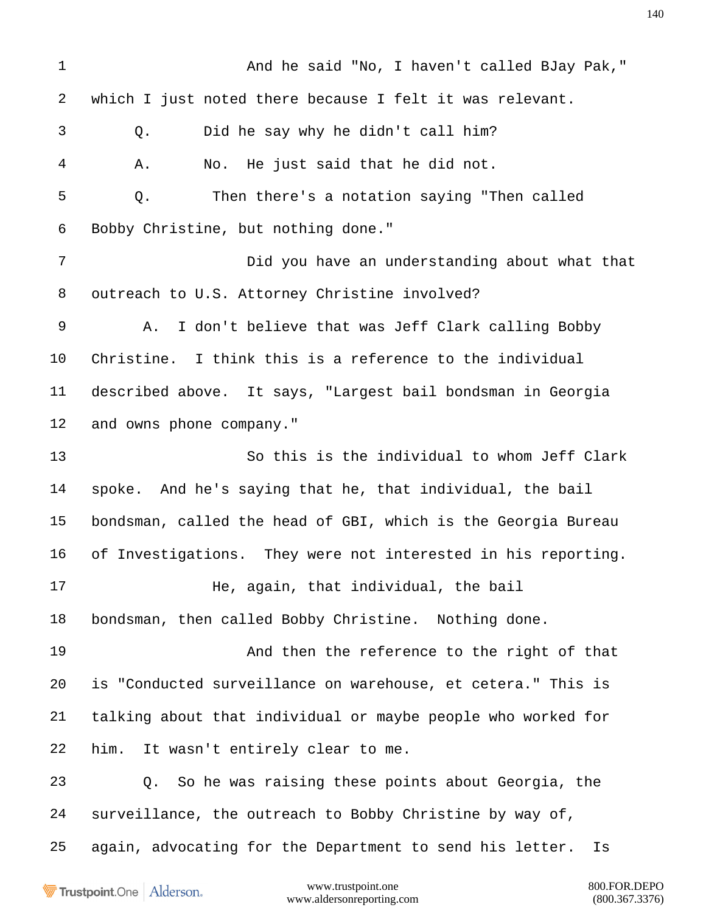1 And he said "No, I haven't called BJay Pak,"

2 which I just noted there because I felt it was relevant.

3 Q. Did he say why he didn't call him?

4 A. No. He just said that he did not.

5 Q. Then there's a notation saying "Then called

6 Bobby Christine, but nothing done."

7 Did you have an understanding about what that

8 outreach to U.S. Attorney Christine involved?

9 A. I don't believe that was Jeff Clark calling Bobby

10 Christine. I think this is a reference to the individual

11 described above. It says, "Largest bail bondsman in Georgia

12 and owns phone company."

13 So this is the individual to whom Jeff Clark

14 spoke. And he's saying that he, that individual, the bail

15 bondsman, called the head of GBI, which is the Georgia Bureau

16 of Investigations. They were not interested in his reporting.

17 He, again, that individual, the bail

18 bondsman, then called Bobby Christine. Nothing done.

19 And then the reference to the right of that

20 is "Conducted surveillance on warehouse, et cetera." This is

21 talking about that individual or maybe people who worked for

22 him. It wasn't entirely clear to me.

23 Q. So he was raising these points about Georgia, the

24 surveillance, the outreach to Bobby Christine by way of,

25 again, advocating for the Department to send his letter. Is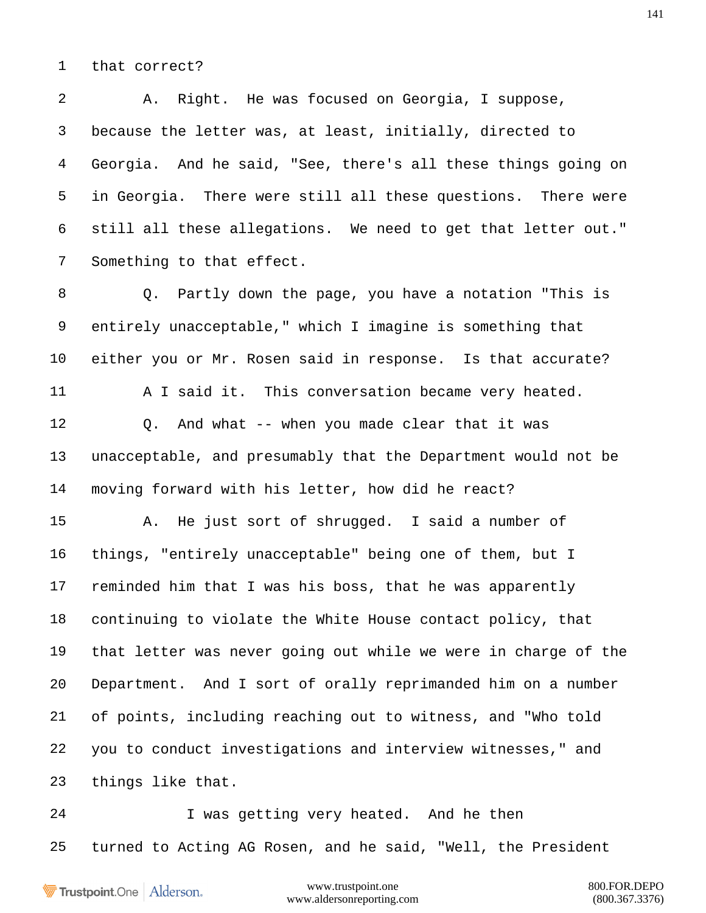1 that correct?

2 A. Right. He was focused on Georgia, I suppose,

3 because the letter was, at least, initially, directed to

4 Georgia. And he said, "See, there's all these things going on

5 in Georgia. There were still all these questions. There were

6 still all these allegations. We need to get that letter out."

7 Something to that effect.

8 Q. Partly down the page, you have a notation "This is

9 entirely unacceptable," which I imagine is something that

10 either you or Mr. Rosen said in response. Is that accurate?

11 A I said it. This conversation became very heated.

12 Q. And what -- when you made clear that it was

13 unacceptable, and presumably that the Department would not be

14 moving forward with his letter, how did he react?

15 A. He just sort of shrugged. I said a number of

16 things, "entirely unacceptable" being one of them, but I

17 reminded him that I was his boss, that he was apparently

18 continuing to violate the White House contact policy, that

19 that letter was never going out while we were in charge of the

20 Department. And I sort of orally reprimanded him on a number

21 of points, including reaching out to witness, and "Who told

22 you to conduct investigations and interview witnesses," and

23 things like that.

24 I was getting very heated. And he then

25 turned to Acting AG Rosen, and he said, "Well, the President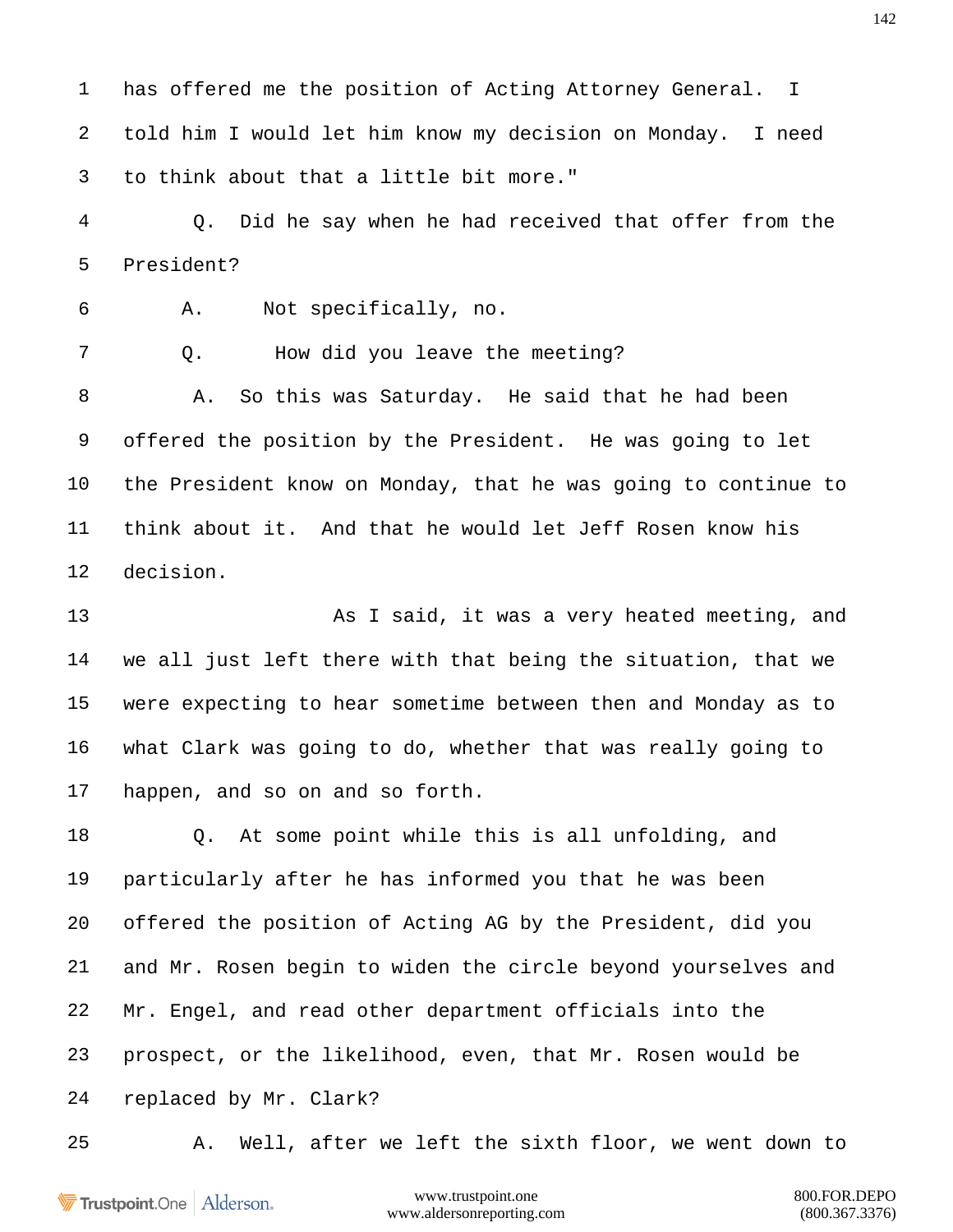1 has offered me the position of Acting Attorney General. I
2 told him I would let him know my decision on Monday. I need
3 to think about that a little bit more."

4 Q. Did he say when he had received that offer from the
5 President?

6 A. Not specifically, no.

7 Q. How did you leave the meeting?

8 A. So this was Saturday. He said that he had been
9 offered the position by the President. He was going to let
10 the President know on Monday, that he was going to continue to
11 think about it. And that he would let Jeff Rosen know his
12 decision.

13 As I said, it was a very heated meeting, and
14 we all just left there with that being the situation, that we
15 were expecting to hear sometime between then and Monday as to
16 what Clark was going to do, whether that was really going to
17 happen, and so on and so forth.

18 Q. At some point while this is all unfolding, and
19 particularly after he has informed you that he was been
20 offered the position of Acting AG by the President, did you
21 and Mr. Rosen begin to widen the circle beyond yourselves and
22 Mr. Engel, and read other department officials into the
23 prospect, or the likelihood, even, that Mr. Rosen would be
24 replaced by Mr. Clark?

25 A. Well, after we left the sixth floor, we went down to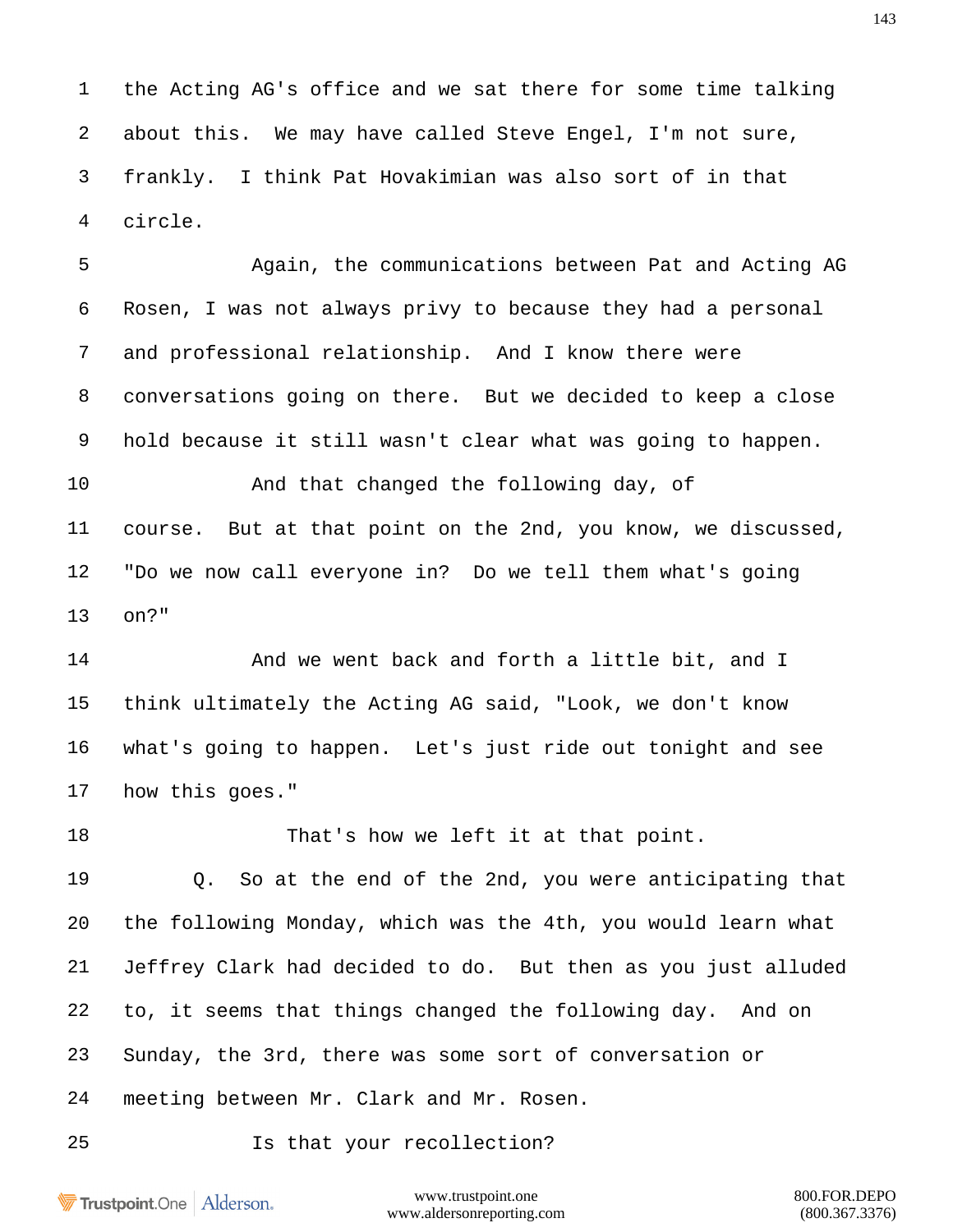1 the Acting AG's office and we sat there for some time talking
2 about this. We may have called Steve Engel, I'm not sure,
3 frankly. I think Pat Hovakimian was also sort of in that
4 circle.

5 Again, the communications between Pat and Acting AG
6 Rosen, I was not always privy to because they had a personal
7 and professional relationship. And I know there were
8 conversations going on there. But we decided to keep a close
9 hold because it still wasn't clear what was going to happen.

10 And that changed the following day, of
11 course. But at that point on the 2nd, you know, we discussed,
12 "Do we now call everyone in? Do we tell them what's going
13 on?"

14 And we went back and forth a little bit, and I
15 think ultimately the Acting AG said, "Look, we don't know
16 what's going to happen. Let's just ride out tonight and see
17 how this goes."

18 That's how we left it at that point.

19 Q. So at the end of the 2nd, you were anticipating that
20 the following Monday, which was the 4th, you would learn what
21 Jeffrey Clark had decided to do. But then as you just alluded
22 to, it seems that things changed the following day. And on
23 Sunday, the 3rd, there was some sort of conversation or
24 meeting between Mr. Clark and Mr. Rosen.

25 Is that your recollection?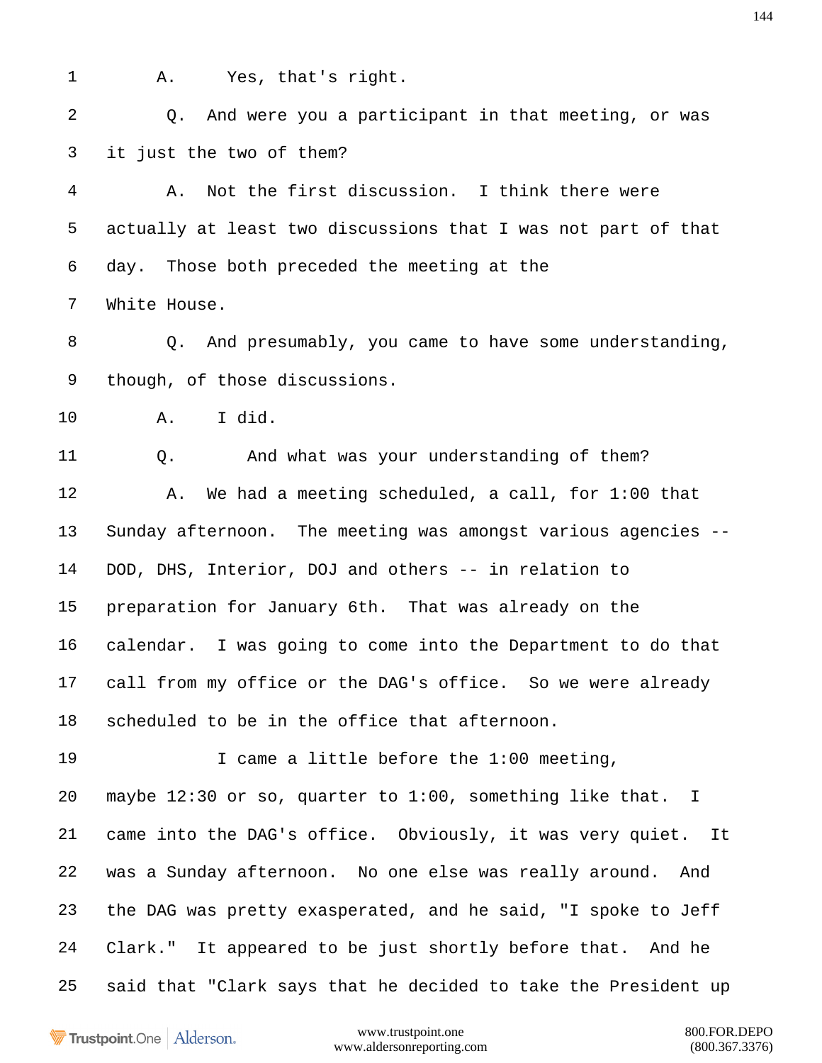1 A. Yes, that's right.

2 Q. And were you a participant in that meeting, or was

3 it just the two of them?

4 A. Not the first discussion. I think there were

5 actually at least two discussions that I was not part of that

6 day. Those both preceded the meeting at the

7 White House.

8 Q. And presumably, you came to have some understanding,

9 though, of those discussions.

10 A. I did.

11 Q. And what was your understanding of them?

12 A. We had a meeting scheduled, a call, for 1:00 that

13 Sunday afternoon. The meeting was amongst various agencies --

14 DOD, DHS, Interior, DOJ and others -- in relation to

15 preparation for January 6th. That was already on the

16 calendar. I was going to come into the Department to do that

17 call from my office or the DAG's office. So we were already

18 scheduled to be in the office that afternoon.

19 I came a little before the 1:00 meeting,

20 maybe 12:30 or so, quarter to 1:00, something like that. I

21 came into the DAG's office. Obviously, it was very quiet. It

22 was a Sunday afternoon. No one else was really around. And

23 the DAG was pretty exasperated, and he said, "I spoke to Jeff

24 Clark." It appeared to be just shortly before that. And he

25 said that "Clark says that he decided to take the President up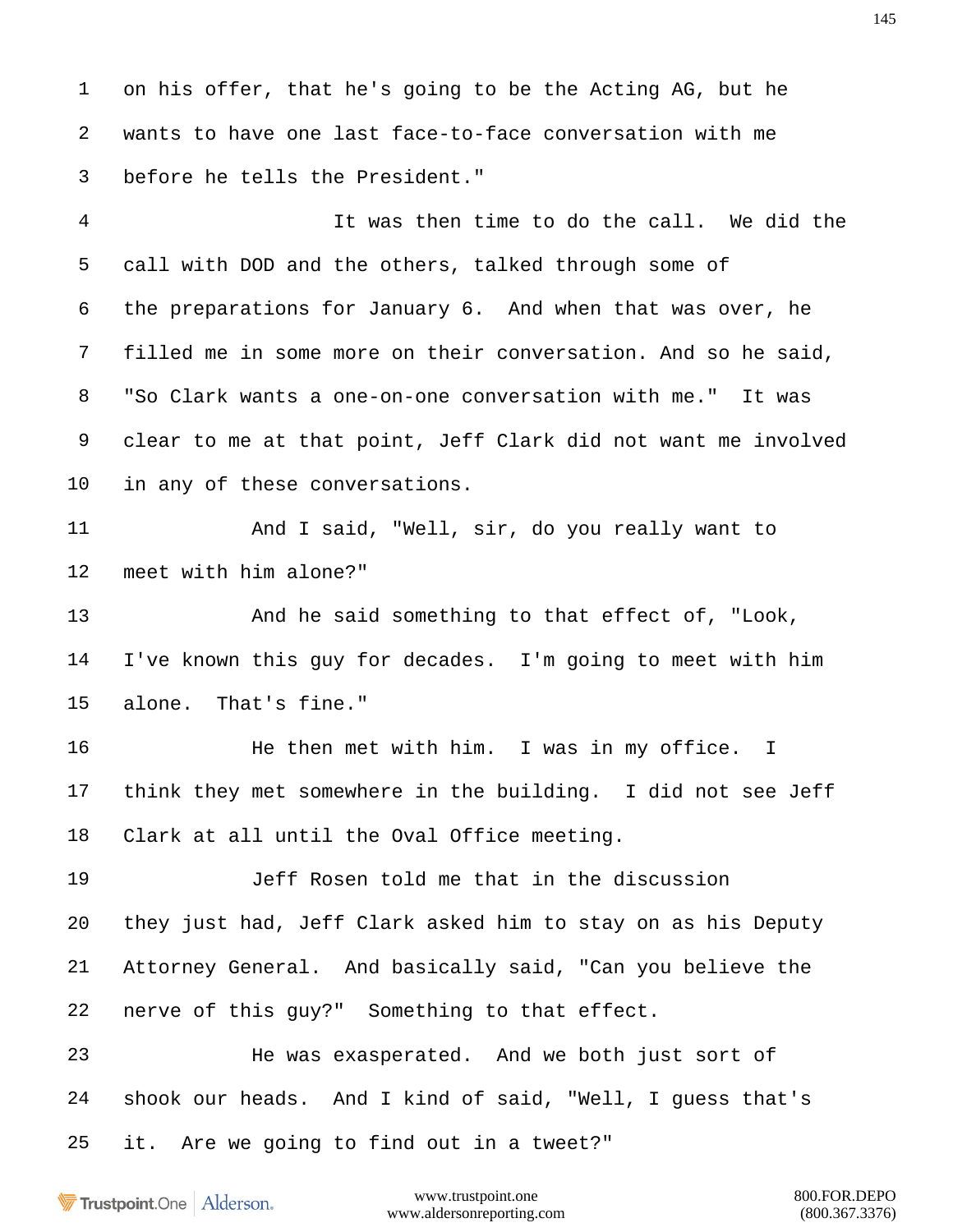on his offer, that he's going to be the Acting AG, but he wants to have one last face-to-face conversation with me before he tells the President."

It was then time to do the call. We did the call with DOD and the others, talked through some of the preparations for January 6. And when that was over, he filled me in some more on their conversation. And so he said, "So Clark wants a one-on-one conversation with me." It was clear to me at that point, Jeff Clark did not want me involved in any of these conversations.

And I said, "Well, sir, do you really want to meet with him alone?"

And he said something to that effect of, "Look, I've known this guy for decades. I'm going to meet with him alone. That's fine."

He then met with him. I was in my office. I think they met somewhere in the building. I did not see Jeff Clark at all until the Oval Office meeting.

Jeff Rosen told me that in the discussion they just had, Jeff Clark asked him to stay on as his Deputy Attorney General. And basically said, "Can you believe the nerve of this guy?" Something to that effect.

He was exasperated. And we both just sort of shook our heads. And I kind of said, "Well, I guess that's it. Are we going to find out in a tweet?"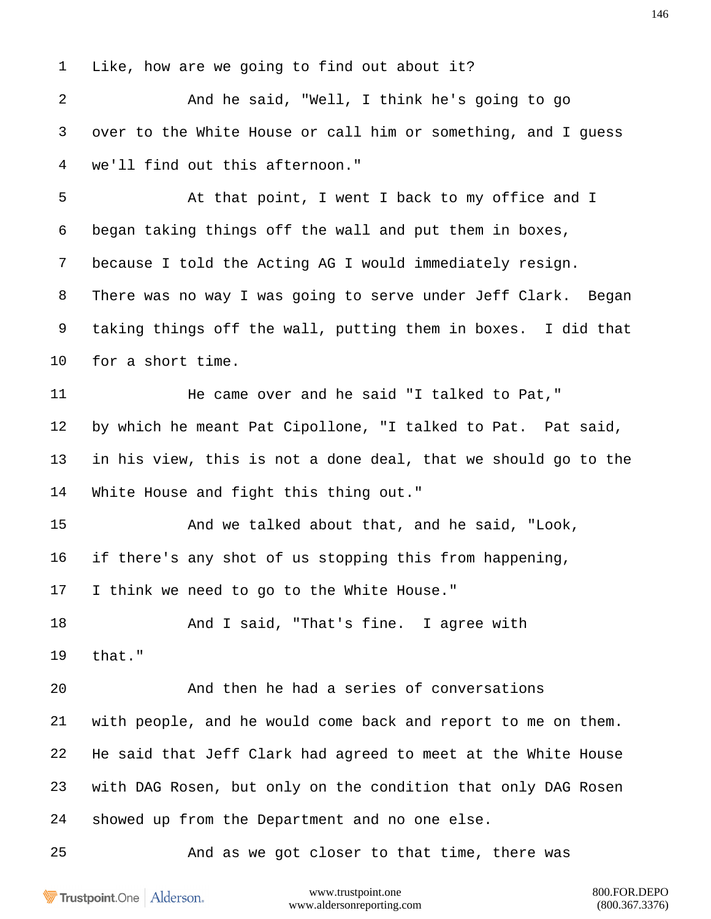Like, how are we going to find out about it?

And he said, "Well, I think he's going to go over to the White House or call him or something, and I guess we'll find out this afternoon."

At that point, I went I back to my office and I began taking things off the wall and put them in boxes, because I told the Acting AG I would immediately resign. There was no way I was going to serve under Jeff Clark. Began taking things off the wall, putting them in boxes. I did that for a short time.

He came over and he said "I talked to Pat," by which he meant Pat Cipollone, "I talked to Pat. Pat said, in his view, this is not a done deal, that we should go to the White House and fight this thing out."

And we talked about that, and he said, "Look, if there's any shot of us stopping this from happening, I think we need to go to the White House."

And I said, "That's fine. I agree with that."

And then he had a series of conversations with people, and he would come back and report to me on them. He said that Jeff Clark had agreed to meet at the White House with DAG Rosen, but only on the condition that only DAG Rosen showed up from the Department and no one else.

And as we got closer to that time, there was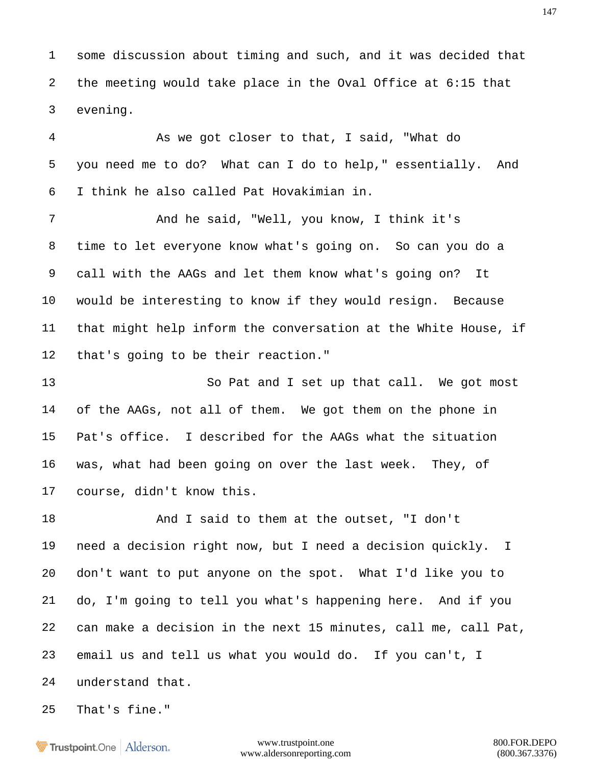some discussion about timing and such, and it was decided that the meeting would take place in the Oval Office at 6:15 that evening.

As we got closer to that, I said, "What do you need me to do? What can I do to help," essentially. And I think he also called Pat Hovakimian in.

And he said, "Well, you know, I think it's time to let everyone know what's going on. So can you do a call with the AAGs and let them know what's going on? It would be interesting to know if they would resign. Because that might help inform the conversation at the White House, if that's going to be their reaction."

So Pat and I set up that call. We got most of the AAGs, not all of them. We got them on the phone in Pat's office. I described for the AAGs what the situation was, what had been going on over the last week. They, of course, didn't know this.

And I said to them at the outset, "I don't need a decision right now, but I need a decision quickly. I don't want to put anyone on the spot. What I'd like you to do, I'm going to tell you what's happening here. And if you can make a decision in the next 15 minutes, call me, call Pat, email us and tell us what you would do. If you can't, I understand that. That's fine."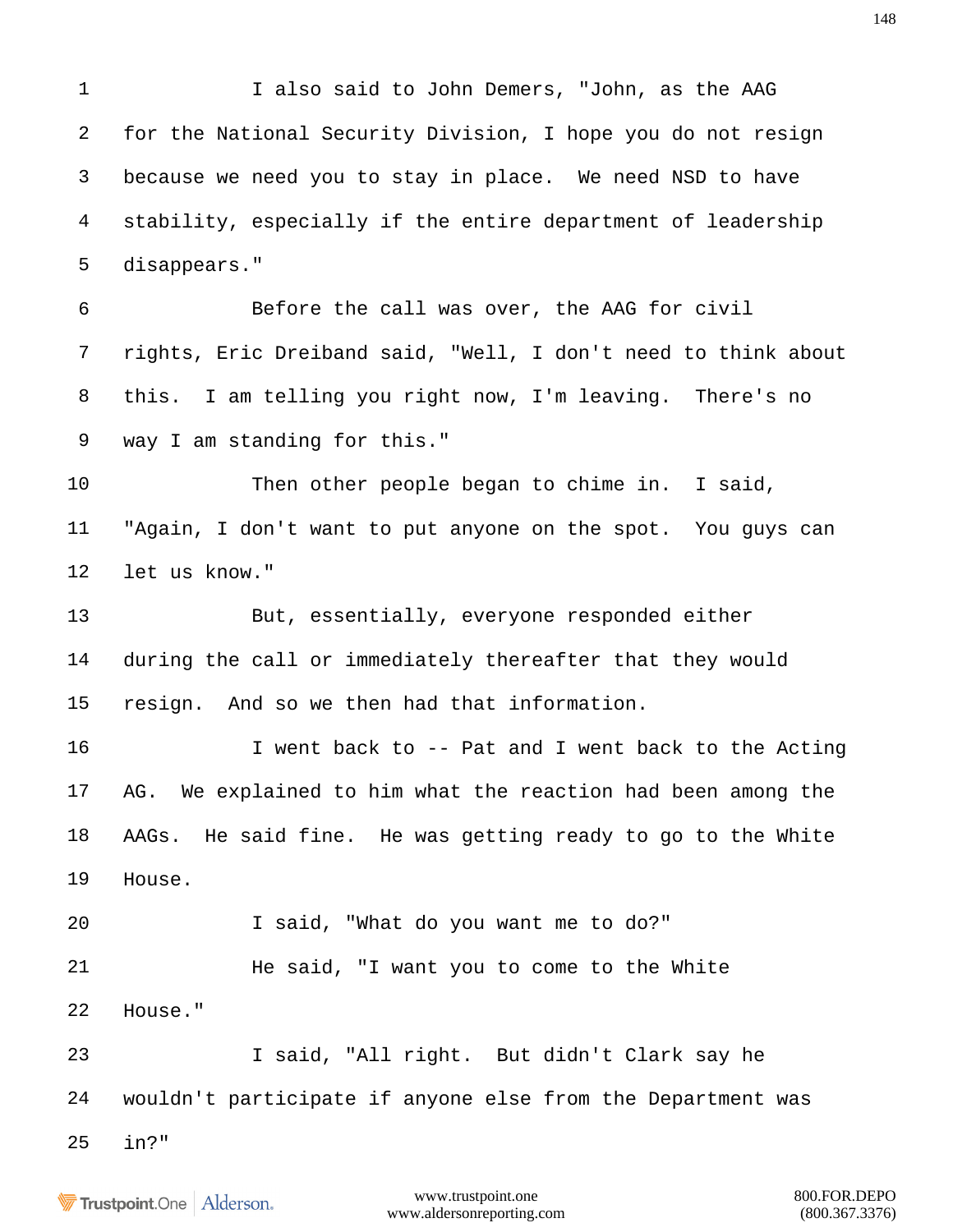1 I also said to John Demers, "John, as the AAG
2 for the National Security Division, I hope you do not resign
3 because we need you to stay in place. We need NSD to have
4 stability, especially if the entire department of leadership
5 disappears."
6 Before the call was over, the AAG for civil
7 rights, Eric Dreiband said, "Well, I don't need to think about
8 this. I am telling you right now, I'm leaving. There's no
9 way I am standing for this."
10 Then other people began to chime in. I said,
11 "Again, I don't want to put anyone on the spot. You guys can
12 let us know."
13 But, essentially, everyone responded either
14 during the call or immediately thereafter that they would
15 resign. And so we then had that information.
16 I went back to -- Pat and I went back to the Acting
17 AG. We explained to him what the reaction had been among the
18 AAGs. He said fine. He was getting ready to go to the White
19 House.
20 I said, "What do you want me to do?"
21 He said, "I want you to come to the White
22 House."
23 I said, "All right. But didn't Clark say he
24 wouldn't participate if anyone else from the Department was
25 in?"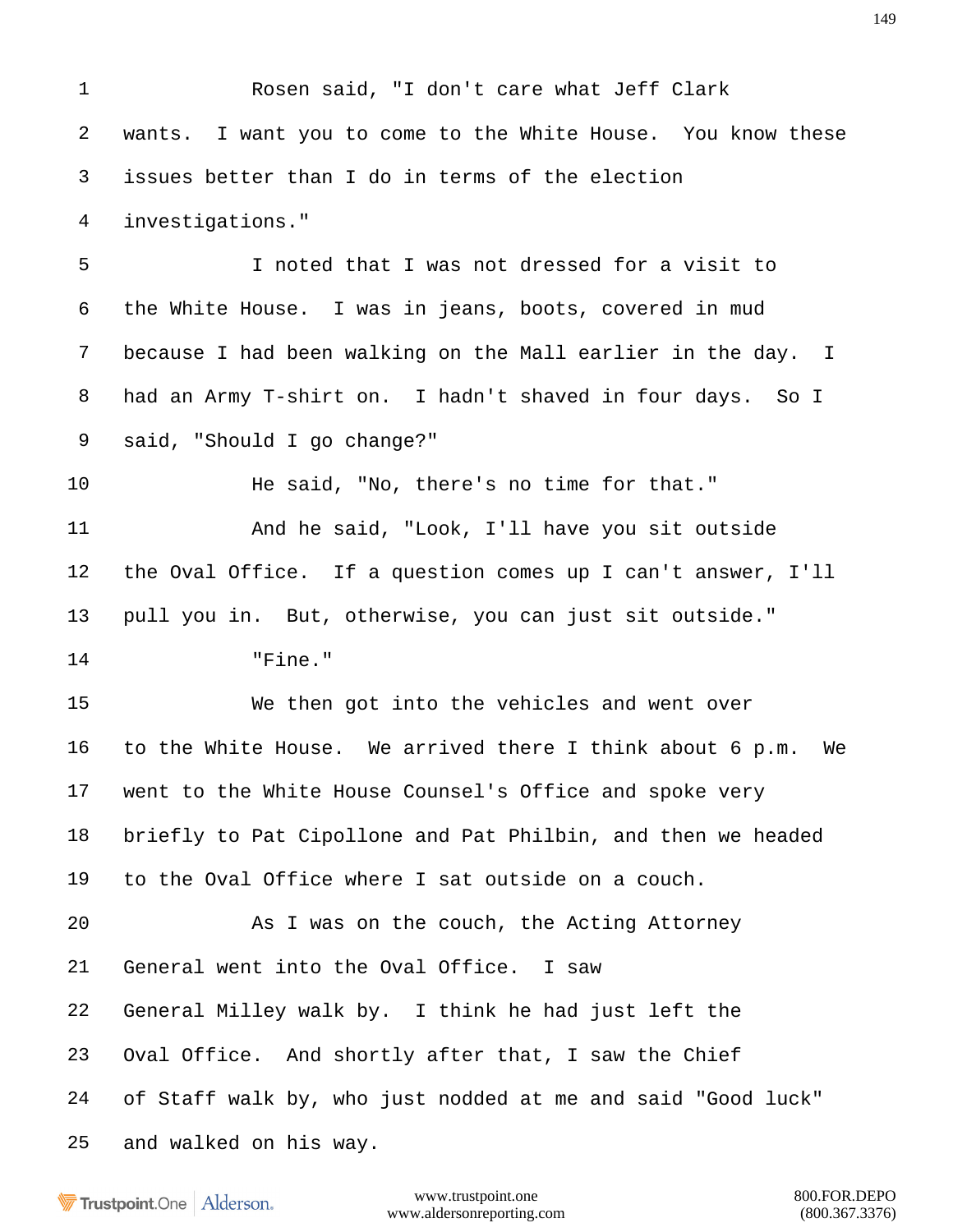Rosen said, "I don't care what Jeff Clark wants. I want you to come to the White House. You know these issues better than I do in terms of the election investigations."

I noted that I was not dressed for a visit to the White House. I was in jeans, boots, covered in mud because I had been walking on the Mall earlier in the day. I had an Army T-shirt on. I hadn't shaved in four days. So I said, "Should I go change?"

He said, "No, there's no time for that."

And he said, "Look, I'll have you sit outside the Oval Office. If a question comes up I can't answer, I'll pull you in. But, otherwise, you can just sit outside."

"Fine."

We then got into the vehicles and went over to the White House. We arrived there I think about 6 p.m. We went to the White House Counsel's Office and spoke very briefly to Pat Cipollone and Pat Philbin, and then we headed to the Oval Office where I sat outside on a couch.

As I was on the couch, the Acting Attorney General went into the Oval Office. I saw General Milley walk by. I think he had just left the Oval Office. And shortly after that, I saw the Chief of Staff walk by, who just nodded at me and said "Good luck" and walked on his way.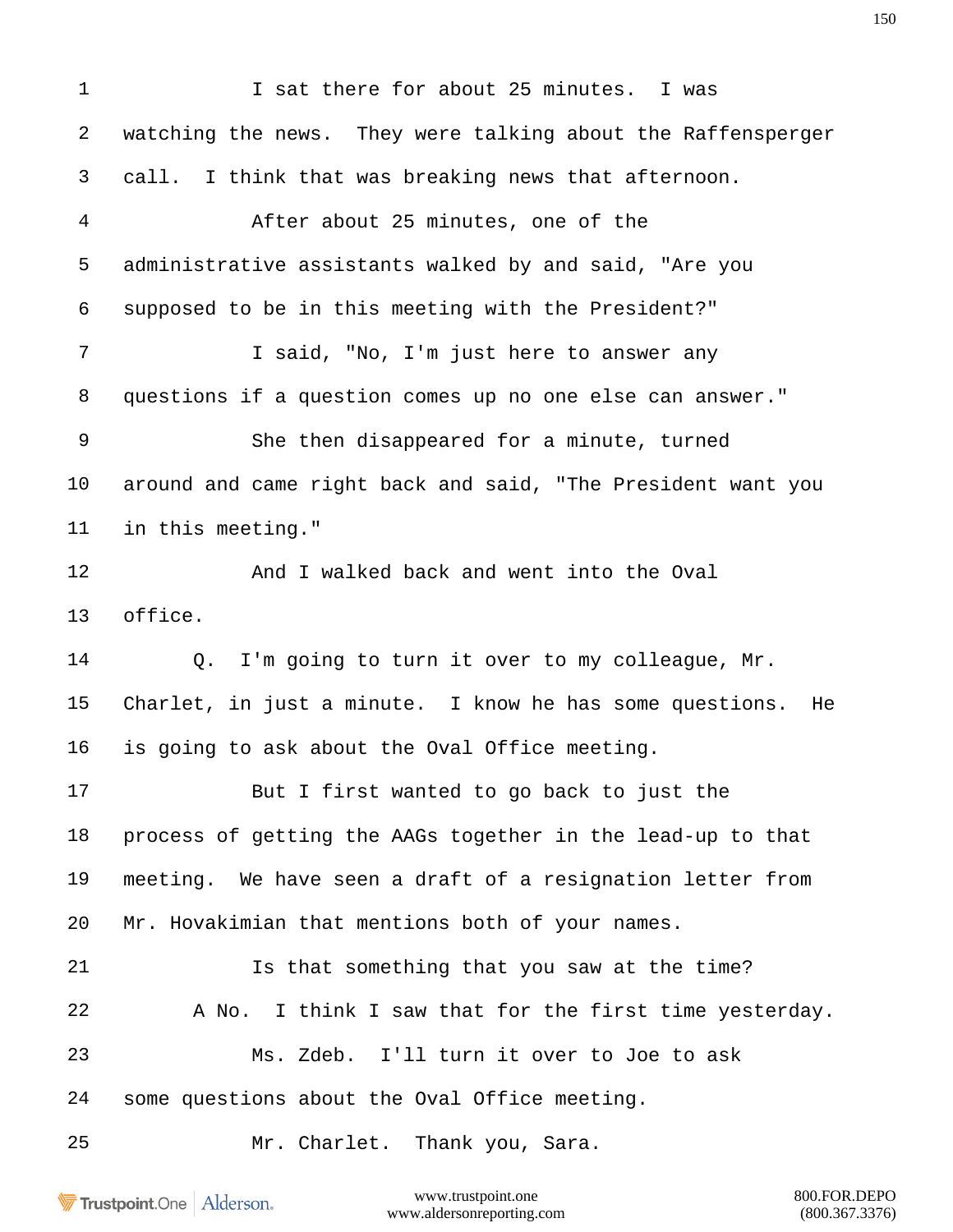I sat there for about 25 minutes. I was watching the news. They were talking about the Raffensperger call. I think that was breaking news that afternoon.

After about 25 minutes, one of the administrative assistants walked by and said, "Are you supposed to be in this meeting with the President?"

I said, "No, I'm just here to answer any questions if a question comes up no one else can answer."

She then disappeared for a minute, turned around and came right back and said, "The President want you in this meeting."

And I walked back and went into the Oval office.

Q. I'm going to turn it over to my colleague, Mr. Charlet, in just a minute. I know he has some questions. He is going to ask about the Oval Office meeting.

But I first wanted to go back to just the process of getting the AAGs together in the lead-up to that meeting. We have seen a draft of a resignation letter from Mr. Hovakimian that mentions both of your names.

Is that something that you saw at the time?

A No. I think I saw that for the first time yesterday.

Ms. Zdeb. I'll turn it over to Joe to ask some questions about the Oval Office meeting.

Mr. Charlet. Thank you, Sara.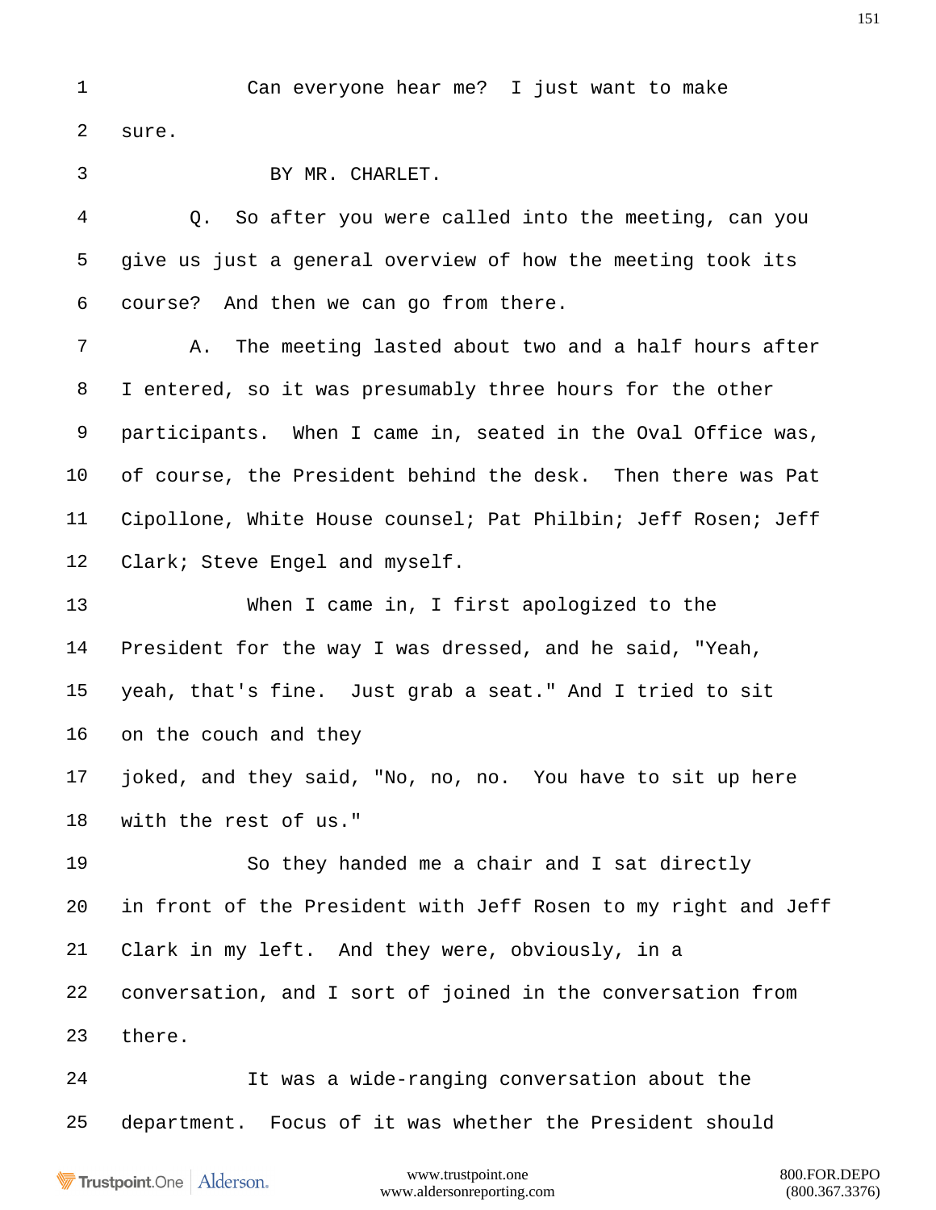Can everyone hear me? I just want to make sure.

BY MR. CHARLET.

Q. So after you were called into the meeting, can you give us just a general overview of how the meeting took its course? And then we can go from there.

A. The meeting lasted about two and a half hours after I entered, so it was presumably three hours for the other participants. When I came in, seated in the Oval Office was, of course, the President behind the desk. Then there was Pat Cipollone, White House counsel; Pat Philbin; Jeff Rosen; Jeff Clark; Steve Engel and myself.

When I came in, I first apologized to the President for the way I was dressed, and he said, "Yeah, yeah, that's fine. Just grab a seat." And I tried to sit on the couch and they joked, and they said, "No, no, no. You have to sit up here with the rest of us."

So they handed me a chair and I sat directly in front of the President with Jeff Rosen to my right and Jeff Clark in my left. And they were, obviously, in a conversation, and I sort of joined in the conversation from there.

It was a wide-ranging conversation about the department. Focus of it was whether the President should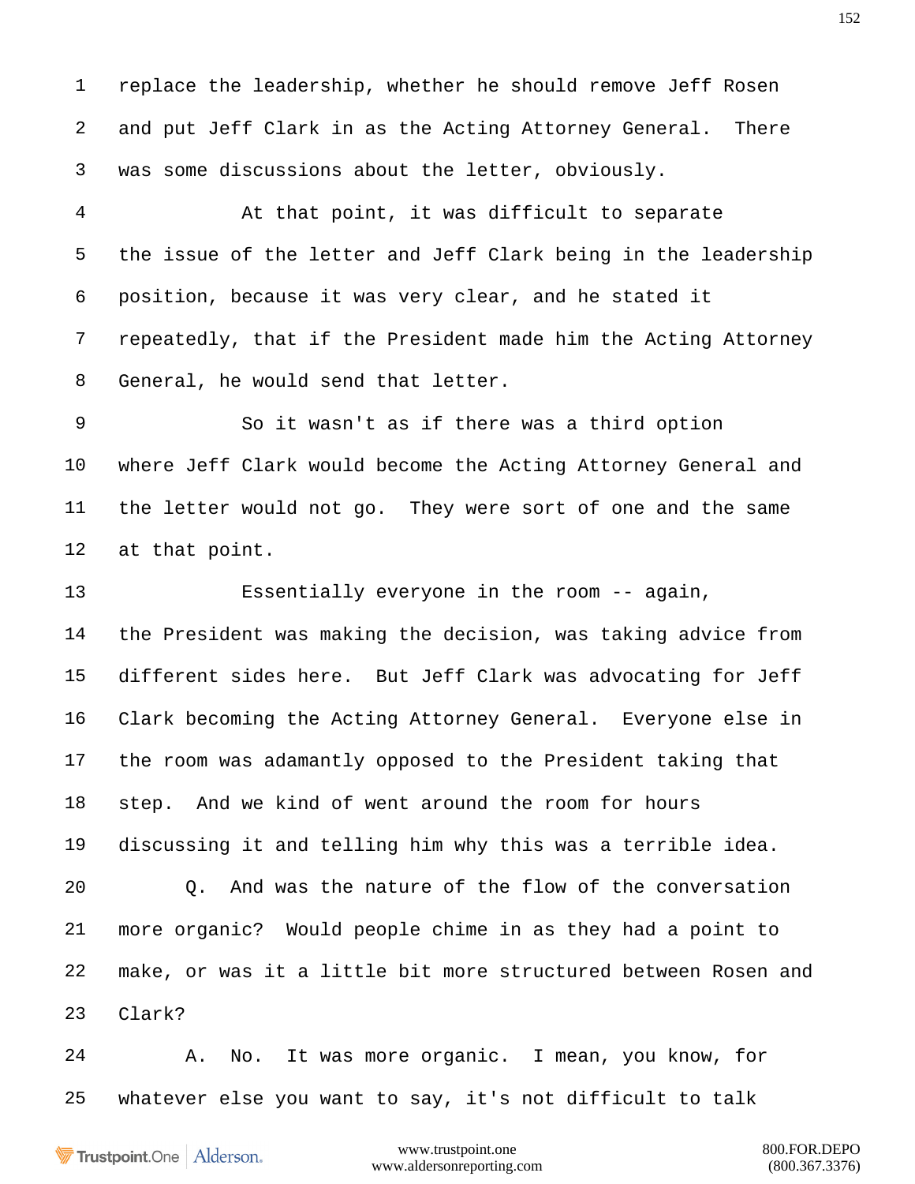replace the leadership, whether he should remove Jeff Rosen and put Jeff Clark in as the Acting Attorney General. There was some discussions about the letter, obviously.

At that point, it was difficult to separate the issue of the letter and Jeff Clark being in the leadership position, because it was very clear, and he stated it repeatedly, that if the President made him the Acting Attorney General, he would send that letter.

So it wasn't as if there was a third option where Jeff Clark would become the Acting Attorney General and the letter would not go. They were sort of one and the same at that point.

Essentially everyone in the room -- again, the President was making the decision, was taking advice from different sides here. But Jeff Clark was advocating for Jeff Clark becoming the Acting Attorney General. Everyone else in the room was adamantly opposed to the President taking that step. And we kind of went around the room for hours discussing it and telling him why this was a terrible idea.

Q. And was the nature of the flow of the conversation more organic? Would people chime in as they had a point to make, or was it a little bit more structured between Rosen and Clark?

A. No. It was more organic. I mean, you know, for whatever else you want to say, it's not difficult to talk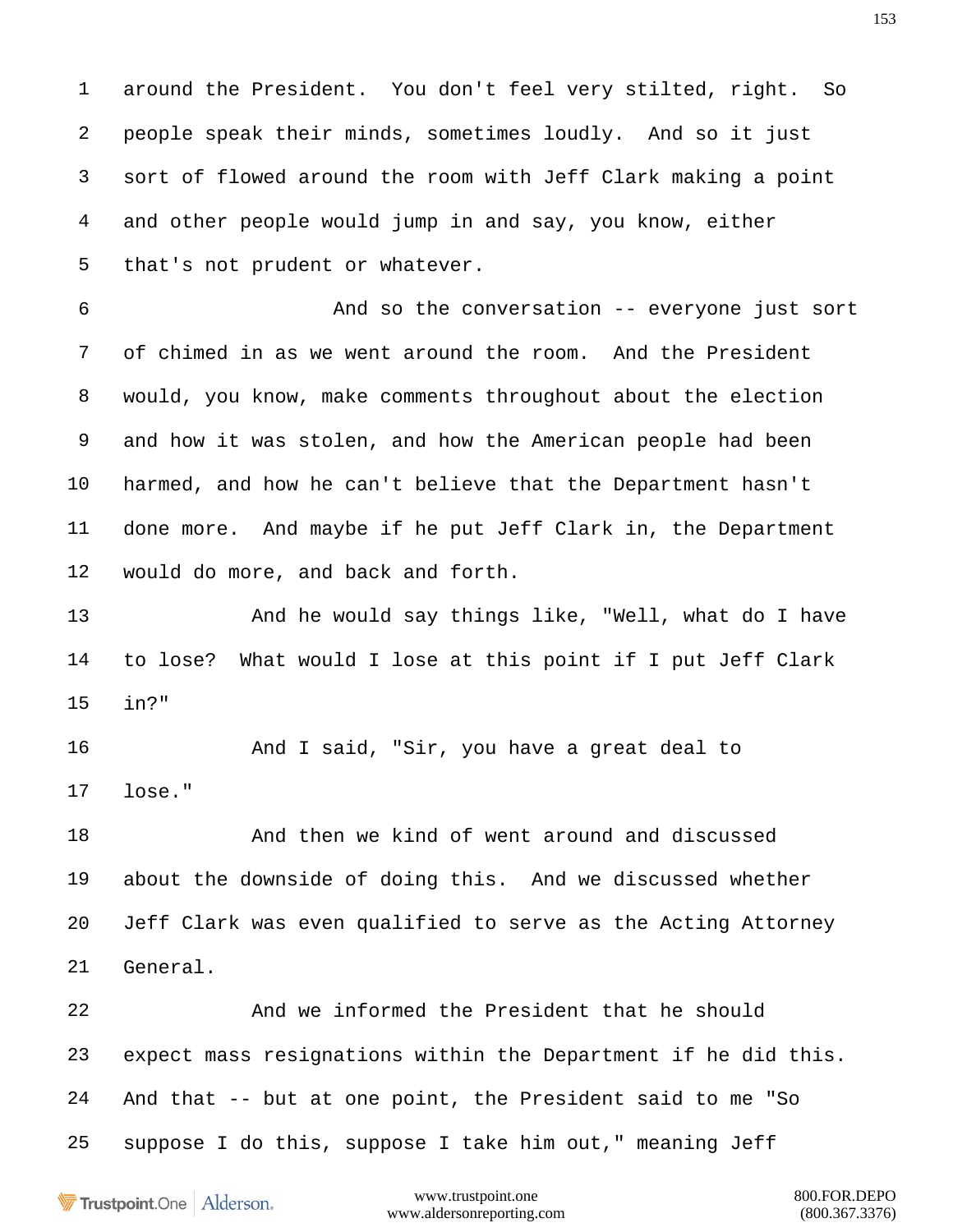1 around the President. You don't feel very stilted, right. So
2 people speak their minds, sometimes loudly. And so it just
3 sort of flowed around the room with Jeff Clark making a point
4 and other people would jump in and say, you know, either
5 that's not prudent or whatever.

6 And so the conversation -- everyone just sort
7 of chimed in as we went around the room. And the President
8 would, you know, make comments throughout about the election
9 and how it was stolen, and how the American people had been
10 harmed, and how he can't believe that the Department hasn't
11 done more. And maybe if he put Jeff Clark in, the Department
12 would do more, and back and forth.

13 And he would say things like, "Well, what do I have
14 to lose? What would I lose at this point if I put Jeff Clark
15 in?"

16 And I said, "Sir, you have a great deal to
17 lose."

18 And then we kind of went around and discussed
19 about the downside of doing this. And we discussed whether
20 Jeff Clark was even qualified to serve as the Acting Attorney
21 General.

22 And we informed the President that he should
23 expect mass resignations within the Department if he did this.
24 And that -- but at one point, the President said to me "So
25 suppose I do this, suppose I take him out," meaning Jeff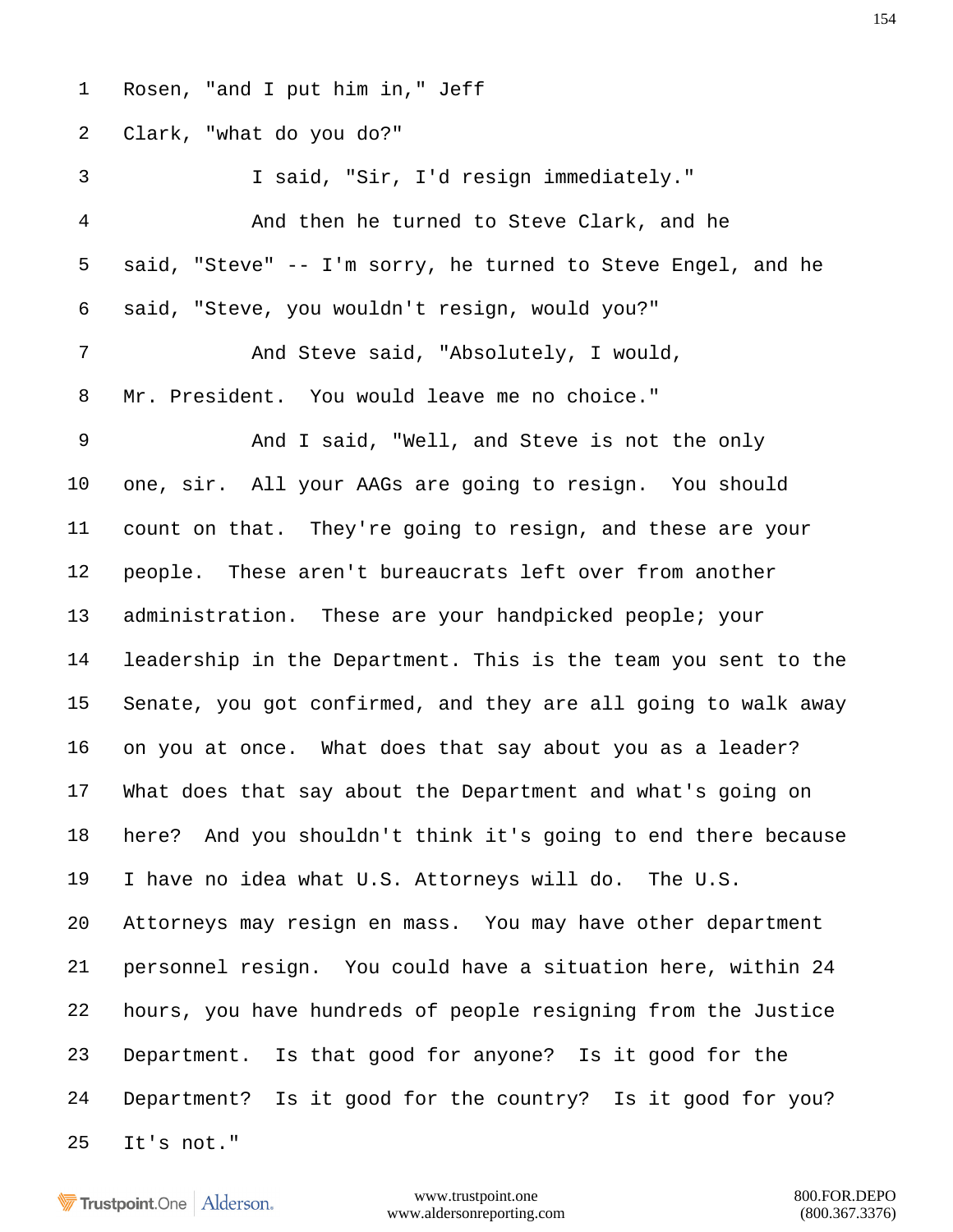1 Rosen, "and I put him in," Jeff

2 Clark, "what do you do?"

3 I said, "Sir, I'd resign immediately."

4 And then he turned to Steve Clark, and he

5 said, "Steve" -- I'm sorry, he turned to Steve Engel, and he

6 said, "Steve, you wouldn't resign, would you?"

7 And Steve said, "Absolutely, I would,

8 Mr. President. You would leave me no choice."

9 And I said, "Well, and Steve is not the only

10 one, sir. All your AAGs are going to resign. You should

11 count on that. They're going to resign, and these are your

12 people. These aren't bureaucrats left over from another

13 administration. These are your handpicked people; your

14 leadership in the Department. This is the team you sent to the

15 Senate, you got confirmed, and they are all going to walk away

16 on you at once. What does that say about you as a leader?

17 What does that say about the Department and what's going on

18 here? And you shouldn't think it's going to end there because

19 I have no idea what U.S. Attorneys will do. The U.S.

20 Attorneys may resign en mass. You may have other department

21 personnel resign. You could have a situation here, within 24

22 hours, you have hundreds of people resigning from the Justice

23 Department. Is that good for anyone? Is it good for the

24 Department? Is it good for the country? Is it good for you?

25 It's not."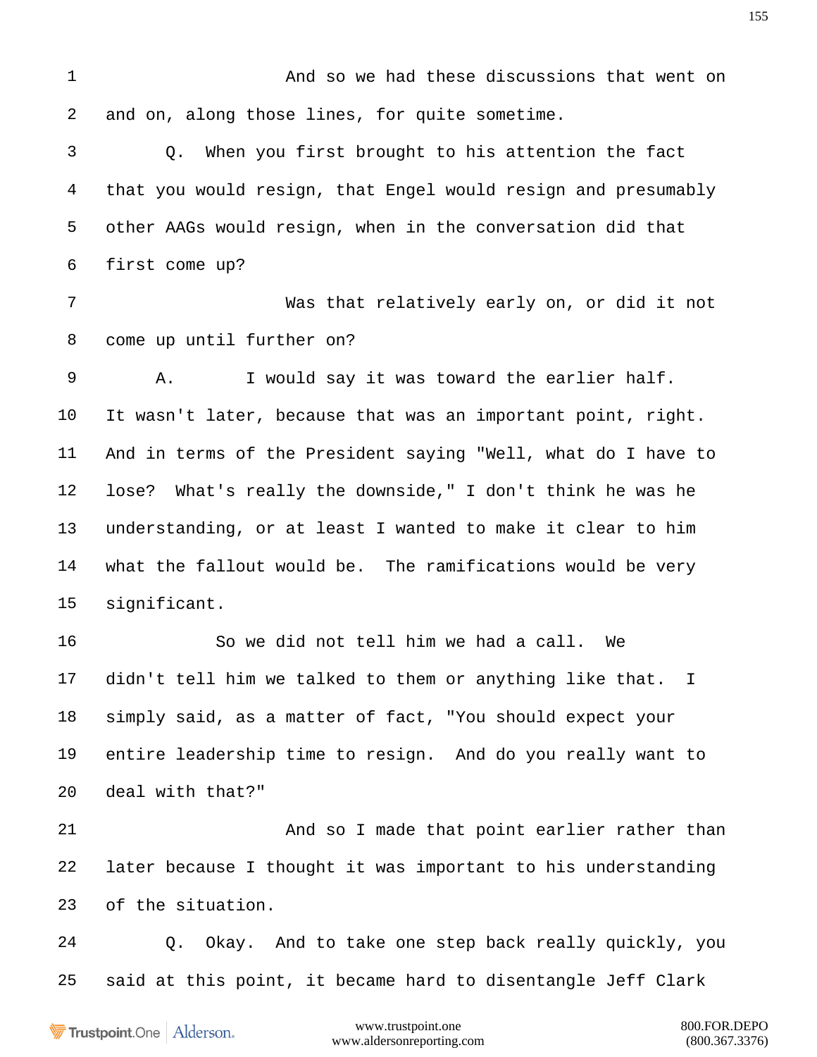1 And so we had these discussions that went on
2 and on, along those lines, for quite sometime.
3 Q. When you first brought to his attention the fact
4 that you would resign, that Engel would resign and presumably
5 other AAGs would resign, when in the conversation did that
6 first come up?
7 Was that relatively early on, or did it not
8 come up until further on?
9 A. I would say it was toward the earlier half.
10 It wasn't later, because that was an important point, right.
11 And in terms of the President saying "Well, what do I have to
12 lose? What's really the downside," I don't think he was he
13 understanding, or at least I wanted to make it clear to him
14 what the fallout would be. The ramifications would be very
15 significant.
16 So we did not tell him we had a call. We
17 didn't tell him we talked to them or anything like that. I
18 simply said, as a matter of fact, "You should expect your
19 entire leadership time to resign. And do you really want to
20 deal with that?"
21 And so I made that point earlier rather than
22 later because I thought it was important to his understanding
23 of the situation.
24 Q. Okay. And to take one step back really quickly, you
25 said at this point, it became hard to disentangle Jeff Clark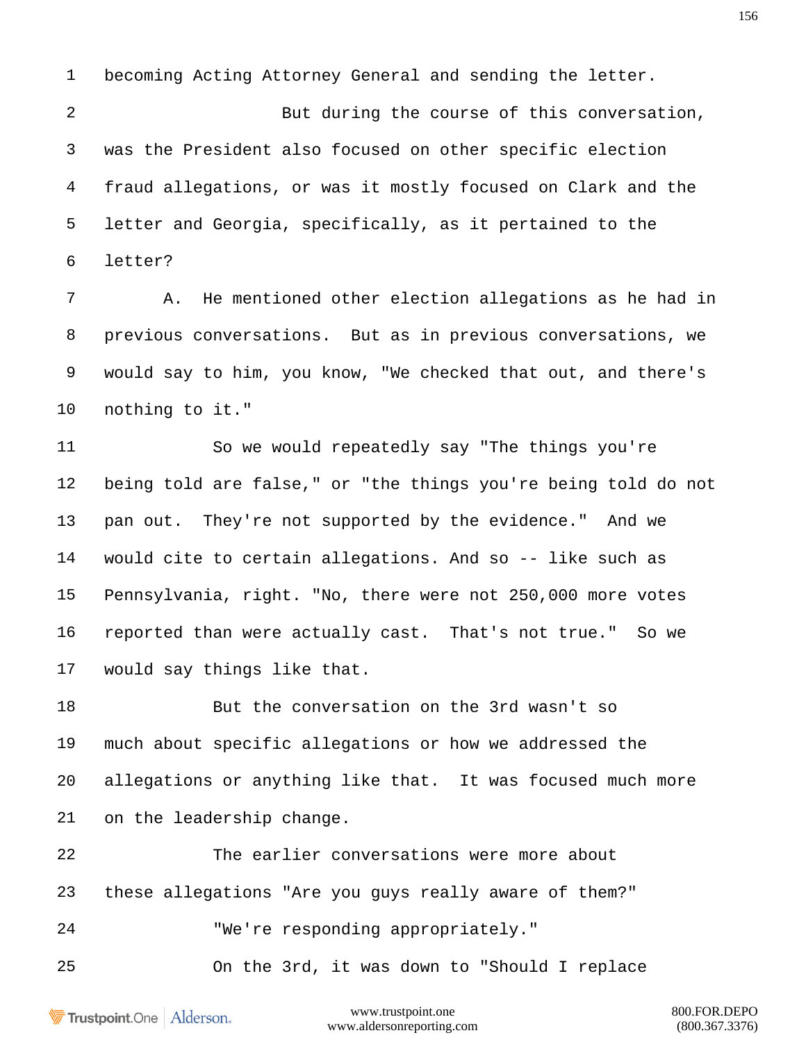1 becoming Acting Attorney General and sending the letter.

2 But during the course of this conversation,

3 was the President also focused on other specific election

4 fraud allegations, or was it mostly focused on Clark and the

5 letter and Georgia, specifically, as it pertained to the

6 letter?

7 A. He mentioned other election allegations as he had in

8 previous conversations. But as in previous conversations, we

9 would say to him, you know, "We checked that out, and there's

10 nothing to it."

11 So we would repeatedly say "The things you're

12 being told are false," or "the things you're being told do not

13 pan out. They're not supported by the evidence." And we

14 would cite to certain allegations. And so -- like such as

15 Pennsylvania, right. "No, there were not 250,000 more votes

16 reported than were actually cast. That's not true." So we

17 would say things like that.

18 But the conversation on the 3rd wasn't so

19 much about specific allegations or how we addressed the

20 allegations or anything like that. It was focused much more

21 on the leadership change.

22 The earlier conversations were more about

23 these allegations "Are you guys really aware of them?"

24 "We're responding appropriately."

25 On the 3rd, it was down to "Should I replace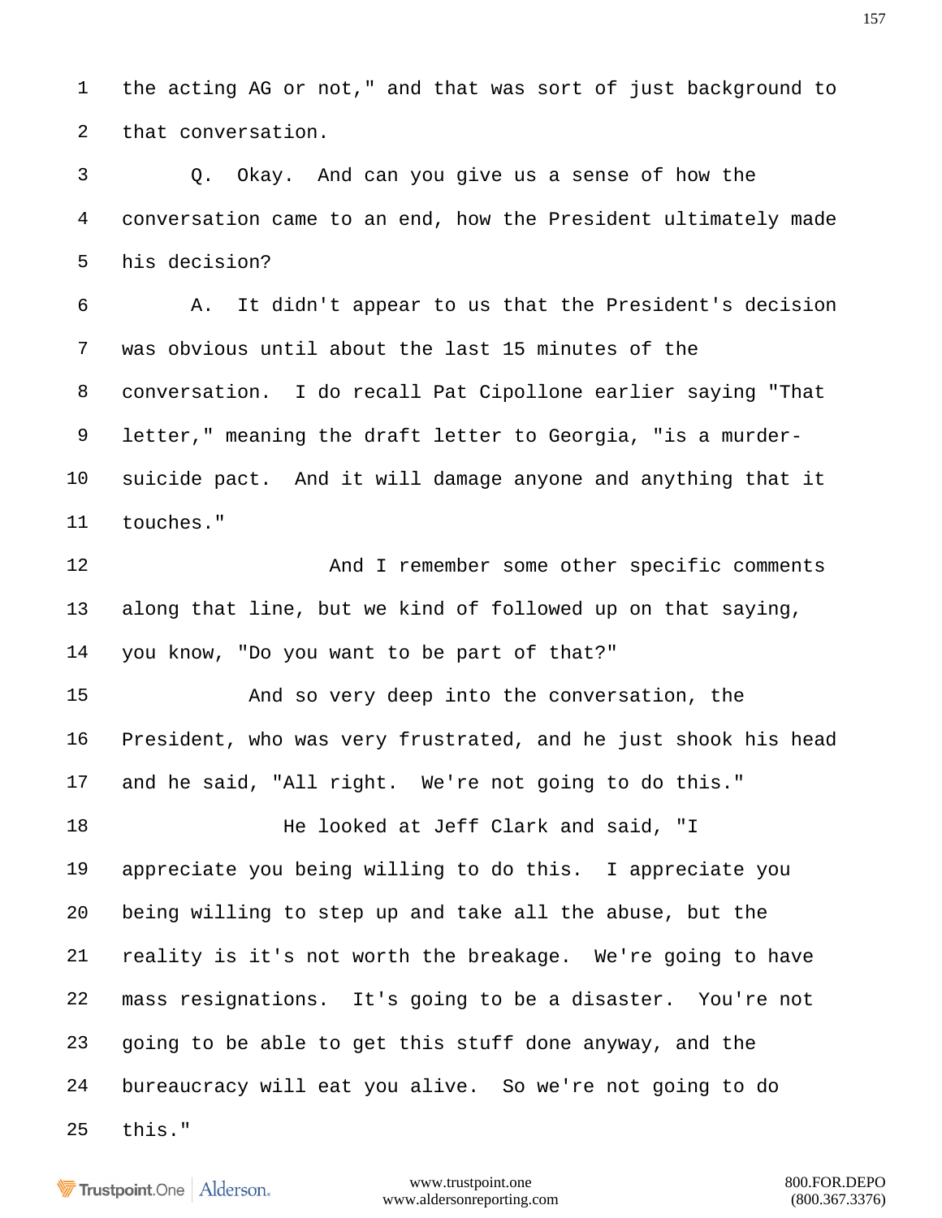1 the acting AG or not," and that was sort of just background to
2 that conversation.
3 Q. Okay. And can you give us a sense of how the
4 conversation came to an end, how the President ultimately made
5 his decision?
6 A. It didn't appear to us that the President's decision
7 was obvious until about the last 15 minutes of the
8 conversation. I do recall Pat Cipollone earlier saying "That
9 letter," meaning the draft letter to Georgia, "is a murder-
10 suicide pact. And it will damage anyone and anything that it
11 touches."
12 And I remember some other specific comments
13 along that line, but we kind of followed up on that saying,
14 you know, "Do you want to be part of that?"
15 And so very deep into the conversation, the
16 President, who was very frustrated, and he just shook his head
17 and he said, "All right. We're not going to do this."
18 He looked at Jeff Clark and said, "I
19 appreciate you being willing to do this. I appreciate you
20 being willing to step up and take all the abuse, but the
21 reality is it's not worth the breakage. We're going to have
22 mass resignations. It's going to be a disaster. You're not
23 going to be able to get this stuff done anyway, and the
24 bureaucracy will eat you alive. So we're not going to do
25 this."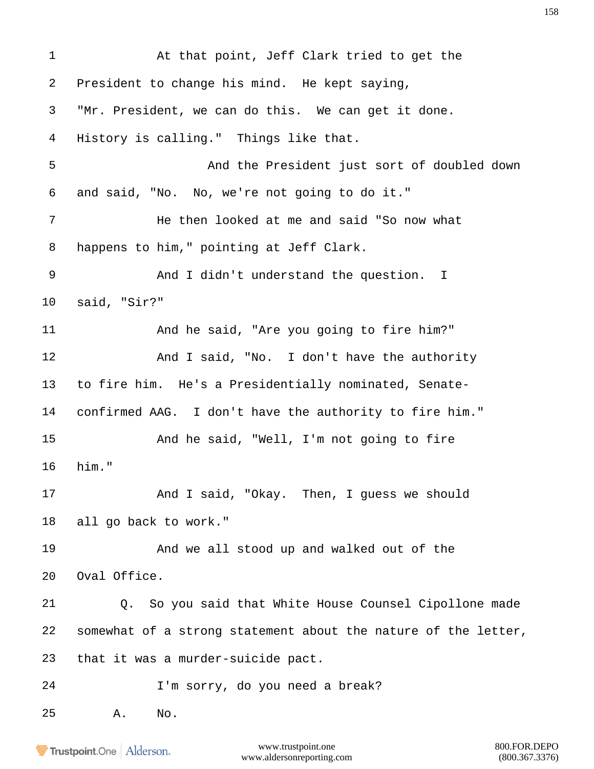At that point, Jeff Clark tried to get the President to change his mind. He kept saying, "Mr. President, we can do this. We can get it done. History is calling." Things like that.

And the President just sort of doubled down and said, "No. No, we're not going to do it."

He then looked at me and said "So now what happens to him," pointing at Jeff Clark.

And I didn't understand the question. I said, "Sir?"

And he said, "Are you going to fire him?"

And I said, "No. I don't have the authority to fire him. He's a Presidentially nominated, Senate-confirmed AAG. I don't have the authority to fire him."

And he said, "Well, I'm not going to fire him."

And I said, "Okay. Then, I guess we should all go back to work."

And we all stood up and walked out of the Oval Office.

Q. So you said that White House Counsel Cipollone made somewhat of a strong statement about the nature of the letter, that it was a murder-suicide pact.

I'm sorry, do you need a break?

A. No.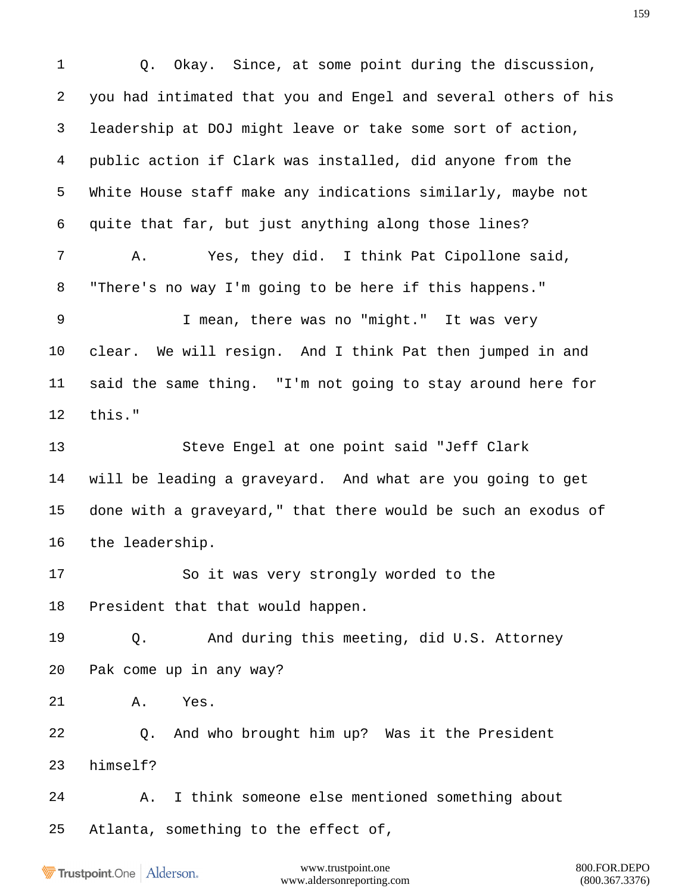1 Q. Okay. Since, at some point during the discussion,

2 you had intimated that you and Engel and several others of his

3 leadership at DOJ might leave or take some sort of action,

4 public action if Clark was installed, did anyone from the

5 White House staff make any indications similarly, maybe not

6 quite that far, but just anything along those lines?

7 A. Yes, they did. I think Pat Cipollone said,

8 "There's no way I'm going to be here if this happens."

9 I mean, there was no "might." It was very

10 clear. We will resign. And I think Pat then jumped in and

11 said the same thing. "I'm not going to stay around here for

12 this."

13 Steve Engel at one point said "Jeff Clark

14 will be leading a graveyard. And what are you going to get

15 done with a graveyard," that there would be such an exodus of

16 the leadership.

17 So it was very strongly worded to the

18 President that that would happen.

19 Q. And during this meeting, did U.S. Attorney

20 Pak come up in any way?

21 A. Yes.

22 Q. And who brought him up? Was it the President

23 himself?

24 A. I think someone else mentioned something about

25 Atlanta, something to the effect of,

www.trustpoint.one
www.aldersonreporting.com

800.FOR.DEPO
(800.367.3376)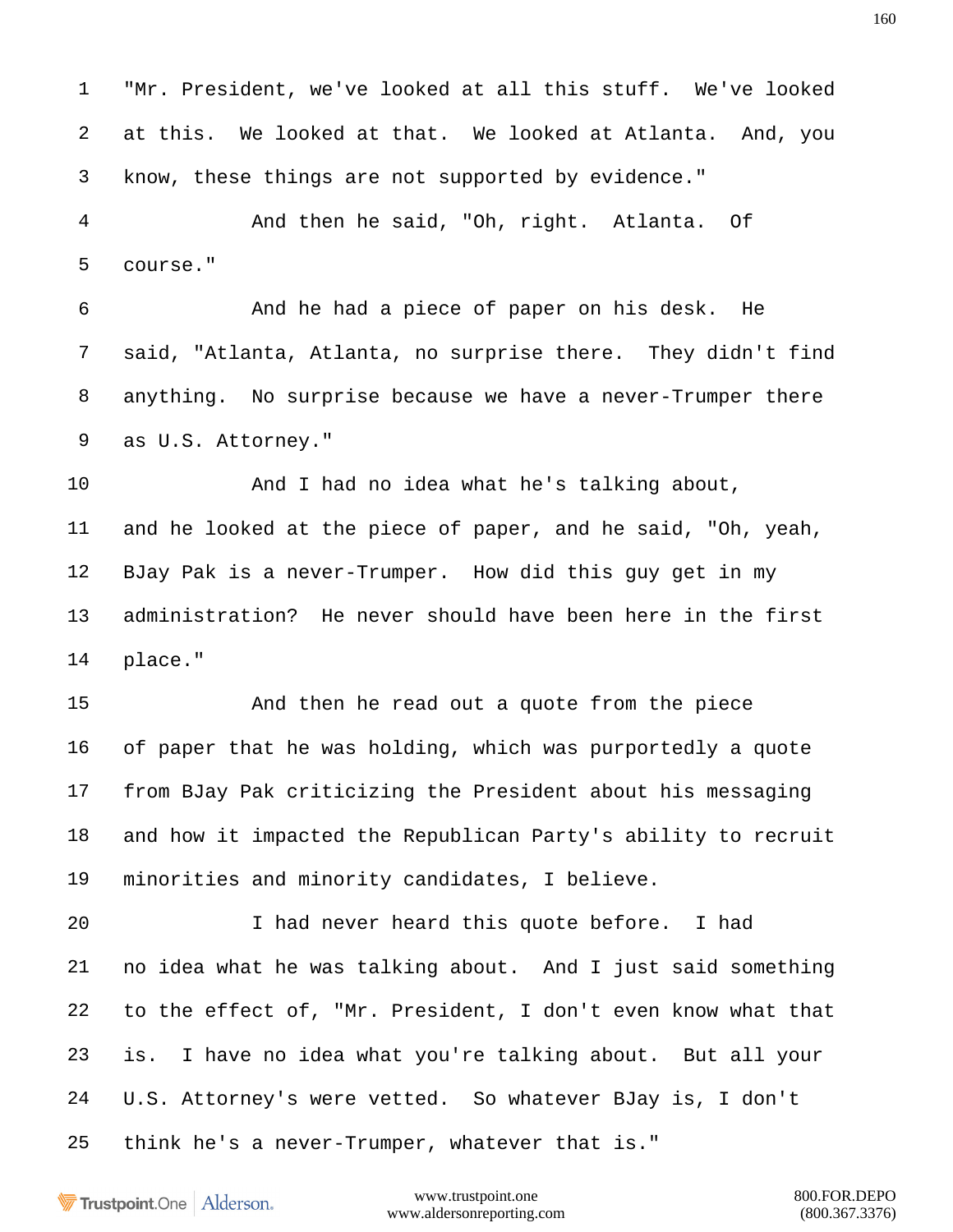"Mr. President, we've looked at all this stuff. We've looked at this. We looked at that. We looked at Atlanta. And, you know, these things are not supported by evidence."

And then he said, "Oh, right. Atlanta. Of course."

And he had a piece of paper on his desk. He said, "Atlanta, Atlanta, no surprise there. They didn't find anything. No surprise because we have a never-Trumper there as U.S. Attorney."

And I had no idea what he's talking about, and he looked at the piece of paper, and he said, "Oh, yeah, BJay Pak is a never-Trumper. How did this guy get in my administration? He never should have been here in the first place."

And then he read out a quote from the piece of paper that he was holding, which was purportedly a quote from BJay Pak criticizing the President about his messaging and how it impacted the Republican Party's ability to recruit minorities and minority candidates, I believe.

I had never heard this quote before. I had no idea what he was talking about. And I just said something to the effect of, "Mr. President, I don't even know what that is. I have no idea what you're talking about. But all your U.S. Attorney's were vetted. So whatever BJay is, I don't think he's a never-Trumper, whatever that is."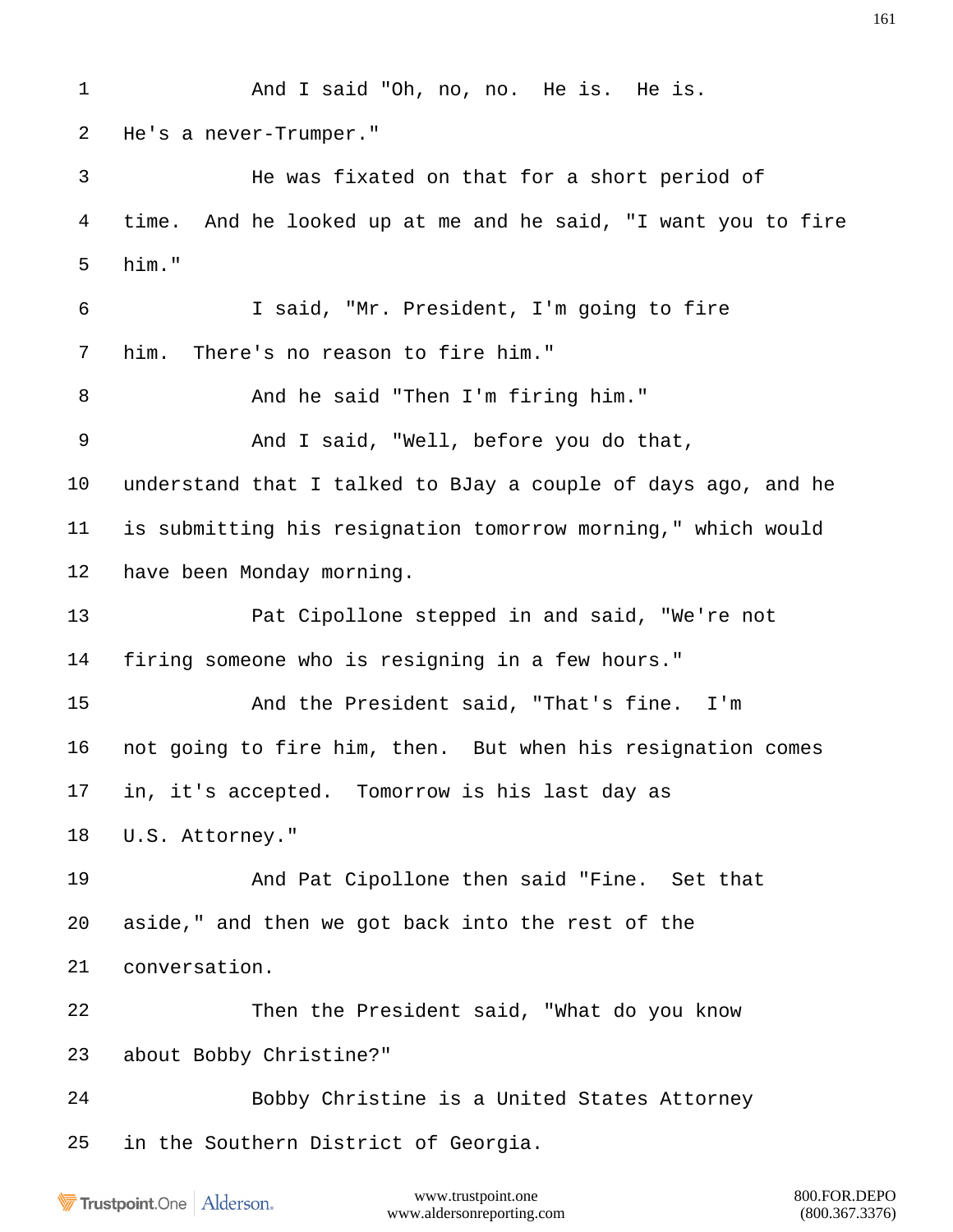1 And I said "Oh, no, no. He is. He is.

2 He's a never-Trumper."

3 He was fixated on that for a short period of

4 time. And he looked up at me and he said, "I want you to fire

5 him."

6 I said, "Mr. President, I'm going to fire

7 him. There's no reason to fire him."

8 And he said "Then I'm firing him."

9 And I said, "Well, before you do that,

10 understand that I talked to BJay a couple of days ago, and he

11 is submitting his resignation tomorrow morning," which would

12 have been Monday morning.

13 Pat Cipollone stepped in and said, "We're not

14 firing someone who is resigning in a few hours."

15 And the President said, "That's fine. I'm

16 not going to fire him, then. But when his resignation comes

17 in, it's accepted. Tomorrow is his last day as

18 U.S. Attorney."

19 And Pat Cipollone then said "Fine. Set that

20 aside," and then we got back into the rest of the

21 conversation.

22 Then the President said, "What do you know

23 about Bobby Christine?"

24 Bobby Christine is a United States Attorney

25 in the Southern District of Georgia.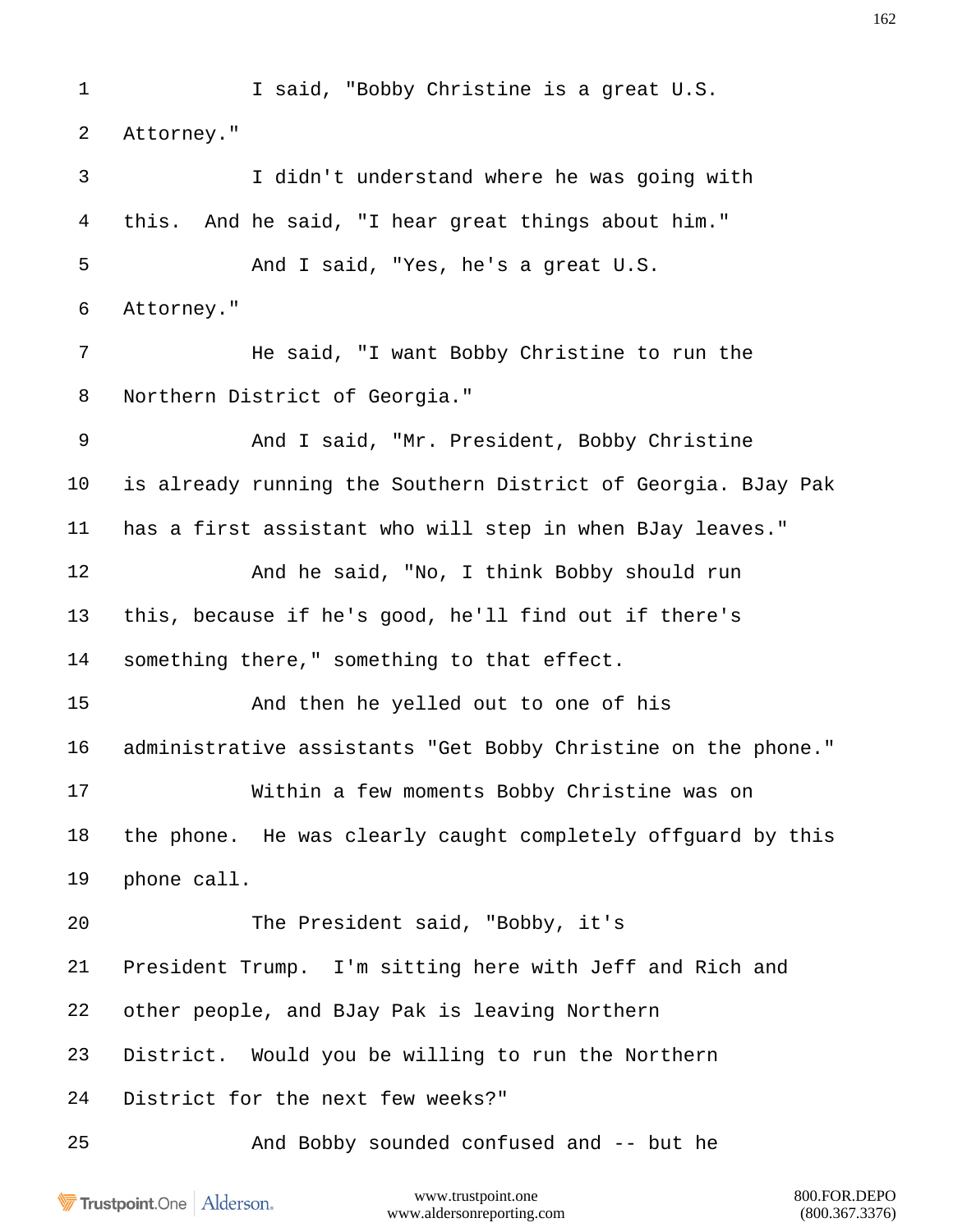1 I said, "Bobby Christine is a great U.S.
2 Attorney."
3 I didn't understand where he was going with
4 this. And he said, "I hear great things about him."
5 And I said, "Yes, he's a great U.S.
6 Attorney."
7 He said, "I want Bobby Christine to run the
8 Northern District of Georgia."
9 And I said, "Mr. President, Bobby Christine
10 is already running the Southern District of Georgia. BJay Pak
11 has a first assistant who will step in when BJay leaves."
12 And he said, "No, I think Bobby should run
13 this, because if he's good, he'll find out if there's
14 something there," something to that effect.
15 And then he yelled out to one of his
16 administrative assistants "Get Bobby Christine on the phone."
17 Within a few moments Bobby Christine was on
18 the phone. He was clearly caught completely offguard by this
19 phone call.
20 The President said, "Bobby, it's
21 President Trump. I'm sitting here with Jeff and Rich and
22 other people, and BJay Pak is leaving Northern
23 District. Would you be willing to run the Northern
24 District for the next few weeks?"
25 And Bobby sounded confused and -- but he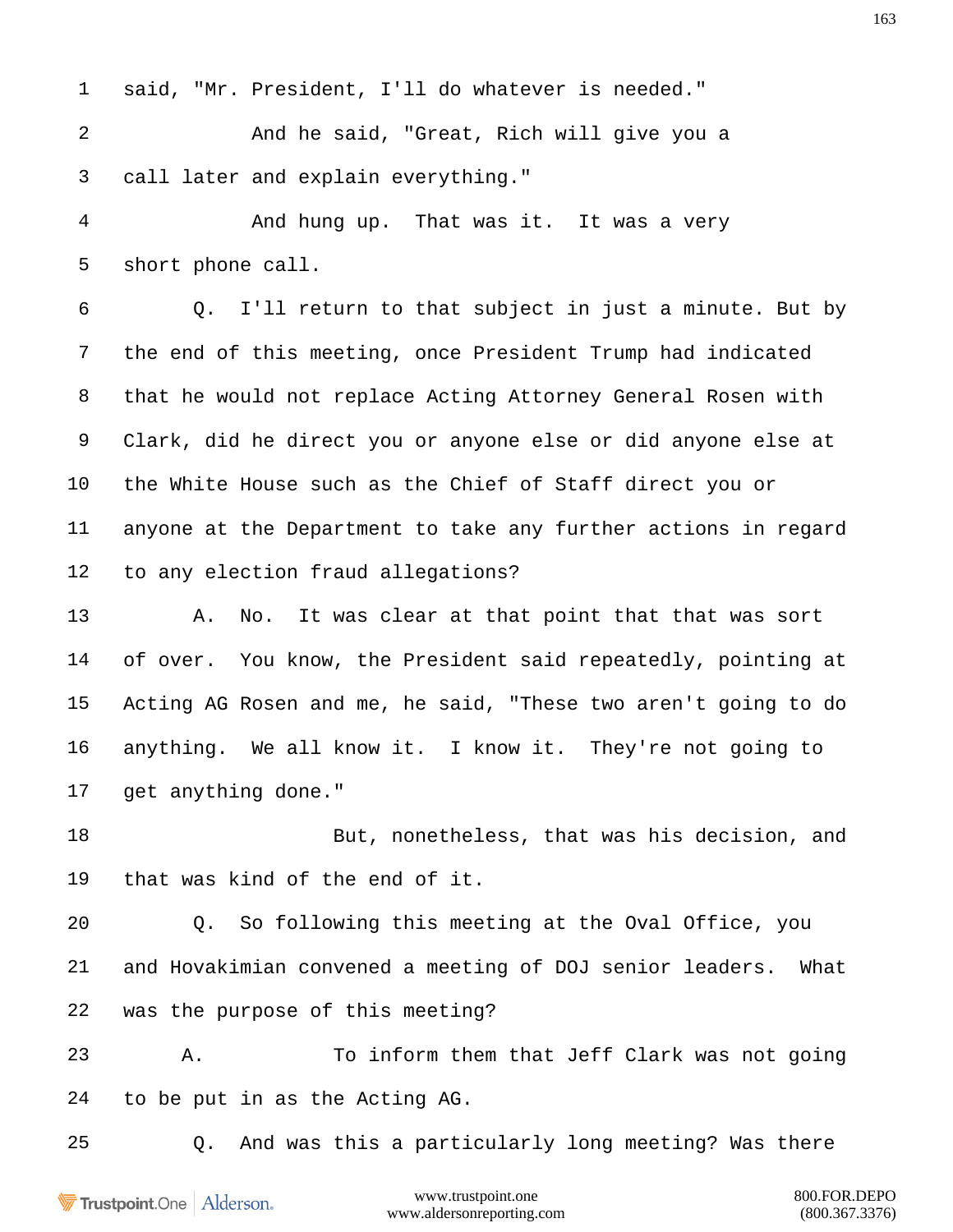1 said, "Mr. President, I'll do whatever is needed."

2 And he said, "Great, Rich will give you a

3 call later and explain everything."

4 And hung up. That was it. It was a very

5 short phone call.

6 Q. I'll return to that subject in just a minute. But by

7 the end of this meeting, once President Trump had indicated

8 that he would not replace Acting Attorney General Rosen with

9 Clark, did he direct you or anyone else or did anyone else at

10 the White House such as the Chief of Staff direct you or

11 anyone at the Department to take any further actions in regard

12 to any election fraud allegations?

13 A. No. It was clear at that point that that was sort

14 of over. You know, the President said repeatedly, pointing at

15 Acting AG Rosen and me, he said, "These two aren't going to do

16 anything. We all know it. I know it. They're not going to

17 get anything done."

18 But, nonetheless, that was his decision, and

19 that was kind of the end of it.

20 Q. So following this meeting at the Oval Office, you

21 and Hovakimian convened a meeting of DOJ senior leaders. What

22 was the purpose of this meeting?

23 A. To inform them that Jeff Clark was not going

24 to be put in as the Acting AG.

25 Q. And was this a particularly long meeting? Was there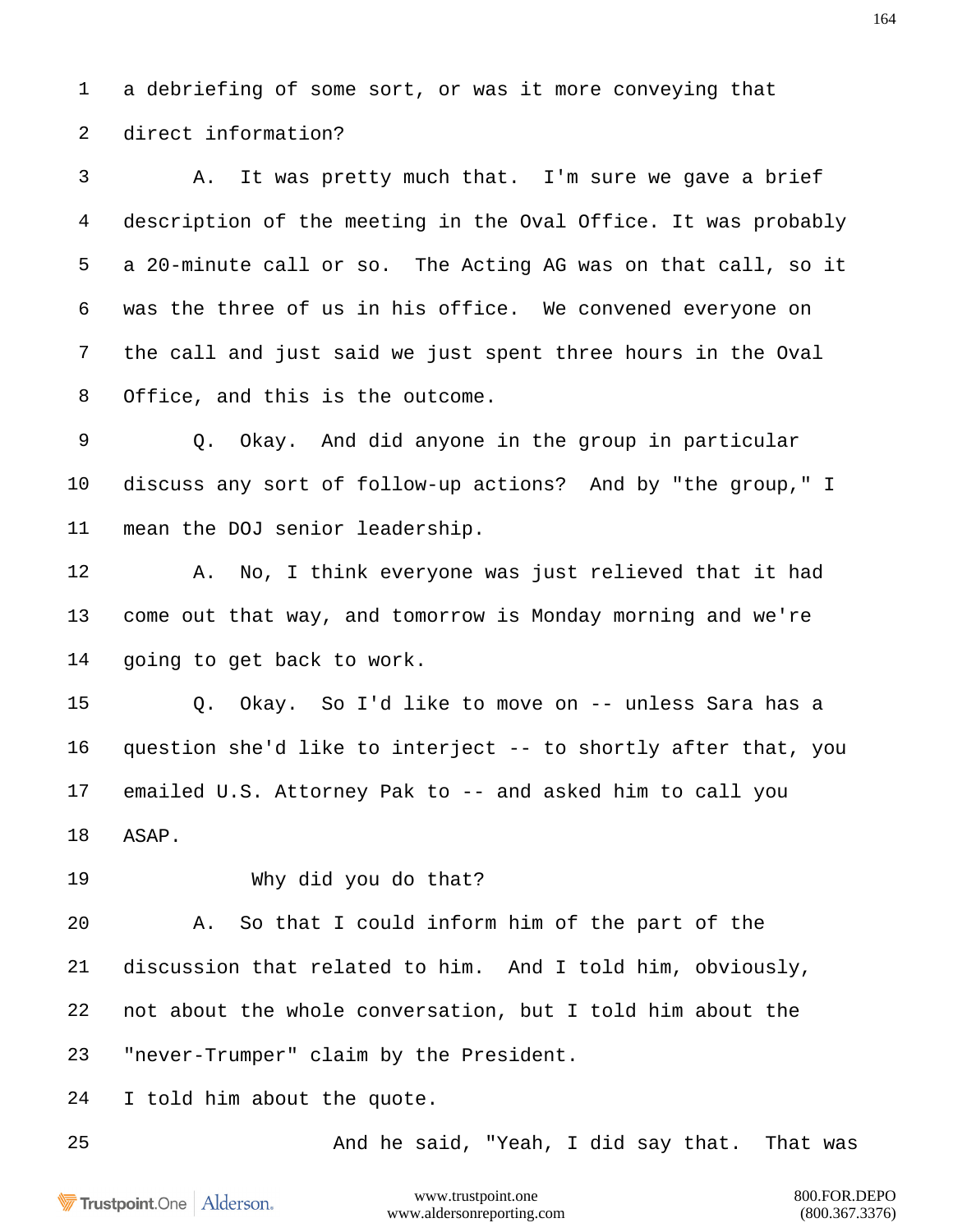a debriefing of some sort, or was it more conveying that direct information?

A. It was pretty much that. I'm sure we gave a brief description of the meeting in the Oval Office. It was probably a 20-minute call or so. The Acting AG was on that call, so it was the three of us in his office. We convened everyone on the call and just said we just spent three hours in the Oval Office, and this is the outcome.

Q. Okay. And did anyone in the group in particular discuss any sort of follow-up actions? And by "the group," I mean the DOJ senior leadership.

A. No, I think everyone was just relieved that it had come out that way, and tomorrow is Monday morning and we're going to get back to work.

Q. Okay. So I'd like to move on -- unless Sara has a question she'd like to interject -- to shortly after that, you emailed U.S. Attorney Pak to -- and asked him to call you ASAP.

Why did you do that?

A. So that I could inform him of the part of the discussion that related to him. And I told him, obviously, not about the whole conversation, but I told him about the "never-Trumper" claim by the President.

I told him about the quote.

And he said, "Yeah, I did say that. That was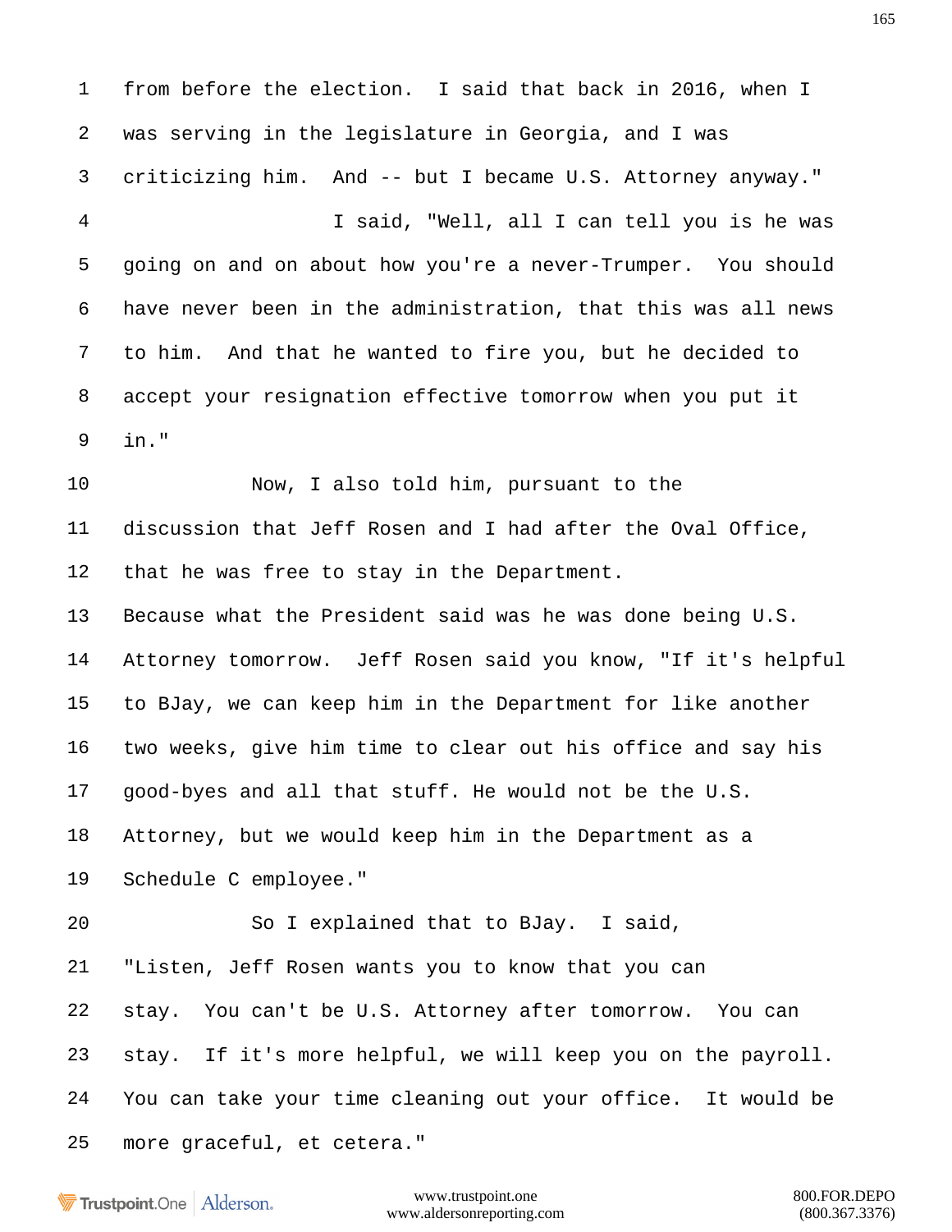from before the election. I said that back in 2016, when I was serving in the legislature in Georgia, and I was criticizing him. And -- but I became U.S. Attorney anyway."

I said, "Well, all I can tell you is he was going on and on about how you're a never-Trumper. You should have never been in the administration, that this was all news to him. And that he wanted to fire you, but he decided to accept your resignation effective tomorrow when you put it in."

Now, I also told him, pursuant to the discussion that Jeff Rosen and I had after the Oval Office, that he was free to stay in the Department. Because what the President said was he was done being U.S. Attorney tomorrow. Jeff Rosen said you know, "If it's helpful to BJay, we can keep him in the Department for like another two weeks, give him time to clear out his office and say his good-byes and all that stuff. He would not be the U.S. Attorney, but we would keep him in the Department as a Schedule C employee."

So I explained that to BJay. I said, "Listen, Jeff Rosen wants you to know that you can stay. You can't be U.S. Attorney after tomorrow. You can stay. If it's more helpful, we will keep you on the payroll. You can take your time cleaning out your office. It would be more graceful, et cetera."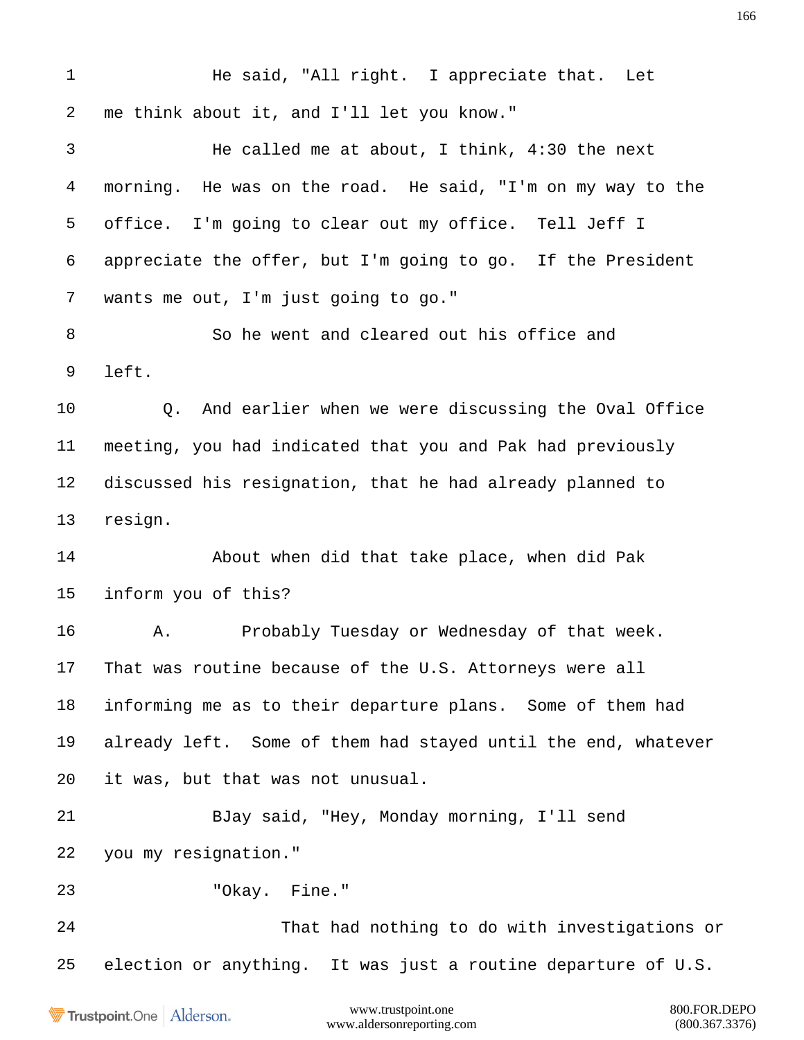He said, "All right. I appreciate that. Let me think about it, and I'll let you know."

He called me at about, I think, 4:30 the next morning. He was on the road. He said, "I'm on my way to the office. I'm going to clear out my office. Tell Jeff I appreciate the offer, but I'm going to go. If the President wants me out, I'm just going to go."

So he went and cleared out his office and left.

Q. And earlier when we were discussing the Oval Office meeting, you had indicated that you and Pak had previously discussed his resignation, that he had already planned to resign.

About when did that take place, when did Pak inform you of this?

A. Probably Tuesday or Wednesday of that week. That was routine because of the U.S. Attorneys were all informing me as to their departure plans. Some of them had already left. Some of them had stayed until the end, whatever it was, but that was not unusual.

BJay said, "Hey, Monday morning, I'll send you my resignation."

"Okay. Fine."

That had nothing to do with investigations or election or anything. It was just a routine departure of U.S.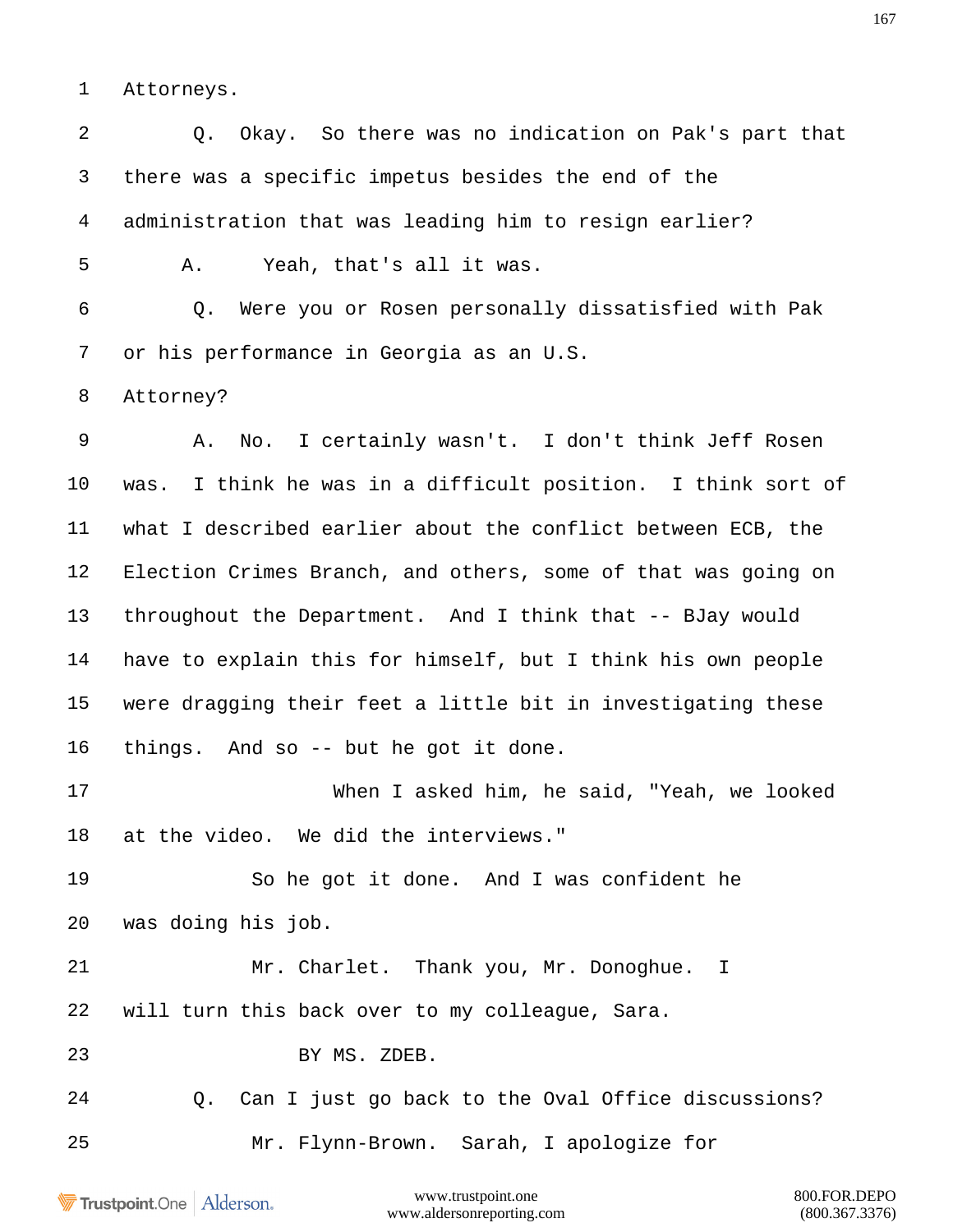1 Attorneys.

2 Q. Okay. So there was no indication on Pak's part that

3 there was a specific impetus besides the end of the

4 administration that was leading him to resign earlier?

5 A. Yeah, that's all it was.

6 Q. Were you or Rosen personally dissatisfied with Pak

7 or his performance in Georgia as an U.S.

8 Attorney?

9 A. No. I certainly wasn't. I don't think Jeff Rosen

10 was. I think he was in a difficult position. I think sort of

11 what I described earlier about the conflict between ECB, the

12 Election Crimes Branch, and others, some of that was going on

13 throughout the Department. And I think that -- BJay would

14 have to explain this for himself, but I think his own people

15 were dragging their feet a little bit in investigating these

16 things. And so -- but he got it done.

17 When I asked him, he said, "Yeah, we looked

18 at the video. We did the interviews."

19 So he got it done. And I was confident he

20 was doing his job.

21 Mr. Charlet. Thank you, Mr. Donoghue. I

22 will turn this back over to my colleague, Sara.

23 BY MS. ZDEB.

24 Q. Can I just go back to the Oval Office discussions?

25 Mr. Flynn-Brown. Sarah, I apologize for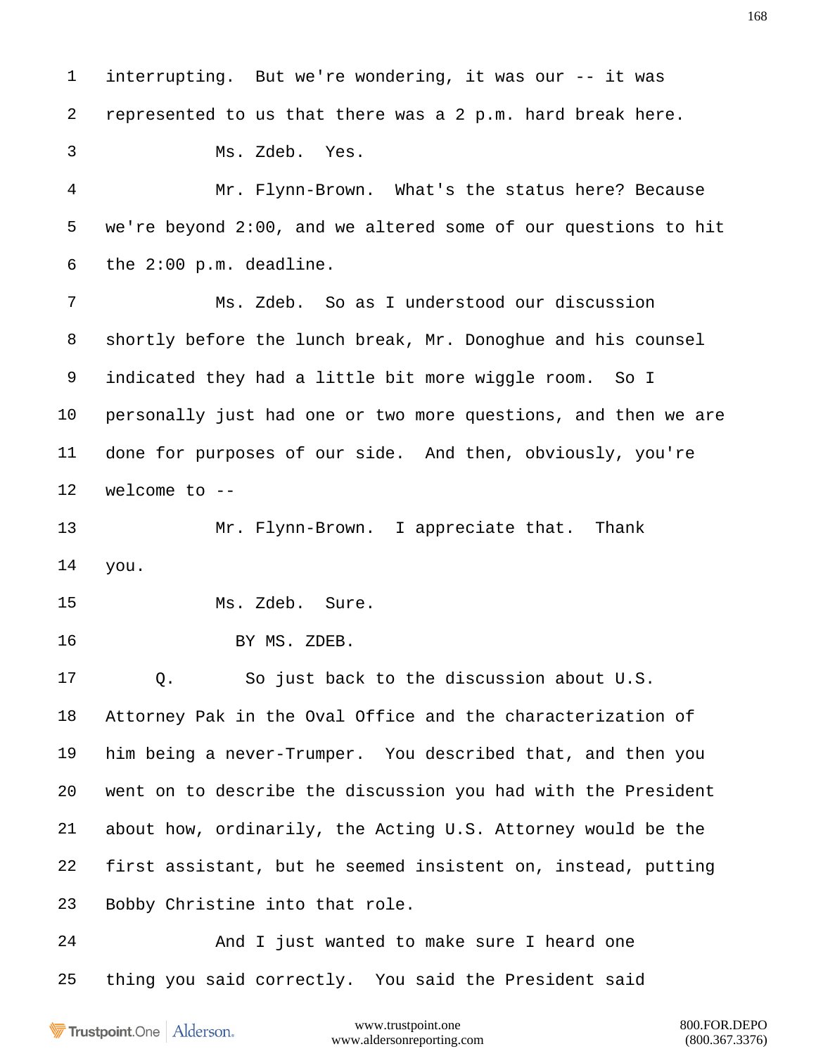interrupting. But we're wondering, it was our -- it was represented to us that there was a 2 p.m. hard break here.

Ms. Zdeb. Yes.

Mr. Flynn-Brown. What's the status here? Because we're beyond 2:00, and we altered some of our questions to hit the 2:00 p.m. deadline.

Ms. Zdeb. So as I understood our discussion shortly before the lunch break, Mr. Donoghue and his counsel indicated they had a little bit more wiggle room. So I personally just had one or two more questions, and then we are done for purposes of our side. And then, obviously, you're welcome to --

Mr. Flynn-Brown. I appreciate that. Thank you.

Ms. Zdeb. Sure.

BY MS. ZDEB.

Q. So just back to the discussion about U.S. Attorney Pak in the Oval Office and the characterization of him being a never-Trumper. You described that, and then you went on to describe the discussion you had with the President about how, ordinarily, the Acting U.S. Attorney would be the first assistant, but he seemed insistent on, instead, putting Bobby Christine into that role.

And I just wanted to make sure I heard one thing you said correctly. You said the President said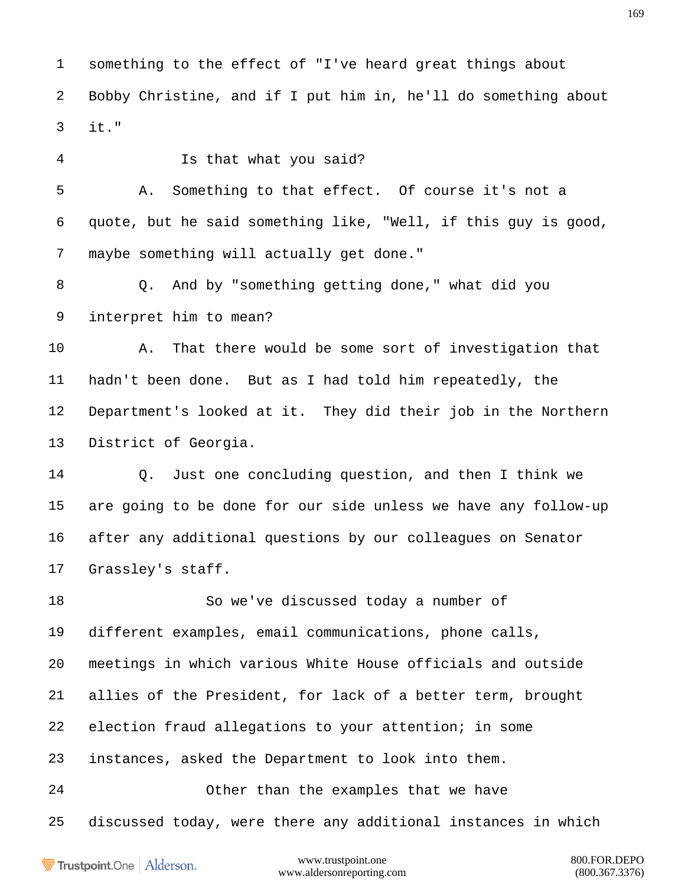1 something to the effect of "I've heard great things about

2 Bobby Christine, and if I put him in, he'll do something about

3 it."

4 Is that what you said?

5 A. Something to that effect. Of course it's not a

6 quote, but he said something like, "Well, if this guy is good,

7 maybe something will actually get done."

8 Q. And by "something getting done," what did you

9 interpret him to mean?

10 A. That there would be some sort of investigation that

11 hadn't been done. But as I had told him repeatedly, the

12 Department's looked at it. They did their job in the Northern

13 District of Georgia.

14 Q. Just one concluding question, and then I think we

15 are going to be done for our side unless we have any follow-up

16 after any additional questions by our colleagues on Senator

17 Grassley's staff.

18 So we've discussed today a number of

19 different examples, email communications, phone calls,

20 meetings in which various White House officials and outside

21 allies of the President, for lack of a better term, brought

22 election fraud allegations to your attention; in some

23 instances, asked the Department to look into them.

24 Other than the examples that we have

25 discussed today, were there any additional instances in which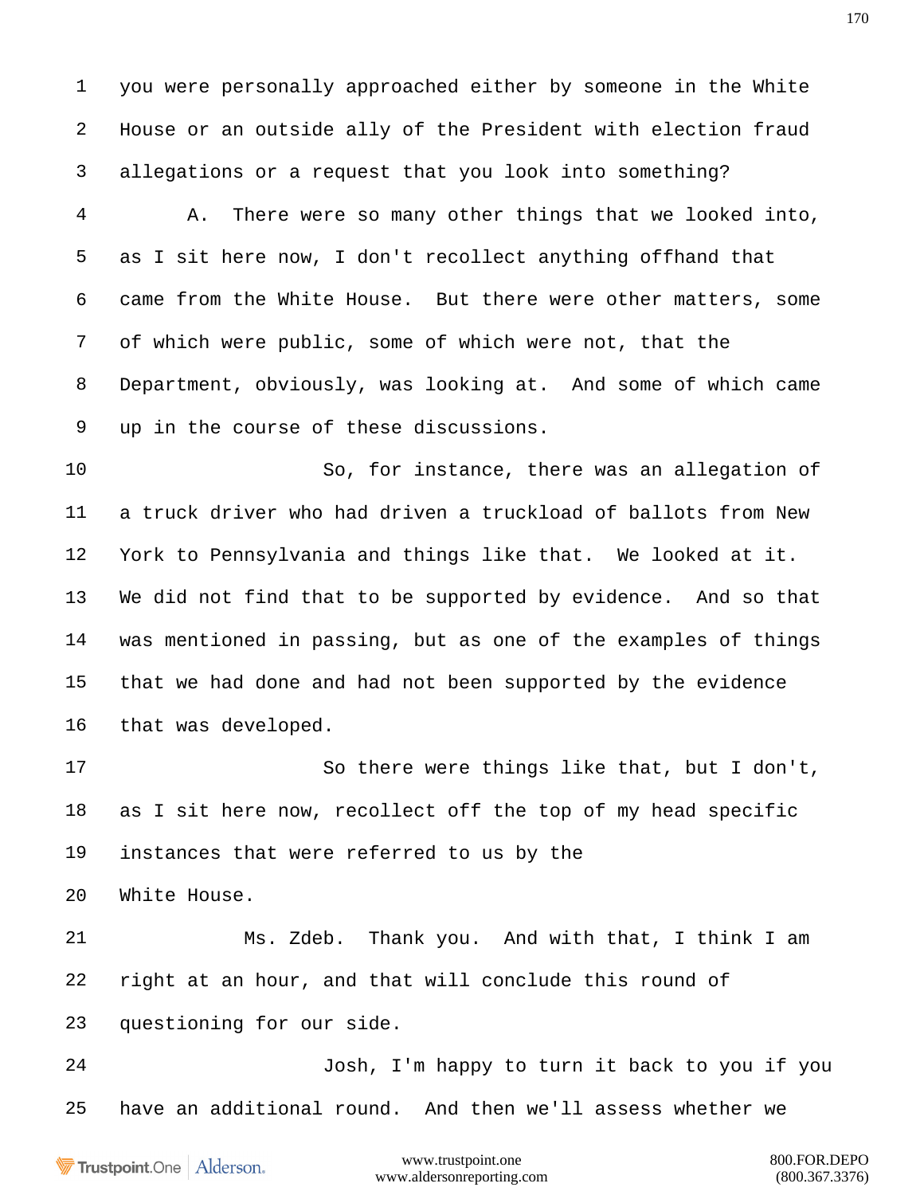1 you were personally approached either by someone in the White
2 House or an outside ally of the President with election fraud
3 allegations or a request that you look into something?
4 A. There were so many other things that we looked into,
5 as I sit here now, I don't recollect anything offhand that
6 came from the White House. But there were other matters, some
7 of which were public, some of which were not, that the
8 Department, obviously, was looking at. And some of which came
9 up in the course of these discussions.
10 So, for instance, there was an allegation of
11 a truck driver who had driven a truckload of ballots from New
12 York to Pennsylvania and things like that. We looked at it.
13 We did not find that to be supported by evidence. And so that
14 was mentioned in passing, but as one of the examples of things
15 that we had done and had not been supported by the evidence
16 that was developed.
17 So there were things like that, but I don't,
18 as I sit here now, recollect off the top of my head specific
19 instances that were referred to us by the
20 White House.
21 Ms. Zdeb. Thank you. And with that, I think I am
22 right at an hour, and that will conclude this round of
23 questioning for our side.
24 Josh, I'm happy to turn it back to you if you
25 have an additional round. And then we'll assess whether we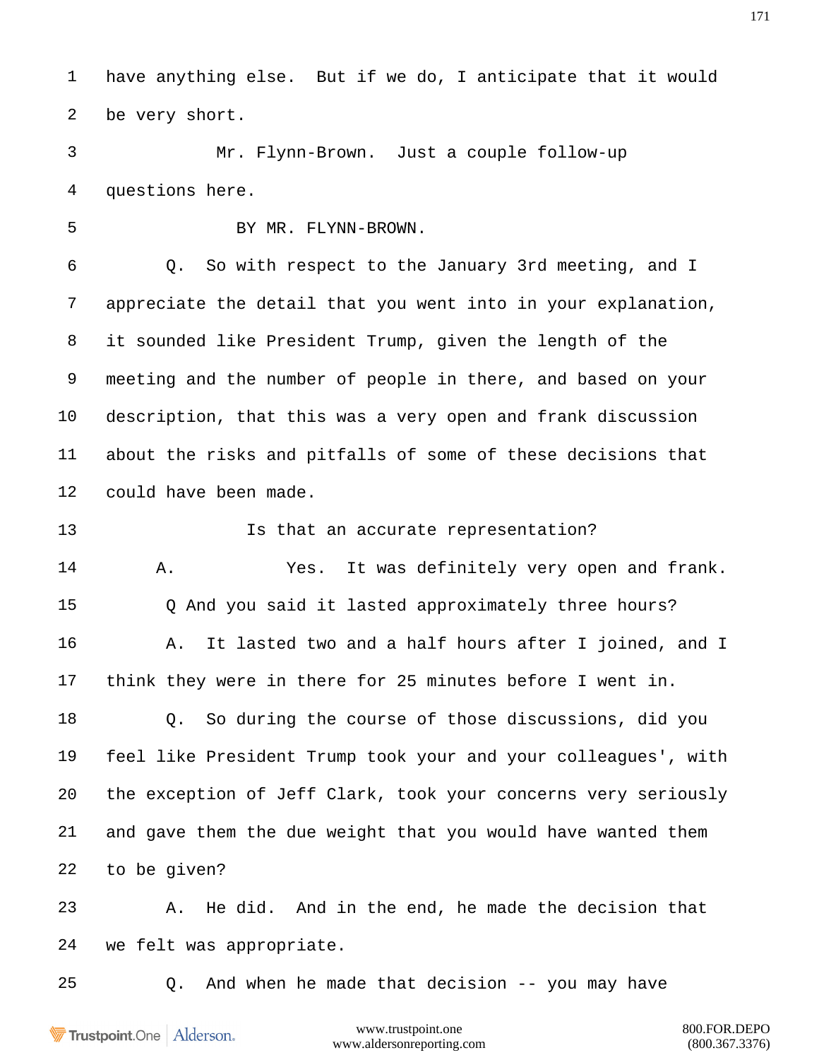1 have anything else. But if we do, I anticipate that it would

2 be very short.

3 Mr. Flynn-Brown. Just a couple follow-up

4 questions here.

5 BY MR. FLYNN-BROWN.

6 Q. So with respect to the January 3rd meeting, and I

7 appreciate the detail that you went into in your explanation,

8 it sounded like President Trump, given the length of the

9 meeting and the number of people in there, and based on your

10 description, that this was a very open and frank discussion

11 about the risks and pitfalls of some of these decisions that

12 could have been made.

13 Is that an accurate representation?

14 A. Yes. It was definitely very open and frank.

15 Q And you said it lasted approximately three hours?

16 A. It lasted two and a half hours after I joined, and I

17 think they were in there for 25 minutes before I went in.

18 Q. So during the course of those discussions, did you

19 feel like President Trump took your and your colleagues', with

20 the exception of Jeff Clark, took your concerns very seriously

21 and gave them the due weight that you would have wanted them

22 to be given?

23 A. He did. And in the end, he made the decision that

24 we felt was appropriate.

25 Q. And when he made that decision -- you may have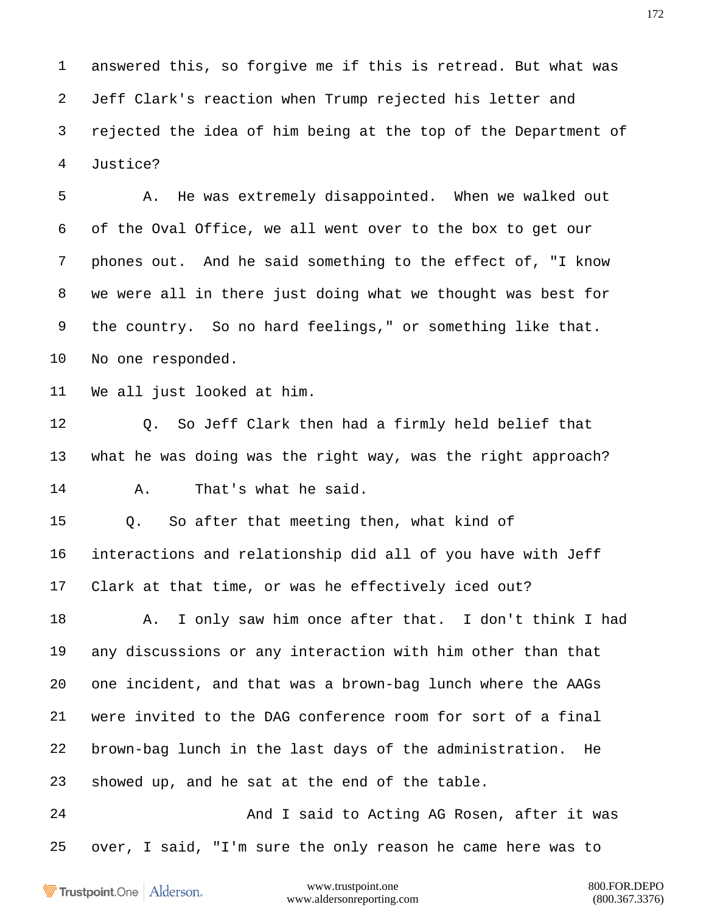1 answered this, so forgive me if this is retread. But what was
2 Jeff Clark's reaction when Trump rejected his letter and
3 rejected the idea of him being at the top of the Department of
4 Justice?

5 A. He was extremely disappointed. When we walked out
6 of the Oval Office, we all went over to the box to get our
7 phones out. And he said something to the effect of, "I know
8 we were all in there just doing what we thought was best for
9 the country. So no hard feelings," or something like that.
10 No one responded.
11 We all just looked at him.

12 Q. So Jeff Clark then had a firmly held belief that
13 what he was doing was the right way, was the right approach?

14 A. That's what he said.

15 Q. So after that meeting then, what kind of
16 interactions and relationship did all of you have with Jeff
17 Clark at that time, or was he effectively iced out?

18 A. I only saw him once after that. I don't think I had
19 any discussions or any interaction with him other than that
20 one incident, and that was a brown-bag lunch where the AAGs
21 were invited to the DAG conference room for sort of a final
22 brown-bag lunch in the last days of the administration. He
23 showed up, and he sat at the end of the table.

24 And I said to Acting AG Rosen, after it was
25 over, I said, "I'm sure the only reason he came here was to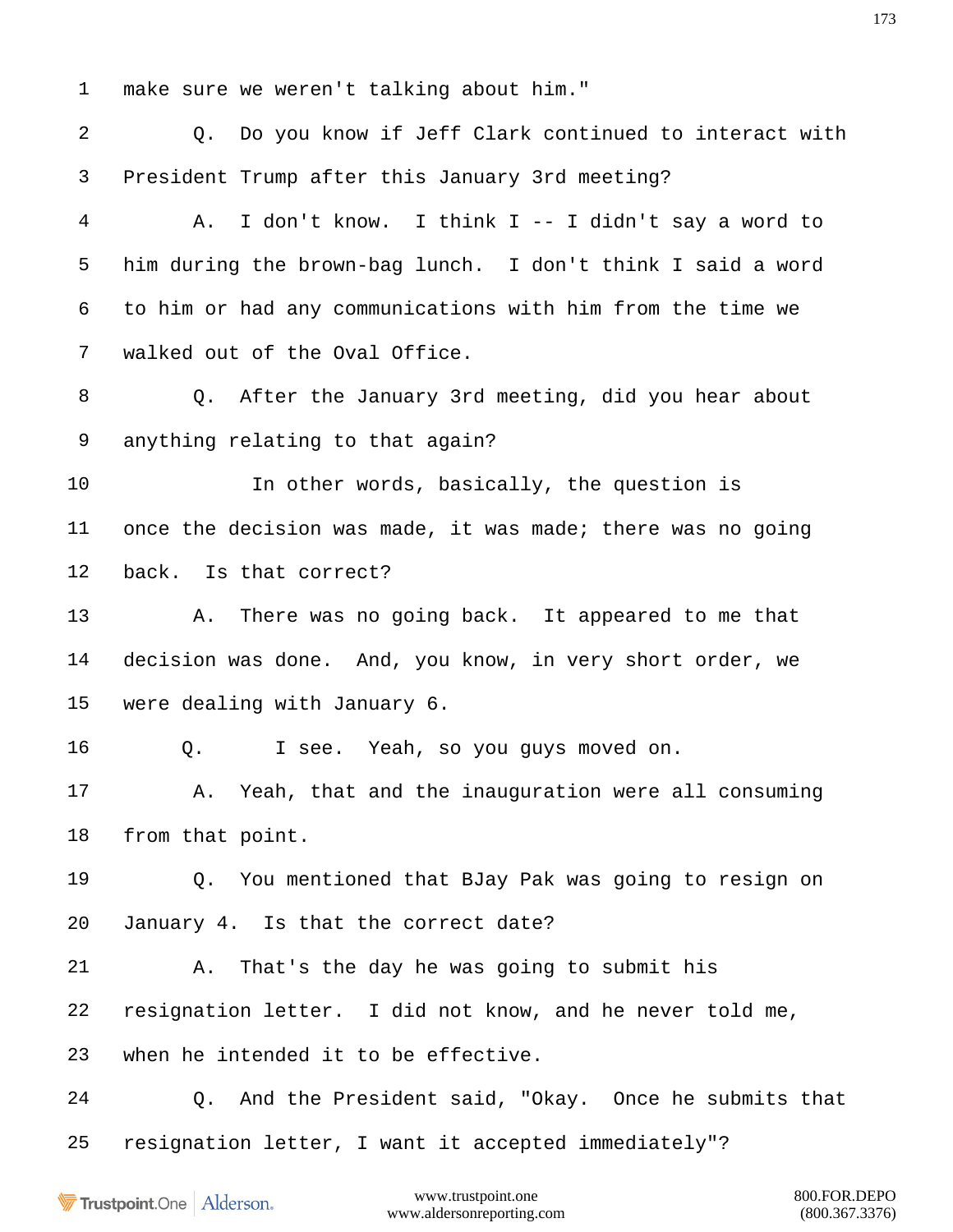1 make sure we weren't talking about him."

2 Q. Do you know if Jeff Clark continued to interact with

3 President Trump after this January 3rd meeting?

4 A. I don't know. I think I -- I didn't say a word to

5 him during the brown-bag lunch. I don't think I said a word

6 to him or had any communications with him from the time we

7 walked out of the Oval Office.

8 Q. After the January 3rd meeting, did you hear about

9 anything relating to that again?

10 In other words, basically, the question is

11 once the decision was made, it was made; there was no going

12 back. Is that correct?

13 A. There was no going back. It appeared to me that

14 decision was done. And, you know, in very short order, we

15 were dealing with January 6.

16 Q. I see. Yeah, so you guys moved on.

17 A. Yeah, that and the inauguration were all consuming

18 from that point.

19 Q. You mentioned that BJay Pak was going to resign on

20 January 4. Is that the correct date?

21 A. That's the day he was going to submit his

22 resignation letter. I did not know, and he never told me,

23 when he intended it to be effective.

24 Q. And the President said, "Okay. Once he submits that

25 resignation letter, I want it accepted immediately"?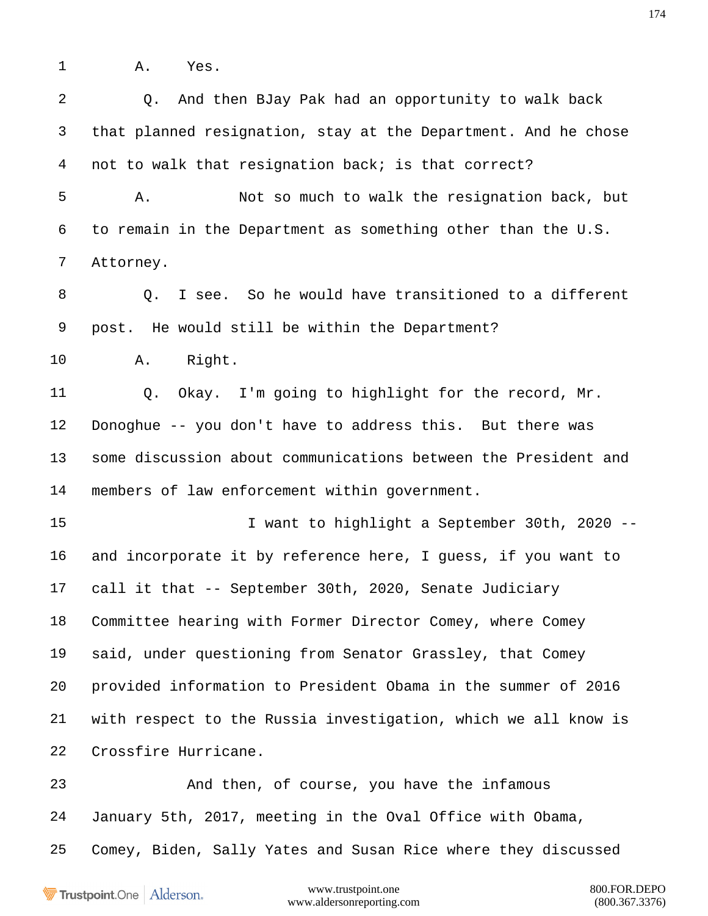1 A. Yes.

2 Q. And then BJay Pak had an opportunity to walk back

3 that planned resignation, stay at the Department. And he chose

4 not to walk that resignation back; is that correct?

5 A. Not so much to walk the resignation back, but

6 to remain in the Department as something other than the U.S.

7 Attorney.

8 Q. I see. So he would have transitioned to a different

9 post. He would still be within the Department?

10 A. Right.

11 Q. Okay. I'm going to highlight for the record, Mr.

12 Donoghue -- you don't have to address this. But there was

13 some discussion about communications between the President and

14 members of law enforcement within government.

15 I want to highlight a September 30th, 2020 --

16 and incorporate it by reference here, I guess, if you want to

17 call it that -- September 30th, 2020, Senate Judiciary

18 Committee hearing with Former Director Comey, where Comey

19 said, under questioning from Senator Grassley, that Comey

20 provided information to President Obama in the summer of 2016

21 with respect to the Russia investigation, which we all know is

22 Crossfire Hurricane.

23 And then, of course, you have the infamous

24 January 5th, 2017, meeting in the Oval Office with Obama,

25 Comey, Biden, Sally Yates and Susan Rice where they discussed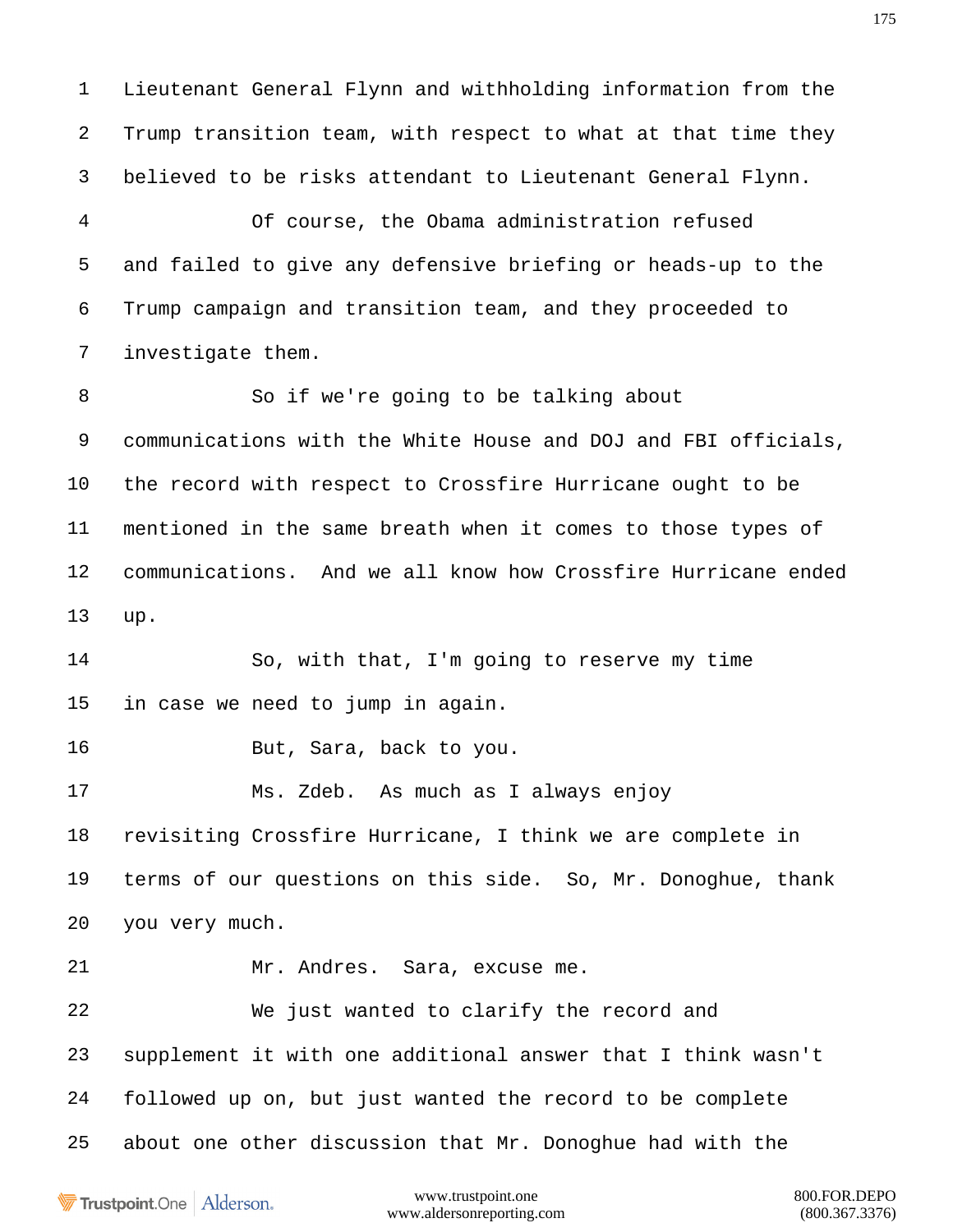Lieutenant General Flynn and withholding information from the Trump transition team, with respect to what at that time they believed to be risks attendant to Lieutenant General Flynn.

Of course, the Obama administration refused and failed to give any defensive briefing or heads-up to the Trump campaign and transition team, and they proceeded to investigate them.

So if we're going to be talking about communications with the White House and DOJ and FBI officials, the record with respect to Crossfire Hurricane ought to be mentioned in the same breath when it comes to those types of communications. And we all know how Crossfire Hurricane ended up.

So, with that, I'm going to reserve my time in case we need to jump in again.

But, Sara, back to you.

Ms. Zdeb. As much as I always enjoy revisiting Crossfire Hurricane, I think we are complete in terms of our questions on this side. So, Mr. Donoghue, thank you very much.

Mr. Andres. Sara, excuse me.

We just wanted to clarify the record and supplement it with one additional answer that I think wasn't followed up on, but just wanted the record to be complete about one other discussion that Mr. Donoghue had with the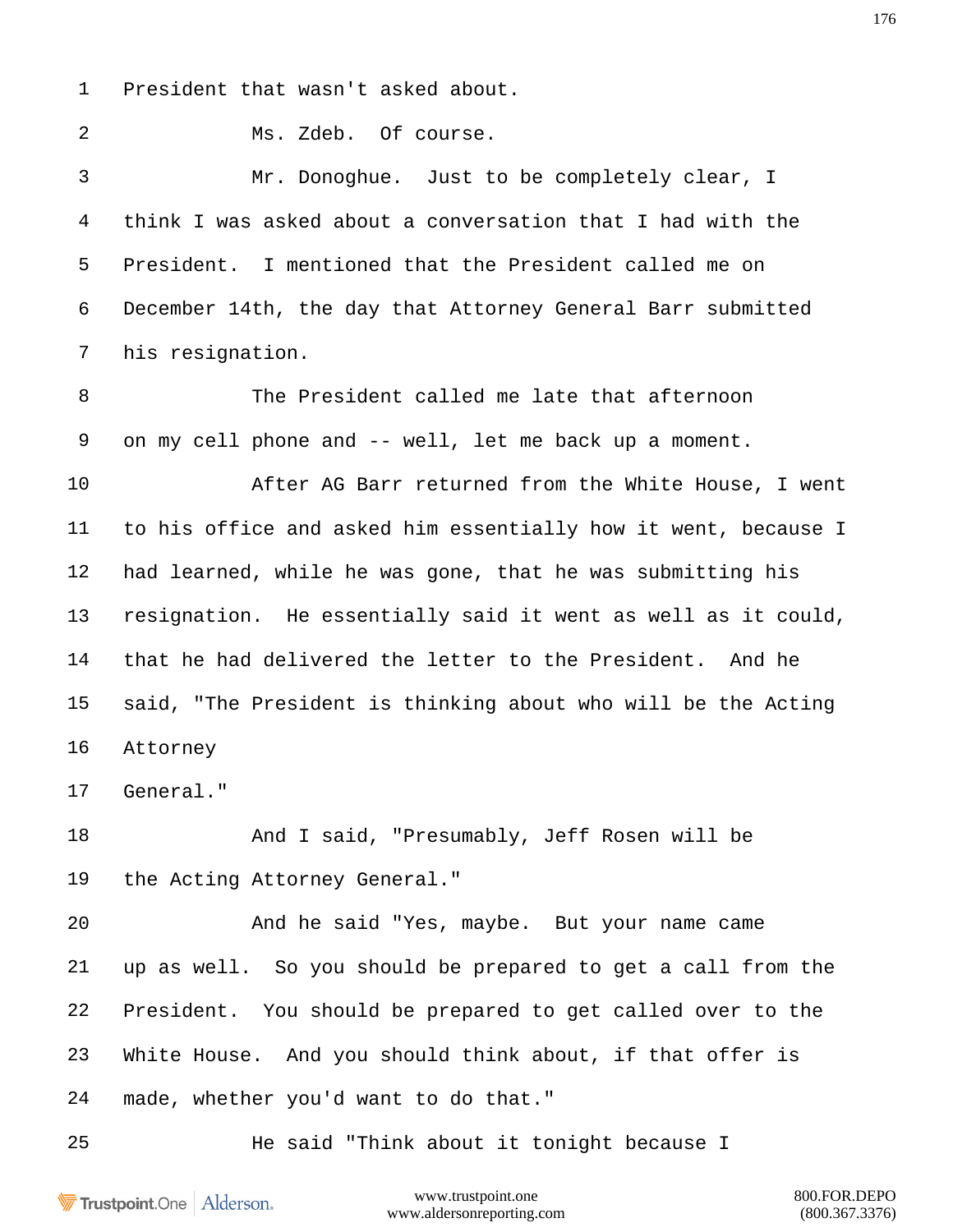President that wasn't asked about.

Ms. Zdeb. Of course.

Mr. Donoghue. Just to be completely clear, I think I was asked about a conversation that I had with the President. I mentioned that the President called me on December 14th, the day that Attorney General Barr submitted his resignation.

The President called me late that afternoon on my cell phone and -- well, let me back up a moment.

After AG Barr returned from the White House, I went to his office and asked him essentially how it went, because I had learned, while he was gone, that he was submitting his resignation. He essentially said it went as well as it could, that he had delivered the letter to the President. And he said, "The President is thinking about who will be the Acting Attorney General."

And I said, "Presumably, Jeff Rosen will be the Acting Attorney General."

And he said "Yes, maybe. But your name came up as well. So you should be prepared to get a call from the President. You should be prepared to get called over to the White House. And you should think about, if that offer is made, whether you'd want to do that."

He said "Think about it tonight because I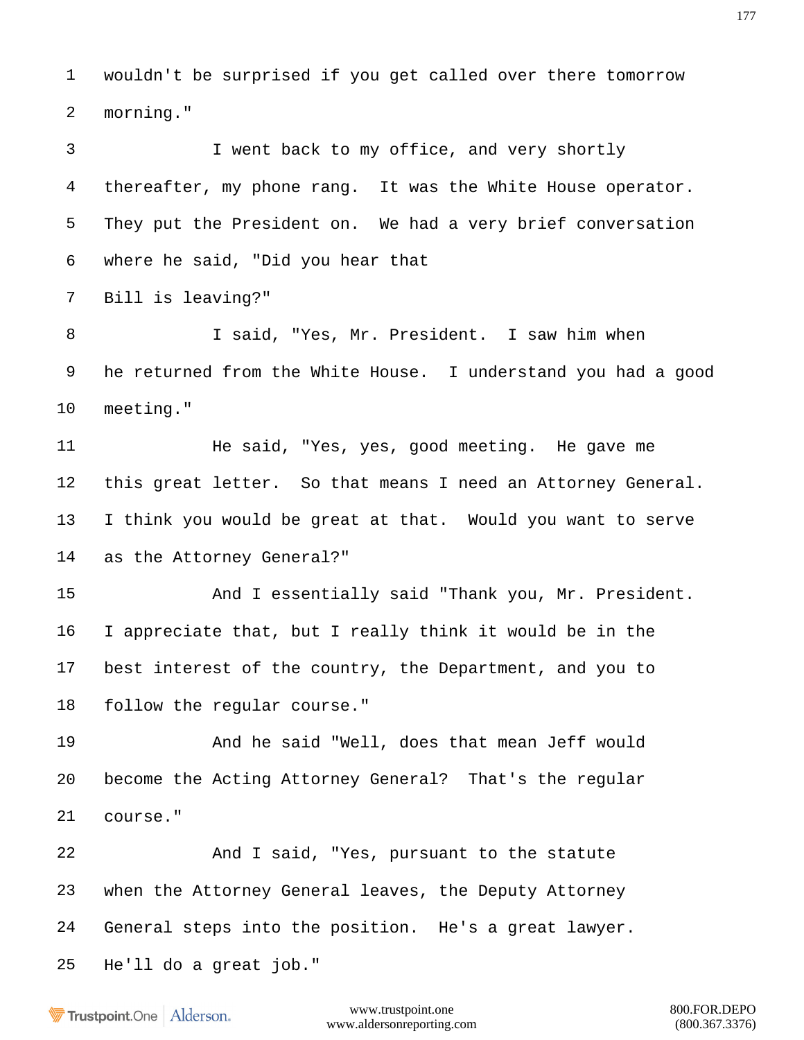1 wouldn't be surprised if you get called over there tomorrow
2 morning."
3 I went back to my office, and very shortly
4 thereafter, my phone rang. It was the White House operator.
5 They put the President on. We had a very brief conversation
6 where he said, "Did you hear that
7 Bill is leaving?"
8 I said, "Yes, Mr. President. I saw him when
9 he returned from the White House. I understand you had a good
10 meeting."
11 He said, "Yes, yes, good meeting. He gave me
12 this great letter. So that means I need an Attorney General.
13 I think you would be great at that. Would you want to serve
14 as the Attorney General?"
15 And I essentially said "Thank you, Mr. President.
16 I appreciate that, but I really think it would be in the
17 best interest of the country, the Department, and you to
18 follow the regular course."
19 And he said "Well, does that mean Jeff would
20 become the Acting Attorney General? That's the regular
21 course."
22 And I said, "Yes, pursuant to the statute
23 when the Attorney General leaves, the Deputy Attorney
24 General steps into the position. He's a great lawyer.
25 He'll do a great job."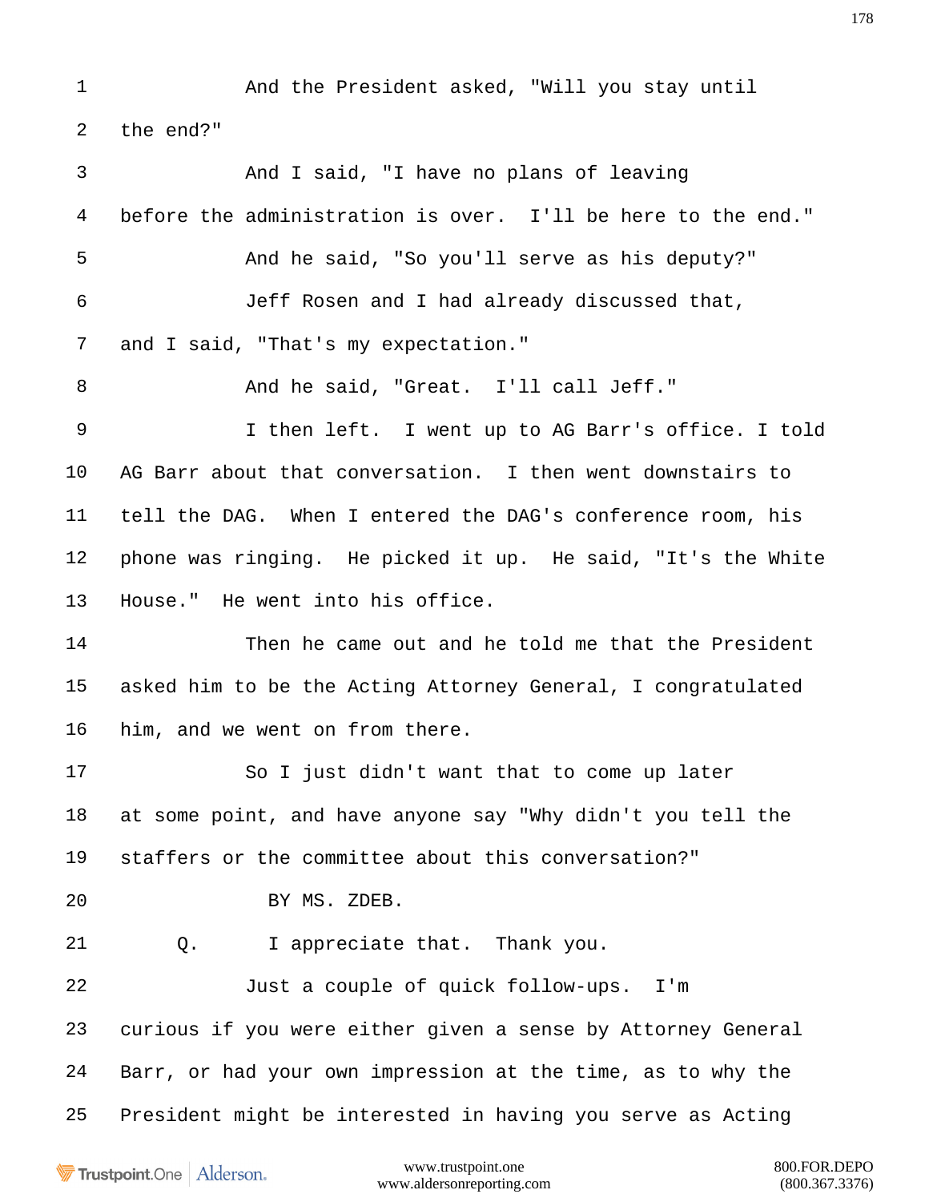And the President asked, "Will you stay until the end?"

And I said, "I have no plans of leaving before the administration is over. I'll be here to the end."

And he said, "So you'll serve as his deputy?"

Jeff Rosen and I had already discussed that, and I said, "That's my expectation."

And he said, "Great. I'll call Jeff."

I then left. I went up to AG Barr's office. I told AG Barr about that conversation. I then went downstairs to tell the DAG. When I entered the DAG's conference room, his phone was ringing. He picked it up. He said, "It's the White House." He went into his office.

Then he came out and he told me that the President asked him to be the Acting Attorney General, I congratulated him, and we went on from there.

So I just didn't want that to come up later at some point, and have anyone say "Why didn't you tell the staffers or the committee about this conversation?"

BY MS. ZDEB.

Q. I appreciate that. Thank you.

Just a couple of quick follow-ups. I'm curious if you were either given a sense by Attorney General Barr, or had your own impression at the time, as to why the President might be interested in having you serve as Acting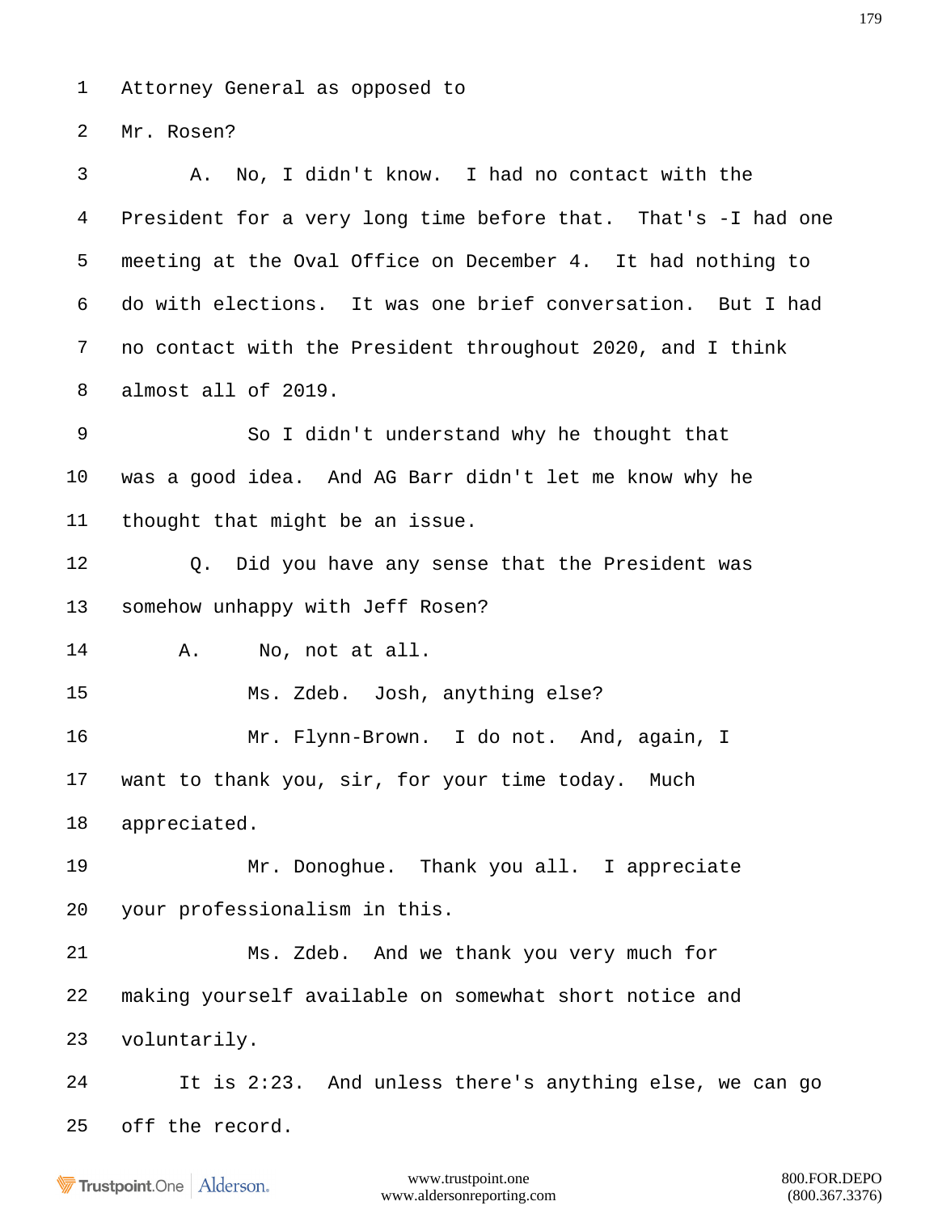1 Attorney General as opposed to

2 Mr. Rosen?

3 A. No, I didn't know. I had no contact with the

4 President for a very long time before that. That's -I had one

5 meeting at the Oval Office on December 4. It had nothing to

6 do with elections. It was one brief conversation. But I had

7 no contact with the President throughout 2020, and I think

8 almost all of 2019.

9 So I didn't understand why he thought that

10 was a good idea. And AG Barr didn't let me know why he

11 thought that might be an issue.

12 Q. Did you have any sense that the President was

13 somehow unhappy with Jeff Rosen?

14 A. No, not at all.

15 Ms. Zdeb. Josh, anything else?

16 Mr. Flynn-Brown. I do not. And, again, I

17 want to thank you, sir, for your time today. Much

18 appreciated.

19 Mr. Donoghue. Thank you all. I appreciate

20 your professionalism in this.

21 Ms. Zdeb. And we thank you very much for

22 making yourself available on somewhat short notice and

23 voluntarily.

24 It is 2:23. And unless there's anything else, we can go

25 off the record.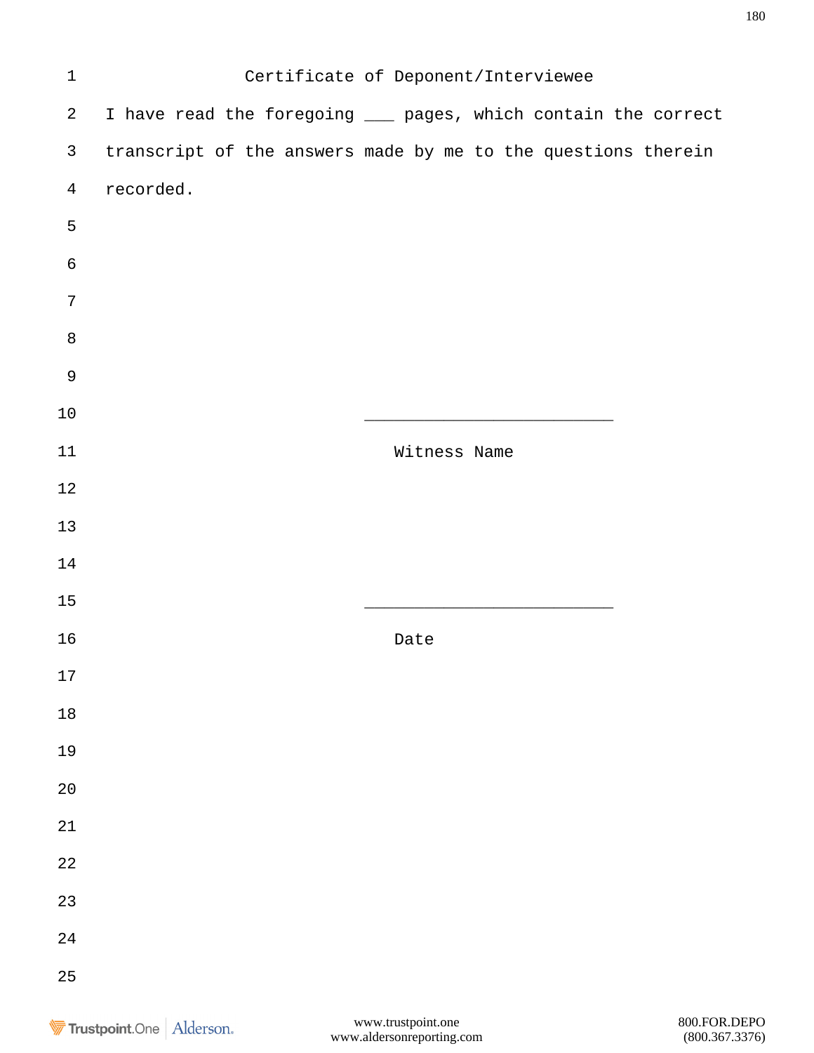# Certificate of Deponent/Interviewee

I have read the foregoing ___ pages, which contain the correct transcript of the answers made by me to the questions therein recorded.

___________________________

Witness Name

___________________________

Date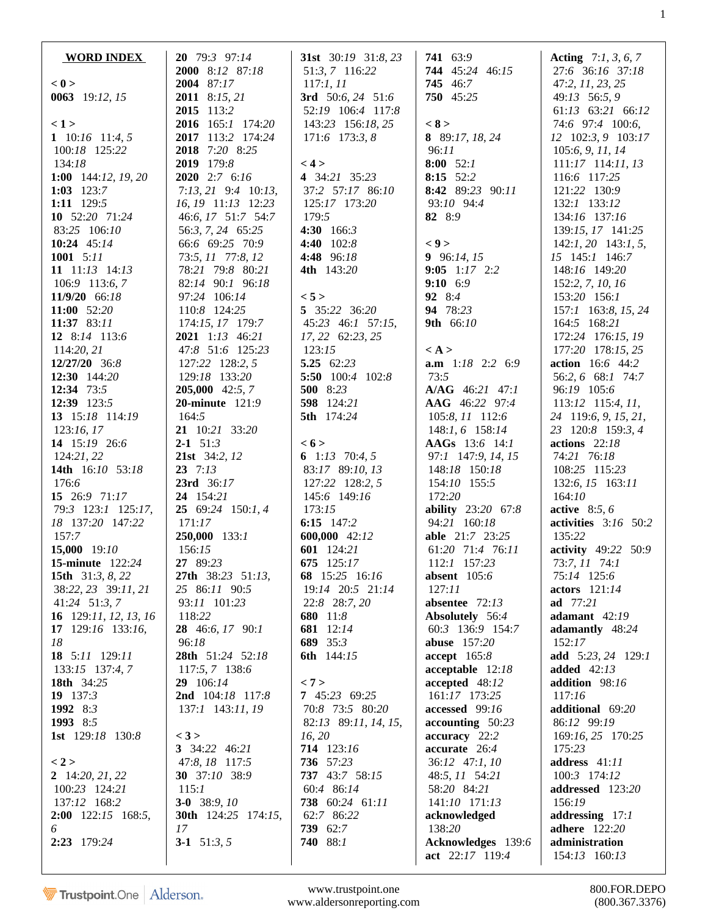**WORD INDEX**

**< 0 >**
**0063** 19:*12*, *15*

**< 1 >**
**1** 10:*16* 11:*4*, *5* 100:*18* 125:*22* 134:*18*
**1:00** 144:*12*, *19*, *20*
**1:03** 123:*7*
**1:11** 129:*5*
**10** 52:*20* 71:*24* 83:*25* 106:*10*
**10:24** 45:*14*
**1001** 5:*11*
**11** 11:*13* 14:*13* 106:*9* 113:*6*, *7*
**11/9/20** 66:*18*
**11:00** 52:*20*
**11:37** 83:*11*
**12** 8:*14* 113:*6* 114:*20*, *21*
**12/27/20** 36:*8*
**12:30** 144:*20*
**12:34** 73:*5*
**12:39** 123:*5*
**13** 15:*18* 114:*19* 123:*16*, *17*
**14** 15:*19* 26:*6* 124:*21*, *22*
**14th** 16:*10* 53:*18* 176:*6*
**15** 26:*9* 71:*17* 79:*3* 123:*1* 125:*17*, *18* 137:*20* 147:*22* 157:*7*
**15,000** 19:*10*
**15-minute** 122:*24*
**15th** 31:*3*, *8*, *22* 38:*22*, *23* 39:*11*, *21* 41:*24* 51:*3*, *7*
**16** 129:*11*, *12*, *13*, *16*
**17** 129:*16* 133:*16*, *18*
**18** 5:*11* 129:*11* 133:*15* 137:*4*, *7*
**18th** 34:*25*
**19** 137:*3*
**1992** 8:*3*
**1993** 8:*5*
**1st** 129:*18* 130:*8*

**< 2 >**
**2** 14:*20*, *21*, *22* 100:*23* 124:*21* 137:*12* 168:*2*
**2:00** 122:*15* 168:*5*, *6*
**2:23** 179:*24*
**20** 79:*3* 97:*14*
**2000** 8:*12* 87:*18*
**2004** 87:*17*
**2011** 8:*15*, *21*
**2015** 113:*2*
**2016** 165:*1* 174:*20*
**2017** 113:*2* 174:*24*
**2018** 7:*20* 8:*25*
**2019** 179:*8*
**2020** 2:*7* 6:*16* 7:*13*, *21* 9:*4* 10:*13*, *16*, *19* 11:*13* 12:*23* 46:*6*, *17* 51:*7* 54:*7* 56:*3*, *7*, *24* 65:*25* 66:*6* 69:*25* 70:*9* 73:*5*, *11* 77:*8*, *12* 78:*21* 79:*8* 80:*21* 82:*14* 90:*1* 96:*18* 97:*24* 106:*14* 110:*8* 124:*25* 174:*15*, *17* 179:*7*
**2021** 1:*13* 46:*21* 47:*8* 51:*6* 125:*23* 127:*22* 128:*2*, *5* 129:*18* 133:*20*
**205,000** 42:*5*, *7*
**20-minute** 121:*9* 164:*5*
**21** 10:*21* 33:*20*
**2-1** 51:*3*
**21st** 34:*2*, *12*
**23** 7:*13*
**23rd** 36:*17*
**24** 154:*21*
**25** 69:*24* 150:*1*, *4* 171:*17*
**250,000** 133:*1* 156:*15*
**27** 89:*23*
**27th** 38:*23* 51:*13*, *25* 86:*11* 90:*5* 93:*11* 101:*23* 118:*22*
**28** 46:*6*, *17* 90:*1* 96:*18*
**28th** 51:*24* 52:*18* 117:*5*, *7* 138:*6*
**29** 106:*14*
**2nd** 104:*18* 117:*8* 137:*1* 143:*11*, *19*

**< 3 >**
**3** 34:*22* 46:*21* 47:*8*, *18* 117:*5*
**30** 37:*10* 38:*9* 115:*1*
**3-0** 38:*9*, *10*
**30th** 124:*25* 174:*15*, *17*
**3-1** 51:*3*, *5*
**31st** 30:*19* 31:*8*, *23* 51:*3*, *7* 116:*22* 117:*1*, *11*
**3rd** 50:*6*, *24* 51:*6* 52:*19* 106:*4* 117:*8* 143:*23* 156:*18*, *25* 171:*6* 173:*3*, *8*

**< 4 >**
**4** 34:*21* 35:*23* 37:*2* 57:*17* 86:*10* 125:*17* 173:*20* 179:*5*
**4:30** 166:*3*
**4:40** 102:*8*
**4:48** 96:*18*
**4th** 143:*20*

**< 5 >**
**5** 35:*22* 36:*20* 45:*23* 46:*1* 57:*15*, *17*, *22* 62:*23*, *25* 123:*15*
**5.25** 62:*23*
**5:50** 100:*4* 102:*8*
**500** 8:*23*
**598** 124:*21*
**5th** 174:*24*

**< 6 >**
**6** 1:*13* 70:*4*, *5* 83:*17* 89:*10*, *13* 127:*22* 128:*2*, *5* 145:*6* 149:*16* 173:*15*
**6:15** 147:*2*
**600,000** 42:*12*
**601** 124:*21*
**675** 125:*17*
**68** 15:*25* 16:*16* 19:*14* 20:*5* 21:*14* 22:*8* 28:*7*, *20*
**680** 11:*8*
**681** 12:*14*
**689** 35:*3*
**6th** 144:*15*

**< 7 >**
**7** 45:*23* 69:*25* 70:*8* 73:*5* 80:*20* 82:*13* 89:*11*, *14*, *15*, *16*, *20*
**714** 123:*16*
**736** 57:*23*
**737** 43:*7* 58:*15* 60:*4* 86:*14*
**738** 60:*24* 61:*11* 62:*7* 86:*22*
**739** 62:*7*
**740** 88:*1*
**741** 63:*9*
**744** 45:*24* 46:*15*
**745** 46:*7*
**750** 45:*25*

**< 8 >**
**8** 89:*17*, *18*, *24* 96:*11*
**8:00** 52:*1*
**8:15** 52:*2*
**8:42** 89:*23* 90:*11* 93:*10* 94:*4*
**82** 8:*9*

**< 9 >**
**9** 96:*14*, *15*
**9:05** 1:*17* 2:*2*
**9:10** 6:*9*
**92** 8:*4*
**94** 78:*23*
**9th** 66:*10*

**< A >**
**a.m** 1:*18* 2:*2* 6:*9* 73:*5*
**A/AG** 46:*21* 47:*1*
**AAG** 46:*22* 97:*4* 105:*8*, *11* 112:*6* 148:*1*, *6* 158:*14*
**AAGs** 13:*6* 14:*1* 97:*1* 147:*9*, *14*, *15* 148:*18* 150:*18* 154:*10* 155:*5* 172:*20*
**ability** 23:*20* 67:*8* 94:*21* 160:*18*
**able** 21:*7* 23:*25* 61:*20* 71:*4* 76:*11* 112:*1* 157:*23*
**absent** 105:*6* 127:*11*
**absentee** 72:*13*
**Absolutely** 56:*4* 60:*3* 136:*9* 154:*7*
**abuse** 157:*20*
**accept** 165:*8*
**acceptable** 12:*18*
**accepted** 48:*12* 161:*17* 173:*25*
**accessed** 99:*16*
**accounting** 50:*23*
**accuracy** 22:*2*
**accurate** 26:*4* 36:*12* 47:*1*, *10* 48:*5*, *11* 54:*21* 58:*20* 84:*21* 141:*10* 171:*13*
**acknowledged** 138:*20*
**Acknowledges** 139:*6*
**act** 22:*17* 119:*4*
**Acting** 7:*1*, *3*, *6*, *7* 27:*6* 36:*16* 37:*18* 47:*2*, *11*, *23*, *25* 49:*13* 56:*5*, *9* 61:*13* 63:*21* 66:*12* 74:*6* 97:*4* 100:*6*, *12* 102:*3*, *9* 103:*17* 105:*6*, *9*, *11*, *14* 111:*17* 114:*11*, *13* 116:*6* 117:*25* 121:*22* 130:*9* 132:*1* 133:*12* 134:*16* 137:*16* 139:*15*, *17* 141:*25* 142:*1*, *20* 143:*1*, *5*, *15* 145:*1* 146:*7* 148:*16* 149:*20* 152:*2*, *7*, *10*, *16* 153:*20* 156:*1* 157:*1* 163:*8*, *15*, *24* 164:*5* 168:*21* 172:*24* 176:*15*, *19* 177:*20* 178:*15*, *25*
**action** 16:*6* 44:*2* 56:*2*, *6* 68:*1* 74:*7* 96:*19* 105:*6* 113:*12* 115:*4*, *11*, *24* 119:*6*, *9*, *15*, *21*, *23* 120:*8* 159:*3*, *4*
**actions** 22:*18* 74:*21* 76:*18* 108:*25* 115:*23* 132:*6*, *15* 163:*11* 164:*10*
**active** 8:*5*, *6*
**activities** 3:*16* 50:*2* 135:*22*
**activity** 49:*22* 50:*9* 73:*7*, *11* 74:*1* 75:*14* 125:*6*
**actors** 121:*14*
**ad** 77:*21*
**adamant** 42:*19*
**adamantly** 48:*24* 152:*17*
**add** 5:*23*, *24* 129:*1*
**added** 42:*13*
**addition** 98:*16* 117:*16*
**additional** 69:*20* 86:*12* 99:*19* 169:*16*, *25* 170:*25* 175:*23*
**address** 41:*11* 100:*3* 174:*12*
**addressed** 123:*20* 156:*19*
**addressing** 17:*1*
**adhere** 122:*20*
**administration** 154:*13* 160:*13*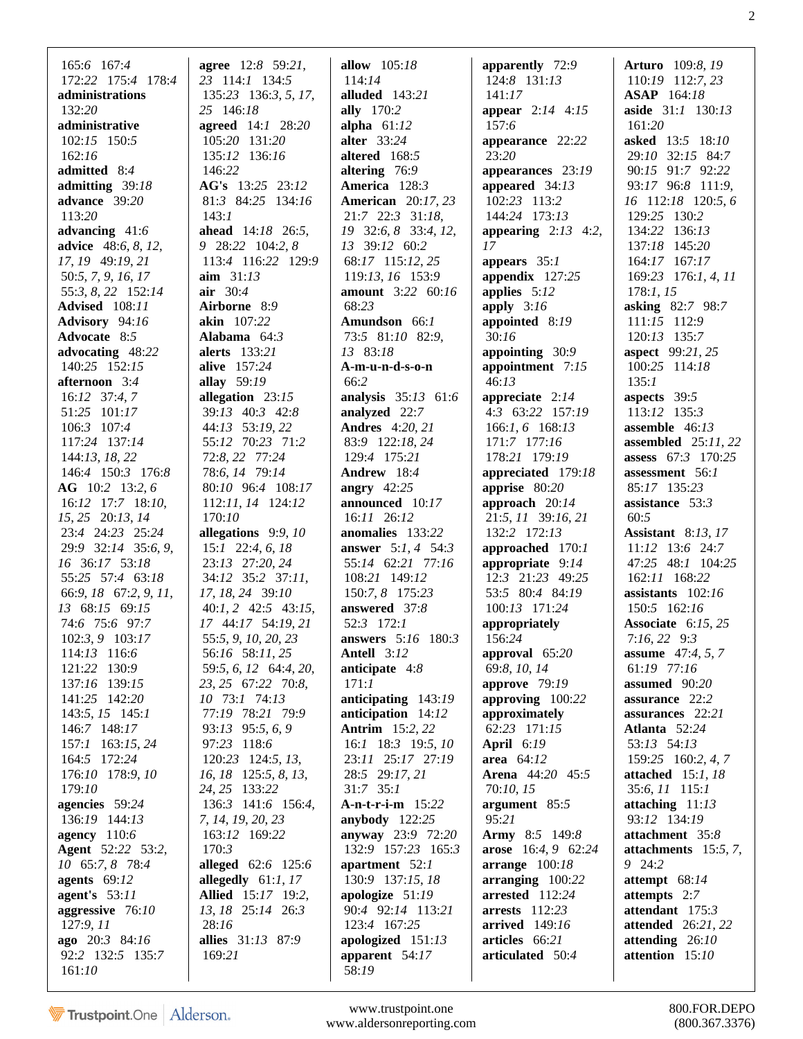165:*6* 167:*4*
172:*22* 175:*4* 178:*4*
**administrations**
132:*20*
**administrative**
102:*15* 150:*5*
162:*16*
**admitted** 8:*4*
**admitting** 39:*18*
**advance** 39:*20*
113:*20*
**advancing** 41:*6*
**advice** 48:*6, 8, 12, 17, 19* 49:*19, 21*
50:*5, 7, 9, 16, 17*
55:*3, 8, 22* 152:*14*
**Advised** 108:*11*
**Advisory** 94:*16*
**Advocate** 8:*5*
**advocating** 48:*22*
140:*25* 152:*15*
**afternoon** 3:*4*
16:*12* 37:*4, 7*
51:*25* 101:*17*
106:*3* 107:*4*
117:*24* 137:*14*
144:*13, 18, 22*
146:*4* 150:*3* 176:*8*
**AG** 10:*2* 13:*2, 6*
16:*12* 17:*7* 18:*10, 15, 25* 20:*13, 14*
23:*4* 24:*23* 25:*24*
29:*9* 32:*14* 35:*6, 9, 16* 36:*17* 53:*18*
55:*25* 57:*4* 63:*18*
66:*9, 18* 67:*2, 9, 11, 13* 68:*15* 69:*15*
74:*6* 75:*6* 97:*7*
102:*3, 9* 103:*17*
114:*13* 116:*6*
121:*22* 130:*9*
137:*16* 139:*15*
141:*25* 142:*20*
143:*5, 15* 145:*1*
146:*7* 148:*17*
157:*1* 163:*15, 24*
164:*5* 172:*24*
176:*10* 178:*9, 10*
179:*10*
**agencies** 59:*24*
136:*19* 144:*13*
**agency** 110:*6*
**Agent** 52:*22* 53:*2, 10* 65:*7, 8* 78:*4*
**agents** 69:*12*
**agent's** 53:*11*
**aggressive** 76:*10*
127:*9, 11*
**ago** 20:*3* 84:*16*
92:*2* 132:*5* 135:*7*
161:*10*
**agree** 12:*8* 59:*21, 23* 114:*1* 134:*5*
135:*23* 136:*3, 5, 17, 25* 146:*18*
**agreed** 14:*1* 28:*20*
105:*20* 131:*20*
135:*12* 136:*16*
146:*22*
**AG's** 13:*25* 23:*12*
81:*3* 84:*25* 134:*16*
143:*1*
**ahead** 14:*18* 26:*5, 9* 28:*22* 104:*2, 8*
113:*4* 116:*22* 129:*9*
**aim** 31:*13*
**air** 30:*4*
**Airborne** 8:*9*
**akin** 107:*22*
**Alabama** 64:*3*
**alerts** 133:*21*
**alive** 157:*24*
**allay** 59:*19*
**allegation** 23:*15*
39:*13* 40:*3* 42:*8*
44:*13* 53:*19, 22*
55:*12* 70:*23* 71:*2*
72:*8, 22* 77:*24*
78:*6, 14* 79:*14*
80:*10* 96:*4* 108:*17*
112:*11, 14* 124:*12*
170:*10*
**allegations** 9:*9, 10*
15:*1* 22:*4, 6, 18*
23:*13* 27:*20, 24*
34:*12* 35:*2* 37:*11, 17, 18, 24* 39:*10*
40:*1, 2* 42:*5* 43:*15, 17* 44:*17* 54:*19, 21*
55:*5, 9, 10, 20, 23*
56:*16* 58:*11, 25*
59:*5, 6, 12* 64:*4, 20, 23, 25* 67:*22* 70:*8, 10* 73:*1* 74:*13*
77:*19* 78:*21* 79:*9*
93:*13* 95:*5, 6, 9*
97:*23* 118:*6*
120:*23* 124:*5, 13, 16, 18* 125:*5, 8, 13, 24, 25* 133:*22*
136:*3* 141:*6* 156:*4, 7, 14, 19, 20, 23*
163:*12* 169:*22*
170:*3*
**alleged** 62:*6* 125:*6*
**allegedly** 61:*1, 17*
**Allied** 15:*17* 19:*2, 13, 18* 25:*14* 26:*3*
28:*16*
**allies** 31:*13* 87:*9*
169:*21*
**allow** 105:*18*
114:*14*
**alluded** 143:*21*
**ally** 170:*2*
**alpha** 61:*12*
**alter** 33:*24*
**altered** 168:*5*
**altering** 76:*9*
**America** 128:*3*
**American** 20:*17, 23*
21:*7* 22:*3* 31:*18, 19* 32:*6, 8* 33:*4, 12, 13* 39:*12* 60:*2*
68:*17* 115:*12, 25*
119:*13, 16* 153:*9*
**amount** 3:*22* 60:*16*
68:*23*
**Amundson** 66:*1*
73:*5* 81:*10* 82:*9, 13* 83:*18*
**A-m-u-n-d-s-o-n**
66:*2*
**analysis** 35:*13* 61:*6*
**analyzed** 22:*7*
**Andres** 4:*20, 21*
83:*9* 122:*18, 24*
129:*4* 175:*21*
**Andrew** 18:*4*
**angry** 42:*25*
**announced** 10:*17*
16:*11* 26:*12*
**anomalies** 133:*22*
**answer** 5:*1, 4* 54:*3*
55:*14* 62:*21* 77:*16*
108:*21* 149:*12*
150:*7, 8* 175:*23*
**answered** 37:*8*
52:*3* 172:*1*
**answers** 5:*16* 180:*3*
**Antell** 3:*12*
**anticipate** 4:*8*
171:*1*
**anticipating** 143:*19*
**anticipation** 14:*12*
**Antrim** 15:*2, 22*
16:*1* 18:*3* 19:*5, 10*
23:*11* 25:*17* 27:*19*
28:*5* 29:*17, 21*
31:*7* 35:*1*
**A-n-t-r-i-m** 15:*22*
**anybody** 122:*25*
**anyway** 23:*9* 72:*20*
132:*9* 157:*23* 165:*3*
**apartment** 52:*1*
130:*9* 137:*15, 18*
**apologize** 51:*19*
90:*4* 92:*14* 113:*21*
123:*4* 167:*25*
**apologized** 151:*13*
**apparent** 54:*17*
58:*19*
**apparently** 72:*9*
124:*8* 131:*13*
141:*17*
**appear** 2:*14* 4:*15*
157:*6*
**appearance** 22:*22*
23:*20*
**appearances** 23:*19*
**appeared** 34:*13*
102:*23* 113:*2*
144:*24* 173:*13*
**appearing** 2:*13* 4:*2, 17*
**appears** 35:*1*
**appendix** 127:*25*
**applies** 5:*12*
**apply** 3:*16*
**appointed** 8:*19*
30:*16*
**appointing** 30:*9*
**appointment** 7:*15*
46:*13*
**appreciate** 2:*14*
4:*3* 63:*22* 157:*19*
166:*1, 6* 168:*13*
171:*7* 177:*16*
178:*21* 179:*19*
**appreciated** 179:*18*
**apprise** 80:*20*
**approach** 20:*14*
21:*5, 11* 39:*16, 21*
132:*2* 172:*13*
**approached** 170:*1*
**appropriate** 9:*14*
12:*3* 21:*23* 49:*25*
53:*5* 80:*4* 84:*19*
100:*13* 171:*24*
**appropriately**
156:*24*
**approval** 65:*20*
69:*8, 10, 14*
**approve** 79:*19*
**approving** 100:*22*
**approximately**
62:*23* 171:*15*
**April** 6:*19*
**area** 64:*12*
**Arena** 44:*20* 45:*5*
70:*10, 15*
**argument** 85:*5*
95:*21*
**Army** 8:*5* 149:*8*
**arose** 16:*4, 9* 62:*24*
**arrange** 100:*18*
**arranging** 100:*22*
**arrested** 112:*24*
**arrests** 112:*23*
**arrived** 149:*16*
**articles** 66:*21*
**articulated** 50:*4*
**Arturo** 109:*8, 19*
110:*19* 112:*7, 23*
**ASAP** 164:*18*
**aside** 31:*1* 130:*13*
161:*20*
**asked** 13:*5* 18:*10*
29:*10* 32:*15* 84:*7*
90:*15* 91:*7* 92:*22*
93:*17* 96:*8* 111:*9, 16* 112:*18* 120:*5, 6*
129:*25* 130:*2*
134:*22* 136:*13*
137:*18* 145:*20*
164:*17* 167:*17*
169:*23* 176:*1, 4, 11*
178:*1, 15*
**asking** 82:*7* 98:*7*
111:*15* 112:*9*
120:*13* 135:*7*
**aspect** 99:*21, 25*
100:*25* 114:*18*
135:*1*
**aspects** 39:*5*
113:*12* 135:*3*
**assemble** 46:*13*
**assembled** 25:*11, 22*
**assess** 67:*3* 170:*25*
**assessment** 56:*1*
85:*17* 135:*23*
**assistance** 53:*3*
60:*5*
**Assistant** 8:*13, 17*
11:*12* 13:*6* 24:*7*
47:*25* 48:*1* 104:*25*
162:*11* 168:*22*
**assistants** 102:*16*
150:*5* 162:*16*
**Associate** 6:*15, 25*
7:*16, 22* 9:*3*
**assume** 47:*4, 5, 7*
61:*19* 77:*16*
**assumed** 90:*20*
**assurance** 22:*2*
**assurances** 22:*21*
**Atlanta** 52:*24*
53:*13* 54:*13*
159:*25* 160:*2, 4, 7*
**attached** 15:*1, 18*
35:*6, 11* 115:*1*
**attaching** 11:*13*
93:*12* 134:*19*
**attachment** 35:*8*
**attachments** 15:*5, 7, 9* 24:*2*
**attempt** 68:*14*
**attempts** 2:*7*
**attendant** 175:*3*
**attended** 26:*21, 22*
**attending** 26:*10*
**attention** 15:*10*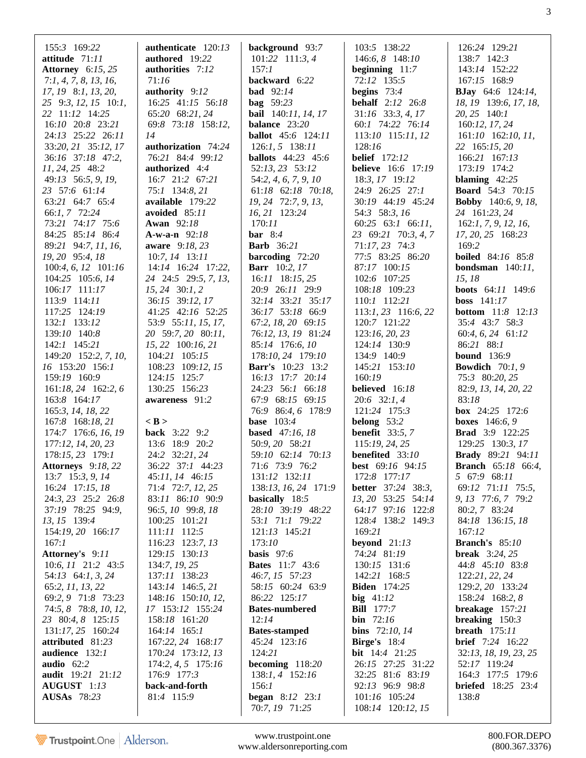155:3 169:22
**attitude** 71:11
**Attorney** 6:15, 25
7:1, 4, 7, 8, 13, 16, 17, 19 8:1, 13, 20, 25 9:3, 12, 15 10:1, 22 11:12 14:25
16:10 20:8 23:21
24:13 25:22 26:11
33:20, 21 35:12, 17
36:16 37:18 47:2, 11, 24, 25 48:2
49:13 56:5, 9, 19, 23 57:6 61:14
63:21 64:7 65:4
66:1, 7 72:24
73:21 74:17 75:6
84:25 85:14 86:4
89:21 94:7, 11, 16, 19, 20 95:4, 18
100:4, 6, 12 101:16
104:25 105:6, 14
106:17 111:17
113:9 114:11
117:25 124:19
132:1 133:12
139:10 140:8
142:1 145:21
149:20 152:2, 7, 10, 16 153:20 156:1
159:19 160:9
161:18, 24 162:2, 6
163:8 164:17
165:3, 14, 18, 22
167:8 168:18, 21
174:7 176:6, 16, 19
177:12, 14, 20, 23
178:15, 23 179:1
**Attorneys** 9:18, 22
13:7 15:3, 9, 14
16:24 17:15, 18
24:3, 23 25:2 26:8
37:19 78:25 94:9, 13, 15 139:4
154:19, 20 166:17
167:1
**Attorney's** 9:11
10:6, 11 21:2 43:5
54:13 64:1, 3, 24
65:2, 11, 13, 22
69:2, 9 71:8 73:23
74:5, 8 78:8, 10, 12, 23 80:4, 8 125:15
131:17, 25 160:24
**attributed** 81:23
**audience** 132:1
**audio** 62:2
**audit** 19:21 21:12
**AUGUST** 1:13
**AUSAs** 78:23
**authenticate** 120:13
**authored** 19:22
**authorities** 7:12
71:16
**authority** 9:12
16:25 41:15 56:18
65:20 68:21, 24
69:8 73:18 158:12, 14
**authorization** 74:24
76:21 84:4 99:12
**authorized** 4:4
16:7 21:2 67:21
75:1 134:8, 21
**available** 179:22
**avoided** 85:11
**Awan** 92:18
**A-w-a-n** 92:18
**aware** 9:18, 23
10:7, 14 13:11
14:14 16:24 17:22, 24 24:5 29:5, 7, 13, 15, 24 30:1, 2
36:15 39:12, 17
41:25 42:16 52:25
53:9 55:11, 15, 17, 20 59:7, 20 80:11, 15, 22 100:16, 21
104:21 105:15
108:23 109:12, 15
124:15 125:7
130:25 156:23
**awareness** 91:2

**< B >**
**back** 3:22 9:2
13:6 18:9 20:2
24:2 32:21, 24
36:22 37:1 44:23
45:11, 14 46:15
71:4 72:7, 12, 25
83:11 86:10 90:9
96:5, 10 99:8, 18
100:25 101:21
111:11 112:5
116:23 123:7, 13
129:15 130:13
134:7, 19, 25
137:11 138:23
143:14 146:5, 21
148:16 150:10, 12, 17 153:12 155:24
158:18 161:20
164:14 165:1
167:22, 24 168:17
170:24 173:12, 13
174:2, 4, 5 175:16
176:9 177:3
**back-and-forth**
81:4 115:9
**background** 93:7
101:22 111:3, 4
157:1
**backward** 6:22
**bad** 92:14
**bag** 59:23
**bail** 140:11, 14, 17
**balance** 23:20
**ballot** 45:6 124:11
126:1, 5 138:11
**ballots** 44:23 45:6
52:13, 23 53:12
54:2, 4, 6, 7, 9, 10
61:18 62:18 70:18, 19, 24 72:7, 9, 13, 16, 21 123:24
170:11
**bar** 8:4
**Barb** 36:21
**barcoding** 72:20
**Barr** 10:2, 17
16:11 18:15, 25
20:9 26:11 29:9
32:14 33:21 35:17
36:17 53:18 66:9
67:2, 18, 20 69:15
76:12, 13, 19 81:24
85:14 176:6, 10
178:10, 24 179:10
**Barr's** 10:23 13:2
16:13 17:7 20:14
24:23 56:1 66:18
67:9 68:15 69:15
76:9 86:4, 6 178:9
**base** 103:4
**based** 47:16, 18
50:9, 20 58:21
59:10 62:14 70:13
71:6 73:9 76:2
131:12 132:11
138:13, 16, 24 171:9
**basically** 18:5
28:10 39:19 48:22
53:1 71:1 79:22
121:13 145:21
173:10
**basis** 97:6
**Bates** 11:7 43:6
46:7, 15 57:23
58:15 60:24 63:9
86:22 125:17
**Bates-numbered**
12:14
**Bates-stamped**
45:24 123:16
124:21
**becoming** 118:20
138:1, 4 152:16
156:1
**began** 8:12 23:1
70:7, 19 71:25
103:5 138:22
146:6, 8 148:10
**beginning** 11:7
72:12 135:5
**begins** 73:4
**behalf** 2:12 26:8
31:16 33:3, 4, 17
60:1 74:22 76:14
113:10 115:11, 12
128:16
**belief** 172:12
**believe** 16:6 17:19
18:3, 17 19:12
24:9 26:25 27:1
30:19 44:19 45:24
54:3 58:3, 16
60:25 63:1 66:11, 23 69:21 70:3, 4, 7
71:17, 23 74:3
77:5 83:25 86:20
87:17 100:15
102:6 107:25
108:18 109:23
110:1 112:21
113:1, 23 116:6, 22
120:7 121:22
123:16, 20, 23
124:14 130:9
134:9 140:9
145:21 153:10
160:19
**believed** 16:18
20:6 32:1, 4
121:24 175:3
**belong** 53:2
**benefit** 33:5, 7
115:19, 24, 25
**benefited** 33:10
**best** 69:16 94:15
172:8 177:17
**better** 37:24 38:3, 13, 20 53:25 54:14
64:17 97:16 122:8
128:4 138:2 149:3
169:21
**beyond** 21:13
74:24 81:19
130:15 131:6
142:21 168:5
**Biden** 174:25
**big** 41:12
**Bill** 177:7
**bin** 72:16
**bins** 72:10, 14
**Birge's** 18:4
**bit** 14:4 21:25
26:15 27:25 31:22
32:25 81:6 83:19
92:13 96:9 98:8
101:16 105:24
108:14 120:12, 15
126:24 129:21
138:7 142:3
143:14 152:22
167:15 168:9
**BJay** 64:6 124:14, 18, 19 139:6, 17, 18, 20, 25 140:1
160:12, 17, 24
161:10 162:10, 11, 22 165:15, 20
166:21 167:13
173:19 174:2
**blaming** 42:25
**Board** 54:3 70:15
**Bobby** 140:6, 9, 18, 24 161:23, 24
162:1, 7, 9, 12, 16, 17, 20, 25 168:23
169:2
**boiled** 84:16 85:8
**bondsman** 140:11, 15, 18
**boots** 64:11 149:6
**boss** 141:17
**bottom** 11:8 12:13
35:4 43:7 58:3
60:4, 6, 24 61:12
86:21 88:1
**bound** 136:9
**Bowdich** 70:1, 9
75:3 80:20, 25
82:9, 13, 14, 20, 22
83:18
**box** 24:25 172:6
**boxes** 146:6, 9
**Brad** 3:9 122:25
129:25 130:3, 17
**Brady** 89:21 94:11
**Branch** 65:18 66:4, 5 67:9 68:11
69:12 71:11 75:5, 9, 13 77:6, 7 79:2
80:2, 7 83:24
84:18 136:15, 18
167:12
**Branch's** 85:10
**break** 3:24, 25
44:8 45:10 83:8
122:21, 22, 24
129:2, 20 133:24
158:24 168:2, 8
**breakage** 157:21
**breaking** 150:3
**breath** 175:11
**brief** 7:24 16:22
32:13, 18, 19, 23, 25
52:17 119:24
164:3 177:5 179:6
**briefed** 18:25 23:4
138:8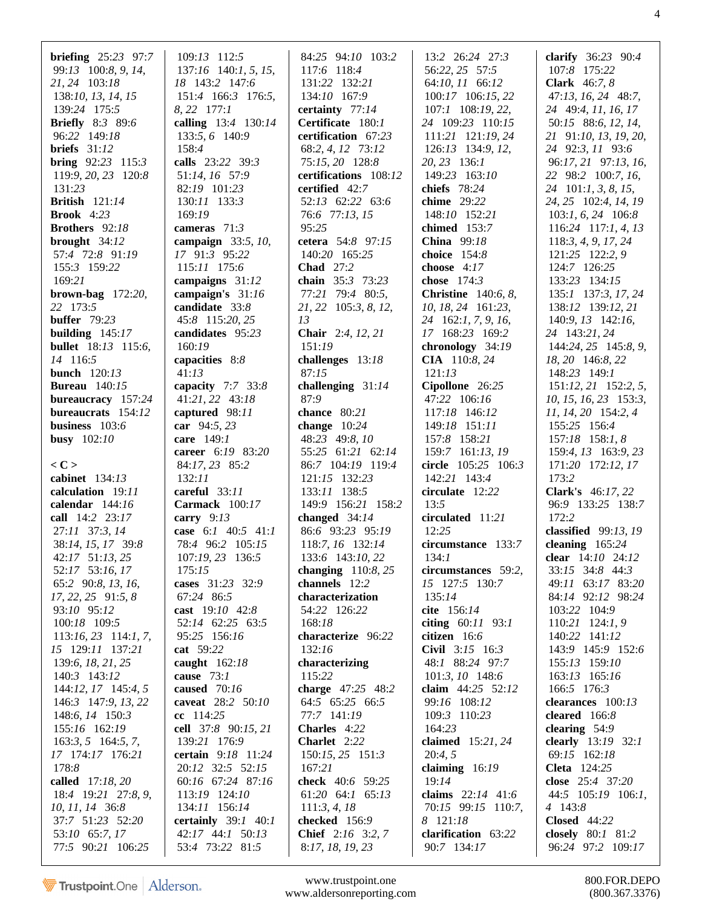**briefing** 25:23 97:7 99:13 100:8, 9, 14, 21, 24 103:18 138:10, 13, 14, 15 139:24 175:5
**Briefly** 8:3 89:6 96:22 149:18
**briefs** 31:12
**bring** 92:23 115:3 119:9, 20, 23 120:8 131:23
**British** 121:14
**Brook** 4:23
**Brothers** 92:18
**brought** 34:12 57:4 72:8 91:19 155:3 159:22 169:21
**brown-bag** 172:20, 22 173:5
**buffer** 79:23
**building** 145:17
**bullet** 18:13 115:6, 14 116:5
**bunch** 120:13
**Bureau** 140:15
**bureaucracy** 157:24
**bureaucrats** 154:12
**business** 103:6
**busy** 102:10

**< C >**
**cabinet** 134:13
**calculation** 19:11
**calendar** 144:16
**call** 14:2 23:17 27:11 37:3, 14 38:14, 15, 17 39:8 42:17 51:13, 25 52:17 53:16, 17 65:2 90:8, 13, 16, 17, 22, 25 91:5, 8 93:10 95:12 100:18 109:5 113:16, 23 114:1, 7, 15 129:11 137:21 139:6, 18, 21, 25 140:3 143:12 144:12, 17 145:4, 5 146:3 147:9, 13, 22 148:6, 14 150:3 155:16 162:19 163:3, 5 164:5, 7, 17 174:17 176:21 178:8
**called** 17:18, 20 18:4 19:21 27:8, 9, 10, 11, 14 36:8 37:7 51:23 52:20 53:10 65:7, 17 77:5 90:21 106:25 109:13 112:5 137:16 140:1, 5, 15, 18 143:2 147:6 151:4 166:3 176:5, 8, 22 177:1
**calling** 13:4 130:14 133:5, 6 140:9 158:4
**calls** 23:22 39:3 51:14, 16 57:9 82:19 101:23 130:11 133:3 169:19
**cameras** 71:3
**campaign** 33:5, 10, 17 91:3 95:22 115:11 175:6
**campaigns** 31:12
**campaign's** 31:16
**candidate** 33:8 45:8 115:20, 25
**candidates** 95:23 160:19
**capacities** 8:8 41:13
**capacity** 7:7 33:8 41:21, 22 43:18
**captured** 98:11
**car** 94:5, 23
**care** 149:1
**career** 6:19 83:20 84:17, 23 85:2 132:11
**careful** 33:11
**Carmack** 100:17
**carry** 9:13
**case** 6:1 40:5 41:1 78:4 96:2 105:15 107:19, 23 136:5 175:15
**cases** 31:23 32:9 67:24 86:5
**cast** 19:10 42:8 52:14 62:25 63:5 95:25 156:16
**cat** 59:22
**caught** 162:18
**cause** 73:1
**caused** 70:16
**caveat** 28:2 50:10
**cc** 114:25
**cell** 37:8 90:15, 21 139:21 176:9
**certain** 9:18 11:24 20:12 32:5 52:15 60:16 67:24 87:16 113:19 124:10 134:11 156:14
**certainly** 39:1 40:1 42:17 44:1 50:13 53:4 73:22 81:5 84:25 94:10 103:2 117:6 118:4 131:22 132:21 134:10 167:9
**certainty** 77:14
**Certificate** 180:1
**certification** 67:23 68:2, 4, 12 73:12 75:15, 20 128:8
**certifications** 108:12
**certified** 42:7 52:13 62:22 63:6 76:6 77:13, 15 95:25
**cetera** 54:8 97:15 140:20 165:25
**Chad** 27:2
**chain** 35:3 73:23 77:21 79:4 80:5, 21, 22 105:3, 8, 12, 13
**Chair** 2:4, 12, 21 151:19
**challenges** 13:18 87:15
**challenging** 31:14 87:9
**chance** 80:21
**change** 10:24 48:23 49:8, 10 55:25 61:21 62:14 86:7 104:19 119:4 121:15 132:23 133:11 138:5 149:9 156:21 158:2
**changed** 34:14 86:6 93:23 95:19 118:7, 16 132:14 133:6 143:10, 22
**changing** 110:8, 25
**channels** 12:2
**characterization** 54:22 126:22 168:18
**characterize** 96:22 132:16
**characterizing** 115:22
**charge** 47:25 48:2 64:5 65:25 66:5 77:7 141:19
**Charles** 4:22
**Charlet** 2:22 150:15, 25 151:3 167:21
**check** 40:6 59:25 61:20 64:1 65:13 111:3, 4, 18
**checked** 156:9
**Chief** 2:16 3:2, 7 8:17, 18, 19, 23 13:2 26:24 27:3 56:22, 25 57:5 64:10, 11 66:12 100:17 106:15, 22 107:1 108:19, 22, 24 109:23 110:15 111:21 121:19, 24 126:13 134:9, 12, 20, 23 136:1 149:23 163:10
**chiefs** 78:24
**chime** 29:22 148:10 152:21
**chimed** 153:7
**China** 99:18
**choice** 154:8
**choose** 4:17
**chose** 174:3
**Christine** 140:6, 8, 10, 18, 24 161:23, 24 162:1, 7, 9, 16, 17 168:23 169:2
**chronology** 34:19
**CIA** 110:8, 24 121:13
**Cipollone** 26:25 47:22 106:16 117:18 146:12 149:18 151:11 157:8 158:21 159:7 161:13, 19
**circle** 105:25 106:3 142:21 143:4
**circulate** 12:22 13:5
**circulated** 11:21 12:25
**circumstance** 133:7 134:1
**circumstances** 59:2, 15 127:5 130:7 135:14
**cite** 156:14
**citing** 60:11 93:1
**citizen** 16:6
**Civil** 3:15 16:3 48:1 88:24 97:7 101:3, 10 148:6
**claim** 44:25 52:12 99:16 108:12 109:3 110:23 164:23
**claimed** 15:21, 24 20:4, 5
**claiming** 16:19 19:14
**claims** 22:14 41:6 70:15 99:15 110:7, 8 121:18
**clarification** 63:22 90:7 134:17
**clarify** 36:23 90:4 107:8 175:22
**Clark** 46:7, 8 47:13, 16, 24 48:7, 24 49:4, 11, 16, 17 50:15 88:6, 12, 14, 21 91:10, 13, 19, 20, 24 92:3, 11 93:6 96:17, 21 97:13, 16, 22 98:2 100:7, 16, 24 101:1, 3, 8, 15, 24, 25 102:4, 14, 19 103:1, 6, 24 106:8 116:24 117:1, 4, 13 118:3, 4, 9, 17, 24 121:25 122:2, 9 124:7 126:25 133:23 134:15 135:1 137:3, 17, 24 138:12 139:12, 21 140:9, 13 142:16, 24 143:21, 24 144:24, 25 145:8, 9, 18, 20 146:8, 22 148:23 149:1 151:12, 21 152:2, 5, 10, 15, 16, 23 153:3, 11, 14, 20 154:2, 4 155:25 156:4 157:18 158:1, 8 159:4, 13 163:9, 23 171:20 172:12, 17 173:2
**Clark's** 46:17, 22 96:9 133:25 138:7 172:2
**classified** 99:13, 19
**cleaning** 165:24
**clear** 14:10 24:12 33:15 34:8 44:3 49:11 63:17 83:20 84:14 92:12 98:24 103:22 104:9 110:21 124:1, 9 140:22 141:12 143:9 145:9 152:6 155:13 159:10 163:13 165:16 166:5 176:3
**clearances** 100:13
**cleared** 166:8
**clearing** 54:9
**clearly** 13:19 32:1 69:15 162:18
**Cleta** 124:25
**close** 25:4 37:20 44:5 105:19 106:1, 4 143:8
**Closed** 44:22
**closely** 80:1 81:2 96:24 97:2 109:17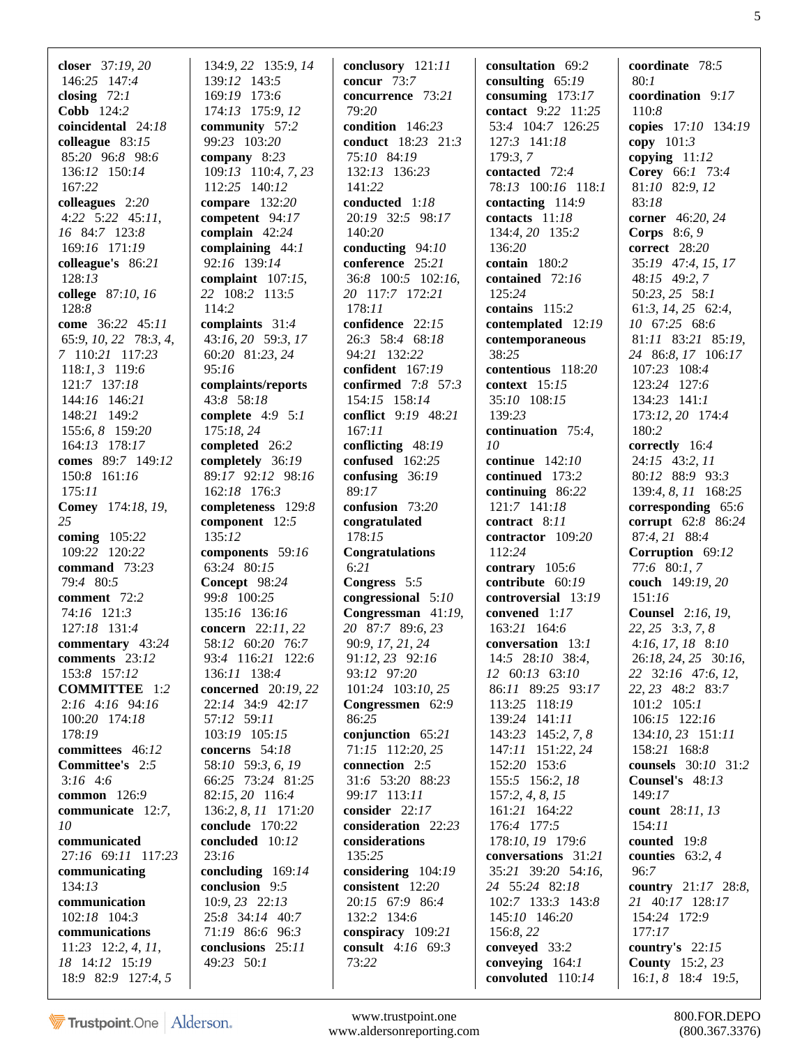**closer** 37:*19*, *20* 146:*25* 147:*4*
**closing** 72:*1*
**Cobb** 124:2
**coincidental** 24:*18*
**colleague** 83:*15* 85:*20* 96:8 98:6 136:*12* 150:*14* 167:22
**colleagues** 2:*20* 4:22 5:22 45:*11*, *16* 84:7 123:8 169:*16* 171:*19*
**colleague's** 86:*21* 128:*13*
**college** 87:*10*, *16* 128:8
**come** 36:*22* 45:*11* 65:9, *10*, *22* 78:3, *4*, *7* 110:*21* 117:*23* 118:*1*, *3* 119:6 121:7 137:*18* 144:*16* 146:*21* 148:*21* 149:2 155:6, *8* 159:*20* 164:*13* 178:*17*
**comes** 89:7 149:*12* 150:*8* 161:*16* 175:*11*
**Comey** 174:*18*, *19*, *25*
**coming** 105:*22* 109:*22* 120:*22*
**command** 73:*23* 79:*4* 80:5
**comment** 72:2 74:*16* 121:3 127:*18* 131:*4*
**commentary** 43:*24*
**comments** 23:*12* 153:8 157:*12*
**COMMITTEE** 1:2 2:*16* 4:*16* 94:*16* 100:*20* 174:*18* 178:*19*
**committees** 46:*12*
**Committee's** 2:5 3:*16* 4:6
**common** 126:9
**communicate** 12:7, *10*
**communicated** 27:*16* 69:*11* 117:*23*
**communicating** 134:*13*
**communication** 102:*18* 104:3
**communications** 11:*23* 12:2, *4*, *11*, *18* 14:*12* 15:*19* 18:9 82:9 127:*4*, *5* 134:9, *22* 135:9, *14* 139:*12* 143:5 169:*19* 173:6 174:*13* 175:9, *12*
**community** 57:2 99:*23* 103:*20*
**company** 8:*23* 109:*13* 110:*4*, *7*, *23* 112:*25* 140:*12*
**compare** 132:*20*
**competent** 94:*17*
**complain** 42:*24*
**complaining** 44:*1* 92:*16* 139:*14*
**complaint** 107:*15*, *22* 108:2 113:5 114:2
**complaints** 31:*4* 43:*16*, *20* 59:3, *17* 60:*20* 81:*23*, *24* 95:*16*
**complaints/reports** 43:*8* 58:*18*
**complete** 4:9 5:*1* 175:*18*, *24*
**completed** 26:2
**completely** 36:*19* 89:*17* 92:*12* 98:*16* 162:*18* 176:3
**completeness** 129:8
**component** 12:5 135:*12*
**components** 59:*16* 63:*24* 80:*15*
**Concept** 98:*24* 99:8 100:*25* 135:*16* 136:*16*
**concern** 22:*11*, *22* 58:*12* 60:*20* 76:7 93:*4* 116:*21* 122:6 136:*11* 138:*4*
**concerned** 20:*19*, *22* 22:*14* 34:9 42:*17* 57:*12* 59:*11* 103:*19* 105:*15*
**concerns** 54:*18* 58:*10* 59:3, *6*, *19* 66:*25* 73:*24* 81:*25* 82:*15*, *20* 116:*4* 136:2, *8*, *11* 171:*20*
**conclude** 170:*22*
**concluded** 10:*12* 23:*16*
**concluding** 169:*14*
**conclusion** 9:5 10:9, *23* 22:*13* 25:8 34:*14* 40:7 71:*19* 86:6 96:3
**conclusions** 25:*11* 49:*23* 50:*1*
**conclusory** 121:*11*
**concur** 73:7
**concurrence** 73:*21* 79:*20*
**condition** 146:*23*
**conduct** 18:*23* 21:3 75:*10* 84:*19* 132:*13* 136:*23* 141:*22*
**conducted** 1:*18* 20:*19* 32:5 98:*17* 140:*20*
**conducting** 94:*10*
**conference** 25:*21* 36:*8* 100:5 102:*16*, *20* 117:7 172:*21* 178:*11*
**confidence** 22:*15* 26:3 58:*4* 68:*18* 94:*21* 132:*22*
**confident** 167:*19*
**confirmed** 7:*8* 57:3 154:*15* 158:*14*
**conflict** 9:*19* 48:*21* 167:*11*
**conflicting** 48:*19*
**confused** 162:*25*
**confusing** 36:*19* 89:*17*
**confusion** 73:*20*
**congratulated** 178:*15*
**Congratulations** 6:*21*
**Congress** 5:5
**congressional** 5:*10*
**Congressman** 41:*19*, *20* 87:7 89:6, *23* 90:9, *17*, *21*, *24* 91:*12*, *23* 92:*16* 93:*12* 97:*20* 101:*24* 103:*10*, *25*
**Congressmen** 62:9 86:*25*
**conjunction** 65:*21* 71:*15* 112:*20*, *25*
**connection** 2:5 31:6 53:*20* 88:*23* 99:*17* 113:*11*
**consider** 22:*17*
**consideration** 22:*23*
**considerations** 135:*25*
**considering** 104:*19*
**consistent** 12:*20* 20:*15* 67:9 86:*4* 132:2 134:6
**conspiracy** 109:*21*
**consult** 4:*16* 69:3 73:*22*
**consultation** 69:2
**consulting** 65:*19*
**consuming** 173:*17*
**contact** 9:*22* 11:*25* 53:*4* 104:7 126:*25* 127:3 141:*18* 179:3, *7*
**contacted** 72:*4* 78:*13* 100:*16* 118:*1*
**contacting** 114:9
**contacts** 11:*18* 134:*4*, *20* 135:2 136:*20*
**contain** 180:2
**contained** 72:*16* 125:*24*
**contains** 115:2
**contemplated** 12:*19*
**contemporaneous** 38:*25*
**contentious** 118:*20*
**context** 15:*15* 35:*10* 108:*15* 139:*23*
**continuation** 75:*4*, *10*
**continue** 142:*10*
**continued** 173:2
**continuing** 86:*22* 121:7 141:*18*
**contract** 8:*11*
**contractor** 109:*20* 112:*24*
**contrary** 105:6
**contribute** 60:*19*
**controversial** 13:*19*
**convened** 1:*17* 163:*21* 164:6
**conversation** 13:*1* 14:5 28:*10* 38:*4*, *12* 60:*13* 63:*10* 86:*11* 89:*25* 93:*17* 113:*25* 118:*19* 139:*24* 141:*11* 143:*23* 145:2, *7*, *8* 147:*11* 151:*22*, *24* 152:*20* 153:6 155:5 156:2, *18* 157:2, *4*, *8*, *15* 161:*21* 164:*22* 176:*4* 177:5 178:*10*, *19* 179:6
**conversations** 31:*21* 35:*21* 39:*20* 54:*16*, *24* 55:*24* 82:*18* 102:7 133:3 143:*8* 145:*10* 146:*20* 156:*8*, *22*
**conveyed** 33:2
**conveying** 164:*1*
**convoluted** 110:*14*
**coordinate** 78:5 80:*1*
**coordination** 9:*17* 110:*8*
**copies** 17:*10* 134:*19*
**copy** 101:3
**copying** 11:*12*
**Corey** 66:*1* 73:*4* 81:*10* 82:9, *12* 83:*18*
**corner** 46:*20*, *24*
**Corps** 8:6, *9*
**correct** 28:*20* 35:*19* 47:*4*, *15*, *17* 48:*15* 49:2, *7* 50:*23*, *25* 58:*1* 61:3, *14*, *25* 62:*4*, *10* 67:*25* 68:6 81:*11* 83:*21* 85:*19*, *24* 86:*8*, *17* 106:*17* 107:*23* 108:*4* 123:*24* 127:6 134:*23* 141:*1* 173:*12*, *20* 174:*4* 180:2
**correctly** 16:*4* 24:*15* 43:2, *11* 80:*12* 88:9 93:3 139:*4*, *8*, *11* 168:*25*
**corresponding** 65:6
**corrupt** 62:*8* 86:*24* 87:*4*, *21* 88:*4*
**Corruption** 69:*12* 77:6 80:*1*, *7*
**couch** 149:*19*, *20* 151:*16*
**Counsel** 2:*16*, *19*, *22*, *25* 3:3, *7*, *8* 4:*16*, *17*, *18* 8:*10* 26:*18*, *24*, *25* 30:*16*, *22* 32:*16* 47:6, *12*, *22*, *23* 48:2 83:7 101:2 105:*1* 106:*15* 122:*16* 134:*10*, *23* 151:*11* 158:*21* 168:*8*
**counsels** 30:*10* 31:2
**Counsel's** 48:*13* 149:*17*
**count** 28:*11*, *13* 154:*11*
**counted** 19:*8*
**counties** 63:2, *4* 96:7
**country** 21:*17* 28:*8*, *21* 40:*17* 128:*17* 154:*24* 172:9 177:*17*
**country's** 22:*15*
**County** 15:2, *23* 16:*1*, *8* 18:*4* 19:5,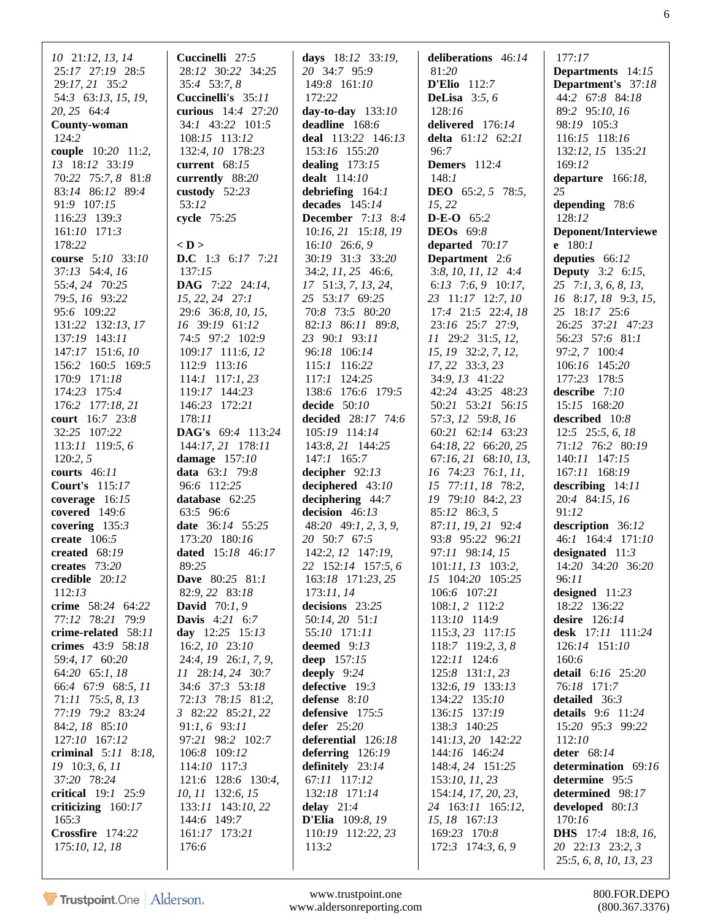10 21:12, 13, 14 25:17 27:19 28:5 29:17, 21 35:2 54:3 63:13, 15, 19, 20, 25 64:4
**County-woman** 124:2
**couple** 10:20 11:2, 13 18:12 33:19 70:22 75:7, 8 81:8 83:14 86:12 89:4 91:9 107:15 116:23 139:3 161:10 171:3 178:22
**course** 5:10 33:10 37:13 54:4, 16 55:4, 24 70:25 79:5, 16 93:22 95:6 109:22 131:22 132:13, 17 137:19 143:11 147:17 151:6, 10 156:2 160:5 169:5 170:9 171:18 174:23 175:4 176:2 177:18, 21
**court** 16:7 23:8 32:25 107:22 113:11 119:5, 6 120:2, 5
**courts** 46:11
**Court's** 115:17
**coverage** 16:15
**covered** 149:6
**covering** 135:3
**create** 106:5
**created** 68:19
**creates** 73:20
**credible** 20:12 112:13
**crime** 58:24 64:22 77:12 78:21 79:9
**crime-related** 58:11
**crimes** 43:9 58:18 59:4, 17 60:20 64:20 65:1, 18 66:4 67:9 68:5, 11 71:11 75:5, 8, 13 77:19 79:2 83:24 84:2, 18 85:10 127:10 167:12
**criminal** 5:11 8:18, 19 10:3, 6, 11 37:20 78:24
**critical** 19:1 25:9
**criticizing** 160:17 165:3
**Crossfire** 174:22 175:10, 12, 18
**Cuccinelli** 27:5 28:12 30:22 34:25 35:4 53:7, 8
**Cuccinelli's** 35:11
**curious** 14:4 27:20 34:1 43:22 101:5 108:15 113:12 132:4, 10 178:23
**current** 68:15
**currently** 88:20
**custody** 52:23 53:12
**cycle** 75:25

**< D >**
**D.C** 1:3 6:17 7:21 137:15
**DAG** 7:22 24:14, 15, 22, 24 27:1 29:6 36:8, 10, 15, 16 39:19 61:12 74:5 97:2 102:9 109:17 111:6, 12 112:9 113:16 114:1 117:1, 23 119:17 144:23 146:23 172:21 178:11
**DAG's** 69:4 113:24 144:17, 21 178:11
**damage** 157:10
**data** 63:1 79:8 96:6 112:25
**database** 62:25 63:5 96:6
**date** 36:14 55:25 173:20 180:16
**dated** 15:18 46:17 89:25
**Dave** 80:25 81:1 82:9, 22 83:18
**David** 70:1, 9
**Davis** 4:21 6:7
**day** 12:25 15:13 16:2, 10 23:10 24:4, 19 26:1, 7, 9, 11 28:14, 24 30:7 34:6 37:3 53:18 72:13 78:15 81:2, 3 82:22 85:21, 22 91:1, 6 93:11 97:21 98:2 102:7 106:8 109:12 114:10 117:3 121:6 128:6 130:4, 10, 11 132:6, 15 133:11 143:10, 22 144:6 149:7 161:17 173:21 176:6
**days** 18:12 33:19, 20 34:7 95:9 149:8 161:10 172:22
**day-to-day** 133:10
**deadline** 168:6
**deal** 113:22 146:13 153:16 155:20
**dealing** 173:15
**dealt** 114:10
**debriefing** 164:1
**decades** 145:14
**December** 7:13 8:4 10:16, 21 15:18, 19 16:10 26:6, 9 30:19 31:3 33:20 34:2, 11, 25 46:6, 17 51:3, 7, 13, 24, 25 53:17 69:25 70:8 73:5 80:20 82:13 86:11 89:8, 23 90:1 93:11 96:18 106:14 115:1 116:22 117:1 124:25 138:6 176:6 179:5
**decide** 50:10
**decided** 28:17 74:6 105:19 114:14 143:8, 21 144:25 147:1 165:7
**decipher** 92:13
**deciphered** 43:10
**deciphering** 44:7
**decision** 46:13 48:20 49:1, 2, 3, 9, 20 50:7 67:5 142:2, 12 147:19, 22 152:14 157:5, 6 163:18 171:23, 25 173:11, 14
**decisions** 23:25 50:14, 20 51:1 55:10 171:11
**deemed** 9:13
**deep** 157:15
**deeply** 9:24
**defective** 19:3
**defense** 8:10
**defensive** 175:5
**defer** 25:20
**deferential** 126:18
**deferring** 126:19
**definitely** 23:14 67:11 117:12 132:18 171:14
**delay** 21:4
**D'Elia** 109:8, 19 110:19 112:22, 23 113:2
**deliberations** 46:14 81:20
**D'Elio** 112:7
**DeLisa** 3:5, 6 128:16
**delivered** 176:14
**delta** 61:12 62:21 96:7
**Demers** 112:4 148:1
**DEO** 65:2, 5 78:5, 15, 22
**D-E-O** 65:2
**DEOs** 69:8
**departed** 70:17
**Department** 2:6 3:8, 10, 11, 12 4:4 6:13 7:6, 9 10:17, 23 11:17 12:7, 10 17:4 21:5 22:4, 18 23:16 25:7 27:9, 11 29:2 31:5, 12, 15, 19 32:2, 7, 12, 17, 22 33:3, 23 34:9, 13 41:22 42:24 43:25 48:23 50:21 53:21 56:15 57:3, 12 59:8, 16 60:21 62:14 63:23 64:18, 22 66:20, 25 67:16, 21 68:10, 13, 16 74:23 76:1, 11, 15 77:11, 18 78:2, 19 79:10 84:2, 23 85:12 86:3, 5 87:11, 19, 21 92:4 93:8 95:22 96:21 97:11 98:14, 15 101:11, 13 103:2, 15 104:20 105:25 106:6 107:21 108:1, 2 112:2 113:10 114:9 115:3, 23 117:15 118:7 119:2, 3, 8 122:11 124:6 125:8 131:1, 23 132:6, 19 133:13 134:22 135:10 136:15 137:19 138:3 140:25 141:13, 20 142:22 144:16 146:24 148:4, 24 151:25 153:10, 11, 23 154:14, 17, 20, 23, 24 163:11 165:12, 15, 18 167:13 169:23 170:8 172:3 174:3, 6, 9 177:17
**Departments** 14:15
**Department's** 37:18 44:2 67:8 84:18 89:2 95:10, 16 98:19 105:3 116:15 118:16 132:12, 15 135:21 169:12
**departure** 166:18, 25
**depending** 78:6 128:12
**Deponent/Interviewee** 180:1
**deputies** 66:12
**Deputy** 3:2 6:15, 25 7:1, 3, 6, 8, 13, 16 8:17, 18 9:3, 15, 25 18:17 25:6 26:25 37:21 47:23 56:23 57:6 81:1 97:2, 7 100:4 106:16 145:20 177:23 178:5
**describe** 7:10 15:15 168:20
**described** 10:8 12:5 25:5, 6, 18 71:12 76:2 80:19 140:11 147:15 167:11 168:19
**describing** 14:11 20:4 84:15, 16 91:12
**description** 36:12 46:1 164:4 171:10
**designated** 11:3 14:20 34:20 36:20 96:11
**designed** 11:23 18:22 136:22
**desire** 126:14
**desk** 17:11 111:24 126:14 151:10 160:6
**detail** 6:16 25:20 76:18 171:7
**detailed** 36:3
**details** 9:6 11:24 15:20 95:3 99:22 112:10
**deter** 68:14
**determination** 69:16
**determine** 95:5
**determined** 98:17
**developed** 80:13 170:16
**DHS** 17:4 18:8, 16, 20 22:13 23:2, 3 25:5, 6, 8, 10, 13, 23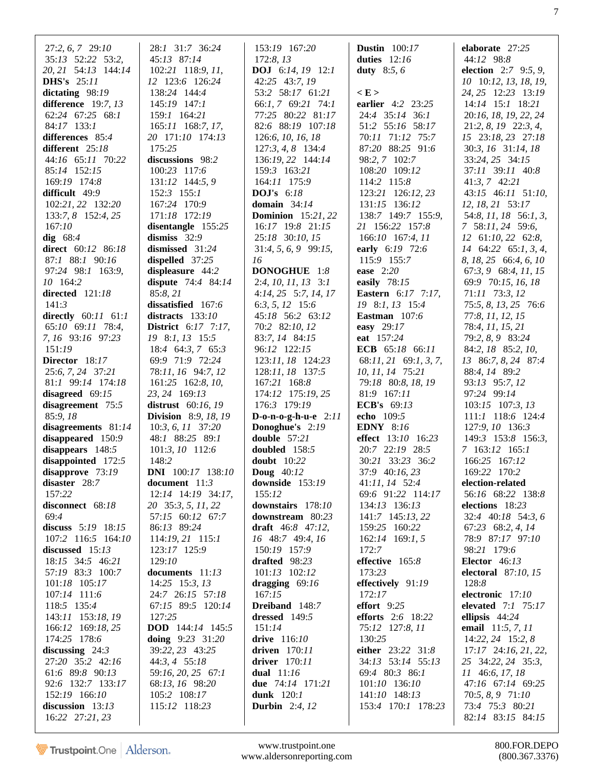27:2, *6, 7* 29:*10*
35:*13* 52:*22* 53:2,
*20, 21* 54:*13* 144:*14*
**DHS's** 25:*11*
**dictating** 98:*19*
**difference** 19:*7, 13*
62:*24* 67:*25* 68:1
84:*17* 133:*1*
**differences** 85:*4*
**different** 25:*18*
44:*16* 65:*11* 70:*22*
85:*14* 152:*15*
169:*19* 174:8
**difficult** 49:9
102:*21, 22* 132:*20*
133:*7, 8* 152:*4, 25*
167:*10*
**dig** 68:*4*
**direct** 60:*12* 86:*18*
87:*1* 88:*1* 90:*16*
97:*24* 98:*1* 163:9,
*10* 164:*2*
**directed** 121:*18*
141:*3*
**directly** 60:*11* 61:*1*
65:*10* 69:*11* 78:4,
*7, 16* 93:*16* 97:*23*
151:*19*
**Director** 18:*17*
25:*6, 7, 24* 37:*21*
81:*1* 99:*14* 174:*18*
**disagreed** 69:*15*
**disagreement** 75:5
85:*9, 18*
**disagreements** 81:*14*
**disappeared** 150:9
**disappears** 148:5
**disappointed** 172:5
**disapprove** 73:*19*
**disaster** 28:*7*
157:*22*
**disconnect** 68:*18*
69:*4*
**discuss** 5:*19* 18:*15*
107:2 116:5 164:*10*
**discussed** 15:*13*
18:*15* 34:5 46:*21*
57:*19* 83:3 100:*7*
101:*18* 105:*17*
107:*14* 111:6
118:5 135:*4*
143:*11* 153:*18, 19*
166:*12* 169:*18, 25*
174:*25* 178:6
**discussing** 24:3
27:*20* 35:2 42:*16*
61:6 89:8 90:*13*
92:6 132:*7* 133:*17*
152:*19* 166:*10*
**discussion** 13:*13*
16:*22* 27:*21, 23*
28:*1* 31:*7* 36:*24*
45:*13* 87:*14*
102:*21* 118:*9, 11,*
*12* 123:6 126:*24*
138:*24* 144:*4*
145:*19* 147:*1*
159:*1* 164:*21*
165:*11* 168:*7, 17,*
*20* 171:*10* 174:*13*
175:*25*
**discussions** 98:2
100:*23* 117:6
131:*12* 144:*5, 9*
152:3 155:*1*
167:*24* 170:9
171:*18* 172:*19*
**disentangle** 155:*25*
**dismiss** 32:9
**dismissed** 31:*24*
**dispelled** 37:*25*
**displeasure** 44:2
**dispute** 74:4 84:*14*
85:*8, 21*
**dissatisfied** 167:6
**distracts** 133:*10*
**distrust** 60:*16, 19*
**District** 6:*17* 7:*17,*
*19* 8:*1, 13* 15:5
18:*4* 64:*3, 7* 65:3
69:9 71:9 72:*24*
78:*11, 16* 94:*7, 12*
161:*25* 162:*8, 10,*
*23, 24* 169:*13*
**Division** 8:*9, 18, 19*
10:*3, 6, 11* 37:*20*
48:*1* 88:*25* 89:*1*
101:*3, 10* 112:6
148:2
**DNI** 100:*17* 138:*10*
**document** 11:3
12:*14* 14:*19* 34:*17,*
*20* 35:*3, 5, 11, 22*
57:*15* 60:*12* 67:*7*
86:*13* 89:*24*
114:*19, 21* 115:*1*
123:*17* 125:9
129:*10*
**documents** 11:*13*
14:*25* 15:*3, 13*
24:*7* 26:*15* 57:*18*
67:*15* 89:5 120:*14*
127:*25*
**DOD** 144:*14* 145:5
**doing** 9:*23* 31:*20*
39:*22, 23* 43:*25*
44:*3, 4* 55:*18*
59:*16, 20, 25* 67:*1*
68:*13, 16* 98:*20*
105:2 108:*17*
115:*12* 118:*23*
153:*19* 167:*20*
172:*8, 13*
**DOJ** 6:*14, 19* 12:*1*
42:*25* 43:*7, 19*
53:2 58:*17* 61:*21*
66:*1, 7* 69:*21* 74:*1*
77:*25* 80:*22* 81:*17*
82:6 88:*19* 107:*18*
126:*6, 10, 16, 18*
127:*3, 4, 8* 134:*4*
136:*19, 22* 144:*14*
159:3 163:*21*
164:*11* 175:9
**DOJ's** 6:*18*
**domain** 34:*14*
**Dominion** 15:*21, 22*
16:*17* 19:8 21:*15*
25:*18* 30:*10, 15*
31:*4, 5, 6, 9* 99:*15,*
*16*
**DONOGHUE** 1:8
2:*4, 10, 11, 13* 3:*1*
4:*14, 25* 5:*7, 14, 17*
6:*3, 5, 12* 15:6
45:*18* 56:2 63:*12*
70:2 82:*10, 12*
83:*7, 14* 84:*15*
96:*12* 122:*15*
123:*11, 18* 124:*23*
128:*11, 18* 137:5
167:*21* 168:8
174:*12* 175:*19, 25*
176:3 179:*19*
**D-o-n-o-g-h-u-e** 2:*11*
**Donoghue's** 2:*19*
**double** 57:*21*
**doubled** 158:5
**doubt** 10:*22*
**Doug** 40:*12*
**downside** 153:*19*
155:*12*
**downstairs** 178:*10*
**downstream** 80:*23*
**draft** 46:8 47:*12,*
*16* 48:*7* 49:*4, 16*
150:*19* 157:9
**drafted** 98:*23*
101:*13* 102:*12*
**dragging** 69:*16*
167:*15*
**Dreiband** 148:*7*
**dressed** 149:5
151:*14*
**drive** 116:*10*
**driven** 170:*11*
**driver** 170:*11*
**dual** 11:*16*
**due** 74:*14* 171:*21*
**dunk** 120:*1*
**Durbin** 2:*4, 12*
**Dustin** 100:*17*
**duties** 12:*16*
**duty** 8:*5, 6*

**< E >**
**earlier** 4:2 23:*25*
24:*4* 35:*14* 36:*1*
51:2 55:*16* 58:*17*
70:*11* 71:*12* 75:*7*
87:*20* 88:*25* 91:6
98:*2, 7* 102:*7*
108:*20* 109:*12*
114:2 115:8
123:*21* 126:*12, 23*
131:*15* 136:*12*
138:*7* 149:*7* 155:9,
*21* 156:*22* 157:8
166:*10* 167:*4, 11*
**early** 6:*19* 72:6
115:9 155:*7*
**ease** 2:*20*
**easily** 78:*15*
**Eastern** 6:*17* 7:*17,*
*19* 8:*1, 13* 15:*4*
**Eastman** 107:6
**easy** 29:*17*
**eat** 157:*24*
**ECB** 65:*18* 66:*11*
68:*11, 21* 69:*1, 3, 7,*
*10, 11, 14* 75:*21*
79:*18* 80:*8, 18, 19*
81:9 167:*11*
**ECB's** 69:*13*
**echo** 109:5
**EDNY** 8:*16*
**effect** 13:*10* 16:*23*
20:*7* 22:*19* 28:5
30:*21* 33:*23* 36:2
37:9 40:*16, 23*
41:*11, 14* 52:*4*
69:6 91:*22* 114:*17*
134:*13* 136:*13*
141:*7* 145:*13, 22*
159:*25* 160:*22*
162:*14* 169:*1, 5*
172:*7*
**effective** 165:8
173:*23*
**effectively** 91:*19*
172:*17*
**effort** 9:*25*
**efforts** 2:6 18:*22*
75:*12* 127:*8, 11*
130:*25*
**either** 23:*22* 31:8
34:*13* 53:*14* 55:*13*
69:*4* 80:3 86:*1*
101:*10* 136:*10*
141:*10* 148:*13*
153:*4* 170:*1* 178:*23*
**elaborate** 27:*25*
44:*12* 98:8
**election** 2:*7* 9:*5, 9,*
*10* 10:*12, 13, 18, 19,*
*24, 25* 12:*23* 13:*19*
14:*14* 15:*1* 18:*21*
20:*16, 18, 19, 22, 24*
21:*2, 8, 19* 22:*3, 4,*
*15* 23:*18, 23* 27:*18*
30:*3, 16* 31:*14, 18*
33:*24, 25* 34:*15*
37:*11* 39:*11* 40:8
41:*3, 7* 42:*21*
43:*15* 46:*11* 51:*10,*
*12, 18, 21* 53:*17*
54:*8, 11, 18* 56:*1, 3,*
*7* 58:*11, 24* 59:*6,*
*12* 61:*10, 22* 62:*8,*
*14* 64:*22* 65:*1, 3, 4,*
*8, 18, 25* 66:*4, 6, 10*
67:*3, 9* 68:*4, 11, 15*
69:9 70:*15, 16, 18*
71:*11* 73:*3, 12*
75:*5, 8, 13, 25* 76:6
77:*8, 11, 12, 15*
78:*4, 11, 15, 21*
79:*2, 8, 9* 83:*24*
84:*2, 18* 85:*2, 10,*
*13* 86:*7, 8, 24* 87:*4*
88:*4, 14* 89:2
93:*13* 95:*7, 12*
97:*24* 99:*14*
103:*15* 107:*3, 13*
111:*1* 118:6 124:*4*
127:*9, 10* 136:3
149:3 153:8 156:*3,*
*7* 163:*12* 165:*1*
166:*25* 167:*12*
169:*22* 170:2
**election-related**
56:*16* 68:*22* 138:8
**elections** 18:*23*
32:*4* 40:*18* 54:*3, 6*
67:*23* 68:*2, 4, 14*
78:9 87:*17* 97:*10*
98:*21* 179:6
**Elector** 46:*13*
**electoral** 87:*10, 15*
128:8
**electronic** 17:*10*
**elevated** 7:*1* 75:*17*
**ellipsis** 44:*24*
**email** 11:*5, 7, 11*
14:*22, 24* 15:*2, 8*
17:*17* 24:*16, 21, 22,*
*25* 34:*22, 24* 35:*3,*
*11* 46:*6, 17, 18*
47:*16* 67:*14* 69:*25*
70:*5, 8, 9* 71:*10*
73:*4* 75:3 80:*21*
82:*14* 83:*15* 84:*15*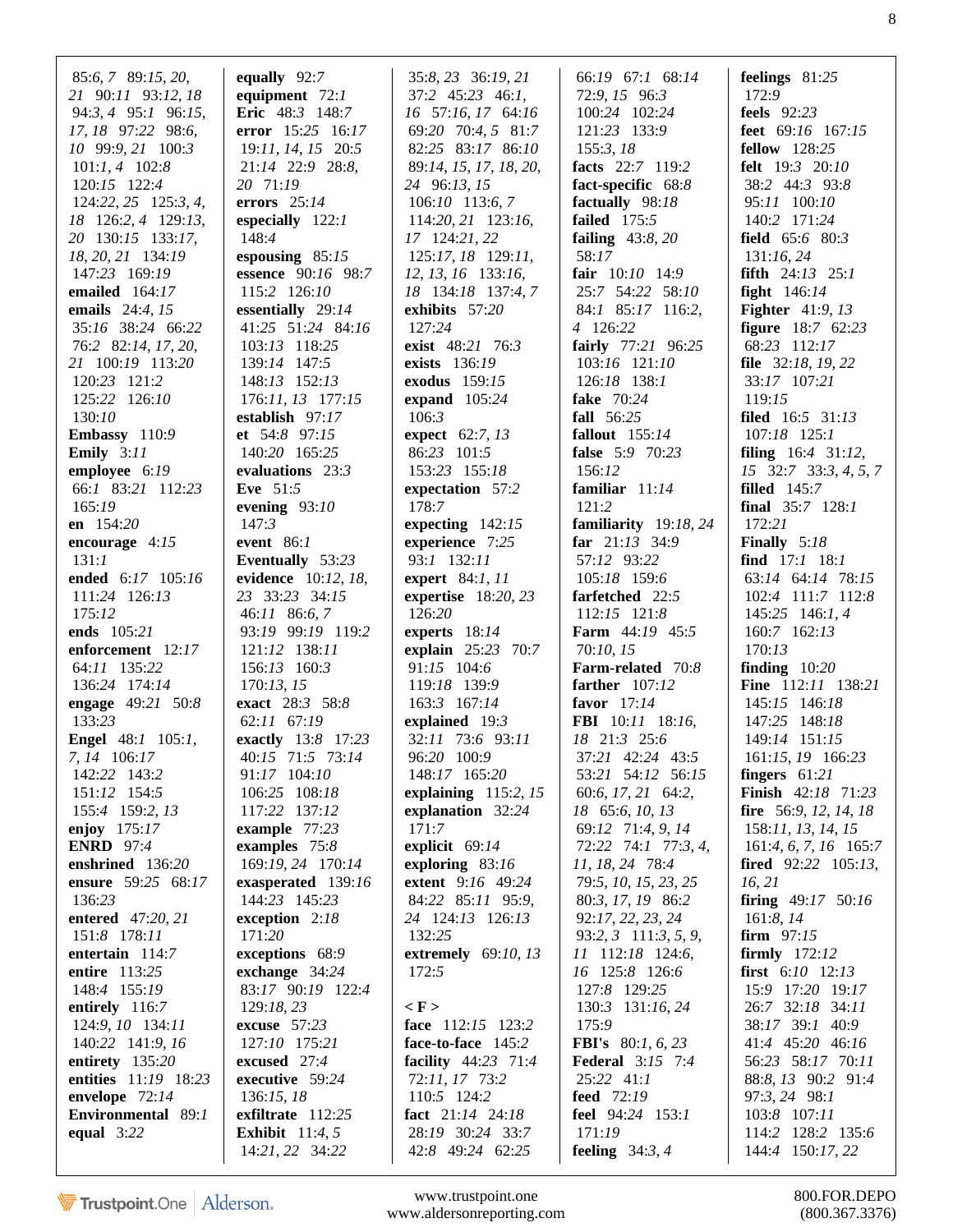85:*6, 7* 89:*15, 20, 21* 90:*11* 93:*12, 18* 94:*3, 4* 95:*1* 96:*15, 17, 18* 97:*22* 98:*6, 10* 99:*9, 21* 100:3 101:*1, 4* 102:*8* 120:*15* 122:*4* 124:*22, 25* 125:*3, 4, 18* 126:*2, 4* 129:*13, 20* 130:*15* 133:*17, 18, 20, 21* 134:*19* 147:*23* 169:*19*
**emailed** 164:*17*
**emails** 24:*4, 15* 35:*16* 38:*24* 66:*22* 76:*2* 82:*14, 17, 20, 21* 100:*19* 113:*20* 120:*23* 121:*2* 125:*22* 126:*10* 130:*10*
**Embassy** 110:9
**Emily** 3:*11*
**employee** 6:*19* 66:*1* 83:*21* 112:*23* 165:*19*
**en** 154:*20*
**encourage** 4:*15* 131:*1*
**ended** 6:*17* 105:*16* 111:*24* 126:*13* 175:*12*
**ends** 105:*21*
**enforcement** 12:*17* 64:*11* 135:*22* 136:*24* 174:*14*
**engage** 49:*21* 50:*8* 133:*23*
**Engel** 48:*1* 105:*1, 7, 14* 106:*17* 142:*22* 143:2 151:*12* 154:5 155:*4* 159:*2, 13*
**enjoy** 175:*17*
**ENRD** 97:*4*
**enshrined** 136:*20*
**ensure** 59:*25* 68:*17* 136:*23*
**entered** 47:*20, 21* 151:*8* 178:*11*
**entertain** 114:*7*
**entire** 113:*25* 148:*4* 155:*19*
**entirely** 116:*7* 124:*9, 10* 134:*11* 140:*22* 141:*9, 16*
**entirety** 135:*20*
**entities** 11:*19* 18:*23*
**envelope** 72:*14*
**Environmental** 89:*1*
**equal** 3:*22*
**equally** 92:*7*
**equipment** 72:*1*
**Eric** 48:3 148:*7*
**error** 15:*25* 16:*17* 19:*11, 14, 15* 20:5 21:*14* 22:9 28:*8, 20* 71:*19*
**errors** 25:*14*
**especially** 122:*1* 148:*4*
**espousing** 85:*15*
**essence** 90:*16* 98:*7* 115:*2* 126:*10*
**essentially** 29:*14* 41:*25* 51:*24* 84:*16* 103:*13* 118:*25* 139:*14* 147:5 148:*13* 152:*13* 176:*11, 13* 177:*15*
**establish** 97:*17*
**et** 54:*8* 97:*15* 140:*20* 165:*25*
**evaluations** 23:3
**Eve** 51:5
**evening** 93:*10* 147:3
**event** 86:*1*
**Eventually** 53:*23*
**evidence** 10:*12, 18, 23* 33:*23* 34:*15* 46:*11* 86:*6, 7* 93:*19* 99:*19* 119:2 121:*12* 138:*11* 156:*13* 160:3 170:*13, 15*
**exact** 28:3 58:*8* 62:*11* 67:*19*
**exactly** 13:*8* 17:*23* 40:*15* 71:5 73:*14* 91:*17* 104:*10* 106:*25* 108:*18* 117:*22* 137:*12*
**example** 77:*23*
**examples** 75:*8* 169:*19, 24* 170:*14*
**exasperated** 139:*16* 144:*23* 145:*23*
**exception** 2:*18* 171:*20*
**exceptions** 68:9
**exchange** 34:*24* 83:*17* 90:*19* 122:*4* 129:*18, 23*
**excuse** 57:*23* 127:*10* 175:*21*
**excused** 27:*4*
**executive** 59:*24* 136:*15, 18*
**exfiltrate** 112:*25*
**Exhibit** 11:*4, 5* 14:*21, 22* 34:*22*
35:*8, 23* 36:*19, 21* 37:2 45:*23* 46:*1, 16* 57:*16, 17* 64:*16* 69:*20* 70:*4, 5* 81:*7* 82:*25* 83:*17* 86:*10* 89:*14, 15, 17, 18, 20, 24* 96:*13, 15* 106:*10* 113:*6, 7* 114:*20, 21* 123:*16, 17* 124:*21, 22* 125:*17, 18* 129:*11, 12, 13, 16* 133:*16, 18* 134:*18* 137:*4, 7*
**exhibits** 57:*20* 127:*24*
**exist** 48:*21* 76:3
**exists** 136:*19*
**exodus** 159:*15*
**expand** 105:*24* 106:3
**expect** 62:*7, 13* 86:*23* 101:5 153:*23* 155:*18*
**expectation** 57:2 178:*7*
**expecting** 142:*15*
**experience** 7:*25* 93:*1* 132:*11*
**expert** 84:*1, 11*
**expertise** 18:*20, 23* 126:*20*
**experts** 18:*14*
**explain** 25:*23* 70:*7* 91:*15* 104:6 119:*18* 139:9 163:3 167:*14*
**explained** 19:3 32:*11* 73:6 93:*11* 96:*20* 100:9 148:*17* 165:*20*
**explaining** 115:*2, 15*
**explanation** 32:*24* 171:*7*
**explicit** 69:*14*
**exploring** 83:*16*
**extent** 9:*16* 49:*24* 84:*22* 85:*11* 95:*9, 24* 124:*13* 126:*13* 132:*25*
**extremely** 69:*10, 13* 172:5

**< F >**
**face** 112:*15* 123:2
**face-to-face** 145:2
**facility** 44:*23* 71:*4* 72:*11, 17* 73:2 110:5 124:2
**fact** 21:*14* 24:*18* 28:*19* 30:*24* 33:*7* 42:*8* 49:*24* 62:*25*
66:*19* 67:*1* 68:*14* 72:*9, 15* 96:3 100:*24* 102:*24* 121:*23* 133:9 155:*3, 18*
**facts** 22:*7* 119:2
**fact-specific** 68:*8*
**factually** 98:*18*
**failed** 175:5
**failing** 43:*8, 20* 58:*17*
**fair** 10:*10* 14:9 25:*7* 54:*22* 58:*10* 84:*1* 85:*17* 116:*2, 4* 126:*22*
**fairly** 77:*21* 96:*25* 103:*16* 121:*10* 126:*18* 138:*1*
**fake** 70:*24*
**fall** 56:*25*
**fallout** 155:*14*
**false** 5:9 70:*23* 156:*12*
**familiar** 11:*14* 121:2
**familiarity** 19:*18, 24*
**far** 21:*13* 34:9 57:*12* 93:*22* 105:*18* 159:6
**farfetched** 22:5 112:*15* 121:*8*
**Farm** 44:*19* 45:5 70:*10, 15*
**Farm-related** 70:*8*
**farther** 107:*12*
**favor** 17:*14*
**FBI** 10:*11* 18:*16, 18* 21:3 25:6 37:*21* 42:*24* 43:5 53:*21* 54:*12* 56:*15* 60:*6, 17, 21* 64:*2, 18* 65:*6, 10, 13* 69:*12* 71:*4, 9, 14* 72:*22* 74:*1* 77:*3, 4, 11, 18, 24* 78:*4* 79:*5, 10, 15, 23, 25* 80:*3, 17, 19* 86:2 92:*17, 22, 23, 24* 93:*2, 3* 111:*3, 5, 9, 11* 112:*18* 124:*6, 16* 125:*8* 126:*6* 127:*8* 129:*25* 130:3 131:*16, 24* 175:9
**FBI's** 80:*1, 6, 23*
**Federal** 3:*15* 7:*4* 25:*22* 41:*1*
**feed** 72:*19*
**feel** 94:*24* 153:*1* 171:*19*
**feeling** 34:*3, 4*
**feelings** 81:*25* 172:9
**feels** 92:*23*
**feet** 69:*16* 167:*15*
**fellow** 128:*25*
**felt** 19:3 20:*10* 38:2 44:3 93:*8* 95:*11* 100:*10* 140:2 171:*24*
**field** 65:6 80:3 131:*16, 24*
**fifth** 24:*13* 25:*1*
**fight** 146:*14*
**Fighter** 41:*9, 13*
**figure** 18:*7* 62:*23* 68:*23* 112:*17*
**file** 32:*18, 19, 22* 33:*17* 107:*21* 119:*15*
**filed** 16:5 31:*13* 107:*18* 125:*1*
**filing** 16:*4* 31:*12, 15* 32:*7* 33:*3, 4, 5, 7*
**filled** 145:*7*
**final** 35:*7* 128:*1* 172:*21*
**Finally** 5:*18*
**find** 17:*1* 18:*1* 63:*14* 64:*14* 78:*15* 102:*4* 111:*7* 112:*8* 145:*25* 146:*1, 4* 160:*7* 162:*13* 170:*13*
**finding** 10:*20*
**Fine** 112:*11* 138:*21* 145:*15* 146:*18* 147:*25* 148:*18* 149:*14* 151:*15* 161:*15, 19* 166:*23*
**fingers** 61:*21*
**Finish** 42:*18* 71:*23*
**fire** 56:9*, 12, 14, 18* 158:*11, 13, 14, 15* 161:*4, 6, 7, 16* 165:*7*
**fired** 92:*22* 105:*13, 16, 21*
**firing** 49:*17* 50:*16* 161:*8, 14*
**firm** 97:*15*
**firmly** 172:*12*
**first** 6:*10* 12:*13* 15:9 17:*20* 19:*17* 26:*7* 32:*18* 34:*11* 38:*17* 39:*1* 40:9 41:*4* 45:*20* 46:*16* 56:*23* 58:*17* 70:*11* 88:*8, 13* 90:2 91:*4* 97:*3, 24* 98:*1* 103:*8* 107:*11* 114:2 128:2 135:6 144:*4* 150:*17, 22*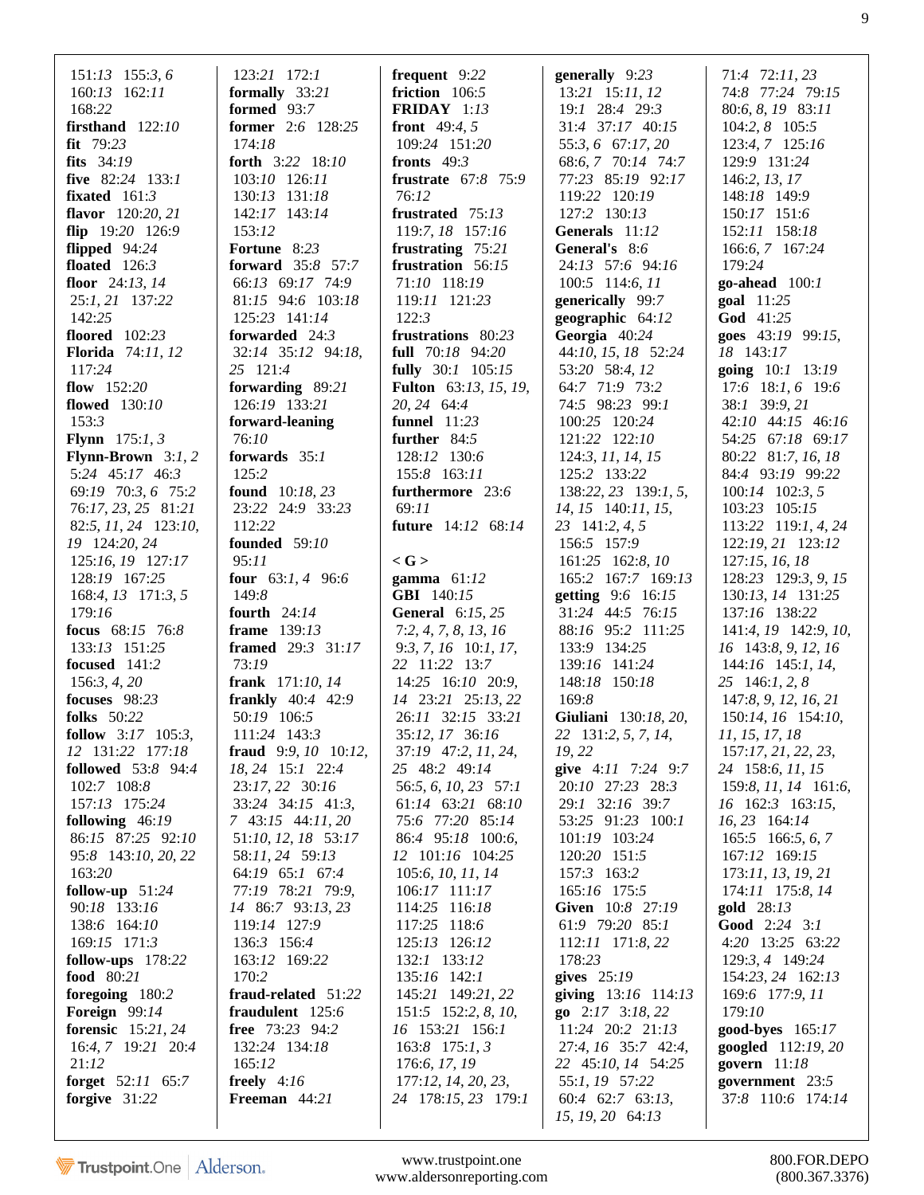151:*13* 155:3, *6*
160:*13* 162:*11*
168:*22*
**firsthand** 122:*10*
**fit** 79:*23*
**fits** 34:*19*
**five** 82:*24* 133:*1*
**fixated** 161:3
**flavor** 120:*20*, *21*
**flip** 19:*20* 126:9
**flipped** 94:*24*
**floated** 126:3
**floor** 24:*13*, *14*
25:*1*, *21* 137:*22*
142:*25*
**floored** 102:*23*
**Florida** 74:*11*, *12*
117:*24*
**flow** 152:*20*
**flowed** 130:*10*
153:3
**Flynn** 175:*1*, *3*
**Flynn-Brown** 3:*1*, *2*
5:*24* 45:*17* 46:3
69:*19* 70:3, *6* 75:2
76:*17*, *23*, *25* 81:*21*
82:5, *11*, *24* 123:*10*,
*19* 124:*20*, *24*
125:*16*, *19* 127:*17*
128:*19* 167:*25*
168:4, *13* 171:3, *5*
179:*16*
**focus** 68:*15* 76:8
133:*13* 151:*25*
**focused** 141:2
156:3, *4*, *20*
**focuses** 98:*23*
**folks** 50:*22*
**follow** 3:*17* 105:3,
*12* 131:*22* 177:*18*
**followed** 53:8 94:4
102:7 108:8
157:*13* 175:*24*
**following** 46:*19*
86:*15* 87:*25* 92:*10*
95:8 143:*10*, *20*, *22*
163:*20*
**follow-up** 51:*24*
90:*18* 133:*16*
138:6 164:*10*
169:*15* 171:3
**follow-ups** 178:*22*
**food** 80:*21*
**foregoing** 180:2
**Foreign** 99:*14*
**forensic** 15:*21*, *24*
16:4, *7* 19:*21* 20:4
21:*12*
**forget** 52:*11* 65:7
**forgive** 31:*22*

123:*21* 172:*1*
**formally** 33:*21*
**formed** 93:7
**former** 2:6 128:*25*
174:*18*
**forth** 3:*22* 18:*10*
103:*10* 126:*11*
130:*13* 131:*18*
142:*17* 143:*14*
153:*12*
**Fortune** 8:*23*
**forward** 35:8 57:7
66:*13* 69:*17* 74:9
81:*15* 94:6 103:*18*
125:*23* 141:*14*
**forwarded** 24:3
32:*14* 35:*12* 94:*18*,
*25* 121:4
**forwarding** 89:*21*
126:*19* 133:*21*
**forward-leaning**
76:*10*
**forwards** 35:*1*
125:2
**found** 10:*18*, *23*
23:*22* 24:9 33:*23*
112:*22*
**founded** 59:*10*
95:*11*
**four** 63:*1*, *4* 96:6
149:8
**fourth** 24:*14*
**frame** 139:*13*
**framed** 29:3 31:*17*
73:*19*
**frank** 171:*10*, *14*
**frankly** 40:4 42:9
50:*19* 106:5
111:*24* 143:3
**fraud** 9:9, *10* 10:*12*,
*18*, *24* 15:*1* 22:4
23:*17*, *22* 30:*16*
33:*24* 34:*15* 41:3,
*7* 43:*15* 44:*11*, *20*
51:*10*, *12*, *18* 53:*17*
58:*11*, *24* 59:*13*
64:*19* 65:*1* 67:4
77:*19* 78:*21* 79:9,
*14* 86:7 93:*13*, *23*
119:*14* 127:9
136:3 156:4
163:*12* 169:*22*
170:2
**fraud-related** 51:*22*
**fraudulent** 125:6
**free** 73:*23* 94:2
132:*24* 134:*18*
165:*12*
**freely** 4:*16*
**Freeman** 44:*21*

**frequent** 9:*22*
**friction** 106:5
**FRIDAY** 1:*13*
**front** 49:4, *5*
109:*24* 151:*20*
**fronts** 49:3
**frustrate** 67:*8* 75:9
76:*12*
**frustrated** 75:*13*
119:7, *18* 157:*16*
**frustrating** 75:*21*
**frustration** 56:*15*
71:*10* 118:*19*
119:*11* 121:*23*
122:3
**frustrations** 80:*23*
**full** 70:*18* 94:*20*
**fully** 30:*1* 105:*15*
**Fulton** 63:*13*, *15*, *19*,
*20*, *24* 64:4
**funnel** 11:*23*
**further** 84:5
128:*12* 130:6
155:*8* 163:*11*
**furthermore** 23:6
69:*11*
**future** 14:*12* 68:*14*

**< G >**
**gamma** 61:*12*
**GBI** 140:*15*
**General** 6:*15*, *25*
7:2, *4*, *7*, *8*, *13*, *16*
9:3, *7*, *16* 10:*1*, *17*,
*22* 11:*22* 13:7
14:*25* 16:*10* 20:9,
*14* 23:*21* 25:*13*, *22*
26:*11* 32:*15* 33:*21*
35:*12*, *17* 36:*16*
37:*19* 47:2, *11*, *24*,
*25* 48:2 49:*14*
56:5, *6*, *10*, *23* 57:*1*
61:*14* 63:*21* 68:*10*
75:6 77:*20* 85:*14*
86:4 95:*18* 100:6,
*12* 101:*16* 104:*25*
105:6, *10*, *11*, *14*
106:*17* 111:*17*
114:*25* 116:*18*
117:*25* 118:6
125:*13* 126:*12*
132:*1* 133:*12*
135:*16* 142:*1*
145:*21* 149:*21*, *22*
151:5 152:2, *8*, *10*,
*16* 153:*21* 156:*1*
163:*8* 175:*1*, *3*
176:6, *17*, *19*
177:*12*, *14*, *20*, *23*,
*24* 178:*15*, *23* 179:*1*

**generally** 9:*23*
13:*21* 15:*11*, *12*
19:*1* 28:4 29:3
31:4 37:*17* 40:*15*
55:3, *6* 67:*17*, *20*
68:6, *7* 70:*14* 74:7
77:*23* 85:*19* 92:*17*
119:*22* 120:*19*
127:2 130:*13*
**Generals** 11:*12*
**General's** 8:6
24:*13* 57:6 94:*16*
100:5 114:6, *11*
**generically** 99:7
**geographic** 64:*12*
**Georgia** 40:*24*
44:*10*, *15*, *18* 52:*24*
53:*20* 58:4, *12*
64:7 71:9 73:2
74:5 98:*23* 99:*1*
100:*25* 120:*24*
121:*22* 122:*10*
124:3, *11*, *14*, *15*
125:2 133:*22*
138:*22*, *23* 139:*1*, *5*,
*14*, *15* 140:*11*, *15*,
*23* 141:2, *4*, *5*
156:5 157:9
161:*25* 162:*8*, *10*
165:2 167:7 169:*13*
**getting** 9:6 16:*15*
31:*24* 44:5 76:*15*
88:*16* 95:2 111:*25*
133:9 134:*25*
139:*16* 141:*24*
148:*18* 150:*18*
169:*8*
**Giuliani** 130:*18*, *20*,
*22* 131:2, *5*, *7*, *14*,
*19*, *22*
**give** 4:*11* 7:*24* 9:7
20:*10* 27:*23* 28:3
29:*1* 32:*16* 39:7
53:*25* 91:*23* 100:*1*
101:*19* 103:*24*
120:*20* 151:5
157:3 163:2
165:*16* 175:5
**Given** 10:*8* 27:*19*
61:9 79:*20* 85:*1*
112:*11* 171:*8*, *22*
178:*23*
**gives** 25:*19*
**giving** 13:*16* 114:*13*
**go** 2:*17* 3:*18*, *22*
11:*24* 20:2 21:*13*
27:4, *16* 35:7 42:4,
*22* 45:*10*, *14* 54:*25*
55:*1*, *19* 57:*22*
60:4 62:7 63:*13*,
*15*, *19*, *20* 64:*13*

71:4 72:*11*, *23*
74:8 77:*24* 79:*15*
80:6, *8*, *19* 83:*11*
104:2, *8* 105:5
123:4, *7* 125:*16*
129:9 131:*24*
146:2, *13*, *17*
148:*18* 149:9
150:*17* 151:6
152:*11* 158:*18*
166:6, *7* 167:*24*
179:*24*
**go-ahead** 100:*1*
**goal** 11:*25*
**God** 41:*25*
**goes** 43:*19* 99:*15*,
*18* 143:*17*
**going** 10:*1* 13:*19*
17:6 18:*1*, *6* 19:6
38:*1* 39:9, *21*
42:*10* 44:*15* 46:*16*
54:*25* 67:*18* 69:*17*
80:*22* 81:7, *16*, *18*
84:4 93:*19* 99:*22*
100:*14* 102:3, *5*
103:*23* 105:*15*
113:*22* 119:*1*, *4*, *24*
122:*19*, *21* 123:*12*
127:*15*, *16*, *18*
128:*23* 129:3, *9*, *15*
130:*13*, *14* 131:*25*
137:*16* 138:*22*
141:*4*, *19* 142:9, *10*,
*16* 143:*8*, *9*, *12*, *16*
144:*16* 145:*1*, *14*,
*25* 146:*1*, *2*, *8*
147:*8*, *9*, *12*, *16*, *21*
150:*14*, *16* 154:*10*,
*11*, *15*, *17*, *18*
157:*17*, *21*, *22*, *23*,
*24* 158:6, *11*, *15*
159:*8*, *11*, *14* 161:6,
*16* 162:3 163:*15*,
*16*, *23* 164:*14*
165:5 166:5, *6*, *7*
167:*12* 169:*15*
173:*11*, *13*, *19*, *21*
174:*11* 175:*8*, *14*
**gold** 28:*13*
**Good** 2:*24* 3:*1*
4:*20* 13:*25* 63:*22*
129:3, *4* 149:*24*
154:*23*, *24* 162:*13*
169:6 177:9, *11*
179:*10*
**good-byes** 165:*17*
**googled** 112:*19*, *20*
**govern** 11:*18*
**government** 23:5
37:*8* 110:6 174:*14*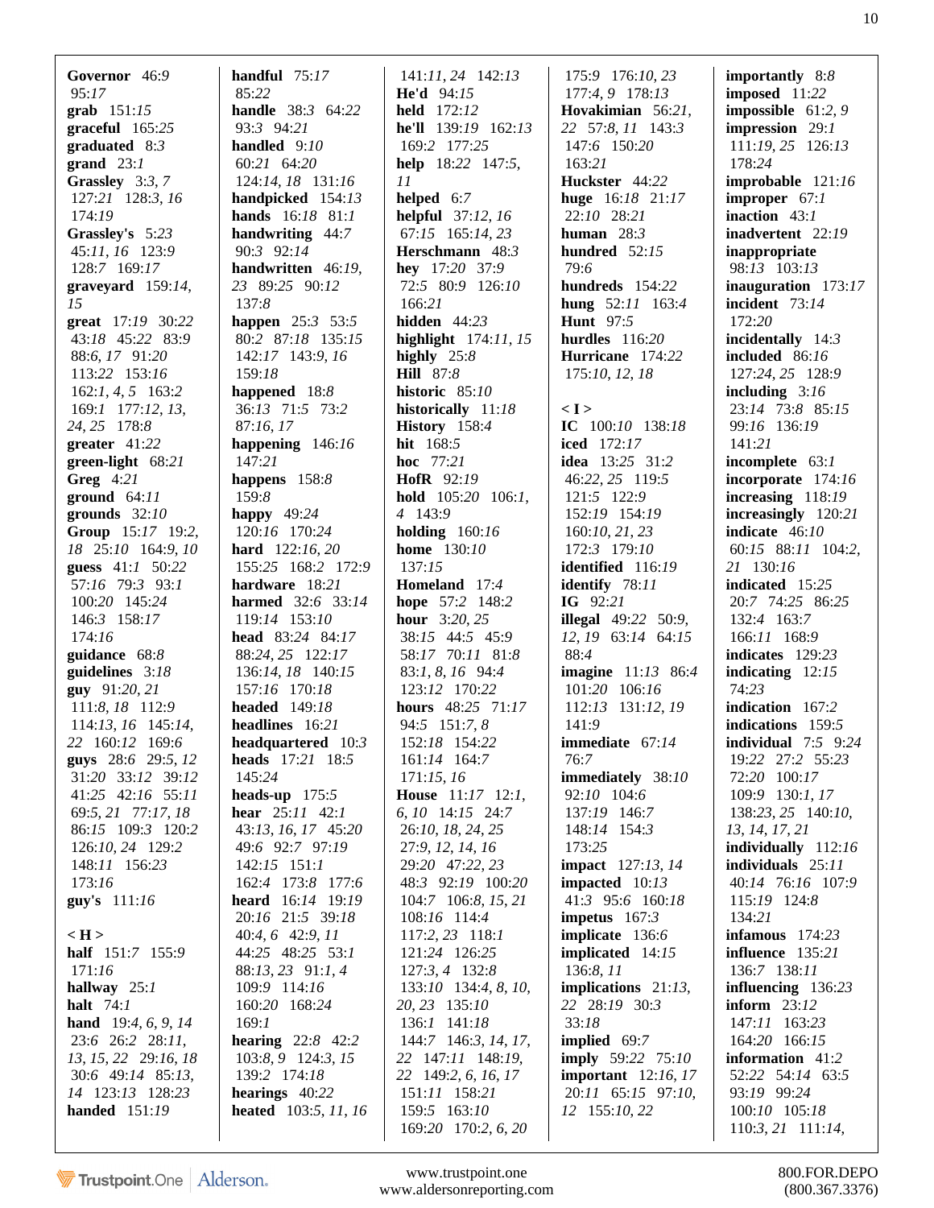**Governor** 46:9 95:*17*
**grab** 151:*15*
**graceful** 165:*25*
**graduated** 8:3
**grand** 23:*1*
**Grassley** 3:3, *7* 127:*21* 128:3, *16* 174:19
**Grassley's** 5:*23* 45:*11*, *16* 123:9 128:7 169:*17*
**graveyard** 159:*14*, *15*
**great** 17:*19* 30:*22* 43:*18* 45:22 83:9 88:*6*, *17* 91:*20* 113:*22* 153:*16* 162:*1*, *4*, *5* 163:2 169:*1* 177:*12*, *13*, *24*, *25* 178:*8*
**greater** 41:*22*
**green-light** 68:*21*
**Greg** 4:*21*
**ground** 64:*11*
**grounds** 32:*10*
**Group** 15:*17* 19:2, *18* 25:*10* 164:9, *10*
**guess** 41:*1* 50:*22* 57:*16* 79:3 93:1 100:*20* 145:*24* 146:3 158:*17* 174:*16*
**guidance** 68:*8*
**guidelines** 3:*18*
**guy** 91:*20*, *21* 111:*8*, *18* 112:9 114:*13*, *16* 145:*14*, *22* 160:*12* 169:6
**guys** 28:6 29:5, *12* 31:*20* 33:*12* 39:*12* 41:*25* 42:*16* 55:*11* 69:5, *21* 77:*17*, *18* 86:*15* 109:3 120:2 126:*10*, *24* 129:2 148:*11* 156:*23* 173:*16*
**guy's** 111:*16*

**< H >**
**half** 151:7 155:9 171:*16*
**hallway** 25:*1*
**halt** 74:*1*
**hand** 19:*4*, *6*, *9*, *14* 23:6 26:2 28:*11*, *13*, *15*, *22* 29:*16*, *18* 30:6 49:*14* 85:*13*, *14* 123:*13* 128:*23*
**handed** 151:*19*
**handful** 75:*17* 85:*22*
**handle** 38:3 64:*22* 93:3 94:*21*
**handled** 9:*10* 60:*21* 64:*20* 124:*14*, *18* 131:*16*
**handpicked** 154:*13*
**hands** 16:*18* 81:*1*
**handwriting** 44:7 90:3 92:*14*
**handwritten** 46:*19*, *23* 89:*25* 90:*12* 137:*8*
**happen** 25:3 53:5 80:2 87:*18* 135:*15* 142:*17* 143:9, *16* 159:*18*
**happened** 18:*8* 36:*13* 71:5 73:2 87:*16*, *17*
**happening** 146:*16* 147:*21*
**happens** 158:*8* 159:*8*
**happy** 49:*24* 120:*16* 170:*24*
**hard** 122:*16*, *20* 155:*25* 168:2 172:9
**hardware** 18:*21*
**harmed** 32:6 33:*14* 119:*14* 153:*10*
**head** 83:*24* 84:*17* 88:*24*, *25* 122:*17* 136:*14*, *18* 140:*15* 157:*16* 170:*18*
**headed** 149:*18*
**headlines** 16:*21*
**headquartered** 10:3
**heads** 17:*21* 18:5 145:*24*
**heads-up** 175:5
**hear** 25:*11* 42:*1* 43:*13*, *16*, *17* 45:*20* 49:6 92:7 97:*19* 142:*15* 151:*1* 162:4 173:*8* 177:6
**heard** 16:*14* 19:*19* 20:*16* 21:5 39:*18* 40:*4*, *6* 42:9, *11* 44:25 48:25 53:*1* 88:*13*, *23* 91:*1*, *4* 109:9 114:*16* 160:*20* 168:*24* 169:*1*
**hearing** 22:*8* 42:2 103:*8*, *9* 124:3, *15* 139:2 174:*18*
**hearings** 40:*22*
**heated** 103:*5*, *11*, *16*
141:*11*, *24* 142:*13*
**He'd** 94:*15*
**held** 172:*12*
**he'll** 139:*19* 162:*13* 169:2 177:*25*
**help** 18:*22* 147:5, *11*
**helped** 6:7
**helpful** 37:*12*, *16* 67:*15* 165:*14*, *23*
**Herschmann** 48:3
**hey** 17:*20* 37:9 72:5 80:9 126:*10* 166:*21*
**hidden** 44:*23*
**highlight** 174:*11*, *15*
**highly** 25:*8*
**Hill** 87:*8*
**historic** 85:*10*
**historically** 11:*18*
**History** 158:4
**hit** 168:5
**hoc** 77:*21*
**HofR** 92:*19*
**hold** 105:*20* 106:*1*, *4* 143:9
**holding** 160:*16*
**home** 130:*10* 137:*15*
**Homeland** 17:4
**hope** 57:2 148:2
**hour** 3:*20*, *25* 38:*15* 44:5 45:9 58:*17* 70:*11* 81:*8* 83:*1*, *8*, *16* 94:4 123:*12* 170:*22*
**hours** 48:*25* 71:*17* 94:5 151:*7*, *8* 152:*18* 154:*22* 161:*14* 164:7 171:*15*, *16*
**House** 11:*17* 12:*1*, *6*, *10* 14:*15* 24:7 26:*10*, *18*, *24*, *25* 27:9, *12*, *14*, *16* 29:*20* 47:*22*, *23* 48:3 92:*19* 100:*20* 104:7 106:*8*, *15*, *21* 108:*16* 114:4 117:*2*, *23* 118:*1* 121:*24* 126:*25* 127:*3*, *4* 132:*8* 133:*10* 134:*4*, *8*, *10*, *20*, *23* 135:*10* 136:*1* 141:*18* 144:7 146:*3*, *14*, *17*, *22* 147:*11* 148:*19*, *22* 149:*2*, *6*, *16*, *17* 151:*11* 158:*21* 159:5 163:*10* 169:*20* 170:*2*, *6*, *20*
175:9 176:*10*, *23* 177:*4*, *9* 178:*13*
**Hovakimian** 56:*21*, *22* 57:*8*, *11* 143:3 147:6 150:*20* 163:*21*
**Huckster** 44:*22*
**huge** 16:*18* 21:*17* 22:*10* 28:*21*
**human** 28:3
**hundred** 52:*15* 79:6
**hundreds** 154:*22*
**hung** 52:*11* 163:4
**Hunt** 97:5
**hurdles** 116:*20*
**Hurricane** 174:*22* 175:*10*, *12*, *18*

**< I >**
**IC** 100:*10* 138:*18*
**iced** 172:*17*
**idea** 13:*25* 31:2 46:*22*, *25* 119:5 121:5 122:9 152:*19* 154:*19* 160:*10*, *21*, *23* 172:3 179:*10*
**identified** 116:*19*
**identify** 78:*11*
**IG** 92:*21*
**illegal** 49:*22* 50:9, *12*, *19* 63:*14* 64:*15* 88:4
**imagine** 11:*13* 86:4 101:*20* 106:*16* 112:*13* 131:*12*, *19* 141:9
**immediate** 67:*14* 76:7
**immediately** 38:*10* 92:*10* 104:6 137:*19* 146:7 148:*14* 154:3 173:*25*
**impact** 127:*13*, *14*
**impacted** 10:*13* 41:3 95:6 160:*18*
**impetus** 167:3
**implicate** 136:6
**implicated** 14:*15* 136:*8*, *11*
**implications** 21:*13*, *22* 28:*19* 30:3 33:*18*
**implied** 69:7
**imply** 59:*22* 75:*10*
**important** 12:*16*, *17* 20:*11* 65:*15* 97:*10*, *12* 155:*10*, *22*
**importantly** 8:*8*
**imposed** 11:*22*
**impossible** 61:*2*, *9*
**impression** 29:*1* 111:*19*, *25* 126:*13* 178:*24*
**improbable** 121:*16*
**improper** 67:*1*
**inaction** 43:*1*
**inadvertent** 22:*19*
**inappropriate** 98:*13* 103:*13*
**inauguration** 173:*17*
**incident** 73:*14* 172:*20*
**incidentally** 14:3
**included** 86:*16* 127:*24*, *25* 128:9
**including** 3:*16* 23:*14* 73:*8* 85:*15* 99:*16* 136:*19* 141:*21*
**incomplete** 63:*1*
**incorporate** 174:*16*
**increasing** 118:*19*
**increasingly** 120:*21*
**indicate** 46:*10* 60:*15* 88:*11* 104:2, *21* 130:*16*
**indicated** 15:*25* 20:7 74:*25* 86:*25* 132:4 163:7 166:*11* 168:9
**indicates** 129:*23*
**indicating** 12:*15* 74:*23*
**indication** 167:2
**indications** 159:5
**individual** 7:5 9:*24* 19:*22* 27:2 55:*23* 72:*20* 100:*17* 109:9 130:*1*, *17* 138:*23*, *25* 140:*10*, *13*, *14*, *17*, *21*
**individually** 112:*16*
**individuals** 25:*11* 40:*14* 76:*16* 107:9 115:*19* 124:*8* 134:*21*
**infamous** 174:*23*
**influence** 135:*21* 136:7 138:*11*
**influencing** 136:*23*
**inform** 23:*12* 147:*11* 163:*23* 164:*20* 166:*15*
**information** 41:2 52:*22* 54:*14* 63:5 93:*19* 99:*24* 100:*10* 105:*18* 110:*3*, *21* 111:*14*,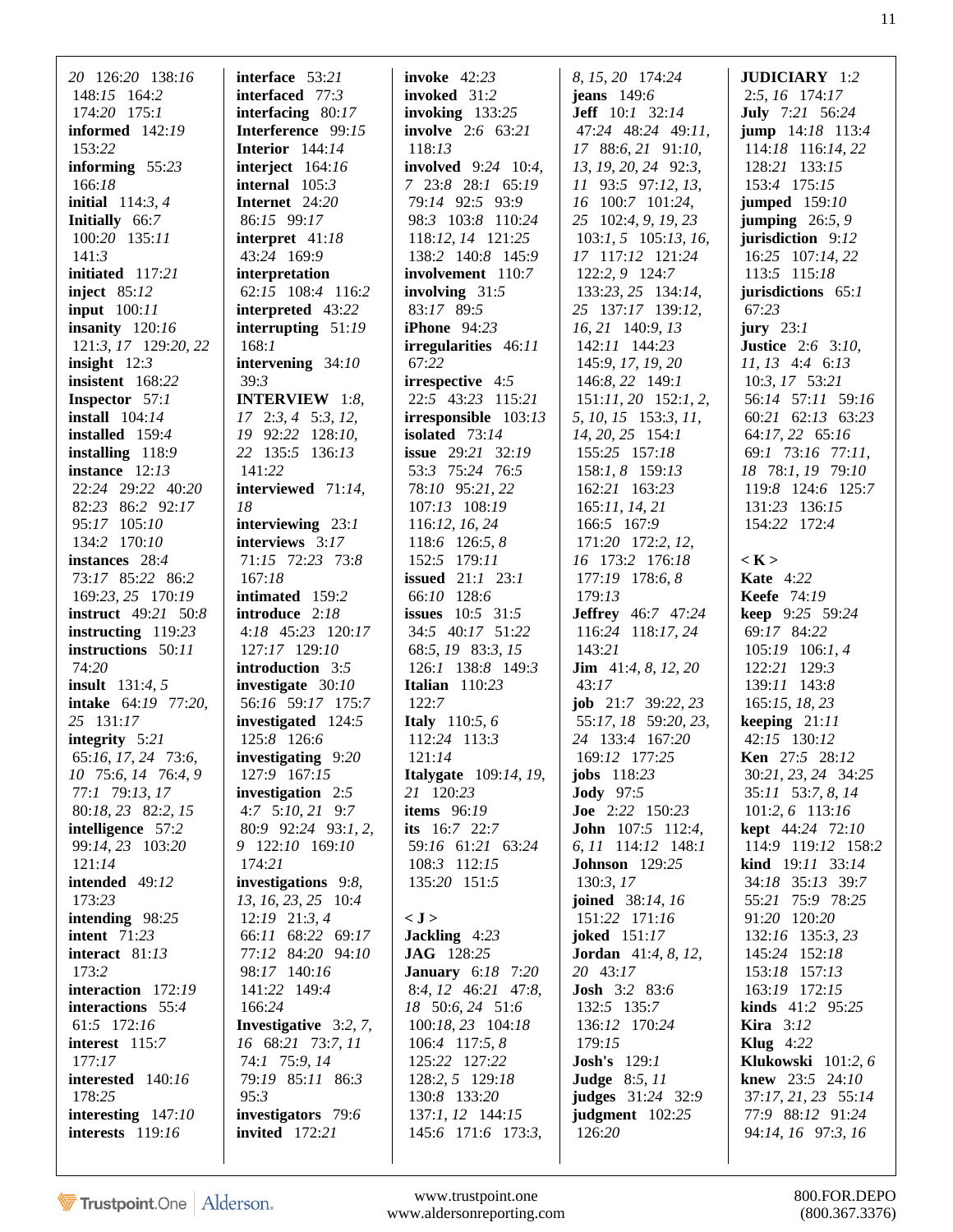20 126:20 138:16
148:15 164:2
174:20 175:1
**informed** 142:19
153:22
**informing** 55:23
166:18
**initial** 114:3, 4
**Initially** 66:7
100:20 135:11
141:3
**initiated** 117:21
**inject** 85:12
**input** 100:11
**insanity** 120:16
121:3, 17 129:20, 22
**insight** 12:3
**insistent** 168:22
**Inspector** 57:1
**install** 104:14
**installed** 159:4
**installing** 118:9
**instance** 12:13
22:24 29:22 40:20
82:23 86:2 92:17
95:17 105:10
134:2 170:10
**instances** 28:4
73:17 85:22 86:2
169:23, 25 170:19
**instruct** 49:21 50:8
**instructing** 119:23
**instructions** 50:11
74:20
**insult** 131:4, 5
**intake** 64:19 77:20,
25 131:17
**integrity** 5:21
65:16, 17, 24 73:6,
10 75:6, 14 76:4, 9
77:1 79:13, 17
80:18, 23 82:2, 15
**intelligence** 57:2
99:14, 23 103:20
121:14
**intended** 49:12
173:23
**intending** 98:25
**intent** 71:23
**interact** 81:13
173:2
**interaction** 172:19
**interactions** 55:4
61:5 172:16
**interest** 115:7
177:17
**interested** 140:16
178:25
**interesting** 147:10
**interests** 119:16

**interface** 53:21
**interfaced** 77:3
**interfacing** 80:17
**Interference** 99:15
**Interior** 144:14
**interject** 164:16
**internal** 105:3
**Internet** 24:20
86:15 99:17
**interpret** 41:18
43:24 169:9
**interpretation**
62:15 108:4 116:2
**interpreted** 43:22
**interrupting** 51:19
168:1
**intervening** 34:10
39:3
**INTERVIEW** 1:8,
17 2:3, 4 5:3, 12,
19 92:22 128:10,
22 135:5 136:13
141:22
**interviewed** 71:14,
18
**interviewing** 23:1
**interviews** 3:17
71:15 72:23 73:8
167:18
**intimated** 159:2
**introduce** 2:18
4:18 45:23 120:17
127:17 129:10
**introduction** 3:5
**investigate** 30:10
56:16 59:17 175:7
**investigated** 124:5
125:8 126:6
**investigating** 9:20
127:9 167:15
**investigation** 2:5
4:7 5:10, 21 9:7
80:9 92:24 93:1, 2,
9 122:10 169:10
174:21
**investigations** 9:8,
13, 16, 23, 25 10:4
12:19 21:3, 4
66:11 68:22 69:17
77:12 84:20 94:10
98:17 140:16
141:22 149:4
166:24
**Investigative** 3:2, 7,
16 68:21 73:7, 11
74:1 75:9, 14
79:19 85:11 86:3
95:3
**investigators** 79:6
**invited** 172:21

**invoke** 42:23
**invoked** 31:2
**invoking** 133:25
**involve** 2:6 63:21
118:13
**involved** 9:24 10:4,
7 23:8 28:1 65:19
79:14 92:5 93:9
98:3 103:8 110:24
118:12, 14 121:25
138:2 140:8 145:9
**involvement** 110:7
**involving** 31:5
83:17 89:5
**iPhone** 94:23
**irregularities** 46:11
67:22
**irrespective** 4:5
22:5 43:23 115:21
**irresponsible** 103:13
**isolated** 73:14
**issue** 29:21 32:19
53:3 75:24 76:5
78:10 95:21, 22
107:13 108:19
116:12, 16, 24
118:6 126:5, 8
152:5 179:11
**issued** 21:1 23:1
66:10 128:6
**issues** 10:5 31:5
34:5 40:17 51:22
68:5, 19 83:3, 15
126:1 138:8 149:3
**Italian** 110:23
122:7
**Italy** 110:5, 6
112:24 113:3
121:14
**Italygate** 109:14, 19,
21 120:23
**items** 96:19
**its** 16:7 22:7
59:16 61:21 63:24
108:3 112:15
135:20 151:5

**< J >**
**Jackling** 4:23
**JAG** 128:25
**January** 6:18 7:20
8:4, 12 46:21 47:8,
18 50:6, 24 51:6
100:18, 23 104:18
106:4 117:5, 8
125:22 127:22
128:2, 5 129:18
130:8 133:20
137:1, 12 144:15
145:6 171:6 173:3,

8, 15, 20 174:24
**jeans** 149:6
**Jeff** 10:1 32:14
47:24 48:24 49:11,
17 88:6, 21 91:10,
13, 19, 20, 24 92:3,
11 93:5 97:12, 13,
16 100:7 101:24,
25 102:4, 9, 19, 23
103:1, 5 105:13, 16,
17 117:12 121:24
122:2, 9 124:7
133:23, 25 134:14,
25 137:17 139:12,
16, 21 140:9, 13
142:11 144:23
145:9, 17, 19, 20
146:8, 22 149:1
151:11, 20 152:1, 2,
5, 10, 15 153:3, 11,
14, 20, 25 154:1
155:25 157:18
158:1, 8 159:13
162:21 163:23
165:11, 14, 21
166:5 167:9
171:20 172:2, 12,
16 173:2 176:18
177:19 178:6, 8
179:13
**Jeffrey** 46:7 47:24
116:24 118:17, 24
143:21
**Jim** 41:4, 8, 12, 20
43:17
**job** 21:7 39:22, 23
55:17, 18 59:20, 23,
24 133:4 167:20
169:12 177:25
**jobs** 118:23
**Jody** 97:5
**Joe** 2:22 150:23
**John** 107:5 112:4,
6, 11 114:12 148:1
**Johnson** 129:25
130:3, 17
**joined** 38:14, 16
151:22 171:16
**joked** 151:17
**Jordan** 41:4, 8, 12,
20 43:17
**Josh** 3:2 83:6
132:5 135:7
136:12 170:24
179:15
**Josh's** 129:1
**Judge** 8:5, 11
**judges** 31:24 32:9
**judgment** 102:25
126:20

**JUDICIARY** 1:2
2:5, 16 174:17
**July** 7:21 56:24
**jump** 14:18 113:4
114:18 116:14, 22
128:21 133:15
153:4 175:15
**jumped** 159:10
**jumping** 26:5, 9
**jurisdiction** 9:12
16:25 107:14, 22
113:5 115:18
**jurisdictions** 65:1
67:23
**jury** 23:1
**Justice** 2:6 3:10,
11, 13 4:4 6:13
10:3, 17 53:21
56:14 57:11 59:16
60:21 62:13 63:23
64:17, 22 65:16
69:1 73:16 77:11,
18 78:1, 19 79:10
119:8 124:6 125:7
131:23 136:15
154:22 172:4

**< K >**
**Kate** 4:22
**Keefe** 74:19
**keep** 9:25 59:24
69:17 84:22
105:19 106:1, 4
122:21 129:3
139:11 143:8
165:15, 18, 23
**keeping** 21:11
42:15 130:12
**Ken** 27:5 28:12
30:21, 23, 24 34:25
35:11 53:7, 8, 14
101:2, 6 113:16
**kept** 44:24 72:10
114:9 119:12 158:2
**kind** 19:11 33:14
34:18 35:13 39:7
55:21 75:9 78:25
91:20 120:20
132:16 135:3, 23
145:24 152:18
153:18 157:13
163:19 172:15
**kinds** 41:2 95:25
**Kira** 3:12
**Klug** 4:22
**Klukowski** 101:2, 6
**knew** 23:5 24:10
37:17, 21, 23 55:14
77:9 88:12 91:24
94:14, 16 97:3, 16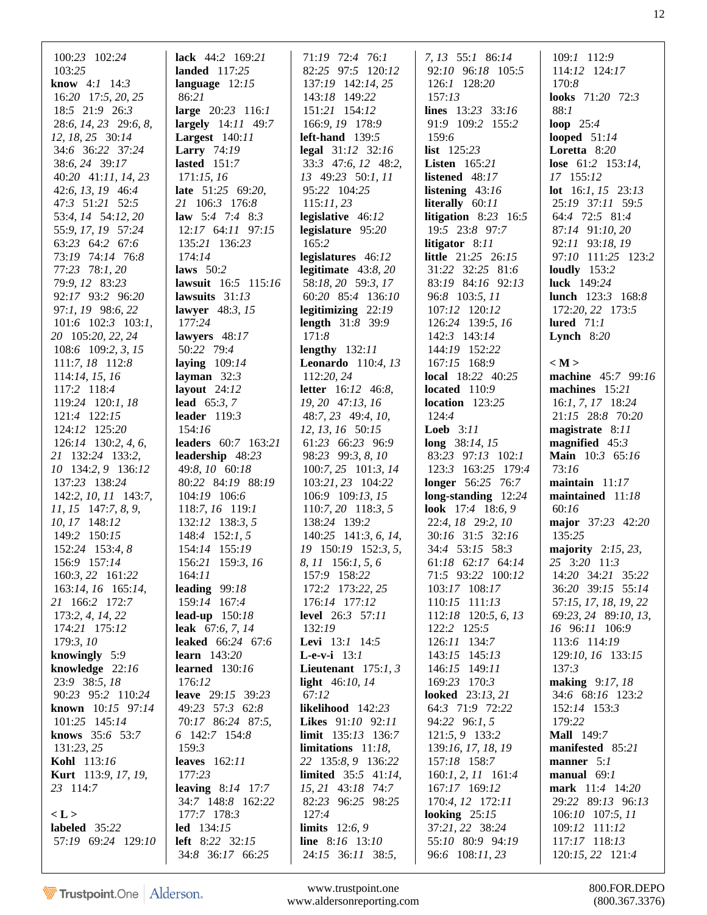100:*23* 102:*24*
103:*25*
**know** 4:*1* 14:*3*
16:*20* 17:*5, 20, 25*
18:*5* 21:*9* 26:*3*
28:*6, 14, 23* 29:*6, 8,*
*12, 18, 25* 30:*14*
34:*6* 36:*22* 37:*24*
38:*6, 24* 39:*17*
40:*20* 41:*11, 14, 23*
42:*6, 13, 19* 46:*4*
47:*3* 51:*21* 52:*5*
53:*4, 14* 54:*12, 20*
55:*9, 17, 19* 57:*24*
63:*23* 64:*2* 67:*6*
73:*19* 74:*14* 76:*8*
77:*23* 78:*1, 20*
79:*9, 12* 83:*23*
92:*17* 93:*2* 96:*20*
97:*1, 19* 98:*6, 22*
101:*6* 102:*3* 103:*1,*
*20* 105:*20, 22, 24*
108:*6* 109:*2, 3, 15*
111:*7, 18* 112:*8*
114:*14, 15, 16*
117:*2* 118:*4*
119:*24* 120:*1, 18*
121:*4* 122:*15*
124:*12* 125:*20*
126:*14* 130:*2, 4, 6,*
*21* 132:*24* 133:*2,*
*10* 134:*2, 9* 136:*12*
137:*23* 138:*24*
142:*2, 10, 11* 143:*7,*
*11, 15* 147:*7, 8, 9,*
*10, 17* 148:*12*
149:*2* 150:*15*
152:*24* 153:*4, 8*
156:*9* 157:*14*
160:*3, 22* 161:*22*
163:*14, 16* 165:*14,*
*21* 166:*2* 172:*7*
173:*2, 4, 14, 22*
174:*21* 175:*12*
179:*3, 10*
**knowingly** 5:*9*
**knowledge** 22:*16*
23:*9* 38:*5, 18*
90:*23* 95:*2* 110:*24*
**known** 10:*15* 97:*14*
101:*25* 145:*14*
**knows** 35:*6* 53:*7*
131:*23, 25*
**Kohl** 113:*16*
**Kurt** 113:*9, 17, 19,*
*23* 114:*7*

**< L >**
**labeled** 35:*22*
57:*19* 69:*24* 129:*10*
**lack** 44:*2* 169:*21*
**landed** 117:*25*
**language** 12:*15*
86:*21*
**large** 20:*23* 116:*1*
**largely** 14:*11* 49:*7*
**Largest** 140:*11*
**Larry** 74:*19*
**lasted** 151:*7*
171:*15, 16*
**late** 51:*25* 69:*20,*
*21* 106:*3* 176:*8*
**law** 5:*4* 7:*4* 8:*3*
12:*17* 64:*11* 97:*15*
135:*21* 136:*23*
174:*14*
**laws** 50:*2*
**lawsuit** 16:*5* 115:*16*
**lawsuits** 31:*13*
**lawyer** 48:*3, 15*
177:*24*
**lawyers** 48:*17*
50:*22* 79:*4*
**laying** 109:*14*
**layman** 32:*3*
**layout** 24:*12*
**lead** 65:*3, 7*
**leader** 119:*3*
154:*16*
**leaders** 60:*7* 163:*21*
**leadership** 48:*23*
49:*8, 10* 60:*18*
80:*22* 84:*19* 88:*19*
104:*19* 106:*6*
118:*7, 16* 119:*1*
132:*12* 138:*3, 5*
148:*4* 152:*1, 5*
154:*14* 155:*19*
156:*21* 159:*3, 16*
164:*11*
**leading** 99:*18*
159:*14* 167:*4*
**lead-up** 150:*18*
**leak** 67:*6, 7, 14*
**leaked** 66:*24* 67:*6*
**learn** 143:*20*
**learned** 130:*16*
176:*12*
**leave** 29:*15* 39:*23*
49:*23* 57:*3* 62:*8*
70:*17* 86:*24* 87:*5,*
*6* 142:*7* 154:*8*
159:*3*
**leaves** 162:*11*
177:*23*
**leaving** 8:*14* 17:*7*
34:*7* 148:*8* 162:*22*
177:*7* 178:*3*
**led** 134:*15*
**left** 8:*22* 32:*15*
34:*8* 36:*17* 66:*25*
71:*19* 72:*4* 76:*1*
82:*25* 97:*5* 120:*12*
137:*19* 142:*14, 25*
143:*18* 149:*22*
151:*21* 154:*12*
166:*9, 19* 178:*9*
**left-hand** 139:*5*
**legal** 31:*12* 32:*16*
33:*3* 47:*6, 12* 48:*2,*
*13* 49:*23* 50:*1, 11*
95:*22* 104:*25*
115:*11, 23*
**legislative** 46:*12*
**legislature** 95:*20*
165:*2*
**legislatures** 46:*12*
**legitimate** 43:*8, 20*
58:*18, 20* 59:*3, 17*
60:*20* 85:*4* 136:*10*
**legitimizing** 22:*19*
**length** 31:*8* 39:*9*
171:*8*
**lengthy** 132:*11*
**Leonardo** 110:*4, 13*
112:*20, 24*
**letter** 16:*12* 46:*8,*
*19, 20* 47:*13, 16*
48:*7, 23* 49:*4, 10,*
*12, 13, 16* 50:*15*
61:*23* 66:*23* 96:*9*
98:*23* 99:*3, 8, 10*
100:*7, 25* 101:*3, 14*
103:*21, 23* 104:*22*
106:*9* 109:*13, 15*
110:*7, 20* 118:*3, 5*
138:*24* 139:*2*
140:*25* 141:*3, 6, 14,*
*19* 150:*19* 152:*3, 5,*
*8, 11* 156:*1, 5, 6*
157:*9* 158:*22*
172:*2* 173:*22, 25*
176:*14* 177:*12*
**level** 26:*3* 57:*11*
132:*19*
**Levi** 13:*1* 14:*5*
**L-e-v-i** 13:*1*
**Lieutenant** 175:*1, 3*
**light** 46:*10, 14*
67:*12*
**likelihood** 142:*23*
**Likes** 91:*10* 92:*11*
**limit** 135:*13* 136:*7*
**limitations** 11:*18,*
*22* 135:*8, 9* 136:*22*
**limited** 35:*5* 41:*14,*
*15, 21* 43:*18* 74:*7*
82:*23* 96:*25* 98:*25*
127:*4*
**limits** 12:*6, 9*
**line** 8:*16* 13:*10*
24:*15* 36:*11* 38:*5,*
*7, 13* 55:*1* 86:*14*
92:*10* 96:*18* 105:*5*
126:*1* 128:*20*
157:*13*
**lines** 13:*23* 33:*16*
91:*9* 109:*2* 155:*2*
159:*6*
**list** 125:*23*
**Listen** 165:*21*
**listened** 48:*17*
**listening** 43:*16*
**literally** 60:*11*
**litigation** 8:*23* 16:*5*
19:*5* 23:*8* 97:*7*
**litigator** 8:*11*
**little** 21:*25* 26:*15*
31:*22* 32:*25* 81:*6*
83:*19* 84:*16* 92:*13*
96:*8* 103:*5, 11*
107:*12* 120:*12*
126:*24* 139:*5, 16*
142:*3* 143:*14*
144:*19* 152:*22*
167:*15* 168:*9*
**local** 18:*22* 40:*25*
**located** 110:*9*
**location** 123:*25*
124:*4*
**Loeb** 3:*11*
**long** 38:*14, 15*
83:*23* 97:*13* 102:*1*
123:*3* 163:*25* 179:*4*
**longer** 56:*25* 76:*7*
**long-standing** 12:*24*
**look** 17:*4* 18:*6, 9*
22:*4, 18* 29:*2, 10*
30:*16* 31:*5* 32:*16*
34:*4* 53:*15* 58:*3*
61:*18* 62:*17* 64:*14*
71:*5* 93:*22* 100:*12*
103:*17* 108:*17*
110:*15* 111:*13*
112:*18* 120:*5, 6, 13*
122:*2* 125:*5*
126:*11* 134:*7*
143:*15* 145:*13*
146:*15* 149:*11*
169:*23* 170:*3*
**looked** 23:*13, 21*
64:*3* 71:*9* 72:*22*
94:*22* 96:*1, 5*
121:*5, 9* 133:*2*
139:*16, 17, 18, 19*
157:*18* 158:*7*
160:*1, 2, 11* 161:*4*
167:*17* 169:*12*
170:*4, 12* 172:*11*
**looking** 25:*15*
37:*21, 22* 38:*24*
55:*10* 80:*9* 94:*19*
96:*6* 108:*11, 23*
109:*1* 112:*9*
114:*12* 124:*17*
170:*8*
**looks** 71:*20* 72:*3*
88:*1*
**loop** 25:*4*
**looped** 51:*14*
**Loretta** 8:*20*
**lose** 61:*2* 153:*14,*
*17* 155:*12*
**lot** 16:*1, 15* 23:*13*
25:*19* 37:*11* 59:*5*
64:*4* 72:*5* 81:*4*
87:*14* 91:*10, 20*
92:*11* 93:*18, 19*
97:*10* 111:*25* 123:*2*
**loudly** 153:*2*
**luck** 149:*24*
**lunch** 123:*3* 168:*8*
172:*20, 22* 173:*5*
**lured** 71:*1*
**Lynch** 8:*20*

**< M >**
**machine** 45:*7* 99:*16*
**machines** 15:*21*
16:*1, 7, 17* 18:*24*
21:*15* 28:*8* 70:*20*
**magistrate** 8:*11*
**magnified** 45:*3*
**Main** 10:*3* 65:*16*
73:*16*
**maintain** 11:*17*
**maintained** 11:*18*
60:*16*
**major** 37:*23* 42:*20*
135:*25*
**majority** 2:*15, 23,*
*25* 3:*20* 11:*3*
14:*20* 34:*21* 35:*22*
36:*20* 39:*15* 55:*14*
57:*15, 17, 18, 19, 22*
69:*23, 24* 89:*10, 13,*
*16* 96:*11* 106:*9*
113:*6* 114:*19*
129:*10, 16* 133:*15*
137:*3*
**making** 9:*17, 18*
34:*6* 68:*16* 123:*2*
152:*14* 153:*3*
179:*22*
**Mall** 149:*7*
**manifested** 85:*21*
**manner** 5:*1*
**manual** 69:*1*
**mark** 11:*4* 14:*20*
29:*22* 89:*13* 96:*13*
106:*10* 107:*5, 11*
109:*12* 111:*12*
117:*17* 118:*13*
120:*15, 22* 121:*4*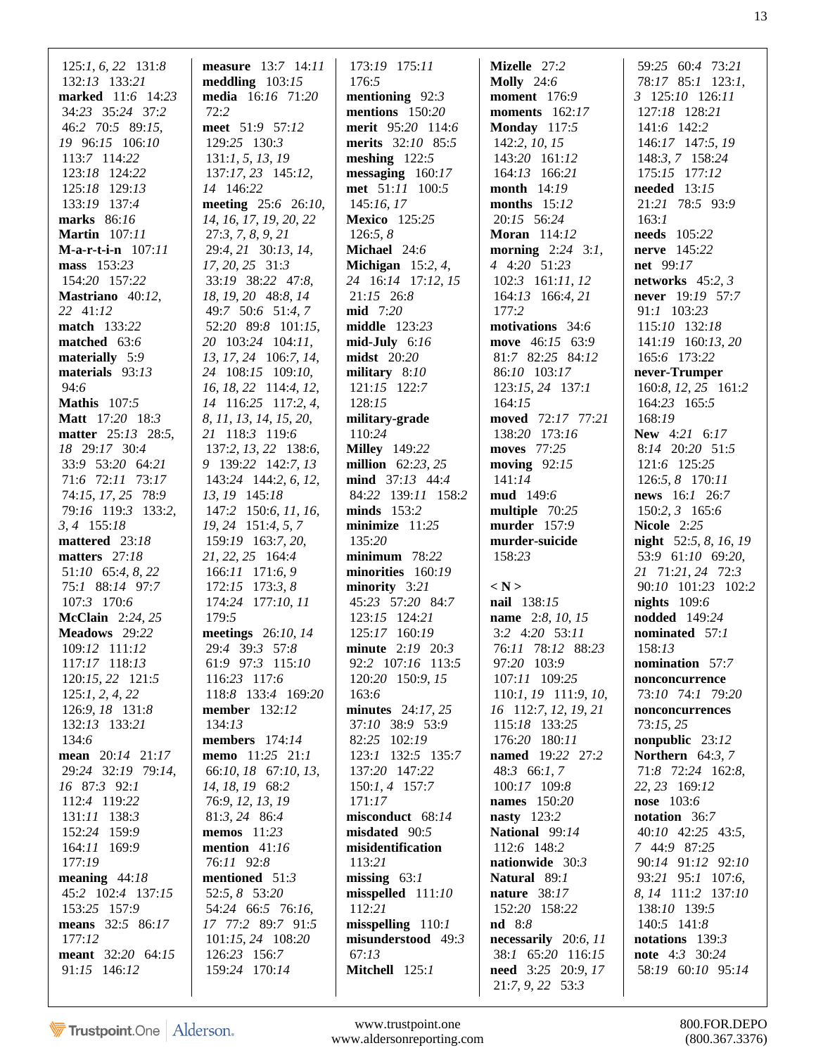125:*1, 6, 22* 131:*8*
132:*13* 133:*21*
**marked** 11:*6* 14:*23*
34:*23* 35:*24* 37:*2*
46:*2* 70:*5* 89:*15,*
*19* 96:*15* 106:*10*
113:*7* 114:*22*
123:*18* 124:*22*
125:*18* 129:*13*
133:*19* 137:*4*
**marks** 86:*16*
**Martin** 107:*11*
**M-a-r-t-i-n** 107:*11*
**mass** 153:*23*
154:*20* 157:*22*
**Mastriano** 40:*12,*
*22* 41:*12*
**match** 133:*22*
**matched** 63:*6*
**materially** 5:*9*
**materials** 93:*13*
94:*6*
**Mathis** 107:*5*
**Matt** 17:*20* 18:*3*
**matter** 25:*13* 28:*5,*
*18* 29:*17* 30:*4*
33:*9* 53:*20* 64:*21*
71:*6* 72:*11* 73:*17*
74:*15, 17, 25* 78:*9*
79:*16* 119:*3* 133:*2,*
*3, 4* 155:*18*
**mattered** 23:*18*
**matters** 27:*18*
51:*10* 65:*4, 8, 22*
75:*1* 88:*14* 97:*7*
107:*3* 170:*6*
**McClain** 2:*24, 25*
**Meadows** 29:*22*
109:*12* 111:*12*
117:*17* 118:*13*
120:*15, 22* 121:*5*
125:*1, 2, 4, 22*
126:*9, 18* 131:*8*
132:*13* 133:*21*
134:*6*
**mean** 20:*14* 21:*17*
29:*24* 32:*19* 79:*14,*
*16* 87:*3* 92:*1*
112:*4* 119:*22*
131:*11* 138:*3*
152:*24* 159:*9*
164:*11* 169:*9*
177:*19*
**meaning** 44:*18*
45:*2* 102:*4* 137:*15*
153:*25* 157:*9*
**means** 32:*5* 86:*17*
177:*12*
**meant** 32:*20* 64:*15*
91:*15* 146:*12*

**measure** 13:*7* 14:*11*
**meddling** 103:*15*
**media** 16:*16* 71:*20*
72:*2*
**meet** 51:*9* 57:*12*
129:*25* 130:*3*
131:*1, 5, 13, 19*
137:*17, 23* 145:*12,*
*14* 146:*22*
**meeting** 25:*6* 26:*10,*
*14, 16, 17, 19, 20, 22*
27:*3, 7, 8, 9, 21*
29:*4, 21* 30:*13, 14,*
*17, 20, 25* 31:*3*
33:*19* 38:*22* 47:*8,*
*18, 19, 20* 48:*8, 14*
49:*7* 50:*6* 51:*4, 7*
52:*20* 89:*8* 101:*15,*
*20* 103:*24* 104:*11,*
*13, 17, 24* 106:*7, 14,*
*24* 108:*15* 109:*10,*
*16, 18, 22* 114:*4, 12,*
*14* 116:*25* 117:*2, 4,*
*8, 11, 13, 14, 15, 20,*
*21* 118:*3* 119:*6*
137:*2, 13, 22* 138:*6,*
*9* 139:*22* 142:*7, 13*
143:*24* 144:*2, 6, 12,*
*13, 19* 145:*18*
147:*2* 150:*6, 11, 16,*
*19, 24* 151:*4, 5, 7*
159:*19* 163:*7, 20,*
*21, 22, 25* 164:*4*
166:*11* 171:*6, 9*
172:*15* 173:*3, 8*
174:*24* 177:*10, 11*
179:*5*
**meetings** 26:*10, 14*
29:*4* 39:*3* 57:*8*
61:*9* 97:*3* 115:*10*
116:*23* 117:*6*
118:*8* 133:*4* 169:*20*
**member** 132:*12*
134:*13*
**members** 174:*14*
**memo** 11:*25* 21:*1*
66:*10, 18* 67:*10, 13,*
*14, 18, 19* 68:*2*
76:*9, 12, 13, 19*
81:*3, 24* 86:*4*
**memos** 11:*23*
**mention** 41:*16*
76:*11* 92:*8*
**mentioned** 51:*3*
52:*5, 8* 53:*20*
54:*24* 66:*5* 76:*16,*
*17* 77:*2* 89:*7* 91:*5*
101:*15, 24* 108:*20*
126:*23* 156:*7*
159:*24* 170:*14*

173:*19* 175:*11*
176:*5*
**mentioning** 92:*3*
**mentions** 150:*20*
**merit** 95:*20* 114:*6*
**merits** 32:*10* 85:*5*
**meshing** 122:*5*
**messaging** 160:*17*
**met** 51:*11* 100:*5*
145:*16, 17*
**Mexico** 125:*25*
126:*5, 8*
**Michael** 24:*6*
**Michigan** 15:*2, 4,*
*24* 16:*14* 17:*12, 15*
21:*15* 26:*8*
**mid** 7:*20*
**middle** 123:*23*
**mid-July** 6:*16*
**midst** 20:*20*
**military** 8:*10*
121:*15* 122:*7*
128:*15*
**military-grade**
110:*24*
**Milley** 149:*22*
**million** 62:*23, 25*
**mind** 37:*13* 44:*4*
84:*22* 139:*11* 158:*2*
**minds** 153:*2*
**minimize** 11:*25*
135:*20*
**minimum** 78:*22*
**minorities** 160:*19*
**minority** 3:*21*
45:*23* 57:*20* 84:*7*
123:*15* 124:*21*
125:*17* 160:*19*
**minute** 2:*19* 20:*3*
92:*2* 107:*16* 113:*5*
120:*20* 150:*9, 15*
163:*6*
**minutes** 24:*17, 25*
37:*10* 38:*9* 53:*9*
82:*25* 102:*19*
123:*1* 132:*5* 135:*7*
137:*20* 147:*22*
150:*1, 4* 157:*7*
171:*17*
**misconduct** 68:*14*
**misdated** 90:*5*
**misidentification**
113:*21*
**missing** 63:*1*
**misspelled** 111:*10*
112:*21*
**misspelling** 110:*1*
**misunderstood** 49:*3*
67:*13*
**Mitchell** 125:*1*

**Mizelle** 27:*2*
**Molly** 24:*6*
**moment** 176:*9*
**moments** 162:*17*
**Monday** 117:*5*
142:*2, 10, 15*
143:*20* 161:*12*
164:*13* 166:*21*
**month** 14:*19*
**months** 15:*12*
20:*15* 56:*24*
**Moran** 114:*12*
**morning** 2:*24* 3:*1,*
*4* 4:*20* 51:*23*
102:*3* 161:*11, 12*
164:*13* 166:*4, 21*
177:*2*
**motivations** 34:*6*
**move** 46:*15* 63:*9*
81:*7* 82:*25* 84:*12*
86:*10* 103:*17*
123:*15, 24* 137:*1*
164:*15*
**moved** 72:*17* 77:*21*
138:*20* 173:*16*
**moves** 77:*25*
**moving** 92:*15*
141:*14*
**mud** 149:*6*
**multiple** 70:*25*
**murder** 157:*9*
**murder-suicide**
158:*23*

**< N >**
**nail** 138:*15*
**name** 2:*8, 10, 15*
3:*2* 4:*20* 53:*11*
76:*11* 78:*12* 88:*23*
97:*20* 103:*9*
107:*11* 109:*25*
110:*1, 19* 111:*9, 10,*
*16* 112:*7, 12, 19, 21*
115:*18* 133:*25*
176:*20* 180:*11*
**named** 19:*22* 27:*2*
48:*3* 66:*1, 7*
100:*17* 109:*8*
**names** 150:*20*
**nasty** 123:*2*
**National** 99:*14*
112:*6* 148:*2*
**nationwide** 30:*3*
**Natural** 89:*1*
**nature** 38:*17*
152:*20* 158:*22*
**nd** 8:*8*
**necessarily** 20:*6, 11*
38:*1* 65:*20* 116:*15*
**need** 3:*25* 20:*9, 17*
21:*7, 9, 22* 53:*3*

59:*25* 60:*4* 73:*21*
78:*17* 85:*1* 123:*1,*
*3* 125:*10* 126:*11*
127:*18* 128:*21*
141:*6* 142:*2*
146:*17* 147:*5, 19*
148:*3, 7* 158:*24*
175:*15* 177:*12*
**needed** 13:*15*
21:*21* 78:*5* 93:*9*
163:*1*
**needs** 105:*22*
**nerve** 145:*22*
**net** 99:*17*
**networks** 45:*2, 3*
**never** 19:*19* 57:*7*
91:*1* 103:*23*
115:*10* 132:*18*
141:*19* 160:*13, 20*
165:*6* 173:*22*
**never-Trumper**
160:*8, 12, 25* 161:*2*
164:*23* 165:*5*
168:*19*
**New** 4:*21* 6:*17*
8:*14* 20:*20* 51:*5*
121:*6* 125:*25*
126:*5, 8* 170:*11*
**news** 16:*1* 26:*7*
150:*2, 3* 165:*6*
**Nicole** 2:*25*
**night** 52:*5, 8, 16, 19*
53:*9* 61:*10* 69:*20,*
*21* 71:*21, 24* 72:*3*
90:*10* 101:*23* 102:*2*
**nights** 109:*6*
**nodded** 149:*24*
**nominated** 57:*1*
158:*13*
**nomination** 57:*7*
**nonconcurrence**
73:*10* 74:*1* 79:*20*
**nonconcurrences**
73:*15, 25*
**nonpublic** 23:*12*
**Northern** 64:*3, 7*
71:*8* 72:*24* 162:*8,*
*22, 23* 169:*12*
**nose** 103:*6*
**notation** 36:*7*
40:*10* 42:*25* 43:*5,*
*7* 44:*9* 87:*25*
90:*14* 91:*12* 92:*10*
93:*21* 95:*1* 107:*6,*
*8, 14* 111:*2* 137:*10*
138:*10* 139:*5*
140:*5* 141:*8*
**notations** 139:*3*
**note** 4:*3* 30:*24*
58:*19* 60:*10* 95:*14*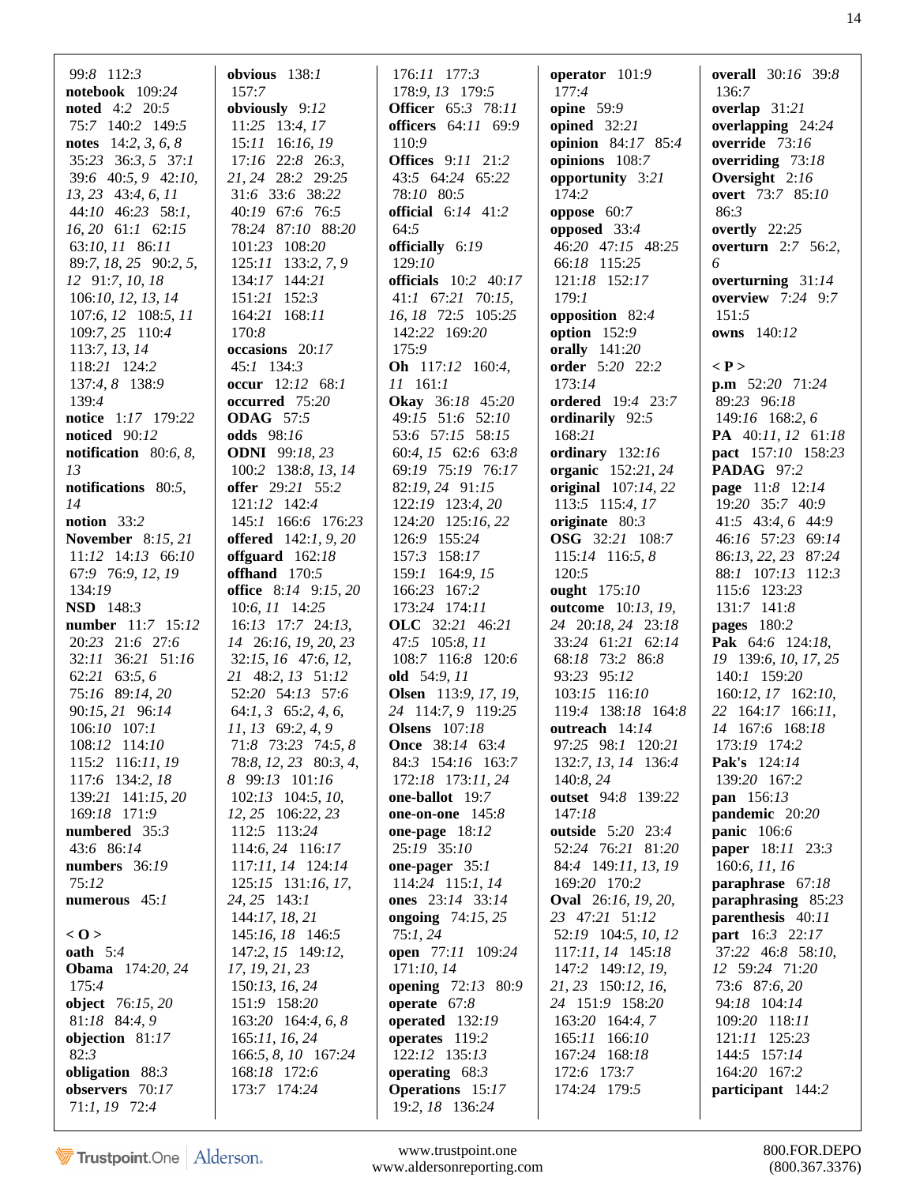99:8 112:3
**notebook** 109:24
**noted** 4:2 20:5
75:7 140:2 149:5
**notes** 14:2, *3, 6, 8*
35:23 36:3, *5* 37:1
39:6 40:5, *9* 42:10,
*13, 23* 43:4, *6, 11*
44:10 46:23 58:1,
*16, 20* 61:1 62:15
63:10, *11* 86:11
89:7, *18, 25* 90:2, *5,*
*12* 91:7, *10, 18*
106:10, *12, 13, 14*
107:6, *12* 108:5, *11*
109:7, *25* 110:4
113:7, *13, 14*
118:21 124:2
137:4, *8* 138:9
139:4
**notice** 1:17 179:22
**noticed** 90:12
**notification** 80:6, *8,*
*13*
**notifications** 80:5,
*14*
**notion** 33:2
**November** 8:15, *21*
11:12 14:13 66:10
67:9 76:9, *12, 19*
134:19
**NSD** 148:3
**number** 11:7 15:12
20:23 21:6 27:6
32:11 36:21 51:16
62:21 63:5, *6*
75:16 89:14, *20*
90:15, *21* 96:14
106:10 107:1
108:12 114:10
115:2 116:11, *19*
117:6 134:2, *18*
139:21 141:15, *20*
169:18 171:9
**numbered** 35:3
43:6 86:14
**numbers** 36:19
75:12
**numerous** 45:1

**< O >**
**oath** 5:4
**Obama** 174:20, *24*
175:4
**object** 76:15, *20*
81:18 84:4, *9*
**objection** 81:17
82:3
**obligation** 88:3
**observers** 70:17
71:1, *19* 72:4
**obvious** 138:1
157:7
**obviously** 9:12
11:25 13:4, *17*
15:11 16:16, *19*
17:16 22:8 26:3,
*21, 24* 28:2 29:25
31:6 33:6 38:22
40:19 67:6 76:5
78:24 87:10 88:20
101:23 108:20
125:11 133:2, *7, 9*
134:17 144:21
151:21 152:3
164:21 168:11
170:8
**occasions** 20:17
45:1 134:3
**occur** 12:12 68:1
**occurred** 75:20
**ODAG** 57:5
**odds** 98:16
**ODNI** 99:18, *23*
100:2 138:8, *13, 14*
**offer** 29:21 55:2
121:12 142:4
145:1 166:6 176:23
**offered** 142:1, *9, 20*
**offguard** 162:18
**offhand** 170:5
**office** 8:14 9:15, *20*
10:6, *11* 14:25
16:13 17:7 24:13,
*14* 26:16, *19, 20, 23*
32:15, *16* 47:6, *12,*
*21* 48:2, *13* 51:12
52:20 54:13 57:6
64:1, *3* 65:2, *4, 6,*
*11, 13* 69:2, *4, 9*
71:8 73:23 74:5, *8*
78:8, *12, 23* 80:3, *4,*
*8* 99:13 101:16
102:13 104:5, *10,*
*12, 25* 106:22, *23*
112:5 113:24
114:6, *24* 116:17
117:11, *14* 124:14
125:15 131:16, *17,*
*24, 25* 143:1
144:17, *18, 21*
145:16, *18* 146:5
147:2, *15* 149:12,
*17, 19, 21, 23*
150:13, *16, 24*
151:9 158:20
163:20 164:4, *6, 8*
165:11, *16, 24*
166:5, *8, 10* 167:24
168:18 172:6
173:7 174:24
176:11 177:3
178:9, *13* 179:5
**Officer** 65:3 78:11
**officers** 64:11 69:9
110:9
**Offices** 9:11 21:2
43:5 64:24 65:22
78:10 80:5
**official** 6:14 41:2
64:5
**officially** 6:19
129:10
**officials** 10:2 40:17
41:1 67:21 70:15,
*16, 18* 72:5 105:25
142:22 169:20
175:9
**Oh** 117:12 160:4,
*11* 161:1
**Okay** 36:18 45:20
49:15 51:6 52:10
53:6 57:15 58:15
60:4, *15* 62:6 63:8
69:19 75:19 76:17
82:19, *24* 91:15
122:19 123:4, *20*
124:20 125:16, *22*
126:9 155:24
157:3 158:17
159:1 164:9, *15*
166:23 167:2
173:24 174:11
**OLC** 32:21 46:21
47:5 105:8, *11*
108:7 116:8 120:6
**old** 54:9, *11*
**Olsen** 113:9, *17, 19,*
*24* 114:7, *9* 119:25
**Olsens** 107:18
**Once** 38:14 63:4
84:3 154:16 163:7
172:18 173:11, *24*
**one-ballot** 19:7
**one-on-one** 145:8
**one-page** 18:12
25:19 35:10
**one-pager** 35:1
114:24 115:1, *14*
**ones** 23:14 33:14
**ongoing** 74:15, *25*
75:1, *24*
**open** 77:11 109:24
171:10, *14*
**opening** 72:13 80:9
**operate** 67:8
**operated** 132:19
**operates** 119:2
122:12 135:13
**operating** 68:3
**Operations** 15:17
19:2, *18* 136:24
**operator** 101:9
177:4
**opine** 59:9
**opined** 32:21
**opinion** 84:17 85:4
**opinions** 108:7
**opportunity** 3:21
174:2
**oppose** 60:7
**opposed** 33:4
46:20 47:15 48:25
66:18 115:25
121:18 152:17
179:1
**opposition** 82:4
**option** 152:9
**orally** 141:20
**order** 5:20 22:2
173:14
**ordered** 19:4 23:7
**ordinarily** 92:5
168:21
**ordinary** 132:16
**organic** 152:21, *24*
**original** 107:14, *22*
113:5 115:4, *17*
**originate** 80:3
**OSG** 32:21 108:7
115:14 116:5, *8*
120:5
**ought** 175:10
**outcome** 10:13, *19,*
*24* 20:18, *24* 23:18
33:24 61:21 62:14
68:18 73:2 86:8
93:23 95:12
103:15 116:10
119:4 138:18 164:8
**outreach** 14:14
97:25 98:1 120:21
132:7, *13, 14* 136:4
140:8, *24*
**outset** 94:8 139:22
147:18
**outside** 5:20 23:4
52:24 76:21 81:20
84:4 149:11, *13, 19*
169:20 170:2
**Oval** 26:16, *19, 20,*
*23* 47:21 51:12
52:19 104:5, *10, 12*
117:11, *14* 145:18
147:2 149:12, *19,*
*21, 23* 150:12, *16,*
*24* 151:9 158:20
163:20 164:4, *7*
165:11 166:10
167:24 168:18
172:6 173:7
174:24 179:5
**overall** 30:16 39:8
136:7
**overlap** 31:21
**overlapping** 24:24
**override** 73:16
**overriding** 73:18
**Oversight** 2:16
**overt** 73:7 85:10
86:3
**overtly** 22:25
**overturn** 2:7 56:2,
*6*
**overturning** 31:14
**overview** 7:24 9:7
151:5
**owns** 140:12

**< P >**
**p.m** 52:20 71:24
89:23 96:18
149:16 168:2, *6*
**PA** 40:11, *12* 61:18
**pact** 157:10 158:23
**PADAG** 97:2
**page** 11:8 12:14
19:20 35:7 40:9
41:5 43:4, *6* 44:9
46:16 57:23 69:14
86:13, *22, 23* 87:24
88:1 107:13 112:3
115:6 123:23
131:7 141:8
**pages** 180:2
**Pak** 64:6 124:18,
*19* 139:6, *10, 17, 25*
140:1 159:20
160:12, *17* 162:10,
*22* 164:17 166:11,
*14* 167:6 168:18
173:19 174:2
**Pak's** 124:14
139:20 167:2
**pan** 156:13
**pandemic** 20:20
**panic** 106:6
**paper** 18:11 23:3
160:6, *11, 16*
**paraphrase** 67:18
**paraphrasing** 85:23
**parenthesis** 40:11
**part** 16:3 22:17
37:22 46:8 58:10,
*12* 59:24 71:20
73:6 87:6, *20*
94:18 104:14
109:20 118:11
121:11 125:23
144:5 157:14
164:20 167:2
**participant** 144:2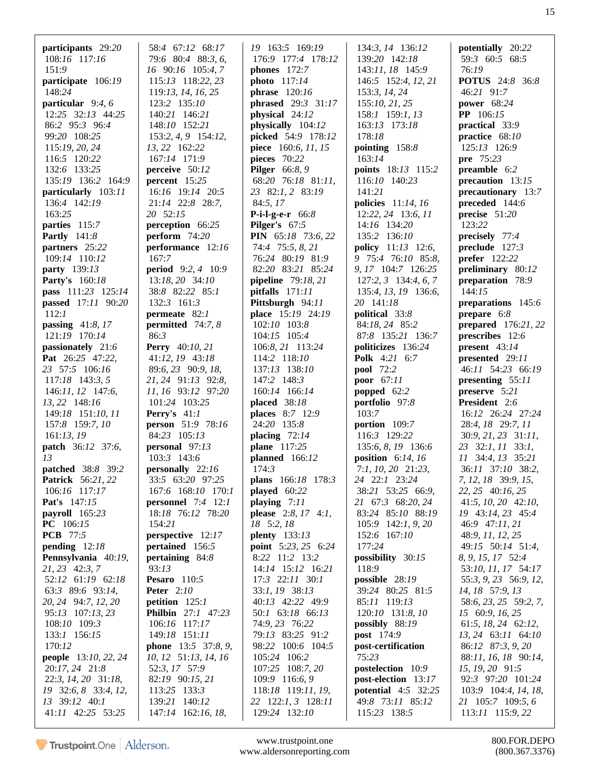**participants** 29:*20* 108:*16* 117:*16* 151:9
**participate** 106:*19* 148:*24*
**particular** 9:*4*, *6* 12:*25* 32:*13* 44:*25* 86:*2* 95:3 96:*4* 99:*20* 108:*25* 115:*19*, *20*, *24* 116:*5* 120:*22* 132:6 133:*25* 135:*19* 136:2 164:9
**particularly** 103:*11* 136:*4* 142:*19* 163:*25*
**parties** 115:*7*
**Partly** 141:*8*
**partners** 25:*22* 109:*14* 110:*12*
**party** 139:*13*
**Party's** 160:*18*
**pass** 111:*23* 125:*14*
**passed** 17:*11* 90:*20* 112:*1*
**passing** 41:*8*, *17* 121:*19* 170:*14*
**passionately** 21:*6*
**Pat** 26:*25* 47:*22*, *23* 57:5 106:*16* 117:*18* 143:*3*, *5* 146:*11*, *12* 147:*6*, *13*, *22* 148:*16* 149:*18* 151:*10*, *11* 157:8 159:*7*, *10* 161:*13*, *19*
**patch** 36:*12* 37:*6*, *13*
**patched** 38:*8* 39:2
**Patrick** 56:*21*, *22* 106:*16* 117:*17*
**Pat's** 147:*15*
**payroll** 165:*23*
**PC** 106:*15*
**PCB** 77:5
**pending** 12:*18*
**Pennsylvania** 40:*19*, *21*, *23* 42:*3*, *7* 52:*12* 61:*19* 62:*18* 63:3 89:6 93:*14*, *20*, *24* 94:*7*, *12*, *20* 95:*13* 107:*13*, *23* 108:*10* 109:3 133:*1* 156:*15* 170:*12*
**people** 13:*10*, *22*, *24* 20:*17*, *24* 21:*8* 22:*3*, *14*, *20* 31:*18*, *19* 32:*6*, *8* 33:*4*, *12*, *13* 39:*12* 40:*1* 41:*11* 42:*25* 53:*25* 58:*4* 67:*12* 68:*17* 79:6 80:*4* 88:*3*, *6*, *16* 90:*16* 105:*4*, *7* 115:*13* 118:*22*, *23* 119:*13*, *14*, *16*, *25* 123:2 135:*10* 140:*21* 146:*21* 148:*10* 152:*21* 153:*2*, *4*, *9* 154:*12*, *13*, *22* 162:*22* 167:*14* 171:*9*
**perceive** 50:*12*
**percent** 15:*25* 16:*16* 19:*14* 20:5 21:*14* 22:8 28:*7*, *20* 52:15
**perception** 66:*25*
**perform** 74:*20*
**performance** 12:*16* 167:7
**period** 9:*2*, *4* 10:9 13:*18*, *20* 34:*10* 38:8 82:*22* 85:*1* 132:3 161:3
**permeate** 82:*1*
**permitted** 74:*7*, *8* 86:3
**Perry** 40:*10*, *21* 41:*12*, *19* 43:*18* 89:*6*, *23* 90:*9*, *18*, *21*, *24* 91:*13* 92:*8*, *11*, *16* 93:12 97:*20* 101:*24* 103:*25*
**Perry's** 41:*1*
**person** 51:9 78:*16* 84:*23* 105:*13*
**personal** 97:*13* 103:3 143:6
**personally** 22:*16* 33:5 63:*20* 97:*25* 167:6 168:*10* 170:*1*
**personnel** 7:*4* 12:*1* 18:*18* 76:*12* 78:*20* 154:*21*
**perspective** 12:*17*
**pertained** 156:5
**pertaining** 84:*8* 93:*13*
**Pesaro** 110:5
**Peter** 2:*10*
**petition** 125:*1*
**Philbin** 27:*1* 47:*23* 106:*16* 117:*17* 149:*18* 151:*11*
**phone** 13:5 37:*8*, *9*, *10*, *12* 51:*13*, *14*, *16* 52:*3*, *17* 57:9 82:*19* 90:*15*, *21* 113:*25* 133:3 139:*21* 140:*12* 147:*14* 162:*16*, *18*, *19* 163:5 169:*19* 176:9 177:*4* 178:*12*
**phones** 172:*7*
**photo** 117:*14*
**phrase** 120:*16*
**phrased** 29:3 31:*17*
**physical** 24:*12*
**physically** 104:*12*
**picked** 54:9 178:*12*
**piece** 160:*6*, *11*, *15*
**pieces** 70:*22*
**Pilger** 66:*8*, *9* 68:*20* 76:*18* 81:*11*, *23* 82:*1*, *2* 83:*19* 84:*5*, *17*
**P-i-l-g-e-r** 66:*8*
**Pilger's** 67:5
**PIN** 65:*18* 73:*6*, *22* 74:*2* 75:*5*, *8*, *21* 76:*24* 80:*19* 81:9 82:*20* 83:*21* 85:*24*
**pipeline** 79:*18*, *21*
**pitfalls** 171:*11*
**Pittsburgh** 94:*11*
**place** 15:*19* 24:*19* 102:*10* 103:8 104:*15* 105:4 106:*8*, *21* 113:*24* 114:*2* 118:*10* 137:*13* 138:*10* 147:2 148:3 160:*14* 166:*14*
**placed** 38:*18*
**places** 8:*7* 12:9 24:*20* 135:8
**placing** 72:*14*
**plane** 117:*25*
**planned** 166:*12* 174:3
**plans** 166:*18* 178:3
**played** 60:*22*
**playing** 7:*11*
**please** 2:*8*, *17* 4:*1*, *18* 5:*2*, *18*
**plenty** 133:*13*
**point** 5:*23*, *25* 6:*24* 8:*22* 11:*2* 13:*2* 14:*14* 15:*12* 16:*21* 17:*3* 22:*11* 30:*1* 33:*1*, *19* 38:*13* 40:*13* 42:*22* 49:9 50:*1* 63:*18* 66:*13* 74:*9*, *23* 76:*22* 79:*13* 83:*25* 91:2 98:*22* 100:6 104:5 105:*24* 106:2 107:*25* 108:*7*, *20* 109:9 116:*6*, *9* 118:*18* 119:*11*, *19*, *22* 122:*1*, *3* 128:*11* 129:*24* 132:*10* 134:*3*, *14* 136:*12* 139:*20* 142:*18* 143:*11*, *18* 145:9 146:5 152:*4*, *12*, *21* 153:*3*, *14*, *24* 155:*10*, *21*, *25* 158:*1* 159:*1*, *13* 163:*13* 173:*18* 178:*18*
**pointing** 158:*8* 163:*14*
**points** 18:*13* 115:2 116:*10* 140:*23* 141:*21*
**policies** 11:*14*, *16* 12:*22*, *24* 13:*6*, *11* 14:*16* 134:*20* 135:2 136:*10*
**policy** 11:*13* 12:*6*, *9* 75:4 76:*10* 85:*8*, *9*, *17* 104:7 126:*25* 127:*2*, *3* 134:*4*, *6*, *7* 135:*4*, *13*, *19* 136:*6*, *20* 141:*18*
**political** 33:*8* 84:*18*, *24* 85:2 87:8 135:*21* 136:7
**politicizes** 136:*24*
**Polk** 4:*21* 6:7
**pool** 72:*2*
**poor** 67:*11*
**popped** 62:*2*
**portfolio** 97:*8* 103:*7*
**portion** 109:*7* 116:3 129:*22* 135:*6*, *8*, *19* 136:6
**position** 6:*14*, *16* 7:*1*, *10*, *20* 21:*23*, *24* 22:*1* 23:*24* 38:*21* 53:*25* 66:*9*, *21* 67:3 68:*20*, *24* 83:*24* 85:*10* 88:*19* 105:9 142:*1*, *9*, *20* 152:6 167:*10* 177:*24*
**possibility** 30:*15* 118:9
**possible** 28:*19* 39:*24* 80:*25* 81:5 85:*11* 119:*13* 120:*10* 131:*8*, *10*
**possibly** 88:*19*
**post** 174:9
**post-certification** 75:*23*
**postelection** 10:9
**post-election** 13:*17*
**potential** 4:5 32:*25* 49:8 73:*11* 85:*12* 115:*23* 138:5
**potentially** 20:*22* 59:3 60:5 68:5 76:*19*
**POTUS** 24:*8* 36:*8* 46:*21* 91:*7*
**power** 68:*24*
**PP** 106:*15*
**practical** 33:9
**practice** 68:*10* 125:*13* 126:9
**pre** 75:*23*
**preamble** 6:*2*
**precaution** 13:*15*
**precautionary** 13:*7*
**preceded** 144:*6*
**precise** 51:*20* 123:*22*
**precisely** 77:*4*
**preclude** 127:*3*
**prefer** 122:*22*
**preliminary** 80:*12*
**preparation** 78:9 144:*15*
**preparations** 145:6
**prepare** 6:*8*
**prepared** 176:*21*, *22*
**prescribes** 12:*6*
**present** 43:*14*
**presented** 29:*11* 46:*11* 54:*23* 66:*19*
**presenting** 55:*11*
**preserve** 5:*21*
**President** 2:*6* 16:*12* 26:*24* 27:*24* 28:*4*, *18* 29:*7*, *11* 30:*9*, *21*, *23* 31:*11*, *23* 32:*1*, *11* 33:*1*, *11* 34:*4*, *13* 35:*21* 36:*11* 37:*10* 38:*2*, *7*, *12*, *18* 39:*9*, *15*, *22*, *25* 40:*16*, *25* 41:*5*, *10*, *20* 42:*10*, *19* 43:*14*, *23* 45:4 46:9 47:*11*, *21* 48:*9*, *11*, *12*, *25* 49:*15* 50:*14* 51:*4*, *8*, *9*, *15*, *17* 52:4 53:*10*, *11*, *17* 54:*17* 55:*3*, *9*, *23* 56:*9*, *12*, *14*, *18* 57:*9*, *13* 58:*6*, *23*, *25* 59:*2*, *7*, *15* 60:*9*, *16*, *25* 61:*5*, *18*, *24* 62:*12*, *13*, *24* 63:*11* 64:*10* 86:*12* 87:*3*, *9*, *20* 88:*11*, *16*, *18* 90:*14*, *15*, *19*, *20* 91:5 92:3 97:*20* 101:*24* 103:9 104:*4*, *14*, *18*, *21* 105:*7* 109:*5*, *6* 113:*11* 115:*9*, *22*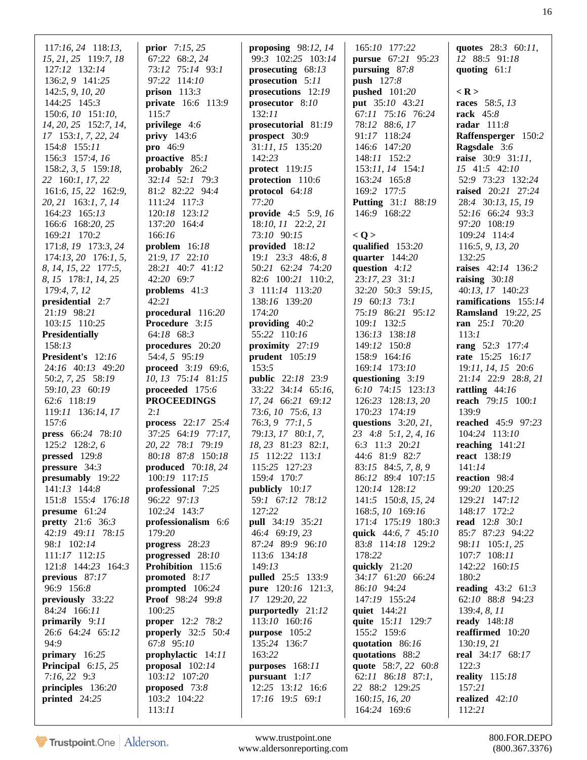117:*16*, *24* 118:*13*, *15*, *21*, *25* 119:*7*, *18* 127:12 132:*14* 136:2, *9* 141:*25* 142:5, *9*, *10*, *20* 144:*25* 145:3 150:*6*, *10* 151:*10*, *14*, *20*, *25* 152:7, *14*, *17* 153:*1*, *7*, *22*, *24* 154:8 155:*11* 156:3 157:*4*, *16* 158:2, *3*, *5* 159:*18*, *22* 160:*1*, *17*, *22* 161:*6*, *15*, *22* 162:9, *20*, *21* 163:*1*, *7*, *14* 164:23 165:*13* 166:6 168:*20*, *25* 169:*21* 170:2 171:*8*, *19* 173:3, *24* 174:*13*, *20* 176:*1*, *5*, *8*, *14*, *15*, *22* 177:5, *8*, *15* 178:*1*, *14*, *25* 179:4, *7*, *12*

**presidential** 2:*7* 21:*19* 98:*21* 103:*15* 110:*25*

**Presidentially** 158:*13*

**President's** 12:*16* 24:*16* 40:*13* 49:*20* 50:2, *7*, *25* 58:*19* 59:*10*, *23* 60:*19* 62:6 118:*19* 119:*11* 136:*14*, *17* 157:6

**press** 66:*24* 78:*10* 125:2 128:*2*, *6*

**pressed** 129:*8*

**pressure** 34:3

**presumably** 19:*22* 141:*13* 144:8 151:*8* 155:*4* 176:*18*

**presume** 61:*24*

**pretty** 21:6 36:3 42:*19* 49:*11* 78:*15* 98:*1* 102:*14* 111:*17* 112:*15* 121:8 144:*23* 164:3

**previous** 87:*17* 96:9 156:*8*

**previously** 33:*22* 84:*24* 166:*11*

**primarily** 9:*11* 26:6 64:*24* 65:*12* 94:9

**primary** 16:*25*

**Principal** 6:*15*, *25* 7:*16*, *22* 9:3

**principles** 136:*20*

**printed** 24:*25*

**prior** 7:*15*, *25* 67:*22* 68:*2*, *24* 73:*12* 75:*14* 93:*1* 97:*22* 114:*10*

**prison** 113:3

**private** 16:6 113:9 115:*7*

**privilege** 4:*6*

**privy** 143:*6*

**pro** 46:9

**proactive** 85:*1*

**probably** 26:2 32:*14* 52:*1* 79:3 81:2 82:*22* 94:4 111:*24* 117:3 120:*18* 123:*12* 137:*20* 164:4 166:*16*

**problem** 16:*18* 21:9, *17* 22:*10* 28:*21* 40:7 41:*12* 42:*20* 69:7

**problems** 41:3 42:*21*

**procedural** 116:*20*

**Procedure** 3:*15* 64:*18* 68:3

**procedures** 20:*20* 54:*4*, *5* 95:*19*

**proceed** 3:*19* 69:6, *10*, *13* 75:*14* 81:*15*

**proceeded** 175:6

**PROCEEDINGS** 2:*1*

**process** 22:*17* 25:4 37:*25* 64:*19* 77:*17*, *20*, *22* 78:1 79:*19* 80:*18* 87:8 150:*18*

**produced** 70:*18*, *24* 100:*19* 117:*15*

**professional** 7:*25* 96:*22* 97:*13* 102:*24* 143:7

**professionalism** 6:6 179:*20*

**progress** 28:*23*

**progressed** 28:*10*

**Prohibition** 115:6

**promoted** 8:*17*

**prompted** 106:*24*

**Proof** 98:*24* 99:8 100:*25*

**proper** 12:2 78:2

**properly** 32:5 50:4 67:8 95:*10*

**prophylactic** 14:*11*

**proposal** 102:*14* 103:*12* 107:*20*

**proposed** 73:8 103:2 104:*22* 113:*11*

**proposing** 98:*12*, *14* 99:3 102:*25* 103:*14*

**prosecuting** 68:*13*

**prosecution** 5:*11*

**prosecutions** 12:*19*

**prosecutor** 8:*10* 132:*11*

**prosecutorial** 81:*19*

**prospect** 30:9 31:*11*, *15* 135:*20* 142:*23*

**protect** 119:*15*

**protection** 110:6

**protocol** 64:*18* 77:*20*

**provide** 4:5 5:9, *16* 18:*10*, *11* 22:2, *21* 73:*10* 90:*15*

**provided** 18:*12* 19:*1* 23:3 48:*6*, *8* 50:*21* 62:*24* 74:*20* 82:6 100:*21* 110:2, *3* 111:*14* 113:*20* 138:*16* 139:*20* 174:*20*

**providing** 40:2 55:*22* 110:*16*

**proximity** 27:*19*

**prudent** 105:*19* 153:5

**public** 22:*18* 23:9 33:*22* 34:*14* 65:*16*, *17*, *24* 66:*21* 69:*12* 73:*6*, *10* 75:*6*, *13* 76:3, *9* 77:*1*, *5* 79:*13*, *17* 80:*1*, *7*, *18*, *23* 81:*23* 82:*1*, *15* 112:*22* 113:*1* 115:*25* 127:*23* 159:4 170:7

**publicly** 10:*17* 59:*1* 67:*12* 78:*12* 127:*22*

**pull** 34:*19* 35:*21* 46:4 69:*19*, *23* 87:*24* 89:9 96:*10* 113:6 134:*18* 149:*13*

**pulled** 25:5 133:9

**pure** 120:*16* 121:3, *17* 129:*20*, *22*

**purportedly** 21:*12* 113:*10* 160:*16*

**purpose** 105:2 135:*24* 136:7 163:*22*

**purposes** 168:*11*

**pursuant** 1:*17* 12:*25* 13:*12* 16:6 17:*16* 19:5 69:*1*

165:*10* 177:*22*

**pursue** 67:*21* 95:*23*

**pursuing** 87:*8*

**push** 127:8

**pushed** 101:*20*

**put** 35:*10* 43:*21* 67:*11* 75:*16* 76:*24* 78:*12* 88:*6*, *17* 91:*17* 118:*24* 146:6 147:*20* 148:*11* 152:2 153:*11*, *14* 154:*1* 163:*24* 165:8 169:2 177:5

**Putting** 31:*1* 88:*19* 146:9 168:*22*

**< Q >**

**qualified** 153:*20*

**quarter** 144:*20*

**question** 4:*12* 23:*17*, *23* 31:*1* 32:*20* 50:3 59:*15*, *19* 60:*13* 73:*1* 75:*19* 86:*21* 95:*12* 109:*1* 132:5 136:*13* 138:*18* 149:*12* 150:8 158:9 164:*16* 169:*14* 173:*10*

**questioning** 3:*19* 6:*10* 74:*15* 123:*13* 126:*23* 128:*13*, *20* 170:*23* 174:*19*

**questions** 3:*20*, *21*, *23* 4:*8* 5:*1*, *2*, *4*, *16* 6:3 11:3 20:*21* 44:6 81:9 82:7 83:*15* 84:*5*, *7*, *8*, *9* 86:*12* 89:4 107:*15* 120:*14* 128:*12* 141:5 150:*8*, *15*, *24* 168:*5*, *10* 169:*16* 171:4 175:*19* 180:3

**quick** 44:*6*, *7* 45:*10* 83:*8* 114:*18* 129:2 178:*22*

**quickly** 21:*20* 34:*17* 61:*20* 66:*24* 86:*10* 94:*24* 147:*19* 155:*24*

**quiet** 144:*21*

**quite** 15:*11* 129:7 155:2 159:6

**quotation** 86:*16*

**quotations** 88:2

**quote** 58:*7*, *22* 60:8 62:*11* 86:*18* 87:*1*, *22* 88:2 129:*25* 160:*15*, *16*, *20* 164:*24* 169:6

**quotes** 28:3 60:*11*, *12* 88:5 91:*18*

**quoting** 61:*1*

**< R >**

**races** 58:*5*, *13*

**rack** 45:*8*

**radar** 111:*8*

**Raffensperger** 150:2

**Ragsdale** 3:*6*

**raise** 30:9 31:*11*, *15* 41:5 42:*10* 52:9 73:*23* 132:*24*

**raised** 20:*21* 27:*24* 28:*4* 30:*13*, *15*, *19* 52:*16* 66:*24* 93:3 97:*20* 108:*19* 109:*24* 114:4 116:*5*, *9*, *13*, *20* 132:*25*

**raises** 42:*14* 136:2

**raising** 30:*18* 40:*13*, *17* 140:*23*

**ramifications** 155:*14*

**Ramsland** 19:*22*, *25*

**ran** 25:*1* 70:*20* 113:*1*

**rang** 52:3 177:*4*

**rate** 15:*25* 16:*17* 19:*11*, *14*, *15* 20:6 21:*14* 22:9 28:*8*, *21*

**rattling** 44:*16*

**reach** 79:*15* 100:*1* 139:9

**reached** 45:9 97:*23* 104:*24* 113:*10*

**reaching** 141:*21*

**react** 138:*19* 141:*14*

**reaction** 98:*4* 99:*20* 120:*25* 129:*21* 147:*12* 148:*17* 172:2

**read** 12:8 30:*1* 85:7 87:*23* 94:*22* 98:*11* 105:*1*, *25* 107:*5* 108:*11* 142:*22* 160:*15* 180:2

**reading** 43:2 61:*3* 62:*10* 88:8 94:*23* 139:*4*, *8*, *11*

**ready** 148:*18*

**reaffirmed** 10:*20* 130:*19*, *21*

**real** 34:*17* 68:*17* 122:3

**reality** 115:*18* 157:*21*

**realized** 42:*10* 112:*21*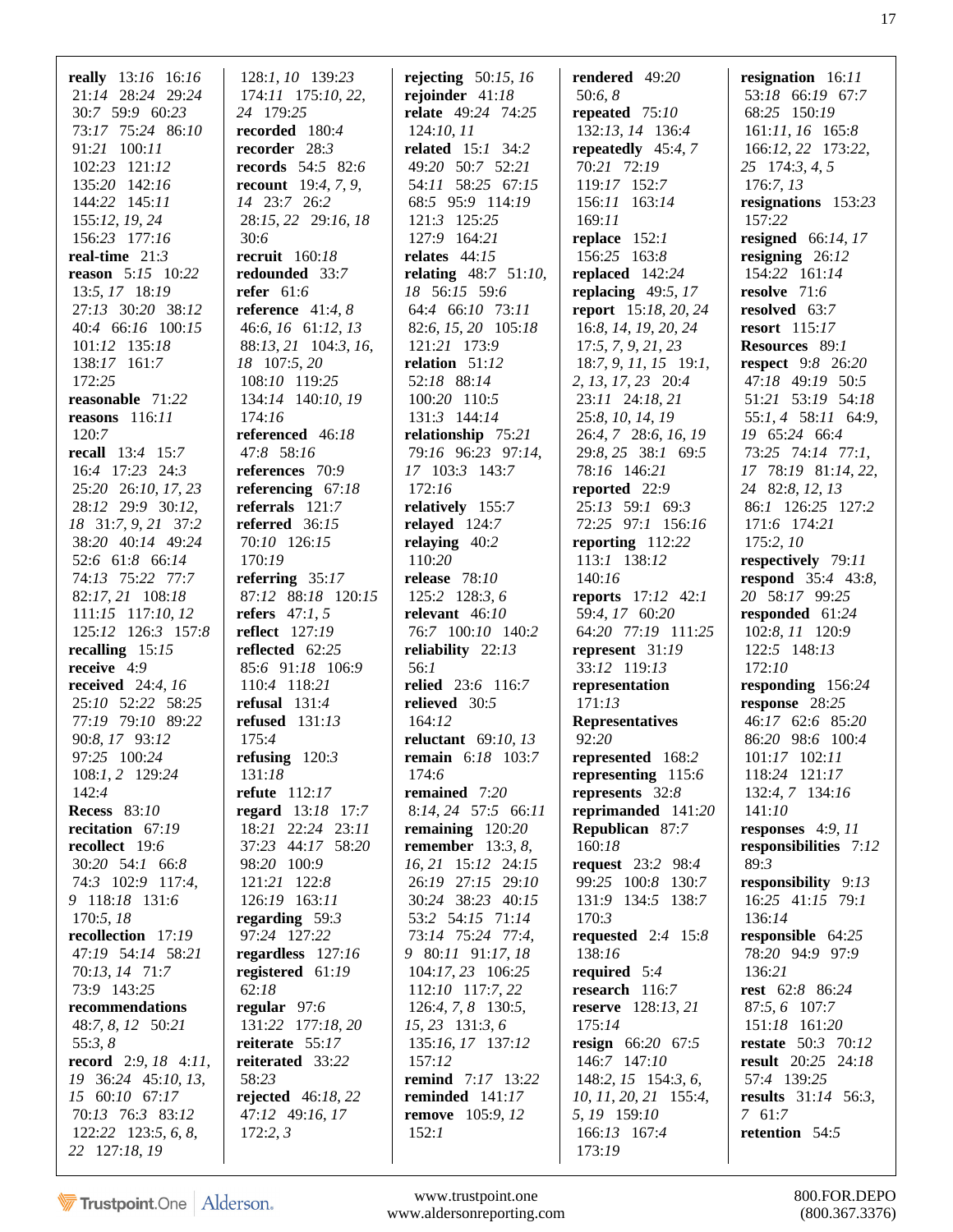**really** 13:16 16:16 21:14 28:24 29:24 30:7 59:9 60:23 73:17 75:24 86:10 91:21 100:11 102:23 121:12 135:20 142:16 144:22 145:11 155:12, 19, 24 156:23 177:16
**real-time** 21:3
**reason** 5:15 10:22 13:5, 17 18:19 27:13 30:20 38:12 40:4 66:16 100:15 101:12 135:18 138:17 161:7 172:25
**reasonable** 71:22
**reasons** 116:11 120:7
**recall** 13:4 15:7 16:4 17:23 24:3 25:20 26:10, 17, 23 28:12 29:9 30:12, 18 31:7, 9, 21 37:2 38:20 40:14 49:24 52:6 61:8 66:14 74:13 75:22 77:7 82:17, 21 108:18 111:15 117:10, 12 125:12 126:3 157:8
**recalling** 15:15
**receive** 4:9
**received** 24:4, 16 25:10 52:22 58:25 77:19 79:10 89:22 90:8, 17 93:12 97:25 100:24 108:1, 2 129:24 142:4
**Recess** 83:10
**recitation** 67:19
**recollect** 19:6 30:20 54:1 66:8 74:3 102:9 117:4, 9 118:18 131:6 170:5, 18
**recollection** 17:19 47:19 54:14 58:21 70:13, 14 71:7 73:9 143:25
**recommendations** 48:7, 8, 12 50:21 55:3, 8
**record** 2:9, 18 4:11, 19 36:24 45:10, 13, 15 60:10 67:17 70:13 76:3 83:12 122:22 123:5, 6, 8, 22 127:18, 19 128:1, 10 139:23 174:11 175:10, 22, 24 179:25
**recorded** 180:4
**recorder** 28:3
**records** 54:5 82:6
**recount** 19:4, 7, 9, 14 23:7 26:2 28:15, 22 29:16, 18 30:6
**recruit** 160:18
**redounded** 33:7
**refer** 61:6
**reference** 41:4, 8 46:6, 16 61:12, 13 88:13, 21 104:3, 16, 18 107:5, 20 108:10 119:25 134:14 140:10, 19 174:16
**referenced** 46:18 47:8 58:16
**references** 70:9
**referencing** 67:18
**referrals** 121:7
**referred** 36:15 70:10 126:15 170:19
**referring** 35:17 87:12 88:18 120:15
**refers** 47:1, 5
**reflect** 127:19
**reflected** 62:25 85:6 91:18 106:9 110:4 118:21
**refusal** 131:4
**refused** 131:13 175:4
**refusing** 120:3 131:18
**refute** 112:17
**regard** 13:18 17:7 18:21 22:24 23:11 37:23 44:17 58:20 98:20 100:9 121:21 122:8 126:19 163:11
**regarding** 59:3 97:24 127:22
**regardless** 127:16
**registered** 61:19 62:18
**regular** 97:6 131:22 177:18, 20
**reiterate** 55:17
**reiterated** 33:22 58:23
**rejected** 46:18, 22 47:12 49:16, 17 172:2, 3
**rejecting** 50:15, 16
**rejoinder** 41:18
**relate** 49:24 74:25 124:10, 11
**related** 15:1 34:2 49:20 50:7 52:21 54:11 58:25 67:15 68:5 95:9 114:19 121:3 125:25 127:9 164:21
**relates** 44:15
**relating** 48:7 51:10, 18 56:15 59:6 64:4 66:10 73:11 82:6, 15, 20 105:18 121:21 173:9
**relation** 51:12 52:18 88:14 100:20 110:5 131:3 144:14
**relationship** 75:21 79:16 96:23 97:14, 17 103:3 143:7 172:16
**relatively** 155:7
**relayed** 124:7
**relaying** 40:2 110:20
**release** 78:10 125:2 128:3, 6
**relevant** 46:10 76:7 100:10 140:2
**reliability** 22:13 56:1
**relied** 23:6 116:7
**relieved** 30:5 164:12
**reluctant** 69:10, 13
**remain** 6:18 103:7 174:6
**remained** 7:20 8:14, 24 57:5 66:11
**remaining** 120:20
**remember** 13:3, 8, 16, 21 15:12 24:15 26:19 27:15 29:10 30:24 38:23 40:15 53:2 54:15 71:14 73:14 75:24 77:4, 9 80:11 91:17, 18 104:17, 23 106:25 112:10 117:7, 22 126:4, 7, 8 130:5, 15, 23 131:3, 6 135:16, 17 137:12 157:12
**remind** 7:17 13:22
**reminded** 141:17
**remove** 105:9, 12 152:1
**rendered** 49:20 50:6, 8
**repeated** 75:10 132:13, 14 136:4
**repeatedly** 45:4, 7 70:21 72:19 119:17 152:7 156:11 163:14 169:11
**replace** 152:1 156:25 163:8
**replaced** 142:24
**replacing** 49:5, 17
**report** 15:18, 20, 24 16:8, 14, 19, 20, 24 17:5, 7, 9, 21, 23 18:7, 9, 11, 15 19:1, 2, 13, 17, 23 20:4 23:11 24:18, 21 25:8, 10, 14, 19 26:4, 7 28:6, 16, 19 29:8, 25 38:1 69:5 78:16 146:21
**reported** 22:9 25:13 59:1 69:3 72:25 97:1 156:16
**reporting** 112:22 113:1 138:12 140:16
**reports** 17:12 42:1 59:4, 17 60:20 64:20 77:19 111:25
**represent** 31:19 33:12 119:13
**representation** 171:13
**Representatives** 92:20
**represented** 168:2
**representing** 115:6
**represents** 32:8
**reprimanded** 141:20
**Republican** 87:7 160:18
**request** 23:2 98:4 99:25 100:8 130:7 131:9 134:5 138:7 170:3
**requested** 2:4 15:8 138:16
**required** 5:4
**research** 116:7
**reserve** 128:13, 21 175:14
**resign** 66:20 67:5 146:7 147:10 148:2, 15 154:3, 6, 10, 11, 20, 21 155:4, 5, 19 159:10 166:13 167:4 173:19
**resignation** 16:11 53:18 66:19 67:7 68:25 150:19 161:11, 16 165:8 166:12, 22 173:22, 25 174:3, 4, 5 176:7, 13
**resignations** 153:23 157:22
**resigned** 66:14, 17
**resigning** 26:12 154:22 161:14
**resolve** 71:6
**resolved** 63:7
**resort** 115:17
**Resources** 89:1
**respect** 9:8 26:20 47:18 49:19 50:5 51:21 53:19 54:18 55:1, 4 58:11 64:9, 19 65:24 66:4 73:25 74:14 77:1, 17 78:19 81:14, 22, 24 82:8, 12, 13 86:1 126:25 127:2 171:6 174:21 175:2, 10
**respectively** 79:11
**respond** 35:4 43:8, 20 58:17 99:25
**responded** 61:24 102:8, 11 120:9 122:5 148:13 172:10
**responding** 156:24
**response** 28:25 46:17 62:6 85:20 86:20 98:6 100:4 101:17 102:11 118:24 121:17 132:4, 7 134:16 141:10
**responses** 4:9, 11
**responsibilities** 7:12 89:3
**responsibility** 9:13 16:25 41:15 79:1 136:14
**responsible** 64:25 78:20 94:9 97:9 136:21
**rest** 62:8 86:24 87:5, 6 107:7 151:18 161:20
**restate** 50:3 70:12
**result** 20:25 24:18 57:4 139:25
**results** 31:14 56:3, 7 61:7
**retention** 54:5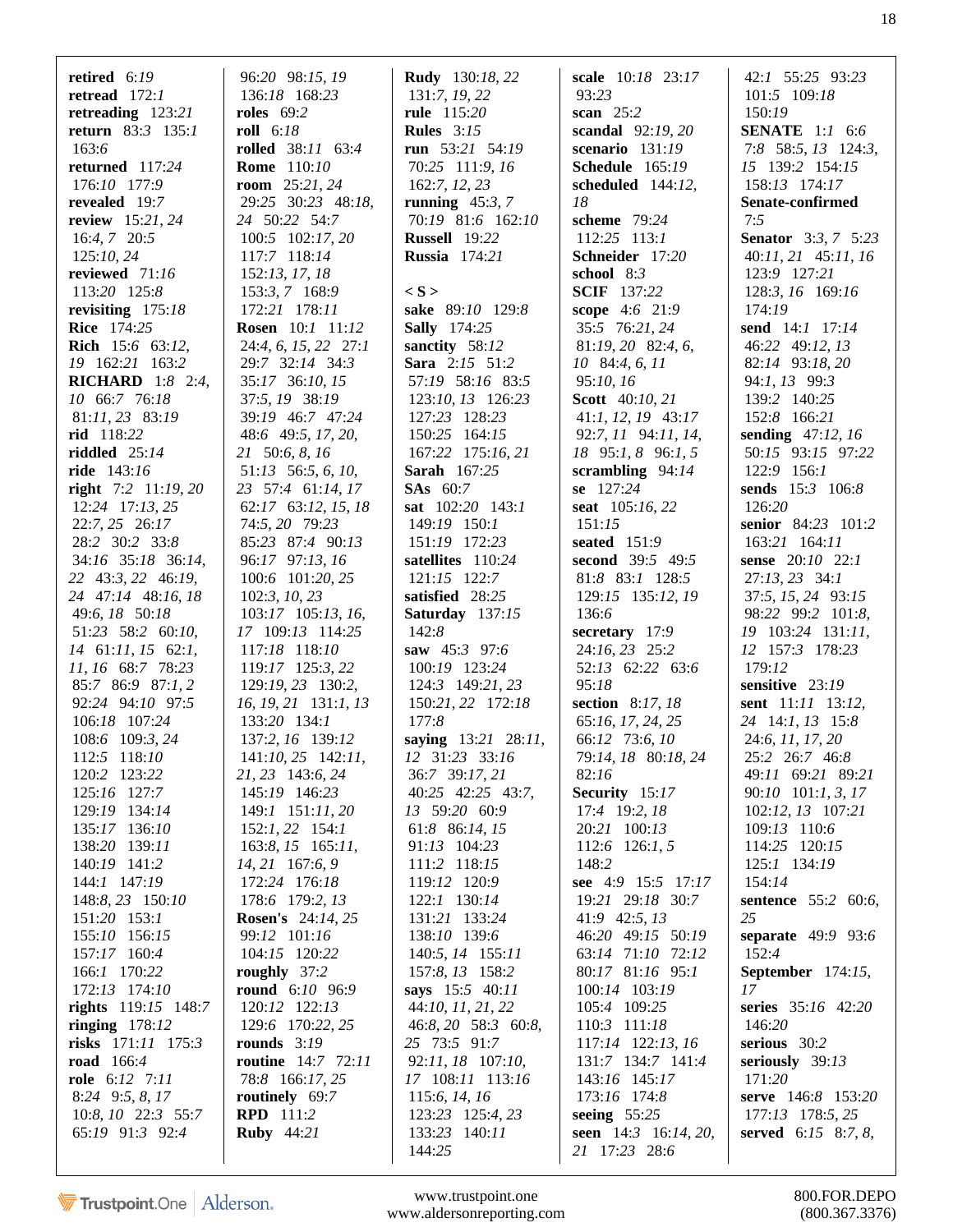**retired** 6:19
**retread** 172:1
**retreading** 123:21
**return** 83:3 135:1 163:6
**returned** 117:24 176:10 177:9
**revealed** 19:7
**review** 15:21, 24 16:4, 7 20:5 125:10, 24
**reviewed** 71:16 113:20 125:8
**revisiting** 175:18
**Rice** 174:25
**Rich** 15:6 63:12, 19 162:21 163:2
**RICHARD** 1:8 2:4, 10 66:7 76:18 81:11, 23 83:19
**rid** 118:22
**riddled** 25:14
**ride** 143:16
**right** 7:2 11:19, 20 12:24 17:13, 25 22:7, 25 26:17 28:2 30:2 33:8 34:16 35:18 36:14, 22 43:3, 22 46:19, 24 47:14 48:16, 18 49:6, 18 50:18 51:23 58:2 60:10, 14 61:11, 15 62:1, 11, 16 68:7 78:23 85:7 86:9 87:1, 2 92:24 94:10 97:5 106:18 107:24 108:6 109:3, 24 112:5 118:10 120:2 123:22 125:16 127:7 129:19 134:14 135:17 136:10 138:20 139:11 140:19 141:2 144:1 147:19 148:8, 23 150:10 151:20 153:1 155:10 156:15 157:17 160:4 166:1 170:22 172:13 174:10
**rights** 119:15 148:7
**ringing** 178:12
**risks** 171:11 175:3
**road** 166:4
**role** 6:12 7:11 8:24 9:5, 8, 17 10:8, 10 22:3 55:7 65:19 91:3 92:4 96:20 98:15, 19 136:18 168:23
**roles** 69:2
**roll** 6:18
**rolled** 38:11 63:4
**Rome** 110:10
**room** 25:21, 24 29:25 30:23 48:18, 24 50:22 54:7 100:5 102:17, 20 117:7 118:14 152:13, 17, 18 153:3, 7 168:9 172:21 178:11
**Rosen** 10:1 11:12 24:4, 6, 15, 22 27:1 29:7 32:14 34:3 35:17 36:10, 15 37:5, 19 38:19 39:19 46:7 47:24 48:6 49:5, 17, 20, 21 50:6, 8, 16 51:13 56:5, 6, 10, 23 57:4 61:14, 17 62:17 63:12, 15, 18 74:5, 20 79:23 85:23 87:4 90:13 96:17 97:13, 16 100:6 101:20, 25 102:3, 10, 23 103:17 105:13, 16, 17 109:13 114:25 117:18 118:10 119:17 125:3, 22 129:19, 23 130:2, 16, 19, 21 131:1, 13 133:20 134:1 137:2, 16 139:12 141:10, 25 142:11, 21, 23 143:6, 24 145:19 146:23 149:1 151:11, 20 152:1, 22 154:1 163:8, 15 165:11, 14, 21 167:6, 9 172:24 176:18 178:6 179:2, 13
**Rosen's** 24:14, 25 99:12 101:16 104:15 120:22
**roughly** 37:2
**round** 6:10 96:9 120:12 122:13 129:6 170:22, 25
**rounds** 3:19
**routine** 14:7 72:11 78:8 166:17, 25
**routinely** 69:7
**RPD** 111:2
**Ruby** 44:21
**Rudy** 130:18, 22 131:7, 19, 22
**rule** 115:20
**Rules** 3:15
**run** 53:21 54:19 70:25 111:9, 16 162:7, 12, 23
**running** 45:3, 7 70:19 81:6 162:10
**Russell** 19:22
**Russia** 174:21

**< S >**
**sake** 89:10 129:8
**Sally** 174:25
**sanctity** 58:12
**Sara** 2:15 51:2 57:19 58:16 83:5 123:10, 13 126:23 127:23 128:23 150:25 164:15 167:22 175:16, 21
**Sarah** 167:25
**SAs** 60:7
**sat** 102:20 143:1 149:19 150:1 151:19 172:23
**satellites** 110:24 121:15 122:7
**satisfied** 28:25
**Saturday** 137:15 142:8
**saw** 45:3 97:6 100:19 123:24 124:3 149:21, 23 150:21, 22 172:18 177:8
**saying** 13:21 28:11, 12 31:23 33:16 36:7 39:17, 21 40:25 42:25 43:7, 13 59:20 60:9 61:8 86:14, 15 91:13 104:23 111:2 118:15 119:12 120:9 122:1 130:14 131:21 133:24 138:10 139:6 140:5, 14 155:11 157:8, 13 158:2
**says** 15:5 40:11 44:10, 11, 21, 22 46:8, 20 58:3 60:8, 25 73:5 91:7 92:11, 18 107:10, 17 108:11 113:16 115:6, 14, 16 123:23 125:4, 23 133:23 140:11 144:25
**scale** 10:18 23:17 93:23
**scan** 25:2
**scandal** 92:19, 20
**scenario** 131:19
**Schedule** 165:19
**scheduled** 144:12, 18
**scheme** 79:24 112:25 113:1
**Schneider** 17:20
**school** 8:3
**SCIF** 137:22
**scope** 4:6 21:9 35:5 76:21, 24 81:19, 20 82:4, 6, 10 84:4, 6, 11 95:10, 16
**Scott** 40:10, 21 41:1, 12, 19 43:17 92:7, 11 94:11, 14, 18 95:1, 8 96:1, 5
**scrambling** 94:14
**se** 127:24
**seat** 105:16, 22 151:15
**seated** 151:9
**second** 39:5 49:5 81:8 83:1 128:5 129:15 135:12, 19 136:6
**secretary** 17:9 24:16, 23 25:2 52:13 62:22 63:6 95:18
**section** 8:17, 18 65:16, 17, 24, 25 66:12 73:6, 10 79:14, 18 80:18, 24 82:16
**Security** 15:17 17:4 19:2, 18 20:21 100:13 112:6 126:1, 5 148:2
**see** 4:9 15:5 17:17 19:21 29:18 30:7 41:9 42:5, 13 46:20 49:15 50:19 63:14 71:10 72:12 80:17 81:16 95:1 100:14 103:19 105:4 109:25 110:3 111:18 117:14 122:13, 16 131:7 134:7 141:4 143:16 145:17 173:16 174:8
**seeing** 55:25
**seen** 14:3 16:14, 20, 21 17:23 28:6 42:1 55:25 93:23 101:5 109:18 150:19
**SENATE** 1:1 6:6 7:8 58:5, 13 124:3, 15 139:2 154:15 158:13 174:17
**Senate-confirmed** 7:5
**Senator** 3:3, 7 5:23 40:11, 21 45:11, 16 123:9 127:21 128:3, 16 169:16 174:19
**send** 14:1 17:14 46:22 49:12, 13 82:14 93:18, 20 94:1, 13 99:3 139:2 140:25 152:8 166:21
**sending** 47:12, 16 50:15 93:15 97:22 122:9 156:1
**sends** 15:3 106:8 126:20
**senior** 84:23 101:2 163:21 164:11
**sense** 20:10 22:1 27:13, 23 34:1 37:5, 15, 24 93:15 98:22 99:2 101:8, 19 103:24 131:11, 12 157:3 178:23 179:12
**sensitive** 23:19
**sent** 11:11 13:12, 24 14:1, 13 15:8 24:6, 11, 17, 20 25:2 26:7 46:8 49:11 69:21 89:21 90:10 101:1, 3, 17 102:12, 13 107:21 109:13 110:6 114:25 120:15 125:1 134:19 154:14
**sentence** 55:2 60:6, 25
**separate** 49:9 93:6 152:4
**September** 174:15, 17
**series** 35:16 42:20 146:20
**serious** 30:2
**seriously** 39:13 171:20
**serve** 146:8 153:20 177:13 178:5, 25
**served** 6:15 8:7, 8,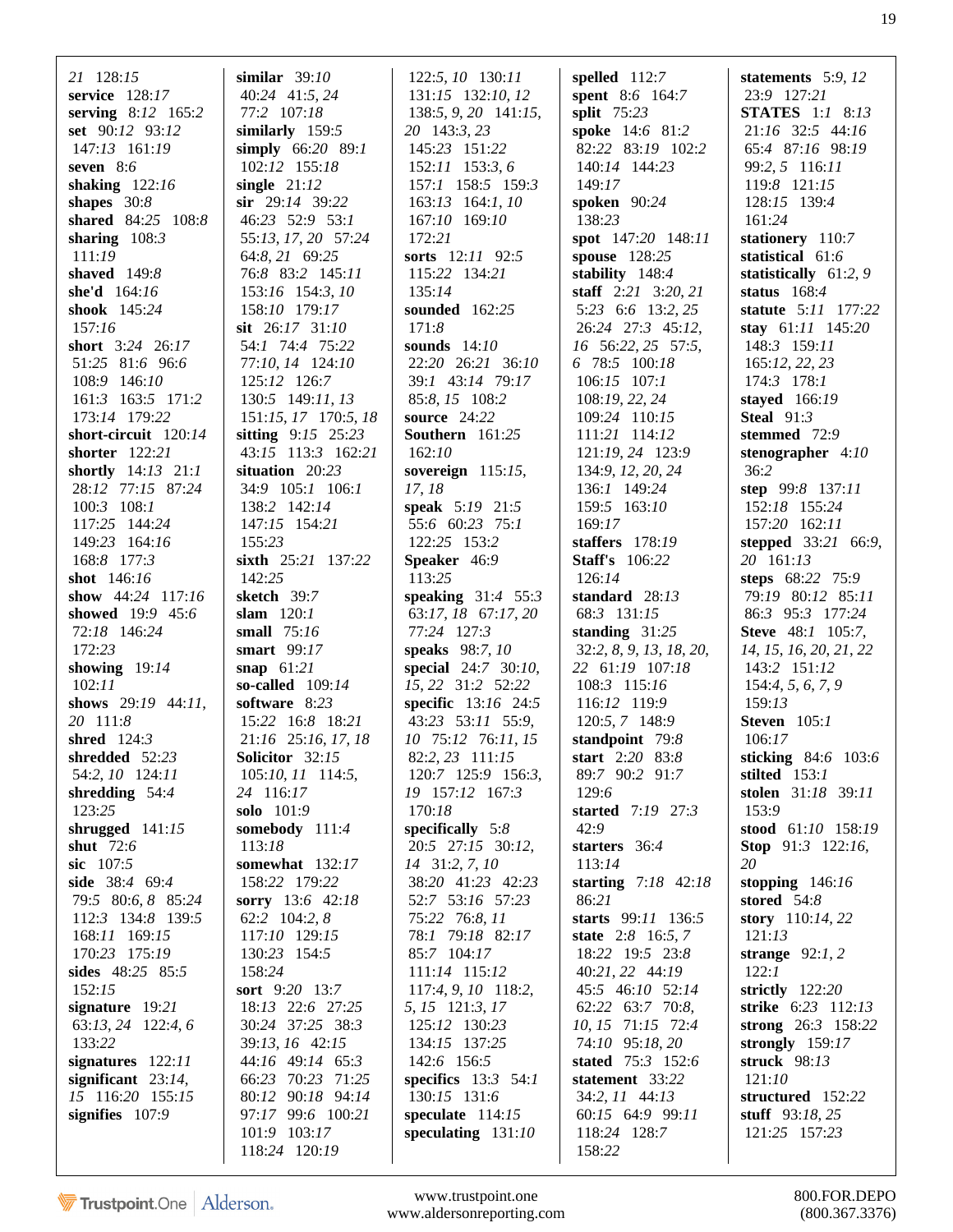21 128:15
**service** 128:17
**serving** 8:12 165:2
**set** 90:12 93:12
147:13 161:19
**seven** 8:6
**shaking** 122:16
**shapes** 30:8
**shared** 84:25 108:8
**sharing** 108:3
111:19
**shaved** 149:8
**she'd** 164:16
**shook** 145:24
157:16
**short** 3:24 26:17
51:25 81:6 96:6
108:9 146:10
161:3 163:5 171:2
173:14 179:22
**short-circuit** 120:14
**shorter** 122:21
**shortly** 14:13 21:1
28:12 77:15 87:24
100:3 108:1
117:25 144:24
149:23 164:16
168:8 177:3
**shot** 146:16
**show** 44:24 117:16
**showed** 19:9 45:6
72:18 146:24
172:23
**showing** 19:14
102:11
**shows** 29:19 44:11,
20 111:8
**shred** 124:3
**shredded** 52:23
54:2, 10 124:11
**shredding** 54:4
123:25
**shrugged** 141:15
**shut** 72:6
**sic** 107:5
**side** 38:4 69:4
79:5 80:6, 8 85:24
112:3 134:8 139:5
168:11 169:15
170:23 175:19
**sides** 48:25 85:5
152:15
**signature** 19:21
63:13, 24 122:4, 6
133:22
**signatures** 122:11
**significant** 23:14,
15 116:20 155:15
**signifies** 107:9

**similar** 39:10
40:24 41:5, 24
77:2 107:18
**similarly** 159:5
**simply** 66:20 89:1
102:12 155:18
**single** 21:12
**sir** 29:14 39:22
46:23 52:9 53:1
55:13, 17, 20 57:24
64:8, 21 69:25
76:8 83:2 145:11
153:16 154:3, 10
158:10 179:17
**sit** 26:17 31:10
54:1 74:4 75:22
77:10, 14 124:10
125:12 126:7
130:5 149:11, 13
151:15, 17 170:5, 18
**sitting** 9:15 25:23
43:15 113:3 162:21
**situation** 20:23
34:9 105:1 106:1
138:2 142:14
147:15 154:21
155:23
**sixth** 25:21 137:22
142:25
**sketch** 39:7
**slam** 120:1
**small** 75:16
**smart** 99:17
**snap** 61:21
**so-called** 109:14
**software** 8:23
15:22 16:8 18:21
21:16 25:16, 17, 18
**Solicitor** 32:15
105:10, 11 114:5,
24 116:17
**solo** 101:9
**somebody** 111:4
113:18
**somewhat** 132:17
158:22 179:22
**sorry** 13:6 42:18
62:2 104:2, 8
117:10 129:15
130:23 154:5
158:24
**sort** 9:20 13:7
18:13 22:6 27:25
30:24 37:25 38:3
39:13, 16 42:15
44:16 49:14 65:3
66:23 70:23 71:25
80:12 90:18 94:14
97:17 99:6 100:21
101:9 103:17
118:24 120:19

122:5, 10 130:11
131:15 132:10, 12
138:5, 9, 20 141:15,
20 143:3, 23
145:23 151:22
152:11 153:3, 6
157:1 158:5 159:3
163:13 164:1, 10
167:10 169:10
172:21
**sorts** 12:11 92:5
115:22 134:21
135:14
**sounded** 162:25
171:8
**sounds** 14:10
22:20 26:21 36:10
39:1 43:14 79:17
85:8, 15 108:2
**source** 24:22
**Southern** 161:25
162:10
**sovereign** 115:15,
17, 18
**speak** 5:19 21:5
55:6 60:23 75:1
122:25 153:2
**Speaker** 46:9
113:25
**speaking** 31:4 55:3
63:17, 18 67:17, 20
77:24 127:3
**speaks** 98:7, 10
**special** 24:7 30:10,
15, 22 31:2 52:22
**specific** 13:16 24:5
43:23 53:11 55:9,
10 75:12 76:11, 15
82:2, 23 111:15
120:7 125:9 156:3,
19 157:12 167:3
170:18
**specifically** 5:8
20:5 27:15 30:12,
14 31:2, 7, 10
38:20 41:23 42:23
52:7 53:16 57:23
75:22 76:8, 11
78:1 79:18 82:17
85:7 104:17
111:14 115:12
117:4, 9, 10 118:2,
5, 15 121:3, 17
125:12 130:23
134:15 137:25
142:6 156:5
**specifics** 13:3 54:1
130:15 131:6
**speculate** 114:15
**speculating** 131:10

**spelled** 112:7
**spent** 8:6 164:7
**split** 75:23
**spoke** 14:6 81:2
82:22 83:19 102:2
140:14 144:23
149:17
**spoken** 90:24
138:23
**spot** 147:20 148:11
**spouse** 128:25
**stability** 148:4
**staff** 2:21 3:20, 21
5:23 6:6 13:2, 25
26:24 27:3 45:12,
16 56:22, 25 57:5,
6 78:5 100:18
106:15 107:1
108:19, 22, 24
109:24 110:15
111:21 114:12
121:19, 24 123:9
134:9, 12, 20, 24
136:1 149:24
159:5 163:10
169:17
**staffers** 178:19
**Staff's** 106:22
126:14
**standard** 28:13
68:3 131:15
**standing** 31:25
32:2, 8, 9, 13, 18, 20,
22 61:19 107:18
108:3 115:16
116:12 119:9
120:5, 7 148:9
**standpoint** 79:8
**start** 2:20 83:8
89:7 90:2 91:7
129:6
**started** 7:19 27:3
42:9
**starters** 36:4
113:14
**starting** 7:18 42:18
86:21
**starts** 99:11 136:5
**state** 2:8 16:5, 7
18:22 19:5 23:8
40:21, 22 44:19
45:5 46:10 52:14
62:22 63:7 70:8,
10, 15 71:15 72:4
74:10 95:18, 20
**stated** 75:3 152:6
**statement** 33:22
34:2, 11 44:13
60:15 64:9 99:11
118:24 128:7
158:22

**statements** 5:9, 12
23:9 127:21
**STATES** 1:1 8:13
21:16 32:5 44:16
65:4 87:16 98:19
99:2, 5 116:11
119:8 121:15
128:15 139:4
161:24
**stationery** 110:7
**statistical** 61:6
**statistically** 61:2, 9
**status** 168:4
**statute** 5:11 177:22
**stay** 61:11 145:20
148:3 159:11
165:12, 22, 23
174:3 178:1
**stayed** 166:19
**Steal** 91:3
**stemmed** 72:9
**stenographer** 4:10
36:2
**step** 99:8 137:11
152:18 155:24
157:20 162:11
**stepped** 33:21 66:9,
20 161:13
**steps** 68:22 75:9
79:19 80:12 85:11
86:3 95:3 177:24
**Steve** 48:1 105:7,
14, 15, 16, 20, 21, 22
143:2 151:12
154:4, 5, 6, 7, 9
159:13
**Steven** 105:1
106:17
**sticking** 84:6 103:6
**stilted** 153:1
**stolen** 31:18 39:11
153:9
**stood** 61:10 158:19
**Stop** 91:3 122:16,
20
**stopping** 146:16
**stored** 54:8
**story** 110:14, 22
121:13
**strange** 92:1, 2
122:1
**strictly** 122:20
**strike** 6:23 112:13
**strong** 26:3 158:22
**strongly** 159:17
**struck** 98:13
121:10
**structured** 152:22
**stuff** 93:18, 25
121:25 157:23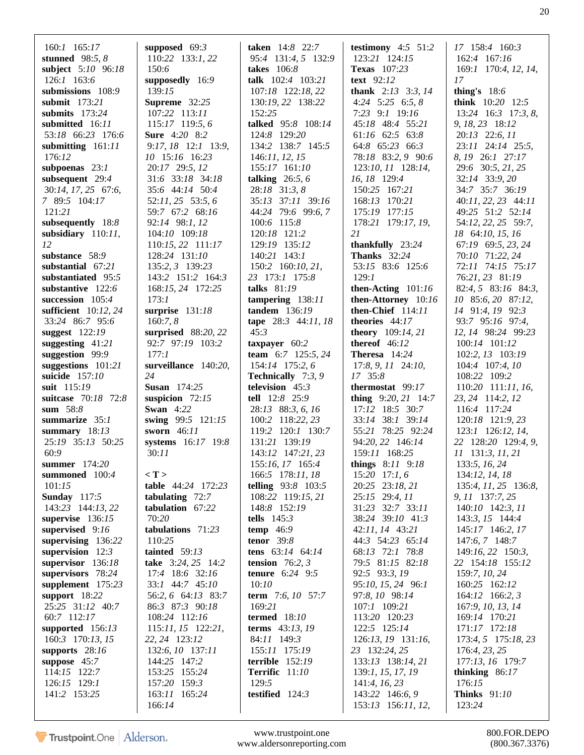160:*1* 165:*17*
**stunned** 98:*5, 8*
**subject** 5:*10* 96:*18* 126:*1* 163:*6*
**submissions** 108:9
**submit** 173:*21*
**submits** 173:*24*
**submitted** 16:*11* 53:*18* 66:*23* 176:6
**submitting** 161:*11* 176:*12*
**subpoenas** 23:*1*
**subsequent** 29:*4* 30:*14, 17, 25* 67:*6, 7* 89:5 104:*17* 121:*21*
**subsequently** 18:*8*
**subsidiary** 110:*11, 12*
**substance** 58:*9*
**substantial** 67:*21*
**substantiated** 95:*5*
**substantive** 122:*6*
**succession** 105:*4*
**sufficient** 10:*12, 24* 33:*24* 86:*7* 95:*6*
**suggest** 122:*19*
**suggesting** 41:*21*
**suggestion** 99:*9*
**suggestions** 101:*21*
**suicide** 157:*10*
**suit** 115:*19*
**suitcase** 70:*18* 72:*8*
**sum** 58:*8*
**summarize** 35:*1*
**summary** 18:*13* 25:*19* 35:*13* 50:*25* 60:*9*
**summer** 174:*20*
**summoned** 100:*4* 101:*15*
**Sunday** 117:*5* 143:*23* 144:*13, 22*
**supervise** 136:*15*
**supervised** 9:*16*
**supervising** 136:*22*
**supervision** 12:*3*
**supervisor** 136:*18*
**supervisors** 78:*24*
**supplement** 175:*23*
**support** 18:*22* 25:*25* 31:*12* 40:*7* 60:*7* 112:*17*
**supported** 156:*13* 160:*3* 170:*13, 15*
**supports** 28:*16*
**suppose** 45:*7* 114:*15* 122:*7* 126:*15* 129:*1* 141:*2* 153:*25*
**supposed** 69:*3* 110:*22* 133:*1, 22* 150:*6*
**supposedly** 16:*9* 139:*15*
**Supreme** 32:*25* 107:*22* 113:*11* 115:*17* 119:*5, 6*
**Sure** 4:*20* 8:*2* 9:*17, 18* 12:*1* 13:*9, 10* 15:*16* 16:*23* 20:*17* 29:*5, 12* 31:*6* 33:*18* 34:*18* 35:*6* 44:*14* 50:*4* 52:*11, 25* 53:*5, 6* 59:*7* 67:*2* 68:*16* 92:*14* 98:*1, 12* 104:*10* 109:*18* 110:*15, 22* 111:*17* 128:*24* 131:*10* 135:*2, 3* 139:*23* 143:*2* 151:*2* 164:*3* 168:*15, 24* 172:*25* 173:*1*
**surprise** 131:*18* 160:*7, 8*
**surprised** 88:*20, 22* 92:*7* 97:*19* 103:*2* 177:*1*
**surveillance** 140:*20, 24*
**Susan** 174:*25*
**suspicion** 72:*15*
**Swan** 4:*22*
**swing** 99:*5* 121:*15*
**sworn** 46:*11*
**systems** 16:*17* 19:*8* 30:*11*

**< T >**
**table** 44:*24* 172:*23*
**tabulating** 72:*7*
**tabulation** 67:*22* 70:*20*
**tabulations** 71:*23* 110:*25*
**tainted** 59:*13*
**take** 3:*24, 25* 14:*2* 17:*4* 18:*6* 32:*16* 33:*1* 44:*7* 45:*10* 56:*2, 6* 64:*13* 83:*7* 86:*3* 87:*3* 90:*18* 108:*24* 112:*16* 115:*11, 15* 122:*21, 22, 24* 123:*12* 132:*6, 10* 137:*11* 144:*25* 147:*2* 153:*25* 155:*24* 157:*20* 159:*3* 163:*11* 165:*24* 166:*14*
**taken** 14:*8* 22:*7* 95:*4* 131:*4, 5* 132:*9*
**takes** 106:*8*
**talk** 102:*4* 103:*21* 107:*18* 122:*18, 22* 130:*19, 22* 138:*22* 152:*25*
**talked** 95:*8* 108:*14* 124:*8* 129:*20* 134:*2* 138:*7* 145:*5* 146:*11, 12, 15* 155:*17* 161:*10*
**talking** 26:*5, 6* 28:*18* 31:*3, 8* 35:*13* 37:*11* 39:*16* 44:*24* 79:*6* 99:*6, 7* 100:*6* 115:*8* 120:*18* 121:*2* 129:*19* 135:*12* 140:*21* 143:*1* 150:*2* 160:*10, 21, 23* 173:*1* 175:*8*
**talks** 81:*19*
**tampering** 138:*11*
**tandem** 136:*19*
**tape** 28:*3* 44:*11, 18* 45:*3*
**taxpayer** 60:*2*
**team** 6:*7* 125:*5, 24* 154:*14* 175:*2, 6*
**Technically** 7:*3, 9*
**television** 45:*3*
**tell** 12:*8* 25:*9* 28:*13* 88:*3, 6, 16* 100:*2* 118:*22, 23* 119:*2* 120:*1* 130:*7* 131:*21* 139:*19* 143:*12* 147:*21, 23* 155:*16, 17* 165:*4* 166:*5* 178:*11, 18*
**telling** 93:*8* 103:*5* 108:*22* 119:*15, 21* 148:*8* 152:*19*
**tells** 145:*3*
**temp** 46:*9*
**tenor** 39:*8*
**tens** 63:*14* 64:*14*
**tension** 76:*2, 3*
**tenure** 6:*24* 9:*5* 10:*10*
**term** 7:*6, 10* 57:*7* 169:*21*
**termed** 18:*10*
**terms** 43:*13, 19* 84:*11* 149:*3* 155:*11* 175:*19*
**terrible** 152:*19*
**Terrific** 11:*10* 129:*5*
**testified** 124:*3*
**testimony** 4:*5* 51:*2* 123:*21* 124:*15*
**Texas** 107:*23*
**text** 92:*12*
**thank** 2:*13* 3:*3, 14* 4:*24* 5:*25* 6:*5, 8* 7:*23* 9:*1* 19:*16* 45:*18* 48:*4* 55:*21* 61:*16* 62:*5* 63:*8* 64:*8* 65:*23* 66:*3* 78:*18* 83:*2, 9* 90:*6* 123:*10, 11* 128:*14, 16, 18* 129:*4* 150:*25* 167:*21* 168:*13* 170:*21* 175:*19* 177:*15* 178:*21* 179:*17, 19, 21*
**thankfully** 23:*24*
**Thanks** 32:*24* 53:*15* 83:*6* 125:*6* 129:*1*
**then-Acting** 101:*16*
**then-Attorney** 10:*16*
**then-Chief** 114:*11*
**theories** 44:*17*
**theory** 109:*14, 21*
**thereof** 46:*12*
**Theresa** 14:*24* 17:*8, 9, 11* 24:*10, 17* 35:*8*
**thermostat** 99:*17*
**thing** 9:*20, 21* 14:*7* 17:*12* 18:*5* 30:*7* 33:*14* 38:*1* 39:*14* 55:*21* 78:*25* 92:*24* 94:*20, 22* 146:*14* 159:*11* 168:*25*
**things** 8:*11* 9:*18* 15:*20* 17:*1, 6* 20:*25* 23:*18, 21* 25:*15* 29:*4, 11* 31:*23* 32:*7* 33:*11* 38:*24* 39:*10* 41:*3* 42:*11, 14* 43:*21* 44:*3* 54:*23* 65:*14* 68:*13* 72:*1* 78:*8* 79:*5* 81:*15* 82:*18* 92:*5* 93:*3, 19* 95:*10, 15, 24* 96:*1* 97:*8, 10* 98:*14* 107:*1* 109:*21* 113:*20* 120:*23* 122:*5* 125:*14* 126:*13, 19* 131:*16, 23* 132:*24, 25* 133:*13* 138:*14, 21* 139:*1, 15, 17, 19* 141:*4, 16, 23* 143:*22* 146:*6, 9* 153:*13* 156:*11, 12, 17* 158:*4* 160:*3* 162:*4* 167:*16* 169:*1* 170:*4, 12, 14, 17*
**thing's** 18:*6*
**think** 10:*20* 12:*5* 13:*24* 16:*3* 17:*3, 8, 9, 18, 23* 18:*12* 20:*13* 22:*6, 11* 23:*11* 24:*14* 25:*5, 8, 19* 26:*1* 27:*17* 29:*6* 30:*5, 21, 25* 32:*14* 33:*9, 20* 34:*7* 35:*7* 36:*19* 40:*11, 22, 23* 44:*11* 49:*25* 51:*2* 52:*14* 54:*12, 22, 25* 59:*7, 18* 64:*10, 15, 16* 67:*19* 69:*5, 23, 24* 70:*10* 71:*22, 24* 72:*11* 74:*15* 75:*17* 76:*21, 23* 81:*19* 82:*4, 5* 83:*16* 84:*3, 10* 85:*6, 20* 87:*12, 14* 91:*4, 19* 92:*3* 93:*7* 95:*16* 97:*4, 12, 14* 98:*24* 99:*23* 100:*14* 101:*12* 102:*2, 13* 103:*19* 104:*4* 107:*4, 10* 108:*22* 109:*2* 110:*20* 111:*11, 16, 23, 24* 114:*2, 12* 116:*4* 117:*24* 120:*18* 121:*9, 23* 123:*1* 126:*12, 14, 22* 128:*20* 129:*4, 9, 11* 131:*3, 11, 21* 133:*5, 16, 24* 134:*12, 14, 18* 135:*4, 11, 25* 136:*8, 9, 11* 137:*7, 25* 140:*10* 142:*3, 11* 143:*3, 15* 144:*4* 145:*17* 146:*2, 17* 147:*6, 7* 148:*7* 149:*16, 22* 150:*3, 22* 154:*18* 155:*12* 159:*7, 10, 24* 160:*25* 162:*12* 164:*12* 166:*2, 3* 167:*9, 10, 13, 14* 169:*14* 170:*21* 171:*17* 172:*18* 173:*4, 5* 175:*18, 23* 176:*4, 23, 25* 177:*13, 16* 179:*7*
**thinking** 86:*17* 176:*15*
**Thinks** 91:*10* 123:*24*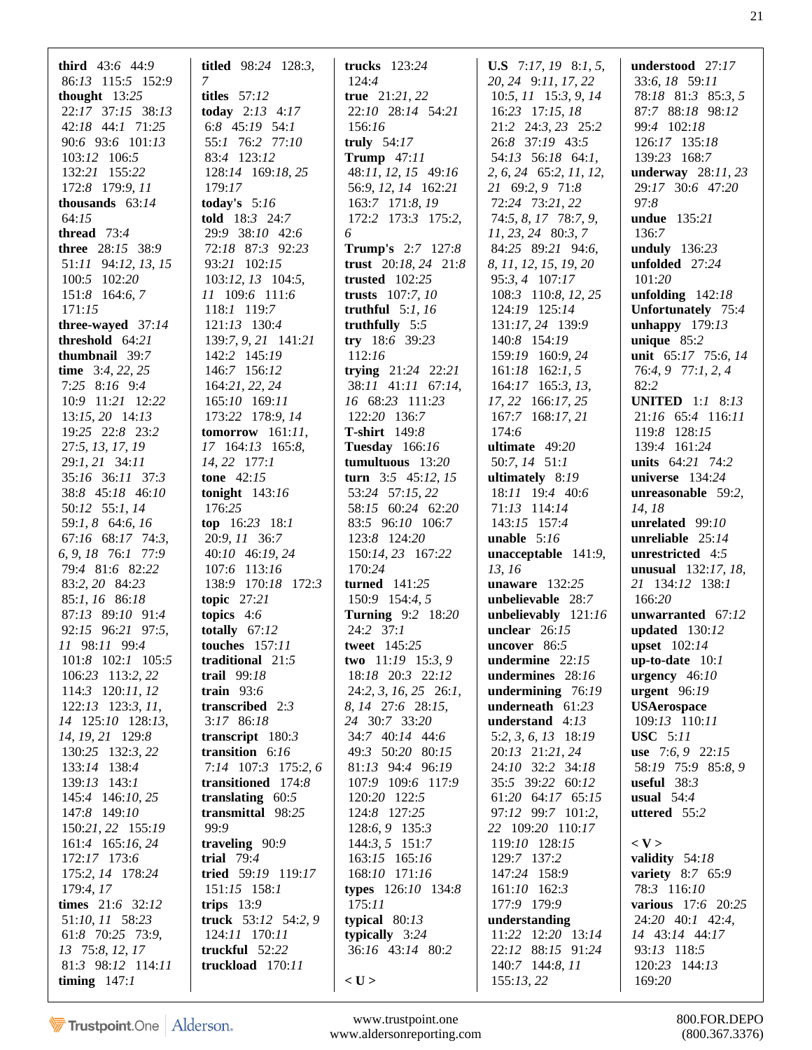**third** 43:6 44:9 86:13 115:5 152:9
**thought** 13:25 22:17 37:15 38:13 42:18 44:1 71:25 90:6 93:6 101:13 103:12 106:5 132:21 155:22 172:8 179:9, 11
**thousands** 63:14 64:15
**thread** 73:4
**three** 28:15 38:9 51:11 94:12, 13, 15 100:5 102:20 151:8 164:6, 7 171:15
**three-wayed** 37:14
**threshold** 64:21
**thumbnail** 39:7
**time** 3:4, 22, 25 7:25 8:16 9:4 10:9 11:21 12:22 13:15, 20 14:13 19:25 22:8 23:2 27:5, 13, 17, 19 29:1, 21 34:11 35:16 36:11 37:3 38:8 45:18 46:10 50:12 55:1, 14 59:1, 8 64:6, 16 67:16 68:17 74:3, 6, 9, 18 76:1 77:9 79:4 81:6 82:22 83:2, 20 84:23 85:1, 16 86:18 87:13 89:10 91:4 92:15 96:21 97:5, 11 98:11 99:4 101:8 102:1 105:5 106:23 113:2, 22 114:3 120:11, 12 122:13 123:3, 11, 14 125:10 128:13, 14, 19, 21 129:8 130:25 132:3, 22 133:14 138:4 139:13 143:1 145:4 146:10, 25 147:8 149:10 150:21, 22 155:19 161:4 165:16, 24 172:17 173:6 175:2, 14 178:24 179:4, 17
**times** 21:6 32:12 51:10, 11 58:23 61:8 70:25 73:9, 13 75:8, 12, 17 81:3 98:12 114:11
**timing** 147:1
**titled** 98:24 128:3, 7
**titles** 57:12
**today** 2:13 4:17 6:8 45:19 54:1 55:1 76:2 77:10 83:4 123:12 128:14 169:18, 25 179:17
**today's** 5:16
**told** 18:3 24:7 29:9 38:10 42:6 72:18 87:3 92:23 93:21 102:15 103:12, 13 104:5, 11 109:6 111:6 118:1 119:7 121:13 130:4 139:7, 9, 21 141:21 142:2 145:19 146:7 156:12 164:21, 22, 24 165:10 169:11 173:22 178:9, 14
**tomorrow** 161:11, 17 164:13 165:8, 14, 22 177:1
**tone** 42:15
**tonight** 143:16 176:25
**top** 16:23 18:1 20:9, 11 36:7 40:10 46:19, 24 107:6 113:16 138:9 170:18 172:3
**topic** 27:21
**topics** 4:6
**totally** 67:12
**touches** 157:11
**traditional** 21:5
**trail** 99:18
**train** 93:6
**transcribed** 2:3 3:17 86:18
**transcript** 180:3
**transition** 6:16 7:14 107:3 175:2, 6
**transitioned** 174:8
**translating** 60:5
**transmittal** 98:25 99:9
**traveling** 90:9
**trial** 79:4
**tried** 59:19 119:17 151:15 158:1
**trips** 13:9
**truck** 53:12 54:2, 9 124:11 170:11
**truckful** 52:22
**truckload** 170:11
**trucks** 123:24 124:4
**true** 21:21, 22 22:10 28:14 54:21 156:16
**truly** 54:17
**Trump** 47:11 48:11, 12, 15 49:16 56:9, 12, 14 162:21 163:7 171:8, 19 172:2 173:3 175:2, 6
**Trump's** 2:7 127:8
**trust** 20:18, 24 21:8
**trusted** 102:25
**trusts** 107:7, 10
**truthful** 5:1, 16
**truthfully** 5:5
**try** 18:6 39:23 112:16
**trying** 21:24 22:21 38:11 41:11 67:14, 16 68:23 111:23 122:20 136:7
**T-shirt** 149:8
**Tuesday** 166:16
**tumultuous** 13:20
**turn** 3:5 45:12, 15 53:24 57:15, 22 58:15 60:24 62:20 83:5 96:10 106:7 123:8 124:20 150:14, 23 167:22 170:24
**turned** 141:25 150:9 154:4, 5
**Turning** 9:2 18:20 24:2 37:1
**tweet** 145:25
**two** 11:19 15:3, 9 18:18 20:3 22:12 24:2, 3, 16, 25 26:1, 8, 14 27:6 28:15, 24 30:7 33:20 34:7 40:14 44:6 49:3 50:20 80:15 81:13 94:4 96:19 107:9 109:6 117:9 120:20 122:5 124:8 127:25 128:6, 9 135:3 144:3, 5 151:7 163:15 165:16 168:10 171:16
**types** 126:10 134:8 175:11
**typical** 80:13
**typically** 3:24 36:16 43:14 80:2

**< U >**

**U.S** 7:17, 19 8:1, 5, 20, 24 9:11, 17, 22 10:5, 11 15:3, 9, 14 16:23 17:15, 18 21:2 24:3, 23 25:2 26:8 37:19 43:5 54:13 56:18 64:1, 2, 6, 24 65:2, 11, 12, 21 69:2, 9 71:8 72:24 73:21, 22 74:5, 8, 17 78:7, 9, 11, 23, 24 80:3, 7 84:25 89:21 94:6, 8, 11, 12, 15, 19, 20 95:3, 4 107:17 108:3 110:8, 12, 25 124:19 125:14 131:17, 24 139:9 140:8 154:19 159:19 160:9, 24 161:18 162:1, 5 164:17 165:3, 13, 17, 22 166:17, 25 167:7 168:17, 21 174:6
**ultimate** 49:20 50:7, 14 51:1
**ultimately** 8:19 18:11 19:4 40:6 71:13 114:14 143:15 157:4
**unable** 5:16
**unacceptable** 141:9, 13, 16
**unaware** 132:25
**unbelievable** 28:7
**unbelievably** 121:16
**unclear** 26:15
**uncover** 86:5
**undermine** 22:15
**undermines** 28:16
**undermining** 76:19
**underneath** 61:23
**understand** 4:13 5:2, 3, 6, 13 18:19 20:13 21:21, 24 24:10 32:2 34:18 35:5 39:22 60:12 61:20 64:17 65:15 97:12 99:7 101:2, 22 109:20 110:17 119:10 128:15 129:7 137:2 147:24 158:9 161:10 162:3 177:9 179:9
**understanding** 11:22 12:20 13:14 22:12 88:15 91:24 140:7 144:8, 11 155:13, 22
**understood** 27:17 33:6, 18 59:11 78:18 81:3 85:3, 5 87:7 88:18 98:12 99:4 102:18 126:17 135:18 139:23 168:7
**underway** 28:11, 23 29:17 30:6 47:20 97:8
**undue** 135:21 136:7
**unduly** 136:23
**unfolded** 27:24 101:20
**unfolding** 142:18
**Unfortunately** 75:4
**unhappy** 179:13
**unique** 85:2
**unit** 65:17 75:6, 14 76:4, 9 77:1, 2, 4 82:2
**UNITED** 1:1 8:13 21:16 65:4 116:11 119:8 128:15 139:4 161:24
**units** 64:21 74:2
**universe** 134:24
**unreasonable** 59:2, 14, 18
**unrelated** 99:10
**unreliable** 25:14
**unrestricted** 4:5
**unusual** 132:17, 18, 21 134:12 138:1 166:20
**unwarranted** 67:12
**updated** 130:12
**upset** 102:14
**up-to-date** 10:1
**urgency** 46:10
**urgent** 96:19
**USAerospace** 109:13 110:11
**USC** 5:11
**use** 7:6, 9 22:15 58:19 75:9 85:8, 9
**useful** 38:3
**usual** 54:4
**uttered** 55:2

**< V >**

**validity** 54:18
**variety** 8:7 65:9 78:3 116:10
**various** 17:6 20:25 24:20 40:1 42:4, 14 43:14 44:17 93:13 118:5 120:23 144:13 169:20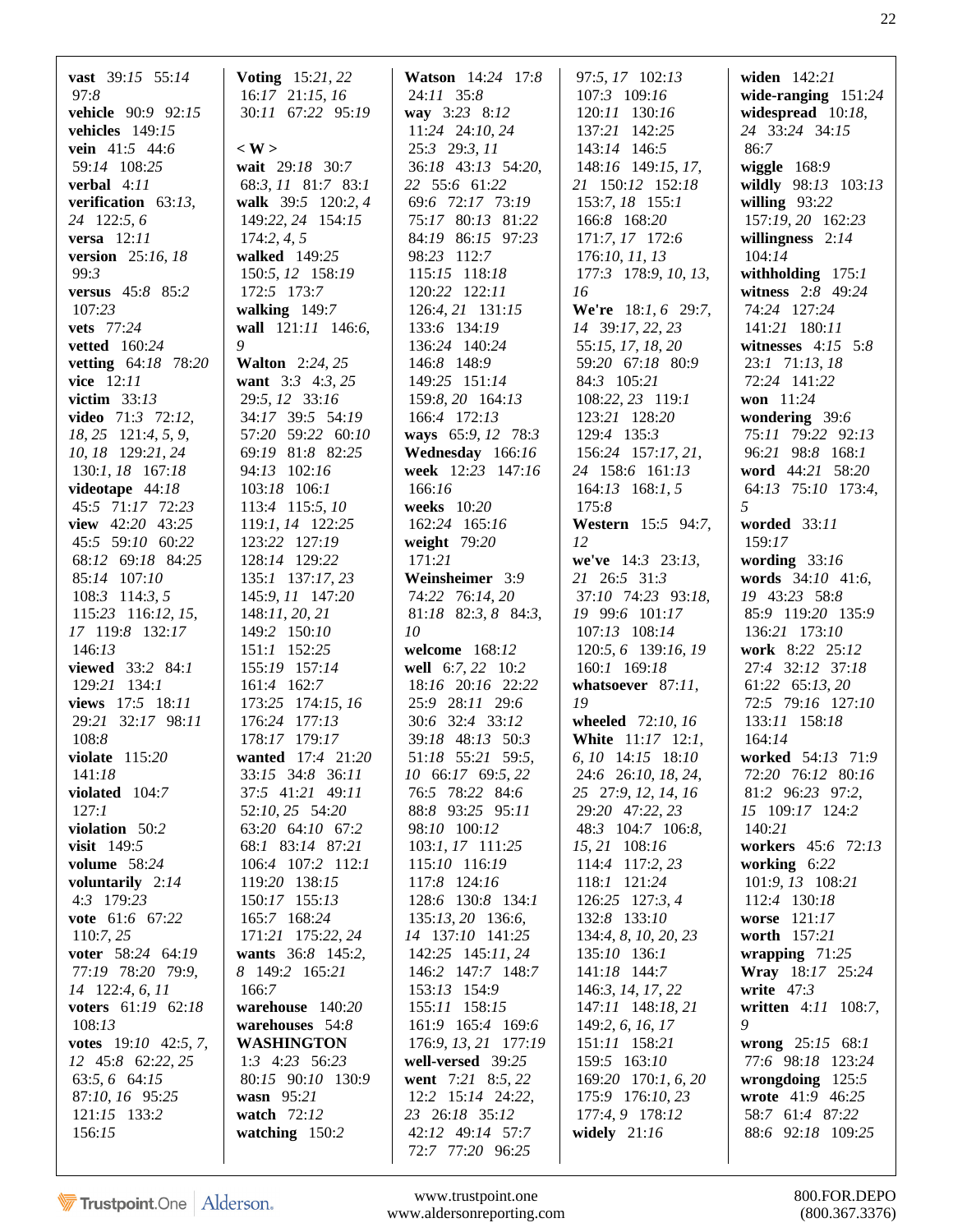**vast** 39:*15* 55:*14* 97:*8*
**vehicle** 90:*9* 92:*15*
**vehicles** 149:*15*
**vein** 41:*5* 44:*6* 59:*14* 108:*25*
**verbal** 4:*11*
**verification** 63:*13*, *24* 122:*5*, *6*
**versa** 12:*11*
**version** 25:*16*, *18* 99:*3*
**versus** 45:*8* 85:*2* 107:*23*
**vets** 77:*24*
**vetted** 160:*24*
**vetting** 64:*18* 78:*20*
**vice** 12:*11*
**victim** 33:*13*
**video** 71:*3* 72:*12*, *18*, *25* 121:*4*, *5*, *9*, *10*, *18* 129:*21*, *24* 130:*1*, *18* 167:*18*
**videotape** 44:*18* 45:*5* 71:*17* 72:*23*
**view** 42:*20* 43:*25* 45:*5* 59:*10* 60:*22* 68:*12* 69:*18* 84:*25* 85:*14* 107:*10* 108:*3* 114:*3*, *5* 115:*23* 116:*12*, *15*, *17* 119:*8* 132:*17* 146:*13*
**viewed** 33:*2* 84:*1* 129:*21* 134:*1*
**views** 17:*5* 18:*11* 29:*21* 32:*17* 98:*11* 108:*8*
**violate** 115:*20* 141:*18*
**violated** 104:*7* 127:*1*
**violation** 50:*2*
**visit** 149:*5*
**volume** 58:*24*
**voluntarily** 2:*14* 4:*3* 179:*23*
**vote** 61:*6* 67:*22* 110:*7*, *25*
**voter** 58:*24* 64:*19* 77:*19* 78:*20* 79:*9*, *14* 122:*4*, *6*, *11*
**voters** 61:*19* 62:*18* 108:*13*
**votes** 19:*10* 42:*5*, *7*, *12* 45:*8* 62:*22*, *25* 63:*5*, *6* 64:*15* 87:*10*, *16* 95:*25* 121:*15* 133:*2* 156:*15*
**Voting** 15:*21*, *22* 16:*17* 21:*15*, *16* 30:*11* 67:*22* 95:*19*

**< W >**

**wait** 29:*18* 30:*7* 68:*3*, *11* 81:*7* 83:*1*
**walk** 39:*5* 120:*2*, *4* 149:*22*, *24* 154:*15* 174:*2*, *4*, *5*
**walked** 149:*25* 150:*5*, *12* 158:*19* 172:*5* 173:*7*
**walking** 149:*7*
**wall** 121:*11* 146:*6*, *9*
**Walton** 2:*24*, *25*
**want** 3:*3* 4:*3*, *25* 29:*5*, *12* 33:*16* 34:*17* 39:*5* 54:*19* 57:*20* 59:*22* 60:*10* 69:*19* 81:*8* 82:*25* 94:*13* 102:*16* 103:*18* 106:*1* 113:*4* 115:*5*, *10* 119:*1*, *14* 122:*25* 123:*22* 127:*19* 128:*14* 129:*22* 135:*1* 137:*17*, *23* 145:*9*, *11* 147:*20* 148:*11*, *20*, *21* 149:*2* 150:*10* 151:*1* 152:*25* 155:*19* 157:*14* 161:*4* 162:*7* 173:*25* 174:*15*, *16* 176:*24* 177:*13* 178:*17* 179:*17*
**wanted** 17:*4* 21:*20* 33:*15* 34:*8* 36:*11* 37:*5* 41:*21* 49:*11* 52:*10*, *25* 54:*20* 63:*20* 64:*10* 67:*2* 68:*1* 83:*14* 87:*21* 106:*4* 107:*2* 112:*1* 119:*20* 138:*15* 150:*17* 155:*13* 165:*7* 168:*24* 171:*21* 175:*22*, *24*
**wants** 36:*8* 145:*2*, *8* 149:*2* 165:*21* 166:*7*
**warehouse** 140:*20*
**warehouses** 54:*8*
**WASHINGTON** 1:*3* 4:*23* 56:*23* 80:*15* 90:*10* 130:*9*
**wasn** 95:*21*
**watch** 72:*12*
**watching** 150:*2*
**Watson** 14:*24* 17:*8* 24:*11* 35:*8*
**way** 3:*23* 8:*12* 11:*24* 24:*10*, *24* 25:*3* 29:*3*, *11* 36:*18* 43:*13* 54:*20*, *22* 55:*6* 61:*22* 69:*6* 72:*17* 73:*19* 75:*17* 80:*13* 81:*22* 84:*19* 86:*15* 97:*23* 98:*23* 112:*7* 115:*15* 118:*18* 120:*22* 122:*11* 126:*4*, *21* 131:*15* 133:*6* 134:*19* 136:*24* 140:*24* 146:*8* 148:*9* 149:*25* 151:*14* 159:*8*, *20* 164:*13* 166:*4* 172:*13*
**ways** 65:*9*, *12* 78:*3*
**Wednesday** 166:*16*
**week** 12:*23* 147:*16* 166:*16*
**weeks** 10:*20* 162:*24* 165:*16*
**weight** 79:*20* 171:*21*
**Weinsheimer** 3:*9* 74:*22* 76:*14*, *20* 81:*18* 82:*3*, *8* 84:*3*, *10*
**welcome** 168:*12*
**well** 6:*7*, *22* 10:*2* 18:*16* 20:*16* 22:*22* 25:*9* 28:*11* 29:*6* 30:*6* 32:*4* 33:*12* 39:*18* 48:*13* 50:*3* 51:*18* 55:*21* 59:*5*, *10* 66:*17* 69:*5*, *22* 76:*5* 78:*22* 84:*6* 88:*8* 93:*25* 95:*11* 98:*10* 100:*12* 103:*1*, *17* 111:*25* 115:*10* 116:*19* 117:*8* 124:*16* 128:*6* 130:*8* 134:*1* 135:*13*, *20* 136:*6*, *14* 137:*10* 141:*25* 142:*25* 145:*11*, *24* 146:*2* 147:*7* 148:*7* 153:*13* 154:*9* 155:*11* 158:*15* 161:*9* 165:*4* 169:*6* 176:*9*, *13*, *21* 177:*19*
**well-versed** 39:*25*
**went** 7:*21* 8:*5*, *22* 12:*2* 15:*14* 24:*22*, *23* 26:*18* 35:*12* 42:*12* 49:*14* 57:*7* 72:*7* 77:*20* 96:*25* 97:*5*, *17* 102:*13* 107:*3* 109:*16* 120:*11* 130:*16* 137:*21* 142:*25* 143:*14* 146:*5* 148:*16* 149:*15*, *17*, *21* 150:*12* 152:*18* 153:*7*, *18* 155:*1* 166:*8* 168:*20* 171:*7*, *17* 172:*6* 176:*10*, *11*, *13* 177:*3* 178:*9*, *10*, *13*, *16*
**We're** 18:*1*, *6* 29:*7*, *14* 39:*17*, *22*, *23* 55:*15*, *17*, *18*, *20* 59:*20* 67:*18* 80:*9* 84:*3* 105:*21* 108:*22*, *23* 119:*1* 123:*21* 128:*20* 129:*4* 135:*3* 156:*24* 157:*17*, *21*, *24* 158:*6* 161:*13* 164:*13* 168:*1*, *5* 175:*8*
**Western** 15:*5* 94:*7*, *12*
**we've** 14:*3* 23:*13*, *21* 26:*5* 31:*3* 37:*10* 74:*23* 93:*18*, *19* 99:*6* 101:*17* 107:*13* 108:*14* 120:*5*, *6* 139:*16*, *19* 160:*1* 169:*18*
**whatsoever** 87:*11*, *19*
**wheeled** 72:*10*, *16*
**White** 11:*17* 12:*1*, *6*, *10* 14:*15* 18:*10* 24:*6* 26:*10*, *18*, *24*, *25* 27:*9*, *12*, *14*, *16* 29:*20* 47:*22*, *23* 48:*3* 104:*7* 106:*8*, *15*, *21* 108:*16* 114:*4* 117:*2*, *23* 118:*1* 121:*24* 126:*25* 127:*3*, *4* 132:*8* 133:*10* 134:*4*, *8*, *10*, *20*, *23* 135:*10* 136:*1* 141:*18* 144:*7* 146:*3*, *14*, *17*, *22* 147:*11* 148:*18*, *21* 149:*2*, *6*, *16*, *17* 151:*11* 158:*21* 159:*5* 163:*10* 169:*20* 170:*1*, *6*, *20* 175:*9* 176:*10*, *23* 177:*4*, *9* 178:*12*
**widely** 21:*16*
**widen** 142:*21*
**wide-ranging** 151:*24*
**widespread** 10:*18*, *24* 33:*24* 34:*15* 86:*7*
**wiggle** 168:*9*
**wildly** 98:*13* 103:*13*
**willing** 93:*22* 157:*19*, *20* 162:*23*
**willingness** 2:*14* 104:*14*
**withholding** 175:*1*
**witness** 2:*8* 49:*24* 74:*24* 127:*24* 141:*21* 180:*11*
**witnesses** 4:*15* 5:*8* 23:*1* 71:*13*, *18* 72:*24* 141:*22*
**won** 11:*24*
**wondering** 39:*6* 75:*11* 79:*22* 92:*13* 96:*21* 98:*8* 168:*1*
**word** 44:*21* 58:*20* 64:*13* 75:*10* 173:*4*, *5*
**worded** 33:*11* 159:*17*
**wording** 33:*16*
**words** 34:*10* 41:*6*, *19* 43:*23* 58:*8* 85:*9* 119:*20* 135:*9* 136:*21* 173:*10*
**work** 8:*22* 25:*12* 27:*4* 32:*12* 37:*18* 61:*22* 65:*13*, *20* 72:*5* 79:*16* 127:*10* 133:*11* 158:*18* 164:*14*
**worked** 54:*13* 71:*9* 72:*20* 76:*12* 80:*16* 81:*2* 96:*23* 97:*2*, *15* 109:*17* 124:*2* 140:*21*
**workers** 45:*6* 72:*13*
**working** 6:*22* 101:*9*, *13* 108:*21* 112:*4* 130:*18*
**worse** 121:*17*
**worth** 157:*21*
**wrapping** 71:*25*
**Wray** 18:*17* 25:*24*
**write** 47:*3*
**written** 4:*11* 108:*7*, *9*
**wrong** 25:*15* 68:*1* 77:*6* 98:*18* 123:*24*
**wrongdoing** 125:*5*
**wrote** 41:*9* 46:*25* 58:*7* 61:*4* 87:*22* 88:*6* 92:*18* 109:*25*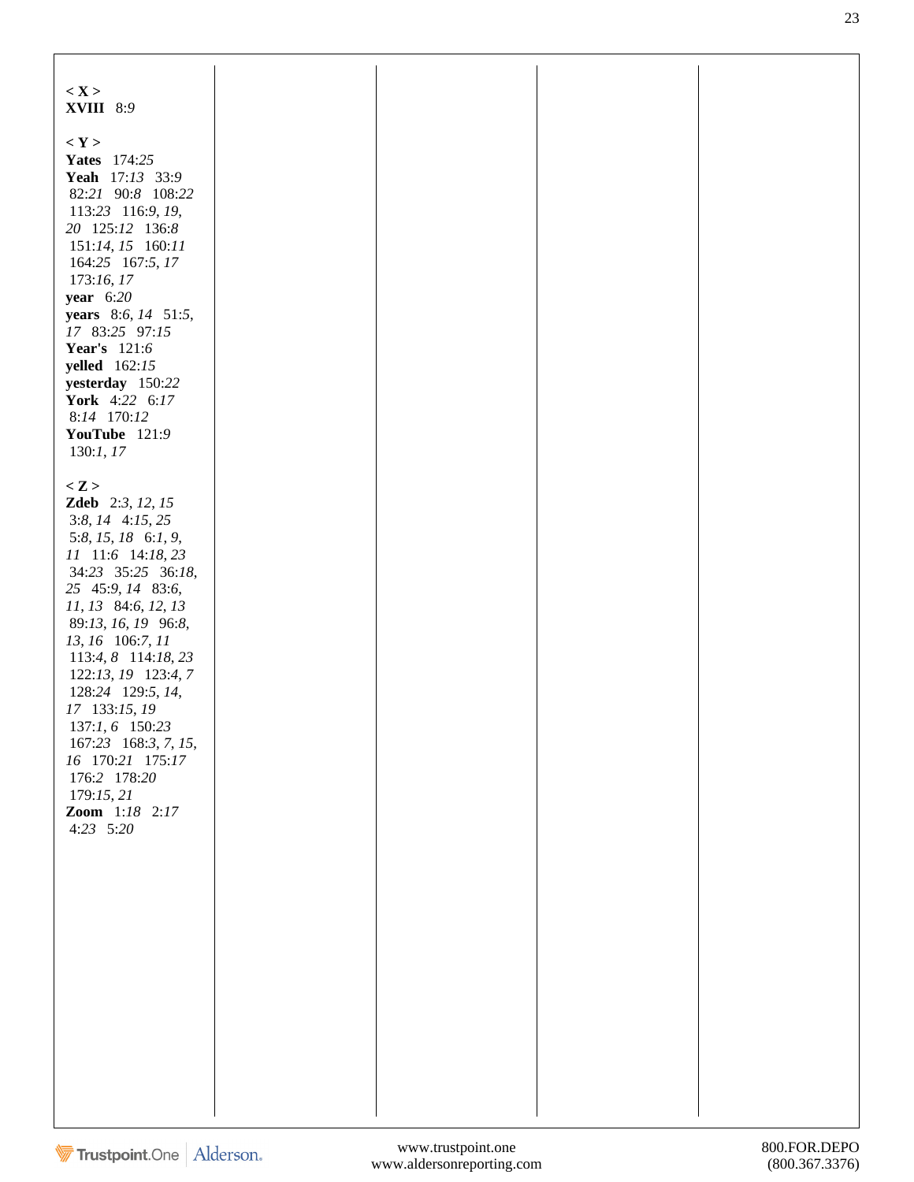**< X >**

**XVIII** 8:*9*

**< Y >**

**Yates** 174:*25*
**Yeah** 17:*13* 33:*9* 82:*21* 90:*8* 108:*22* 113:*23* 116:*9, 19, 20* 125:*12* 136:*8* 151:*14, 15* 160:*11* 164:*25* 167:*5, 17* 173:*16, 17*
**year** 6:*20*
**years** 8:*6, 14* 51:*5, 17* 83:*25* 97:*15*
**Year's** 121:*6*
**yelled** 162:*15*
**yesterday** 150:*22*
**York** 4:*22* 6:*17* 8:*14* 170:*12*
**YouTube** 121:*9* 130:*1, 17*

**< Z >**

**Zdeb** 2:*3, 12, 15* 3:*8, 14* 4:*15, 25* 5:*8, 15, 18* 6:*1, 9, 11* 11:*6* 14:*18, 23* 34:*23* 35:*25* 36:*18, 25* 45:*9, 14* 83:*6, 11, 13* 84:*6, 12, 13* 89:*13, 16, 19* 96:*8, 13, 16* 106:*7, 11* 113:*4, 8* 114:*18, 23* 122:*13, 19* 123:*4, 7* 128:*24* 129:*5, 14, 17* 133:*15, 19* 137:*1, 6* 150:*23* 167:*23* 168:*3, 7, 15, 16* 170:*21* 175:*17* 176:*2* 178:*20* 179:*15, 21*
**Zoom** 1:*18* 2:*17* 4:*23* 5:*20*